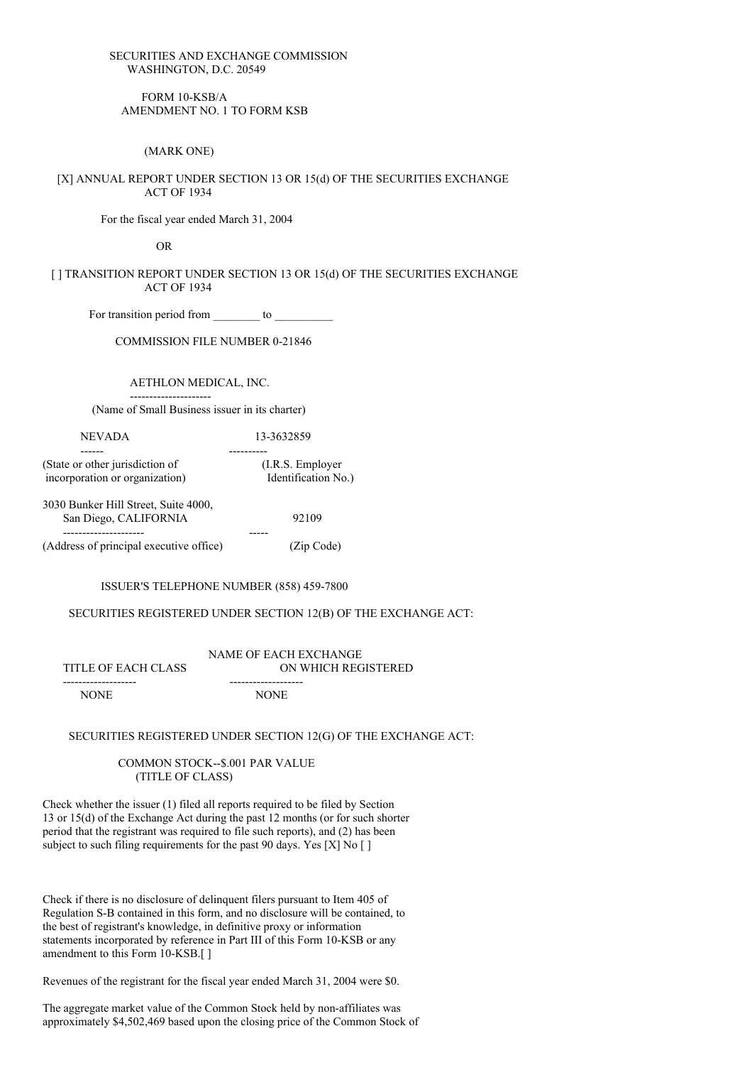SECURITIES AND EXCHANGE COMMISSION
WASHINGTON, D.C. 20549

FORM 10-KSB/A
AMENDMENT NO. 1 TO FORM KSB

(MARK ONE)

[X] ANNUAL REPORT UNDER SECTION 13 OR 15(d) OF THE SECURITIES EXCHANGE ACT OF 1934

For the fiscal year ended March 31, 2004

OR

[ ] TRANSITION REPORT UNDER SECTION 13 OR 15(d) OF THE SECURITIES EXCHANGE ACT OF 1934

For transition period from ________ to __________

COMMISSION FILE NUMBER 0-21846

AETHLON MEDICAL, INC.
(Name of Small Business issuer in its charter)

| NEVADA | 13-3632859 |
|---|---|
| (State or other jurisdiction of incorporation or organization) | (I.R.S. Employer Identification No.) |

| 3030 Bunker Hill Street, Suite 4000, San Diego, CALIFORNIA | 92109 |
|---|---|
| (Address of principal executive office) | (Zip Code) |

ISSUER'S TELEPHONE NUMBER (858) 459-7800

SECURITIES REGISTERED UNDER SECTION 12(B) OF THE EXCHANGE ACT:

| TITLE OF EACH CLASS | NAME OF EACH EXCHANGE ON WHICH REGISTERED |
|---|---|
| NONE | NONE |

SECURITIES REGISTERED UNDER SECTION 12(G) OF THE EXCHANGE ACT:

COMMON STOCK--$.001 PAR VALUE
(TITLE OF CLASS)

Check whether the issuer (1) filed all reports required to be filed by Section 13 or 15(d) of the Exchange Act during the past 12 months (or for such shorter period that the registrant was required to file such reports), and (2) has been subject to such filing requirements for the past 90 days. Yes [X] No [ ]

Check if there is no disclosure of delinquent filers pursuant to Item 405 of Regulation S-B contained in this form, and no disclosure will be contained, to the best of registrant's knowledge, in definitive proxy or information statements incorporated by reference in Part III of this Form 10-KSB or any amendment to this Form 10-KSB.[ ]

Revenues of the registrant for the fiscal year ended March 31, 2004 were $0.

The aggregate market value of the Common Stock held by non-affiliates was approximately $4,502,469 based upon the closing price of the Common Stock of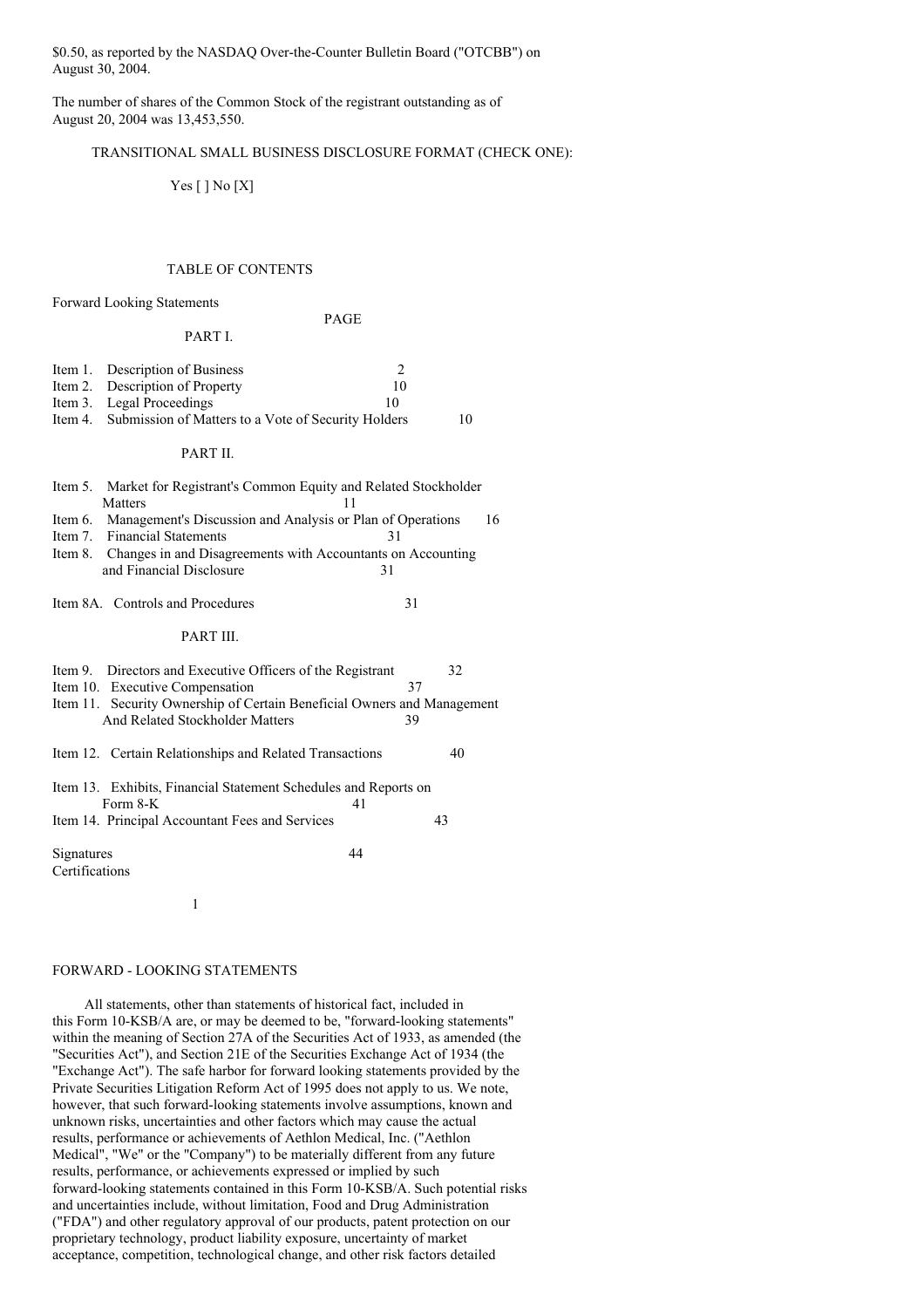$0.50, as reported by the NASDAQ Over-the-Counter Bulletin Board ("OTCBB") on August 30, 2004.

The number of shares of the Common Stock of the registrant outstanding as of August 20, 2004 was 13,453,550.

TRANSITIONAL SMALL BUSINESS DISCLOSURE FORMAT (CHECK ONE):

Yes [ ] No [X]

## TABLE OF CONTENTS

Forward Looking Statements

| | | PAGE |
|---|---|---|
| **PART I.** | | |
| Item 1. | Description of Business | 2 |
| Item 2. | Description of Property | 10 |
| Item 3. | Legal Proceedings | 10 |
| Item 4. | Submission of Matters to a Vote of Security Holders | 10 |
| **PART II.** | | |
| Item 5. | Market for Registrant's Common Equity and Related Stockholder Matters | 11 |
| Item 6. | Management's Discussion and Analysis or Plan of Operations | 16 |
| Item 7. | Financial Statements | 31 |
| Item 8. | Changes in and Disagreements with Accountants on Accounting and Financial Disclosure | 31 |
| Item 8A. | Controls and Procedures | 31 |
| **PART III.** | | |
| Item 9. | Directors and Executive Officers of the Registrant | 32 |
| Item 10. | Executive Compensation | 37 |
| Item 11. | Security Ownership of Certain Beneficial Owners and Management And Related Stockholder Matters | 39 |
| Item 12. | Certain Relationships and Related Transactions | 40 |
| Item 13. | Exhibits, Financial Statement Schedules and Reports on Form 8-K | 41 |
| Item 14. | Principal Accountant Fees and Services | 43 |
| Signatures | | 44 |
| Certifications | | |

## FORWARD - LOOKING STATEMENTS

All statements, other than statements of historical fact, included in this Form 10-KSB/A are, or may be deemed to be, "forward-looking statements" within the meaning of Section 27A of the Securities Act of 1933, as amended (the "Securities Act"), and Section 21E of the Securities Exchange Act of 1934 (the "Exchange Act"). The safe harbor for forward looking statements provided by the Private Securities Litigation Reform Act of 1995 does not apply to us. We note, however, that such forward-looking statements involve assumptions, known and unknown risks, uncertainties and other factors which may cause the actual results, performance or achievements of Aethlon Medical, Inc. ("Aethlon Medical", "We" or the "Company") to be materially different from any future results, performance, or achievements expressed or implied by such forward-looking statements contained in this Form 10-KSB/A. Such potential risks and uncertainties include, without limitation, Food and Drug Administration ("FDA") and other regulatory approval of our products, patent protection on our proprietary technology, product liability exposure, uncertainty of market acceptance, competition, technological change, and other risk factors detailed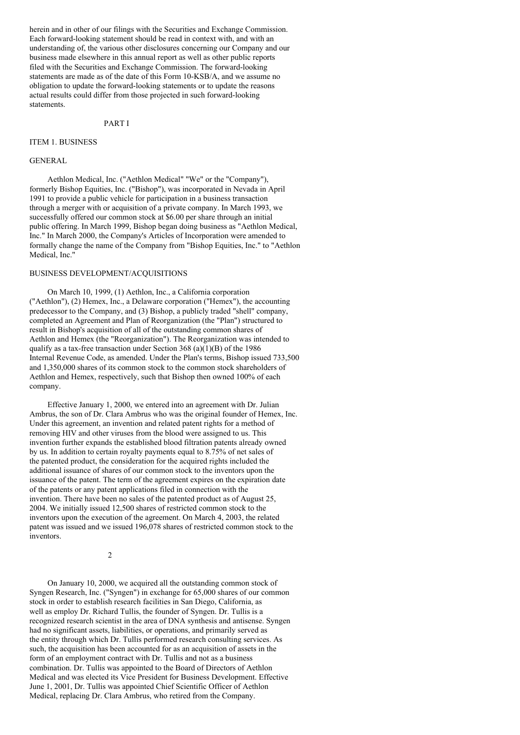herein and in other of our filings with the Securities and Exchange Commission. Each forward-looking statement should be read in context with, and with an understanding of, the various other disclosures concerning our Company and our business made elsewhere in this annual report as well as other public reports filed with the Securities and Exchange Commission. The forward-looking statements are made as of the date of this Form 10-KSB/A, and we assume no obligation to update the forward-looking statements or to update the reasons actual results could differ from those projected in such forward-looking statements.

# PART I

## ITEM 1. BUSINESS

### GENERAL

Aethlon Medical, Inc. ("Aethlon Medical" "We" or the "Company"), formerly Bishop Equities, Inc. ("Bishop"), was incorporated in Nevada in April 1991 to provide a public vehicle for participation in a business transaction through a merger with or acquisition of a private company. In March 1993, we successfully offered our common stock at $6.00 per share through an initial public offering. In March 1999, Bishop began doing business as "Aethlon Medical, Inc." In March 2000, the Company's Articles of Incorporation were amended to formally change the name of the Company from "Bishop Equities, Inc." to "Aethlon Medical, Inc."

### BUSINESS DEVELOPMENT/ACQUISITIONS

On March 10, 1999, (1) Aethlon, Inc., a California corporation ("Aethlon"), (2) Hemex, Inc., a Delaware corporation ("Hemex"), the accounting predecessor to the Company, and (3) Bishop, a publicly traded "shell" company, completed an Agreement and Plan of Reorganization (the "Plan") structured to result in Bishop's acquisition of all of the outstanding common shares of Aethlon and Hemex (the "Reorganization"). The Reorganization was intended to qualify as a tax-free transaction under Section 368 (a)(1)(B) of the 1986 Internal Revenue Code, as amended. Under the Plan's terms, Bishop issued 733,500 and 1,350,000 shares of its common stock to the common stock shareholders of Aethlon and Hemex, respectively, such that Bishop then owned 100% of each company.

Effective January 1, 2000, we entered into an agreement with Dr. Julian Ambrus, the son of Dr. Clara Ambrus who was the original founder of Hemex, Inc. Under this agreement, an invention and related patent rights for a method of removing HIV and other viruses from the blood were assigned to us. This invention further expands the established blood filtration patents already owned by us. In addition to certain royalty payments equal to 8.75% of net sales of the patented product, the consideration for the acquired rights included the additional issuance of shares of our common stock to the inventors upon the issuance of the patent. The term of the agreement expires on the expiration date of the patents or any patent applications filed in connection with the invention. There have been no sales of the patented product as of August 25, 2004. We initially issued 12,500 shares of restricted common stock to the inventors upon the execution of the agreement. On March 4, 2003, the related patent was issued and we issued 196,078 shares of restricted common stock to the inventors.

On January 10, 2000, we acquired all the outstanding common stock of Syngen Research, Inc. ("Syngen") in exchange for 65,000 shares of our common stock in order to establish research facilities in San Diego, California, as well as employ Dr. Richard Tullis, the founder of Syngen. Dr. Tullis is a recognized research scientist in the area of DNA synthesis and antisense. Syngen had no significant assets, liabilities, or operations, and primarily served as the entity through which Dr. Tullis performed research consulting services. As such, the acquisition has been accounted for as an acquisition of assets in the form of an employment contract with Dr. Tullis and not as a business combination. Dr. Tullis was appointed to the Board of Directors of Aethlon Medical and was elected its Vice President for Business Development. Effective June 1, 2001, Dr. Tullis was appointed Chief Scientific Officer of Aethlon Medical, replacing Dr. Clara Ambrus, who retired from the Company.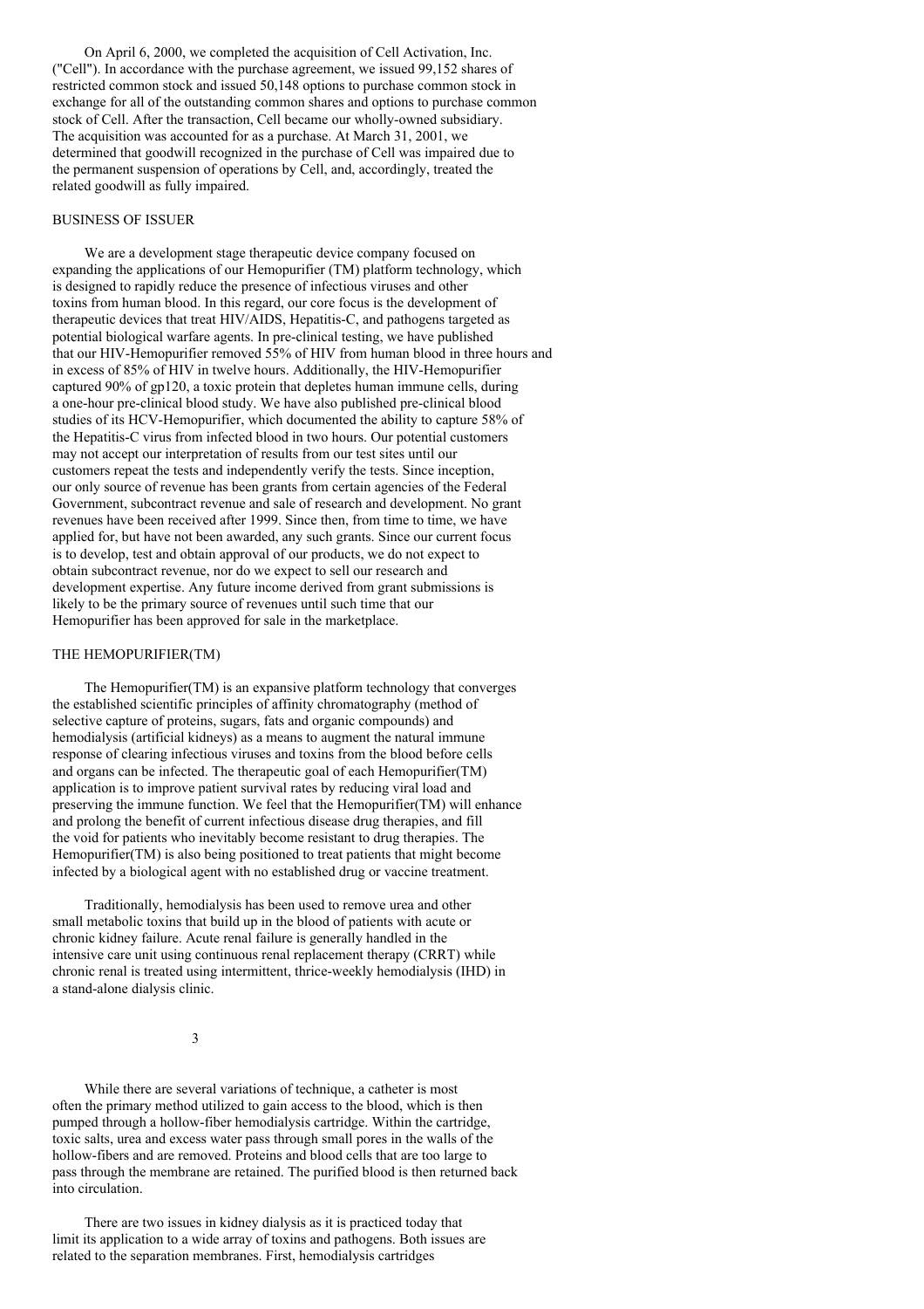On April 6, 2000, we completed the acquisition of Cell Activation, Inc. ("Cell"). In accordance with the purchase agreement, we issued 99,152 shares of restricted common stock and issued 50,148 options to purchase common stock in exchange for all of the outstanding common shares and options to purchase common stock of Cell. After the transaction, Cell became our wholly-owned subsidiary. The acquisition was accounted for as a purchase. At March 31, 2001, we determined that goodwill recognized in the purchase of Cell was impaired due to the permanent suspension of operations by Cell, and, accordingly, treated the related goodwill as fully impaired.

## BUSINESS OF ISSUER

We are a development stage therapeutic device company focused on expanding the applications of our Hemopurifier (TM) platform technology, which is designed to rapidly reduce the presence of infectious viruses and other toxins from human blood. In this regard, our core focus is the development of therapeutic devices that treat HIV/AIDS, Hepatitis-C, and pathogens targeted as potential biological warfare agents. In pre-clinical testing, we have published that our HIV-Hemopurifier removed 55% of HIV from human blood in three hours and in excess of 85% of HIV in twelve hours. Additionally, the HIV-Hemopurifier captured 90% of gp120, a toxic protein that depletes human immune cells, during a one-hour pre-clinical blood study. We have also published pre-clinical blood studies of its HCV-Hemopurifier, which documented the ability to capture 58% of the Hepatitis-C virus from infected blood in two hours. Our potential customers may not accept our interpretation of results from our test sites until our customers repeat the tests and independently verify the tests. Since inception, our only source of revenue has been grants from certain agencies of the Federal Government, subcontract revenue and sale of research and development. No grant revenues have been received after 1999. Since then, from time to time, we have applied for, but have not been awarded, any such grants. Since our current focus is to develop, test and obtain approval of our products, we do not expect to obtain subcontract revenue, nor do we expect to sell our research and development expertise. Any future income derived from grant submissions is likely to be the primary source of revenues until such time that our Hemopurifier has been approved for sale in the marketplace.

## THE HEMOPURIFIER(TM)

The Hemopurifier(TM) is an expansive platform technology that converges the established scientific principles of affinity chromatography (method of selective capture of proteins, sugars, fats and organic compounds) and hemodialysis (artificial kidneys) as a means to augment the natural immune response of clearing infectious viruses and toxins from the blood before cells and organs can be infected. The therapeutic goal of each Hemopurifier(TM) application is to improve patient survival rates by reducing viral load and preserving the immune function. We feel that the Hemopurifier(TM) will enhance and prolong the benefit of current infectious disease drug therapies, and fill the void for patients who inevitably become resistant to drug therapies. The Hemopurifier(TM) is also being positioned to treat patients that might become infected by a biological agent with no established drug or vaccine treatment.

Traditionally, hemodialysis has been used to remove urea and other small metabolic toxins that build up in the blood of patients with acute or chronic kidney failure. Acute renal failure is generally handled in the intensive care unit using continuous renal replacement therapy (CRRT) while chronic renal is treated using intermittent, thrice-weekly hemodialysis (IHD) in a stand-alone dialysis clinic.

While there are several variations of technique, a catheter is most often the primary method utilized to gain access to the blood, which is then pumped through a hollow-fiber hemodialysis cartridge. Within the cartridge, toxic salts, urea and excess water pass through small pores in the walls of the hollow-fibers and are removed. Proteins and blood cells that are too large to pass through the membrane are retained. The purified blood is then returned back into circulation.

There are two issues in kidney dialysis as it is practiced today that limit its application to a wide array of toxins and pathogens. Both issues are related to the separation membranes. First, hemodialysis cartridges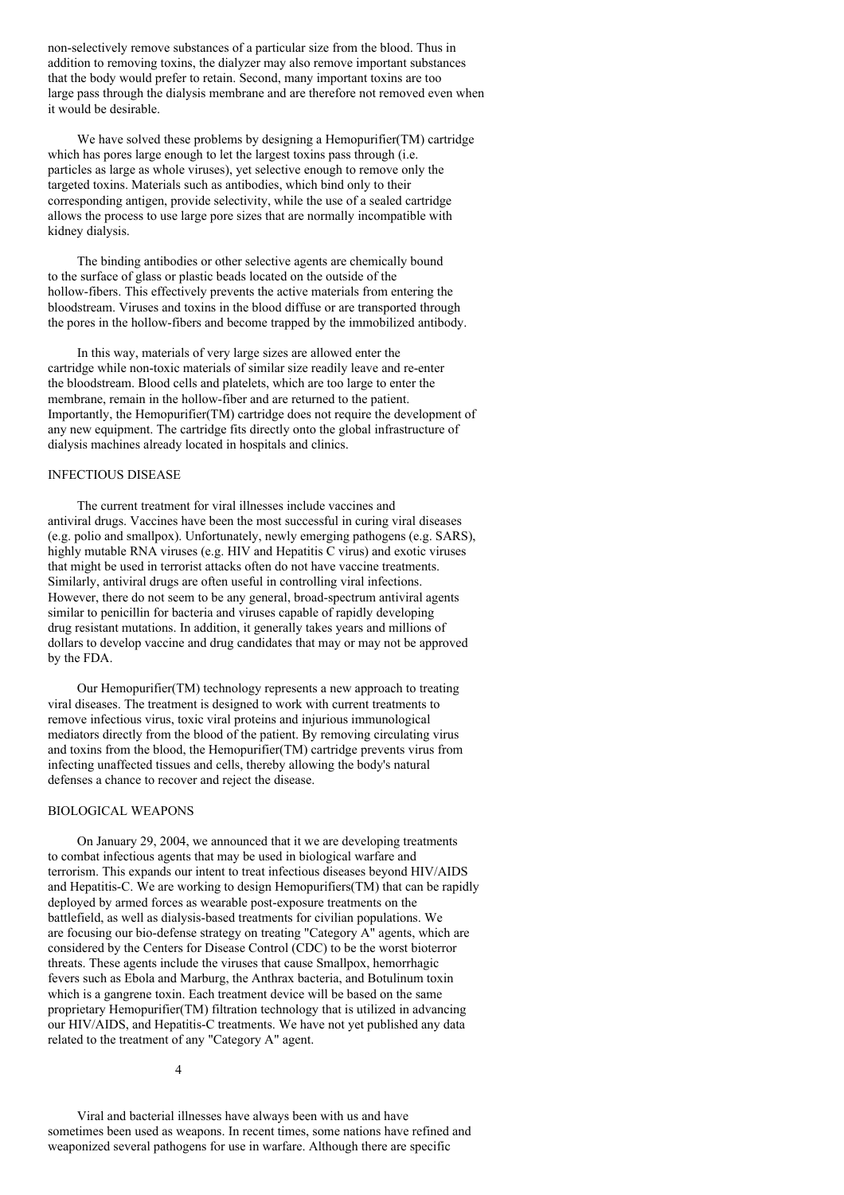non-selectively remove substances of a particular size from the blood. Thus in addition to removing toxins, the dialyzer may also remove important substances that the body would prefer to retain. Second, many important toxins are too large pass through the dialysis membrane and are therefore not removed even when it would be desirable.

We have solved these problems by designing a Hemopurifier(TM) cartridge which has pores large enough to let the largest toxins pass through (i.e. particles as large as whole viruses), yet selective enough to remove only the targeted toxins. Materials such as antibodies, which bind only to their corresponding antigen, provide selectivity, while the use of a sealed cartridge allows the process to use large pore sizes that are normally incompatible with kidney dialysis.

The binding antibodies or other selective agents are chemically bound to the surface of glass or plastic beads located on the outside of the hollow-fibers. This effectively prevents the active materials from entering the bloodstream. Viruses and toxins in the blood diffuse or are transported through the pores in the hollow-fibers and become trapped by the immobilized antibody.

In this way, materials of very large sizes are allowed enter the cartridge while non-toxic materials of similar size readily leave and re-enter the bloodstream. Blood cells and platelets, which are too large to enter the membrane, remain in the hollow-fiber and are returned to the patient. Importantly, the Hemopurifier(TM) cartridge does not require the development of any new equipment. The cartridge fits directly onto the global infrastructure of dialysis machines already located in hospitals and clinics.

## INFECTIOUS DISEASE

The current treatment for viral illnesses include vaccines and antiviral drugs. Vaccines have been the most successful in curing viral diseases (e.g. polio and smallpox). Unfortunately, newly emerging pathogens (e.g. SARS), highly mutable RNA viruses (e.g. HIV and Hepatitis C virus) and exotic viruses that might be used in terrorist attacks often do not have vaccine treatments. Similarly, antiviral drugs are often useful in controlling viral infections. However, there do not seem to be any general, broad-spectrum antiviral agents similar to penicillin for bacteria and viruses capable of rapidly developing drug resistant mutations. In addition, it generally takes years and millions of dollars to develop vaccine and drug candidates that may or may not be approved by the FDA.

Our Hemopurifier(TM) technology represents a new approach to treating viral diseases. The treatment is designed to work with current treatments to remove infectious virus, toxic viral proteins and injurious immunological mediators directly from the blood of the patient. By removing circulating virus and toxins from the blood, the Hemopurifier(TM) cartridge prevents virus from infecting unaffected tissues and cells, thereby allowing the body's natural defenses a chance to recover and reject the disease.

## BIOLOGICAL WEAPONS

On January 29, 2004, we announced that it we are developing treatments to combat infectious agents that may be used in biological warfare and terrorism. This expands our intent to treat infectious diseases beyond HIV/AIDS and Hepatitis-C. We are working to design Hemopurifiers(TM) that can be rapidly deployed by armed forces as wearable post-exposure treatments on the battlefield, as well as dialysis-based treatments for civilian populations. We are focusing our bio-defense strategy on treating "Category A" agents, which are considered by the Centers for Disease Control (CDC) to be the worst bioterror threats. These agents include the viruses that cause Smallpox, hemorrhagic fevers such as Ebola and Marburg, the Anthrax bacteria, and Botulinum toxin which is a gangrene toxin. Each treatment device will be based on the same proprietary Hemopurifier(TM) filtration technology that is utilized in advancing our HIV/AIDS, and Hepatitis-C treatments. We have not yet published any data related to the treatment of any "Category A" agent.

Viral and bacterial illnesses have always been with us and have sometimes been used as weapons. In recent times, some nations have refined and weaponized several pathogens for use in warfare. Although there are specific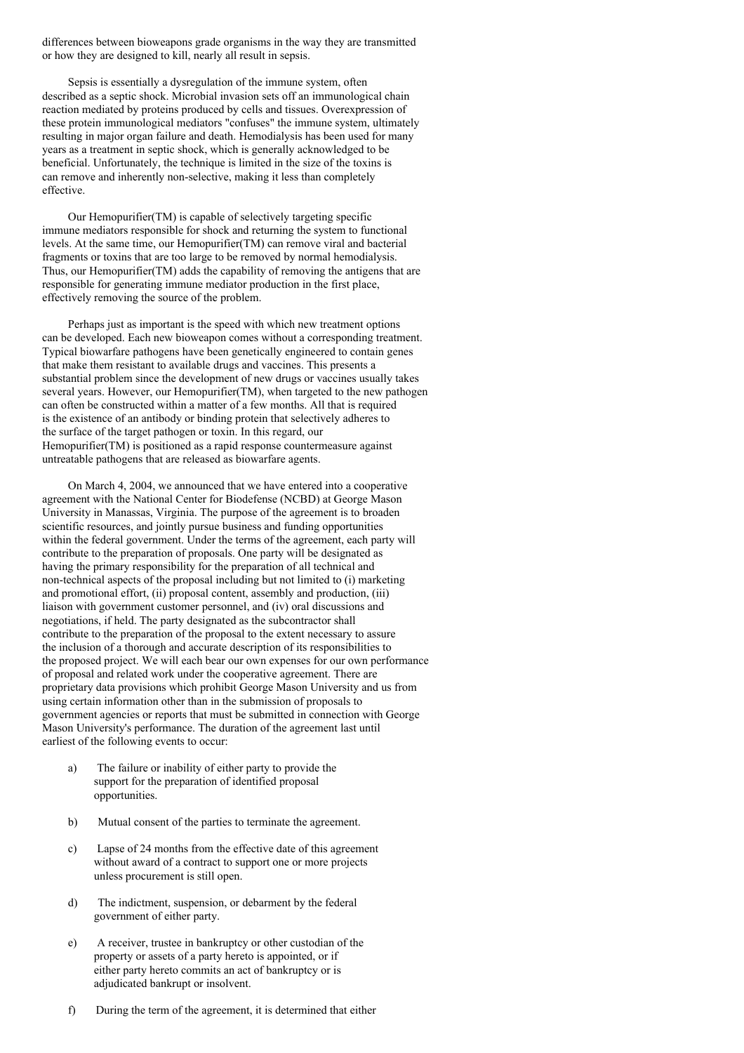differences between bioweapons grade organisms in the way they are transmitted or how they are designed to kill, nearly all result in sepsis.

Sepsis is essentially a dysregulation of the immune system, often described as a septic shock. Microbial invasion sets off an immunological chain reaction mediated by proteins produced by cells and tissues. Overexpression of these protein immunological mediators "confuses" the immune system, ultimately resulting in major organ failure and death. Hemodialysis has been used for many years as a treatment in septic shock, which is generally acknowledged to be beneficial. Unfortunately, the technique is limited in the size of the toxins is can remove and inherently non-selective, making it less than completely effective.

Our Hemopurifier(TM) is capable of selectively targeting specific immune mediators responsible for shock and returning the system to functional levels. At the same time, our Hemopurifier(TM) can remove viral and bacterial fragments or toxins that are too large to be removed by normal hemodialysis. Thus, our Hemopurifier(TM) adds the capability of removing the antigens that are responsible for generating immune mediator production in the first place, effectively removing the source of the problem.

Perhaps just as important is the speed with which new treatment options can be developed. Each new bioweapon comes without a corresponding treatment. Typical biowarfare pathogens have been genetically engineered to contain genes that make them resistant to available drugs and vaccines. This presents a substantial problem since the development of new drugs or vaccines usually takes several years. However, our Hemopurifier(TM), when targeted to the new pathogen can often be constructed within a matter of a few months. All that is required is the existence of an antibody or binding protein that selectively adheres to the surface of the target pathogen or toxin. In this regard, our Hemopurifier(TM) is positioned as a rapid response countermeasure against untreatable pathogens that are released as biowarfare agents.

On March 4, 2004, we announced that we have entered into a cooperative agreement with the National Center for Biodefense (NCBD) at George Mason University in Manassas, Virginia. The purpose of the agreement is to broaden scientific resources, and jointly pursue business and funding opportunities within the federal government. Under the terms of the agreement, each party will contribute to the preparation of proposals. One party will be designated as having the primary responsibility for the preparation of all technical and non-technical aspects of the proposal including but not limited to (i) marketing and promotional effort, (ii) proposal content, assembly and production, (iii) liaison with government customer personnel, and (iv) oral discussions and negotiations, if held. The party designated as the subcontractor shall contribute to the preparation of the proposal to the extent necessary to assure the inclusion of a thorough and accurate description of its responsibilities to the proposed project. We will each bear our own expenses for our own performance of proposal and related work under the cooperative agreement. There are proprietary data provisions which prohibit George Mason University and us from using certain information other than in the submission of proposals to government agencies or reports that must be submitted in connection with George Mason University's performance. The duration of the agreement last until earliest of the following events to occur:

a) The failure or inability of either party to provide the support for the preparation of identified proposal opportunities.

b) Mutual consent of the parties to terminate the agreement.

c) Lapse of 24 months from the effective date of this agreement without award of a contract to support one or more projects unless procurement is still open.

d) The indictment, suspension, or debarment by the federal government of either party.

e) A receiver, trustee in bankruptcy or other custodian of the property or assets of a party hereto is appointed, or if either party hereto commits an act of bankruptcy or is adjudicated bankrupt or insolvent.

f) During the term of the agreement, it is determined that either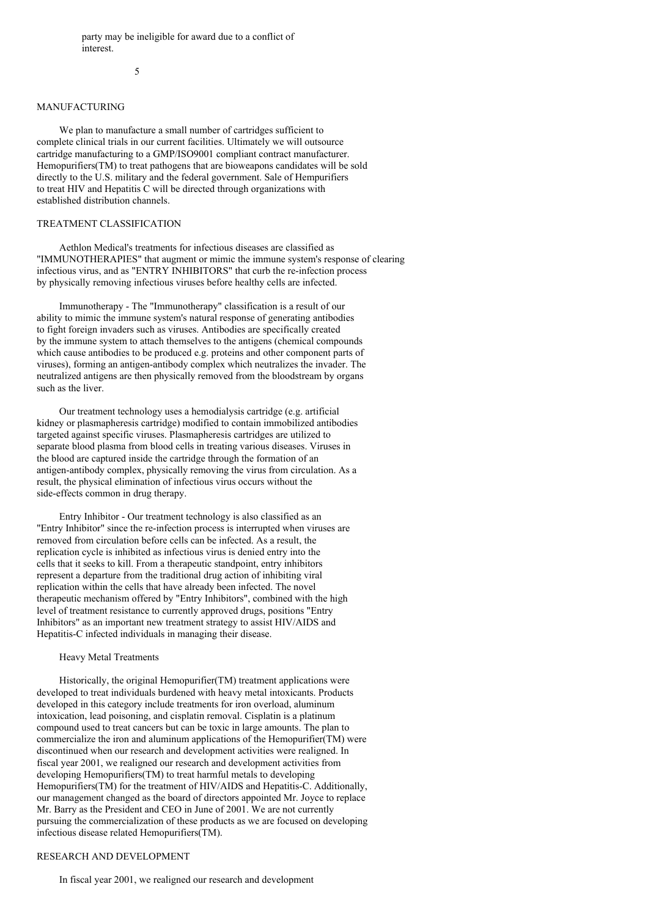party may be ineligible for award due to a conflict of interest.

## MANUFACTURING

We plan to manufacture a small number of cartridges sufficient to complete clinical trials in our current facilities. Ultimately we will outsource cartridge manufacturing to a GMP/ISO9001 compliant contract manufacturer. Hemopurifiers(TM) to treat pathogens that are bioweapons candidates will be sold directly to the U.S. military and the federal government. Sale of Hempurifiers to treat HIV and Hepatitis C will be directed through organizations with established distribution channels.

## TREATMENT CLASSIFICATION

Aethlon Medical's treatments for infectious diseases are classified as "IMMUNOTHERAPIES" that augment or mimic the immune system's response of clearing infectious virus, and as "ENTRY INHIBITORS" that curb the re-infection process by physically removing infectious viruses before healthy cells are infected.

Immunotherapy - The "Immunotherapy" classification is a result of our ability to mimic the immune system's natural response of generating antibodies to fight foreign invaders such as viruses. Antibodies are specifically created by the immune system to attach themselves to the antigens (chemical compounds which cause antibodies to be produced e.g. proteins and other component parts of viruses), forming an antigen-antibody complex which neutralizes the invader. The neutralized antigens are then physically removed from the bloodstream by organs such as the liver.

Our treatment technology uses a hemodialysis cartridge (e.g. artificial kidney or plasmapheresis cartridge) modified to contain immobilized antibodies targeted against specific viruses. Plasmapheresis cartridges are utilized to separate blood plasma from blood cells in treating various diseases. Viruses in the blood are captured inside the cartridge through the formation of an antigen-antibody complex, physically removing the virus from circulation. As a result, the physical elimination of infectious virus occurs without the side-effects common in drug therapy.

Entry Inhibitor - Our treatment technology is also classified as an "Entry Inhibitor" since the re-infection process is interrupted when viruses are removed from circulation before cells can be infected. As a result, the replication cycle is inhibited as infectious virus is denied entry into the cells that it seeks to kill. From a therapeutic standpoint, entry inhibitors represent a departure from the traditional drug action of inhibiting viral replication within the cells that have already been infected. The novel therapeutic mechanism offered by "Entry Inhibitors", combined with the high level of treatment resistance to currently approved drugs, positions "Entry Inhibitors" as an important new treatment strategy to assist HIV/AIDS and Hepatitis-C infected individuals in managing their disease.

### Heavy Metal Treatments

Historically, the original Hemopurifier(TM) treatment applications were developed to treat individuals burdened with heavy metal intoxicants. Products developed in this category include treatments for iron overload, aluminum intoxication, lead poisoning, and cisplatin removal. Cisplatin is a platinum compound used to treat cancers but can be toxic in large amounts. The plan to commercialize the iron and aluminum applications of the Hemopurifier(TM) were discontinued when our research and development activities were realigned. In fiscal year 2001, we realigned our research and development activities from developing Hemopurifiers(TM) to treat harmful metals to developing Hemopurifiers(TM) for the treatment of HIV/AIDS and Hepatitis-C. Additionally, our management changed as the board of directors appointed Mr. Joyce to replace Mr. Barry as the President and CEO in June of 2001. We are not currently pursuing the commercialization of these products as we are focused on developing infectious disease related Hemopurifiers(TM).

## RESEARCH AND DEVELOPMENT

In fiscal year 2001, we realigned our research and development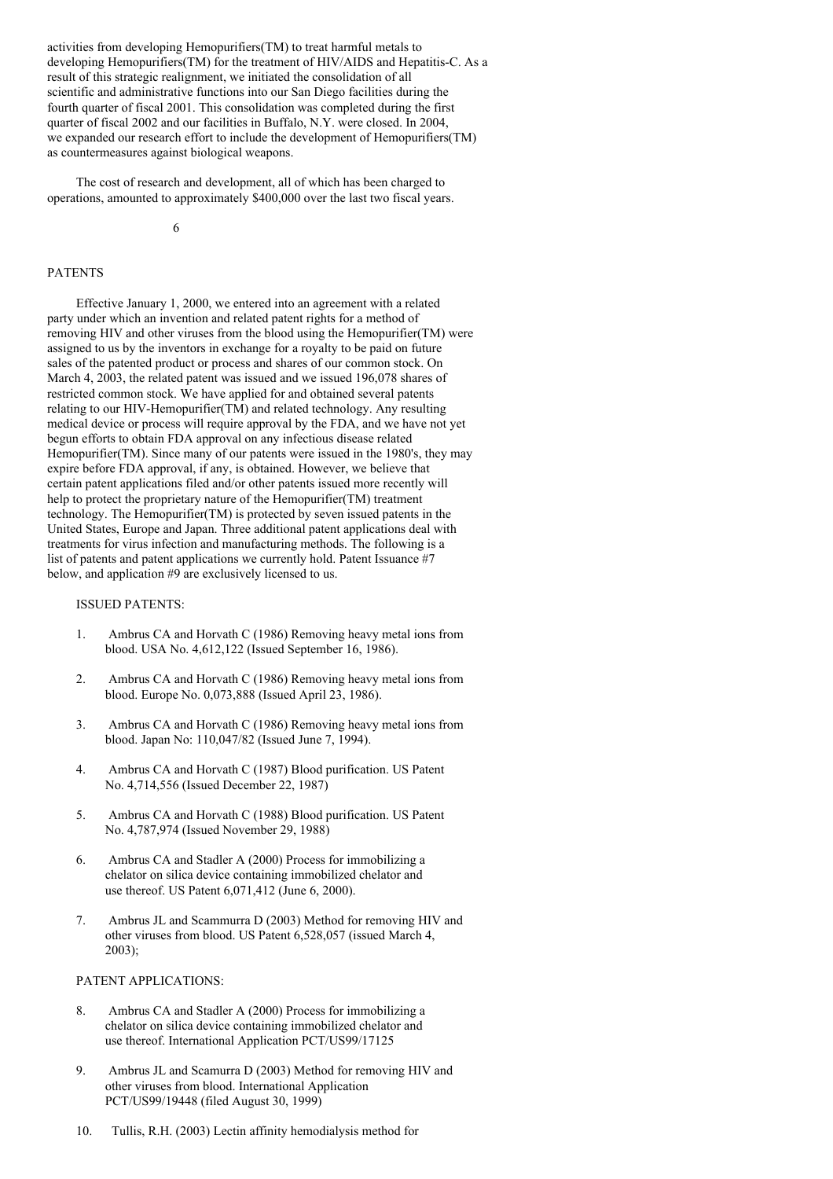activities from developing Hemopurifiers(TM) to treat harmful metals to developing Hemopurifiers(TM) for the treatment of HIV/AIDS and Hepatitis-C. As a result of this strategic realignment, we initiated the consolidation of all scientific and administrative functions into our San Diego facilities during the fourth quarter of fiscal 2001. This consolidation was completed during the first quarter of fiscal 2002 and our facilities in Buffalo, N.Y. were closed. In 2004, we expanded our research effort to include the development of Hemopurifiers(TM) as countermeasures against biological weapons.

The cost of research and development, all of which has been charged to operations, amounted to approximately $400,000 over the last two fiscal years.

## PATENTS

Effective January 1, 2000, we entered into an agreement with a related party under which an invention and related patent rights for a method of removing HIV and other viruses from the blood using the Hemopurifier(TM) were assigned to us by the inventors in exchange for a royalty to be paid on future sales of the patented product or process and shares of our common stock. On March 4, 2003, the related patent was issued and we issued 196,078 shares of restricted common stock. We have applied for and obtained several patents relating to our HIV-Hemopurifier(TM) and related technology. Any resulting medical device or process will require approval by the FDA, and we have not yet begun efforts to obtain FDA approval on any infectious disease related Hemopurifier(TM). Since many of our patents were issued in the 1980's, they may expire before FDA approval, if any, is obtained. However, we believe that certain patent applications filed and/or other patents issued more recently will help to protect the proprietary nature of the Hemopurifier(TM) treatment technology. The Hemopurifier(TM) is protected by seven issued patents in the United States, Europe and Japan. Three additional patent applications deal with treatments for virus infection and manufacturing methods. The following is a list of patents and patent applications we currently hold. Patent Issuance #7 below, and application #9 are exclusively licensed to us.

ISSUED PATENTS:

1. Ambrus CA and Horvath C (1986) Removing heavy metal ions from blood. USA No. 4,612,122 (Issued September 16, 1986).
2. Ambrus CA and Horvath C (1986) Removing heavy metal ions from blood. Europe No. 0,073,888 (Issued April 23, 1986).
3. Ambrus CA and Horvath C (1986) Removing heavy metal ions from blood. Japan No: 110,047/82 (Issued June 7, 1994).
4. Ambrus CA and Horvath C (1987) Blood purification. US Patent No. 4,714,556 (Issued December 22, 1987)
5. Ambrus CA and Horvath C (1988) Blood purification. US Patent No. 4,787,974 (Issued November 29, 1988)
6. Ambrus CA and Stadler A (2000) Process for immobilizing a chelator on silica device containing immobilized chelator and use thereof. US Patent 6,071,412 (June 6, 2000).
7. Ambrus JL and Scammurra D (2003) Method for removing HIV and other viruses from blood. US Patent 6,528,057 (issued March 4, 2003);

PATENT APPLICATIONS:

8. Ambrus CA and Stadler A (2000) Process for immobilizing a chelator on silica device containing immobilized chelator and use thereof. International Application PCT/US99/17125
9. Ambrus JL and Scamurra D (2003) Method for removing HIV and other viruses from blood. International Application PCT/US99/19448 (filed August 30, 1999)
10. Tullis, R.H. (2003) Lectin affinity hemodialysis method for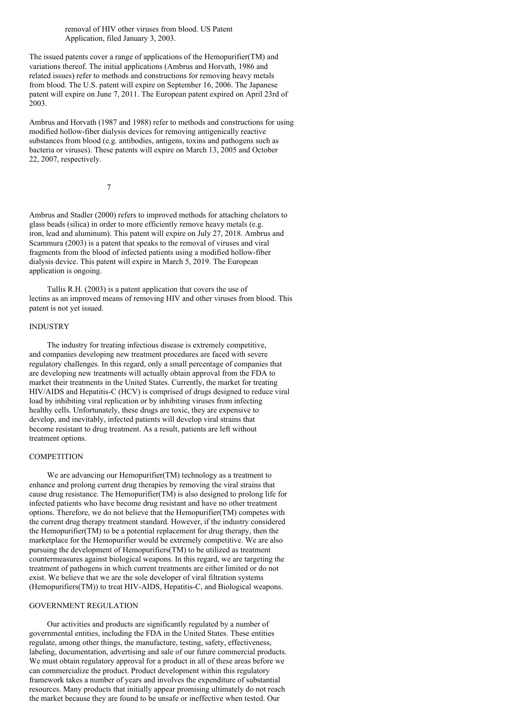removal of HIV other viruses from blood. US Patent Application, filed January 3, 2003.

The issued patents cover a range of applications of the Hemopurifier(TM) and variations thereof. The initial applications (Ambrus and Horvath, 1986 and related issues) refer to methods and constructions for removing heavy metals from blood. The U.S. patent will expire on September 16, 2006. The Japanese patent will expire on June 7, 2011. The European patent expired on April 23rd of 2003.

Ambrus and Horvath (1987 and 1988) refer to methods and constructions for using modified hollow-fiber dialysis devices for removing antigenically reactive substances from blood (e.g. antibodies, antigens, toxins and pathogens such as bacteria or viruses). These patents will expire on March 13, 2005 and October 22, 2007, respectively.

Ambrus and Stadler (2000) refers to improved methods for attaching chelators to glass beads (silica) in order to more efficiently remove heavy metals (e.g. iron, lead and aluminum). This patent will expire on July 27, 2018. Ambrus and Scammura (2003) is a patent that speaks to the removal of viruses and viral fragments from the blood of infected patients using a modified hollow-fiber dialysis device. This patent will expire in March 5, 2019. The European application is ongoing.

Tullis R.H. (2003) is a patent application that covers the use of lectins as an improved means of removing HIV and other viruses from blood. This patent is not yet issued.

## INDUSTRY

The industry for treating infectious disease is extremely competitive, and companies developing new treatment procedures are faced with severe regulatory challenges. In this regard, only a small percentage of companies that are developing new treatments will actually obtain approval from the FDA to market their treatments in the United States. Currently, the market for treating HIV/AIDS and Hepatitis-C (HCV) is comprised of drugs designed to reduce viral load by inhibiting viral replication or by inhibiting viruses from infecting healthy cells. Unfortunately, these drugs are toxic, they are expensive to develop, and inevitably, infected patients will develop viral strains that become resistant to drug treatment. As a result, patients are left without treatment options.

## COMPETITION

We are advancing our Hemopurifier(TM) technology as a treatment to enhance and prolong current drug therapies by removing the viral strains that cause drug resistance. The Hemopurifier(TM) is also designed to prolong life for infected patients who have become drug resistant and have no other treatment options. Therefore, we do not believe that the Hemopurifier(TM) competes with the current drug therapy treatment standard. However, if the industry considered the Hemopurifier(TM) to be a potential replacement for drug therapy, then the marketplace for the Hemopurifier would be extremely competitive. We are also pursuing the development of Hemopurifiers(TM) to be utilized as treatment countermeasures against biological weapons. In this regard, we are targeting the treatment of pathogens in which current treatments are either limited or do not exist. We believe that we are the sole developer of viral filtration systems (Hemopurifiers(TM)) to treat HIV-AIDS, Hepatitis-C, and Biological weapons.

## GOVERNMENT REGULATION

Our activities and products are significantly regulated by a number of governmental entities, including the FDA in the United States. These entities regulate, among other things, the manufacture, testing, safety, effectiveness, labeling, documentation, advertising and sale of our future commercial products. We must obtain regulatory approval for a product in all of these areas before we can commercialize the product. Product development within this regulatory framework takes a number of years and involves the expenditure of substantial resources. Many products that initially appear promising ultimately do not reach the market because they are found to be unsafe or ineffective when tested. Our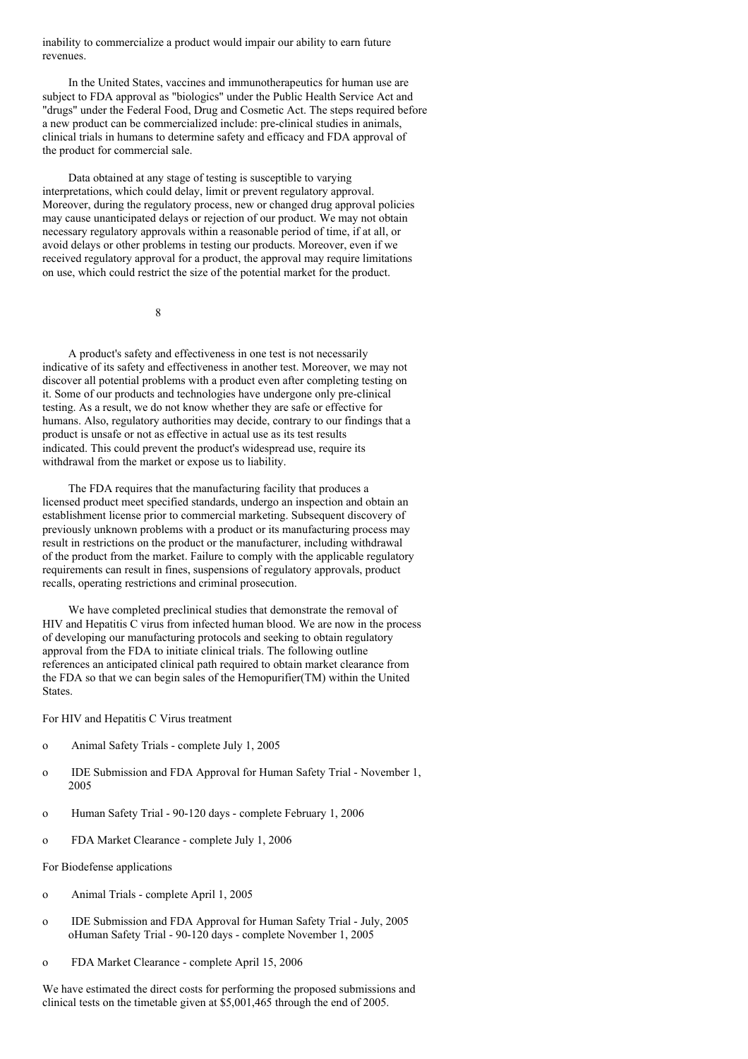inability to commercialize a product would impair our ability to earn future revenues.

In the United States, vaccines and immunotherapeutics for human use are subject to FDA approval as "biologics" under the Public Health Service Act and "drugs" under the Federal Food, Drug and Cosmetic Act. The steps required before a new product can be commercialized include: pre-clinical studies in animals, clinical trials in humans to determine safety and efficacy and FDA approval of the product for commercial sale.

Data obtained at any stage of testing is susceptible to varying interpretations, which could delay, limit or prevent regulatory approval. Moreover, during the regulatory process, new or changed drug approval policies may cause unanticipated delays or rejection of our product. We may not obtain necessary regulatory approvals within a reasonable period of time, if at all, or avoid delays or other problems in testing our products. Moreover, even if we received regulatory approval for a product, the approval may require limitations on use, which could restrict the size of the potential market for the product.

A product's safety and effectiveness in one test is not necessarily indicative of its safety and effectiveness in another test. Moreover, we may not discover all potential problems with a product even after completing testing on it. Some of our products and technologies have undergone only pre-clinical testing. As a result, we do not know whether they are safe or effective for humans. Also, regulatory authorities may decide, contrary to our findings that a product is unsafe or not as effective in actual use as its test results indicated. This could prevent the product's widespread use, require its withdrawal from the market or expose us to liability.

The FDA requires that the manufacturing facility that produces a licensed product meet specified standards, undergo an inspection and obtain an establishment license prior to commercial marketing. Subsequent discovery of previously unknown problems with a product or its manufacturing process may result in restrictions on the product or the manufacturer, including withdrawal of the product from the market. Failure to comply with the applicable regulatory requirements can result in fines, suspensions of regulatory approvals, product recalls, operating restrictions and criminal prosecution.

We have completed preclinical studies that demonstrate the removal of HIV and Hepatitis C virus from infected human blood. We are now in the process of developing our manufacturing protocols and seeking to obtain regulatory approval from the FDA to initiate clinical trials. The following outline references an anticipated clinical path required to obtain market clearance from the FDA so that we can begin sales of the Hemopurifier(TM) within the United States.

For HIV and Hepatitis C Virus treatment

- Animal Safety Trials - complete July 1, 2005
- IDE Submission and FDA Approval for Human Safety Trial - November 1, 2005
- Human Safety Trial - 90-120 days - complete February 1, 2006
- FDA Market Clearance - complete July 1, 2006

For Biodefense applications

- Animal Trials - complete April 1, 2005
- IDE Submission and FDA Approval for Human Safety Trial - July, 2005
- Human Safety Trial - 90-120 days - complete November 1, 2005
- FDA Market Clearance - complete April 15, 2006

We have estimated the direct costs for performing the proposed submissions and clinical tests on the timetable given at $5,001,465 through the end of 2005.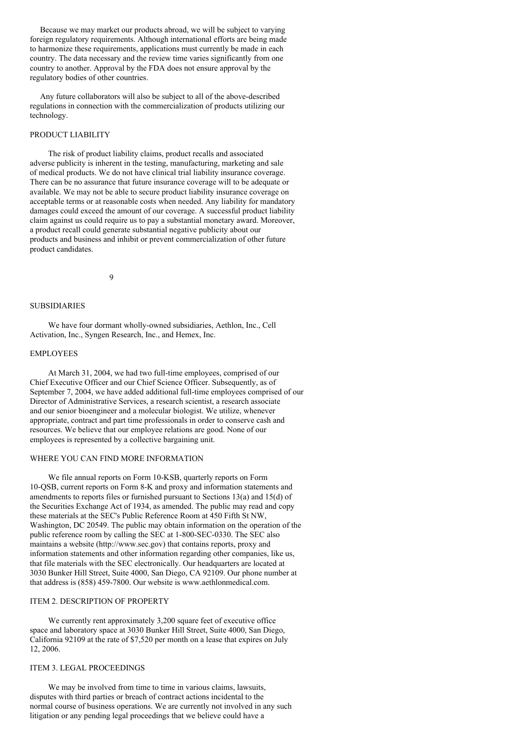Because we may market our products abroad, we will be subject to varying foreign regulatory requirements. Although international efforts are being made to harmonize these requirements, applications must currently be made in each country. The data necessary and the review time varies significantly from one country to another. Approval by the FDA does not ensure approval by the regulatory bodies of other countries.

Any future collaborators will also be subject to all of the above-described regulations in connection with the commercialization of products utilizing our technology.

## PRODUCT LIABILITY

The risk of product liability claims, product recalls and associated adverse publicity is inherent in the testing, manufacturing, marketing and sale of medical products. We do not have clinical trial liability insurance coverage. There can be no assurance that future insurance coverage will to be adequate or available. We may not be able to secure product liability insurance coverage on acceptable terms or at reasonable costs when needed. Any liability for mandatory damages could exceed the amount of our coverage. A successful product liability claim against us could require us to pay a substantial monetary award. Moreover, a product recall could generate substantial negative publicity about our products and business and inhibit or prevent commercialization of other future product candidates.

## SUBSIDIARIES

We have four dormant wholly-owned subsidiaries, Aethlon, Inc., Cell Activation, Inc., Syngen Research, Inc., and Hemex, Inc.

## EMPLOYEES

At March 31, 2004, we had two full-time employees, comprised of our Chief Executive Officer and our Chief Science Officer. Subsequently, as of September 7, 2004, we have added additional full-time employees comprised of our Director of Administrative Services, a research scientist, a research associate and our senior bioengineer and a molecular biologist. We utilize, whenever appropriate, contract and part time professionals in order to conserve cash and resources. We believe that our employee relations are good. None of our employees is represented by a collective bargaining unit.

## WHERE YOU CAN FIND MORE INFORMATION

We file annual reports on Form 10-KSB, quarterly reports on Form 10-QSB, current reports on Form 8-K and proxy and information statements and amendments to reports files or furnished pursuant to Sections 13(a) and 15(d) of the Securities Exchange Act of 1934, as amended. The public may read and copy these materials at the SEC's Public Reference Room at 450 Fifth St NW, Washington, DC 20549. The public may obtain information on the operation of the public reference room by calling the SEC at 1-800-SEC-0330. The SEC also maintains a website (http://www.sec.gov) that contains reports, proxy and information statements and other information regarding other companies, like us, that file materials with the SEC electronically. Our headquarters are located at 3030 Bunker Hill Street, Suite 4000, San Diego, CA 92109. Our phone number at that address is (858) 459-7800. Our website is www.aethlonmedical.com.

## ITEM 2. DESCRIPTION OF PROPERTY

We currently rent approximately 3,200 square feet of executive office space and laboratory space at 3030 Bunker Hill Street, Suite 4000, San Diego, California 92109 at the rate of $7,520 per month on a lease that expires on July 12, 2006.

## ITEM 3. LEGAL PROCEEDINGS

We may be involved from time to time in various claims, lawsuits, disputes with third parties or breach of contract actions incidental to the normal course of business operations. We are currently not involved in any such litigation or any pending legal proceedings that we believe could have a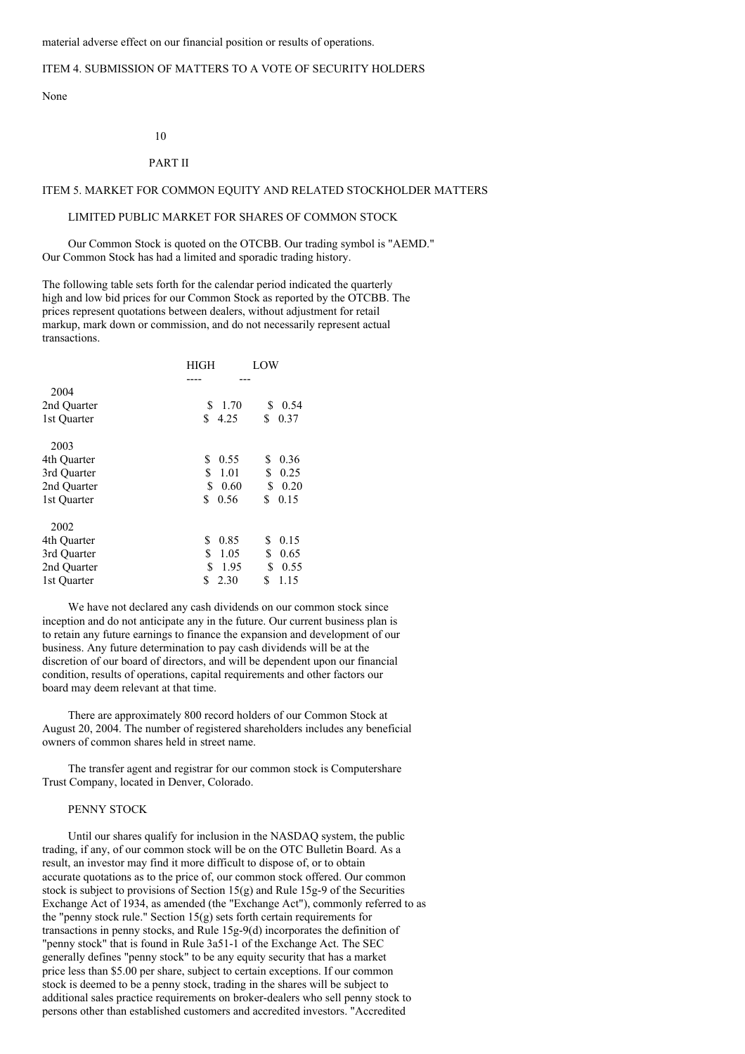material adverse effect on our financial position or results of operations.

## ITEM 4. SUBMISSION OF MATTERS TO A VOTE OF SECURITY HOLDERS

None

# PART II

## ITEM 5. MARKET FOR COMMON EQUITY AND RELATED STOCKHOLDER MATTERS

### LIMITED PUBLIC MARKET FOR SHARES OF COMMON STOCK

Our Common Stock is quoted on the OTCBB. Our trading symbol is "AEMD." Our Common Stock has had a limited and sporadic trading history.

The following table sets forth for the calendar period indicated the quarterly high and low bid prices for our Common Stock as reported by the OTCBB. The prices represent quotations between dealers, without adjustment for retail markup, mark down or commission, and do not necessarily represent actual transactions.

| | HIGH | LOW |
|---|---|---|
| **2004** | | |
| 2nd Quarter | $ 1.70 | $ 0.54 |
| 1st Quarter | $ 4.25 | $ 0.37 |
| **2003** | | |
| 4th Quarter | $ 0.55 | $ 0.36 |
| 3rd Quarter | $ 1.01 | $ 0.25 |
| 2nd Quarter | $ 0.60 | $ 0.20 |
| 1st Quarter | $ 0.56 | $ 0.15 |
| **2002** | | |
| 4th Quarter | $ 0.85 | $ 0.15 |
| 3rd Quarter | $ 1.05 | $ 0.65 |
| 2nd Quarter | $ 1.95 | $ 0.55 |
| 1st Quarter | $ 2.30 | $ 1.15 |

We have not declared any cash dividends on our common stock since inception and do not anticipate any in the future. Our current business plan is to retain any future earnings to finance the expansion and development of our business. Any future determination to pay cash dividends will be at the discretion of our board of directors, and will be dependent upon our financial condition, results of operations, capital requirements and other factors our board may deem relevant at that time.

There are approximately 800 record holders of our Common Stock at August 20, 2004. The number of registered shareholders includes any beneficial owners of common shares held in street name.

The transfer agent and registrar for our common stock is Computershare Trust Company, located in Denver, Colorado.

### PENNY STOCK

Until our shares qualify for inclusion in the NASDAQ system, the public trading, if any, of our common stock will be on the OTC Bulletin Board. As a result, an investor may find it more difficult to dispose of, or to obtain accurate quotations as to the price of, our common stock offered. Our common stock is subject to provisions of Section 15(g) and Rule 15g-9 of the Securities Exchange Act of 1934, as amended (the "Exchange Act"), commonly referred to as the "penny stock rule." Section 15(g) sets forth certain requirements for transactions in penny stocks, and Rule 15g-9(d) incorporates the definition of "penny stock" that is found in Rule 3a51-1 of the Exchange Act. The SEC generally defines "penny stock" to be any equity security that has a market price less than $5.00 per share, subject to certain exceptions. If our common stock is deemed to be a penny stock, trading in the shares will be subject to additional sales practice requirements on broker-dealers who sell penny stock to persons other than established customers and accredited investors. "Accredited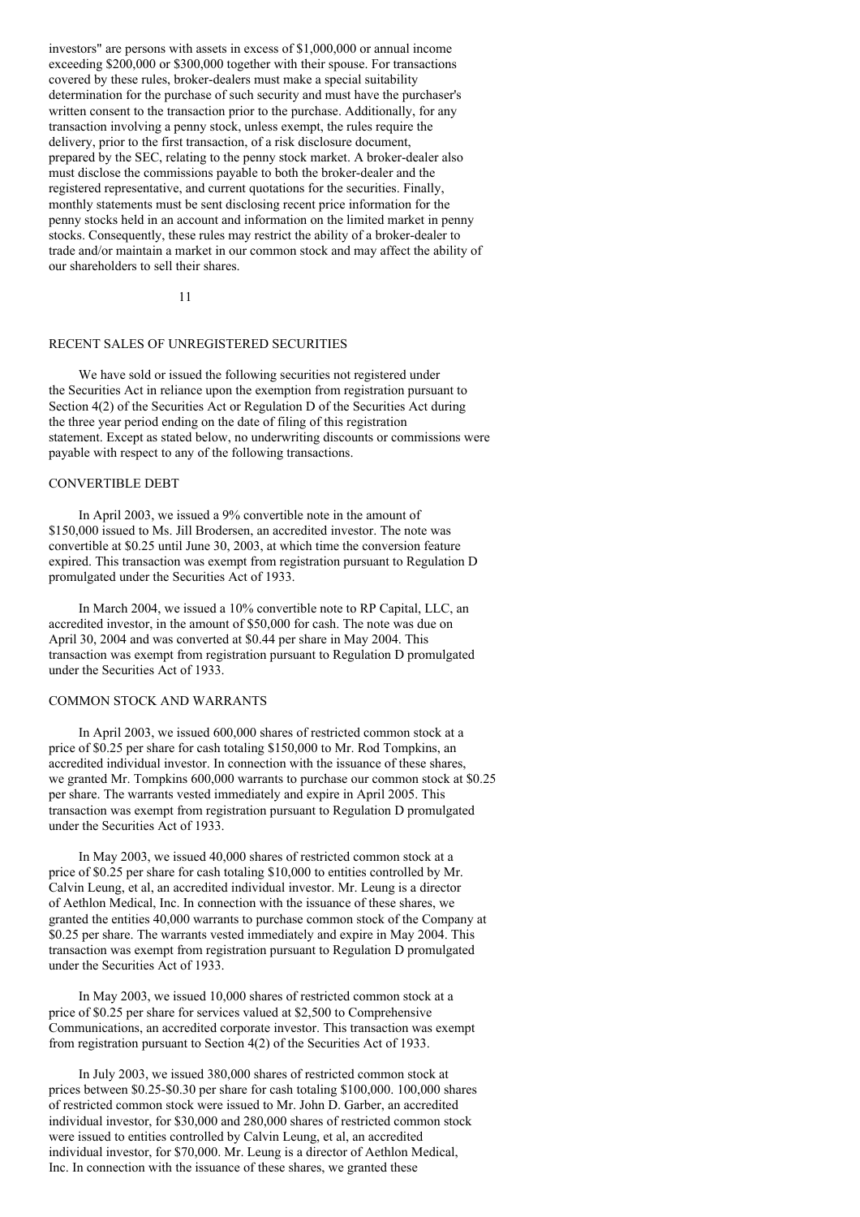investors" are persons with assets in excess of $1,000,000 or annual income exceeding $200,000 or $300,000 together with their spouse. For transactions covered by these rules, broker-dealers must make a special suitability determination for the purchase of such security and must have the purchaser's written consent to the transaction prior to the purchase. Additionally, for any transaction involving a penny stock, unless exempt, the rules require the delivery, prior to the first transaction, of a risk disclosure document, prepared by the SEC, relating to the penny stock market. A broker-dealer also must disclose the commissions payable to both the broker-dealer and the registered representative, and current quotations for the securities. Finally, monthly statements must be sent disclosing recent price information for the penny stocks held in an account and information on the limited market in penny stocks. Consequently, these rules may restrict the ability of a broker-dealer to trade and/or maintain a market in our common stock and may affect the ability of our shareholders to sell their shares.

## RECENT SALES OF UNREGISTERED SECURITIES

We have sold or issued the following securities not registered under the Securities Act in reliance upon the exemption from registration pursuant to Section 4(2) of the Securities Act or Regulation D of the Securities Act during the three year period ending on the date of filing of this registration statement. Except as stated below, no underwriting discounts or commissions were payable with respect to any of the following transactions.

### CONVERTIBLE DEBT

In April 2003, we issued a 9% convertible note in the amount of $150,000 issued to Ms. Jill Brodersen, an accredited investor. The note was convertible at $0.25 until June 30, 2003, at which time the conversion feature expired. This transaction was exempt from registration pursuant to Regulation D promulgated under the Securities Act of 1933.

In March 2004, we issued a 10% convertible note to RP Capital, LLC, an accredited investor, in the amount of $50,000 for cash. The note was due on April 30, 2004 and was converted at $0.44 per share in May 2004. This transaction was exempt from registration pursuant to Regulation D promulgated under the Securities Act of 1933.

### COMMON STOCK AND WARRANTS

In April 2003, we issued 600,000 shares of restricted common stock at a price of $0.25 per share for cash totaling $150,000 to Mr. Rod Tompkins, an accredited individual investor. In connection with the issuance of these shares, we granted Mr. Tompkins 600,000 warrants to purchase our common stock at $0.25 per share. The warrants vested immediately and expire in April 2005. This transaction was exempt from registration pursuant to Regulation D promulgated under the Securities Act of 1933.

In May 2003, we issued 40,000 shares of restricted common stock at a price of $0.25 per share for cash totaling $10,000 to entities controlled by Mr. Calvin Leung, et al, an accredited individual investor. Mr. Leung is a director of Aethlon Medical, Inc. In connection with the issuance of these shares, we granted the entities 40,000 warrants to purchase common stock of the Company at $0.25 per share. The warrants vested immediately and expire in May 2004. This transaction was exempt from registration pursuant to Regulation D promulgated under the Securities Act of 1933.

In May 2003, we issued 10,000 shares of restricted common stock at a price of $0.25 per share for services valued at $2,500 to Comprehensive Communications, an accredited corporate investor. This transaction was exempt from registration pursuant to Section 4(2) of the Securities Act of 1933.

In July 2003, we issued 380,000 shares of restricted common stock at prices between $0.25-$0.30 per share for cash totaling $100,000. 100,000 shares of restricted common stock were issued to Mr. John D. Garber, an accredited individual investor, for $30,000 and 280,000 shares of restricted common stock were issued to entities controlled by Calvin Leung, et al, an accredited individual investor, for $70,000. Mr. Leung is a director of Aethlon Medical, Inc. In connection with the issuance of these shares, we granted these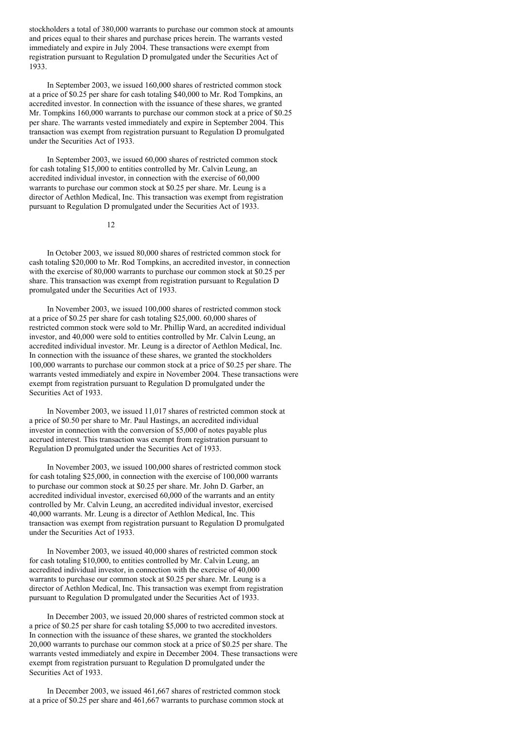stockholders a total of 380,000 warrants to purchase our common stock at amounts and prices equal to their shares and purchase prices herein. The warrants vested immediately and expire in July 2004. These transactions were exempt from registration pursuant to Regulation D promulgated under the Securities Act of 1933.

In September 2003, we issued 160,000 shares of restricted common stock at a price of $0.25 per share for cash totaling $40,000 to Mr. Rod Tompkins, an accredited investor. In connection with the issuance of these shares, we granted Mr. Tompkins 160,000 warrants to purchase our common stock at a price of $0.25 per share. The warrants vested immediately and expire in September 2004. This transaction was exempt from registration pursuant to Regulation D promulgated under the Securities Act of 1933.

In September 2003, we issued 60,000 shares of restricted common stock for cash totaling $15,000 to entities controlled by Mr. Calvin Leung, an accredited individual investor, in connection with the exercise of 60,000 warrants to purchase our common stock at $0.25 per share. Mr. Leung is a director of Aethlon Medical, Inc. This transaction was exempt from registration pursuant to Regulation D promulgated under the Securities Act of 1933.

In October 2003, we issued 80,000 shares of restricted common stock for cash totaling $20,000 to Mr. Rod Tompkins, an accredited investor, in connection with the exercise of 80,000 warrants to purchase our common stock at $0.25 per share. This transaction was exempt from registration pursuant to Regulation D promulgated under the Securities Act of 1933.

In November 2003, we issued 100,000 shares of restricted common stock at a price of $0.25 per share for cash totaling $25,000. 60,000 shares of restricted common stock were sold to Mr. Phillip Ward, an accredited individual investor, and 40,000 were sold to entities controlled by Mr. Calvin Leung, an accredited individual investor. Mr. Leung is a director of Aethlon Medical, Inc. In connection with the issuance of these shares, we granted the stockholders 100,000 warrants to purchase our common stock at a price of $0.25 per share. The warrants vested immediately and expire in November 2004. These transactions were exempt from registration pursuant to Regulation D promulgated under the Securities Act of 1933.

In November 2003, we issued 11,017 shares of restricted common stock at a price of $0.50 per share to Mr. Paul Hastings, an accredited individual investor in connection with the conversion of $5,000 of notes payable plus accrued interest. This transaction was exempt from registration pursuant to Regulation D promulgated under the Securities Act of 1933.

In November 2003, we issued 100,000 shares of restricted common stock for cash totaling $25,000, in connection with the exercise of 100,000 warrants to purchase our common stock at $0.25 per share. Mr. John D. Garber, an accredited individual investor, exercised 60,000 of the warrants and an entity controlled by Mr. Calvin Leung, an accredited individual investor, exercised 40,000 warrants. Mr. Leung is a director of Aethlon Medical, Inc. This transaction was exempt from registration pursuant to Regulation D promulgated under the Securities Act of 1933.

In November 2003, we issued 40,000 shares of restricted common stock for cash totaling $10,000, to entities controlled by Mr. Calvin Leung, an accredited individual investor, in connection with the exercise of 40,000 warrants to purchase our common stock at $0.25 per share. Mr. Leung is a director of Aethlon Medical, Inc. This transaction was exempt from registration pursuant to Regulation D promulgated under the Securities Act of 1933.

In December 2003, we issued 20,000 shares of restricted common stock at a price of $0.25 per share for cash totaling $5,000 to two accredited investors. In connection with the issuance of these shares, we granted the stockholders 20,000 warrants to purchase our common stock at a price of $0.25 per share. The warrants vested immediately and expire in December 2004. These transactions were exempt from registration pursuant to Regulation D promulgated under the Securities Act of 1933.

In December 2003, we issued 461,667 shares of restricted common stock at a price of $0.25 per share and 461,667 warrants to purchase common stock at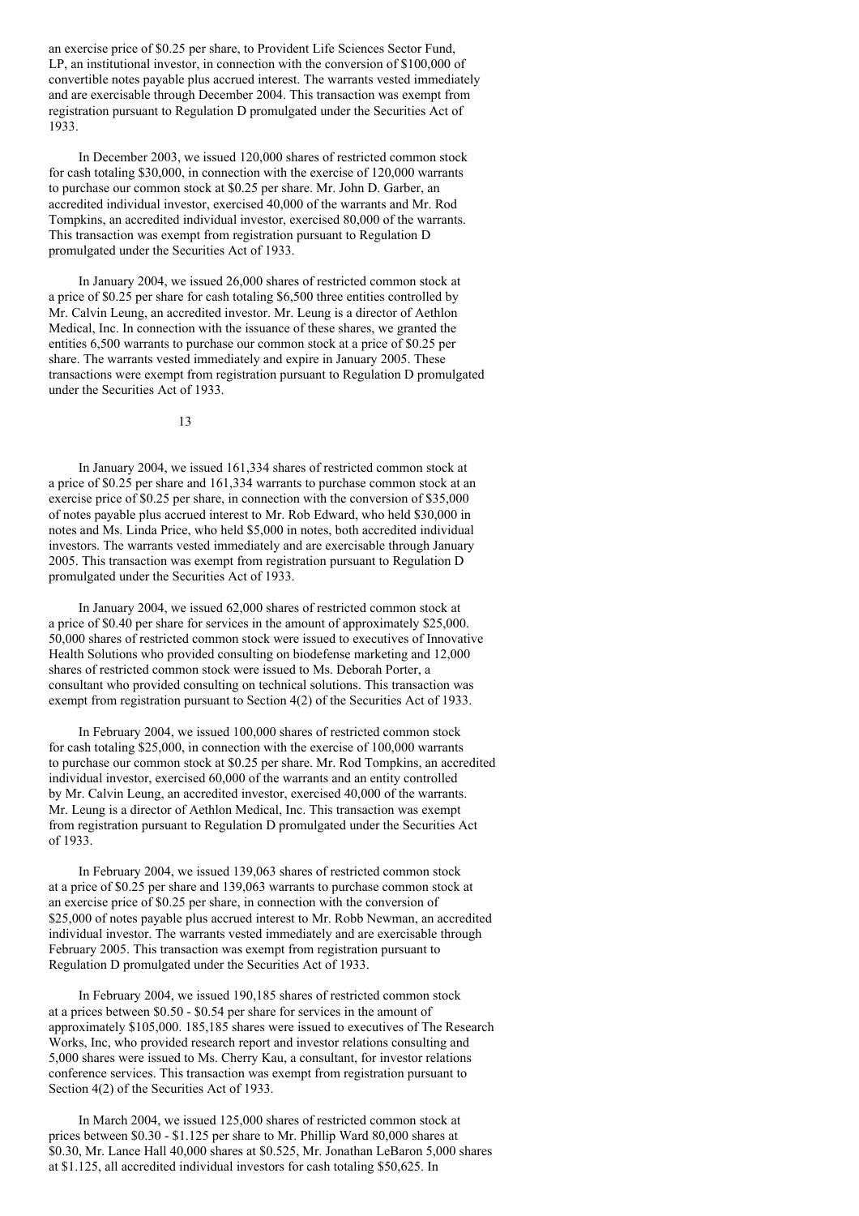an exercise price of $0.25 per share, to Provident Life Sciences Sector Fund, LP, an institutional investor, in connection with the conversion of $100,000 of convertible notes payable plus accrued interest. The warrants vested immediately and are exercisable through December 2004. This transaction was exempt from registration pursuant to Regulation D promulgated under the Securities Act of 1933.

In December 2003, we issued 120,000 shares of restricted common stock for cash totaling $30,000, in connection with the exercise of 120,000 warrants to purchase our common stock at $0.25 per share. Mr. John D. Garber, an accredited individual investor, exercised 40,000 of the warrants and Mr. Rod Tompkins, an accredited individual investor, exercised 80,000 of the warrants. This transaction was exempt from registration pursuant to Regulation D promulgated under the Securities Act of 1933.

In January 2004, we issued 26,000 shares of restricted common stock at a price of $0.25 per share for cash totaling $6,500 three entities controlled by Mr. Calvin Leung, an accredited investor. Mr. Leung is a director of Aethlon Medical, Inc. In connection with the issuance of these shares, we granted the entities 6,500 warrants to purchase our common stock at a price of $0.25 per share. The warrants vested immediately and expire in January 2005. These transactions were exempt from registration pursuant to Regulation D promulgated under the Securities Act of 1933.

In January 2004, we issued 161,334 shares of restricted common stock at a price of $0.25 per share and 161,334 warrants to purchase common stock at an exercise price of $0.25 per share, in connection with the conversion of $35,000 of notes payable plus accrued interest to Mr. Rob Edward, who held $30,000 in notes and Ms. Linda Price, who held $5,000 in notes, both accredited individual investors. The warrants vested immediately and are exercisable through January 2005. This transaction was exempt from registration pursuant to Regulation D promulgated under the Securities Act of 1933.

In January 2004, we issued 62,000 shares of restricted common stock at a price of $0.40 per share for services in the amount of approximately $25,000. 50,000 shares of restricted common stock were issued to executives of Innovative Health Solutions who provided consulting on biodefense marketing and 12,000 shares of restricted common stock were issued to Ms. Deborah Porter, a consultant who provided consulting on technical solutions. This transaction was exempt from registration pursuant to Section 4(2) of the Securities Act of 1933.

In February 2004, we issued 100,000 shares of restricted common stock for cash totaling $25,000, in connection with the exercise of 100,000 warrants to purchase our common stock at $0.25 per share. Mr. Rod Tompkins, an accredited individual investor, exercised 60,000 of the warrants and an entity controlled by Mr. Calvin Leung, an accredited investor, exercised 40,000 of the warrants. Mr. Leung is a director of Aethlon Medical, Inc. This transaction was exempt from registration pursuant to Regulation D promulgated under the Securities Act of 1933.

In February 2004, we issued 139,063 shares of restricted common stock at a price of $0.25 per share and 139,063 warrants to purchase common stock at an exercise price of $0.25 per share, in connection with the conversion of $25,000 of notes payable plus accrued interest to Mr. Robb Newman, an accredited individual investor. The warrants vested immediately and are exercisable through February 2005. This transaction was exempt from registration pursuant to Regulation D promulgated under the Securities Act of 1933.

In February 2004, we issued 190,185 shares of restricted common stock at a prices between $0.50 - $0.54 per share for services in the amount of approximately $105,000. 185,185 shares were issued to executives of The Research Works, Inc, who provided research report and investor relations consulting and 5,000 shares were issued to Ms. Cherry Kau, a consultant, for investor relations conference services. This transaction was exempt from registration pursuant to Section 4(2) of the Securities Act of 1933.

In March 2004, we issued 125,000 shares of restricted common stock at prices between $0.30 - $1.125 per share to Mr. Phillip Ward 80,000 shares at $0.30, Mr. Lance Hall 40,000 shares at $0.525, Mr. Jonathan LeBaron 5,000 shares at $1.125, all accredited individual investors for cash totaling $50,625. In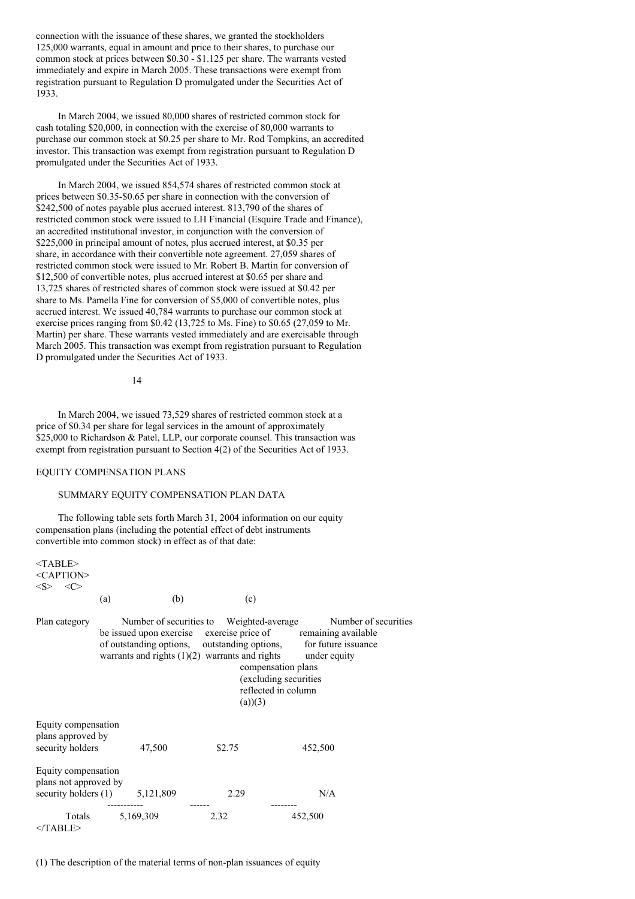connection with the issuance of these shares, we granted the stockholders 125,000 warrants, equal in amount and price to their shares, to purchase our common stock at prices between $0.30 - $1.125 per share. The warrants vested immediately and expire in March 2005. These transactions were exempt from registration pursuant to Regulation D promulgated under the Securities Act of 1933.

In March 2004, we issued 80,000 shares of restricted common stock for cash totaling $20,000, in connection with the exercise of 80,000 warrants to purchase our common stock at $0.25 per share to Mr. Rod Tompkins, an accredited investor. This transaction was exempt from registration pursuant to Regulation D promulgated under the Securities Act of 1933.

In March 2004, we issued 854,574 shares of restricted common stock at prices between $0.35-$0.65 per share in connection with the conversion of $242,500 of notes payable plus accrued interest. 813,790 of the shares of restricted common stock were issued to LH Financial (Esquire Trade and Finance), an accredited institutional investor, in conjunction with the conversion of $225,000 in principal amount of notes, plus accrued interest, at $0.35 per share, in accordance with their convertible note agreement. 27,059 shares of restricted common stock were issued to Mr. Robert B. Martin for conversion of $12,500 of convertible notes, plus accrued interest at $0.65 per share and 13,725 shares of restricted shares of common stock were issued at $0.42 per share to Ms. Pamella Fine for conversion of $5,000 of convertible notes, plus accrued interest. We issued 40,784 warrants to purchase our common stock at exercise prices ranging from $0.42 (13,725 to Ms. Fine) to $0.65 (27,059 to Mr. Martin) per share. These warrants vested immediately and are exercisable through March 2005. This transaction was exempt from registration pursuant to Regulation D promulgated under the Securities Act of 1933.

In March 2004, we issued 73,529 shares of restricted common stock at a price of $0.34 per share for legal services in the amount of approximately $25,000 to Richardson & Patel, LLP, our corporate counsel. This transaction was exempt from registration pursuant to Section 4(2) of the Securities Act of 1933.

EQUITY COMPENSATION PLANS

SUMMARY EQUITY COMPENSATION PLAN DATA

The following table sets forth March 31, 2004 information on our equity compensation plans (including the potential effect of debt instruments convertible into common stock) in effect as of that date:

| | (a) | (b) | (c) |
|---|---|---|---|
| Plan category | Number of securities to be issued upon exercise of outstanding options, warrants and rights (1)(2) | Weighted-average exercise price of outstanding options, warrants and rights | Number of securities remaining available for future issuance under equity compensation plans (excluding securities reflected in column (a))(3) |
| Equity compensation plans approved by security holders | 47,500 | $2.75 | 452,500 |
| Equity compensation plans not approved by security holders (1) | 5,121,809 | 2.29 | N/A |
| Totals | 5,169,309 | 2.32 | 452,500 |

(1) The description of the material terms of non-plan issuances of equity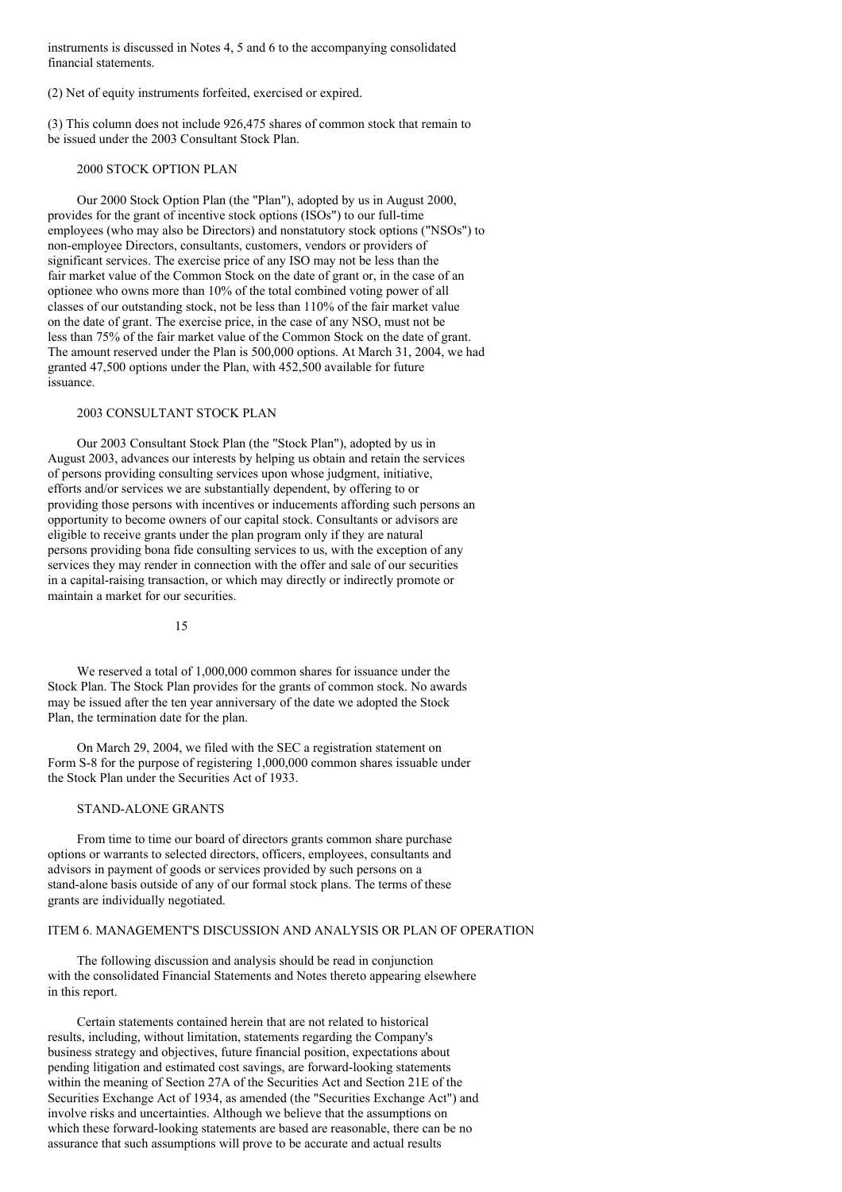instruments is discussed in Notes 4, 5 and 6 to the accompanying consolidated financial statements.

(2) Net of equity instruments forfeited, exercised or expired.

(3) This column does not include 926,475 shares of common stock that remain to be issued under the 2003 Consultant Stock Plan.

### 2000 STOCK OPTION PLAN

Our 2000 Stock Option Plan (the "Plan"), adopted by us in August 2000, provides for the grant of incentive stock options (ISOs") to our full-time employees (who may also be Directors) and nonstatutory stock options ("NSOs") to non-employee Directors, consultants, customers, vendors or providers of significant services. The exercise price of any ISO may not be less than the fair market value of the Common Stock on the date of grant or, in the case of an optionee who owns more than 10% of the total combined voting power of all classes of our outstanding stock, not be less than 110% of the fair market value on the date of grant. The exercise price, in the case of any NSO, must not be less than 75% of the fair market value of the Common Stock on the date of grant. The amount reserved under the Plan is 500,000 options. At March 31, 2004, we had granted 47,500 options under the Plan, with 452,500 available for future issuance.

### 2003 CONSULTANT STOCK PLAN

Our 2003 Consultant Stock Plan (the "Stock Plan"), adopted by us in August 2003, advances our interests by helping us obtain and retain the services of persons providing consulting services upon whose judgment, initiative, efforts and/or services we are substantially dependent, by offering to or providing those persons with incentives or inducements affording such persons an opportunity to become owners of our capital stock. Consultants or advisors are eligible to receive grants under the plan program only if they are natural persons providing bona fide consulting services to us, with the exception of any services they may render in connection with the offer and sale of our securities in a capital-raising transaction, or which may directly or indirectly promote or maintain a market for our securities.

We reserved a total of 1,000,000 common shares for issuance under the Stock Plan. The Stock Plan provides for the grants of common stock. No awards may be issued after the ten year anniversary of the date we adopted the Stock Plan, the termination date for the plan.

On March 29, 2004, we filed with the SEC a registration statement on Form S-8 for the purpose of registering 1,000,000 common shares issuable under the Stock Plan under the Securities Act of 1933.

### STAND-ALONE GRANTS

From time to time our board of directors grants common share purchase options or warrants to selected directors, officers, employees, consultants and advisors in payment of goods or services provided by such persons on a stand-alone basis outside of any of our formal stock plans. The terms of these grants are individually negotiated.

## ITEM 6. MANAGEMENT'S DISCUSSION AND ANALYSIS OR PLAN OF OPERATION

The following discussion and analysis should be read in conjunction with the consolidated Financial Statements and Notes thereto appearing elsewhere in this report.

Certain statements contained herein that are not related to historical results, including, without limitation, statements regarding the Company's business strategy and objectives, future financial position, expectations about pending litigation and estimated cost savings, are forward-looking statements within the meaning of Section 27A of the Securities Act and Section 21E of the Securities Exchange Act of 1934, as amended (the "Securities Exchange Act") and involve risks and uncertainties. Although we believe that the assumptions on which these forward-looking statements are based are reasonable, there can be no assurance that such assumptions will prove to be accurate and actual results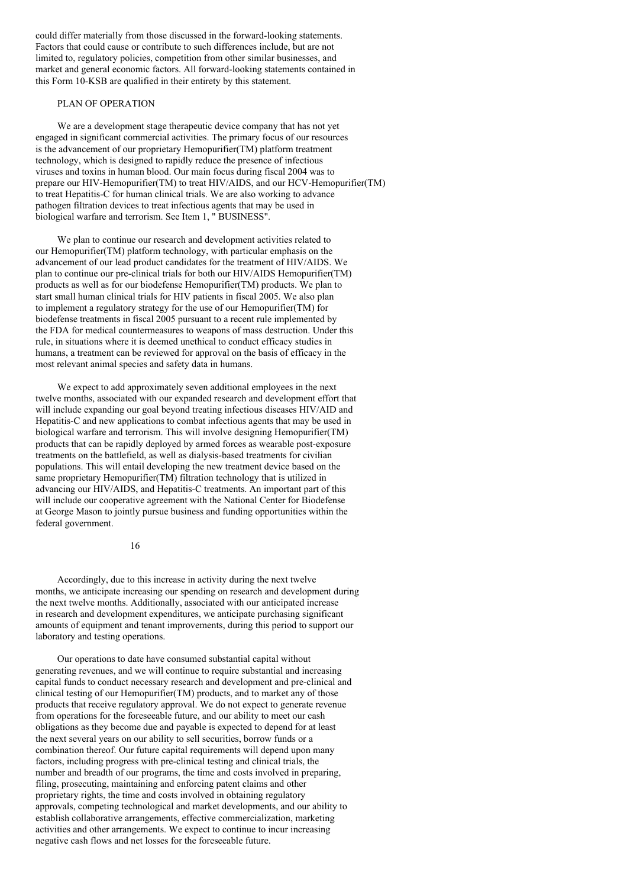could differ materially from those discussed in the forward-looking statements. Factors that could cause or contribute to such differences include, but are not limited to, regulatory policies, competition from other similar businesses, and market and general economic factors. All forward-looking statements contained in this Form 10-KSB are qualified in their entirety by this statement.

## PLAN OF OPERATION

We are a development stage therapeutic device company that has not yet engaged in significant commercial activities. The primary focus of our resources is the advancement of our proprietary Hemopurifier(TM) platform treatment technology, which is designed to rapidly reduce the presence of infectious viruses and toxins in human blood. Our main focus during fiscal 2004 was to prepare our HIV-Hemopurifier(TM) to treat HIV/AIDS, and our HCV-Hemopurifier(TM) to treat Hepatitis-C for human clinical trials. We are also working to advance pathogen filtration devices to treat infectious agents that may be used in biological warfare and terrorism. See Item 1, " BUSINESS".

We plan to continue our research and development activities related to our Hemopurifier(TM) platform technology, with particular emphasis on the advancement of our lead product candidates for the treatment of HIV/AIDS. We plan to continue our pre-clinical trials for both our HIV/AIDS Hemopurifier(TM) products as well as for our biodefense Hemopurifier(TM) products. We plan to start small human clinical trials for HIV patients in fiscal 2005. We also plan to implement a regulatory strategy for the use of our Hemopurifier(TM) for biodefense treatments in fiscal 2005 pursuant to a recent rule implemented by the FDA for medical countermeasures to weapons of mass destruction. Under this rule, in situations where it is deemed unethical to conduct efficacy studies in humans, a treatment can be reviewed for approval on the basis of efficacy in the most relevant animal species and safety data in humans.

We expect to add approximately seven additional employees in the next twelve months, associated with our expanded research and development effort that will include expanding our goal beyond treating infectious diseases HIV/AID and Hepatitis-C and new applications to combat infectious agents that may be used in biological warfare and terrorism. This will involve designing Hemopurifier(TM) products that can be rapidly deployed by armed forces as wearable post-exposure treatments on the battlefield, as well as dialysis-based treatments for civilian populations. This will entail developing the new treatment device based on the same proprietary Hemopurifier(TM) filtration technology that is utilized in advancing our HIV/AIDS, and Hepatitis-C treatments. An important part of this will include our cooperative agreement with the National Center for Biodefense at George Mason to jointly pursue business and funding opportunities within the federal government.

Accordingly, due to this increase in activity during the next twelve months, we anticipate increasing our spending on research and development during the next twelve months. Additionally, associated with our anticipated increase in research and development expenditures, we anticipate purchasing significant amounts of equipment and tenant improvements, during this period to support our laboratory and testing operations.

Our operations to date have consumed substantial capital without generating revenues, and we will continue to require substantial and increasing capital funds to conduct necessary research and development and pre-clinical and clinical testing of our Hemopurifier(TM) products, and to market any of those products that receive regulatory approval. We do not expect to generate revenue from operations for the foreseeable future, and our ability to meet our cash obligations as they become due and payable is expected to depend for at least the next several years on our ability to sell securities, borrow funds or a combination thereof. Our future capital requirements will depend upon many factors, including progress with pre-clinical testing and clinical trials, the number and breadth of our programs, the time and costs involved in preparing, filing, prosecuting, maintaining and enforcing patent claims and other proprietary rights, the time and costs involved in obtaining regulatory approvals, competing technological and market developments, and our ability to establish collaborative arrangements, effective commercialization, marketing activities and other arrangements. We expect to continue to incur increasing negative cash flows and net losses for the foreseeable future.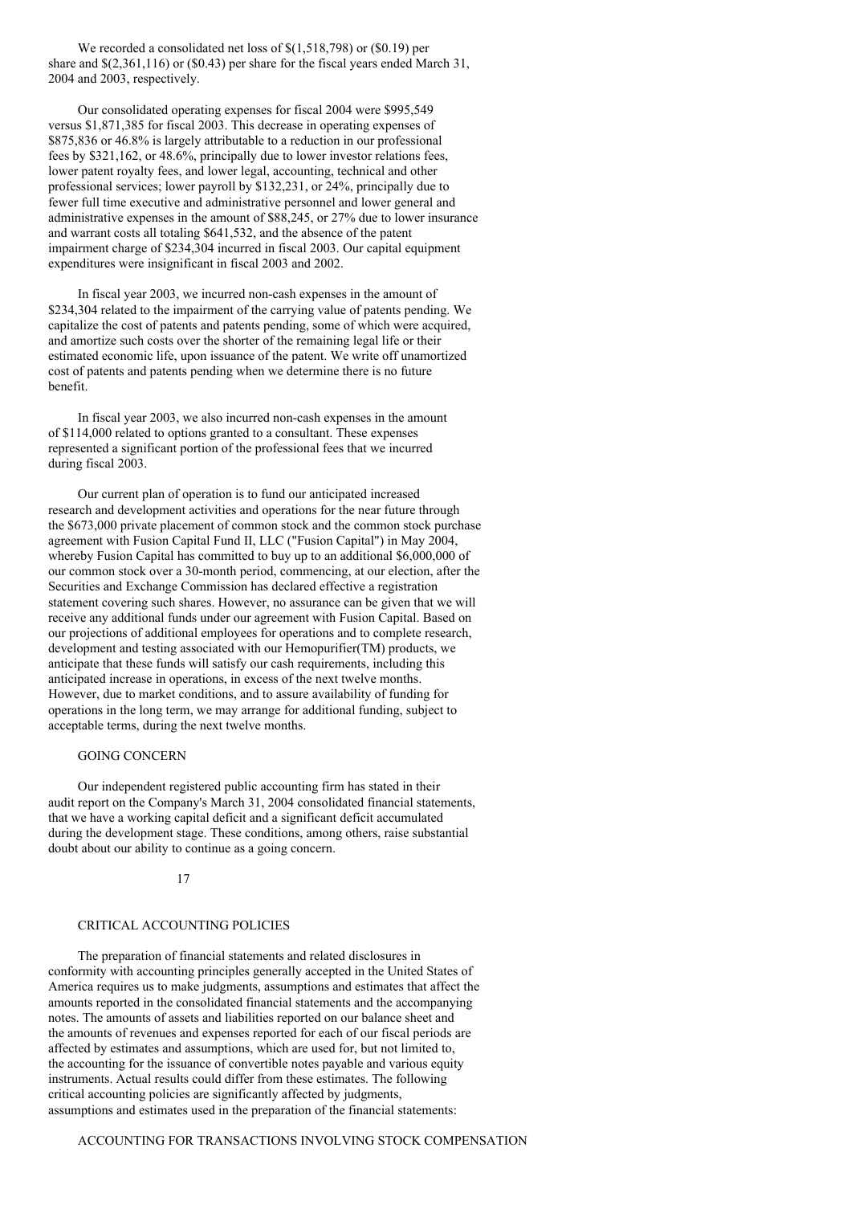We recorded a consolidated net loss of $(1,518,798) or ($0.19) per share and $(2,361,116) or ($0.43) per share for the fiscal years ended March 31, 2004 and 2003, respectively.

Our consolidated operating expenses for fiscal 2004 were $995,549 versus $1,871,385 for fiscal 2003. This decrease in operating expenses of $875,836 or 46.8% is largely attributable to a reduction in our professional fees by $321,162, or 48.6%, principally due to lower investor relations fees, lower patent royalty fees, and lower legal, accounting, technical and other professional services; lower payroll by $132,231, or 24%, principally due to fewer full time executive and administrative personnel and lower general and administrative expenses in the amount of $88,245, or 27% due to lower insurance and warrant costs all totaling $641,532, and the absence of the patent impairment charge of $234,304 incurred in fiscal 2003. Our capital equipment expenditures were insignificant in fiscal 2003 and 2002.

In fiscal year 2003, we incurred non-cash expenses in the amount of $234,304 related to the impairment of the carrying value of patents pending. We capitalize the cost of patents and patents pending, some of which were acquired, and amortize such costs over the shorter of the remaining legal life or their estimated economic life, upon issuance of the patent. We write off unamortized cost of patents and patents pending when we determine there is no future benefit.

In fiscal year 2003, we also incurred non-cash expenses in the amount of $114,000 related to options granted to a consultant. These expenses represented a significant portion of the professional fees that we incurred during fiscal 2003.

Our current plan of operation is to fund our anticipated increased research and development activities and operations for the near future through the $673,000 private placement of common stock and the common stock purchase agreement with Fusion Capital Fund II, LLC ("Fusion Capital") in May 2004, whereby Fusion Capital has committed to buy up to an additional $6,000,000 of our common stock over a 30-month period, commencing, at our election, after the Securities and Exchange Commission has declared effective a registration statement covering such shares. However, no assurance can be given that we will receive any additional funds under our agreement with Fusion Capital. Based on our projections of additional employees for operations and to complete research, development and testing associated with our Hemopurifier(TM) products, we anticipate that these funds will satisfy our cash requirements, including this anticipated increase in operations, in excess of the next twelve months. However, due to market conditions, and to assure availability of funding for operations in the long term, we may arrange for additional funding, subject to acceptable terms, during the next twelve months.

## GOING CONCERN

Our independent registered public accounting firm has stated in their audit report on the Company's March 31, 2004 consolidated financial statements, that we have a working capital deficit and a significant deficit accumulated during the development stage. These conditions, among others, raise substantial doubt about our ability to continue as a going concern.

## CRITICAL ACCOUNTING POLICIES

The preparation of financial statements and related disclosures in conformity with accounting principles generally accepted in the United States of America requires us to make judgments, assumptions and estimates that affect the amounts reported in the consolidated financial statements and the accompanying notes. The amounts of assets and liabilities reported on our balance sheet and the amounts of revenues and expenses reported for each of our fiscal periods are affected by estimates and assumptions, which are used for, but not limited to, the accounting for the issuance of convertible notes payable and various equity instruments. Actual results could differ from these estimates. The following critical accounting policies are significantly affected by judgments, assumptions and estimates used in the preparation of the financial statements:

### ACCOUNTING FOR TRANSACTIONS INVOLVING STOCK COMPENSATION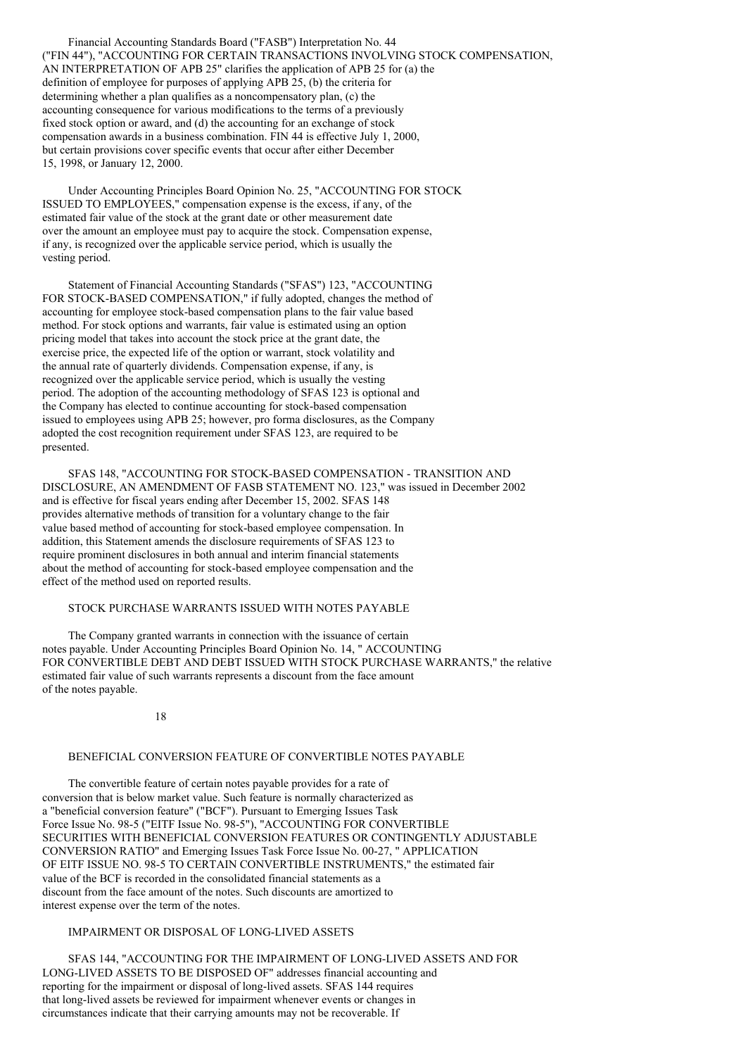Financial Accounting Standards Board ("FASB") Interpretation No. 44 ("FIN 44"), "ACCOUNTING FOR CERTAIN TRANSACTIONS INVOLVING STOCK COMPENSATION, AN INTERPRETATION OF APB 25" clarifies the application of APB 25 for (a) the definition of employee for purposes of applying APB 25, (b) the criteria for determining whether a plan qualifies as a noncompensatory plan, (c) the accounting consequence for various modifications to the terms of a previously fixed stock option or award, and (d) the accounting for an exchange of stock compensation awards in a business combination. FIN 44 is effective July 1, 2000, but certain provisions cover specific events that occur after either December 15, 1998, or January 12, 2000.

Under Accounting Principles Board Opinion No. 25, "ACCOUNTING FOR STOCK ISSUED TO EMPLOYEES," compensation expense is the excess, if any, of the estimated fair value of the stock at the grant date or other measurement date over the amount an employee must pay to acquire the stock. Compensation expense, if any, is recognized over the applicable service period, which is usually the vesting period.

Statement of Financial Accounting Standards ("SFAS") 123, "ACCOUNTING FOR STOCK-BASED COMPENSATION," if fully adopted, changes the method of accounting for employee stock-based compensation plans to the fair value based method. For stock options and warrants, fair value is estimated using an option pricing model that takes into account the stock price at the grant date, the exercise price, the expected life of the option or warrant, stock volatility and the annual rate of quarterly dividends. Compensation expense, if any, is recognized over the applicable service period, which is usually the vesting period. The adoption of the accounting methodology of SFAS 123 is optional and the Company has elected to continue accounting for stock-based compensation issued to employees using APB 25; however, pro forma disclosures, as the Company adopted the cost recognition requirement under SFAS 123, are required to be presented.

SFAS 148, "ACCOUNTING FOR STOCK-BASED COMPENSATION - TRANSITION AND DISCLOSURE, AN AMENDMENT OF FASB STATEMENT NO. 123," was issued in December 2002 and is effective for fiscal years ending after December 15, 2002. SFAS 148 provides alternative methods of transition for a voluntary change to the fair value based method of accounting for stock-based employee compensation. In addition, this Statement amends the disclosure requirements of SFAS 123 to require prominent disclosures in both annual and interim financial statements about the method of accounting for stock-based employee compensation and the effect of the method used on reported results.

STOCK PURCHASE WARRANTS ISSUED WITH NOTES PAYABLE

The Company granted warrants in connection with the issuance of certain notes payable. Under Accounting Principles Board Opinion No. 14, " ACCOUNTING FOR CONVERTIBLE DEBT AND DEBT ISSUED WITH STOCK PURCHASE WARRANTS," the relative estimated fair value of such warrants represents a discount from the face amount of the notes payable.

BENEFICIAL CONVERSION FEATURE OF CONVERTIBLE NOTES PAYABLE

The convertible feature of certain notes payable provides for a rate of conversion that is below market value. Such feature is normally characterized as a "beneficial conversion feature" ("BCF"). Pursuant to Emerging Issues Task Force Issue No. 98-5 ("EITF Issue No. 98-5"), "ACCOUNTING FOR CONVERTIBLE SECURITIES WITH BENEFICIAL CONVERSION FEATURES OR CONTINGENTLY ADJUSTABLE CONVERSION RATIO" and Emerging Issues Task Force Issue No. 00-27, " APPLICATION OF EITF ISSUE NO. 98-5 TO CERTAIN CONVERTIBLE INSTRUMENTS," the estimated fair value of the BCF is recorded in the consolidated financial statements as a discount from the face amount of the notes. Such discounts are amortized to interest expense over the term of the notes.

IMPAIRMENT OR DISPOSAL OF LONG-LIVED ASSETS

SFAS 144, "ACCOUNTING FOR THE IMPAIRMENT OF LONG-LIVED ASSETS AND FOR LONG-LIVED ASSETS TO BE DISPOSED OF" addresses financial accounting and reporting for the impairment or disposal of long-lived assets. SFAS 144 requires that long-lived assets be reviewed for impairment whenever events or changes in circumstances indicate that their carrying amounts may not be recoverable. If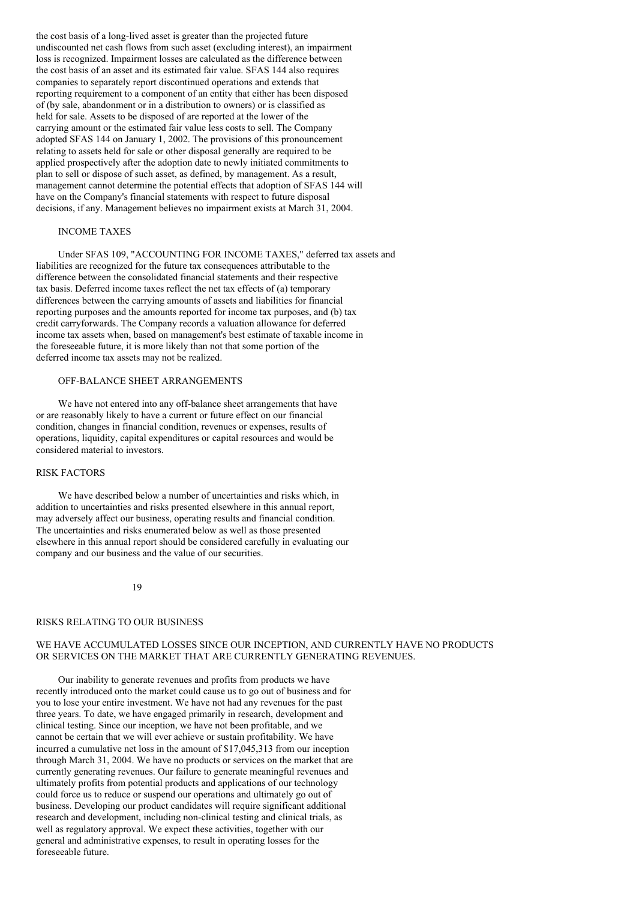the cost basis of a long-lived asset is greater than the projected future undiscounted net cash flows from such asset (excluding interest), an impairment loss is recognized. Impairment losses are calculated as the difference between the cost basis of an asset and its estimated fair value. SFAS 144 also requires companies to separately report discontinued operations and extends that reporting requirement to a component of an entity that either has been disposed of (by sale, abandonment or in a distribution to owners) or is classified as held for sale. Assets to be disposed of are reported at the lower of the carrying amount or the estimated fair value less costs to sell. The Company adopted SFAS 144 on January 1, 2002. The provisions of this pronouncement relating to assets held for sale or other disposal generally are required to be applied prospectively after the adoption date to newly initiated commitments to plan to sell or dispose of such asset, as defined, by management. As a result, management cannot determine the potential effects that adoption of SFAS 144 will have on the Company's financial statements with respect to future disposal decisions, if any. Management believes no impairment exists at March 31, 2004.

### INCOME TAXES

Under SFAS 109, "ACCOUNTING FOR INCOME TAXES," deferred tax assets and liabilities are recognized for the future tax consequences attributable to the difference between the consolidated financial statements and their respective tax basis. Deferred income taxes reflect the net tax effects of (a) temporary differences between the carrying amounts of assets and liabilities for financial reporting purposes and the amounts reported for income tax purposes, and (b) tax credit carryforwards. The Company records a valuation allowance for deferred income tax assets when, based on management's best estimate of taxable income in the foreseeable future, it is more likely than not that some portion of the deferred income tax assets may not be realized.

### OFF-BALANCE SHEET ARRANGEMENTS

We have not entered into any off-balance sheet arrangements that have or are reasonably likely to have a current or future effect on our financial condition, changes in financial condition, revenues or expenses, results of operations, liquidity, capital expenditures or capital resources and would be considered material to investors.

## RISK FACTORS

We have described below a number of uncertainties and risks which, in addition to uncertainties and risks presented elsewhere in this annual report, may adversely affect our business, operating results and financial condition. The uncertainties and risks enumerated below as well as those presented elsewhere in this annual report should be considered carefully in evaluating our company and our business and the value of our securities.

## RISKS RELATING TO OUR BUSINESS

### WE HAVE ACCUMULATED LOSSES SINCE OUR INCEPTION, AND CURRENTLY HAVE NO PRODUCTS OR SERVICES ON THE MARKET THAT ARE CURRENTLY GENERATING REVENUES.

Our inability to generate revenues and profits from products we have recently introduced onto the market could cause us to go out of business and for you to lose your entire investment. We have not had any revenues for the past three years. To date, we have engaged primarily in research, development and clinical testing. Since our inception, we have not been profitable, and we cannot be certain that we will ever achieve or sustain profitability. We have incurred a cumulative net loss in the amount of $17,045,313 from our inception through March 31, 2004. We have no products or services on the market that are currently generating revenues. Our failure to generate meaningful revenues and ultimately profits from potential products and applications of our technology could force us to reduce or suspend our operations and ultimately go out of business. Developing our product candidates will require significant additional research and development, including non-clinical testing and clinical trials, as well as regulatory approval. We expect these activities, together with our general and administrative expenses, to result in operating losses for the foreseeable future.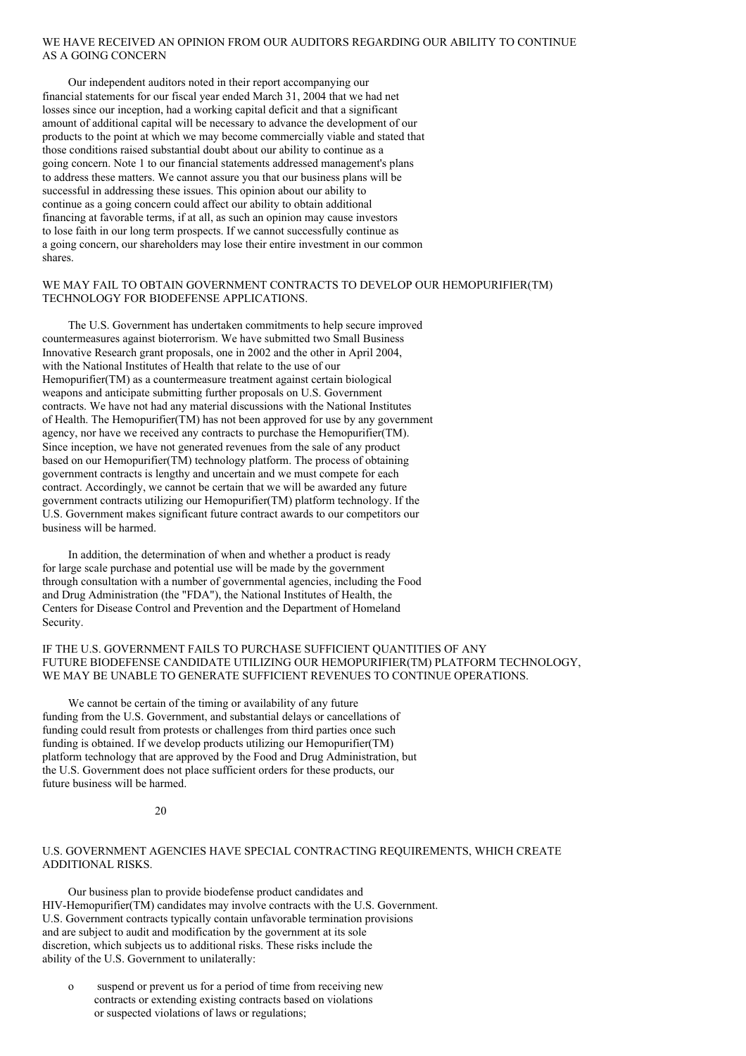## WE HAVE RECEIVED AN OPINION FROM OUR AUDITORS REGARDING OUR ABILITY TO CONTINUE AS A GOING CONCERN

Our independent auditors noted in their report accompanying our financial statements for our fiscal year ended March 31, 2004 that we had net losses since our inception, had a working capital deficit and that a significant amount of additional capital will be necessary to advance the development of our products to the point at which we may become commercially viable and stated that those conditions raised substantial doubt about our ability to continue as a going concern. Note 1 to our financial statements addressed management's plans to address these matters. We cannot assure you that our business plans will be successful in addressing these issues. This opinion about our ability to continue as a going concern could affect our ability to obtain additional financing at favorable terms, if at all, as such an opinion may cause investors to lose faith in our long term prospects. If we cannot successfully continue as a going concern, our shareholders may lose their entire investment in our common shares.

## WE MAY FAIL TO OBTAIN GOVERNMENT CONTRACTS TO DEVELOP OUR HEMOPURIFIER(TM) TECHNOLOGY FOR BIODEFENSE APPLICATIONS.

The U.S. Government has undertaken commitments to help secure improved countermeasures against bioterrorism. We have submitted two Small Business Innovative Research grant proposals, one in 2002 and the other in April 2004, with the National Institutes of Health that relate to the use of our Hemopurifier(TM) as a countermeasure treatment against certain biological weapons and anticipate submitting further proposals on U.S. Government contracts. We have not had any material discussions with the National Institutes of Health. The Hemopurifier(TM) has not been approved for use by any government agency, nor have we received any contracts to purchase the Hemopurifier(TM). Since inception, we have not generated revenues from the sale of any product based on our Hemopurifier(TM) technology platform. The process of obtaining government contracts is lengthy and uncertain and we must compete for each contract. Accordingly, we cannot be certain that we will be awarded any future government contracts utilizing our Hemopurifier(TM) platform technology. If the U.S. Government makes significant future contract awards to our competitors our business will be harmed.

In addition, the determination of when and whether a product is ready for large scale purchase and potential use will be made by the government through consultation with a number of governmental agencies, including the Food and Drug Administration (the "FDA"), the National Institutes of Health, the Centers for Disease Control and Prevention and the Department of Homeland Security.

## IF THE U.S. GOVERNMENT FAILS TO PURCHASE SUFFICIENT QUANTITIES OF ANY FUTURE BIODEFENSE CANDIDATE UTILIZING OUR HEMOPURIFIER(TM) PLATFORM TECHNOLOGY, WE MAY BE UNABLE TO GENERATE SUFFICIENT REVENUES TO CONTINUE OPERATIONS.

We cannot be certain of the timing or availability of any future funding from the U.S. Government, and substantial delays or cancellations of funding could result from protests or challenges from third parties once such funding is obtained. If we develop products utilizing our Hemopurifier(TM) platform technology that are approved by the Food and Drug Administration, but the U.S. Government does not place sufficient orders for these products, our future business will be harmed.

## U.S. GOVERNMENT AGENCIES HAVE SPECIAL CONTRACTING REQUIREMENTS, WHICH CREATE ADDITIONAL RISKS.

Our business plan to provide biodefense product candidates and HIV-Hemopurifier(TM) candidates may involve contracts with the U.S. Government. U.S. Government contracts typically contain unfavorable termination provisions and are subject to audit and modification by the government at its sole discretion, which subjects us to additional risks. These risks include the ability of the U.S. Government to unilaterally:

- suspend or prevent us for a period of time from receiving new contracts or extending existing contracts based on violations or suspected violations of laws or regulations;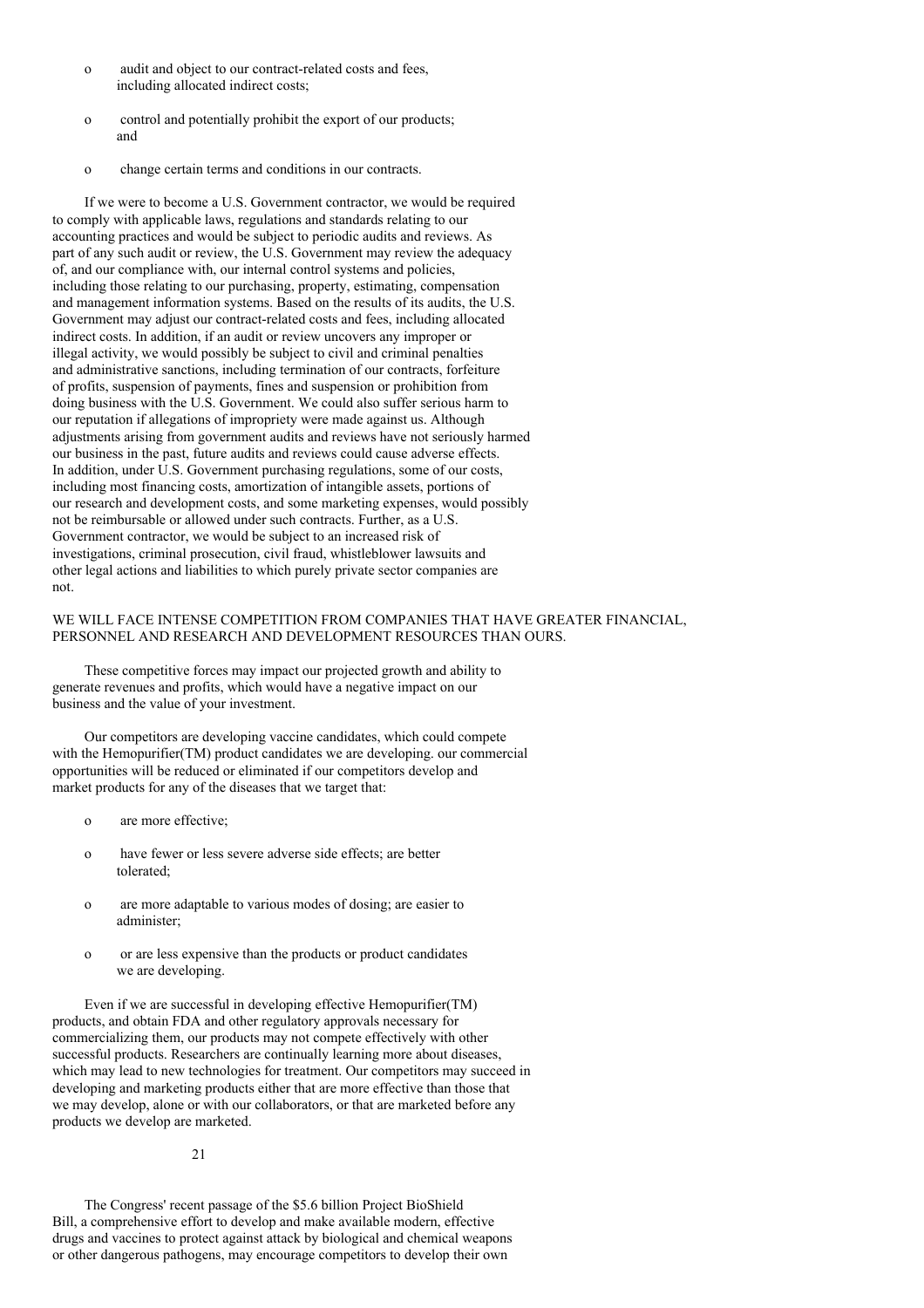- audit and object to our contract-related costs and fees, including allocated indirect costs;
- control and potentially prohibit the export of our products; and
- change certain terms and conditions in our contracts.

If we were to become a U.S. Government contractor, we would be required to comply with applicable laws, regulations and standards relating to our accounting practices and would be subject to periodic audits and reviews. As part of any such audit or review, the U.S. Government may review the adequacy of, and our compliance with, our internal control systems and policies, including those relating to our purchasing, property, estimating, compensation and management information systems. Based on the results of its audits, the U.S. Government may adjust our contract-related costs and fees, including allocated indirect costs. In addition, if an audit or review uncovers any improper or illegal activity, we would possibly be subject to civil and criminal penalties and administrative sanctions, including termination of our contracts, forfeiture of profits, suspension of payments, fines and suspension or prohibition from doing business with the U.S. Government. We could also suffer serious harm to our reputation if allegations of impropriety were made against us. Although adjustments arising from government audits and reviews have not seriously harmed our business in the past, future audits and reviews could cause adverse effects. In addition, under U.S. Government purchasing regulations, some of our costs, including most financing costs, amortization of intangible assets, portions of our research and development costs, and some marketing expenses, would possibly not be reimbursable or allowed under such contracts. Further, as a U.S. Government contractor, we would be subject to an increased risk of investigations, criminal prosecution, civil fraud, whistleblower lawsuits and other legal actions and liabilities to which purely private sector companies are not.

WE WILL FACE INTENSE COMPETITION FROM COMPANIES THAT HAVE GREATER FINANCIAL, PERSONNEL AND RESEARCH AND DEVELOPMENT RESOURCES THAN OURS.

These competitive forces may impact our projected growth and ability to generate revenues and profits, which would have a negative impact on our business and the value of your investment.

Our competitors are developing vaccine candidates, which could compete with the Hemopurifier(TM) product candidates we are developing. our commercial opportunities will be reduced or eliminated if our competitors develop and market products for any of the diseases that we target that:

- are more effective;
- have fewer or less severe adverse side effects; are better tolerated;
- are more adaptable to various modes of dosing; are easier to administer;
- or are less expensive than the products or product candidates we are developing.

Even if we are successful in developing effective Hemopurifier(TM) products, and obtain FDA and other regulatory approvals necessary for commercializing them, our products may not compete effectively with other successful products. Researchers are continually learning more about diseases, which may lead to new technologies for treatment. Our competitors may succeed in developing and marketing products either that are more effective than those that we may develop, alone or with our collaborators, or that are marketed before any products we develop are marketed.

The Congress' recent passage of the $5.6 billion Project BioShield Bill, a comprehensive effort to develop and make available modern, effective drugs and vaccines to protect against attack by biological and chemical weapons or other dangerous pathogens, may encourage competitors to develop their own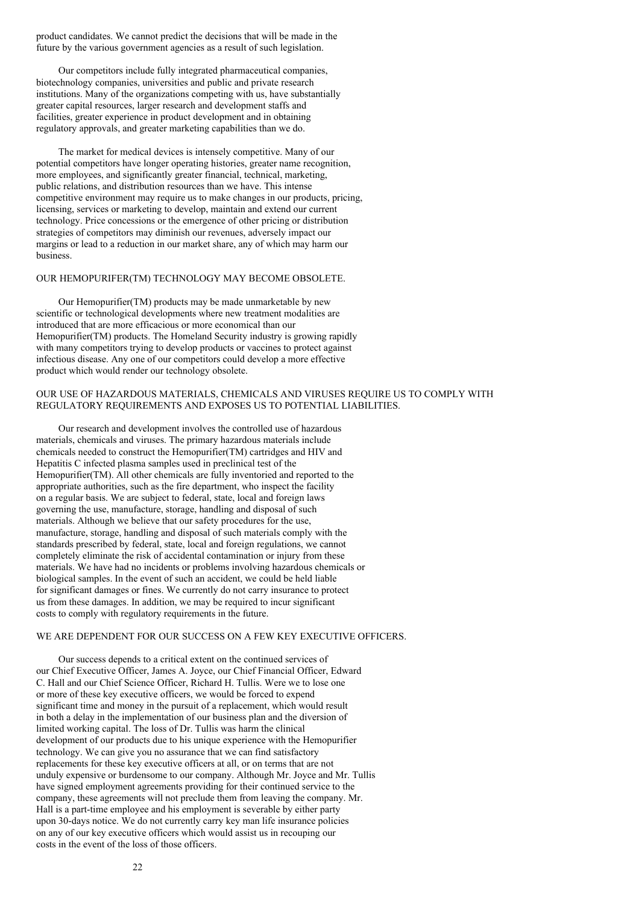product candidates. We cannot predict the decisions that will be made in the future by the various government agencies as a result of such legislation.

Our competitors include fully integrated pharmaceutical companies, biotechnology companies, universities and public and private research institutions. Many of the organizations competing with us, have substantially greater capital resources, larger research and development staffs and facilities, greater experience in product development and in obtaining regulatory approvals, and greater marketing capabilities than we do.

The market for medical devices is intensely competitive. Many of our potential competitors have longer operating histories, greater name recognition, more employees, and significantly greater financial, technical, marketing, public relations, and distribution resources than we have. This intense competitive environment may require us to make changes in our products, pricing, licensing, services or marketing to develop, maintain and extend our current technology. Price concessions or the emergence of other pricing or distribution strategies of competitors may diminish our revenues, adversely impact our margins or lead to a reduction in our market share, any of which may harm our business.

## OUR HEMOPURIFER(TM) TECHNOLOGY MAY BECOME OBSOLETE.

Our Hemopurifier(TM) products may be made unmarketable by new scientific or technological developments where new treatment modalities are introduced that are more efficacious or more economical than our Hemopurifier(TM) products. The Homeland Security industry is growing rapidly with many competitors trying to develop products or vaccines to protect against infectious disease. Any one of our competitors could develop a more effective product which would render our technology obsolete.

## OUR USE OF HAZARDOUS MATERIALS, CHEMICALS AND VIRUSES REQUIRE US TO COMPLY WITH REGULATORY REQUIREMENTS AND EXPOSES US TO POTENTIAL LIABILITIES.

Our research and development involves the controlled use of hazardous materials, chemicals and viruses. The primary hazardous materials include chemicals needed to construct the Hemopurifier(TM) cartridges and HIV and Hepatitis C infected plasma samples used in preclinical test of the Hemopurifier(TM). All other chemicals are fully inventoried and reported to the appropriate authorities, such as the fire department, who inspect the facility on a regular basis. We are subject to federal, state, local and foreign laws governing the use, manufacture, storage, handling and disposal of such materials. Although we believe that our safety procedures for the use, manufacture, storage, handling and disposal of such materials comply with the standards prescribed by federal, state, local and foreign regulations, we cannot completely eliminate the risk of accidental contamination or injury from these materials. We have had no incidents or problems involving hazardous chemicals or biological samples. In the event of such an accident, we could be held liable for significant damages or fines. We currently do not carry insurance to protect us from these damages. In addition, we may be required to incur significant costs to comply with regulatory requirements in the future.

## WE ARE DEPENDENT FOR OUR SUCCESS ON A FEW KEY EXECUTIVE OFFICERS.

Our success depends to a critical extent on the continued services of our Chief Executive Officer, James A. Joyce, our Chief Financial Officer, Edward C. Hall and our Chief Science Officer, Richard H. Tullis. Were we to lose one or more of these key executive officers, we would be forced to expend significant time and money in the pursuit of a replacement, which would result in both a delay in the implementation of our business plan and the diversion of limited working capital. The loss of Dr. Tullis was harm the clinical development of our products due to his unique experience with the Hemopurifier technology. We can give you no assurance that we can find satisfactory replacements for these key executive officers at all, or on terms that are not unduly expensive or burdensome to our company. Although Mr. Joyce and Mr. Tullis have signed employment agreements providing for their continued service to the company, these agreements will not preclude them from leaving the company. Mr. Hall is a part-time employee and his employment is severable by either party upon 30-days notice. We do not currently carry key man life insurance policies on any of our key executive officers which would assist us in recouping our costs in the event of the loss of those officers.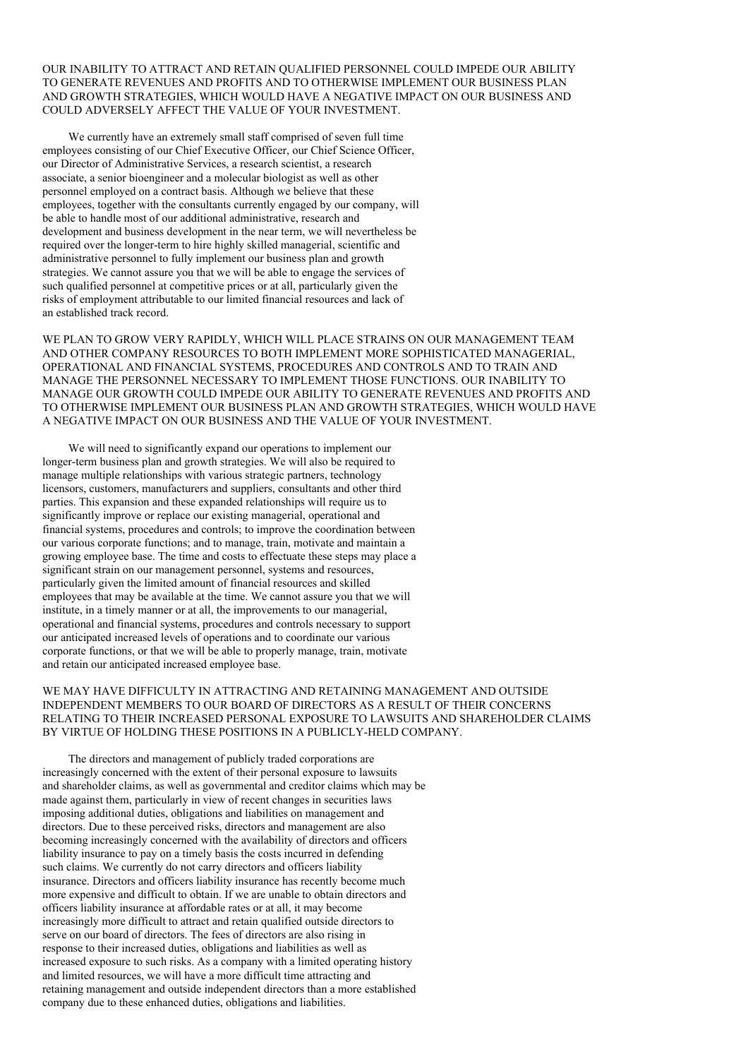OUR INABILITY TO ATTRACT AND RETAIN QUALIFIED PERSONNEL COULD IMPEDE OUR ABILITY TO GENERATE REVENUES AND PROFITS AND TO OTHERWISE IMPLEMENT OUR BUSINESS PLAN AND GROWTH STRATEGIES, WHICH WOULD HAVE A NEGATIVE IMPACT ON OUR BUSINESS AND COULD ADVERSELY AFFECT THE VALUE OF YOUR INVESTMENT.

We currently have an extremely small staff comprised of seven full time employees consisting of our Chief Executive Officer, our Chief Science Officer, our Director of Administrative Services, a research scientist, a research associate, a senior bioengineer and a molecular biologist as well as other personnel employed on a contract basis. Although we believe that these employees, together with the consultants currently engaged by our company, will be able to handle most of our additional administrative, research and development and business development in the near term, we will nevertheless be required over the longer-term to hire highly skilled managerial, scientific and administrative personnel to fully implement our business plan and growth strategies. We cannot assure you that we will be able to engage the services of such qualified personnel at competitive prices or at all, particularly given the risks of employment attributable to our limited financial resources and lack of an established track record.

WE PLAN TO GROW VERY RAPIDLY, WHICH WILL PLACE STRAINS ON OUR MANAGEMENT TEAM AND OTHER COMPANY RESOURCES TO BOTH IMPLEMENT MORE SOPHISTICATED MANAGERIAL, OPERATIONAL AND FINANCIAL SYSTEMS, PROCEDURES AND CONTROLS AND TO TRAIN AND MANAGE THE PERSONNEL NECESSARY TO IMPLEMENT THOSE FUNCTIONS. OUR INABILITY TO MANAGE OUR GROWTH COULD IMPEDE OUR ABILITY TO GENERATE REVENUES AND PROFITS AND TO OTHERWISE IMPLEMENT OUR BUSINESS PLAN AND GROWTH STRATEGIES, WHICH WOULD HAVE A NEGATIVE IMPACT ON OUR BUSINESS AND THE VALUE OF YOUR INVESTMENT.

We will need to significantly expand our operations to implement our longer-term business plan and growth strategies. We will also be required to manage multiple relationships with various strategic partners, technology licensors, customers, manufacturers and suppliers, consultants and other third parties. This expansion and these expanded relationships will require us to significantly improve or replace our existing managerial, operational and financial systems, procedures and controls; to improve the coordination between our various corporate functions; and to manage, train, motivate and maintain a growing employee base. The time and costs to effectuate these steps may place a significant strain on our management personnel, systems and resources, particularly given the limited amount of financial resources and skilled employees that may be available at the time. We cannot assure you that we will institute, in a timely manner or at all, the improvements to our managerial, operational and financial systems, procedures and controls necessary to support our anticipated increased levels of operations and to coordinate our various corporate functions, or that we will be able to properly manage, train, motivate and retain our anticipated increased employee base.

WE MAY HAVE DIFFICULTY IN ATTRACTING AND RETAINING MANAGEMENT AND OUTSIDE INDEPENDENT MEMBERS TO OUR BOARD OF DIRECTORS AS A RESULT OF THEIR CONCERNS RELATING TO THEIR INCREASED PERSONAL EXPOSURE TO LAWSUITS AND SHAREHOLDER CLAIMS BY VIRTUE OF HOLDING THESE POSITIONS IN A PUBLICLY-HELD COMPANY.

The directors and management of publicly traded corporations are increasingly concerned with the extent of their personal exposure to lawsuits and shareholder claims, as well as governmental and creditor claims which may be made against them, particularly in view of recent changes in securities laws imposing additional duties, obligations and liabilities on management and directors. Due to these perceived risks, directors and management are also becoming increasingly concerned with the availability of directors and officers liability insurance to pay on a timely basis the costs incurred in defending such claims. We currently do not carry directors and officers liability insurance. Directors and officers liability insurance has recently become much more expensive and difficult to obtain. If we are unable to obtain directors and officers liability insurance at affordable rates or at all, it may become increasingly more difficult to attract and retain qualified outside directors to serve on our board of directors. The fees of directors are also rising in response to their increased duties, obligations and liabilities as well as increased exposure to such risks. As a company with a limited operating history and limited resources, we will have a more difficult time attracting and retaining management and outside independent directors than a more established company due to these enhanced duties, obligations and liabilities.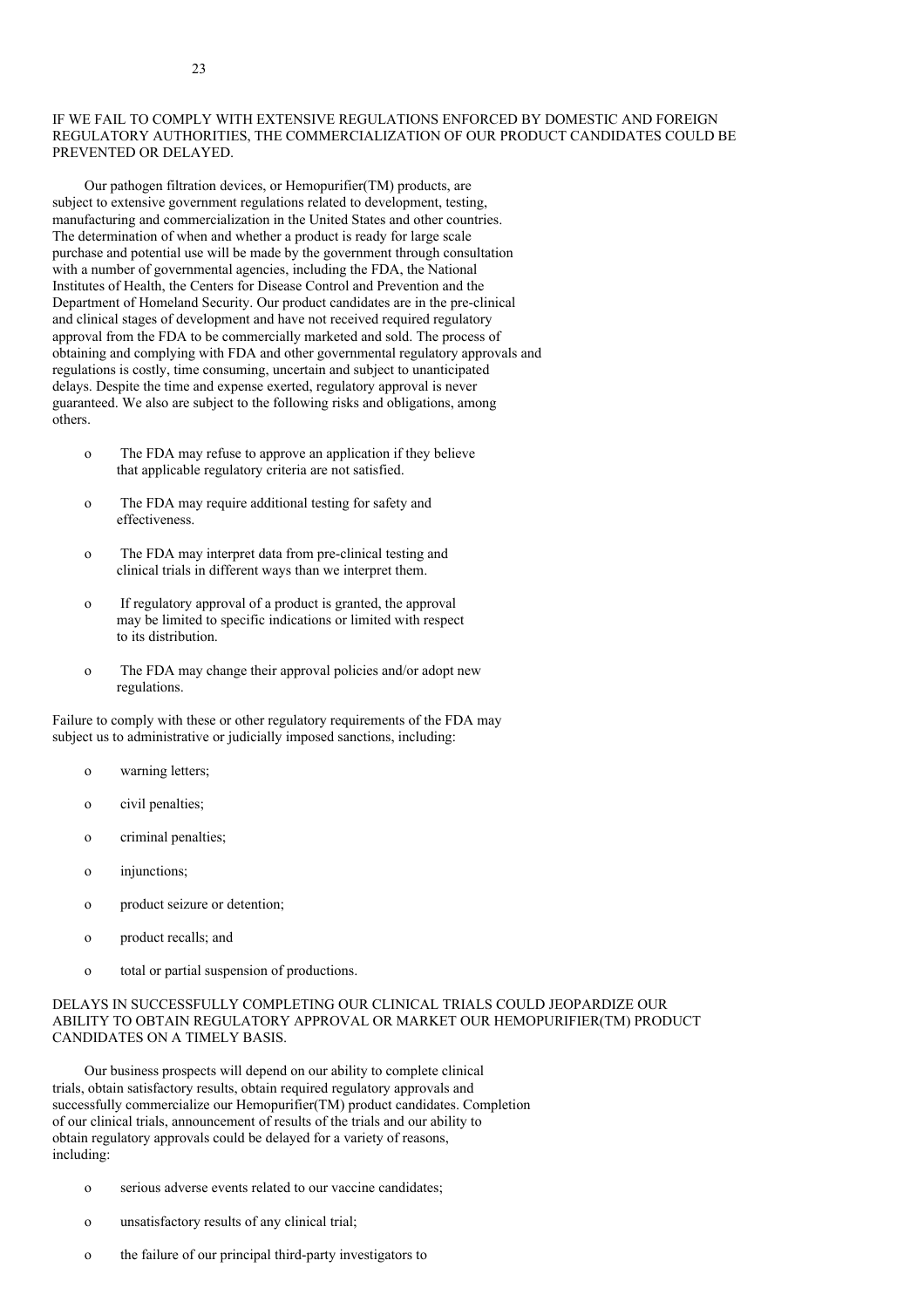## IF WE FAIL TO COMPLY WITH EXTENSIVE REGULATIONS ENFORCED BY DOMESTIC AND FOREIGN REGULATORY AUTHORITIES, THE COMMERCIALIZATION OF OUR PRODUCT CANDIDATES COULD BE PREVENTED OR DELAYED.

Our pathogen filtration devices, or Hemopurifier(TM) products, are subject to extensive government regulations related to development, testing, manufacturing and commercialization in the United States and other countries. The determination of when and whether a product is ready for large scale purchase and potential use will be made by the government through consultation with a number of governmental agencies, including the FDA, the National Institutes of Health, the Centers for Disease Control and Prevention and the Department of Homeland Security. Our product candidates are in the pre-clinical and clinical stages of development and have not received required regulatory approval from the FDA to be commercially marketed and sold. The process of obtaining and complying with FDA and other governmental regulatory approvals and regulations is costly, time consuming, uncertain and subject to unanticipated delays. Despite the time and expense exerted, regulatory approval is never guaranteed. We also are subject to the following risks and obligations, among others.

- The FDA may refuse to approve an application if they believe that applicable regulatory criteria are not satisfied.
- The FDA may require additional testing for safety and effectiveness.
- The FDA may interpret data from pre-clinical testing and clinical trials in different ways than we interpret them.
- If regulatory approval of a product is granted, the approval may be limited to specific indications or limited with respect to its distribution.
- The FDA may change their approval policies and/or adopt new regulations.

Failure to comply with these or other regulatory requirements of the FDA may subject us to administrative or judicially imposed sanctions, including:

- warning letters;
- civil penalties;
- criminal penalties;
- injunctions;
- product seizure or detention;
- product recalls; and
- total or partial suspension of productions.

## DELAYS IN SUCCESSFULLY COMPLETING OUR CLINICAL TRIALS COULD JEOPARDIZE OUR ABILITY TO OBTAIN REGULATORY APPROVAL OR MARKET OUR HEMOPURIFIER(TM) PRODUCT CANDIDATES ON A TIMELY BASIS.

Our business prospects will depend on our ability to complete clinical trials, obtain satisfactory results, obtain required regulatory approvals and successfully commercialize our Hemopurifier(TM) product candidates. Completion of our clinical trials, announcement of results of the trials and our ability to obtain regulatory approvals could be delayed for a variety of reasons, including:

- serious adverse events related to our vaccine candidates;
- unsatisfactory results of any clinical trial;
- the failure of our principal third-party investigators to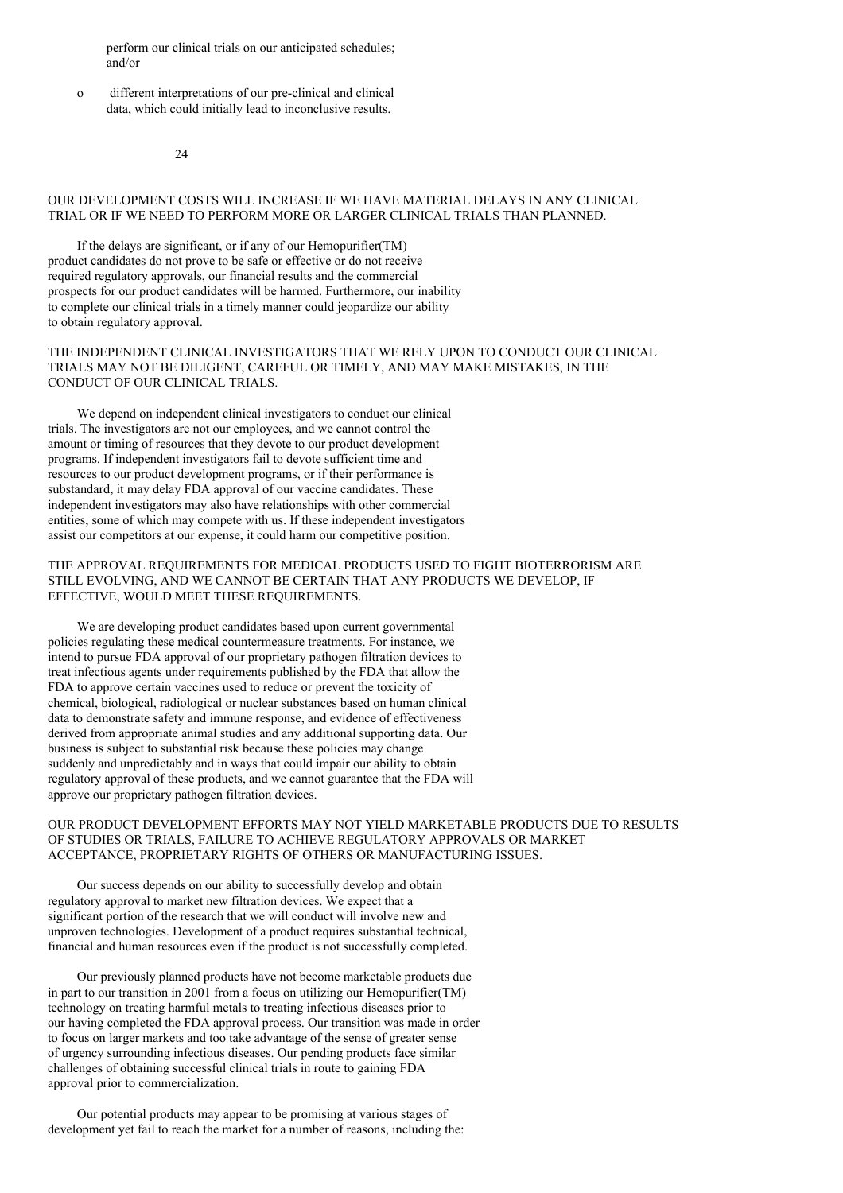perform our clinical trials on our anticipated schedules; and/or

- different interpretations of our pre-clinical and clinical data, which could initially lead to inconclusive results.

## OUR DEVELOPMENT COSTS WILL INCREASE IF WE HAVE MATERIAL DELAYS IN ANY CLINICAL TRIAL OR IF WE NEED TO PERFORM MORE OR LARGER CLINICAL TRIALS THAN PLANNED.

If the delays are significant, or if any of our Hemopurifier(TM) product candidates do not prove to be safe or effective or do not receive required regulatory approvals, our financial results and the commercial prospects for our product candidates will be harmed. Furthermore, our inability to complete our clinical trials in a timely manner could jeopardize our ability to obtain regulatory approval.

## THE INDEPENDENT CLINICAL INVESTIGATORS THAT WE RELY UPON TO CONDUCT OUR CLINICAL TRIALS MAY NOT BE DILIGENT, CAREFUL OR TIMELY, AND MAY MAKE MISTAKES, IN THE CONDUCT OF OUR CLINICAL TRIALS.

We depend on independent clinical investigators to conduct our clinical trials. The investigators are not our employees, and we cannot control the amount or timing of resources that they devote to our product development programs. If independent investigators fail to devote sufficient time and resources to our product development programs, or if their performance is substandard, it may delay FDA approval of our vaccine candidates. These independent investigators may also have relationships with other commercial entities, some of which may compete with us. If these independent investigators assist our competitors at our expense, it could harm our competitive position.

## THE APPROVAL REQUIREMENTS FOR MEDICAL PRODUCTS USED TO FIGHT BIOTERRORISM ARE STILL EVOLVING, AND WE CANNOT BE CERTAIN THAT ANY PRODUCTS WE DEVELOP, IF EFFECTIVE, WOULD MEET THESE REQUIREMENTS.

We are developing product candidates based upon current governmental policies regulating these medical countermeasure treatments. For instance, we intend to pursue FDA approval of our proprietary pathogen filtration devices to treat infectious agents under requirements published by the FDA that allow the FDA to approve certain vaccines used to reduce or prevent the toxicity of chemical, biological, radiological or nuclear substances based on human clinical data to demonstrate safety and immune response, and evidence of effectiveness derived from appropriate animal studies and any additional supporting data. Our business is subject to substantial risk because these policies may change suddenly and unpredictably and in ways that could impair our ability to obtain regulatory approval of these products, and we cannot guarantee that the FDA will approve our proprietary pathogen filtration devices.

## OUR PRODUCT DEVELOPMENT EFFORTS MAY NOT YIELD MARKETABLE PRODUCTS DUE TO RESULTS OF STUDIES OR TRIALS, FAILURE TO ACHIEVE REGULATORY APPROVALS OR MARKET ACCEPTANCE, PROPRIETARY RIGHTS OF OTHERS OR MANUFACTURING ISSUES.

Our success depends on our ability to successfully develop and obtain regulatory approval to market new filtration devices. We expect that a significant portion of the research that we will conduct will involve new and unproven technologies. Development of a product requires substantial technical, financial and human resources even if the product is not successfully completed.

Our previously planned products have not become marketable products due in part to our transition in 2001 from a focus on utilizing our Hemopurifier(TM) technology on treating harmful metals to treating infectious diseases prior to our having completed the FDA approval process. Our transition was made in order to focus on larger markets and too take advantage of the sense of greater sense of urgency surrounding infectious diseases. Our pending products face similar challenges of obtaining successful clinical trials in route to gaining FDA approval prior to commercialization.

Our potential products may appear to be promising at various stages of development yet fail to reach the market for a number of reasons, including the: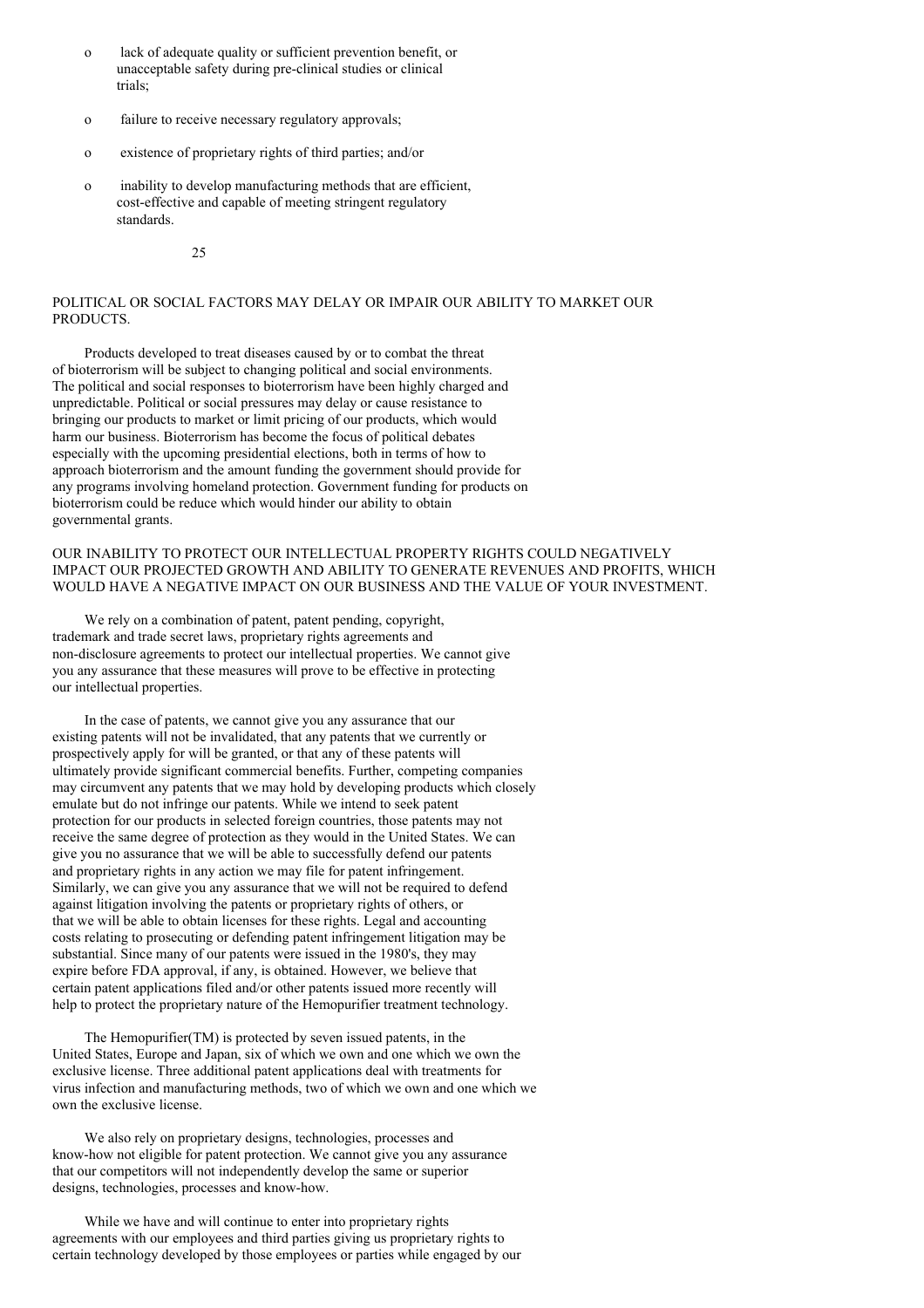- lack of adequate quality or sufficient prevention benefit, or unacceptable safety during pre-clinical studies or clinical trials;
- failure to receive necessary regulatory approvals;
- existence of proprietary rights of third parties; and/or
- inability to develop manufacturing methods that are efficient, cost-effective and capable of meeting stringent regulatory standards.

POLITICAL OR SOCIAL FACTORS MAY DELAY OR IMPAIR OUR ABILITY TO MARKET OUR PRODUCTS.

Products developed to treat diseases caused by or to combat the threat of bioterrorism will be subject to changing political and social environments. The political and social responses to bioterrorism have been highly charged and unpredictable. Political or social pressures may delay or cause resistance to bringing our products to market or limit pricing of our products, which would harm our business. Bioterrorism has become the focus of political debates especially with the upcoming presidential elections, both in terms of how to approach bioterrorism and the amount funding the government should provide for any programs involving homeland protection. Government funding for products on bioterrorism could be reduce which would hinder our ability to obtain governmental grants.

OUR INABILITY TO PROTECT OUR INTELLECTUAL PROPERTY RIGHTS COULD NEGATIVELY IMPACT OUR PROJECTED GROWTH AND ABILITY TO GENERATE REVENUES AND PROFITS, WHICH WOULD HAVE A NEGATIVE IMPACT ON OUR BUSINESS AND THE VALUE OF YOUR INVESTMENT.

We rely on a combination of patent, patent pending, copyright, trademark and trade secret laws, proprietary rights agreements and non-disclosure agreements to protect our intellectual properties. We cannot give you any assurance that these measures will prove to be effective in protecting our intellectual properties.

In the case of patents, we cannot give you any assurance that our existing patents will not be invalidated, that any patents that we currently or prospectively apply for will be granted, or that any of these patents will ultimately provide significant commercial benefits. Further, competing companies may circumvent any patents that we may hold by developing products which closely emulate but do not infringe our patents. While we intend to seek patent protection for our products in selected foreign countries, those patents may not receive the same degree of protection as they would in the United States. We can give you no assurance that we will be able to successfully defend our patents and proprietary rights in any action we may file for patent infringement. Similarly, we can give you any assurance that we will not be required to defend against litigation involving the patents or proprietary rights of others, or that we will be able to obtain licenses for these rights. Legal and accounting costs relating to prosecuting or defending patent infringement litigation may be substantial. Since many of our patents were issued in the 1980's, they may expire before FDA approval, if any, is obtained. However, we believe that certain patent applications filed and/or other patents issued more recently will help to protect the proprietary nature of the Hemopurifier treatment technology.

The Hemopurifier(TM) is protected by seven issued patents, in the United States, Europe and Japan, six of which we own and one which we own the exclusive license. Three additional patent applications deal with treatments for virus infection and manufacturing methods, two of which we own and one which we own the exclusive license.

We also rely on proprietary designs, technologies, processes and know-how not eligible for patent protection. We cannot give you any assurance that our competitors will not independently develop the same or superior designs, technologies, processes and know-how.

While we have and will continue to enter into proprietary rights agreements with our employees and third parties giving us proprietary rights to certain technology developed by those employees or parties while engaged by our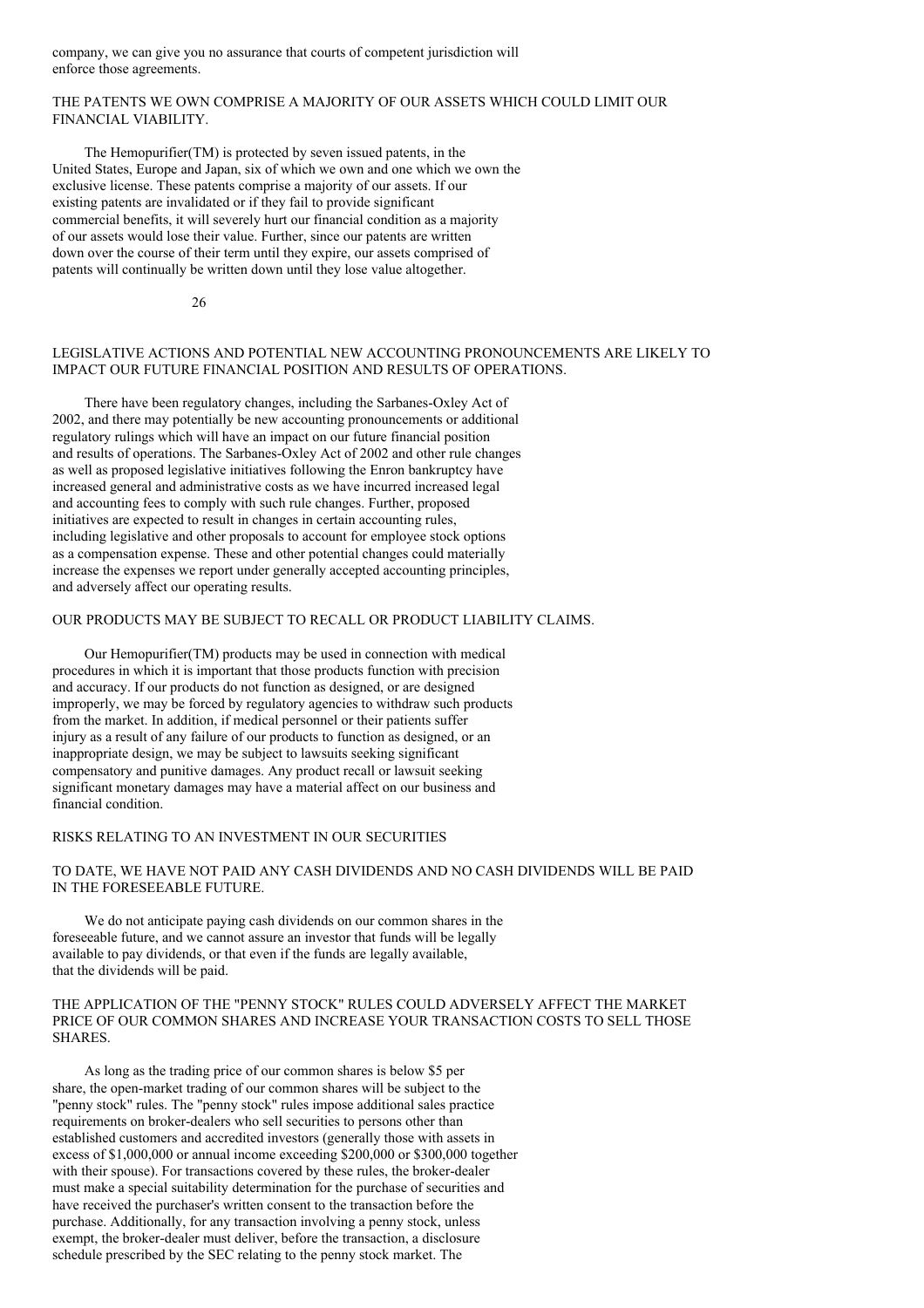company, we can give you no assurance that courts of competent jurisdiction will enforce those agreements.

### THE PATENTS WE OWN COMPRISE A MAJORITY OF OUR ASSETS WHICH COULD LIMIT OUR FINANCIAL VIABILITY.

The Hemopurifier(TM) is protected by seven issued patents, in the United States, Europe and Japan, six of which we own and one which we own the exclusive license. These patents comprise a majority of our assets. If our existing patents are invalidated or if they fail to provide significant commercial benefits, it will severely hurt our financial condition as a majority of our assets would lose their value. Further, since our patents are written down over the course of their term until they expire, our assets comprised of patents will continually be written down until they lose value altogether.

### LEGISLATIVE ACTIONS AND POTENTIAL NEW ACCOUNTING PRONOUNCEMENTS ARE LIKELY TO IMPACT OUR FUTURE FINANCIAL POSITION AND RESULTS OF OPERATIONS.

There have been regulatory changes, including the Sarbanes-Oxley Act of 2002, and there may potentially be new accounting pronouncements or additional regulatory rulings which will have an impact on our future financial position and results of operations. The Sarbanes-Oxley Act of 2002 and other rule changes as well as proposed legislative initiatives following the Enron bankruptcy have increased general and administrative costs as we have incurred increased legal and accounting fees to comply with such rule changes. Further, proposed initiatives are expected to result in changes in certain accounting rules, including legislative and other proposals to account for employee stock options as a compensation expense. These and other potential changes could materially increase the expenses we report under generally accepted accounting principles, and adversely affect our operating results.

### OUR PRODUCTS MAY BE SUBJECT TO RECALL OR PRODUCT LIABILITY CLAIMS.

Our Hemopurifier(TM) products may be used in connection with medical procedures in which it is important that those products function with precision and accuracy. If our products do not function as designed, or are designed improperly, we may be forced by regulatory agencies to withdraw such products from the market. In addition, if medical personnel or their patients suffer injury as a result of any failure of our products to function as designed, or an inappropriate design, we may be subject to lawsuits seeking significant compensatory and punitive damages. Any product recall or lawsuit seeking significant monetary damages may have a material affect on our business and financial condition.

## RISKS RELATING TO AN INVESTMENT IN OUR SECURITIES

### TO DATE, WE HAVE NOT PAID ANY CASH DIVIDENDS AND NO CASH DIVIDENDS WILL BE PAID IN THE FORESEEABLE FUTURE.

We do not anticipate paying cash dividends on our common shares in the foreseeable future, and we cannot assure an investor that funds will be legally available to pay dividends, or that even if the funds are legally available, that the dividends will be paid.

### THE APPLICATION OF THE "PENNY STOCK" RULES COULD ADVERSELY AFFECT THE MARKET PRICE OF OUR COMMON SHARES AND INCREASE YOUR TRANSACTION COSTS TO SELL THOSE SHARES.

As long as the trading price of our common shares is below $5 per share, the open-market trading of our common shares will be subject to the "penny stock" rules. The "penny stock" rules impose additional sales practice requirements on broker-dealers who sell securities to persons other than established customers and accredited investors (generally those with assets in excess of $1,000,000 or annual income exceeding $200,000 or $300,000 together with their spouse). For transactions covered by these rules, the broker-dealer must make a special suitability determination for the purchase of securities and have received the purchaser's written consent to the transaction before the purchase. Additionally, for any transaction involving a penny stock, unless exempt, the broker-dealer must deliver, before the transaction, a disclosure schedule prescribed by the SEC relating to the penny stock market. The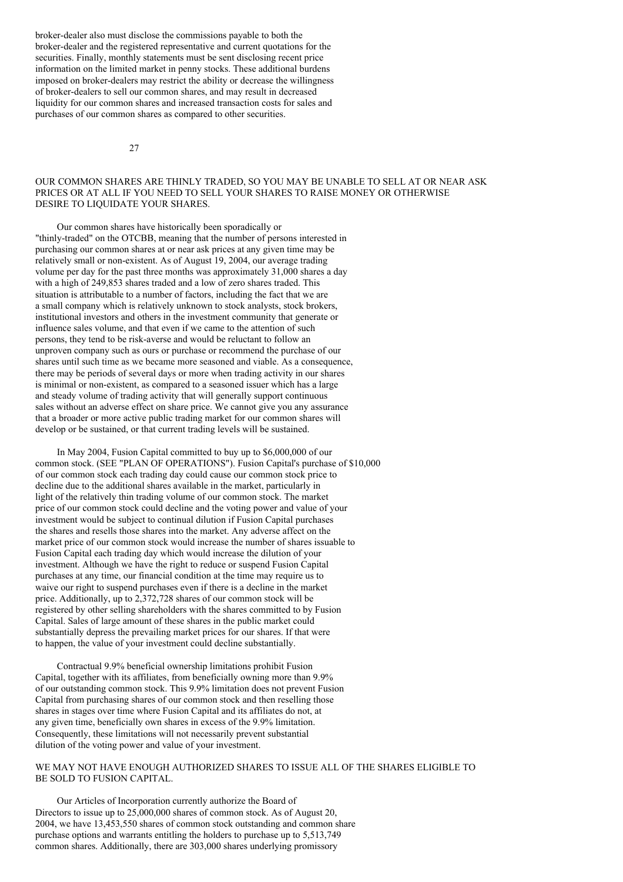broker-dealer also must disclose the commissions payable to both the broker-dealer and the registered representative and current quotations for the securities. Finally, monthly statements must be sent disclosing recent price information on the limited market in penny stocks. These additional burdens imposed on broker-dealers may restrict the ability or decrease the willingness of broker-dealers to sell our common shares, and may result in decreased liquidity for our common shares and increased transaction costs for sales and purchases of our common shares as compared to other securities.

## OUR COMMON SHARES ARE THINLY TRADED, SO YOU MAY BE UNABLE TO SELL AT OR NEAR ASK PRICES OR AT ALL IF YOU NEED TO SELL YOUR SHARES TO RAISE MONEY OR OTHERWISE DESIRE TO LIQUIDATE YOUR SHARES.

Our common shares have historically been sporadically or "thinly-traded" on the OTCBB, meaning that the number of persons interested in purchasing our common shares at or near ask prices at any given time may be relatively small or non-existent. As of August 19, 2004, our average trading volume per day for the past three months was approximately 31,000 shares a day with a high of 249,853 shares traded and a low of zero shares traded. This situation is attributable to a number of factors, including the fact that we are a small company which is relatively unknown to stock analysts, stock brokers, institutional investors and others in the investment community that generate or influence sales volume, and that even if we came to the attention of such persons, they tend to be risk-averse and would be reluctant to follow an unproven company such as ours or purchase or recommend the purchase of our shares until such time as we became more seasoned and viable. As a consequence, there may be periods of several days or more when trading activity in our shares is minimal or non-existent, as compared to a seasoned issuer which has a large and steady volume of trading activity that will generally support continuous sales without an adverse effect on share price. We cannot give you any assurance that a broader or more active public trading market for our common shares will develop or be sustained, or that current trading levels will be sustained.

In May 2004, Fusion Capital committed to buy up to $6,000,000 of our common stock. (SEE "PLAN OF OPERATIONS"). Fusion Capital's purchase of $10,000 of our common stock each trading day could cause our common stock price to decline due to the additional shares available in the market, particularly in light of the relatively thin trading volume of our common stock. The market price of our common stock could decline and the voting power and value of your investment would be subject to continual dilution if Fusion Capital purchases the shares and resells those shares into the market. Any adverse affect on the market price of our common stock would increase the number of shares issuable to Fusion Capital each trading day which would increase the dilution of your investment. Although we have the right to reduce or suspend Fusion Capital purchases at any time, our financial condition at the time may require us to waive our right to suspend purchases even if there is a decline in the market price. Additionally, up to 2,372,728 shares of our common stock will be registered by other selling shareholders with the shares committed to by Fusion Capital. Sales of large amount of these shares in the public market could substantially depress the prevailing market prices for our shares. If that were to happen, the value of your investment could decline substantially.

Contractual 9.9% beneficial ownership limitations prohibit Fusion Capital, together with its affiliates, from beneficially owning more than 9.9% of our outstanding common stock. This 9.9% limitation does not prevent Fusion Capital from purchasing shares of our common stock and then reselling those shares in stages over time where Fusion Capital and its affiliates do not, at any given time, beneficially own shares in excess of the 9.9% limitation. Consequently, these limitations will not necessarily prevent substantial dilution of the voting power and value of your investment.

## WE MAY NOT HAVE ENOUGH AUTHORIZED SHARES TO ISSUE ALL OF THE SHARES ELIGIBLE TO BE SOLD TO FUSION CAPITAL.

Our Articles of Incorporation currently authorize the Board of Directors to issue up to 25,000,000 shares of common stock. As of August 20, 2004, we have 13,453,550 shares of common stock outstanding and common share purchase options and warrants entitling the holders to purchase up to 5,513,749 common shares. Additionally, there are 303,000 shares underlying promissory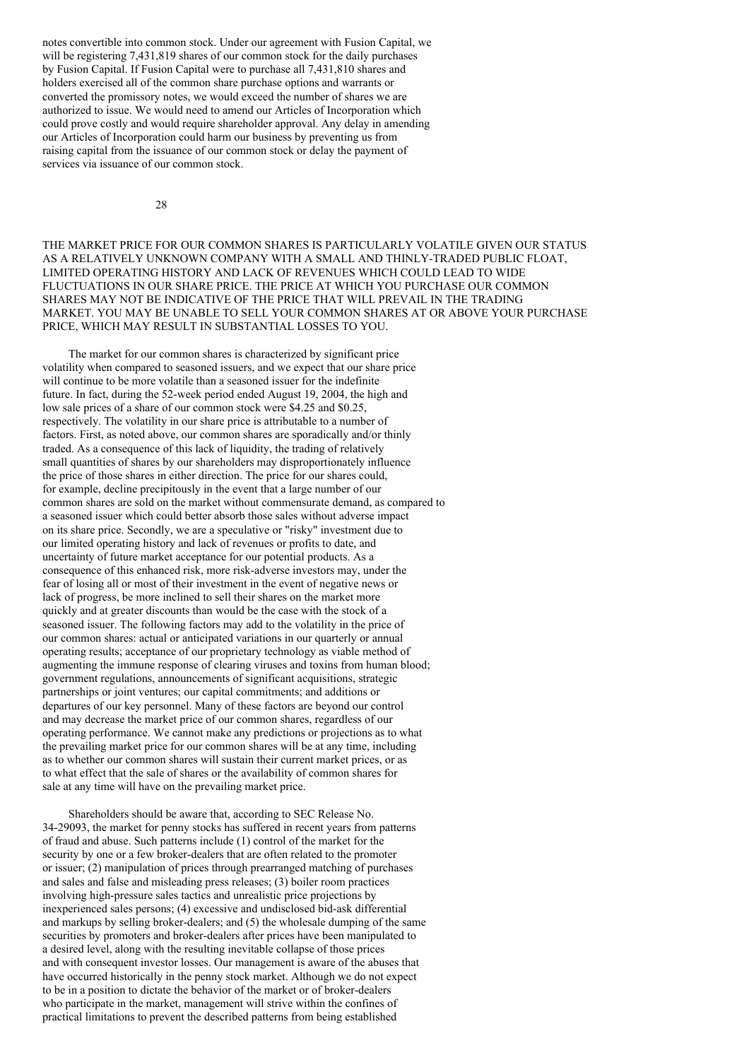notes convertible into common stock. Under our agreement with Fusion Capital, we will be registering 7,431,819 shares of our common stock for the daily purchases by Fusion Capital. If Fusion Capital were to purchase all 7,431,810 shares and holders exercised all of the common share purchase options and warrants or converted the promissory notes, we would exceed the number of shares we are authorized to issue. We would need to amend our Articles of Incorporation which could prove costly and would require shareholder approval. Any delay in amending our Articles of Incorporation could harm our business by preventing us from raising capital from the issuance of our common stock or delay the payment of services via issuance of our common stock.

THE MARKET PRICE FOR OUR COMMON SHARES IS PARTICULARLY VOLATILE GIVEN OUR STATUS AS A RELATIVELY UNKNOWN COMPANY WITH A SMALL AND THINLY-TRADED PUBLIC FLOAT, LIMITED OPERATING HISTORY AND LACK OF REVENUES WHICH COULD LEAD TO WIDE FLUCTUATIONS IN OUR SHARE PRICE. THE PRICE AT WHICH YOU PURCHASE OUR COMMON SHARES MAY NOT BE INDICATIVE OF THE PRICE THAT WILL PREVAIL IN THE TRADING MARKET. YOU MAY BE UNABLE TO SELL YOUR COMMON SHARES AT OR ABOVE YOUR PURCHASE PRICE, WHICH MAY RESULT IN SUBSTANTIAL LOSSES TO YOU.

The market for our common shares is characterized by significant price volatility when compared to seasoned issuers, and we expect that our share price will continue to be more volatile than a seasoned issuer for the indefinite future. In fact, during the 52-week period ended August 19, 2004, the high and low sale prices of a share of our common stock were $4.25 and $0.25, respectively. The volatility in our share price is attributable to a number of factors. First, as noted above, our common shares are sporadically and/or thinly traded. As a consequence of this lack of liquidity, the trading of relatively small quantities of shares by our shareholders may disproportionately influence the price of those shares in either direction. The price for our shares could, for example, decline precipitously in the event that a large number of our common shares are sold on the market without commensurate demand, as compared to a seasoned issuer which could better absorb those sales without adverse impact on its share price. Secondly, we are a speculative or "risky" investment due to our limited operating history and lack of revenues or profits to date, and uncertainty of future market acceptance for our potential products. As a consequence of this enhanced risk, more risk-adverse investors may, under the fear of losing all or most of their investment in the event of negative news or lack of progress, be more inclined to sell their shares on the market more quickly and at greater discounts than would be the case with the stock of a seasoned issuer. The following factors may add to the volatility in the price of our common shares: actual or anticipated variations in our quarterly or annual operating results; acceptance of our proprietary technology as viable method of augmenting the immune response of clearing viruses and toxins from human blood; government regulations, announcements of significant acquisitions, strategic partnerships or joint ventures; our capital commitments; and additions or departures of our key personnel. Many of these factors are beyond our control and may decrease the market price of our common shares, regardless of our operating performance. We cannot make any predictions or projections as to what the prevailing market price for our common shares will be at any time, including as to whether our common shares will sustain their current market prices, or as to what effect that the sale of shares or the availability of common shares for sale at any time will have on the prevailing market price.

Shareholders should be aware that, according to SEC Release No. 34-29093, the market for penny stocks has suffered in recent years from patterns of fraud and abuse. Such patterns include (1) control of the market for the security by one or a few broker-dealers that are often related to the promoter or issuer; (2) manipulation of prices through prearranged matching of purchases and sales and false and misleading press releases; (3) boiler room practices involving high-pressure sales tactics and unrealistic price projections by inexperienced sales persons; (4) excessive and undisclosed bid-ask differential and markups by selling broker-dealers; and (5) the wholesale dumping of the same securities by promoters and broker-dealers after prices have been manipulated to a desired level, along with the resulting inevitable collapse of those prices and with consequent investor losses. Our management is aware of the abuses that have occurred historically in the penny stock market. Although we do not expect to be in a position to dictate the behavior of the market or of broker-dealers who participate in the market, management will strive within the confines of practical limitations to prevent the described patterns from being established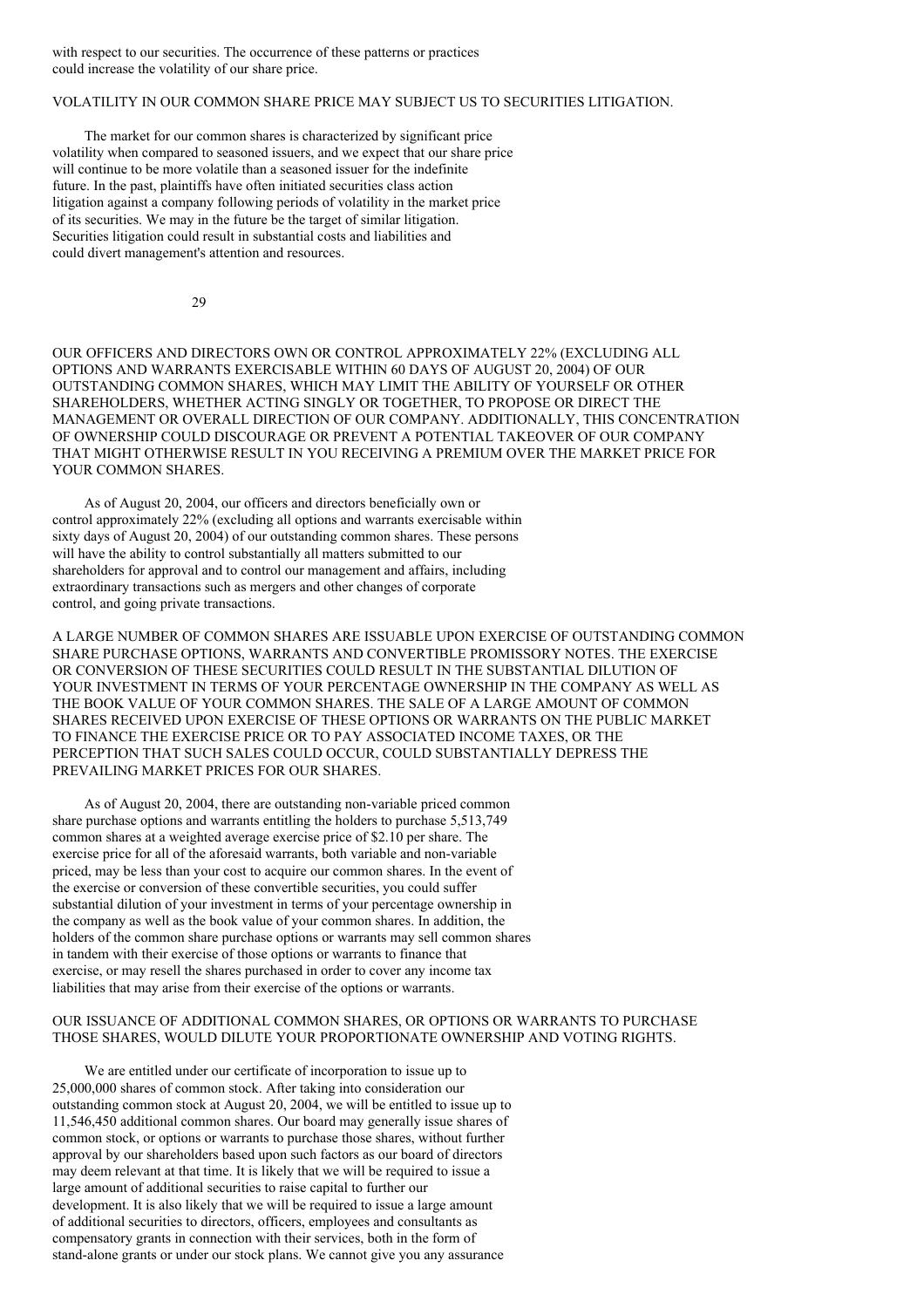with respect to our securities. The occurrence of these patterns or practices could increase the volatility of our share price.

VOLATILITY IN OUR COMMON SHARE PRICE MAY SUBJECT US TO SECURITIES LITIGATION.

The market for our common shares is characterized by significant price volatility when compared to seasoned issuers, and we expect that our share price will continue to be more volatile than a seasoned issuer for the indefinite future. In the past, plaintiffs have often initiated securities class action litigation against a company following periods of volatility in the market price of its securities. We may in the future be the target of similar litigation. Securities litigation could result in substantial costs and liabilities and could divert management's attention and resources.

OUR OFFICERS AND DIRECTORS OWN OR CONTROL APPROXIMATELY 22% (EXCLUDING ALL OPTIONS AND WARRANTS EXERCISABLE WITHIN 60 DAYS OF AUGUST 20, 2004) OF OUR OUTSTANDING COMMON SHARES, WHICH MAY LIMIT THE ABILITY OF YOURSELF OR OTHER SHAREHOLDERS, WHETHER ACTING SINGLY OR TOGETHER, TO PROPOSE OR DIRECT THE MANAGEMENT OR OVERALL DIRECTION OF OUR COMPANY. ADDITIONALLY, THIS CONCENTRATION OF OWNERSHIP COULD DISCOURAGE OR PREVENT A POTENTIAL TAKEOVER OF OUR COMPANY THAT MIGHT OTHERWISE RESULT IN YOU RECEIVING A PREMIUM OVER THE MARKET PRICE FOR YOUR COMMON SHARES.

As of August 20, 2004, our officers and directors beneficially own or control approximately 22% (excluding all options and warrants exercisable within sixty days of August 20, 2004) of our outstanding common shares. These persons will have the ability to control substantially all matters submitted to our shareholders for approval and to control our management and affairs, including extraordinary transactions such as mergers and other changes of corporate control, and going private transactions.

A LARGE NUMBER OF COMMON SHARES ARE ISSUABLE UPON EXERCISE OF OUTSTANDING COMMON SHARE PURCHASE OPTIONS, WARRANTS AND CONVERTIBLE PROMISSORY NOTES. THE EXERCISE OR CONVERSION OF THESE SECURITIES COULD RESULT IN THE SUBSTANTIAL DILUTION OF YOUR INVESTMENT IN TERMS OF YOUR PERCENTAGE OWNERSHIP IN THE COMPANY AS WELL AS THE BOOK VALUE OF YOUR COMMON SHARES. THE SALE OF A LARGE AMOUNT OF COMMON SHARES RECEIVED UPON EXERCISE OF THESE OPTIONS OR WARRANTS ON THE PUBLIC MARKET TO FINANCE THE EXERCISE PRICE OR TO PAY ASSOCIATED INCOME TAXES, OR THE PERCEPTION THAT SUCH SALES COULD OCCUR, COULD SUBSTANTIALLY DEPRESS THE PREVAILING MARKET PRICES FOR OUR SHARES.

As of August 20, 2004, there are outstanding non-variable priced common share purchase options and warrants entitling the holders to purchase 5,513,749 common shares at a weighted average exercise price of $2.10 per share. The exercise price for all of the aforesaid warrants, both variable and non-variable priced, may be less than your cost to acquire our common shares. In the event of the exercise or conversion of these convertible securities, you could suffer substantial dilution of your investment in terms of your percentage ownership in the company as well as the book value of your common shares. In addition, the holders of the common share purchase options or warrants may sell common shares in tandem with their exercise of those options or warrants to finance that exercise, or may resell the shares purchased in order to cover any income tax liabilities that may arise from their exercise of the options or warrants.

OUR ISSUANCE OF ADDITIONAL COMMON SHARES, OR OPTIONS OR WARRANTS TO PURCHASE THOSE SHARES, WOULD DILUTE YOUR PROPORTIONATE OWNERSHIP AND VOTING RIGHTS.

We are entitled under our certificate of incorporation to issue up to 25,000,000 shares of common stock. After taking into consideration our outstanding common stock at August 20, 2004, we will be entitled to issue up to 11,546,450 additional common shares. Our board may generally issue shares of common stock, or options or warrants to purchase those shares, without further approval by our shareholders based upon such factors as our board of directors may deem relevant at that time. It is likely that we will be required to issue a large amount of additional securities to raise capital to further our development. It is also likely that we will be required to issue a large amount of additional securities to directors, officers, employees and consultants as compensatory grants in connection with their services, both in the form of stand-alone grants or under our stock plans. We cannot give you any assurance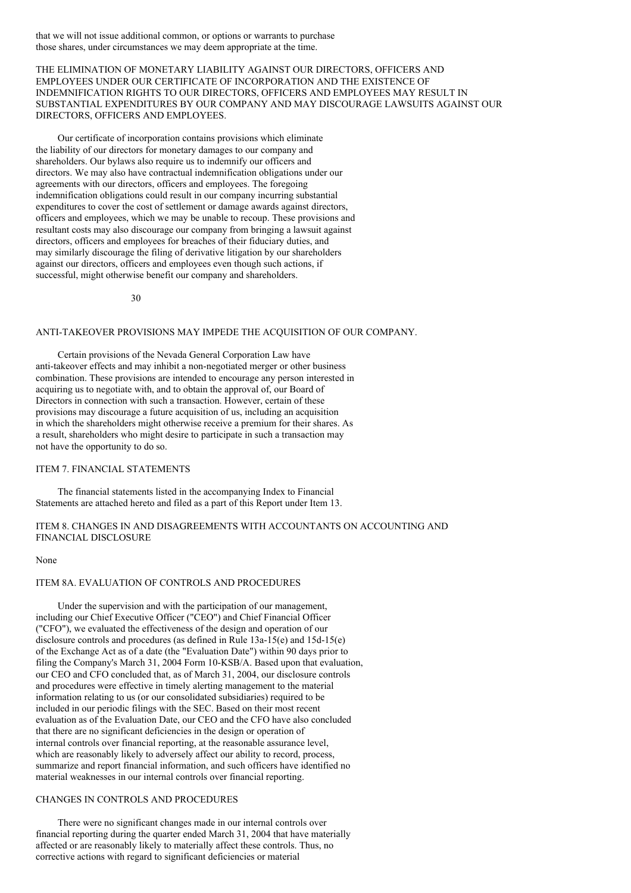that we will not issue additional common, or options or warrants to purchase those shares, under circumstances we may deem appropriate at the time.

THE ELIMINATION OF MONETARY LIABILITY AGAINST OUR DIRECTORS, OFFICERS AND EMPLOYEES UNDER OUR CERTIFICATE OF INCORPORATION AND THE EXISTENCE OF INDEMNIFICATION RIGHTS TO OUR DIRECTORS, OFFICERS AND EMPLOYEES MAY RESULT IN SUBSTANTIAL EXPENDITURES BY OUR COMPANY AND MAY DISCOURAGE LAWSUITS AGAINST OUR DIRECTORS, OFFICERS AND EMPLOYEES.

Our certificate of incorporation contains provisions which eliminate the liability of our directors for monetary damages to our company and shareholders. Our bylaws also require us to indemnify our officers and directors. We may also have contractual indemnification obligations under our agreements with our directors, officers and employees. The foregoing indemnification obligations could result in our company incurring substantial expenditures to cover the cost of settlement or damage awards against directors, officers and employees, which we may be unable to recoup. These provisions and resultant costs may also discourage our company from bringing a lawsuit against directors, officers and employees for breaches of their fiduciary duties, and may similarly discourage the filing of derivative litigation by our shareholders against our directors, officers and employees even though such actions, if successful, might otherwise benefit our company and shareholders.

ANTI-TAKEOVER PROVISIONS MAY IMPEDE THE ACQUISITION OF OUR COMPANY.

Certain provisions of the Nevada General Corporation Law have anti-takeover effects and may inhibit a non-negotiated merger or other business combination. These provisions are intended to encourage any person interested in acquiring us to negotiate with, and to obtain the approval of, our Board of Directors in connection with such a transaction. However, certain of these provisions may discourage a future acquisition of us, including an acquisition in which the shareholders might otherwise receive a premium for their shares. As a result, shareholders who might desire to participate in such a transaction may not have the opportunity to do so.

## ITEM 7. FINANCIAL STATEMENTS

The financial statements listed in the accompanying Index to Financial Statements are attached hereto and filed as a part of this Report under Item 13.

## ITEM 8. CHANGES IN AND DISAGREEMENTS WITH ACCOUNTANTS ON ACCOUNTING AND FINANCIAL DISCLOSURE

None

## ITEM 8A. EVALUATION OF CONTROLS AND PROCEDURES

Under the supervision and with the participation of our management, including our Chief Executive Officer ("CEO") and Chief Financial Officer ("CFO"), we evaluated the effectiveness of the design and operation of our disclosure controls and procedures (as defined in Rule 13a-15(e) and 15d-15(e) of the Exchange Act as of a date (the "Evaluation Date") within 90 days prior to filing the Company's March 31, 2004 Form 10-KSB/A. Based upon that evaluation, our CEO and CFO concluded that, as of March 31, 2004, our disclosure controls and procedures were effective in timely alerting management to the material information relating to us (or our consolidated subsidiaries) required to be included in our periodic filings with the SEC. Based on their most recent evaluation as of the Evaluation Date, our CEO and the CFO have also concluded that there are no significant deficiencies in the design or operation of internal controls over financial reporting, at the reasonable assurance level, which are reasonably likely to adversely affect our ability to record, process, summarize and report financial information, and such officers have identified no material weaknesses in our internal controls over financial reporting.

## CHANGES IN CONTROLS AND PROCEDURES

There were no significant changes made in our internal controls over financial reporting during the quarter ended March 31, 2004 that have materially affected or are reasonably likely to materially affect these controls. Thus, no corrective actions with regard to significant deficiencies or material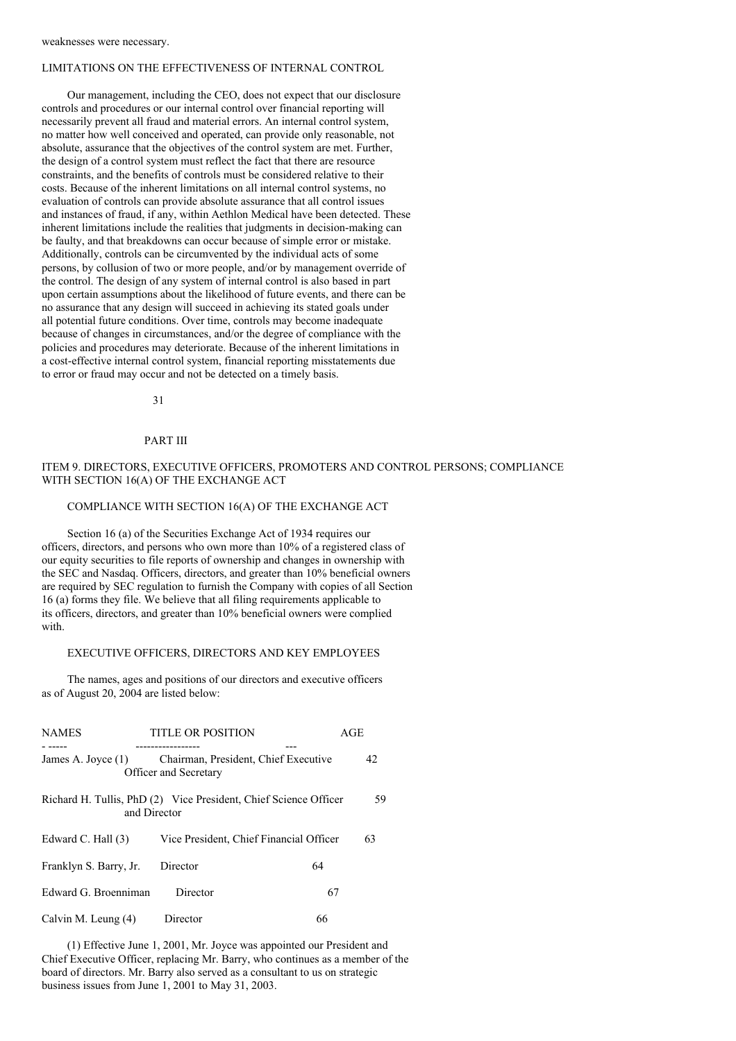weaknesses were necessary.

## LIMITATIONS ON THE EFFECTIVENESS OF INTERNAL CONTROL

Our management, including the CEO, does not expect that our disclosure controls and procedures or our internal control over financial reporting will necessarily prevent all fraud and material errors. An internal control system, no matter how well conceived and operated, can provide only reasonable, not absolute, assurance that the objectives of the control system are met. Further, the design of a control system must reflect the fact that there are resource constraints, and the benefits of controls must be considered relative to their costs. Because of the inherent limitations on all internal control systems, no evaluation of controls can provide absolute assurance that all control issues and instances of fraud, if any, within Aethlon Medical have been detected. These inherent limitations include the realities that judgments in decision-making can be faulty, and that breakdowns can occur because of simple error or mistake. Additionally, controls can be circumvented by the individual acts of some persons, by collusion of two or more people, and/or by management override of the control. The design of any system of internal control is also based in part upon certain assumptions about the likelihood of future events, and there can be no assurance that any design will succeed in achieving its stated goals under all potential future conditions. Over time, controls may become inadequate because of changes in circumstances, and/or the degree of compliance with the policies and procedures may deteriorate. Because of the inherent limitations in a cost-effective internal control system, financial reporting misstatements due to error or fraud may occur and not be detected on a timely basis.

# PART III

## ITEM 9. DIRECTORS, EXECUTIVE OFFICERS, PROMOTERS AND CONTROL PERSONS; COMPLIANCE WITH SECTION 16(A) OF THE EXCHANGE ACT

### COMPLIANCE WITH SECTION 16(A) OF THE EXCHANGE ACT

Section 16 (a) of the Securities Exchange Act of 1934 requires our officers, directors, and persons who own more than 10% of a registered class of our equity securities to file reports of ownership and changes in ownership with the SEC and Nasdaq. Officers, directors, and greater than 10% beneficial owners are required by SEC regulation to furnish the Company with copies of all Section 16 (a) forms they file. We believe that all filing requirements applicable to its officers, directors, and greater than 10% beneficial owners were complied with.

### EXECUTIVE OFFICERS, DIRECTORS AND KEY EMPLOYEES

The names, ages and positions of our directors and executive officers as of August 20, 2004 are listed below:

| NAMES | TITLE OR POSITION | AGE |
|---|---|---|
| James A. Joyce (1) | Chairman, President, Chief Executive Officer and Secretary | 42 |
| Richard H. Tullis, PhD (2) | Vice President, Chief Science Officer and Director | 59 |
| Edward C. Hall (3) | Vice President, Chief Financial Officer | 63 |
| Franklyn S. Barry, Jr. | Director | 64 |
| Edward G. Broenniman | Director | 67 |
| Calvin M. Leung (4) | Director | 66 |

(1) Effective June 1, 2001, Mr. Joyce was appointed our President and Chief Executive Officer, replacing Mr. Barry, who continues as a member of the board of directors. Mr. Barry also served as a consultant to us on strategic business issues from June 1, 2001 to May 31, 2003.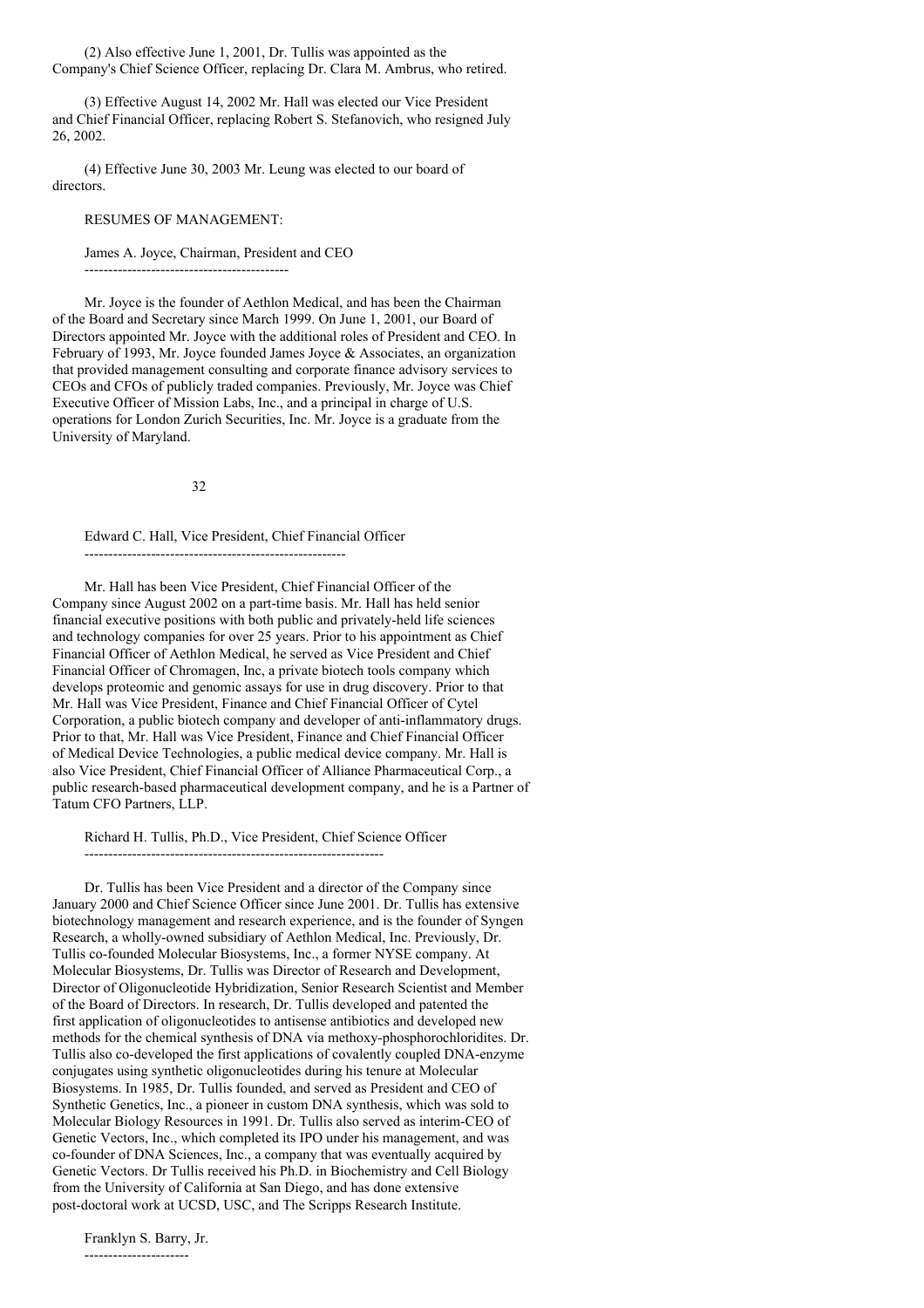(2) Also effective June 1, 2001, Dr. Tullis was appointed as the Company's Chief Science Officer, replacing Dr. Clara M. Ambrus, who retired.

(3) Effective August 14, 2002 Mr. Hall was elected our Vice President and Chief Financial Officer, replacing Robert S. Stefanovich, who resigned July 26, 2002.

(4) Effective June 30, 2003 Mr. Leung was elected to our board of directors.

RESUMES OF MANAGEMENT:

### James A. Joyce, Chairman, President and CEO

Mr. Joyce is the founder of Aethlon Medical, and has been the Chairman of the Board and Secretary since March 1999. On June 1, 2001, our Board of Directors appointed Mr. Joyce with the additional roles of President and CEO. In February of 1993, Mr. Joyce founded James Joyce & Associates, an organization that provided management consulting and corporate finance advisory services to CEOs and CFOs of publicly traded companies. Previously, Mr. Joyce was Chief Executive Officer of Mission Labs, Inc., and a principal in charge of U.S. operations for London Zurich Securities, Inc. Mr. Joyce is a graduate from the University of Maryland.

### Edward C. Hall, Vice President, Chief Financial Officer

Mr. Hall has been Vice President, Chief Financial Officer of the Company since August 2002 on a part-time basis. Mr. Hall has held senior financial executive positions with both public and privately-held life sciences and technology companies for over 25 years. Prior to his appointment as Chief Financial Officer of Aethlon Medical, he served as Vice President and Chief Financial Officer of Chromagen, Inc, a private biotech tools company which develops proteomic and genomic assays for use in drug discovery. Prior to that Mr. Hall was Vice President, Finance and Chief Financial Officer of Cytel Corporation, a public biotech company and developer of anti-inflammatory drugs. Prior to that, Mr. Hall was Vice President, Finance and Chief Financial Officer of Medical Device Technologies, a public medical device company. Mr. Hall is also Vice President, Chief Financial Officer of Alliance Pharmaceutical Corp., a public research-based pharmaceutical development company, and he is a Partner of Tatum CFO Partners, LLP.

### Richard H. Tullis, Ph.D., Vice President, Chief Science Officer

Dr. Tullis has been Vice President and a director of the Company since January 2000 and Chief Science Officer since June 2001. Dr. Tullis has extensive biotechnology management and research experience, and is the founder of Syngen Research, a wholly-owned subsidiary of Aethlon Medical, Inc. Previously, Dr. Tullis co-founded Molecular Biosystems, Inc., a former NYSE company. At Molecular Biosystems, Dr. Tullis was Director of Research and Development, Director of Oligonucleotide Hybridization, Senior Research Scientist and Member of the Board of Directors. In research, Dr. Tullis developed and patented the first application of oligonucleotides to antisense antibiotics and developed new methods for the chemical synthesis of DNA via methoxy-phosphorochloridites. Dr. Tullis also co-developed the first applications of covalently coupled DNA-enzyme conjugates using synthetic oligonucleotides during his tenure at Molecular Biosystems. In 1985, Dr. Tullis founded, and served as President and CEO of Synthetic Genetics, Inc., a pioneer in custom DNA synthesis, which was sold to Molecular Biology Resources in 1991. Dr. Tullis also served as interim-CEO of Genetic Vectors, Inc., which completed its IPO under his management, and was co-founder of DNA Sciences, Inc., a company that was eventually acquired by Genetic Vectors. Dr Tullis received his Ph.D. in Biochemistry and Cell Biology from the University of California at San Diego, and has done extensive post-doctoral work at UCSD, USC, and The Scripps Research Institute.

### Franklyn S. Barry, Jr.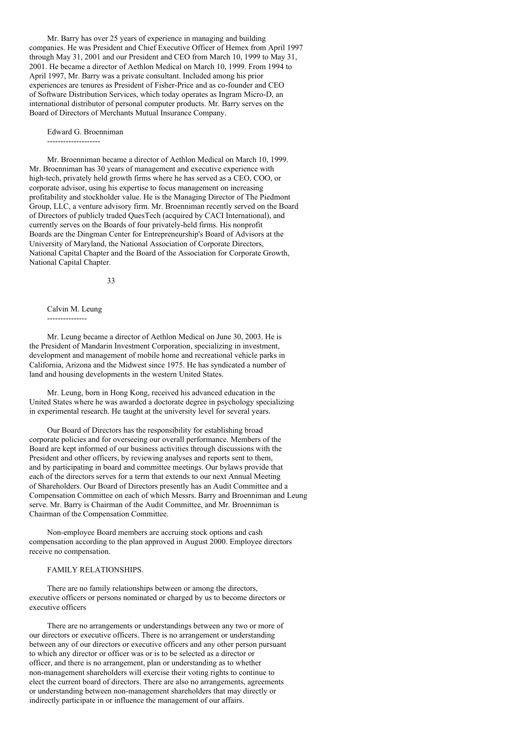Mr. Barry has over 25 years of experience in managing and building companies. He was President and Chief Executive Officer of Hemex from April 1997 through May 31, 2001 and our President and CEO from March 10, 1999 to May 31, 2001. He became a director of Aethlon Medical on March 10, 1999. From 1994 to April 1997, Mr. Barry was a private consultant. Included among his prior experiences are tenures as President of Fisher-Price and as co-founder and CEO of Software Distribution Services, which today operates as Ingram Micro-D, an international distributor of personal computer products. Mr. Barry serves on the Board of Directors of Merchants Mutual Insurance Company.

### Edward G. Broenniman

Mr. Broenniman became a director of Aethlon Medical on March 10, 1999. Mr. Broenniman has 30 years of management and executive experience with high-tech, privately held growth firms where he has served as a CEO, COO, or corporate advisor, using his expertise to focus management on increasing profitability and stockholder value. He is the Managing Director of The Piedmont Group, LLC, a venture advisory firm. Mr. Broenniman recently served on the Board of Directors of publicly traded QuesTech (acquired by CACI International), and currently serves on the Boards of four privately-held firms. His nonprofit Boards are the Dingman Center for Entrepreneurship's Board of Advisors at the University of Maryland, the National Association of Corporate Directors, National Capital Chapter and the Board of the Association for Corporate Growth, National Capital Chapter.

### Calvin M. Leung

Mr. Leung became a director of Aethlon Medical on June 30, 2003. He is the President of Mandarin Investment Corporation, specializing in investment, development and management of mobile home and recreational vehicle parks in California, Arizona and the Midwest since 1975. He has syndicated a number of land and housing developments in the western United States.

Mr. Leung, born in Hong Kong, received his advanced education in the United States where he was awarded a doctorate degree in psychology specializing in experimental research. He taught at the university level for several years.

Our Board of Directors has the responsibility for establishing broad corporate policies and for overseeing our overall performance. Members of the Board are kept informed of our business activities through discussions with the President and other officers, by reviewing analyses and reports sent to them, and by participating in board and committee meetings. Our bylaws provide that each of the directors serves for a term that extends to our next Annual Meeting of Shareholders. Our Board of Directors presently has an Audit Committee and a Compensation Committee on each of which Messrs. Barry and Broenniman and Leung serve. Mr. Barry is Chairman of the Audit Committee, and Mr. Broenniman is Chairman of the Compensation Committee.

Non-employee Board members are accruing stock options and cash compensation according to the plan approved in August 2000. Employee directors receive no compensation.

### FAMILY RELATIONSHIPS.

There are no family relationships between or among the directors, executive officers or persons nominated or charged by us to become directors or executive officers

There are no arrangements or understandings between any two or more of our directors or executive officers. There is no arrangement or understanding between any of our directors or executive officers and any other person pursuant to which any director or officer was or is to be selected as a director or officer, and there is no arrangement, plan or understanding as to whether non-management shareholders will exercise their voting rights to continue to elect the current board of directors. There are also no arrangements, agreements or understanding between non-management shareholders that may directly or indirectly participate in or influence the management of our affairs.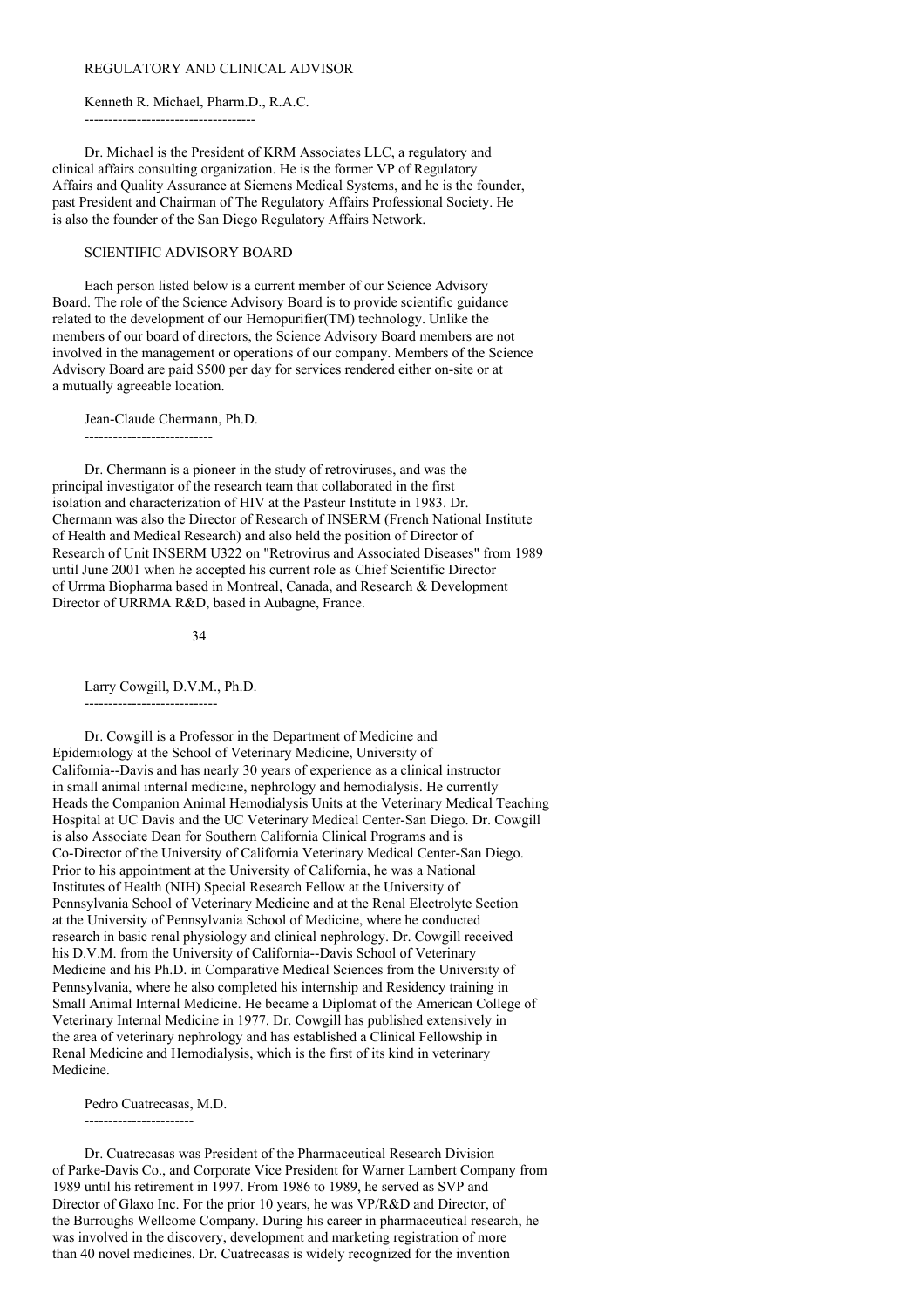## REGULATORY AND CLINICAL ADVISOR

### Kenneth R. Michael, Pharm.D., R.A.C.

Dr. Michael is the President of KRM Associates LLC, a regulatory and clinical affairs consulting organization. He is the former VP of Regulatory Affairs and Quality Assurance at Siemens Medical Systems, and he is the founder, past President and Chairman of The Regulatory Affairs Professional Society. He is also the founder of the San Diego Regulatory Affairs Network.

## SCIENTIFIC ADVISORY BOARD

Each person listed below is a current member of our Science Advisory Board. The role of the Science Advisory Board is to provide scientific guidance related to the development of our Hemopurifier(TM) technology. Unlike the members of our board of directors, the Science Advisory Board members are not involved in the management or operations of our company. Members of the Science Advisory Board are paid $500 per day for services rendered either on-site or at a mutually agreeable location.

### Jean-Claude Chermann, Ph.D.

Dr. Chermann is a pioneer in the study of retroviruses, and was the principal investigator of the research team that collaborated in the first isolation and characterization of HIV at the Pasteur Institute in 1983. Dr. Chermann was also the Director of Research of INSERM (French National Institute of Health and Medical Research) and also held the position of Director of Research of Unit INSERM U322 on "Retrovirus and Associated Diseases" from 1989 until June 2001 when he accepted his current role as Chief Scientific Director of Urrma Biopharma based in Montreal, Canada, and Research & Development Director of URRMA R&D, based in Aubagne, France.

### Larry Cowgill, D.V.M., Ph.D.

Dr. Cowgill is a Professor in the Department of Medicine and Epidemiology at the School of Veterinary Medicine, University of California--Davis and has nearly 30 years of experience as a clinical instructor in small animal internal medicine, nephrology and hemodialysis. He currently Heads the Companion Animal Hemodialysis Units at the Veterinary Medical Teaching Hospital at UC Davis and the UC Veterinary Medical Center-San Diego. Dr. Cowgill is also Associate Dean for Southern California Clinical Programs and is Co-Director of the University of California Veterinary Medical Center-San Diego. Prior to his appointment at the University of California, he was a National Institutes of Health (NIH) Special Research Fellow at the University of Pennsylvania School of Veterinary Medicine and at the Renal Electrolyte Section at the University of Pennsylvania School of Medicine, where he conducted research in basic renal physiology and clinical nephrology. Dr. Cowgill received his D.V.M. from the University of California--Davis School of Veterinary Medicine and his Ph.D. in Comparative Medical Sciences from the University of Pennsylvania, where he also completed his internship and Residency training in Small Animal Internal Medicine. He became a Diplomat of the American College of Veterinary Internal Medicine in 1977. Dr. Cowgill has published extensively in the area of veterinary nephrology and has established a Clinical Fellowship in Renal Medicine and Hemodialysis, which is the first of its kind in veterinary Medicine.

### Pedro Cuatrecasas, M.D.

Dr. Cuatrecasas was President of the Pharmaceutical Research Division of Parke-Davis Co., and Corporate Vice President for Warner Lambert Company from 1989 until his retirement in 1997. From 1986 to 1989, he served as SVP and Director of Glaxo Inc. For the prior 10 years, he was VP/R&D and Director, of the Burroughs Wellcome Company. During his career in pharmaceutical research, he was involved in the discovery, development and marketing registration of more than 40 novel medicines. Dr. Cuatrecasas is widely recognized for the invention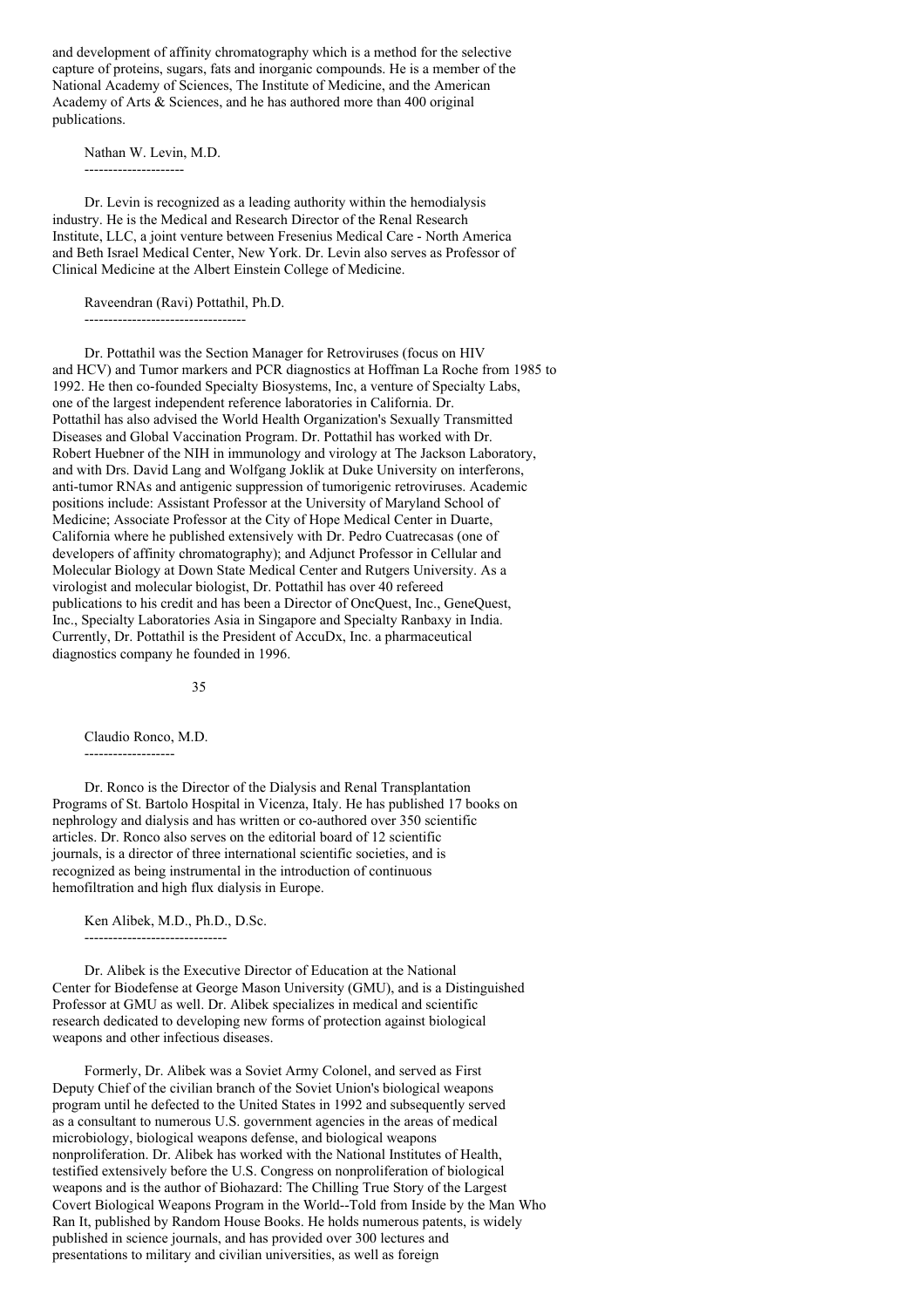and development of affinity chromatography which is a method for the selective capture of proteins, sugars, fats and inorganic compounds. He is a member of the National Academy of Sciences, The Institute of Medicine, and the American Academy of Arts & Sciences, and he has authored more than 400 original publications.

Nathan W. Levin, M.D.
---------------------

Dr. Levin is recognized as a leading authority within the hemodialysis industry. He is the Medical and Research Director of the Renal Research Institute, LLC, a joint venture between Fresenius Medical Care - North America and Beth Israel Medical Center, New York. Dr. Levin also serves as Professor of Clinical Medicine at the Albert Einstein College of Medicine.

Raveendran (Ravi) Pottathil, Ph.D.
----------------------------------

Dr. Pottathil was the Section Manager for Retroviruses (focus on HIV and HCV) and Tumor markers and PCR diagnostics at Hoffman La Roche from 1985 to 1992. He then co-founded Specialty Biosystems, Inc, a venture of Specialty Labs, one of the largest independent reference laboratories in California. Dr. Pottathil has also advised the World Health Organization's Sexually Transmitted Diseases and Global Vaccination Program. Dr. Pottathil has worked with Dr. Robert Huebner of the NIH in immunology and virology at The Jackson Laboratory, and with Drs. David Lang and Wolfgang Joklik at Duke University on interferons, anti-tumor RNAs and antigenic suppression of tumorigenic retroviruses. Academic positions include: Assistant Professor at the University of Maryland School of Medicine; Associate Professor at the City of Hope Medical Center in Duarte, California where he published extensively with Dr. Pedro Cuatrecasas (one of developers of affinity chromatography); and Adjunct Professor in Cellular and Molecular Biology at Down State Medical Center and Rutgers University. As a virologist and molecular biologist, Dr. Pottathil has over 40 refereed publications to his credit and has been a Director of OncQuest, Inc., GeneQuest, Inc., Specialty Laboratories Asia in Singapore and Specialty Ranbaxy in India. Currently, Dr. Pottathil is the President of AccuDx, Inc. a pharmaceutical diagnostics company he founded in 1996.

Claudio Ronco, M.D.
-------------------

Dr. Ronco is the Director of the Dialysis and Renal Transplantation Programs of St. Bartolo Hospital in Vicenza, Italy. He has published 17 books on nephrology and dialysis and has written or co-authored over 350 scientific articles. Dr. Ronco also serves on the editorial board of 12 scientific journals, is a director of three international scientific societies, and is recognized as being instrumental in the introduction of continuous hemofiltration and high flux dialysis in Europe.

Ken Alibek, M.D., Ph.D., D.Sc.
------------------------------

Dr. Alibek is the Executive Director of Education at the National Center for Biodefense at George Mason University (GMU), and is a Distinguished Professor at GMU as well. Dr. Alibek specializes in medical and scientific research dedicated to developing new forms of protection against biological weapons and other infectious diseases.

Formerly, Dr. Alibek was a Soviet Army Colonel, and served as First Deputy Chief of the civilian branch of the Soviet Union's biological weapons program until he defected to the United States in 1992 and subsequently served as a consultant to numerous U.S. government agencies in the areas of medical microbiology, biological weapons defense, and biological weapons nonproliferation. Dr. Alibek has worked with the National Institutes of Health, testified extensively before the U.S. Congress on nonproliferation of biological weapons and is the author of Biohazard: The Chilling True Story of the Largest Covert Biological Weapons Program in the World--Told from Inside by the Man Who Ran It, published by Random House Books. He holds numerous patents, is widely published in science journals, and has provided over 300 lectures and presentations to military and civilian universities, as well as foreign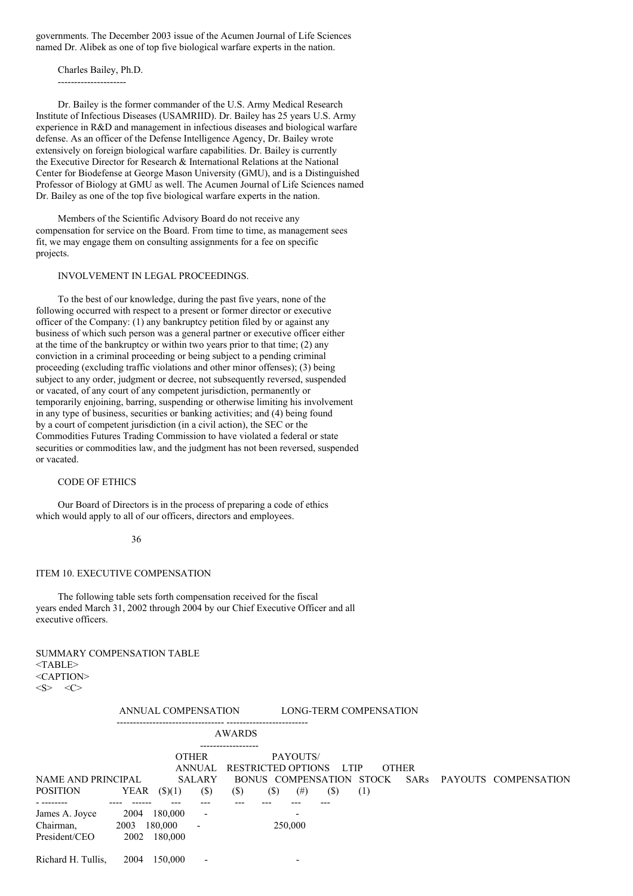governments. The December 2003 issue of the Acumen Journal of Life Sciences named Dr. Alibek as one of top five biological warfare experts in the nation.

Charles Bailey, Ph.D.

Dr. Bailey is the former commander of the U.S. Army Medical Research Institute of Infectious Diseases (USAMRIID). Dr. Bailey has 25 years U.S. Army experience in R&D and management in infectious diseases and biological warfare defense. As an officer of the Defense Intelligence Agency, Dr. Bailey wrote extensively on foreign biological warfare capabilities. Dr. Bailey is currently the Executive Director for Research & International Relations at the National Center for Biodefense at George Mason University (GMU), and is a Distinguished Professor of Biology at GMU as well. The Acumen Journal of Life Sciences named Dr. Bailey as one of the top five biological warfare experts in the nation.

Members of the Scientific Advisory Board do not receive any compensation for service on the Board. From time to time, as management sees fit, we may engage them on consulting assignments for a fee on specific projects.

## INVOLVEMENT IN LEGAL PROCEEDINGS.

To the best of our knowledge, during the past five years, none of the following occurred with respect to a present or former director or executive officer of the Company: (1) any bankruptcy petition filed by or against any business of which such person was a general partner or executive officer either at the time of the bankruptcy or within two years prior to that time; (2) any conviction in a criminal proceeding or being subject to a pending criminal proceeding (excluding traffic violations and other minor offenses); (3) being subject to any order, judgment or decree, not subsequently reversed, suspended or vacated, of any court of any competent jurisdiction, permanently or temporarily enjoining, barring, suspending or otherwise limiting his involvement in any type of business, securities or banking activities; and (4) being found by a court of competent jurisdiction (in a civil action), the SEC or the Commodities Futures Trading Commission to have violated a federal or state securities or commodities law, and the judgment has not been reversed, suspended or vacated.

## CODE OF ETHICS

Our Board of Directors is in the process of preparing a code of ethics which would apply to all of our officers, directors and employees.

## ITEM 10. EXECUTIVE COMPENSATION

The following table sets forth compensation received for the fiscal years ended March 31, 2002 through 2004 by our Chief Executive Officer and all executive officers.

SUMMARY COMPENSATION TABLE

| | | ANNUAL COMPENSATION | | | LONG-TERM COMPENSATION | | | |
|---|---|---|---|---|---|---|---|---|
| | | | | | AWARDS | | PAYOUTS/ | |
| NAME AND PRINCIPAL POSITION | YEAR | SALARY ($)(1) | BONUS ($) | OTHER ANNUAL COMPENSATION ($) | RESTRICTED STOCK ($) | OPTIONS SARs (#) | LTIP PAYOUTS ($) | OTHER COMPENSATION (1) |
| James A. Joyce | 2004 | 180,000 | - | | | - | | |
| Chairman, | 2003 | 180,000 | - | | | 250,000 | | |
| President/CEO | 2002 | 180,000 | | | | | | |
| Richard H. Tullis, | 2004 | 150,000 | - | | | - | | |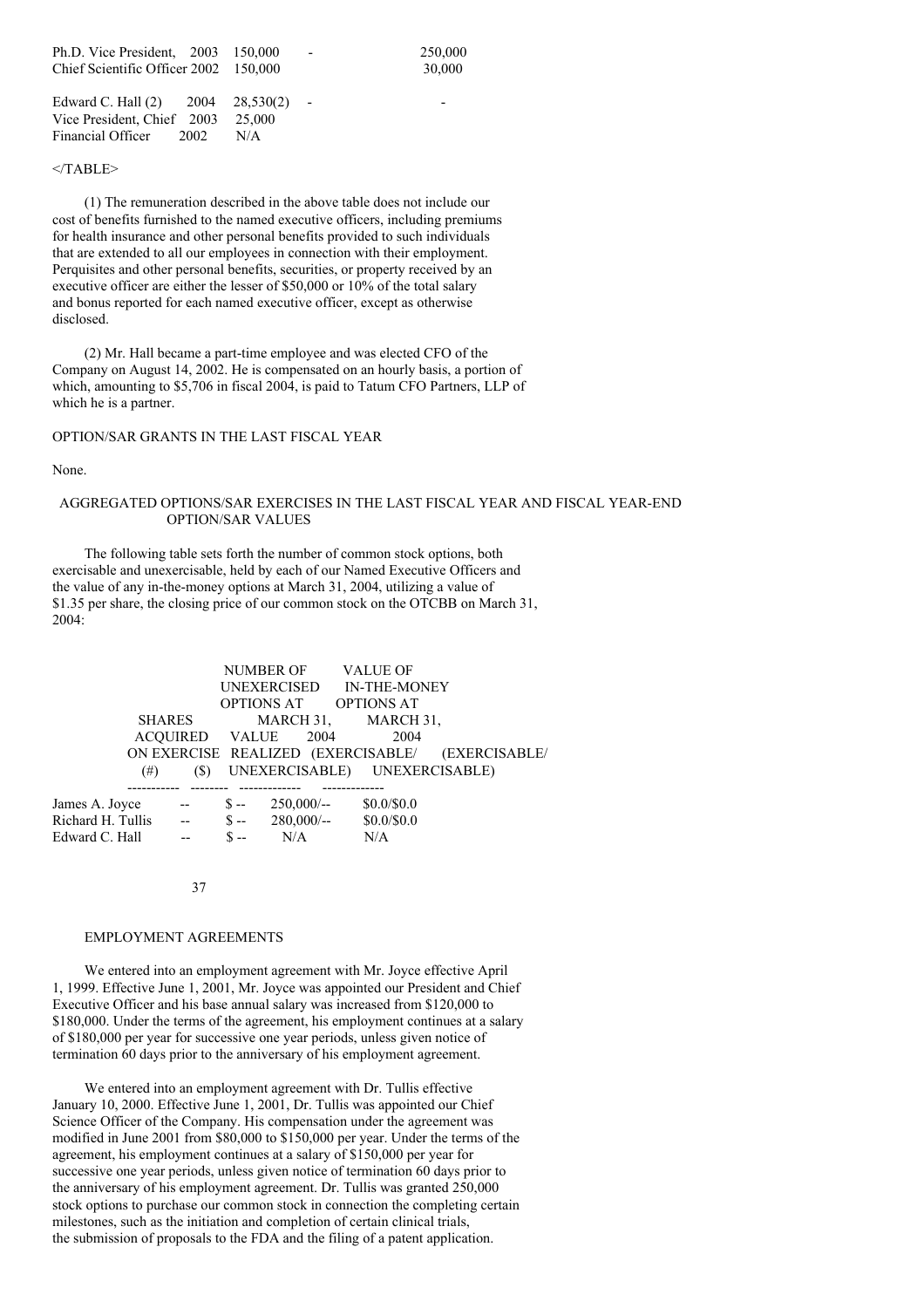| | | | | |
|---|---|---|---|---|
| Ph.D. Vice President, | 2003 | 150,000 | - | 250,000 |
| Chief Scientific Officer | 2002 | 150,000 | | 30,000 |
| Edward C. Hall (2) | 2004 | 28,530(2) | - | - |
| Vice President, Chief | 2003 | 25,000 | | |
| Financial Officer | 2002 | N/A | | |

</TABLE>

(1) The remuneration described in the above table does not include our cost of benefits furnished to the named executive officers, including premiums for health insurance and other personal benefits provided to such individuals that are extended to all our employees in connection with their employment. Perquisites and other personal benefits, securities, or property received by an executive officer are either the lesser of $50,000 or 10% of the total salary and bonus reported for each named executive officer, except as otherwise disclosed.

(2) Mr. Hall became a part-time employee and was elected CFO of the Company on August 14, 2002. He is compensated on an hourly basis, a portion of which, amounting to $5,706 in fiscal 2004, is paid to Tatum CFO Partners, LLP of which he is a partner.

OPTION/SAR GRANTS IN THE LAST FISCAL YEAR

None.

AGGREGATED OPTIONS/SAR EXERCISES IN THE LAST FISCAL YEAR AND FISCAL YEAR-END OPTION/SAR VALUES

The following table sets forth the number of common stock options, both exercisable and unexercisable, held by each of our Named Executive Officers and the value of any in-the-money options at March 31, 2004, utilizing a value of $1.35 per share, the closing price of our common stock on the OTCBB on March 31, 2004:

| | SHARES ACQUIRED ON EXERCISE (#) | VALUE REALIZED ($) | NUMBER OF UNEXERCISED OPTIONS AT MARCH 31, 2004 (EXERCISABLE/ UNEXERCISABLE) | VALUE OF IN-THE-MONEY OPTIONS AT MARCH 31, 2004 (EXERCISABLE/ UNEXERCISABLE) |
|---|---|---|---|---|
| James A. Joyce | -- | $ -- | 250,000/-- | $0.0/$0.0 |
| Richard H. Tullis | -- | $ -- | 280,000/-- | $0.0/$0.0 |
| Edward C. Hall | -- | $ -- | N/A | N/A |

EMPLOYMENT AGREEMENTS

We entered into an employment agreement with Mr. Joyce effective April 1, 1999. Effective June 1, 2001, Mr. Joyce was appointed our President and Chief Executive Officer and his base annual salary was increased from $120,000 to $180,000. Under the terms of the agreement, his employment continues at a salary of $180,000 per year for successive one year periods, unless given notice of termination 60 days prior to the anniversary of his employment agreement.

We entered into an employment agreement with Dr. Tullis effective January 10, 2000. Effective June 1, 2001, Dr. Tullis was appointed our Chief Science Officer of the Company. His compensation under the agreement was modified in June 2001 from $80,000 to $150,000 per year. Under the terms of the agreement, his employment continues at a salary of $150,000 per year for successive one year periods, unless given notice of termination 60 days prior to the anniversary of his employment agreement. Dr. Tullis was granted 250,000 stock options to purchase our common stock in connection the completing certain milestones, such as the initiation and completion of certain clinical trials, the submission of proposals to the FDA and the filing of a patent application.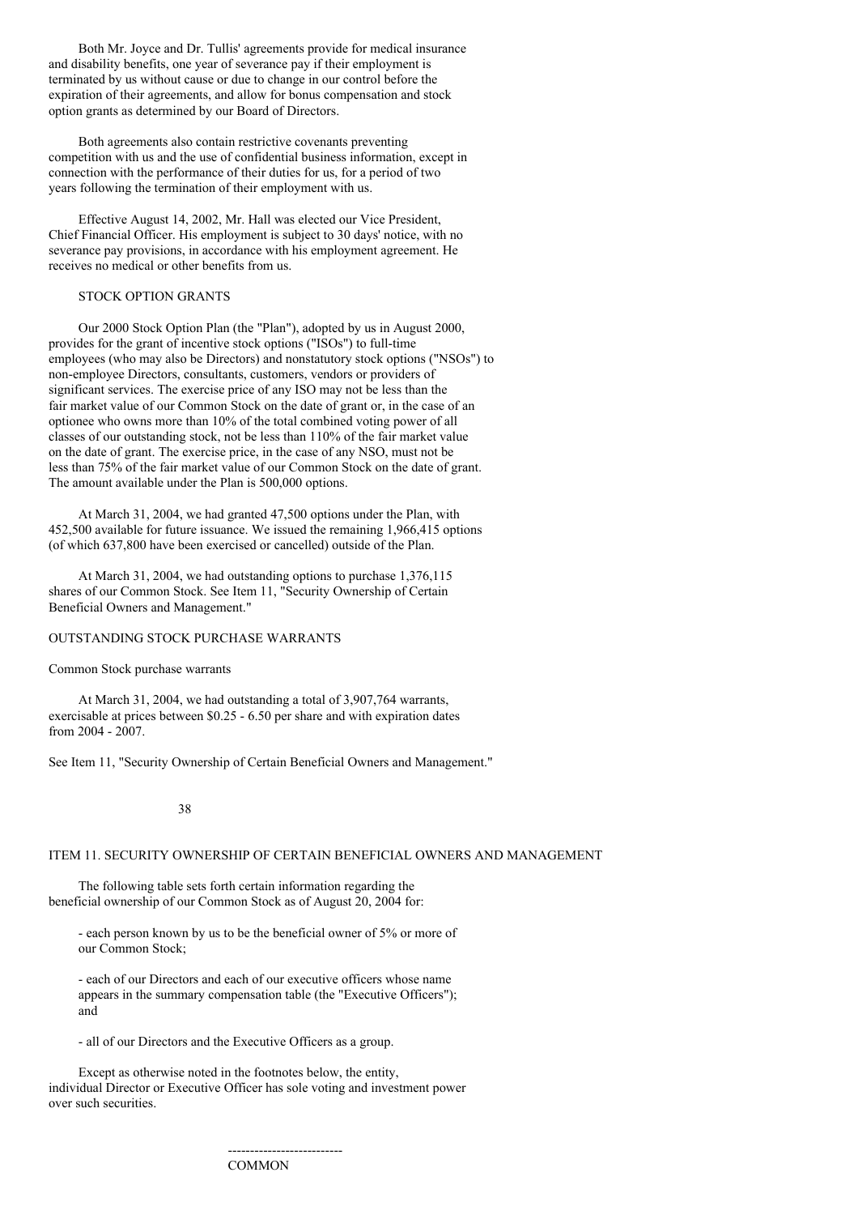Both Mr. Joyce and Dr. Tullis' agreements provide for medical insurance and disability benefits, one year of severance pay if their employment is terminated by us without cause or due to change in our control before the expiration of their agreements, and allow for bonus compensation and stock option grants as determined by our Board of Directors.

Both agreements also contain restrictive covenants preventing competition with us and the use of confidential business information, except in connection with the performance of their duties for us, for a period of two years following the termination of their employment with us.

Effective August 14, 2002, Mr. Hall was elected our Vice President, Chief Financial Officer. His employment is subject to 30 days' notice, with no severance pay provisions, in accordance with his employment agreement. He receives no medical or other benefits from us.

### STOCK OPTION GRANTS

Our 2000 Stock Option Plan (the "Plan"), adopted by us in August 2000, provides for the grant of incentive stock options ("ISOs") to full-time employees (who may also be Directors) and nonstatutory stock options ("NSOs") to non-employee Directors, consultants, customers, vendors or providers of significant services. The exercise price of any ISO may not be less than the fair market value of our Common Stock on the date of grant or, in the case of an optionee who owns more than 10% of the total combined voting power of all classes of our outstanding stock, not be less than 110% of the fair market value on the date of grant. The exercise price, in the case of any NSO, must not be less than 75% of the fair market value of our Common Stock on the date of grant. The amount available under the Plan is 500,000 options.

At March 31, 2004, we had granted 47,500 options under the Plan, with 452,500 available for future issuance. We issued the remaining 1,966,415 options (of which 637,800 have been exercised or cancelled) outside of the Plan.

At March 31, 2004, we had outstanding options to purchase 1,376,115 shares of our Common Stock. See Item 11, "Security Ownership of Certain Beneficial Owners and Management."

### OUTSTANDING STOCK PURCHASE WARRANTS

Common Stock purchase warrants

At March 31, 2004, we had outstanding a total of 3,907,764 warrants, exercisable at prices between $0.25 - 6.50 per share and with expiration dates from 2004 - 2007.

See Item 11, "Security Ownership of Certain Beneficial Owners and Management."

## ITEM 11. SECURITY OWNERSHIP OF CERTAIN BENEFICIAL OWNERS AND MANAGEMENT

The following table sets forth certain information regarding the beneficial ownership of our Common Stock as of August 20, 2004 for:

- each person known by us to be the beneficial owner of 5% or more of our Common Stock;

- each of our Directors and each of our executive officers whose name appears in the summary compensation table (the "Executive Officers"); and

- all of our Directors and the Executive Officers as a group.

Except as otherwise noted in the footnotes below, the entity, individual Director or Executive Officer has sole voting and investment power over such securities.

COMMON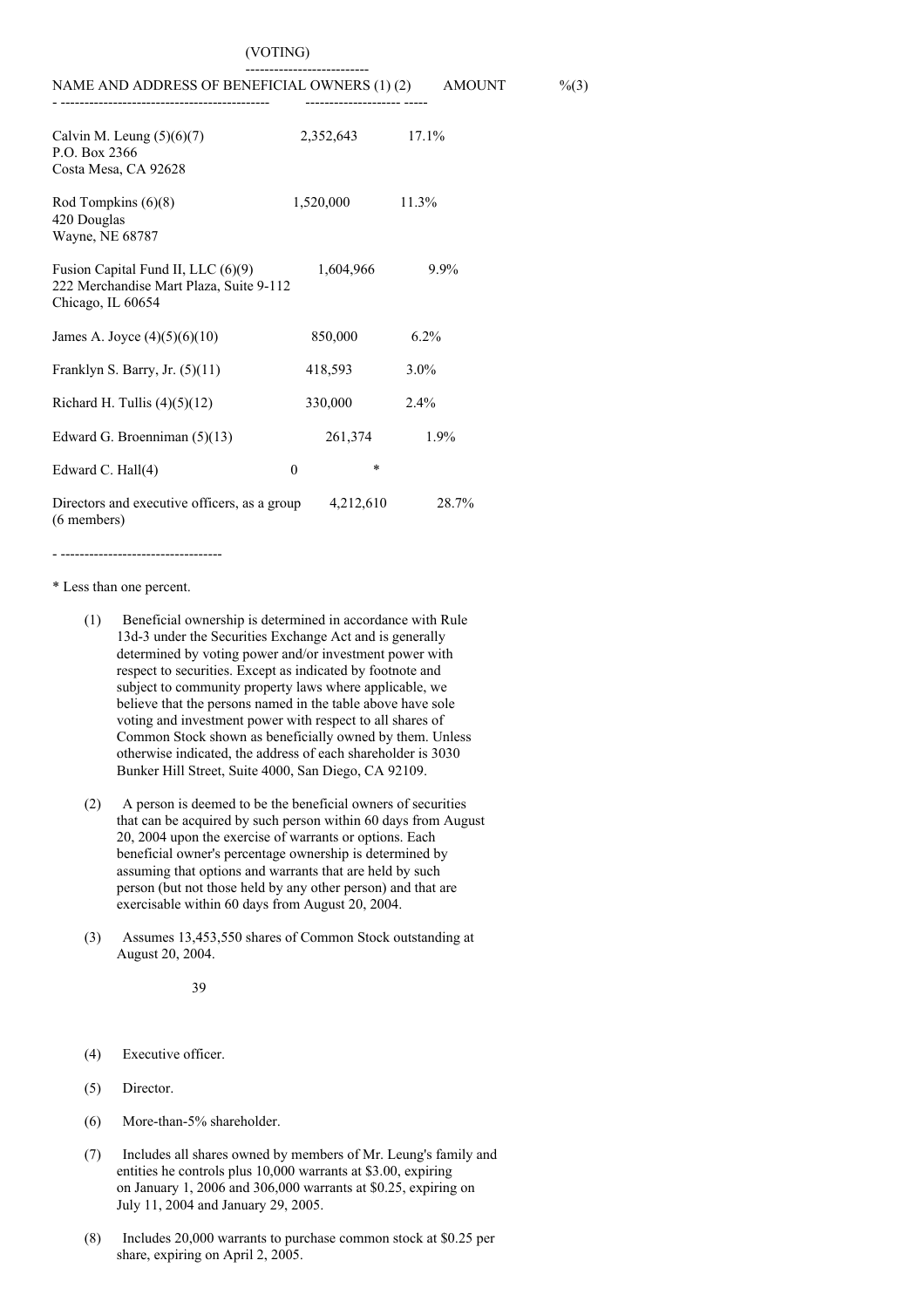| NAME AND ADDRESS OF BENEFICIAL OWNERS (1) (2) | (VOTING) AMOUNT | %(3) |
|---|---|---|
| Calvin M. Leung (5)(6)(7)<br>P.O. Box 2366<br>Costa Mesa, CA 92628 | 2,352,643 | 17.1% |
| Rod Tompkins (6)(8)<br>420 Douglas<br>Wayne, NE 68787 | 1,520,000 | 11.3% |
| Fusion Capital Fund II, LLC (6)(9)<br>222 Merchandise Mart Plaza, Suite 9-112<br>Chicago, IL 60654 | 1,604,966 | 9.9% |
| James A. Joyce (4)(5)(6)(10) | 850,000 | 6.2% |
| Franklyn S. Barry, Jr. (5)(11) | 418,593 | 3.0% |
| Richard H. Tullis (4)(5)(12) | 330,000 | 2.4% |
| Edward G. Broenniman (5)(13) | 261,374 | 1.9% |
| Edward C. Hall(4) | 0 | * |
| Directors and executive officers, as a group (6 members) | 4,212,610 | 28.7% |

\* Less than one percent.

(1) Beneficial ownership is determined in accordance with Rule 13d-3 under the Securities Exchange Act and is generally determined by voting power and/or investment power with respect to securities. Except as indicated by footnote and subject to community property laws where applicable, we believe that the persons named in the table above have sole voting and investment power with respect to all shares of Common Stock shown as beneficially owned by them. Unless otherwise indicated, the address of each shareholder is 3030 Bunker Hill Street, Suite 4000, San Diego, CA 92109.

(2) A person is deemed to be the beneficial owners of securities that can be acquired by such person within 60 days from August 20, 2004 upon the exercise of warrants or options. Each beneficial owner's percentage ownership is determined by assuming that options and warrants that are held by such person (but not those held by any other person) and that are exercisable within 60 days from August 20, 2004.

(3) Assumes 13,453,550 shares of Common Stock outstanding at August 20, 2004.

(4) Executive officer.

(5) Director.

(6) More-than-5% shareholder.

(7) Includes all shares owned by members of Mr. Leung's family and entities he controls plus 10,000 warrants at $3.00, expiring on January 1, 2006 and 306,000 warrants at $0.25, expiring on July 11, 2004 and January 29, 2005.

(8) Includes 20,000 warrants to purchase common stock at $0.25 per share, expiring on April 2, 2005.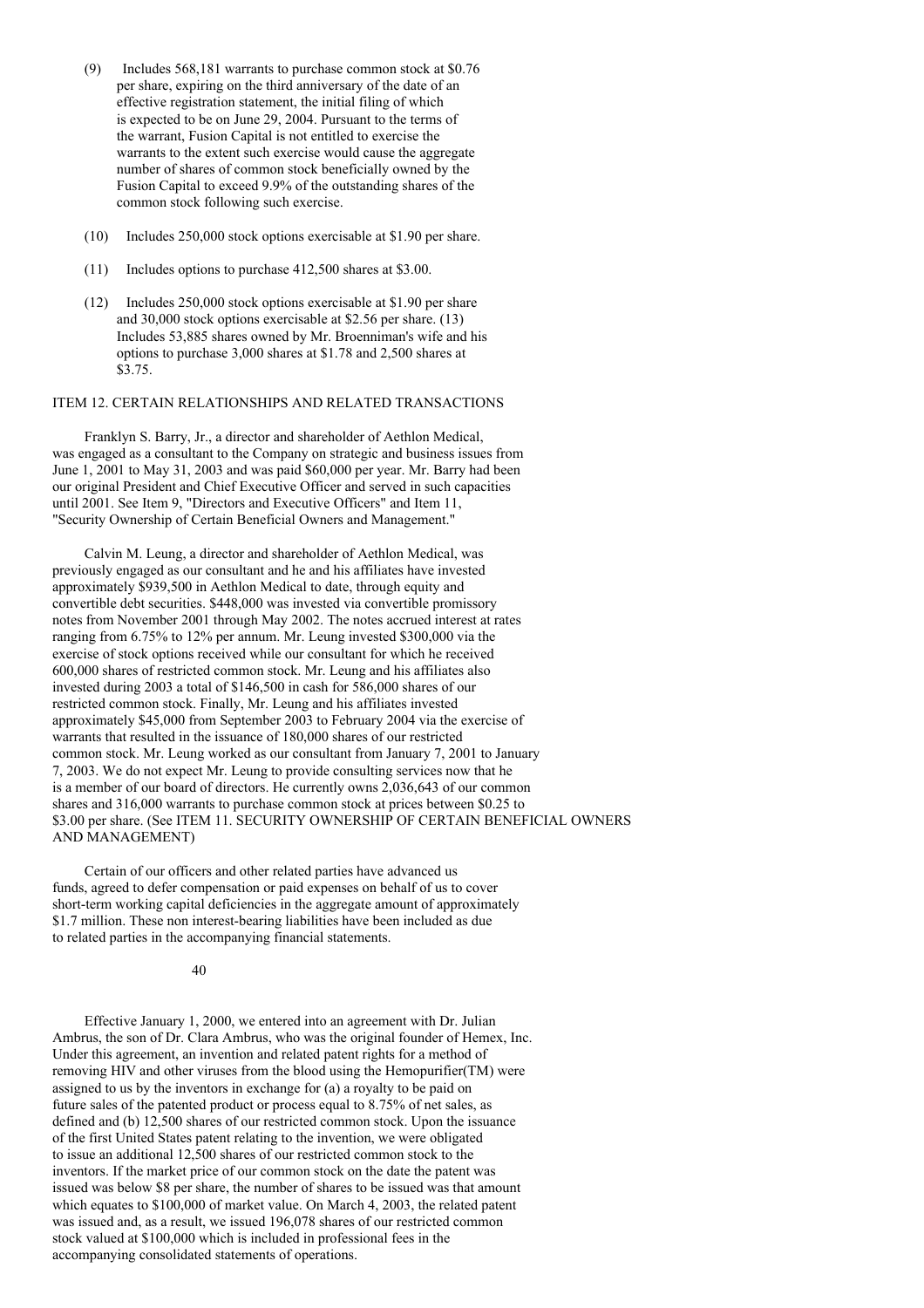(9) Includes 568,181 warrants to purchase common stock at $0.76 per share, expiring on the third anniversary of the date of an effective registration statement, the initial filing of which is expected to be on June 29, 2004. Pursuant to the terms of the warrant, Fusion Capital is not entitled to exercise the warrants to the extent such exercise would cause the aggregate number of shares of common stock beneficially owned by the Fusion Capital to exceed 9.9% of the outstanding shares of the common stock following such exercise.

(10) Includes 250,000 stock options exercisable at $1.90 per share.

(11) Includes options to purchase 412,500 shares at $3.00.

(12) Includes 250,000 stock options exercisable at $1.90 per share and 30,000 stock options exercisable at $2.56 per share. (13) Includes 53,885 shares owned by Mr. Broenniman's wife and his options to purchase 3,000 shares at $1.78 and 2,500 shares at $3.75.

## ITEM 12. CERTAIN RELATIONSHIPS AND RELATED TRANSACTIONS

Franklyn S. Barry, Jr., a director and shareholder of Aethlon Medical, was engaged as a consultant to the Company on strategic and business issues from June 1, 2001 to May 31, 2003 and was paid $60,000 per year. Mr. Barry had been our original President and Chief Executive Officer and served in such capacities until 2001. See Item 9, "Directors and Executive Officers" and Item 11, "Security Ownership of Certain Beneficial Owners and Management."

Calvin M. Leung, a director and shareholder of Aethlon Medical, was previously engaged as our consultant and he and his affiliates have invested approximately $939,500 in Aethlon Medical to date, through equity and convertible debt securities. $448,000 was invested via convertible promissory notes from November 2001 through May 2002. The notes accrued interest at rates ranging from 6.75% to 12% per annum. Mr. Leung invested $300,000 via the exercise of stock options received while our consultant for which he received 600,000 shares of restricted common stock. Mr. Leung and his affiliates also invested during 2003 a total of $146,500 in cash for 586,000 shares of our restricted common stock. Finally, Mr. Leung and his affiliates invested approximately $45,000 from September 2003 to February 2004 via the exercise of warrants that resulted in the issuance of 180,000 shares of our restricted common stock. Mr. Leung worked as our consultant from January 7, 2001 to January 7, 2003. We do not expect Mr. Leung to provide consulting services now that he is a member of our board of directors. He currently owns 2,036,643 of our common shares and 316,000 warrants to purchase common stock at prices between $0.25 to $3.00 per share. (See ITEM 11. SECURITY OWNERSHIP OF CERTAIN BENEFICIAL OWNERS AND MANAGEMENT)

Certain of our officers and other related parties have advanced us funds, agreed to defer compensation or paid expenses on behalf of us to cover short-term working capital deficiencies in the aggregate amount of approximately $1.7 million. These non interest-bearing liabilities have been included as due to related parties in the accompanying financial statements.

Effective January 1, 2000, we entered into an agreement with Dr. Julian Ambrus, the son of Dr. Clara Ambrus, who was the original founder of Hemex, Inc. Under this agreement, an invention and related patent rights for a method of removing HIV and other viruses from the blood using the Hemopurifier(TM) were assigned to us by the inventors in exchange for (a) a royalty to be paid on future sales of the patented product or process equal to 8.75% of net sales, as defined and (b) 12,500 shares of our restricted common stock. Upon the issuance of the first United States patent relating to the invention, we were obligated to issue an additional 12,500 shares of our restricted common stock to the inventors. If the market price of our common stock on the date the patent was issued was below $8 per share, the number of shares to be issued was that amount which equates to $100,000 of market value. On March 4, 2003, the related patent was issued and, as a result, we issued 196,078 shares of our restricted common stock valued at $100,000 which is included in professional fees in the accompanying consolidated statements of operations.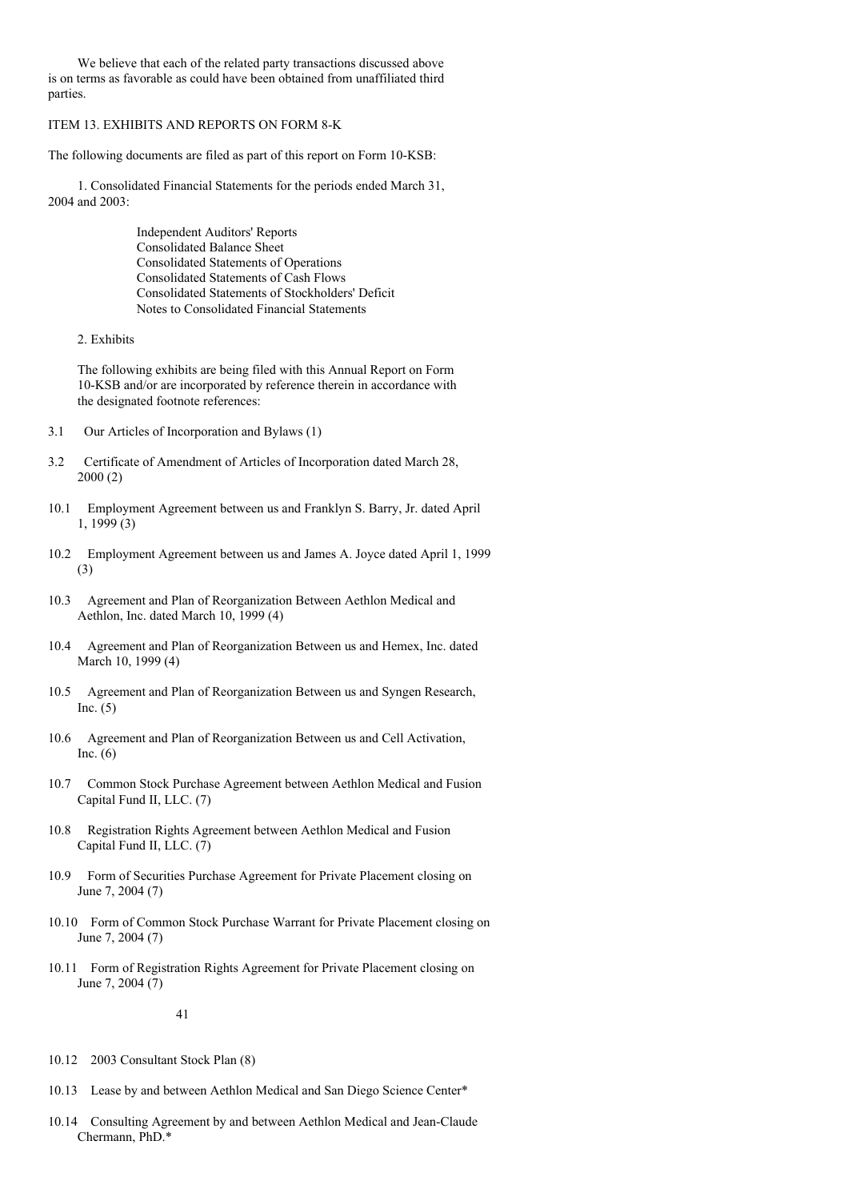We believe that each of the related party transactions discussed above is on terms as favorable as could have been obtained from unaffiliated third parties.

ITEM 13. EXHIBITS AND REPORTS ON FORM 8-K

The following documents are filed as part of this report on Form 10-KSB:

1. Consolidated Financial Statements for the periods ended March 31, 2004 and 2003:

Independent Auditors' Reports
Consolidated Balance Sheet
Consolidated Statements of Operations
Consolidated Statements of Cash Flows
Consolidated Statements of Stockholders' Deficit
Notes to Consolidated Financial Statements

2. Exhibits

The following exhibits are being filed with this Annual Report on Form 10-KSB and/or are incorporated by reference therein in accordance with the designated footnote references:

3.1 Our Articles of Incorporation and Bylaws (1)

3.2 Certificate of Amendment of Articles of Incorporation dated March 28, 2000 (2)

10.1 Employment Agreement between us and Franklyn S. Barry, Jr. dated April 1, 1999 (3)

10.2 Employment Agreement between us and James A. Joyce dated April 1, 1999 (3)

10.3 Agreement and Plan of Reorganization Between Aethlon Medical and Aethlon, Inc. dated March 10, 1999 (4)

10.4 Agreement and Plan of Reorganization Between us and Hemex, Inc. dated March 10, 1999 (4)

10.5 Agreement and Plan of Reorganization Between us and Syngen Research, Inc. (5)

10.6 Agreement and Plan of Reorganization Between us and Cell Activation, Inc. (6)

10.7 Common Stock Purchase Agreement between Aethlon Medical and Fusion Capital Fund II, LLC. (7)

10.8 Registration Rights Agreement between Aethlon Medical and Fusion Capital Fund II, LLC. (7)

10.9 Form of Securities Purchase Agreement for Private Placement closing on June 7, 2004 (7)

10.10 Form of Common Stock Purchase Warrant for Private Placement closing on June 7, 2004 (7)

10.11 Form of Registration Rights Agreement for Private Placement closing on June 7, 2004 (7)

10.12 2003 Consultant Stock Plan (8)

10.13 Lease by and between Aethlon Medical and San Diego Science Center*

10.14 Consulting Agreement by and between Aethlon Medical and Jean-Claude Chermann, PhD.*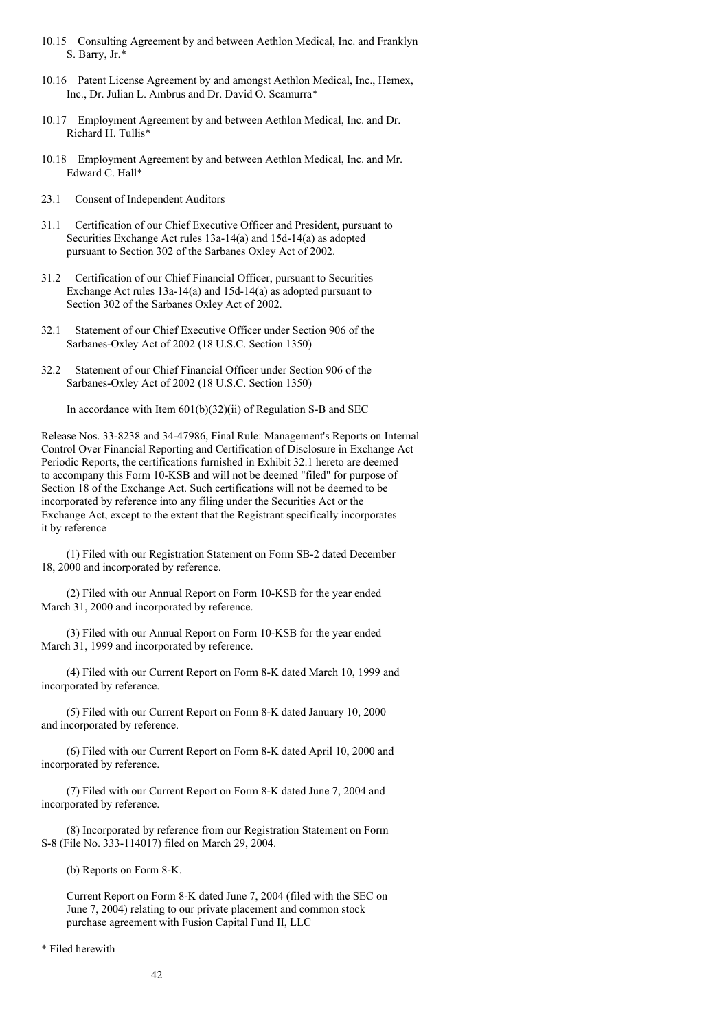10.15 Consulting Agreement by and between Aethlon Medical, Inc. and Franklyn S. Barry, Jr.*

10.16 Patent License Agreement by and amongst Aethlon Medical, Inc., Hemex, Inc., Dr. Julian L. Ambrus and Dr. David O. Scamurra*

10.17 Employment Agreement by and between Aethlon Medical, Inc. and Dr. Richard H. Tullis*

10.18 Employment Agreement by and between Aethlon Medical, Inc. and Mr. Edward C. Hall*

23.1 Consent of Independent Auditors

31.1 Certification of our Chief Executive Officer and President, pursuant to Securities Exchange Act rules 13a-14(a) and 15d-14(a) as adopted pursuant to Section 302 of the Sarbanes Oxley Act of 2002.

31.2 Certification of our Chief Financial Officer, pursuant to Securities Exchange Act rules 13a-14(a) and 15d-14(a) as adopted pursuant to Section 302 of the Sarbanes Oxley Act of 2002.

32.1 Statement of our Chief Executive Officer under Section 906 of the Sarbanes-Oxley Act of 2002 (18 U.S.C. Section 1350)

32.2 Statement of our Chief Financial Officer under Section 906 of the Sarbanes-Oxley Act of 2002 (18 U.S.C. Section 1350)

In accordance with Item 601(b)(32)(ii) of Regulation S-B and SEC

Release Nos. 33-8238 and 34-47986, Final Rule: Management's Reports on Internal Control Over Financial Reporting and Certification of Disclosure in Exchange Act Periodic Reports, the certifications furnished in Exhibit 32.1 hereto are deemed to accompany this Form 10-KSB and will not be deemed "filed" for purpose of Section 18 of the Exchange Act. Such certifications will not be deemed to be incorporated by reference into any filing under the Securities Act or the Exchange Act, except to the extent that the Registrant specifically incorporates it by reference

(1) Filed with our Registration Statement on Form SB-2 dated December 18, 2000 and incorporated by reference.

(2) Filed with our Annual Report on Form 10-KSB for the year ended March 31, 2000 and incorporated by reference.

(3) Filed with our Annual Report on Form 10-KSB for the year ended March 31, 1999 and incorporated by reference.

(4) Filed with our Current Report on Form 8-K dated March 10, 1999 and incorporated by reference.

(5) Filed with our Current Report on Form 8-K dated January 10, 2000 and incorporated by reference.

(6) Filed with our Current Report on Form 8-K dated April 10, 2000 and incorporated by reference.

(7) Filed with our Current Report on Form 8-K dated June 7, 2004 and incorporated by reference.

(8) Incorporated by reference from our Registration Statement on Form S-8 (File No. 333-114017) filed on March 29, 2004.

(b) Reports on Form 8-K.

Current Report on Form 8-K dated June 7, 2004 (filed with the SEC on June 7, 2004) relating to our private placement and common stock purchase agreement with Fusion Capital Fund II, LLC

\* Filed herewith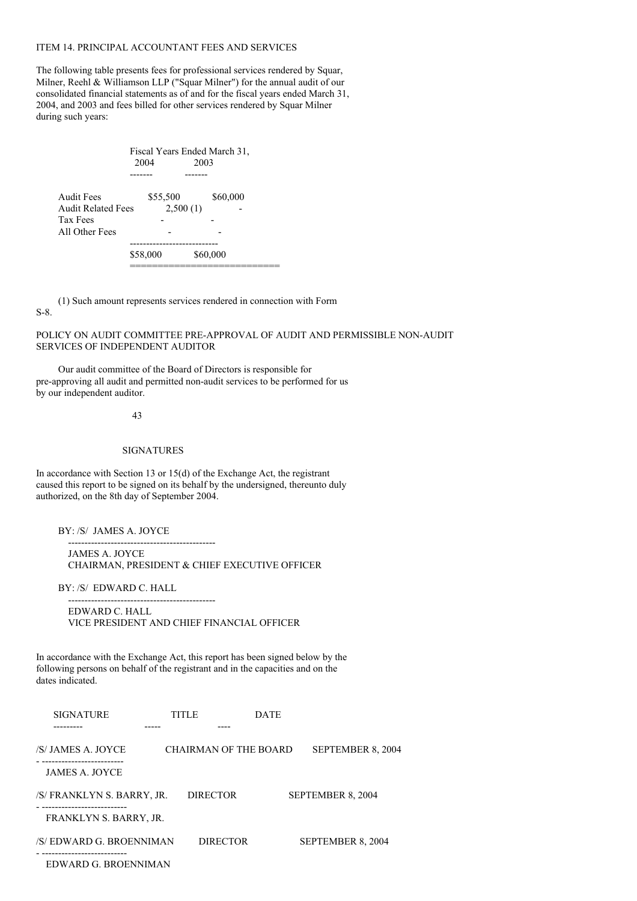ITEM 14. PRINCIPAL ACCOUNTANT FEES AND SERVICES

The following table presents fees for professional services rendered by Squar, Milner, Reehl & Williamson LLP ("Squar Milner") for the annual audit of our consolidated financial statements as of and for the fiscal years ended March 31, 2004, and 2003 and fees billed for other services rendered by Squar Milner during such years:

| | Fiscal Years Ended March 31, 2004 | 2003 |
|---|---|---|
| Audit Fees | $55,500 | $60,000 |
| Audit Related Fees | 2,500 (1) | - |
| Tax Fees | - | - |
| All Other Fees | - | - |
| | $58,000 | $60,000 |

(1) Such amount represents services rendered in connection with Form S-8.

POLICY ON AUDIT COMMITTEE PRE-APPROVAL OF AUDIT AND PERMISSIBLE NON-AUDIT SERVICES OF INDEPENDENT AUDITOR

Our audit committee of the Board of Directors is responsible for pre-approving all audit and permitted non-audit services to be performed for us by our independent auditor.

SIGNATURES

In accordance with Section 13 or 15(d) of the Exchange Act, the registrant caused this report to be signed on its behalf by the undersigned, thereunto duly authorized, on the 8th day of September 2004.

BY: /S/ JAMES A. JOYCE

JAMES A. JOYCE
CHAIRMAN, PRESIDENT & CHIEF EXECUTIVE OFFICER

BY: /S/ EDWARD C. HALL

EDWARD C. HALL
VICE PRESIDENT AND CHIEF FINANCIAL OFFICER

In accordance with the Exchange Act, this report has been signed below by the following persons on behalf of the registrant and in the capacities and on the dates indicated.

| SIGNATURE | TITLE | DATE |
|---|---|---|
| /S/ JAMES A. JOYCE<br>JAMES A. JOYCE | CHAIRMAN OF THE BOARD | SEPTEMBER 8, 2004 |
| /S/ FRANKLYN S. BARRY, JR.<br>FRANKLYN S. BARRY, JR. | DIRECTOR | SEPTEMBER 8, 2004 |
| /S/ EDWARD G. BROENNIMAN<br>EDWARD G. BROENNIMAN | DIRECTOR | SEPTEMBER 8, 2004 |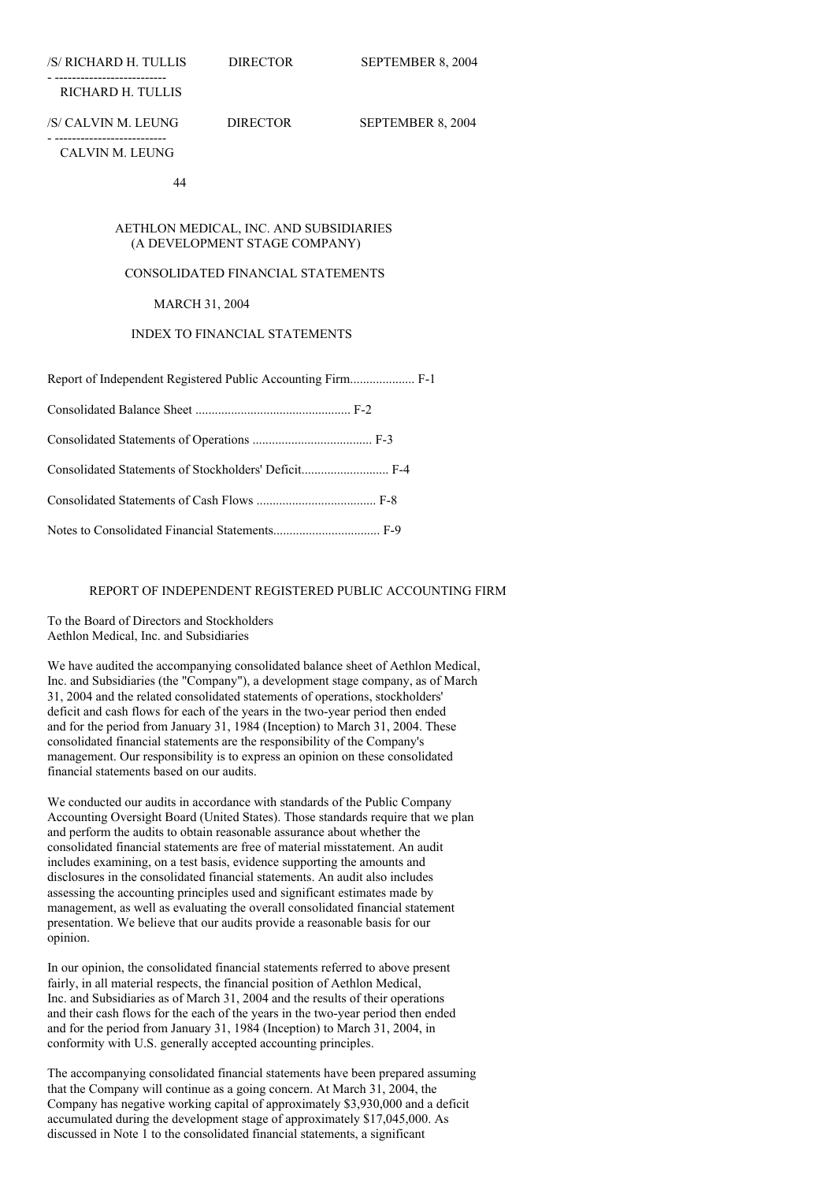| /S/ RICHARD H. TULLIS | DIRECTOR | SEPTEMBER 8, 2004 |
|---|---|---|
| RICHARD H. TULLIS | | |
| /S/ CALVIN M. LEUNG | DIRECTOR | SEPTEMBER 8, 2004 |
| CALVIN M. LEUNG | | |

AETHLON MEDICAL, INC. AND SUBSIDIARIES
(A DEVELOPMENT STAGE COMPANY)

CONSOLIDATED FINANCIAL STATEMENTS

MARCH 31, 2004

INDEX TO FINANCIAL STATEMENTS

| | |
|---|---|
| Report of Independent Registered Public Accounting Firm | F-1 |
| Consolidated Balance Sheet | F-2 |
| Consolidated Statements of Operations | F-3 |
| Consolidated Statements of Stockholders' Deficit | F-4 |
| Consolidated Statements of Cash Flows | F-8 |
| Notes to Consolidated Financial Statements | F-9 |

## REPORT OF INDEPENDENT REGISTERED PUBLIC ACCOUNTING FIRM

To the Board of Directors and Stockholders
Aethlon Medical, Inc. and Subsidiaries

We have audited the accompanying consolidated balance sheet of Aethlon Medical, Inc. and Subsidiaries (the "Company"), a development stage company, as of March 31, 2004 and the related consolidated statements of operations, stockholders' deficit and cash flows for each of the years in the two-year period then ended and for the period from January 31, 1984 (Inception) to March 31, 2004. These consolidated financial statements are the responsibility of the Company's management. Our responsibility is to express an opinion on these consolidated financial statements based on our audits.

We conducted our audits in accordance with standards of the Public Company Accounting Oversight Board (United States). Those standards require that we plan and perform the audits to obtain reasonable assurance about whether the consolidated financial statements are free of material misstatement. An audit includes examining, on a test basis, evidence supporting the amounts and disclosures in the consolidated financial statements. An audit also includes assessing the accounting principles used and significant estimates made by management, as well as evaluating the overall consolidated financial statement presentation. We believe that our audits provide a reasonable basis for our opinion.

In our opinion, the consolidated financial statements referred to above present fairly, in all material respects, the financial position of Aethlon Medical, Inc. and Subsidiaries as of March 31, 2004 and the results of their operations and their cash flows for the each of the years in the two-year period then ended and for the period from January 31, 1984 (Inception) to March 31, 2004, in conformity with U.S. generally accepted accounting principles.

The accompanying consolidated financial statements have been prepared assuming that the Company will continue as a going concern. At March 31, 2004, the Company has negative working capital of approximately $3,930,000 and a deficit accumulated during the development stage of approximately $17,045,000. As discussed in Note 1 to the consolidated financial statements, a significant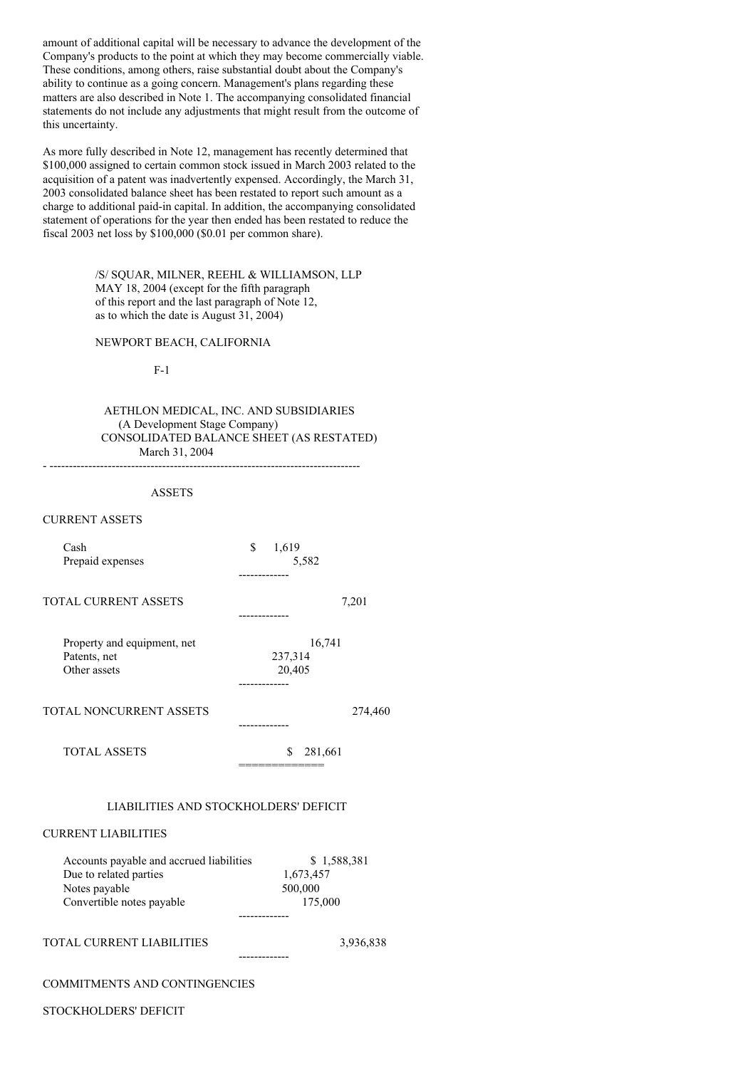amount of additional capital will be necessary to advance the development of the Company's products to the point at which they may become commercially viable. These conditions, among others, raise substantial doubt about the Company's ability to continue as a going concern. Management's plans regarding these matters are also described in Note 1. The accompanying consolidated financial statements do not include any adjustments that might result from the outcome of this uncertainty.

As more fully described in Note 12, management has recently determined that $100,000 assigned to certain common stock issued in March 2003 related to the acquisition of a patent was inadvertently expensed. Accordingly, the March 31, 2003 consolidated balance sheet has been restated to report such amount as a charge to additional paid-in capital. In addition, the accompanying consolidated statement of operations for the year then ended has been restated to reduce the fiscal 2003 net loss by $100,000 ($0.01 per common share).

/S/ SQUAR, MILNER, REEHL & WILLIAMSON, LLP
MAY 18, 2004 (except for the fifth paragraph of this report and the last paragraph of Note 12, as to which the date is August 31, 2004)

NEWPORT BEACH, CALIFORNIA

AETHLON MEDICAL, INC. AND SUBSIDIARIES
(A Development Stage Company)
CONSOLIDATED BALANCE SHEET (AS RESTATED)
March 31, 2004

## ASSETS

| | | |
|---|---|---|
| CURRENT ASSETS | | |
| Cash | $ 1,619 | |
| Prepaid expenses | 5,582 | |
| TOTAL CURRENT ASSETS | | 7,201 |
| Property and equipment, net | 16,741 | |
| Patents, net | 237,314 | |
| Other assets | 20,405 | |
| TOTAL NONCURRENT ASSETS | | 274,460 |
| TOTAL ASSETS | $ 281,661 | |

## LIABILITIES AND STOCKHOLDERS' DEFICIT

| | | |
|---|---|---|
| CURRENT LIABILITIES | | |
| Accounts payable and accrued liabilities | $ 1,588,381 | |
| Due to related parties | 1,673,457 | |
| Notes payable | 500,000 | |
| Convertible notes payable | 175,000 | |
| TOTAL CURRENT LIABILITIES | | 3,936,838 |

COMMITMENTS AND CONTINGENCIES

STOCKHOLDERS' DEFICIT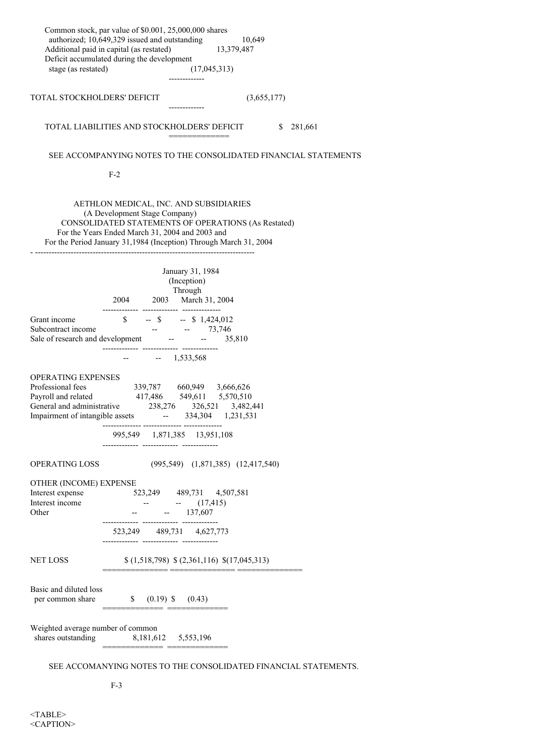| | |
|---|---|
| Common stock, par value of $0.001, 25,000,000 shares authorized; 10,649,329 issued and outstanding | 10,649 |
| Additional paid in capital (as restated) | 13,379,487 |
| Deficit accumulated during the development stage (as restated) | (17,045,313) |
| TOTAL STOCKHOLDERS' DEFICIT | (3,655,177) |
| TOTAL LIABILITIES AND STOCKHOLDERS' DEFICIT | $ 281,661 |

SEE ACCOMPANYING NOTES TO THE CONSOLIDATED FINANCIAL STATEMENTS

F-2

AETHLON MEDICAL, INC. AND SUBSIDIARIES
(A Development Stage Company)
CONSOLIDATED STATEMENTS OF OPERATIONS (As Restated)
For the Years Ended March 31, 2004 and 2003 and
For the Period January 31,1984 (Inception) Through March 31, 2004

| | 2004 | 2003 | January 31, 1984 (Inception) Through March 31, 2004 |
|---|---|---|---|
| Grant income | $ -- | $ -- | $ 1,424,012 |
| Subcontract income | -- | -- | 73,746 |
| Sale of research and development | -- | -- | 35,810 |
| | -- | -- | 1,533,568 |
| **OPERATING EXPENSES** | | | |
| Professional fees | 339,787 | 660,949 | 3,666,626 |
| Payroll and related | 417,486 | 549,611 | 5,570,510 |
| General and administrative | 238,276 | 326,521 | 3,482,441 |
| Impairment of intangible assets | -- | 334,304 | 1,231,531 |
| | 995,549 | 1,871,385 | 13,951,108 |
| OPERATING LOSS | (995,549) | (1,871,385) | (12,417,540) |
| **OTHER (INCOME) EXPENSE** | | | |
| Interest expense | 523,249 | 489,731 | 4,507,581 |
| Interest income | -- | -- | (17,415) |
| Other | -- | -- | 137,607 |
| | 523,249 | 489,731 | 4,627,773 |
| NET LOSS | $ (1,518,798) | $ (2,361,116) | $(17,045,313) |
| Basic and diluted loss per common share | $ (0.19) | $ (0.43) | |
| Weighted average number of common shares outstanding | 8,181,612 | 5,553,196 | |

SEE ACCOMANYING NOTES TO THE CONSOLIDATED FINANCIAL STATEMENTS.

F-3

<TABLE>
<CAPTION>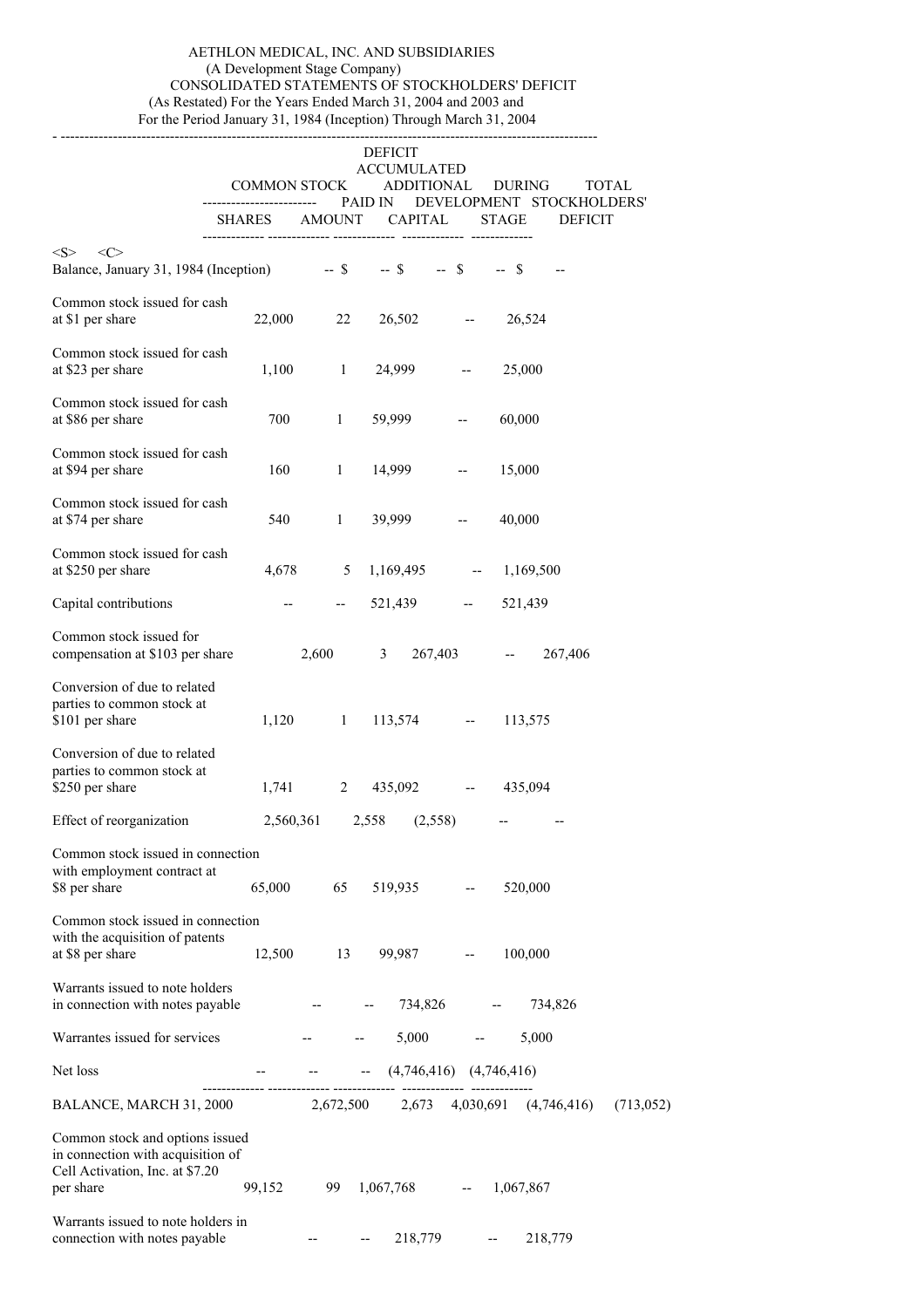AETHLON MEDICAL, INC. AND SUBSIDIARIES
(A Development Stage Company)
CONSOLIDATED STATEMENTS OF STOCKHOLDERS' DEFICIT
(As Restated) For the Years Ended March 31, 2004 and 2003 and
For the Period January 31, 1984 (Inception) Through March 31, 2004

| | COMMON STOCK SHARES | COMMON STOCK AMOUNT | ADDITIONAL PAID IN CAPITAL | DEFICIT ACCUMULATED DURING DEVELOPMENT STAGE | TOTAL STOCKHOLDERS' DEFICIT |
|---|---|---|---|---|---|
| Balance, January 31, 1984 (Inception) | -- | $ -- | $ -- | $ -- | $ -- |
| Common stock issued for cash at $1 per share | 22,000 | 22 | 26,502 | -- | 26,524 |
| Common stock issued for cash at $23 per share | 1,100 | 1 | 24,999 | -- | 25,000 |
| Common stock issued for cash at $86 per share | 700 | 1 | 59,999 | -- | 60,000 |
| Common stock issued for cash at $94 per share | 160 | 1 | 14,999 | -- | 15,000 |
| Common stock issued for cash at $74 per share | 540 | 1 | 39,999 | -- | 40,000 |
| Common stock issued for cash at $250 per share | 4,678 | 5 | 1,169,495 | -- | 1,169,500 |
| Capital contributions | -- | -- | 521,439 | -- | 521,439 |
| Common stock issued for compensation at $103 per share | 2,600 | 3 | 267,403 | -- | 267,406 |
| Conversion of due to related parties to common stock at $101 per share | 1,120 | 1 | 113,574 | -- | 113,575 |
| Conversion of due to related parties to common stock at $250 per share | 1,741 | 2 | 435,092 | -- | 435,094 |
| Effect of reorganization | 2,560,361 | 2,558 | (2,558) | -- | -- |
| Common stock issued in connection with employment contract at $8 per share | 65,000 | 65 | 519,935 | -- | 520,000 |
| Common stock issued in connection with the acquisition of patents at $8 per share | 12,500 | 13 | 99,987 | -- | 100,000 |
| Warrants issued to note holders in connection with notes payable | -- | -- | 734,826 | -- | 734,826 |
| Warrantes issued for services | -- | -- | 5,000 | -- | 5,000 |
| Net loss | -- | -- | -- | (4,746,416) | (4,746,416) |
| BALANCE, MARCH 31, 2000 | 2,672,500 | 2,673 | 4,030,691 | (4,746,416) | (713,052) |
| Common stock and options issued in connection with acquisition of Cell Activation, Inc. at $7.20 per share | 99,152 | 99 | 1,067,768 | -- | 1,067,867 |
| Warrants issued to note holders in connection with notes payable | -- | -- | 218,779 | -- | 218,779 |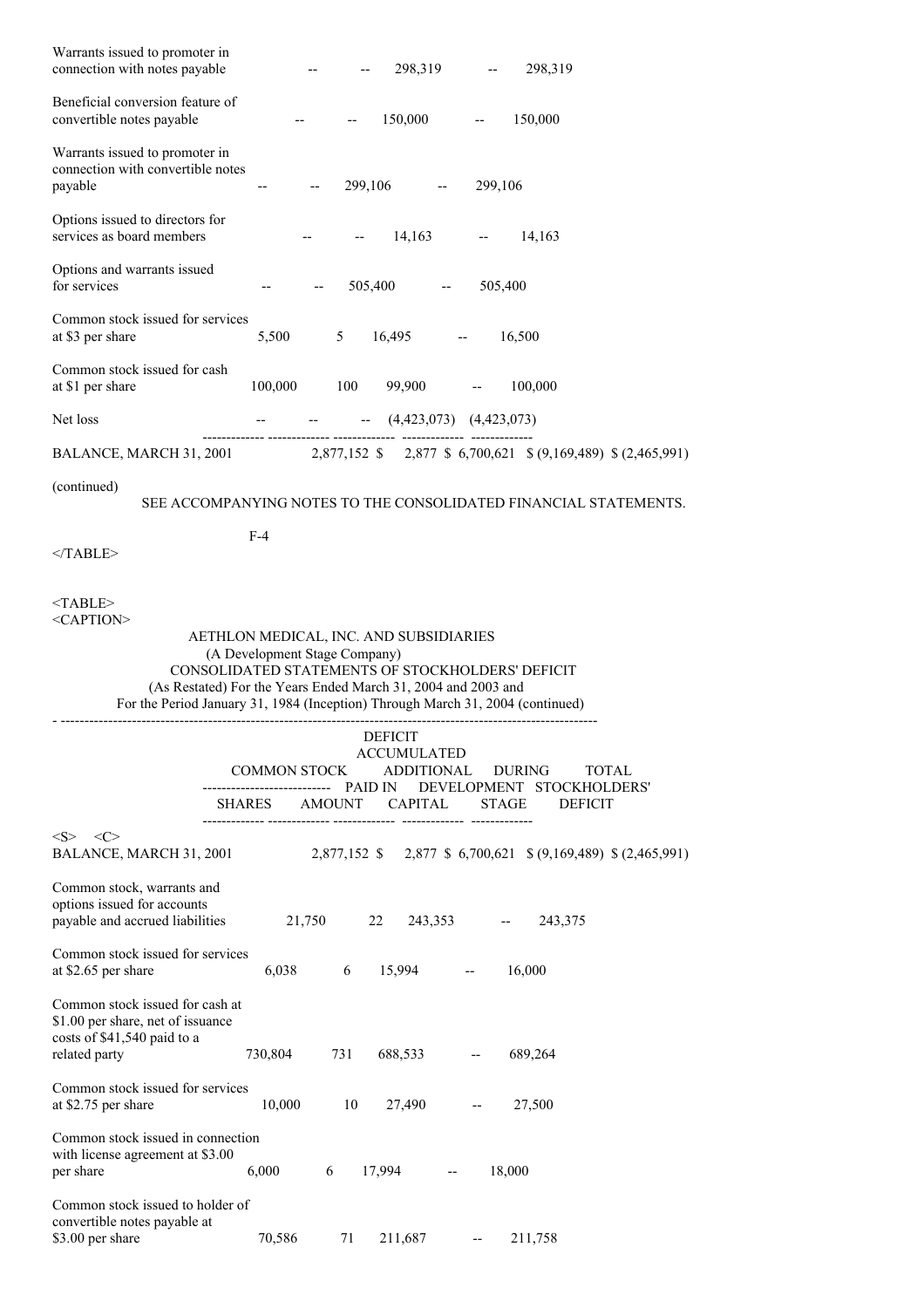| | | | | | |
|---|---|---|---|---|---|
| Warrants issued to promoter in connection with notes payable | -- | -- | 298,319 | -- | 298,319 |
| Beneficial conversion feature of convertible notes payable | -- | -- | 150,000 | -- | 150,000 |
| Warrants issued to promoter in connection with convertible notes payable | -- | -- | 299,106 | -- | 299,106 |
| Options issued to directors for services as board members | -- | -- | 14,163 | -- | 14,163 |
| Options and warrants issued for services | -- | -- | 505,400 | -- | 505,400 |
| Common stock issued for services at $3 per share | 5,500 | 5 | 16,495 | -- | 16,500 |
| Common stock issued for cash at $1 per share | 100,000 | 100 | 99,900 | -- | 100,000 |
| Net loss | -- | -- | -- | (4,423,073) | (4,423,073) |
| BALANCE, MARCH 31, 2001 | 2,877,152 | $ 2,877 | $ 6,700,621 | $ (9,169,489) | $ (2,465,991) |

(continued)

SEE ACCOMPANYING NOTES TO THE CONSOLIDATED FINANCIAL STATEMENTS.

F-4

AETHLON MEDICAL, INC. AND SUBSIDIARIES
(A Development Stage Company)
CONSOLIDATED STATEMENTS OF STOCKHOLDERS' DEFICIT
(As Restated) For the Years Ended March 31, 2004 and 2003 and
For the Period January 31, 1984 (Inception) Through March 31, 2004 (continued)

| | COMMON STOCK | | ADDITIONAL PAID IN | DEFICIT ACCUMULATED DURING DEVELOPMENT | TOTAL STOCKHOLDERS' |
|---|---|---|---|---|---|
| | SHARES | AMOUNT | CAPITAL | STAGE | DEFICIT |
| BALANCE, MARCH 31, 2001 | 2,877,152 | $ 2,877 | $ 6,700,621 | $ (9,169,489) | $ (2,465,991) |
| Common stock, warrants and options issued for accounts payable and accrued liabilities | 21,750 | 22 | 243,353 | -- | 243,375 |
| Common stock issued for services at $2.65 per share | 6,038 | 6 | 15,994 | -- | 16,000 |
| Common stock issued for cash at $1.00 per share, net of issuance costs of $41,540 paid to a related party | 730,804 | 731 | 688,533 | -- | 689,264 |
| Common stock issued for services at $2.75 per share | 10,000 | 10 | 27,490 | -- | 27,500 |
| Common stock issued in connection with license agreement at $3.00 per share | 6,000 | 6 | 17,994 | -- | 18,000 |
| Common stock issued to holder of convertible notes payable at $3.00 per share | 70,586 | 71 | 211,687 | -- | 211,758 |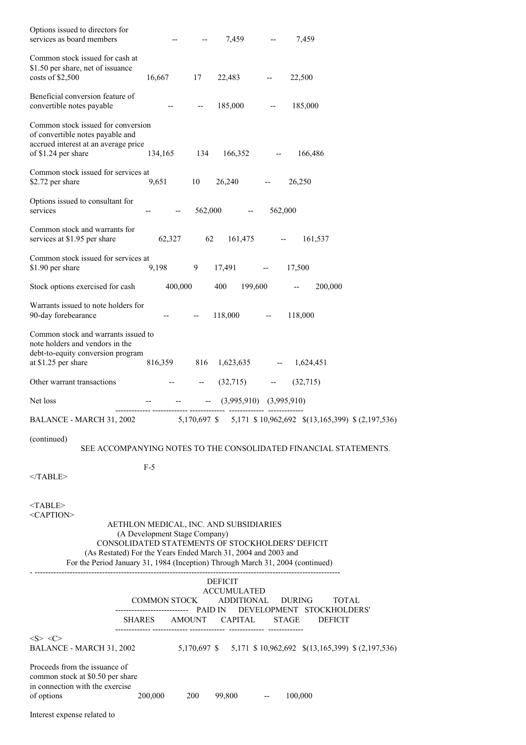| | Shares | Amount | Additional Paid In Capital | Deficit Accumulated During Development Stage | Total Stockholders' Deficit |
|---|---|---|---|---|---|
| Options issued to directors for services as board members | -- | -- | 7,459 | -- | 7,459 |
| Common stock issued for cash at $1.50 per share, net of issuance costs of $2,500 | 16,667 | 17 | 22,483 | -- | 22,500 |
| Beneficial conversion feature of convertible notes payable | -- | -- | 185,000 | -- | 185,000 |
| Common stock issued for conversion of convertible notes payable and accrued interest at an average price of $1.24 per share | 134,165 | 134 | 166,352 | -- | 166,486 |
| Common stock issued for services at $2.72 per share | 9,651 | 10 | 26,240 | -- | 26,250 |
| Options issued to consultant for services | -- | -- | 562,000 | -- | 562,000 |
| Common stock and warrants for services at $1.95 per share | 62,327 | 62 | 161,475 | -- | 161,537 |
| Common stock issued for services at $1.90 per share | 9,198 | 9 | 17,491 | -- | 17,500 |
| Stock options exercised for cash | 400,000 | 400 | 199,600 | -- | 200,000 |
| Warrants issued to note holders for 90-day forebearance | -- | -- | 118,000 | -- | 118,000 |
| Common stock and warrants issued to note holders and vendors in the debt-to-equity conversion program at $1.25 per share | 816,359 | 816 | 1,623,635 | -- | 1,624,451 |
| Other warrant transactions | -- | -- | (32,715) | -- | (32,715) |
| Net loss | -- | -- | -- | (3,995,910) | (3,995,910) |
| BALANCE - MARCH 31, 2002 | 5,170,697 | $ 5,171 | $ 10,962,692 | $(13,165,399) | $ (2,197,536) |

(continued)

SEE ACCOMPANYING NOTES TO THE CONSOLIDATED FINANCIAL STATEMENTS.

AETHLON MEDICAL, INC. AND SUBSIDIARIES
(A Development Stage Company)
CONSOLIDATED STATEMENTS OF STOCKHOLDERS' DEFICIT
(As Restated) For the Years Ended March 31, 2004 and 2003 and
For the Period January 31, 1984 (Inception) Through March 31, 2004 (continued)

| | Common Stock | | Additional Paid In Capital | Deficit Accumulated During Development Stage | Total Stockholders' Deficit |
|---|---|---|---|---|---|
| | Shares | Amount | | | |
| BALANCE - MARCH 31, 2002 | 5,170,697 | $ 5,171 | $ 10,962,692 | $(13,165,399) | $ (2,197,536) |
| Proceeds from the issuance of common stock at $0.50 per share in connection with the exercise of options | 200,000 | 200 | 99,800 | -- | 100,000 |
| Interest expense related to | | | | | |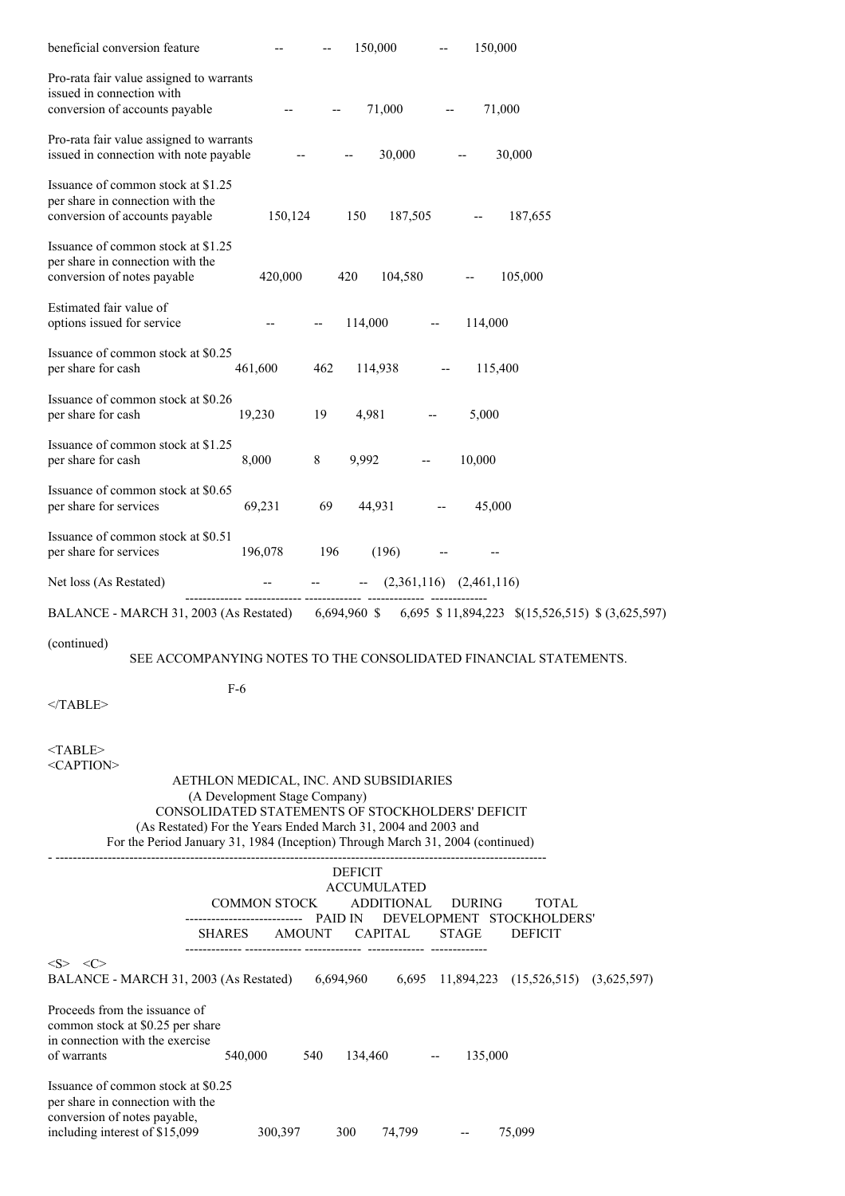| | | | | | |
|---|---|---|---|---|---|
| beneficial conversion feature | -- | -- | 150,000 | -- | 150,000 |
| Pro-rata fair value assigned to warrants issued in connection with conversion of accounts payable | -- | -- | 71,000 | -- | 71,000 |
| Pro-rata fair value assigned to warrants issued in connection with note payable | -- | -- | 30,000 | -- | 30,000 |
| Issuance of common stock at $1.25 per share in connection with the conversion of accounts payable | 150,124 | 150 | 187,505 | -- | 187,655 |
| Issuance of common stock at $1.25 per share in connection with the conversion of notes payable | 420,000 | 420 | 104,580 | -- | 105,000 |
| Estimated fair value of options issued for service | -- | -- | 114,000 | -- | 114,000 |
| Issuance of common stock at $0.25 per share for cash | 461,600 | 462 | 114,938 | -- | 115,400 |
| Issuance of common stock at $0.26 per share for cash | 19,230 | 19 | 4,981 | -- | 5,000 |
| Issuance of common stock at $1.25 per share for cash | 8,000 | 8 | 9,992 | -- | 10,000 |
| Issuance of common stock at $0.65 per share for services | 69,231 | 69 | 44,931 | -- | 45,000 |
| Issuance of common stock at $0.51 per share for services | 196,078 | 196 | (196) | -- | -- |
| Net loss (As Restated) | -- | -- | -- | (2,361,116) | (2,461,116) |
| BALANCE - MARCH 31, 2003 (As Restated) | 6,694,960 | $ 6,695 | $ 11,894,223 | $(15,526,515) | $ (3,625,597) |

(continued)

SEE ACCOMPANYING NOTES TO THE CONSOLIDATED FINANCIAL STATEMENTS.

F-6

</TABLE>

<TABLE>
<CAPTION>

AETHLON MEDICAL, INC. AND SUBSIDIARIES
(A Development Stage Company)
CONSOLIDATED STATEMENTS OF STOCKHOLDERS' DEFICIT
(As Restated) For the Years Ended March 31, 2004 and 2003 and
For the Period January 31, 1984 (Inception) Through March 31, 2004 (continued)

| | COMMON STOCK | | ADDITIONAL PAID IN CAPITAL | DEFICIT ACCUMULATED DURING DEVELOPMENT STAGE | TOTAL STOCKHOLDERS' DEFICIT |
|---|---|---|---|---|---|
| | SHARES | AMOUNT | | | |
| BALANCE - MARCH 31, 2003 (As Restated) | 6,694,960 | 6,695 | 11,894,223 | (15,526,515) | (3,625,597) |
| Proceeds from the issuance of common stock at $0.25 per share in connection with the exercise of warrants | 540,000 | 540 | 134,460 | -- | 135,000 |
| Issuance of common stock at $0.25 per share in connection with the conversion of notes payable, including interest of $15,099 | 300,397 | 300 | 74,799 | -- | 75,099 |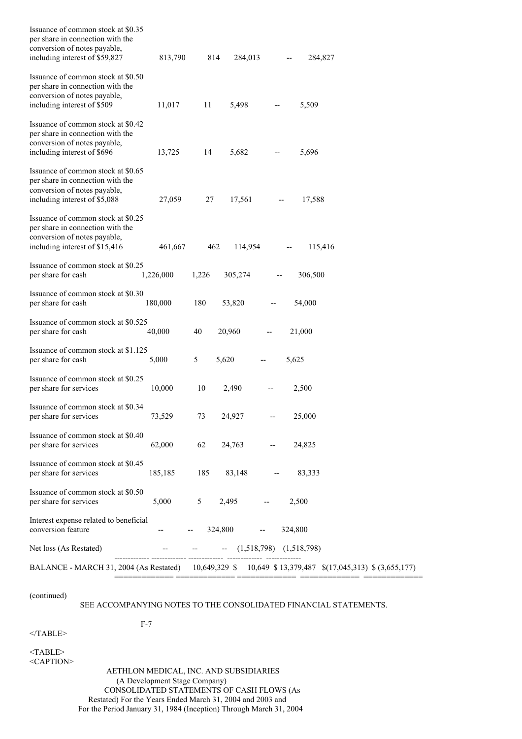| | Shares | Amount | Additional Paid-in Capital | Deficit Accumulated During Development Stage | Total |
|---|---|---|---|---|---|
| Issuance of common stock at $0.35 per share in connection with the conversion of notes payable, including interest of $59,827 | 813,790 | 814 | 284,013 | -- | 284,827 |
| Issuance of common stock at $0.50 per share in connection with the conversion of notes payable, including interest of $509 | 11,017 | 11 | 5,498 | -- | 5,509 |
| Issuance of common stock at $0.42 per share in connection with the conversion of notes payable, including interest of $696 | 13,725 | 14 | 5,682 | -- | 5,696 |
| Issuance of common stock at $0.65 per share in connection with the conversion of notes payable, including interest of $5,088 | 27,059 | 27 | 17,561 | -- | 17,588 |
| Issuance of common stock at $0.25 per share in connection with the conversion of notes payable, including interest of $15,416 | 461,667 | 462 | 114,954 | -- | 115,416 |
| Issuance of common stock at $0.25 per share for cash | 1,226,000 | 1,226 | 305,274 | -- | 306,500 |
| Issuance of common stock at $0.30 per share for cash | 180,000 | 180 | 53,820 | -- | 54,000 |
| Issuance of common stock at $0.525 per share for cash | 40,000 | 40 | 20,960 | -- | 21,000 |
| Issuance of common stock at $1.125 per share for cash | 5,000 | 5 | 5,620 | -- | 5,625 |
| Issuance of common stock at $0.25 per share for services | 10,000 | 10 | 2,490 | -- | 2,500 |
| Issuance of common stock at $0.34 per share for services | 73,529 | 73 | 24,927 | -- | 25,000 |
| Issuance of common stock at $0.40 per share for services | 62,000 | 62 | 24,763 | -- | 24,825 |
| Issuance of common stock at $0.45 per share for services | 185,185 | 185 | 83,148 | -- | 83,333 |
| Issuance of common stock at $0.50 per share for services | 5,000 | 5 | 2,495 | -- | 2,500 |
| Interest expense related to beneficial conversion feature | -- | -- | 324,800 | -- | 324,800 |
| Net loss (As Restated) | -- | -- | -- | (1,518,798) | (1,518,798) |
| BALANCE - MARCH 31, 2004 (As Restated) | 10,649,329 | $ 10,649 | $ 13,379,487 | $(17,045,313) | $ (3,655,177) |

(continued)

SEE ACCOMPANYING NOTES TO THE CONSOLIDATED FINANCIAL STATEMENTS.

F-7

AETHLON MEDICAL, INC. AND SUBSIDIARIES
(A Development Stage Company)
CONSOLIDATED STATEMENTS OF CASH FLOWS (As Restated) For the Years Ended March 31, 2004 and 2003 and For the Period January 31, 1984 (Inception) Through March 31, 2004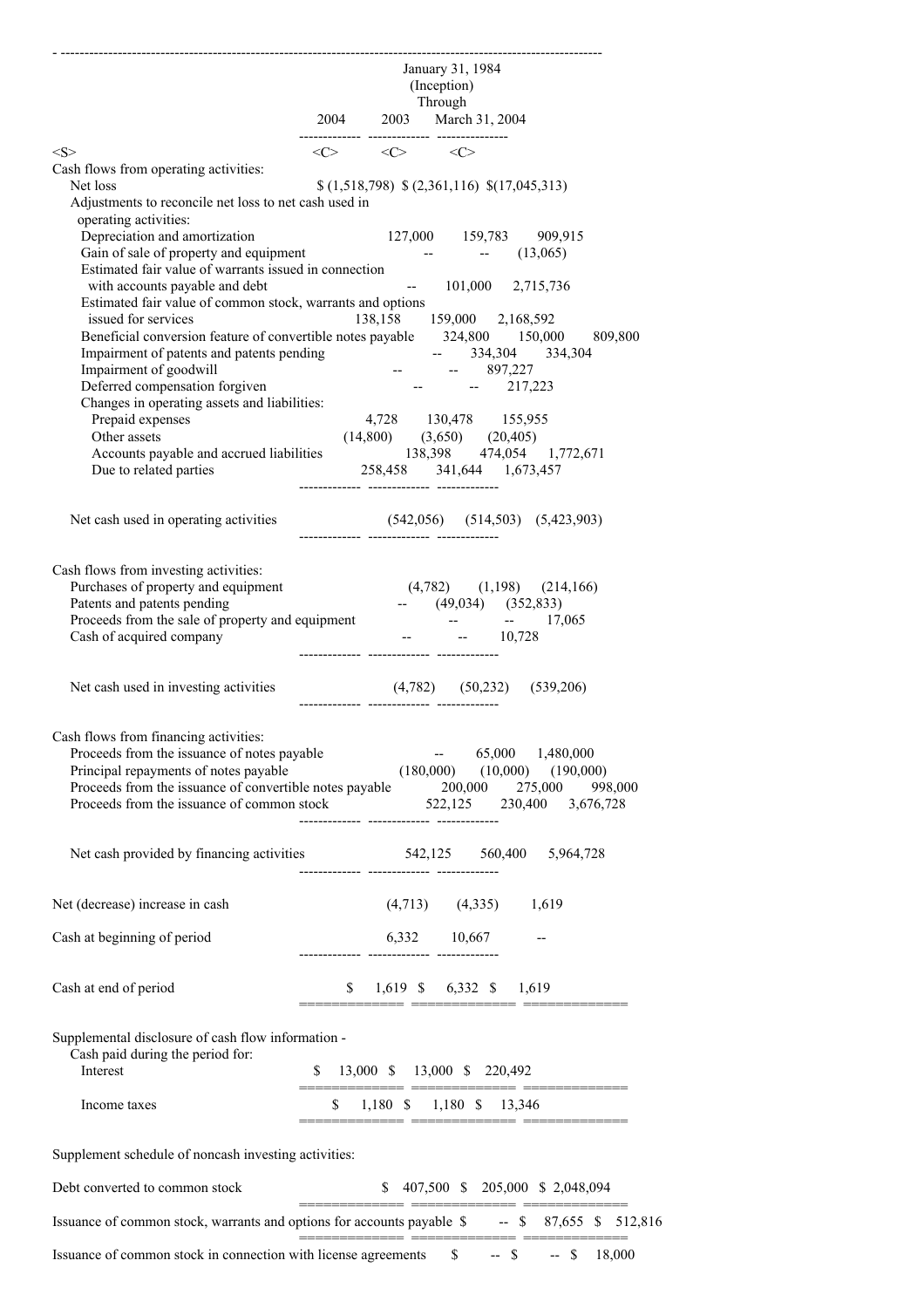| | 2004 | 2003 | January 31, 1984 (Inception) Through March 31, 2004 |
|---|---|---|---|
| Cash flows from operating activities: | | | |
| Net loss | $ (1,518,798) | $ (2,361,116) | $(17,045,313) |
| Adjustments to reconcile net loss to net cash used in operating activities: | | | |
| Depreciation and amortization | 127,000 | 159,783 | 909,915 |
| Gain of sale of property and equipment | -- | -- | (13,065) |
| Estimated fair value of warrants issued in connection with accounts payable and debt | -- | 101,000 | 2,715,736 |
| Estimated fair value of common stock, warrants and options issued for services | 138,158 | 159,000 | 2,168,592 |
| Beneficial conversion feature of convertible notes payable | 324,800 | 150,000 | 809,800 |
| Impairment of patents and patents pending | -- | 334,304 | 334,304 |
| Impairment of goodwill | -- | -- | 897,227 |
| Deferred compensation forgiven | -- | -- | 217,223 |
| Changes in operating assets and liabilities: | | | |
| Prepaid expenses | 4,728 | 130,478 | 155,955 |
| Other assets | (14,800) | (3,650) | (20,405) |
| Accounts payable and accrued liabilities | 138,398 | 474,054 | 1,772,671 |
| Due to related parties | 258,458 | 341,644 | 1,673,457 |
| Net cash used in operating activities | (542,056) | (514,503) | (5,423,903) |
| Cash flows from investing activities: | | | |
| Purchases of property and equipment | (4,782) | (1,198) | (214,166) |
| Patents and patents pending | -- | (49,034) | (352,833) |
| Proceeds from the sale of property and equipment | -- | -- | 17,065 |
| Cash of acquired company | -- | -- | 10,728 |
| Net cash used in investing activities | (4,782) | (50,232) | (539,206) |
| Cash flows from financing activities: | | | |
| Proceeds from the issuance of notes payable | -- | 65,000 | 1,480,000 |
| Principal repayments of notes payable | (180,000) | (10,000) | (190,000) |
| Proceeds from the issuance of convertible notes payable | 200,000 | 275,000 | 998,000 |
| Proceeds from the issuance of common stock | 522,125 | 230,400 | 3,676,728 |
| Net cash provided by financing activities | 542,125 | 560,400 | 5,964,728 |
| Net (decrease) increase in cash | (4,713) | (4,335) | 1,619 |
| Cash at beginning of period | 6,332 | 10,667 | -- |
| Cash at end of period | $ 1,619 | $ 6,332 | $ 1,619 |
| Supplemental disclosure of cash flow information - Cash paid during the period for: | | | |
| Interest | $ 13,000 | $ 13,000 | $ 220,492 |
| Income taxes | $ 1,180 | $ 1,180 | $ 13,346 |
| Supplement schedule of noncash investing activities: | | | |
| Debt converted to common stock | $ 407,500 | $ 205,000 | $ 2,048,094 |
| Issuance of common stock, warrants and options for accounts payable | $ -- | $ 87,655 | $ 512,816 |
| Issuance of common stock in connection with license agreements | $ -- | $ -- | $ 18,000 |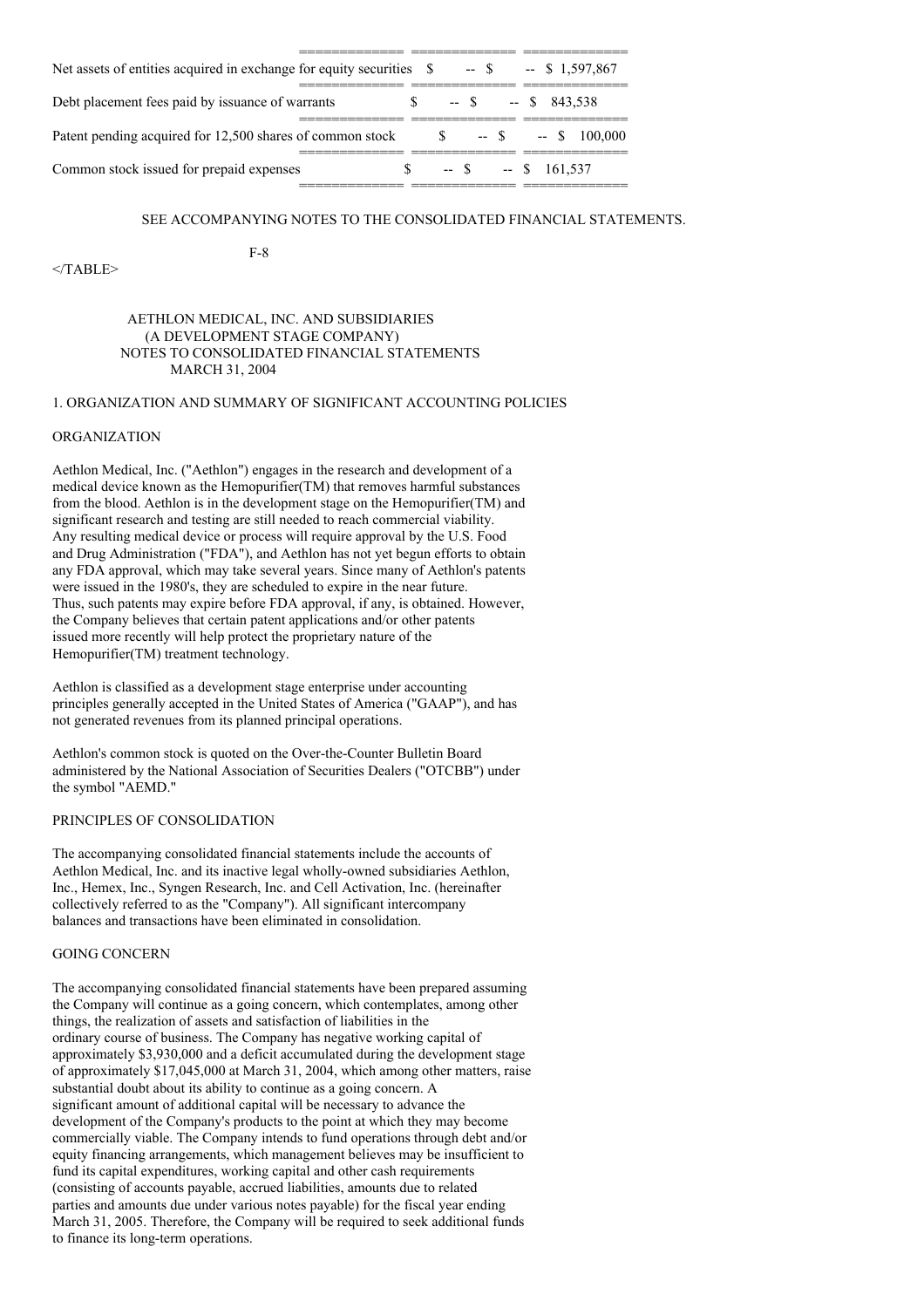| | | | |
|---|---|---|---|
| Net assets of entities acquired in exchange for equity securities | $ -- | $ -- | $ 1,597,867 |
| Debt placement fees paid by issuance of warrants | $ -- | $ -- | $ 843,538 |
| Patent pending acquired for 12,500 shares of common stock | $ -- | $ -- | $ 100,000 |
| Common stock issued for prepaid expenses | $ -- | $ -- | $ 161,537 |

SEE ACCOMPANYING NOTES TO THE CONSOLIDATED FINANCIAL STATEMENTS.

</TABLE>

AETHLON MEDICAL, INC. AND SUBSIDIARIES
(A DEVELOPMENT STAGE COMPANY)
NOTES TO CONSOLIDATED FINANCIAL STATEMENTS
MARCH 31, 2004

## 1. ORGANIZATION AND SUMMARY OF SIGNIFICANT ACCOUNTING POLICIES

### ORGANIZATION

Aethlon Medical, Inc. ("Aethlon") engages in the research and development of a medical device known as the Hemopurifier(TM) that removes harmful substances from the blood. Aethlon is in the development stage on the Hemopurifier(TM) and significant research and testing are still needed to reach commercial viability. Any resulting medical device or process will require approval by the U.S. Food and Drug Administration ("FDA"), and Aethlon has not yet begun efforts to obtain any FDA approval, which may take several years. Since many of Aethlon's patents were issued in the 1980's, they are scheduled to expire in the near future. Thus, such patents may expire before FDA approval, if any, is obtained. However, the Company believes that certain patent applications and/or other patents issued more recently will help protect the proprietary nature of the Hemopurifier(TM) treatment technology.

Aethlon is classified as a development stage enterprise under accounting principles generally accepted in the United States of America ("GAAP"), and has not generated revenues from its planned principal operations.

Aethlon's common stock is quoted on the Over-the-Counter Bulletin Board administered by the National Association of Securities Dealers ("OTCBB") under the symbol "AEMD."

### PRINCIPLES OF CONSOLIDATION

The accompanying consolidated financial statements include the accounts of Aethlon Medical, Inc. and its inactive legal wholly-owned subsidiaries Aethlon, Inc., Hemex, Inc., Syngen Research, Inc. and Cell Activation, Inc. (hereinafter collectively referred to as the "Company"). All significant intercompany balances and transactions have been eliminated in consolidation.

### GOING CONCERN

The accompanying consolidated financial statements have been prepared assuming the Company will continue as a going concern, which contemplates, among other things, the realization of assets and satisfaction of liabilities in the ordinary course of business. The Company has negative working capital of approximately $3,930,000 and a deficit accumulated during the development stage of approximately $17,045,000 at March 31, 2004, which among other matters, raise substantial doubt about its ability to continue as a going concern. A significant amount of additional capital will be necessary to advance the development of the Company's products to the point at which they may become commercially viable. The Company intends to fund operations through debt and/or equity financing arrangements, which management believes may be insufficient to fund its capital expenditures, working capital and other cash requirements (consisting of accounts payable, accrued liabilities, amounts due to related parties and amounts due under various notes payable) for the fiscal year ending March 31, 2005. Therefore, the Company will be required to seek additional funds to finance its long-term operations.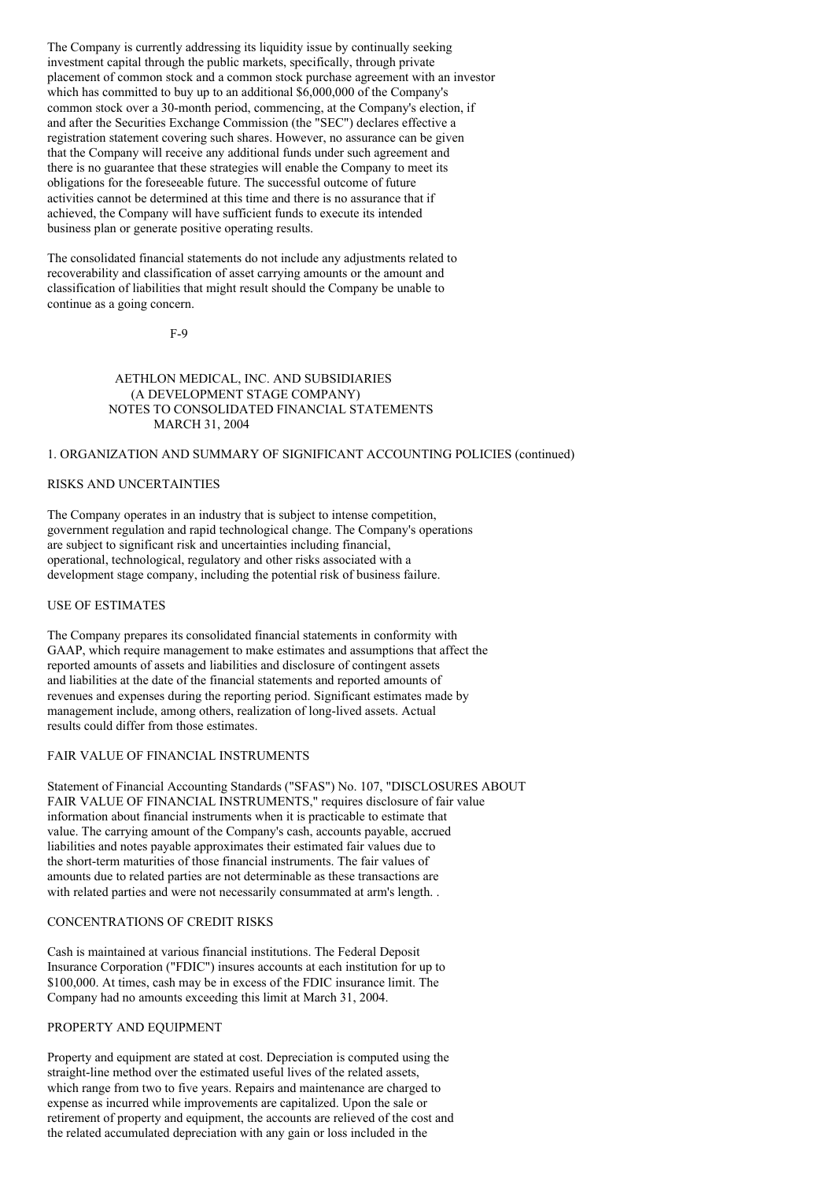The Company is currently addressing its liquidity issue by continually seeking investment capital through the public markets, specifically, through private placement of common stock and a common stock purchase agreement with an investor which has committed to buy up to an additional $6,000,000 of the Company's common stock over a 30-month period, commencing, at the Company's election, if and after the Securities Exchange Commission (the "SEC") declares effective a registration statement covering such shares. However, no assurance can be given that the Company will receive any additional funds under such agreement and there is no guarantee that these strategies will enable the Company to meet its obligations for the foreseeable future. The successful outcome of future activities cannot be determined at this time and there is no assurance that if achieved, the Company will have sufficient funds to execute its intended business plan or generate positive operating results.

The consolidated financial statements do not include any adjustments related to recoverability and classification of asset carrying amounts or the amount and classification of liabilities that might result should the Company be unable to continue as a going concern.

AETHLON MEDICAL, INC. AND SUBSIDIARIES
(A DEVELOPMENT STAGE COMPANY)
NOTES TO CONSOLIDATED FINANCIAL STATEMENTS
MARCH 31, 2004

1. ORGANIZATION AND SUMMARY OF SIGNIFICANT ACCOUNTING POLICIES (continued)

## RISKS AND UNCERTAINTIES

The Company operates in an industry that is subject to intense competition, government regulation and rapid technological change. The Company's operations are subject to significant risk and uncertainties including financial, operational, technological, regulatory and other risks associated with a development stage company, including the potential risk of business failure.

## USE OF ESTIMATES

The Company prepares its consolidated financial statements in conformity with GAAP, which require management to make estimates and assumptions that affect the reported amounts of assets and liabilities and disclosure of contingent assets and liabilities at the date of the financial statements and reported amounts of revenues and expenses during the reporting period. Significant estimates made by management include, among others, realization of long-lived assets. Actual results could differ from those estimates.

## FAIR VALUE OF FINANCIAL INSTRUMENTS

Statement of Financial Accounting Standards ("SFAS") No. 107, "DISCLOSURES ABOUT FAIR VALUE OF FINANCIAL INSTRUMENTS," requires disclosure of fair value information about financial instruments when it is practicable to estimate that value. The carrying amount of the Company's cash, accounts payable, accrued liabilities and notes payable approximates their estimated fair values due to the short-term maturities of those financial instruments. The fair values of amounts due to related parties are not determinable as these transactions are with related parties and were not necessarily consummated at arm's length. .

## CONCENTRATIONS OF CREDIT RISKS

Cash is maintained at various financial institutions. The Federal Deposit Insurance Corporation ("FDIC") insures accounts at each institution for up to $100,000. At times, cash may be in excess of the FDIC insurance limit. The Company had no amounts exceeding this limit at March 31, 2004.

## PROPERTY AND EQUIPMENT

Property and equipment are stated at cost. Depreciation is computed using the straight-line method over the estimated useful lives of the related assets, which range from two to five years. Repairs and maintenance are charged to expense as incurred while improvements are capitalized. Upon the sale or retirement of property and equipment, the accounts are relieved of the cost and the related accumulated depreciation with any gain or loss included in the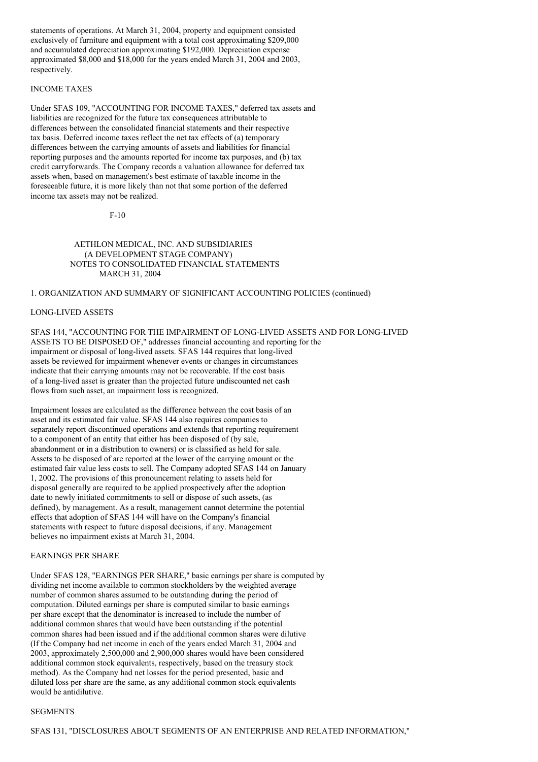statements of operations. At March 31, 2004, property and equipment consisted exclusively of furniture and equipment with a total cost approximating $209,000 and accumulated depreciation approximating $192,000. Depreciation expense approximated $8,000 and $18,000 for the years ended March 31, 2004 and 2003, respectively.

INCOME TAXES

Under SFAS 109, "ACCOUNTING FOR INCOME TAXES," deferred tax assets and liabilities are recognized for the future tax consequences attributable to differences between the consolidated financial statements and their respective tax basis. Deferred income taxes reflect the net tax effects of (a) temporary differences between the carrying amounts of assets and liabilities for financial reporting purposes and the amounts reported for income tax purposes, and (b) tax credit carryforwards. The Company records a valuation allowance for deferred tax assets when, based on management's best estimate of taxable income in the foreseeable future, it is more likely than not that some portion of the deferred income tax assets may not be realized.

AETHLON MEDICAL, INC. AND SUBSIDIARIES
(A DEVELOPMENT STAGE COMPANY)
NOTES TO CONSOLIDATED FINANCIAL STATEMENTS
MARCH 31, 2004

1. ORGANIZATION AND SUMMARY OF SIGNIFICANT ACCOUNTING POLICIES (continued)

LONG-LIVED ASSETS

SFAS 144, "ACCOUNTING FOR THE IMPAIRMENT OF LONG-LIVED ASSETS AND FOR LONG-LIVED ASSETS TO BE DISPOSED OF," addresses financial accounting and reporting for the impairment or disposal of long-lived assets. SFAS 144 requires that long-lived assets be reviewed for impairment whenever events or changes in circumstances indicate that their carrying amounts may not be recoverable. If the cost basis of a long-lived asset is greater than the projected future undiscounted net cash flows from such asset, an impairment loss is recognized.

Impairment losses are calculated as the difference between the cost basis of an asset and its estimated fair value. SFAS 144 also requires companies to separately report discontinued operations and extends that reporting requirement to a component of an entity that either has been disposed of (by sale, abandonment or in a distribution to owners) or is classified as held for sale. Assets to be disposed of are reported at the lower of the carrying amount or the estimated fair value less costs to sell. The Company adopted SFAS 144 on January 1, 2002. The provisions of this pronouncement relating to assets held for disposal generally are required to be applied prospectively after the adoption date to newly initiated commitments to sell or dispose of such assets, (as defined), by management. As a result, management cannot determine the potential effects that adoption of SFAS 144 will have on the Company's financial statements with respect to future disposal decisions, if any. Management believes no impairment exists at March 31, 2004.

EARNINGS PER SHARE

Under SFAS 128, "EARNINGS PER SHARE," basic earnings per share is computed by dividing net income available to common stockholders by the weighted average number of common shares assumed to be outstanding during the period of computation. Diluted earnings per share is computed similar to basic earnings per share except that the denominator is increased to include the number of additional common shares that would have been outstanding if the potential common shares had been issued and if the additional common shares were dilutive (If the Company had net income in each of the years ended March 31, 2004 and 2003, approximately 2,500,000 and 2,900,000 shares would have been considered additional common stock equivalents, respectively, based on the treasury stock method). As the Company had net losses for the period presented, basic and diluted loss per share are the same, as any additional common stock equivalents would be antidilutive.

SEGMENTS

SFAS 131, "DISCLOSURES ABOUT SEGMENTS OF AN ENTERPRISE AND RELATED INFORMATION,"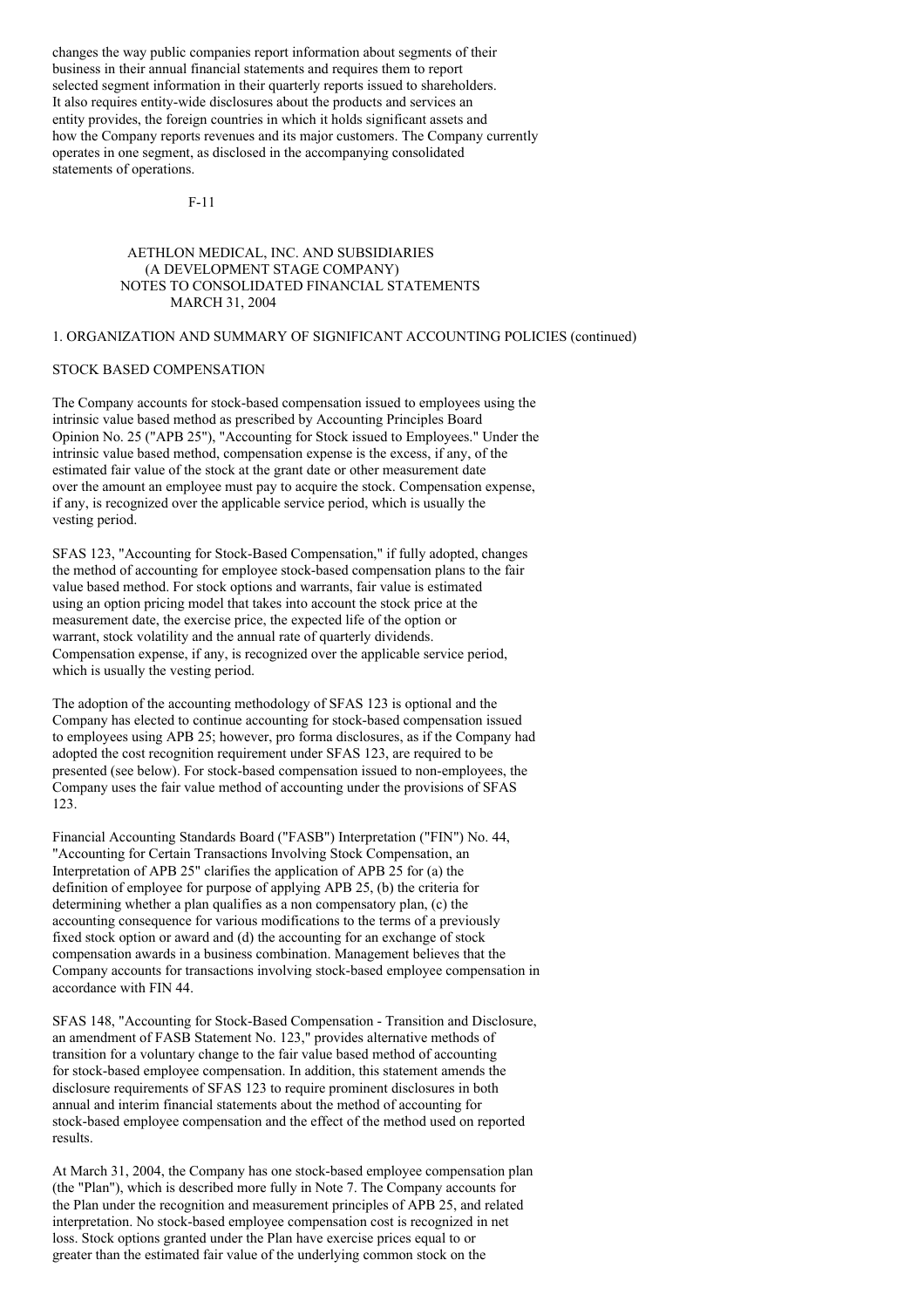changes the way public companies report information about segments of their business in their annual financial statements and requires them to report selected segment information in their quarterly reports issued to shareholders. It also requires entity-wide disclosures about the products and services an entity provides, the foreign countries in which it holds significant assets and how the Company reports revenues and its major customers. The Company currently operates in one segment, as disclosed in the accompanying consolidated statements of operations.

AETHLON MEDICAL, INC. AND SUBSIDIARIES
(A DEVELOPMENT STAGE COMPANY)
NOTES TO CONSOLIDATED FINANCIAL STATEMENTS
MARCH 31, 2004

1. ORGANIZATION AND SUMMARY OF SIGNIFICANT ACCOUNTING POLICIES (continued)

STOCK BASED COMPENSATION

The Company accounts for stock-based compensation issued to employees using the intrinsic value based method as prescribed by Accounting Principles Board Opinion No. 25 ("APB 25"), "Accounting for Stock issued to Employees." Under the intrinsic value based method, compensation expense is the excess, if any, of the estimated fair value of the stock at the grant date or other measurement date over the amount an employee must pay to acquire the stock. Compensation expense, if any, is recognized over the applicable service period, which is usually the vesting period.

SFAS 123, "Accounting for Stock-Based Compensation," if fully adopted, changes the method of accounting for employee stock-based compensation plans to the fair value based method. For stock options and warrants, fair value is estimated using an option pricing model that takes into account the stock price at the measurement date, the exercise price, the expected life of the option or warrant, stock volatility and the annual rate of quarterly dividends. Compensation expense, if any, is recognized over the applicable service period, which is usually the vesting period.

The adoption of the accounting methodology of SFAS 123 is optional and the Company has elected to continue accounting for stock-based compensation issued to employees using APB 25; however, pro forma disclosures, as if the Company had adopted the cost recognition requirement under SFAS 123, are required to be presented (see below). For stock-based compensation issued to non-employees, the Company uses the fair value method of accounting under the provisions of SFAS 123.

Financial Accounting Standards Board ("FASB") Interpretation ("FIN") No. 44, "Accounting for Certain Transactions Involving Stock Compensation, an Interpretation of APB 25" clarifies the application of APB 25 for (a) the definition of employee for purpose of applying APB 25, (b) the criteria for determining whether a plan qualifies as a non compensatory plan, (c) the accounting consequence for various modifications to the terms of a previously fixed stock option or award and (d) the accounting for an exchange of stock compensation awards in a business combination. Management believes that the Company accounts for transactions involving stock-based employee compensation in accordance with FIN 44.

SFAS 148, "Accounting for Stock-Based Compensation - Transition and Disclosure, an amendment of FASB Statement No. 123," provides alternative methods of transition for a voluntary change to the fair value based method of accounting for stock-based employee compensation. In addition, this statement amends the disclosure requirements of SFAS 123 to require prominent disclosures in both annual and interim financial statements about the method of accounting for stock-based employee compensation and the effect of the method used on reported results.

At March 31, 2004, the Company has one stock-based employee compensation plan (the "Plan"), which is described more fully in Note 7. The Company accounts for the Plan under the recognition and measurement principles of APB 25, and related interpretation. No stock-based employee compensation cost is recognized in net loss. Stock options granted under the Plan have exercise prices equal to or greater than the estimated fair value of the underlying common stock on the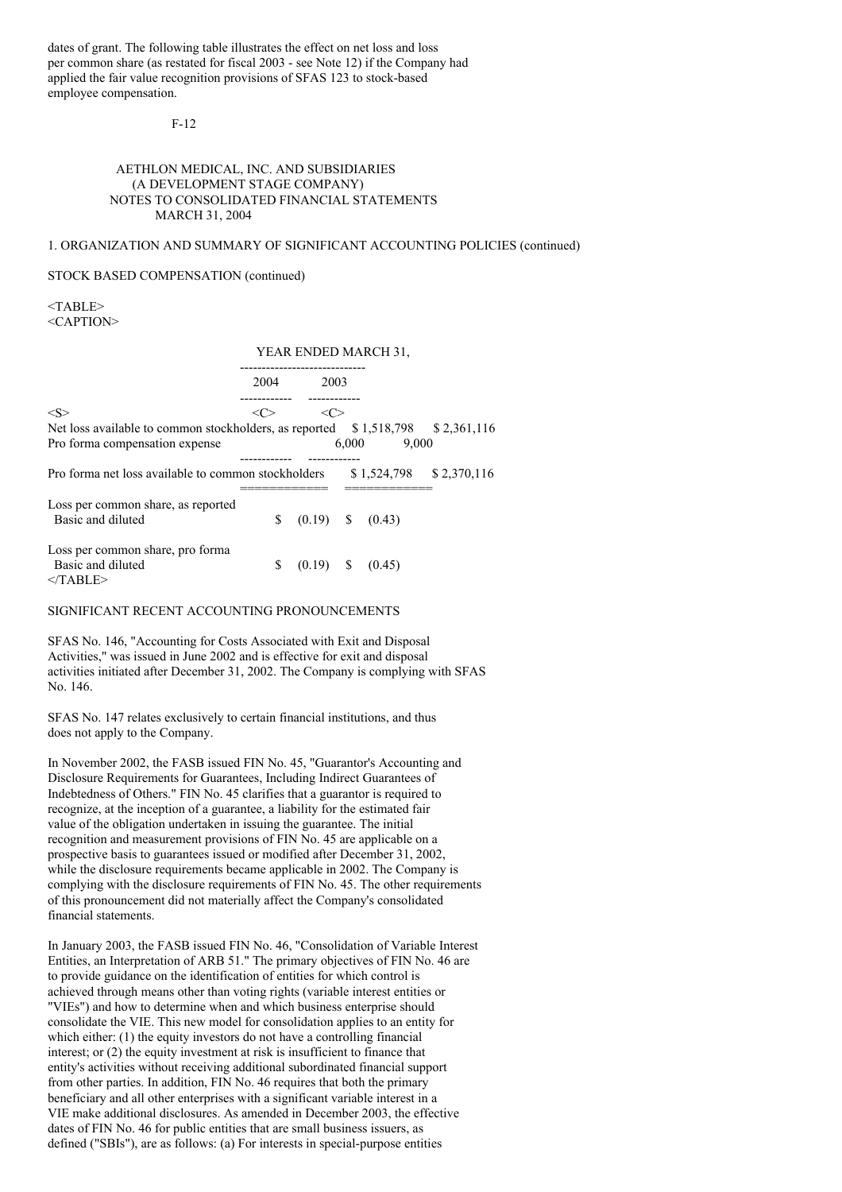dates of grant. The following table illustrates the effect on net loss and loss per common share (as restated for fiscal 2003 - see Note 12) if the Company had applied the fair value recognition provisions of SFAS 123 to stock-based employee compensation.

AETHLON MEDICAL, INC. AND SUBSIDIARIES
(A DEVELOPMENT STAGE COMPANY)
NOTES TO CONSOLIDATED FINANCIAL STATEMENTS
MARCH 31, 2004

1. ORGANIZATION AND SUMMARY OF SIGNIFICANT ACCOUNTING POLICIES (continued)

STOCK BASED COMPENSATION (continued)

| | YEAR ENDED MARCH 31, | |
|---|---|---|
| | 2004 | 2003 |
| Net loss available to common stockholders, as reported | $ 1,518,798 | $ 2,361,116 |
| Pro forma compensation expense | 6,000 | 9,000 |
| Pro forma net loss available to common stockholders | $ 1,524,798 | $ 2,370,116 |
| Loss per common share, as reported | | |
| Basic and diluted | $ (0.19) | $ (0.43) |
| Loss per common share, pro forma | | |
| Basic and diluted | $ (0.19) | $ (0.45) |

SIGNIFICANT RECENT ACCOUNTING PRONOUNCEMENTS

SFAS No. 146, "Accounting for Costs Associated with Exit and Disposal Activities," was issued in June 2002 and is effective for exit and disposal activities initiated after December 31, 2002. The Company is complying with SFAS No. 146.

SFAS No. 147 relates exclusively to certain financial institutions, and thus does not apply to the Company.

In November 2002, the FASB issued FIN No. 45, "Guarantor's Accounting and Disclosure Requirements for Guarantees, Including Indirect Guarantees of Indebtedness of Others." FIN No. 45 clarifies that a guarantor is required to recognize, at the inception of a guarantee, a liability for the estimated fair value of the obligation undertaken in issuing the guarantee. The initial recognition and measurement provisions of FIN No. 45 are applicable on a prospective basis to guarantees issued or modified after December 31, 2002, while the disclosure requirements became applicable in 2002. The Company is complying with the disclosure requirements of FIN No. 45. The other requirements of this pronouncement did not materially affect the Company's consolidated financial statements.

In January 2003, the FASB issued FIN No. 46, "Consolidation of Variable Interest Entities, an Interpretation of ARB 51." The primary objectives of FIN No. 46 are to provide guidance on the identification of entities for which control is achieved through means other than voting rights (variable interest entities or "VIEs") and how to determine when and which business enterprise should consolidate the VIE. This new model for consolidation applies to an entity for which either: (1) the equity investors do not have a controlling financial interest; or (2) the equity investment at risk is insufficient to finance that entity's activities without receiving additional subordinated financial support from other parties. In addition, FIN No. 46 requires that both the primary beneficiary and all other enterprises with a significant variable interest in a VIE make additional disclosures. As amended in December 2003, the effective dates of FIN No. 46 for public entities that are small business issuers, as defined ("SBIs"), are as follows: (a) For interests in special-purpose entities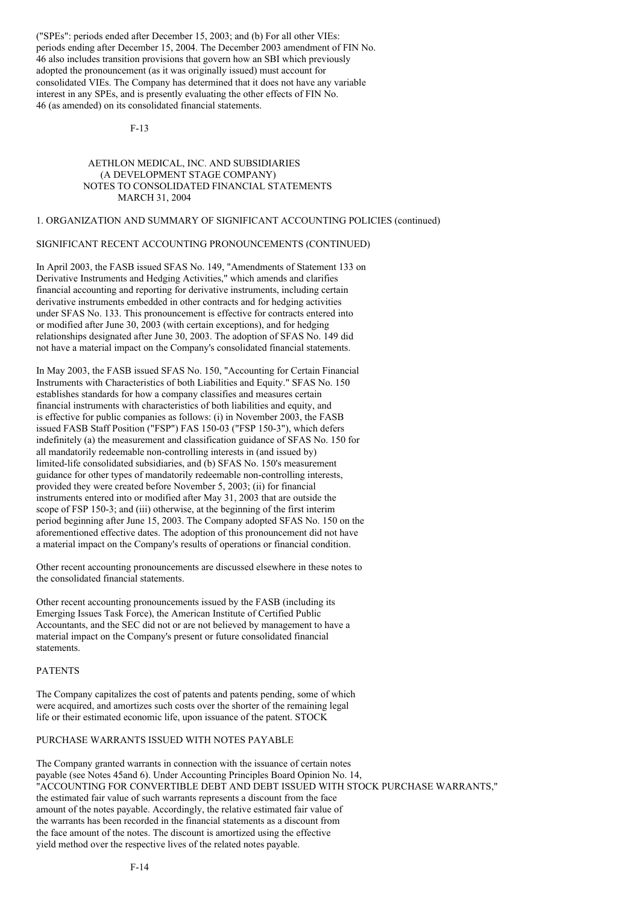("SPEs": periods ended after December 15, 2003; and (b) For all other VIEs: periods ending after December 15, 2004. The December 2003 amendment of FIN No. 46 also includes transition provisions that govern how an SBI which previously adopted the pronouncement (as it was originally issued) must account for consolidated VIEs. The Company has determined that it does not have any variable interest in any SPEs, and is presently evaluating the other effects of FIN No. 46 (as amended) on its consolidated financial statements.

AETHLON MEDICAL, INC. AND SUBSIDIARIES
(A DEVELOPMENT STAGE COMPANY)
NOTES TO CONSOLIDATED FINANCIAL STATEMENTS
MARCH 31, 2004

1. ORGANIZATION AND SUMMARY OF SIGNIFICANT ACCOUNTING POLICIES (continued)

SIGNIFICANT RECENT ACCOUNTING PRONOUNCEMENTS (CONTINUED)

In April 2003, the FASB issued SFAS No. 149, "Amendments of Statement 133 on Derivative Instruments and Hedging Activities," which amends and clarifies financial accounting and reporting for derivative instruments, including certain derivative instruments embedded in other contracts and for hedging activities under SFAS No. 133. This pronouncement is effective for contracts entered into or modified after June 30, 2003 (with certain exceptions), and for hedging relationships designated after June 30, 2003. The adoption of SFAS No. 149 did not have a material impact on the Company's consolidated financial statements.

In May 2003, the FASB issued SFAS No. 150, "Accounting for Certain Financial Instruments with Characteristics of both Liabilities and Equity." SFAS No. 150 establishes standards for how a company classifies and measures certain financial instruments with characteristics of both liabilities and equity, and is effective for public companies as follows: (i) in November 2003, the FASB issued FASB Staff Position ("FSP") FAS 150-03 ("FSP 150-3"), which defers indefinitely (a) the measurement and classification guidance of SFAS No. 150 for all mandatorily redeemable non-controlling interests in (and issued by) limited-life consolidated subsidiaries, and (b) SFAS No. 150's measurement guidance for other types of mandatorily redeemable non-controlling interests, provided they were created before November 5, 2003; (ii) for financial instruments entered into or modified after May 31, 2003 that are outside the scope of FSP 150-3; and (iii) otherwise, at the beginning of the first interim period beginning after June 15, 2003. The Company adopted SFAS No. 150 on the aforementioned effective dates. The adoption of this pronouncement did not have a material impact on the Company's results of operations or financial condition.

Other recent accounting pronouncements are discussed elsewhere in these notes to the consolidated financial statements.

Other recent accounting pronouncements issued by the FASB (including its Emerging Issues Task Force), the American Institute of Certified Public Accountants, and the SEC did not or are not believed by management to have a material impact on the Company's present or future consolidated financial statements.

PATENTS

The Company capitalizes the cost of patents and patents pending, some of which were acquired, and amortizes such costs over the shorter of the remaining legal life or their estimated economic life, upon issuance of the patent. STOCK

PURCHASE WARRANTS ISSUED WITH NOTES PAYABLE

The Company granted warrants in connection with the issuance of certain notes payable (see Notes 45and 6). Under Accounting Principles Board Opinion No. 14, "ACCOUNTING FOR CONVERTIBLE DEBT AND DEBT ISSUED WITH STOCK PURCHASE WARRANTS," the estimated fair value of such warrants represents a discount from the face amount of the notes payable. Accordingly, the relative estimated fair value of the warrants has been recorded in the financial statements as a discount from the face amount of the notes. The discount is amortized using the effective yield method over the respective lives of the related notes payable.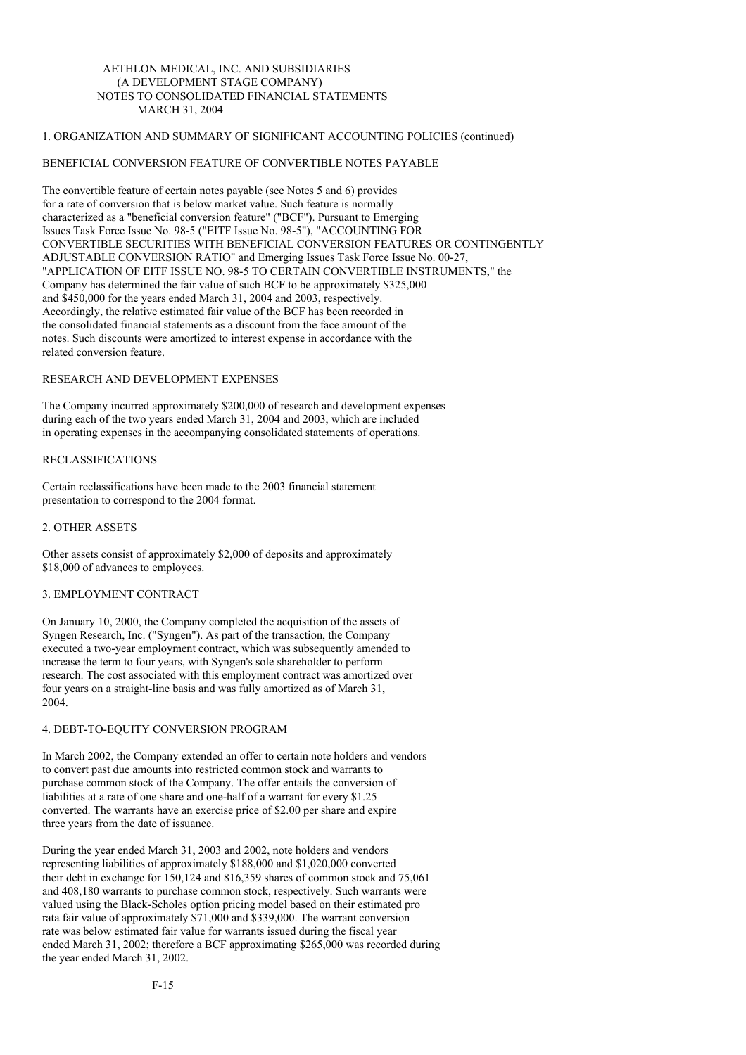AETHLON MEDICAL, INC. AND SUBSIDIARIES
(A DEVELOPMENT STAGE COMPANY)
NOTES TO CONSOLIDATED FINANCIAL STATEMENTS
MARCH 31, 2004

## 1. ORGANIZATION AND SUMMARY OF SIGNIFICANT ACCOUNTING POLICIES (continued)

### BENEFICIAL CONVERSION FEATURE OF CONVERTIBLE NOTES PAYABLE

The convertible feature of certain notes payable (see Notes 5 and 6) provides for a rate of conversion that is below market value. Such feature is normally characterized as a "beneficial conversion feature" ("BCF"). Pursuant to Emerging Issues Task Force Issue No. 98-5 ("EITF Issue No. 98-5"), "ACCOUNTING FOR CONVERTIBLE SECURITIES WITH BENEFICIAL CONVERSION FEATURES OR CONTINGENTLY ADJUSTABLE CONVERSION RATIO" and Emerging Issues Task Force Issue No. 00-27, "APPLICATION OF EITF ISSUE NO. 98-5 TO CERTAIN CONVERTIBLE INSTRUMENTS," the Company has determined the fair value of such BCF to be approximately $325,000 and $450,000 for the years ended March 31, 2004 and 2003, respectively. Accordingly, the relative estimated fair value of the BCF has been recorded in the consolidated financial statements as a discount from the face amount of the notes. Such discounts were amortized to interest expense in accordance with the related conversion feature.

### RESEARCH AND DEVELOPMENT EXPENSES

The Company incurred approximately $200,000 of research and development expenses during each of the two years ended March 31, 2004 and 2003, which are included in operating expenses in the accompanying consolidated statements of operations.

### RECLASSIFICATIONS

Certain reclassifications have been made to the 2003 financial statement presentation to correspond to the 2004 format.

## 2. OTHER ASSETS

Other assets consist of approximately $2,000 of deposits and approximately $18,000 of advances to employees.

## 3. EMPLOYMENT CONTRACT

On January 10, 2000, the Company completed the acquisition of the assets of Syngen Research, Inc. ("Syngen"). As part of the transaction, the Company executed a two-year employment contract, which was subsequently amended to increase the term to four years, with Syngen's sole shareholder to perform research. The cost associated with this employment contract was amortized over four years on a straight-line basis and was fully amortized as of March 31, 2004.

## 4. DEBT-TO-EQUITY CONVERSION PROGRAM

In March 2002, the Company extended an offer to certain note holders and vendors to convert past due amounts into restricted common stock and warrants to purchase common stock of the Company. The offer entails the conversion of liabilities at a rate of one share and one-half of a warrant for every $1.25 converted. The warrants have an exercise price of $2.00 per share and expire three years from the date of issuance.

During the year ended March 31, 2003 and 2002, note holders and vendors representing liabilities of approximately $188,000 and $1,020,000 converted their debt in exchange for 150,124 and 816,359 shares of common stock and 75,061 and 408,180 warrants to purchase common stock, respectively. Such warrants were valued using the Black-Scholes option pricing model based on their estimated pro rata fair value of approximately $71,000 and $339,000. The warrant conversion rate was below estimated fair value for warrants issued during the fiscal year ended March 31, 2002; therefore a BCF approximating $265,000 was recorded during the year ended March 31, 2002.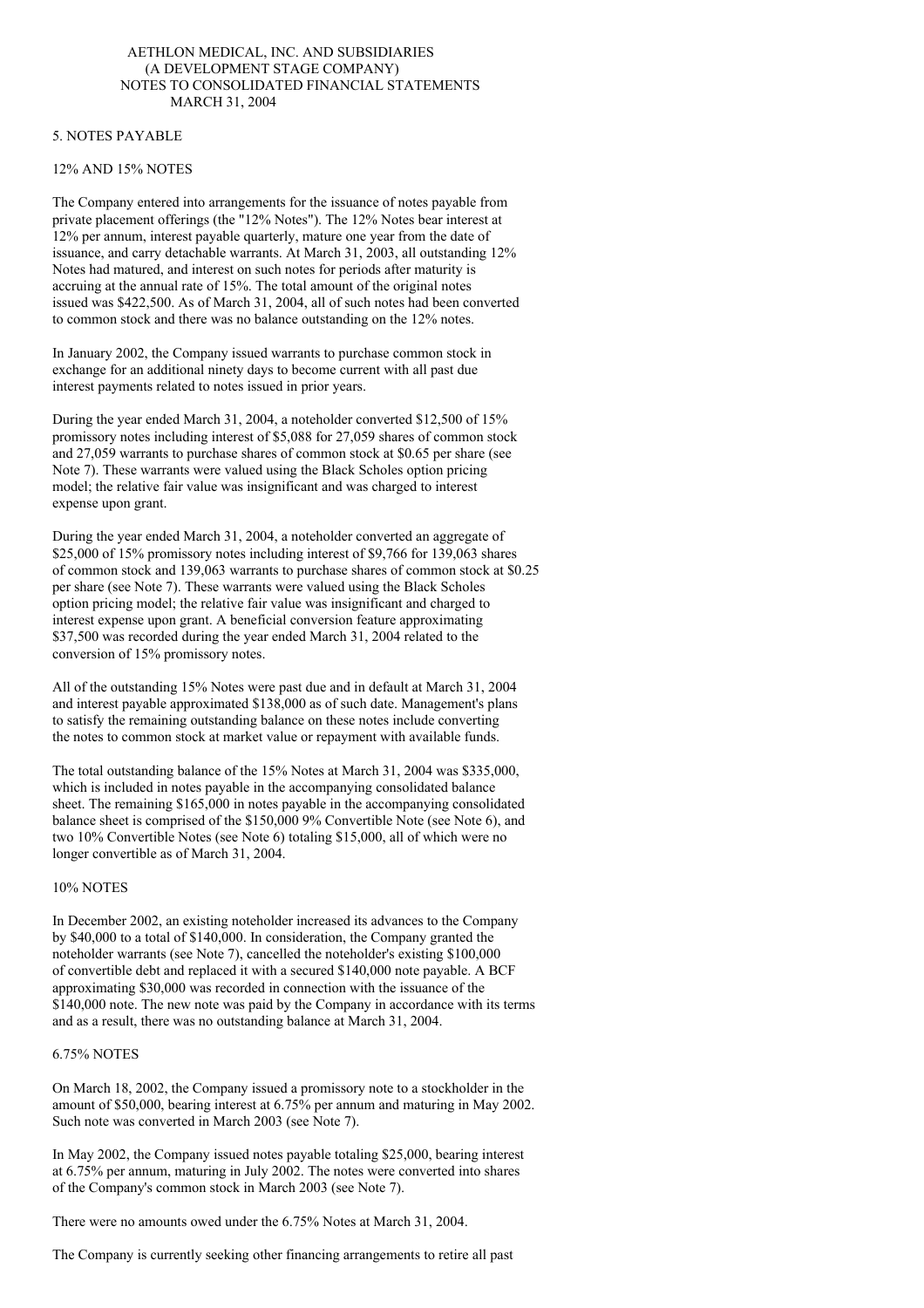AETHLON MEDICAL, INC. AND SUBSIDIARIES
(A DEVELOPMENT STAGE COMPANY)
NOTES TO CONSOLIDATED FINANCIAL STATEMENTS
MARCH 31, 2004

## 5. NOTES PAYABLE

### 12% AND 15% NOTES

The Company entered into arrangements for the issuance of notes payable from private placement offerings (the "12% Notes"). The 12% Notes bear interest at 12% per annum, interest payable quarterly, mature one year from the date of issuance, and carry detachable warrants. At March 31, 2003, all outstanding 12% Notes had matured, and interest on such notes for periods after maturity is accruing at the annual rate of 15%. The total amount of the original notes issued was $422,500. As of March 31, 2004, all of such notes had been converted to common stock and there was no balance outstanding on the 12% notes.

In January 2002, the Company issued warrants to purchase common stock in exchange for an additional ninety days to become current with all past due interest payments related to notes issued in prior years.

During the year ended March 31, 2004, a noteholder converted $12,500 of 15% promissory notes including interest of $5,088 for 27,059 shares of common stock and 27,059 warrants to purchase shares of common stock at $0.65 per share (see Note 7). These warrants were valued using the Black Scholes option pricing model; the relative fair value was insignificant and was charged to interest expense upon grant.

During the year ended March 31, 2004, a noteholder converted an aggregate of $25,000 of 15% promissory notes including interest of $9,766 for 139,063 shares of common stock and 139,063 warrants to purchase shares of common stock at $0.25 per share (see Note 7). These warrants were valued using the Black Scholes option pricing model; the relative fair value was insignificant and charged to interest expense upon grant. A beneficial conversion feature approximating $37,500 was recorded during the year ended March 31, 2004 related to the conversion of 15% promissory notes.

All of the outstanding 15% Notes were past due and in default at March 31, 2004 and interest payable approximated $138,000 as of such date. Management's plans to satisfy the remaining outstanding balance on these notes include converting the notes to common stock at market value or repayment with available funds.

The total outstanding balance of the 15% Notes at March 31, 2004 was $335,000, which is included in notes payable in the accompanying consolidated balance sheet. The remaining $165,000 in notes payable in the accompanying consolidated balance sheet is comprised of the $150,000 9% Convertible Note (see Note 6), and two 10% Convertible Notes (see Note 6) totaling $15,000, all of which were no longer convertible as of March 31, 2004.

### 10% NOTES

In December 2002, an existing noteholder increased its advances to the Company by $40,000 to a total of $140,000. In consideration, the Company granted the noteholder warrants (see Note 7), cancelled the noteholder's existing $100,000 of convertible debt and replaced it with a secured $140,000 note payable. A BCF approximating $30,000 was recorded in connection with the issuance of the $140,000 note. The new note was paid by the Company in accordance with its terms and as a result, there was no outstanding balance at March 31, 2004.

### 6.75% NOTES

On March 18, 2002, the Company issued a promissory note to a stockholder in the amount of $50,000, bearing interest at 6.75% per annum and maturing in May 2002. Such note was converted in March 2003 (see Note 7).

In May 2002, the Company issued notes payable totaling $25,000, bearing interest at 6.75% per annum, maturing in July 2002. The notes were converted into shares of the Company's common stock in March 2003 (see Note 7).

There were no amounts owed under the 6.75% Notes at March 31, 2004.

The Company is currently seeking other financing arrangements to retire all past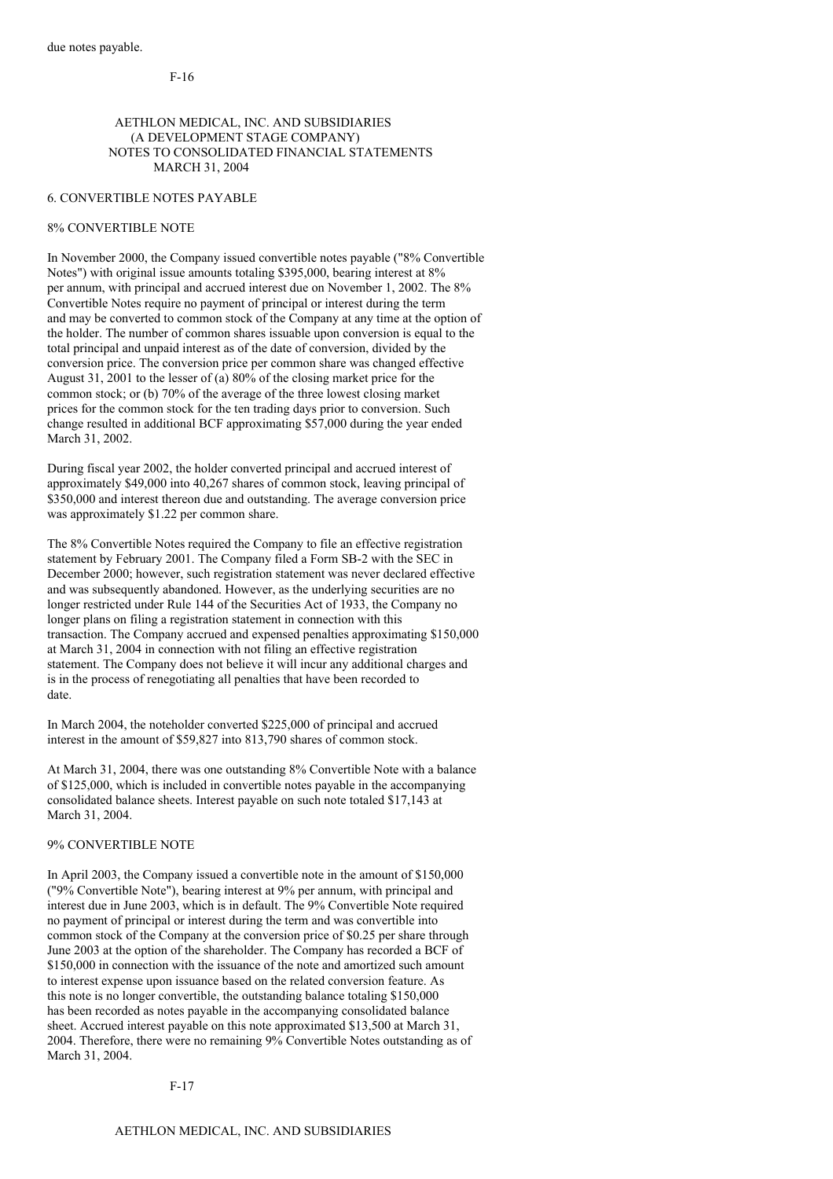due notes payable.

AETHLON MEDICAL, INC. AND SUBSIDIARIES
(A DEVELOPMENT STAGE COMPANY)
NOTES TO CONSOLIDATED FINANCIAL STATEMENTS
MARCH 31, 2004

## 6. CONVERTIBLE NOTES PAYABLE

### 8% CONVERTIBLE NOTE

In November 2000, the Company issued convertible notes payable ("8% Convertible Notes") with original issue amounts totaling $395,000, bearing interest at 8% per annum, with principal and accrued interest due on November 1, 2002. The 8% Convertible Notes require no payment of principal or interest during the term and may be converted to common stock of the Company at any time at the option of the holder. The number of common shares issuable upon conversion is equal to the total principal and unpaid interest as of the date of conversion, divided by the conversion price. The conversion price per common share was changed effective August 31, 2001 to the lesser of (a) 80% of the closing market price for the common stock; or (b) 70% of the average of the three lowest closing market prices for the common stock for the ten trading days prior to conversion. Such change resulted in additional BCF approximating $57,000 during the year ended March 31, 2002.

During fiscal year 2002, the holder converted principal and accrued interest of approximately $49,000 into 40,267 shares of common stock, leaving principal of $350,000 and interest thereon due and outstanding. The average conversion price was approximately $1.22 per common share.

The 8% Convertible Notes required the Company to file an effective registration statement by February 2001. The Company filed a Form SB-2 with the SEC in December 2000; however, such registration statement was never declared effective and was subsequently abandoned. However, as the underlying securities are no longer restricted under Rule 144 of the Securities Act of 1933, the Company no longer plans on filing a registration statement in connection with this transaction. The Company accrued and expensed penalties approximating $150,000 at March 31, 2004 in connection with not filing an effective registration statement. The Company does not believe it will incur any additional charges and is in the process of renegotiating all penalties that have been recorded to date.

In March 2004, the noteholder converted $225,000 of principal and accrued interest in the amount of $59,827 into 813,790 shares of common stock.

At March 31, 2004, there was one outstanding 8% Convertible Note with a balance of $125,000, which is included in convertible notes payable in the accompanying consolidated balance sheets. Interest payable on such note totaled $17,143 at March 31, 2004.

### 9% CONVERTIBLE NOTE

In April 2003, the Company issued a convertible note in the amount of $150,000 ("9% Convertible Note"), bearing interest at 9% per annum, with principal and interest due in June 2003, which is in default. The 9% Convertible Note required no payment of principal or interest during the term and was convertible into common stock of the Company at the conversion price of $0.25 per share through June 2003 at the option of the shareholder. The Company has recorded a BCF of $150,000 in connection with the issuance of the note and amortized such amount to interest expense upon issuance based on the related conversion feature. As this note is no longer convertible, the outstanding balance totaling $150,000 has been recorded as notes payable in the accompanying consolidated balance sheet. Accrued interest payable on this note approximated $13,500 at March 31, 2004. Therefore, there were no remaining 9% Convertible Notes outstanding as of March 31, 2004.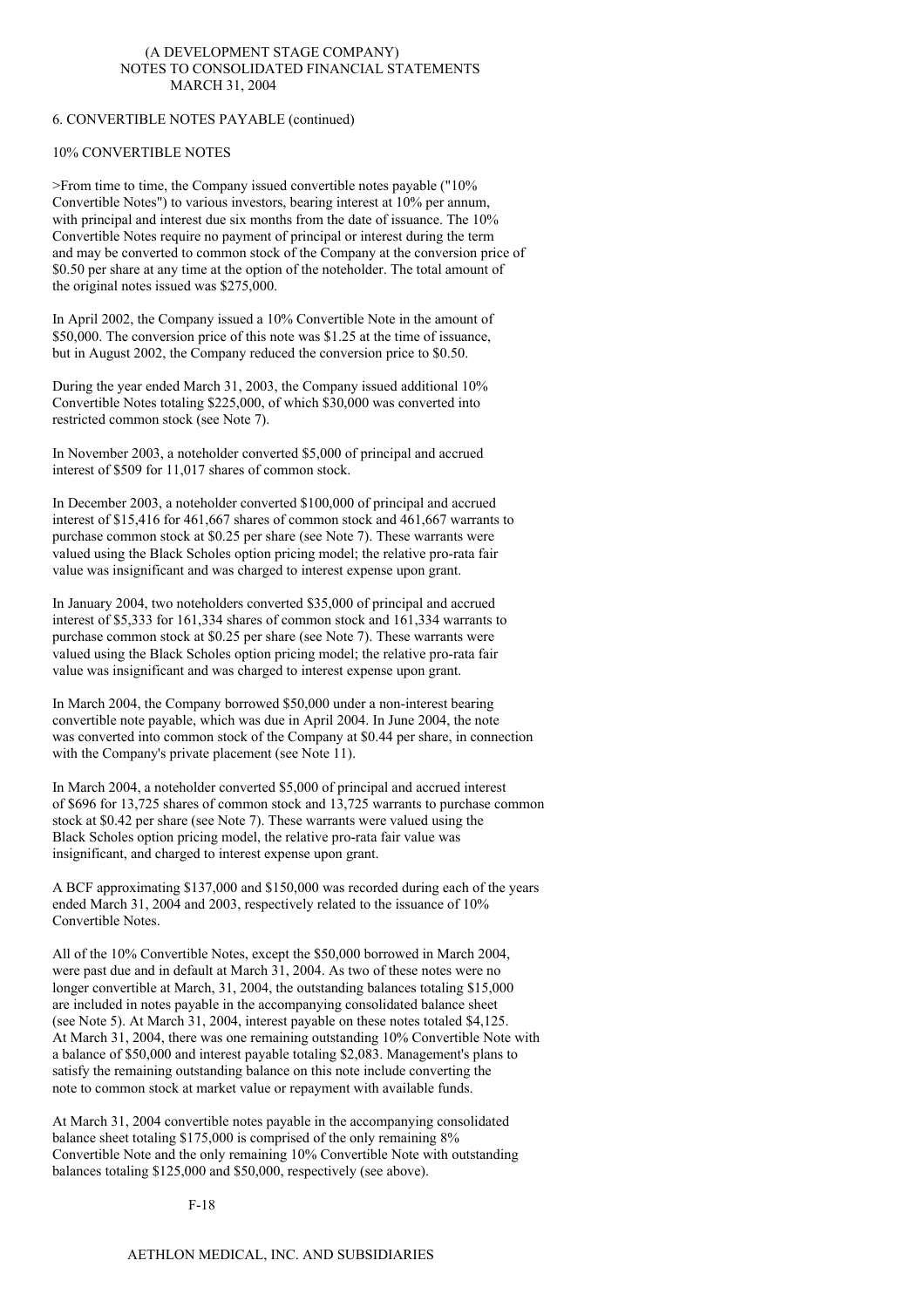(A DEVELOPMENT STAGE COMPANY)
NOTES TO CONSOLIDATED FINANCIAL STATEMENTS
MARCH 31, 2004

6. CONVERTIBLE NOTES PAYABLE (continued)

10% CONVERTIBLE NOTES

>From time to time, the Company issued convertible notes payable ("10% Convertible Notes") to various investors, bearing interest at 10% per annum, with principal and interest due six months from the date of issuance. The 10% Convertible Notes require no payment of principal or interest during the term and may be converted to common stock of the Company at the conversion price of $0.50 per share at any time at the option of the noteholder. The total amount of the original notes issued was $275,000.

In April 2002, the Company issued a 10% Convertible Note in the amount of $50,000. The conversion price of this note was $1.25 at the time of issuance, but in August 2002, the Company reduced the conversion price to $0.50.

During the year ended March 31, 2003, the Company issued additional 10% Convertible Notes totaling $225,000, of which $30,000 was converted into restricted common stock (see Note 7).

In November 2003, a noteholder converted $5,000 of principal and accrued interest of $509 for 11,017 shares of common stock.

In December 2003, a noteholder converted $100,000 of principal and accrued interest of $15,416 for 461,667 shares of common stock and 461,667 warrants to purchase common stock at $0.25 per share (see Note 7). These warrants were valued using the Black Scholes option pricing model; the relative pro-rata fair value was insignificant and was charged to interest expense upon grant.

In January 2004, two noteholders converted $35,000 of principal and accrued interest of $5,333 for 161,334 shares of common stock and 161,334 warrants to purchase common stock at $0.25 per share (see Note 7). These warrants were valued using the Black Scholes option pricing model; the relative pro-rata fair value was insignificant and was charged to interest expense upon grant.

In March 2004, the Company borrowed $50,000 under a non-interest bearing convertible note payable, which was due in April 2004. In June 2004, the note was converted into common stock of the Company at $0.44 per share, in connection with the Company's private placement (see Note 11).

In March 2004, a noteholder converted $5,000 of principal and accrued interest of $696 for 13,725 shares of common stock and 13,725 warrants to purchase common stock at $0.42 per share (see Note 7). These warrants were valued using the Black Scholes option pricing model, the relative pro-rata fair value was insignificant, and charged to interest expense upon grant.

A BCF approximating $137,000 and $150,000 was recorded during each of the years ended March 31, 2004 and 2003, respectively related to the issuance of 10% Convertible Notes.

All of the 10% Convertible Notes, except the $50,000 borrowed in March 2004, were past due and in default at March 31, 2004. As two of these notes were no longer convertible at March, 31, 2004, the outstanding balances totaling $15,000 are included in notes payable in the accompanying consolidated balance sheet (see Note 5). At March 31, 2004, interest payable on these notes totaled $4,125. At March 31, 2004, there was one remaining outstanding 10% Convertible Note with a balance of $50,000 and interest payable totaling $2,083. Management's plans to satisfy the remaining outstanding balance on this note include converting the note to common stock at market value or repayment with available funds.

At March 31, 2004 convertible notes payable in the accompanying consolidated balance sheet totaling $175,000 is comprised of the only remaining 8% Convertible Note and the only remaining 10% Convertible Note with outstanding balances totaling $125,000 and $50,000, respectively (see above).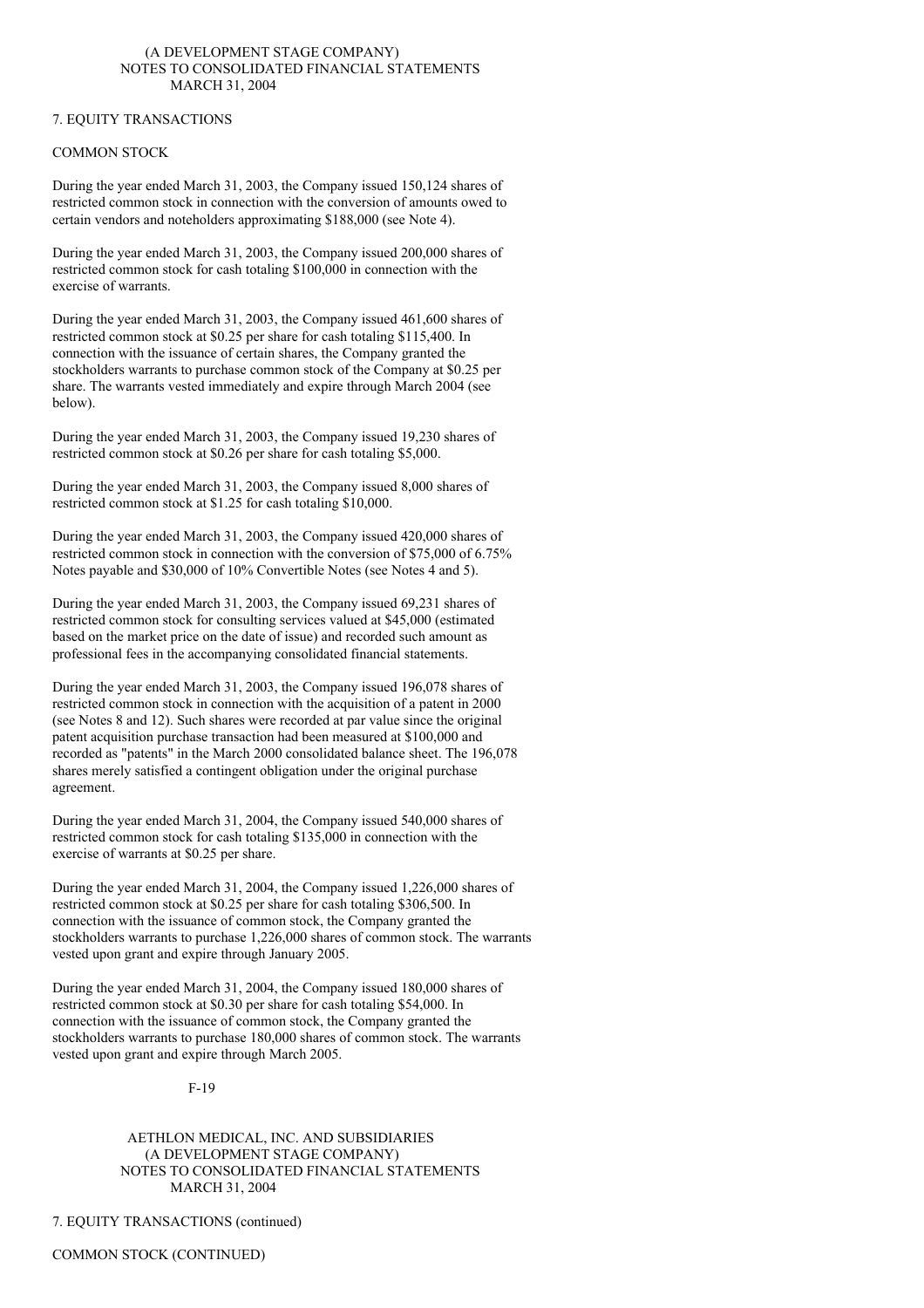## 7. EQUITY TRANSACTIONS

### COMMON STOCK

During the year ended March 31, 2003, the Company issued 150,124 shares of restricted common stock in connection with the conversion of amounts owed to certain vendors and noteholders approximating $188,000 (see Note 4).

During the year ended March 31, 2003, the Company issued 200,000 shares of restricted common stock for cash totaling $100,000 in connection with the exercise of warrants.

During the year ended March 31, 2003, the Company issued 461,600 shares of restricted common stock at $0.25 per share for cash totaling $115,400. In connection with the issuance of certain shares, the Company granted the stockholders warrants to purchase common stock of the Company at $0.25 per share. The warrants vested immediately and expire through March 2004 (see below).

During the year ended March 31, 2003, the Company issued 19,230 shares of restricted common stock at $0.26 per share for cash totaling $5,000.

During the year ended March 31, 2003, the Company issued 8,000 shares of restricted common stock at $1.25 for cash totaling $10,000.

During the year ended March 31, 2003, the Company issued 420,000 shares of restricted common stock in connection with the conversion of $75,000 of 6.75% Notes payable and $30,000 of 10% Convertible Notes (see Notes 4 and 5).

During the year ended March 31, 2003, the Company issued 69,231 shares of restricted common stock for consulting services valued at $45,000 (estimated based on the market price on the date of issue) and recorded such amount as professional fees in the accompanying consolidated financial statements.

During the year ended March 31, 2003, the Company issued 196,078 shares of restricted common stock in connection with the acquisition of a patent in 2000 (see Notes 8 and 12). Such shares were recorded at par value since the original patent acquisition purchase transaction had been measured at $100,000 and recorded as "patents" in the March 2000 consolidated balance sheet. The 196,078 shares merely satisfied a contingent obligation under the original purchase agreement.

During the year ended March 31, 2004, the Company issued 540,000 shares of restricted common stock for cash totaling $135,000 in connection with the exercise of warrants at $0.25 per share.

During the year ended March 31, 2004, the Company issued 1,226,000 shares of restricted common stock at $0.25 per share for cash totaling $306,500. In connection with the issuance of common stock, the Company granted the stockholders warrants to purchase 1,226,000 shares of common stock. The warrants vested upon grant and expire through January 2005.

During the year ended March 31, 2004, the Company issued 180,000 shares of restricted common stock at $0.30 per share for cash totaling $54,000. In connection with the issuance of common stock, the Company granted the stockholders warrants to purchase 180,000 shares of common stock. The warrants vested upon grant and expire through March 2005.

## 7. EQUITY TRANSACTIONS (continued)

### COMMON STOCK (CONTINUED)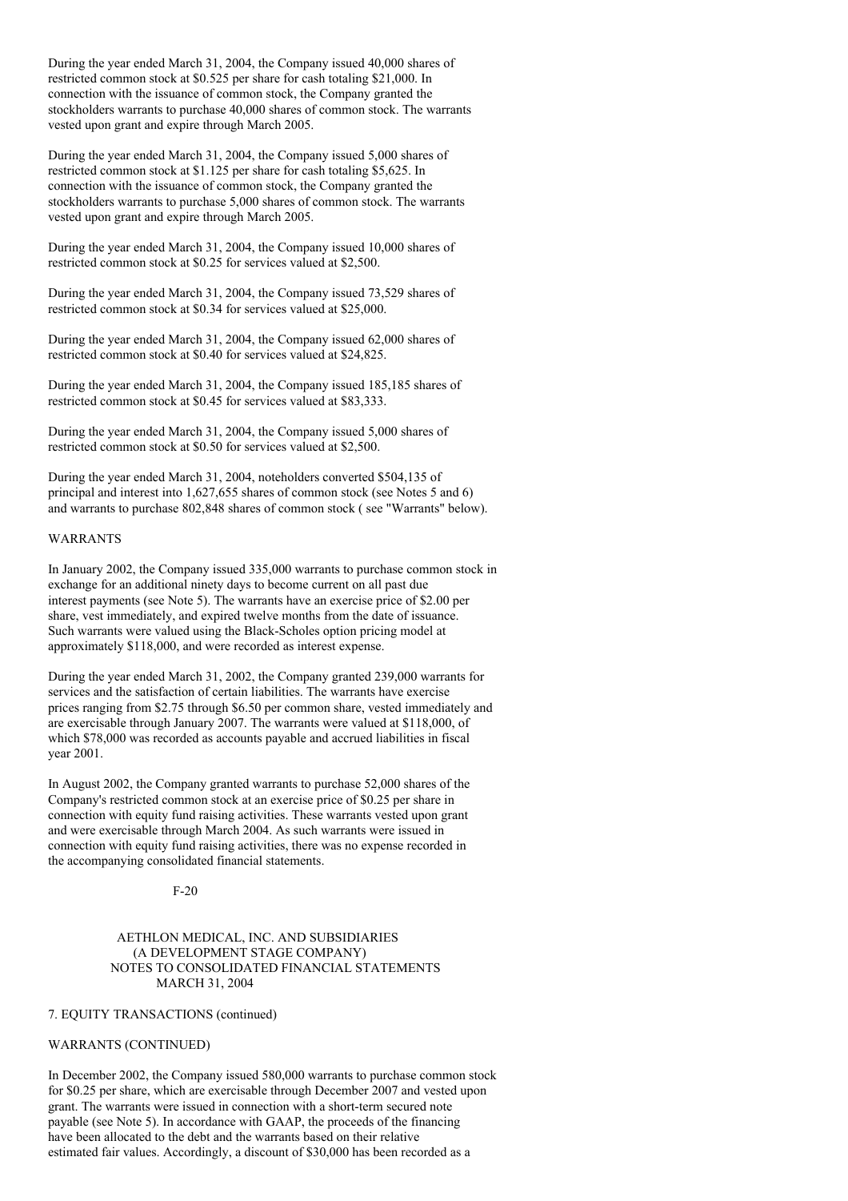During the year ended March 31, 2004, the Company issued 40,000 shares of restricted common stock at $0.525 per share for cash totaling $21,000. In connection with the issuance of common stock, the Company granted the stockholders warrants to purchase 40,000 shares of common stock. The warrants vested upon grant and expire through March 2005.

During the year ended March 31, 2004, the Company issued 5,000 shares of restricted common stock at $1.125 per share for cash totaling $5,625. In connection with the issuance of common stock, the Company granted the stockholders warrants to purchase 5,000 shares of common stock. The warrants vested upon grant and expire through March 2005.

During the year ended March 31, 2004, the Company issued 10,000 shares of restricted common stock at $0.25 for services valued at $2,500.

During the year ended March 31, 2004, the Company issued 73,529 shares of restricted common stock at $0.34 for services valued at $25,000.

During the year ended March 31, 2004, the Company issued 62,000 shares of restricted common stock at $0.40 for services valued at $24,825.

During the year ended March 31, 2004, the Company issued 185,185 shares of restricted common stock at $0.45 for services valued at $83,333.

During the year ended March 31, 2004, the Company issued 5,000 shares of restricted common stock at $0.50 for services valued at $2,500.

During the year ended March 31, 2004, noteholders converted $504,135 of principal and interest into 1,627,655 shares of common stock (see Notes 5 and 6) and warrants to purchase 802,848 shares of common stock ( see "Warrants" below).

WARRANTS

In January 2002, the Company issued 335,000 warrants to purchase common stock in exchange for an additional ninety days to become current on all past due interest payments (see Note 5). The warrants have an exercise price of $2.00 per share, vest immediately, and expired twelve months from the date of issuance. Such warrants were valued using the Black-Scholes option pricing model at approximately $118,000, and were recorded as interest expense.

During the year ended March 31, 2002, the Company granted 239,000 warrants for services and the satisfaction of certain liabilities. The warrants have exercise prices ranging from $2.75 through $6.50 per common share, vested immediately and are exercisable through January 2007. The warrants were valued at $118,000, of which $78,000 was recorded as accounts payable and accrued liabilities in fiscal year 2001.

In August 2002, the Company granted warrants to purchase 52,000 shares of the Company's restricted common stock at an exercise price of $0.25 per share in connection with equity fund raising activities. These warrants vested upon grant and were exercisable through March 2004. As such warrants were issued in connection with equity fund raising activities, there was no expense recorded in the accompanying consolidated financial statements.

AETHLON MEDICAL, INC. AND SUBSIDIARIES
(A DEVELOPMENT STAGE COMPANY)
NOTES TO CONSOLIDATED FINANCIAL STATEMENTS
MARCH 31, 2004

7. EQUITY TRANSACTIONS (continued)

WARRANTS (CONTINUED)

In December 2002, the Company issued 580,000 warrants to purchase common stock for $0.25 per share, which are exercisable through December 2007 and vested upon grant. The warrants were issued in connection with a short-term secured note payable (see Note 5). In accordance with GAAP, the proceeds of the financing have been allocated to the debt and the warrants based on their relative estimated fair values. Accordingly, a discount of $30,000 has been recorded as a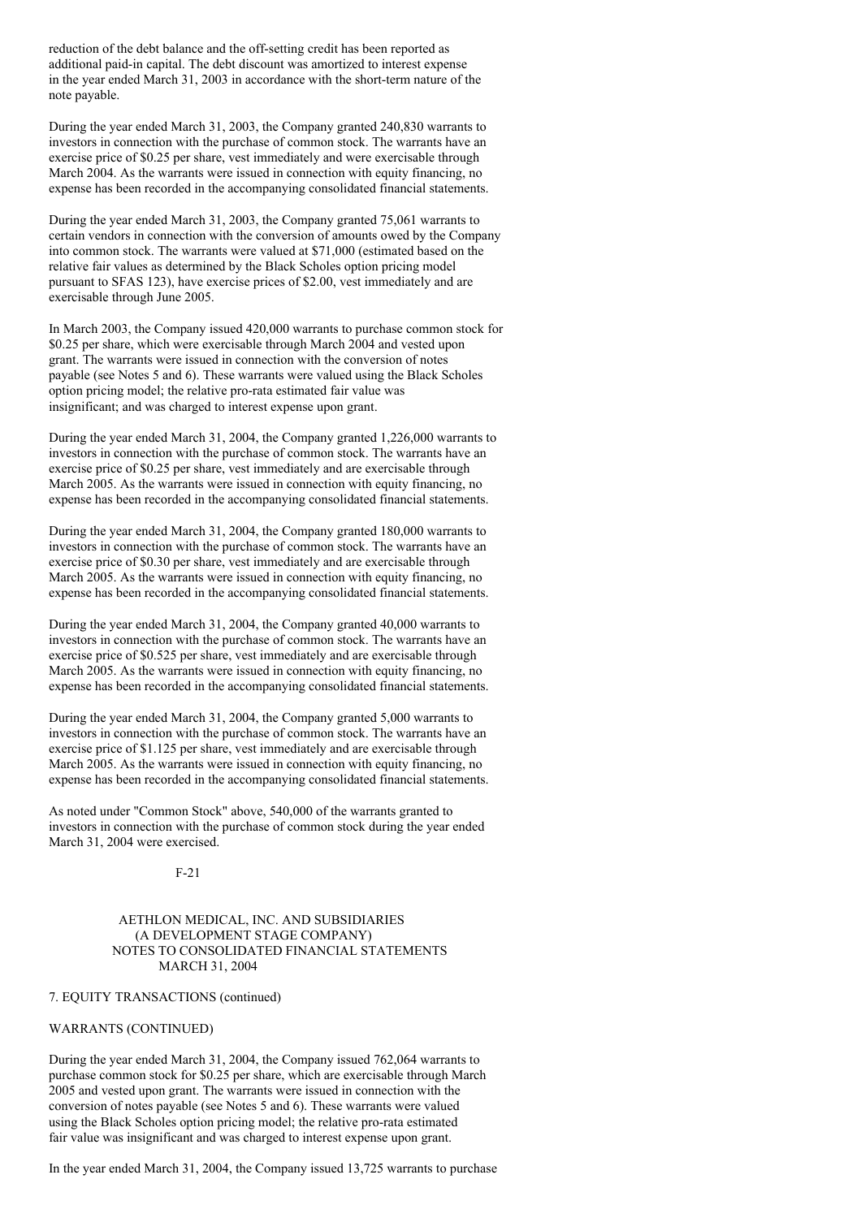reduction of the debt balance and the off-setting credit has been reported as additional paid-in capital. The debt discount was amortized to interest expense in the year ended March 31, 2003 in accordance with the short-term nature of the note payable.

During the year ended March 31, 2003, the Company granted 240,830 warrants to investors in connection with the purchase of common stock. The warrants have an exercise price of $0.25 per share, vest immediately and were exercisable through March 2004. As the warrants were issued in connection with equity financing, no expense has been recorded in the accompanying consolidated financial statements.

During the year ended March 31, 2003, the Company granted 75,061 warrants to certain vendors in connection with the conversion of amounts owed by the Company into common stock. The warrants were valued at $71,000 (estimated based on the relative fair values as determined by the Black Scholes option pricing model pursuant to SFAS 123), have exercise prices of $2.00, vest immediately and are exercisable through June 2005.

In March 2003, the Company issued 420,000 warrants to purchase common stock for $0.25 per share, which were exercisable through March 2004 and vested upon grant. The warrants were issued in connection with the conversion of notes payable (see Notes 5 and 6). These warrants were valued using the Black Scholes option pricing model; the relative pro-rata estimated fair value was insignificant; and was charged to interest expense upon grant.

During the year ended March 31, 2004, the Company granted 1,226,000 warrants to investors in connection with the purchase of common stock. The warrants have an exercise price of $0.25 per share, vest immediately and are exercisable through March 2005. As the warrants were issued in connection with equity financing, no expense has been recorded in the accompanying consolidated financial statements.

During the year ended March 31, 2004, the Company granted 180,000 warrants to investors in connection with the purchase of common stock. The warrants have an exercise price of $0.30 per share, vest immediately and are exercisable through March 2005. As the warrants were issued in connection with equity financing, no expense has been recorded in the accompanying consolidated financial statements.

During the year ended March 31, 2004, the Company granted 40,000 warrants to investors in connection with the purchase of common stock. The warrants have an exercise price of $0.525 per share, vest immediately and are exercisable through March 2005. As the warrants were issued in connection with equity financing, no expense has been recorded in the accompanying consolidated financial statements.

During the year ended March 31, 2004, the Company granted 5,000 warrants to investors in connection with the purchase of common stock. The warrants have an exercise price of $1.125 per share, vest immediately and are exercisable through March 2005. As the warrants were issued in connection with equity financing, no expense has been recorded in the accompanying consolidated financial statements.

As noted under "Common Stock" above, 540,000 of the warrants granted to investors in connection with the purchase of common stock during the year ended March 31, 2004 were exercised.

AETHLON MEDICAL, INC. AND SUBSIDIARIES
(A DEVELOPMENT STAGE COMPANY)
NOTES TO CONSOLIDATED FINANCIAL STATEMENTS
MARCH 31, 2004

7. EQUITY TRANSACTIONS (continued)

WARRANTS (CONTINUED)

During the year ended March 31, 2004, the Company issued 762,064 warrants to purchase common stock for $0.25 per share, which are exercisable through March 2005 and vested upon grant. The warrants were issued in connection with the conversion of notes payable (see Notes 5 and 6). These warrants were valued using the Black Scholes option pricing model; the relative pro-rata estimated fair value was insignificant and was charged to interest expense upon grant.

In the year ended March 31, 2004, the Company issued 13,725 warrants to purchase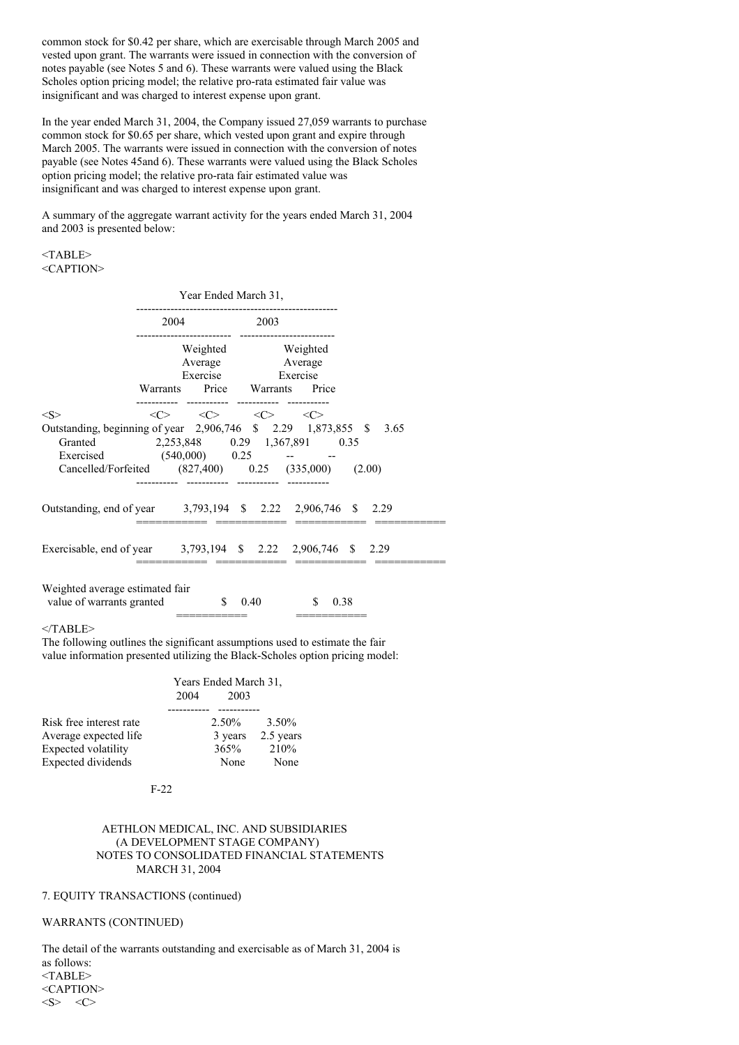common stock for $0.42 per share, which are exercisable through March 2005 and vested upon grant. The warrants were issued in connection with the conversion of notes payable (see Notes 5 and 6). These warrants were valued using the Black Scholes option pricing model; the relative pro-rata estimated fair value was insignificant and was charged to interest expense upon grant.

In the year ended March 31, 2004, the Company issued 27,059 warrants to purchase common stock for $0.65 per share, which vested upon grant and expire through March 2005. The warrants were issued in connection with the conversion of notes payable (see Notes 45and 6). These warrants were valued using the Black Scholes option pricing model; the relative pro-rata fair estimated value was insignificant and was charged to interest expense upon grant.

A summary of the aggregate warrant activity for the years ended March 31, 2004 and 2003 is presented below:

| | Year Ended March 31, | | | |
|---|---|---|---|---|
| | 2004 | | 2003 | |
| | Warrants | Weighted Average Exercise Price | Warrants | Weighted Average Exercise Price |
| Outstanding, beginning of year | 2,906,746 | $ 2.29 | 1,873,855 | $ 3.65 |
| Granted | 2,253,848 | 0.29 | 1,367,891 | 0.35 |
| Exercised | (540,000) | 0.25 | -- | -- |
| Cancelled/Forfeited | (827,400) | 0.25 | (335,000) | (2.00) |
| Outstanding, end of year | 3,793,194 | $ 2.22 | 2,906,746 | $ 2.29 |
| Exercisable, end of year | 3,793,194 | $ 2.22 | 2,906,746 | $ 2.29 |
| Weighted average estimated fair value of warrants granted | | $ 0.40 | | $ 0.38 |

The following outlines the significant assumptions used to estimate the fair value information presented utilizing the Black-Scholes option pricing model:

| | Years Ended March 31, | |
|---|---|---|
| | 2004 | 2003 |
| Risk free interest rate | 2.50% | 3.50% |
| Average expected life | 3 years | 2.5 years |
| Expected volatility | 365% | 210% |
| Expected dividends | None | None |

AETHLON MEDICAL, INC. AND SUBSIDIARIES
(A DEVELOPMENT STAGE COMPANY)
NOTES TO CONSOLIDATED FINANCIAL STATEMENTS
MARCH 31, 2004

7. EQUITY TRANSACTIONS (continued)

WARRANTS (CONTINUED)

The detail of the warrants outstanding and exercisable as of March 31, 2004 is as follows: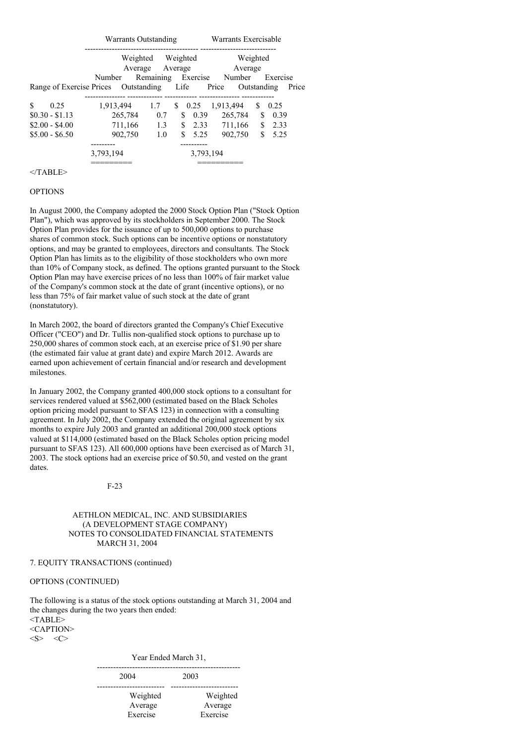| Range of Exercise Prices | Warrants Outstanding | | | Warrants Exercisable | |
|---|---|---|---|---|---|
| | Number Outstanding | Weighted Average Remaining Life | Weighted Average Exercise Price | Number Outstanding | Weighted Average Exercise Price |
| $ 0.25 | 1,913,494 | 1.7 | $ 0.25 | 1,913,494 | $ 0.25 |
| $0.30 - $1.13 | 265,784 | 0.7 | $ 0.39 | 265,784 | $ 0.39 |
| $2.00 - $4.00 | 711,166 | 1.3 | $ 2.33 | 711,166 | $ 2.33 |
| $5.00 - $6.50 | 902,750 | 1.0 | $ 5.25 | 902,750 | $ 5.25 |
| | 3,793,194 | | | 3,793,194 | |

</TABLE>

OPTIONS

In August 2000, the Company adopted the 2000 Stock Option Plan ("Stock Option Plan"), which was approved by its stockholders in September 2000. The Stock Option Plan provides for the issuance of up to 500,000 options to purchase shares of common stock. Such options can be incentive options or nonstatutory options, and may be granted to employees, directors and consultants. The Stock Option Plan has limits as to the eligibility of those stockholders who own more than 10% of Company stock, as defined. The options granted pursuant to the Stock Option Plan may have exercise prices of no less than 100% of fair market value of the Company's common stock at the date of grant (incentive options), or no less than 75% of fair market value of such stock at the date of grant (nonstatutory).

In March 2002, the board of directors granted the Company's Chief Executive Officer ("CEO") and Dr. Tullis non-qualified stock options to purchase up to 250,000 shares of common stock each, at an exercise price of $1.90 per share (the estimated fair value at grant date) and expire March 2012. Awards are earned upon achievement of certain financial and/or research and development milestones.

In January 2002, the Company granted 400,000 stock options to a consultant for services rendered valued at $562,000 (estimated based on the Black Scholes option pricing model pursuant to SFAS 123) in connection with a consulting agreement. In July 2002, the Company extended the original agreement by six months to expire July 2003 and granted an additional 200,000 stock options valued at $114,000 (estimated based on the Black Scholes option pricing model pursuant to SFAS 123). All 600,000 options have been exercised as of March 31, 2003. The stock options had an exercise price of $0.50, and vested on the grant dates.

AETHLON MEDICAL, INC. AND SUBSIDIARIES
(A DEVELOPMENT STAGE COMPANY)
NOTES TO CONSOLIDATED FINANCIAL STATEMENTS
MARCH 31, 2004

7. EQUITY TRANSACTIONS (continued)

OPTIONS (CONTINUED)

The following is a status of the stock options outstanding at March 31, 2004 and the changes during the two years then ended:

<TABLE>
<CAPTION>
<S> <C>

| Year Ended March 31, | | | |
|---|---|---|---|
| 2004 | | 2003 | |
| | Weighted Average Exercise | | Weighted Average Exercise |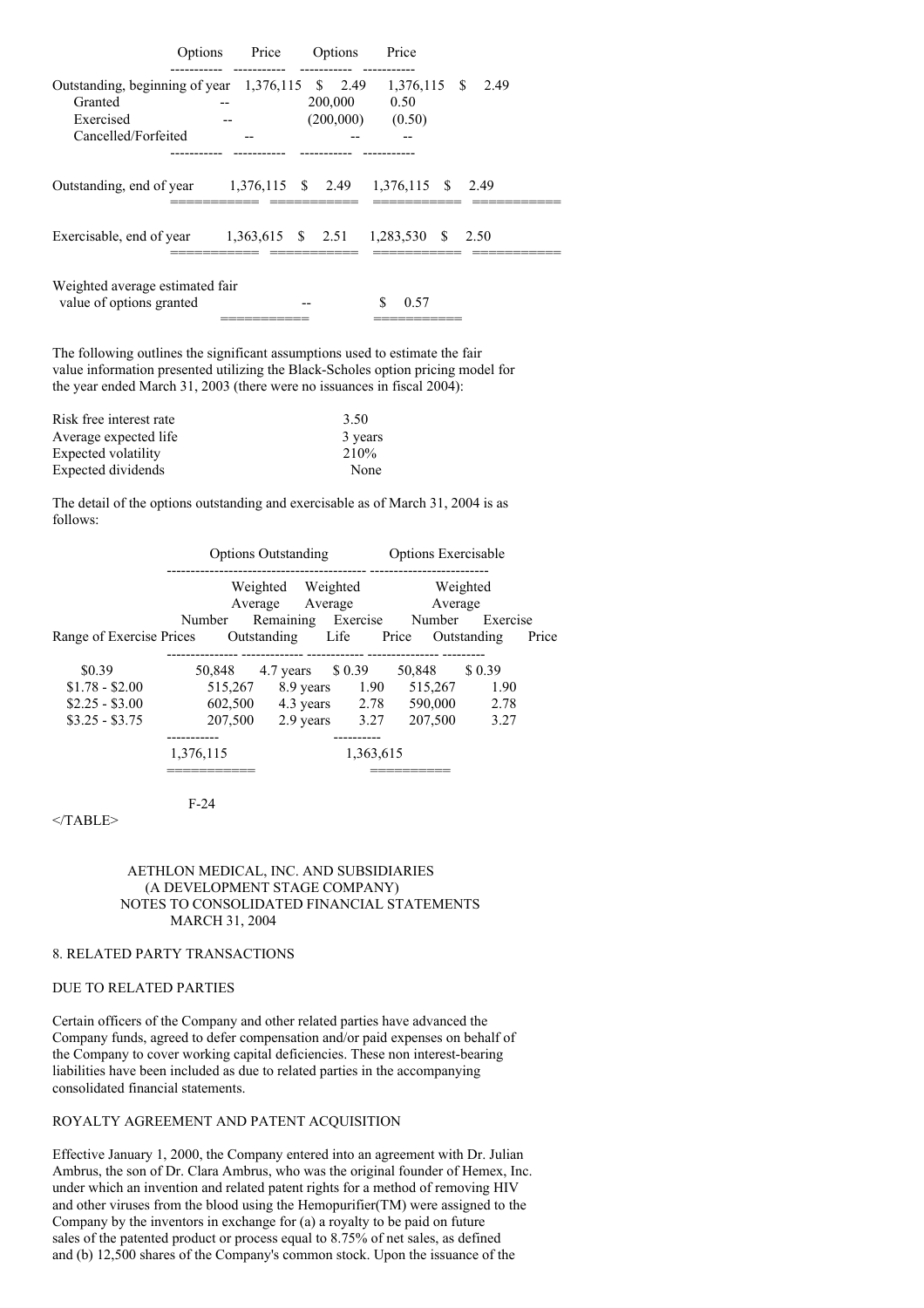| | Options | Price | Options | Price |
|---|---|---|---|---|
| Outstanding, beginning of year | 1,376,115 | $ 2.49 | 1,376,115 | $ 2.49 |
| Granted | -- | | 200,000 | 0.50 |
| Exercised | -- | | (200,000) | (0.50) |
| Cancelled/Forfeited | -- | -- | -- | |
| Outstanding, end of year | 1,376,115 | $ 2.49 | 1,376,115 | $ 2.49 |
| Exercisable, end of year | 1,363,615 | $ 2.51 | 1,283,530 | $ 2.50 |
| Weighted average estimated fair value of options granted | | -- | | $ 0.57 |

The following outlines the significant assumptions used to estimate the fair value information presented utilizing the Black-Scholes option pricing model for the year ended March 31, 2003 (there were no issuances in fiscal 2004):

| | |
|---|---|
| Risk free interest rate | 3.50 |
| Average expected life | 3 years |
| Expected volatility | 210% |
| Expected dividends | None |

The detail of the options outstanding and exercisable as of March 31, 2004 is as follows:

| | Options Outstanding | | | Options Exercisable | |
|---|---|---|---|---|---|
| Range of Exercise Prices | Number Outstanding | Weighted Average Remaining Life | Weighted Average Exercise Price | Number Outstanding | Weighted Average Exercise Price |
| $0.39 | 50,848 | 4.7 years | $ 0.39 | 50,848 | $ 0.39 |
| $1.78 - $2.00 | 515,267 | 8.9 years | 1.90 | 515,267 | 1.90 |
| $2.25 - $3.00 | 602,500 | 4.3 years | 2.78 | 590,000 | 2.78 |
| $3.25 - $3.75 | 207,500 | 2.9 years | 3.27 | 207,500 | 3.27 |
| | 1,376,115 | | | 1,363,615 | |

</TABLE>

AETHLON MEDICAL, INC. AND SUBSIDIARIES
(A DEVELOPMENT STAGE COMPANY)
NOTES TO CONSOLIDATED FINANCIAL STATEMENTS
MARCH 31, 2004

## 8. RELATED PARTY TRANSACTIONS

### DUE TO RELATED PARTIES

Certain officers of the Company and other related parties have advanced the Company funds, agreed to defer compensation and/or paid expenses on behalf of the Company to cover working capital deficiencies. These non interest-bearing liabilities have been included as due to related parties in the accompanying consolidated financial statements.

### ROYALTY AGREEMENT AND PATENT ACQUISITION

Effective January 1, 2000, the Company entered into an agreement with Dr. Julian Ambrus, the son of Dr. Clara Ambrus, who was the original founder of Hemex, Inc. under which an invention and related patent rights for a method of removing HIV and other viruses from the blood using the Hemopurifier(TM) were assigned to the Company by the inventors in exchange for (a) a royalty to be paid on future sales of the patented product or process equal to 8.75% of net sales, as defined and (b) 12,500 shares of the Company's common stock. Upon the issuance of the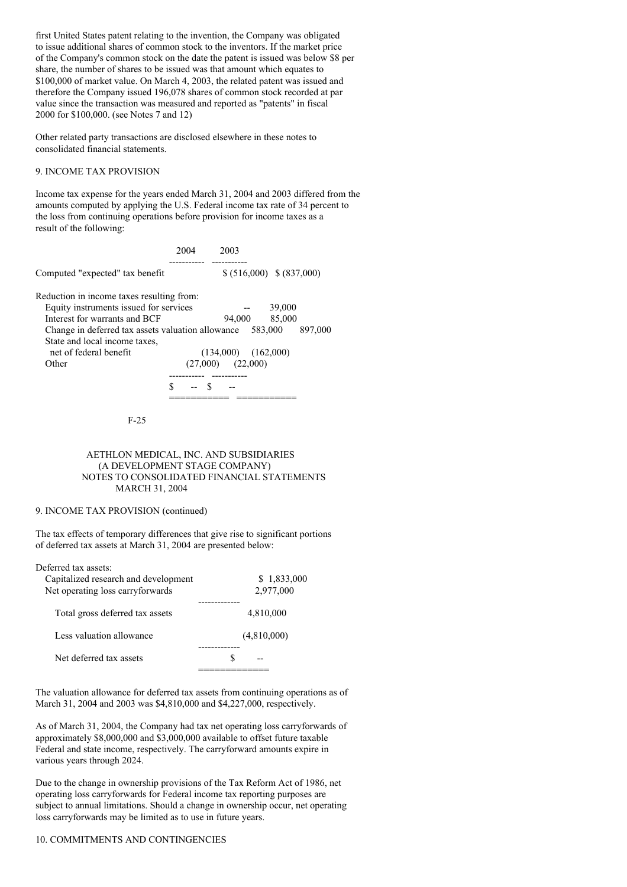first United States patent relating to the invention, the Company was obligated to issue additional shares of common stock to the inventors. If the market price of the Company's common stock on the date the patent is issued was below $8 per share, the number of shares to be issued was that amount which equates to $100,000 of market value. On March 4, 2003, the related patent was issued and therefore the Company issued 196,078 shares of common stock recorded at par value since the transaction was measured and reported as "patents" in fiscal 2000 for $100,000. (see Notes 7 and 12)

Other related party transactions are disclosed elsewhere in these notes to consolidated financial statements.

## 9. INCOME TAX PROVISION

Income tax expense for the years ended March 31, 2004 and 2003 differed from the amounts computed by applying the U.S. Federal income tax rate of 34 percent to the loss from continuing operations before provision for income taxes as a result of the following:

| | 2004 | 2003 |
|---|---|---|
| Computed "expected" tax benefit | $ (516,000) | $ (837,000) |
| Reduction in income taxes resulting from: | | |
| Equity instruments issued for services | -- | 39,000 |
| Interest for warrants and BCF | 94,000 | 85,000 |
| Change in deferred tax assets valuation allowance | 583,000 | 897,000 |
| State and local income taxes, net of federal benefit | (134,000) | (162,000) |
| Other | (27,000) | (22,000) |
| | $ -- | $ -- |

AETHLON MEDICAL, INC. AND SUBSIDIARIES
(A DEVELOPMENT STAGE COMPANY)
NOTES TO CONSOLIDATED FINANCIAL STATEMENTS
MARCH 31, 2004

## 9. INCOME TAX PROVISION (continued)

The tax effects of temporary differences that give rise to significant portions of deferred tax assets at March 31, 2004 are presented below:

| Deferred tax assets: | |
|---|---|
| Capitalized research and development | $ 1,833,000 |
| Net operating loss carryforwards | 2,977,000 |
| Total gross deferred tax assets | 4,810,000 |
| Less valuation allowance | (4,810,000) |
| Net deferred tax assets | $ -- |

The valuation allowance for deferred tax assets from continuing operations as of March 31, 2004 and 2003 was $4,810,000 and $4,227,000, respectively.

As of March 31, 2004, the Company had tax net operating loss carryforwards of approximately $8,000,000 and $3,000,000 available to offset future taxable Federal and state income, respectively. The carryforward amounts expire in various years through 2024.

Due to the change in ownership provisions of the Tax Reform Act of 1986, net operating loss carryforwards for Federal income tax reporting purposes are subject to annual limitations. Should a change in ownership occur, net operating loss carryforwards may be limited as to use in future years.

## 10. COMMITMENTS AND CONTINGENCIES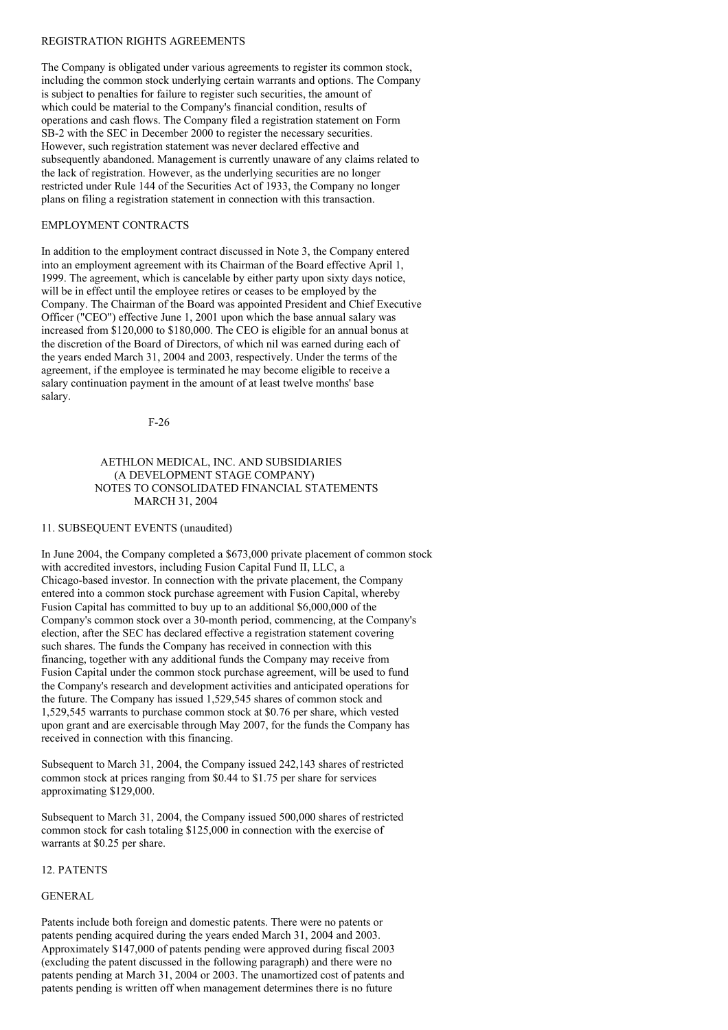REGISTRATION RIGHTS AGREEMENTS

The Company is obligated under various agreements to register its common stock, including the common stock underlying certain warrants and options. The Company is subject to penalties for failure to register such securities, the amount of which could be material to the Company's financial condition, results of operations and cash flows. The Company filed a registration statement on Form SB-2 with the SEC in December 2000 to register the necessary securities. However, such registration statement was never declared effective and subsequently abandoned. Management is currently unaware of any claims related to the lack of registration. However, as the underlying securities are no longer restricted under Rule 144 of the Securities Act of 1933, the Company no longer plans on filing a registration statement in connection with this transaction.

EMPLOYMENT CONTRACTS

In addition to the employment contract discussed in Note 3, the Company entered into an employment agreement with its Chairman of the Board effective April 1, 1999. The agreement, which is cancelable by either party upon sixty days notice, will be in effect until the employee retires or ceases to be employed by the Company. The Chairman of the Board was appointed President and Chief Executive Officer ("CEO") effective June 1, 2001 upon which the base annual salary was increased from $120,000 to $180,000. The CEO is eligible for an annual bonus at the discretion of the Board of Directors, of which nil was earned during each of the years ended March 31, 2004 and 2003, respectively. Under the terms of the agreement, if the employee is terminated he may become eligible to receive a salary continuation payment in the amount of at least twelve months' base salary.

AETHLON MEDICAL, INC. AND SUBSIDIARIES
(A DEVELOPMENT STAGE COMPANY)
NOTES TO CONSOLIDATED FINANCIAL STATEMENTS
MARCH 31, 2004

11. SUBSEQUENT EVENTS (unaudited)

In June 2004, the Company completed a $673,000 private placement of common stock with accredited investors, including Fusion Capital Fund II, LLC, a Chicago-based investor. In connection with the private placement, the Company entered into a common stock purchase agreement with Fusion Capital, whereby Fusion Capital has committed to buy up to an additional $6,000,000 of the Company's common stock over a 30-month period, commencing, at the Company's election, after the SEC has declared effective a registration statement covering such shares. The funds the Company has received in connection with this financing, together with any additional funds the Company may receive from Fusion Capital under the common stock purchase agreement, will be used to fund the Company's research and development activities and anticipated operations for the future. The Company has issued 1,529,545 shares of common stock and 1,529,545 warrants to purchase common stock at $0.76 per share, which vested upon grant and are exercisable through May 2007, for the funds the Company has received in connection with this financing.

Subsequent to March 31, 2004, the Company issued 242,143 shares of restricted common stock at prices ranging from $0.44 to $1.75 per share for services approximating $129,000.

Subsequent to March 31, 2004, the Company issued 500,000 shares of restricted common stock for cash totaling $125,000 in connection with the exercise of warrants at $0.25 per share.

12. PATENTS

GENERAL

Patents include both foreign and domestic patents. There were no patents or patents pending acquired during the years ended March 31, 2004 and 2003. Approximately $147,000 of patents pending were approved during fiscal 2003 (excluding the patent discussed in the following paragraph) and there were no patents pending at March 31, 2004 or 2003. The unamortized cost of patents and patents pending is written off when management determines there is no future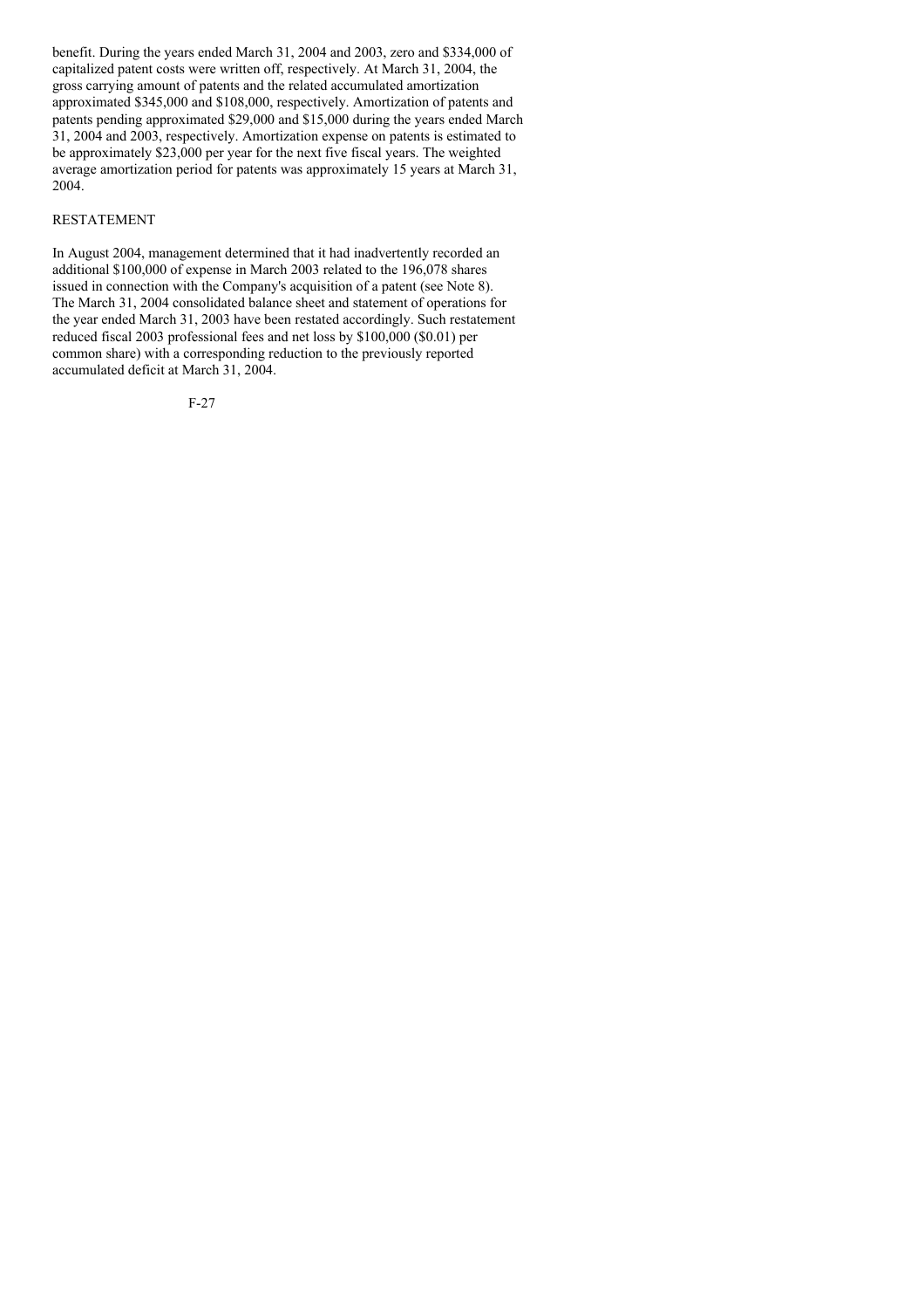benefit. During the years ended March 31, 2004 and 2003, zero and $334,000 of capitalized patent costs were written off, respectively. At March 31, 2004, the gross carrying amount of patents and the related accumulated amortization approximated $345,000 and $108,000, respectively. Amortization of patents and patents pending approximated $29,000 and $15,000 during the years ended March 31, 2004 and 2003, respectively. Amortization expense on patents is estimated to be approximately $23,000 per year for the next five fiscal years. The weighted average amortization period for patents was approximately 15 years at March 31, 2004.

RESTATEMENT

In August 2004, management determined that it had inadvertently recorded an additional $100,000 of expense in March 2003 related to the 196,078 shares issued in connection with the Company's acquisition of a patent (see Note 8). The March 31, 2004 consolidated balance sheet and statement of operations for the year ended March 31, 2003 have been restated accordingly. Such restatement reduced fiscal 2003 professional fees and net loss by $100,000 ($0.01) per common share) with a corresponding reduction to the previously reported accumulated deficit at March 31, 2004.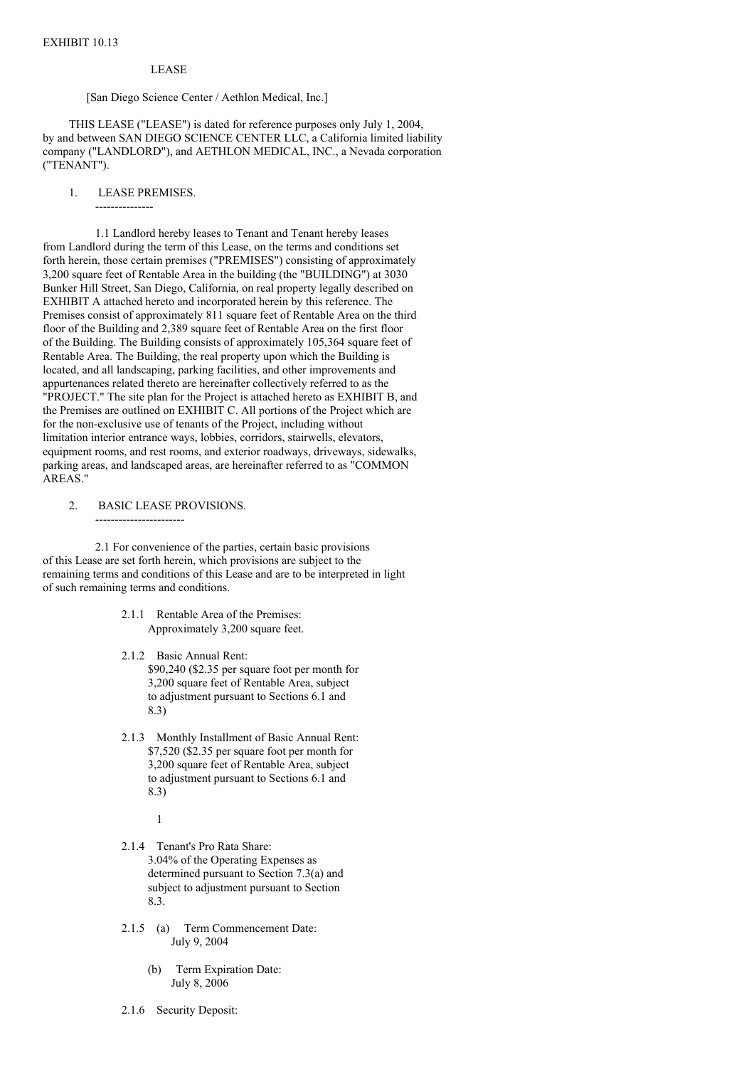EXHIBIT 10.13

LEASE

[San Diego Science Center / Aethlon Medical, Inc.]

THIS LEASE ("LEASE") is dated for reference purposes only July 1, 2004, by and between SAN DIEGO SCIENCE CENTER LLC, a California limited liability company ("LANDLORD"), and AETHLON MEDICAL, INC., a Nevada corporation ("TENANT").

1. LEASE PREMISES.

1.1 Landlord hereby leases to Tenant and Tenant hereby leases from Landlord during the term of this Lease, on the terms and conditions set forth herein, those certain premises ("PREMISES") consisting of approximately 3,200 square feet of Rentable Area in the building (the "BUILDING") at 3030 Bunker Hill Street, San Diego, California, on real property legally described on EXHIBIT A attached hereto and incorporated herein by this reference. The Premises consist of approximately 811 square feet of Rentable Area on the third floor of the Building and 2,389 square feet of Rentable Area on the first floor of the Building. The Building consists of approximately 105,364 square feet of Rentable Area. The Building, the real property upon which the Building is located, and all landscaping, parking facilities, and other improvements and appurtenances related thereto are hereinafter collectively referred to as the "PROJECT." The site plan for the Project is attached hereto as EXHIBIT B, and the Premises are outlined on EXHIBIT C. All portions of the Project which are for the non-exclusive use of tenants of the Project, including without limitation interior entrance ways, lobbies, corridors, stairwells, elevators, equipment rooms, and rest rooms, and exterior roadways, driveways, sidewalks, parking areas, and landscaped areas, are hereinafter referred to as "COMMON AREAS."

2. BASIC LEASE PROVISIONS.

2.1 For convenience of the parties, certain basic provisions of this Lease are set forth herein, which provisions are subject to the remaining terms and conditions of this Lease and are to be interpreted in light of such remaining terms and conditions.

2.1.1 Rentable Area of the Premises: Approximately 3,200 square feet.

2.1.2 Basic Annual Rent: $90,240 ($2.35 per square foot per month for 3,200 square feet of Rentable Area, subject to adjustment pursuant to Sections 6.1 and 8.3)

2.1.3 Monthly Installment of Basic Annual Rent: $7,520 ($2.35 per square foot per month for 3,200 square feet of Rentable Area, subject to adjustment pursuant to Sections 6.1 and 8.3)

2.1.4 Tenant's Pro Rata Share: 3.04% of the Operating Expenses as determined pursuant to Section 7.3(a) and subject to adjustment pursuant to Section 8.3.

2.1.5 (a) Term Commencement Date: July 9, 2004

(b) Term Expiration Date: July 8, 2006

2.1.6 Security Deposit: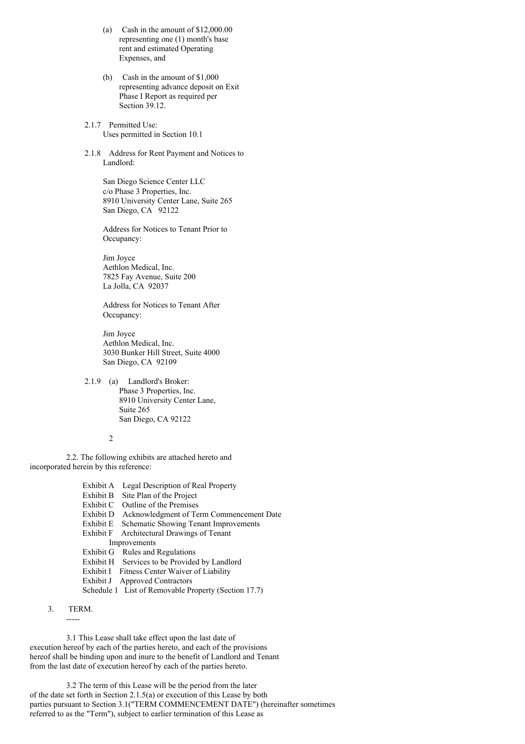(a) Cash in the amount of $12,000.00 representing one (1) month's base rent and estimated Operating Expenses, and

(b) Cash in the amount of $1,000 representing advance deposit on Exit Phase I Report as required per Section 39.12.

2.1.7 Permitted Use:
Uses permitted in Section 10.1

2.1.8 Address for Rent Payment and Notices to Landlord:

San Diego Science Center LLC
c/o Phase 3 Properties, Inc.
8910 University Center Lane, Suite 265
San Diego, CA 92122

Address for Notices to Tenant Prior to Occupancy:

Jim Joyce
Aethlon Medical, Inc.
7825 Fay Avenue, Suite 200
La Jolla, CA 92037

Address for Notices to Tenant After Occupancy:

Jim Joyce
Aethlon Medical, Inc.
3030 Bunker Hill Street, Suite 4000
San Diego, CA 92109

2.1.9 (a) Landlord's Broker:
Phase 3 Properties, Inc.
8910 University Center Lane,
Suite 265
San Diego, CA 92122

2.2. The following exhibits are attached hereto and incorporated herein by this reference:

- Exhibit A Legal Description of Real Property
- Exhibit B Site Plan of the Project
- Exhibit C Outline of the Premises
- Exhibit D Acknowledgment of Term Commencement Date
- Exhibit E Schematic Showing Tenant Improvements
- Exhibit F Architectural Drawings of Tenant Improvements
- Exhibit G Rules and Regulations
- Exhibit H Services to be Provided by Landlord
- Exhibit I Fitness Center Waiver of Liability
- Exhibit J Approved Contractors
- Schedule 1 List of Removable Property (Section 17.7)

3. TERM.
-----

3.1 This Lease shall take effect upon the last date of execution hereof by each of the parties hereto, and each of the provisions hereof shall be binding upon and inure to the benefit of Landlord and Tenant from the last date of execution hereof by each of the parties hereto.

3.2 The term of this Lease will be the period from the later of the date set forth in Section 2.1.5(a) or execution of this Lease by both parties pursuant to Section 3.1("TERM COMMENCEMENT DATE") (hereinafter sometimes referred to as the "Term"), subject to earlier termination of this Lease as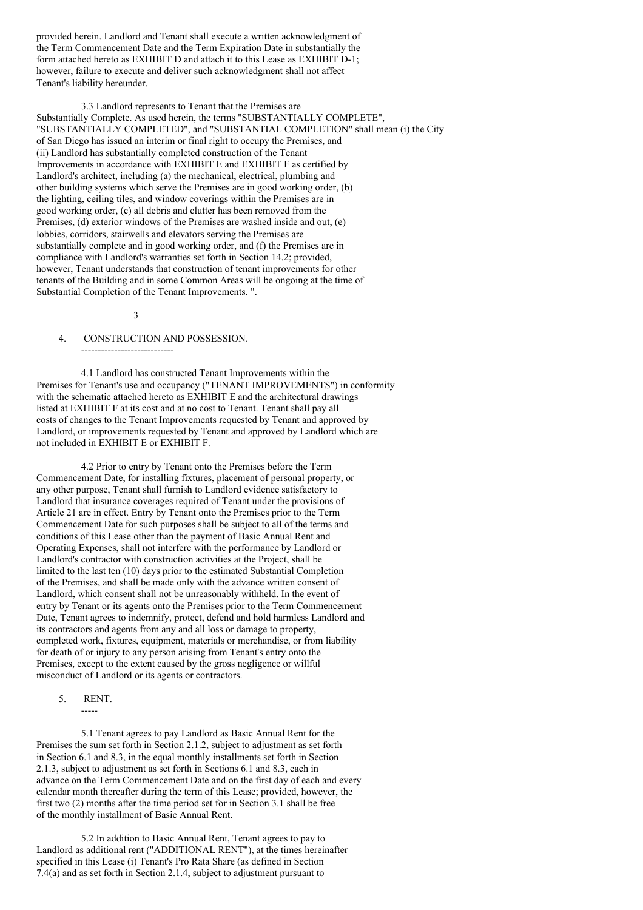provided herein. Landlord and Tenant shall execute a written acknowledgment of the Term Commencement Date and the Term Expiration Date in substantially the form attached hereto as EXHIBIT D and attach it to this Lease as EXHIBIT D-1; however, failure to execute and deliver such acknowledgment shall not affect Tenant's liability hereunder.

3.3 Landlord represents to Tenant that the Premises are Substantially Complete. As used herein, the terms "SUBSTANTIALLY COMPLETE", "SUBSTANTIALLY COMPLETED", and "SUBSTANTIAL COMPLETION" shall mean (i) the City of San Diego has issued an interim or final right to occupy the Premises, and (ii) Landlord has substantially completed construction of the Tenant Improvements in accordance with EXHIBIT E and EXHIBIT F as certified by Landlord's architect, including (a) the mechanical, electrical, plumbing and other building systems which serve the Premises are in good working order, (b) the lighting, ceiling tiles, and window coverings within the Premises are in good working order, (c) all debris and clutter has been removed from the Premises, (d) exterior windows of the Premises are washed inside and out, (e) lobbies, corridors, stairwells and elevators serving the Premises are substantially complete and in good working order, and (f) the Premises are in compliance with Landlord's warranties set forth in Section 14.2; provided, however, Tenant understands that construction of tenant improvements for other tenants of the Building and in some Common Areas will be ongoing at the time of Substantial Completion of the Tenant Improvements. ".

## 4. CONSTRUCTION AND POSSESSION.

4.1 Landlord has constructed Tenant Improvements within the Premises for Tenant's use and occupancy ("TENANT IMPROVEMENTS") in conformity with the schematic attached hereto as EXHIBIT E and the architectural drawings listed at EXHIBIT F at its cost and at no cost to Tenant. Tenant shall pay all costs of changes to the Tenant Improvements requested by Tenant and approved by Landlord, or improvements requested by Tenant and approved by Landlord which are not included in EXHIBIT E or EXHIBIT F.

4.2 Prior to entry by Tenant onto the Premises before the Term Commencement Date, for installing fixtures, placement of personal property, or any other purpose, Tenant shall furnish to Landlord evidence satisfactory to Landlord that insurance coverages required of Tenant under the provisions of Article 21 are in effect. Entry by Tenant onto the Premises prior to the Term Commencement Date for such purposes shall be subject to all of the terms and conditions of this Lease other than the payment of Basic Annual Rent and Operating Expenses, shall not interfere with the performance by Landlord or Landlord's contractor with construction activities at the Project, shall be limited to the last ten (10) days prior to the estimated Substantial Completion of the Premises, and shall be made only with the advance written consent of Landlord, which consent shall not be unreasonably withheld. In the event of entry by Tenant or its agents onto the Premises prior to the Term Commencement Date, Tenant agrees to indemnify, protect, defend and hold harmless Landlord and its contractors and agents from any and all loss or damage to property, completed work, fixtures, equipment, materials or merchandise, or from liability for death of or injury to any person arising from Tenant's entry onto the Premises, except to the extent caused by the gross negligence or willful misconduct of Landlord or its agents or contractors.

## 5. RENT.

5.1 Tenant agrees to pay Landlord as Basic Annual Rent for the Premises the sum set forth in Section 2.1.2, subject to adjustment as set forth in Section 6.1 and 8.3, in the equal monthly installments set forth in Section 2.1.3, subject to adjustment as set forth in Sections 6.1 and 8.3, each in advance on the Term Commencement Date and on the first day of each and every calendar month thereafter during the term of this Lease; provided, however, the first two (2) months after the time period set for in Section 3.1 shall be free of the monthly installment of Basic Annual Rent.

5.2 In addition to Basic Annual Rent, Tenant agrees to pay to Landlord as additional rent ("ADDITIONAL RENT"), at the times hereinafter specified in this Lease (i) Tenant's Pro Rata Share (as defined in Section 7.4(a) and as set forth in Section 2.1.4, subject to adjustment pursuant to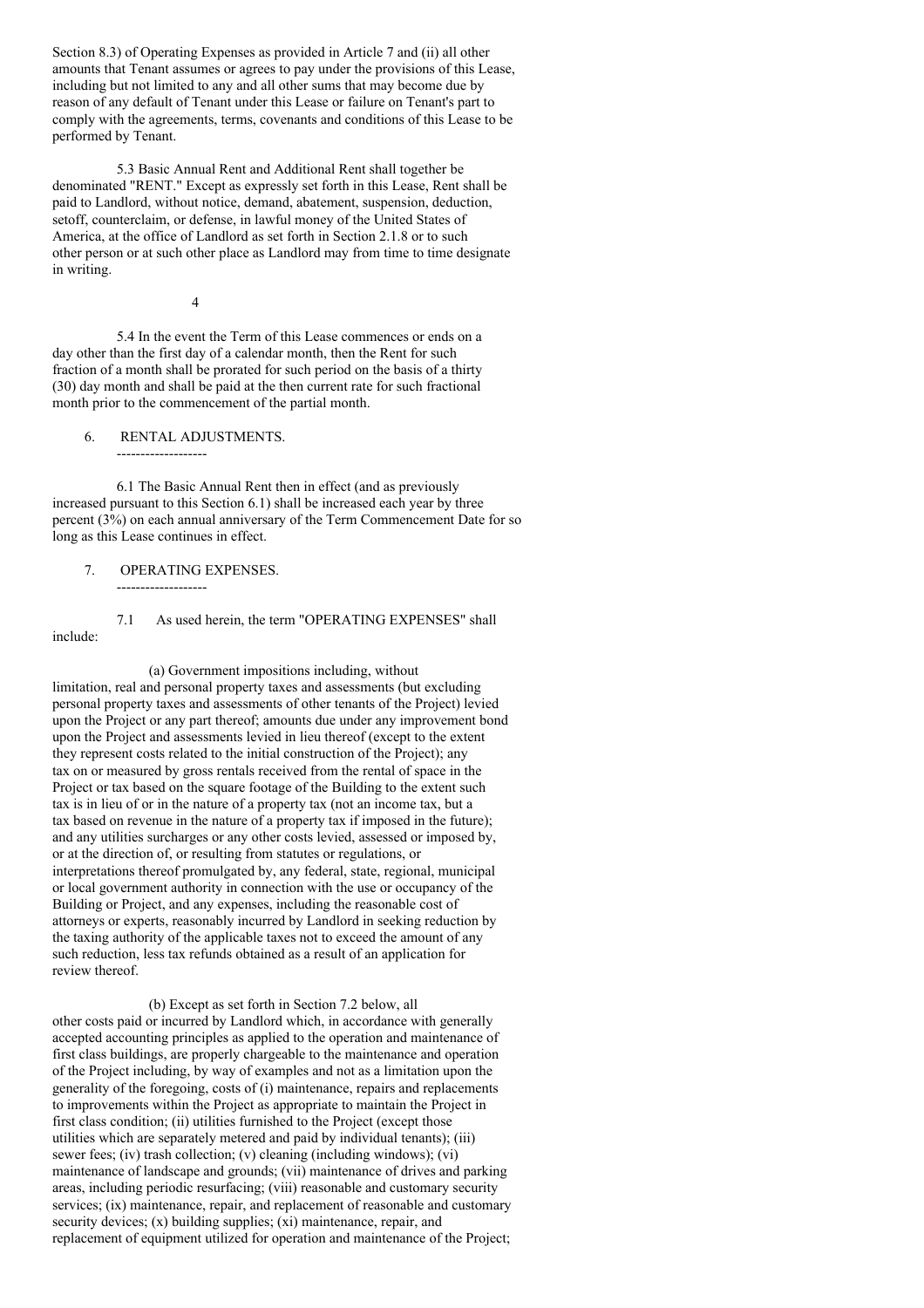Section 8.3) of Operating Expenses as provided in Article 7 and (ii) all other amounts that Tenant assumes or agrees to pay under the provisions of this Lease, including but not limited to any and all other sums that may become due by reason of any default of Tenant under this Lease or failure on Tenant's part to comply with the agreements, terms, covenants and conditions of this Lease to be performed by Tenant.

5.3 Basic Annual Rent and Additional Rent shall together be denominated "RENT." Except as expressly set forth in this Lease, Rent shall be paid to Landlord, without notice, demand, abatement, suspension, deduction, setoff, counterclaim, or defense, in lawful money of the United States of America, at the office of Landlord as set forth in Section 2.1.8 or to such other person or at such other place as Landlord may from time to time designate in writing.

5.4 In the event the Term of this Lease commences or ends on a day other than the first day of a calendar month, then the Rent for such fraction of a month shall be prorated for such period on the basis of a thirty (30) day month and shall be paid at the then current rate for such fractional month prior to the commencement of the partial month.

## 6. RENTAL ADJUSTMENTS.

6.1 The Basic Annual Rent then in effect (and as previously increased pursuant to this Section 6.1) shall be increased each year by three percent (3%) on each annual anniversary of the Term Commencement Date for so long as this Lease continues in effect.

## 7. OPERATING EXPENSES.

7.1 As used herein, the term "OPERATING EXPENSES" shall include:

(a) Government impositions including, without limitation, real and personal property taxes and assessments (but excluding personal property taxes and assessments of other tenants of the Project) levied upon the Project or any part thereof; amounts due under any improvement bond upon the Project and assessments levied in lieu thereof (except to the extent they represent costs related to the initial construction of the Project); any tax on or measured by gross rentals received from the rental of space in the Project or tax based on the square footage of the Building to the extent such tax is in lieu of or in the nature of a property tax (not an income tax, but a tax based on revenue in the nature of a property tax if imposed in the future); and any utilities surcharges or any other costs levied, assessed or imposed by, or at the direction of, or resulting from statutes or regulations, or interpretations thereof promulgated by, any federal, state, regional, municipal or local government authority in connection with the use or occupancy of the Building or Project, and any expenses, including the reasonable cost of attorneys or experts, reasonably incurred by Landlord in seeking reduction by the taxing authority of the applicable taxes not to exceed the amount of any such reduction, less tax refunds obtained as a result of an application for review thereof.

(b) Except as set forth in Section 7.2 below, all other costs paid or incurred by Landlord which, in accordance with generally accepted accounting principles as applied to the operation and maintenance of first class buildings, are properly chargeable to the maintenance and operation of the Project including, by way of examples and not as a limitation upon the generality of the foregoing, costs of (i) maintenance, repairs and replacements to improvements within the Project as appropriate to maintain the Project in first class condition; (ii) utilities furnished to the Project (except those utilities which are separately metered and paid by individual tenants); (iii) sewer fees; (iv) trash collection; (v) cleaning (including windows); (vi) maintenance of landscape and grounds; (vii) maintenance of drives and parking areas, including periodic resurfacing; (viii) reasonable and customary security services; (ix) maintenance, repair, and replacement of reasonable and customary security devices; (x) building supplies; (xi) maintenance, repair, and replacement of equipment utilized for operation and maintenance of the Project;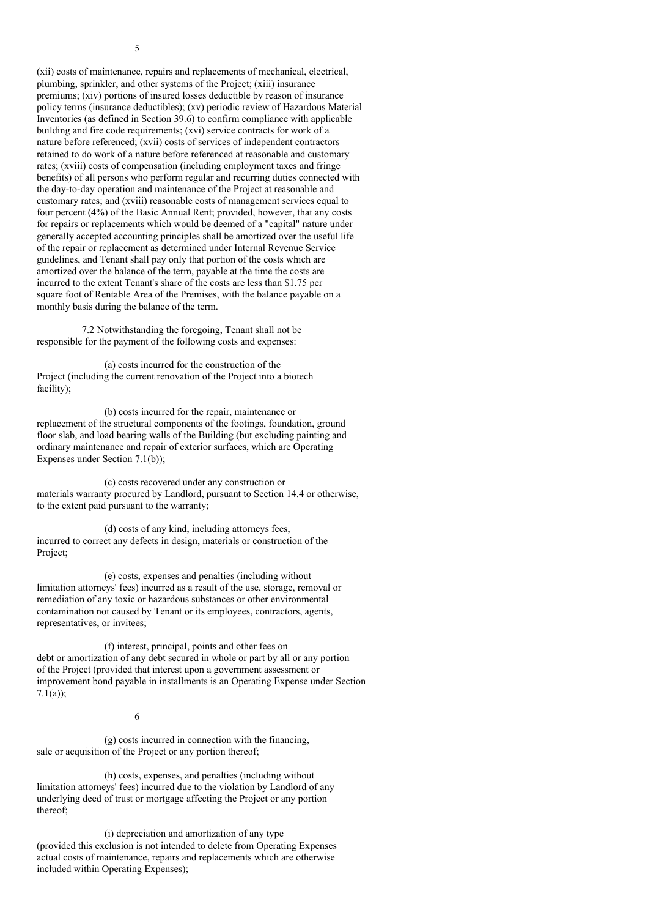(xii) costs of maintenance, repairs and replacements of mechanical, electrical, plumbing, sprinkler, and other systems of the Project; (xiii) insurance premiums; (xiv) portions of insured losses deductible by reason of insurance policy terms (insurance deductibles); (xv) periodic review of Hazardous Material Inventories (as defined in Section 39.6) to confirm compliance with applicable building and fire code requirements; (xvi) service contracts for work of a nature before referenced; (xvii) costs of services of independent contractors retained to do work of a nature before referenced at reasonable and customary rates; (xviii) costs of compensation (including employment taxes and fringe benefits) of all persons who perform regular and recurring duties connected with the day-to-day operation and maintenance of the Project at reasonable and customary rates; and (xviii) reasonable costs of management services equal to four percent (4%) of the Basic Annual Rent; provided, however, that any costs for repairs or replacements which would be deemed of a "capital" nature under generally accepted accounting principles shall be amortized over the useful life of the repair or replacement as determined under Internal Revenue Service guidelines, and Tenant shall pay only that portion of the costs which are amortized over the balance of the term, payable at the time the costs are incurred to the extent Tenant's share of the costs are less than $1.75 per square foot of Rentable Area of the Premises, with the balance payable on a monthly basis during the balance of the term.

7.2 Notwithstanding the foregoing, Tenant shall not be responsible for the payment of the following costs and expenses:

(a) costs incurred for the construction of the Project (including the current renovation of the Project into a biotech facility);

(b) costs incurred for the repair, maintenance or replacement of the structural components of the footings, foundation, ground floor slab, and load bearing walls of the Building (but excluding painting and ordinary maintenance and repair of exterior surfaces, which are Operating Expenses under Section 7.1(b));

(c) costs recovered under any construction or materials warranty procured by Landlord, pursuant to Section 14.4 or otherwise, to the extent paid pursuant to the warranty;

(d) costs of any kind, including attorneys fees, incurred to correct any defects in design, materials or construction of the Project;

(e) costs, expenses and penalties (including without limitation attorneys' fees) incurred as a result of the use, storage, removal or remediation of any toxic or hazardous substances or other environmental contamination not caused by Tenant or its employees, contractors, agents, representatives, or invitees;

(f) interest, principal, points and other fees on debt or amortization of any debt secured in whole or part by all or any portion of the Project (provided that interest upon a government assessment or improvement bond payable in installments is an Operating Expense under Section 7.1(a));

(g) costs incurred in connection with the financing, sale or acquisition of the Project or any portion thereof;

(h) costs, expenses, and penalties (including without limitation attorneys' fees) incurred due to the violation by Landlord of any underlying deed of trust or mortgage affecting the Project or any portion thereof;

(i) depreciation and amortization of any type (provided this exclusion is not intended to delete from Operating Expenses actual costs of maintenance, repairs and replacements which are otherwise included within Operating Expenses);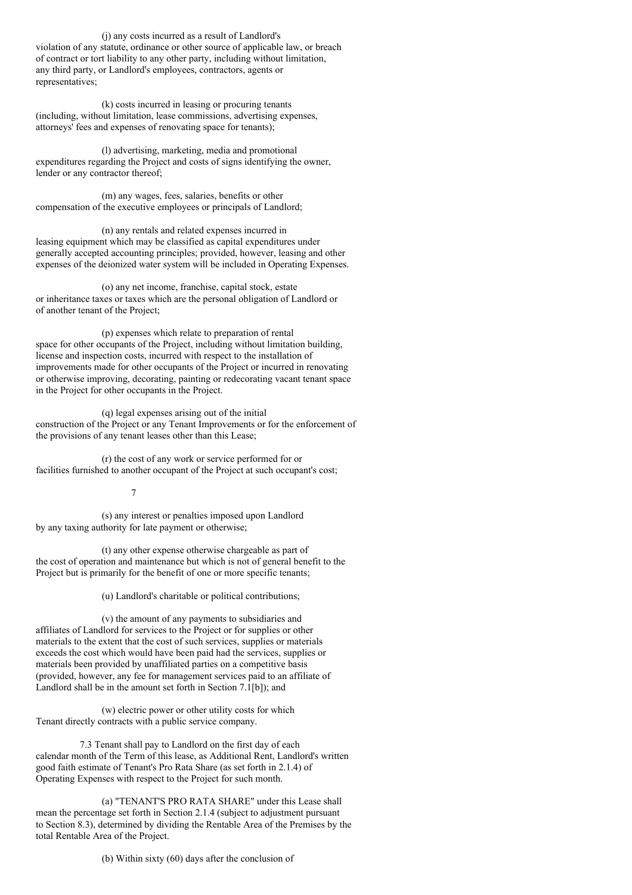(j) any costs incurred as a result of Landlord's violation of any statute, ordinance or other source of applicable law, or breach of contract or tort liability to any other party, including without limitation, any third party, or Landlord's employees, contractors, agents or representatives;

(k) costs incurred in leasing or procuring tenants (including, without limitation, lease commissions, advertising expenses, attorneys' fees and expenses of renovating space for tenants);

(l) advertising, marketing, media and promotional expenditures regarding the Project and costs of signs identifying the owner, lender or any contractor thereof;

(m) any wages, fees, salaries, benefits or other compensation of the executive employees or principals of Landlord;

(n) any rentals and related expenses incurred in leasing equipment which may be classified as capital expenditures under generally accepted accounting principles; provided, however, leasing and other expenses of the deionized water system will be included in Operating Expenses.

(o) any net income, franchise, capital stock, estate or inheritance taxes or taxes which are the personal obligation of Landlord or of another tenant of the Project;

(p) expenses which relate to preparation of rental space for other occupants of the Project, including without limitation building, license and inspection costs, incurred with respect to the installation of improvements made for other occupants of the Project or incurred in renovating or otherwise improving, decorating, painting or redecorating vacant tenant space in the Project for other occupants in the Project.

(q) legal expenses arising out of the initial construction of the Project or any Tenant Improvements or for the enforcement of the provisions of any tenant leases other than this Lease;

(r) the cost of any work or service performed for or facilities furnished to another occupant of the Project at such occupant's cost;

(s) any interest or penalties imposed upon Landlord by any taxing authority for late payment or otherwise;

(t) any other expense otherwise chargeable as part of the cost of operation and maintenance but which is not of general benefit to the Project but is primarily for the benefit of one or more specific tenants;

(u) Landlord's charitable or political contributions;

(v) the amount of any payments to subsidiaries and affiliates of Landlord for services to the Project or for supplies or other materials to the extent that the cost of such services, supplies or materials exceeds the cost which would have been paid had the services, supplies or materials been provided by unaffiliated parties on a competitive basis (provided, however, any fee for management services paid to an affiliate of Landlord shall be in the amount set forth in Section 7.1[b]); and

(w) electric power or other utility costs for which Tenant directly contracts with a public service company.

7.3 Tenant shall pay to Landlord on the first day of each calendar month of the Term of this lease, as Additional Rent, Landlord's written good faith estimate of Tenant's Pro Rata Share (as set forth in 2.1.4) of Operating Expenses with respect to the Project for such month.

(a) "TENANT'S PRO RATA SHARE" under this Lease shall mean the percentage set forth in Section 2.1.4 (subject to adjustment pursuant to Section 8.3), determined by dividing the Rentable Area of the Premises by the total Rentable Area of the Project.

(b) Within sixty (60) days after the conclusion of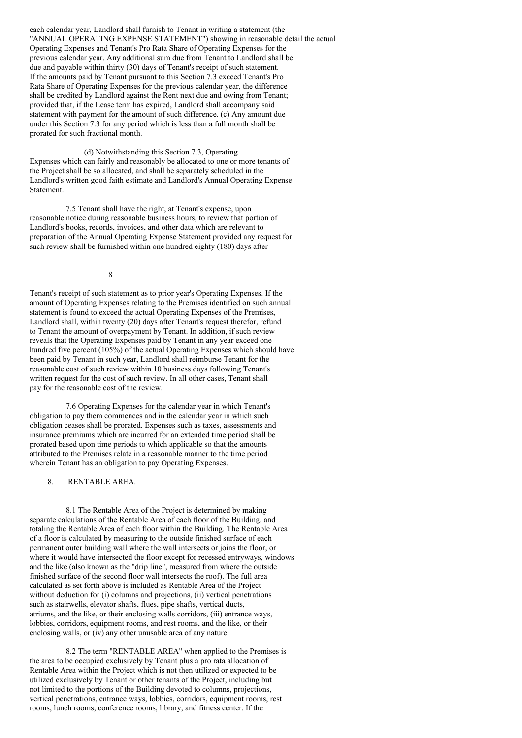each calendar year, Landlord shall furnish to Tenant in writing a statement (the "ANNUAL OPERATING EXPENSE STATEMENT") showing in reasonable detail the actual Operating Expenses and Tenant's Pro Rata Share of Operating Expenses for the previous calendar year. Any additional sum due from Tenant to Landlord shall be due and payable within thirty (30) days of Tenant's receipt of such statement. If the amounts paid by Tenant pursuant to this Section 7.3 exceed Tenant's Pro Rata Share of Operating Expenses for the previous calendar year, the difference shall be credited by Landlord against the Rent next due and owing from Tenant; provided that, if the Lease term has expired, Landlord shall accompany said statement with payment for the amount of such difference. (c) Any amount due under this Section 7.3 for any period which is less than a full month shall be prorated for such fractional month.

(d) Notwithstanding this Section 7.3, Operating Expenses which can fairly and reasonably be allocated to one or more tenants of the Project shall be so allocated, and shall be separately scheduled in the Landlord's written good faith estimate and Landlord's Annual Operating Expense Statement.

7.5 Tenant shall have the right, at Tenant's expense, upon reasonable notice during reasonable business hours, to review that portion of Landlord's books, records, invoices, and other data which are relevant to preparation of the Annual Operating Expense Statement provided any request for such review shall be furnished within one hundred eighty (180) days after Tenant's receipt of such statement as to prior year's Operating Expenses. If the amount of Operating Expenses relating to the Premises identified on such annual statement is found to exceed the actual Operating Expenses of the Premises, Landlord shall, within twenty (20) days after Tenant's request therefor, refund to Tenant the amount of overpayment by Tenant. In addition, if such review reveals that the Operating Expenses paid by Tenant in any year exceed one hundred five percent (105%) of the actual Operating Expenses which should have been paid by Tenant in such year, Landlord shall reimburse Tenant for the reasonable cost of such review within 10 business days following Tenant's written request for the cost of such review. In all other cases, Tenant shall pay for the reasonable cost of the review.

7.6 Operating Expenses for the calendar year in which Tenant's obligation to pay them commences and in the calendar year in which such obligation ceases shall be prorated. Expenses such as taxes, assessments and insurance premiums which are incurred for an extended time period shall be prorated based upon time periods to which applicable so that the amounts attributed to the Premises relate in a reasonable manner to the time period wherein Tenant has an obligation to pay Operating Expenses.

8. RENTABLE AREA.

8.1 The Rentable Area of the Project is determined by making separate calculations of the Rentable Area of each floor of the Building, and totaling the Rentable Area of each floor within the Building. The Rentable Area of a floor is calculated by measuring to the outside finished surface of each permanent outer building wall where the wall intersects or joins the floor, or where it would have intersected the floor except for recessed entryways, windows and the like (also known as the "drip line", measured from where the outside finished surface of the second floor wall intersects the roof). The full area calculated as set forth above is included as Rentable Area of the Project without deduction for (i) columns and projections, (ii) vertical penetrations such as stairwells, elevator shafts, flues, pipe shafts, vertical ducts, atriums, and the like, or their enclosing walls corridors, (iii) entrance ways, lobbies, corridors, equipment rooms, and rest rooms, and the like, or their enclosing walls, or (iv) any other unusable area of any nature.

8.2 The term "RENTABLE AREA" when applied to the Premises is the area to be occupied exclusively by Tenant plus a pro rata allocation of Rentable Area within the Project which is not then utilized or expected to be utilized exclusively by Tenant or other tenants of the Project, including but not limited to the portions of the Building devoted to columns, projections, vertical penetrations, entrance ways, lobbies, corridors, equipment rooms, rest rooms, lunch rooms, conference rooms, library, and fitness center. If the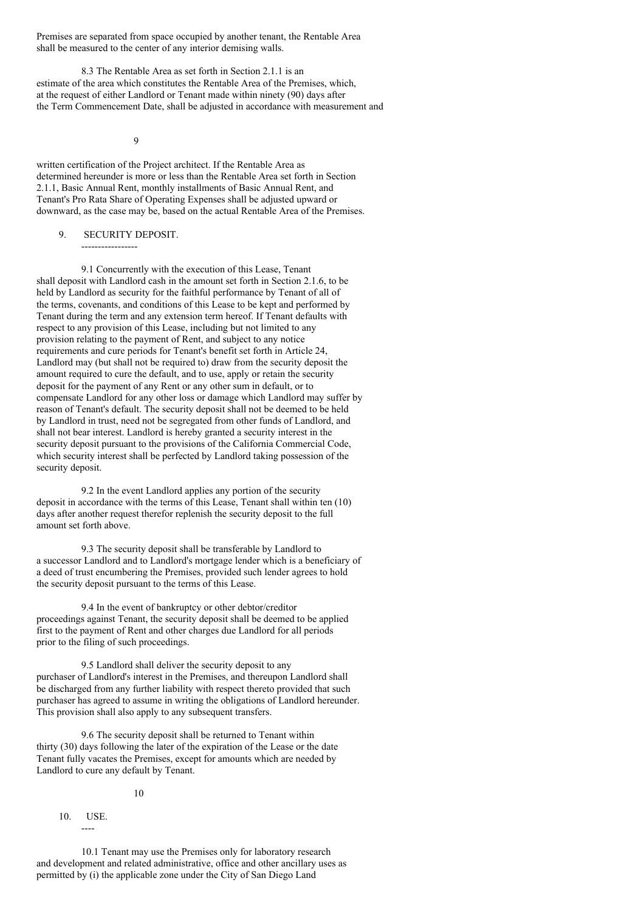Premises are separated from space occupied by another tenant, the Rentable Area shall be measured to the center of any interior demising walls.

8.3 The Rentable Area as set forth in Section 2.1.1 is an estimate of the area which constitutes the Rentable Area of the Premises, which, at the request of either Landlord or Tenant made within ninety (90) days after the Term Commencement Date, shall be adjusted in accordance with measurement and written certification of the Project architect. If the Rentable Area as determined hereunder is more or less than the Rentable Area set forth in Section 2.1.1, Basic Annual Rent, monthly installments of Basic Annual Rent, and Tenant's Pro Rata Share of Operating Expenses shall be adjusted upward or downward, as the case may be, based on the actual Rentable Area of the Premises.

## 9. SECURITY DEPOSIT.

9.1 Concurrently with the execution of this Lease, Tenant shall deposit with Landlord cash in the amount set forth in Section 2.1.6, to be held by Landlord as security for the faithful performance by Tenant of all of the terms, covenants, and conditions of this Lease to be kept and performed by Tenant during the term and any extension term hereof. If Tenant defaults with respect to any provision of this Lease, including but not limited to any provision relating to the payment of Rent, and subject to any notice requirements and cure periods for Tenant's benefit set forth in Article 24, Landlord may (but shall not be required to) draw from the security deposit the amount required to cure the default, and to use, apply or retain the security deposit for the payment of any Rent or any other sum in default, or to compensate Landlord for any other loss or damage which Landlord may suffer by reason of Tenant's default. The security deposit shall not be deemed to be held by Landlord in trust, need not be segregated from other funds of Landlord, and shall not bear interest. Landlord is hereby granted a security interest in the security deposit pursuant to the provisions of the California Commercial Code, which security interest shall be perfected by Landlord taking possession of the security deposit.

9.2 In the event Landlord applies any portion of the security deposit in accordance with the terms of this Lease, Tenant shall within ten (10) days after another request therefor replenish the security deposit to the full amount set forth above.

9.3 The security deposit shall be transferable by Landlord to a successor Landlord and to Landlord's mortgage lender which is a beneficiary of a deed of trust encumbering the Premises, provided such lender agrees to hold the security deposit pursuant to the terms of this Lease.

9.4 In the event of bankruptcy or other debtor/creditor proceedings against Tenant, the security deposit shall be deemed to be applied first to the payment of Rent and other charges due Landlord for all periods prior to the filing of such proceedings.

9.5 Landlord shall deliver the security deposit to any purchaser of Landlord's interest in the Premises, and thereupon Landlord shall be discharged from any further liability with respect thereto provided that such purchaser has agreed to assume in writing the obligations of Landlord hereunder. This provision shall also apply to any subsequent transfers.

9.6 The security deposit shall be returned to Tenant within thirty (30) days following the later of the expiration of the Lease or the date Tenant fully vacates the Premises, except for amounts which are needed by Landlord to cure any default by Tenant.

## 10. USE.

10.1 Tenant may use the Premises only for laboratory research and development and related administrative, office and other ancillary uses as permitted by (i) the applicable zone under the City of San Diego Land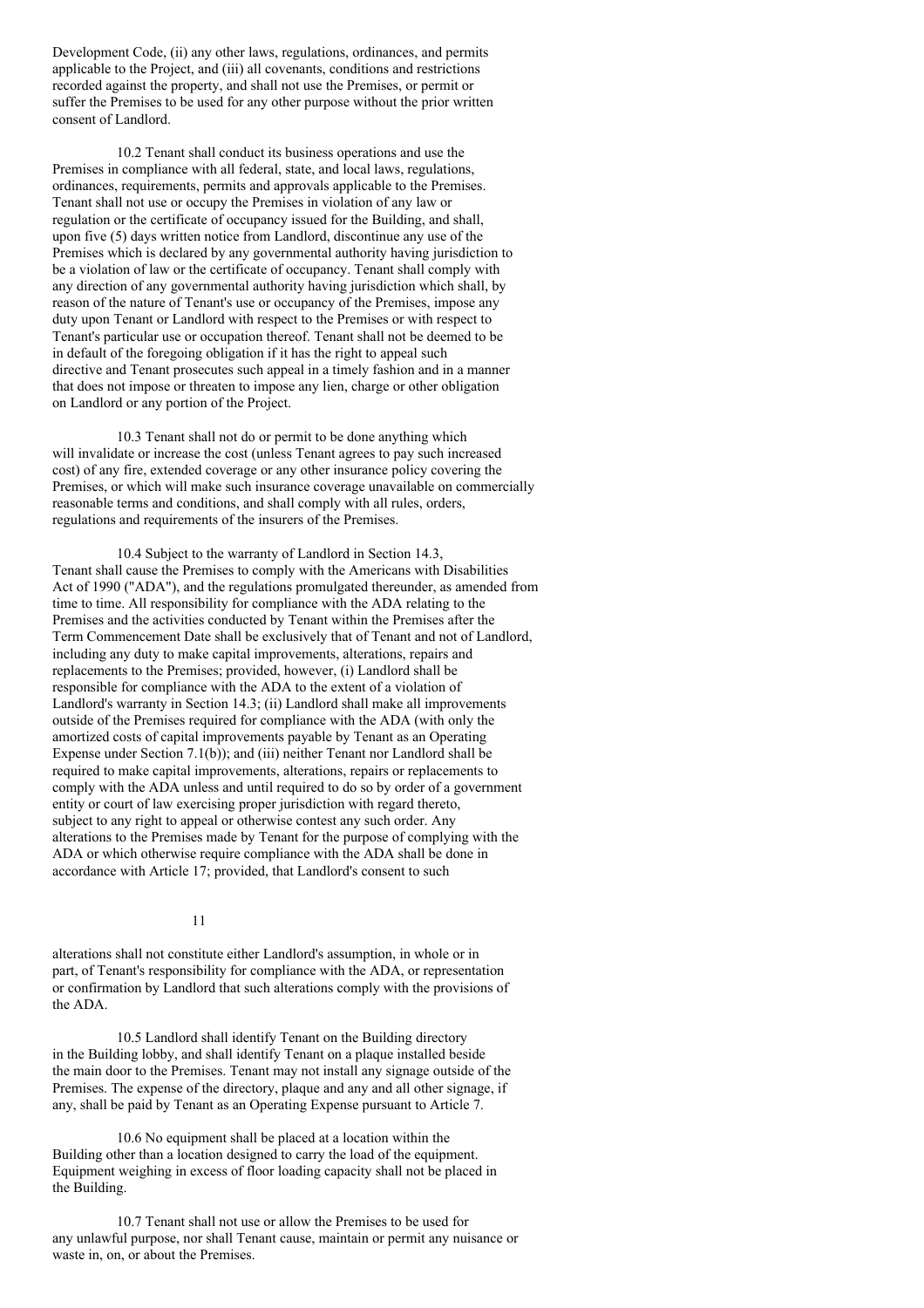Development Code, (ii) any other laws, regulations, ordinances, and permits applicable to the Project, and (iii) all covenants, conditions and restrictions recorded against the property, and shall not use the Premises, or permit or suffer the Premises to be used for any other purpose without the prior written consent of Landlord.

10.2 Tenant shall conduct its business operations and use the Premises in compliance with all federal, state, and local laws, regulations, ordinances, requirements, permits and approvals applicable to the Premises. Tenant shall not use or occupy the Premises in violation of any law or regulation or the certificate of occupancy issued for the Building, and shall, upon five (5) days written notice from Landlord, discontinue any use of the Premises which is declared by any governmental authority having jurisdiction to be a violation of law or the certificate of occupancy. Tenant shall comply with any direction of any governmental authority having jurisdiction which shall, by reason of the nature of Tenant's use or occupancy of the Premises, impose any duty upon Tenant or Landlord with respect to the Premises or with respect to Tenant's particular use or occupation thereof. Tenant shall not be deemed to be in default of the foregoing obligation if it has the right to appeal such directive and Tenant prosecutes such appeal in a timely fashion and in a manner that does not impose or threaten to impose any lien, charge or other obligation on Landlord or any portion of the Project.

10.3 Tenant shall not do or permit to be done anything which will invalidate or increase the cost (unless Tenant agrees to pay such increased cost) of any fire, extended coverage or any other insurance policy covering the Premises, or which will make such insurance coverage unavailable on commercially reasonable terms and conditions, and shall comply with all rules, orders, regulations and requirements of the insurers of the Premises.

10.4 Subject to the warranty of Landlord in Section 14.3, Tenant shall cause the Premises to comply with the Americans with Disabilities Act of 1990 ("ADA"), and the regulations promulgated thereunder, as amended from time to time. All responsibility for compliance with the ADA relating to the Premises and the activities conducted by Tenant within the Premises after the Term Commencement Date shall be exclusively that of Tenant and not of Landlord, including any duty to make capital improvements, alterations, repairs and replacements to the Premises; provided, however, (i) Landlord shall be responsible for compliance with the ADA to the extent of a violation of Landlord's warranty in Section 14.3; (ii) Landlord shall make all improvements outside of the Premises required for compliance with the ADA (with only the amortized costs of capital improvements payable by Tenant as an Operating Expense under Section 7.1(b)); and (iii) neither Tenant nor Landlord shall be required to make capital improvements, alterations, repairs or replacements to comply with the ADA unless and until required to do so by order of a government entity or court of law exercising proper jurisdiction with regard thereto, subject to any right to appeal or otherwise contest any such order. Any alterations to the Premises made by Tenant for the purpose of complying with the ADA or which otherwise require compliance with the ADA shall be done in accordance with Article 17; provided, that Landlord's consent to such alterations shall not constitute either Landlord's assumption, in whole or in part, of Tenant's responsibility for compliance with the ADA, or representation or confirmation by Landlord that such alterations comply with the provisions of the ADA.

10.5 Landlord shall identify Tenant on the Building directory in the Building lobby, and shall identify Tenant on a plaque installed beside the main door to the Premises. Tenant may not install any signage outside of the Premises. The expense of the directory, plaque and any and all other signage, if any, shall be paid by Tenant as an Operating Expense pursuant to Article 7.

10.6 No equipment shall be placed at a location within the Building other than a location designed to carry the load of the equipment. Equipment weighing in excess of floor loading capacity shall not be placed in the Building.

10.7 Tenant shall not use or allow the Premises to be used for any unlawful purpose, nor shall Tenant cause, maintain or permit any nuisance or waste in, on, or about the Premises.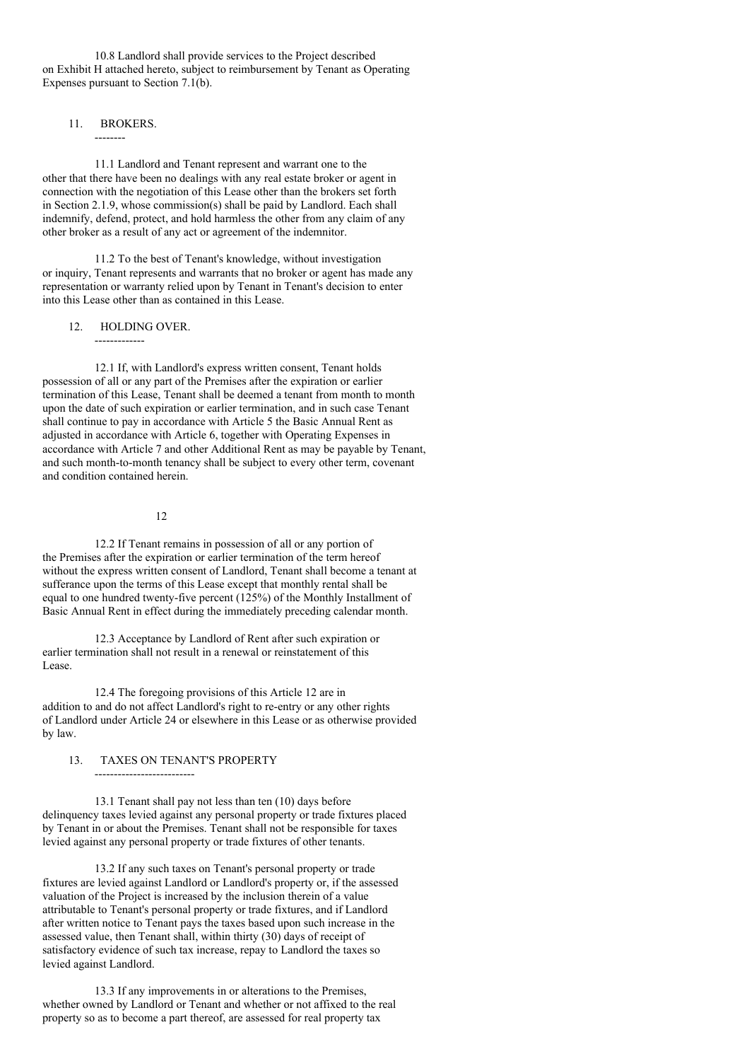10.8 Landlord shall provide services to the Project described on Exhibit H attached hereto, subject to reimbursement by Tenant as Operating Expenses pursuant to Section 7.1(b).

## 11. BROKERS.

11.1 Landlord and Tenant represent and warrant one to the other that there have been no dealings with any real estate broker or agent in connection with the negotiation of this Lease other than the brokers set forth in Section 2.1.9, whose commission(s) shall be paid by Landlord. Each shall indemnify, defend, protect, and hold harmless the other from any claim of any other broker as a result of any act or agreement of the indemnitor.

11.2 To the best of Tenant's knowledge, without investigation or inquiry, Tenant represents and warrants that no broker or agent has made any representation or warranty relied upon by Tenant in Tenant's decision to enter into this Lease other than as contained in this Lease.

## 12. HOLDING OVER.

12.1 If, with Landlord's express written consent, Tenant holds possession of all or any part of the Premises after the expiration or earlier termination of this Lease, Tenant shall be deemed a tenant from month to month upon the date of such expiration or earlier termination, and in such case Tenant shall continue to pay in accordance with Article 5 the Basic Annual Rent as adjusted in accordance with Article 6, together with Operating Expenses in accordance with Article 7 and other Additional Rent as may be payable by Tenant, and such month-to-month tenancy shall be subject to every other term, covenant and condition contained herein.

12.2 If Tenant remains in possession of all or any portion of the Premises after the expiration or earlier termination of the term hereof without the express written consent of Landlord, Tenant shall become a tenant at sufferance upon the terms of this Lease except that monthly rental shall be equal to one hundred twenty-five percent (125%) of the Monthly Installment of Basic Annual Rent in effect during the immediately preceding calendar month.

12.3 Acceptance by Landlord of Rent after such expiration or earlier termination shall not result in a renewal or reinstatement of this Lease.

12.4 The foregoing provisions of this Article 12 are in addition to and do not affect Landlord's right to re-entry or any other rights of Landlord under Article 24 or elsewhere in this Lease or as otherwise provided by law.

## 13. TAXES ON TENANT'S PROPERTY

13.1 Tenant shall pay not less than ten (10) days before delinquency taxes levied against any personal property or trade fixtures placed by Tenant in or about the Premises. Tenant shall not be responsible for taxes levied against any personal property or trade fixtures of other tenants.

13.2 If any such taxes on Tenant's personal property or trade fixtures are levied against Landlord or Landlord's property or, if the assessed valuation of the Project is increased by the inclusion therein of a value attributable to Tenant's personal property or trade fixtures, and if Landlord after written notice to Tenant pays the taxes based upon such increase in the assessed value, then Tenant shall, within thirty (30) days of receipt of satisfactory evidence of such tax increase, repay to Landlord the taxes so levied against Landlord.

13.3 If any improvements in or alterations to the Premises, whether owned by Landlord or Tenant and whether or not affixed to the real property so as to become a part thereof, are assessed for real property tax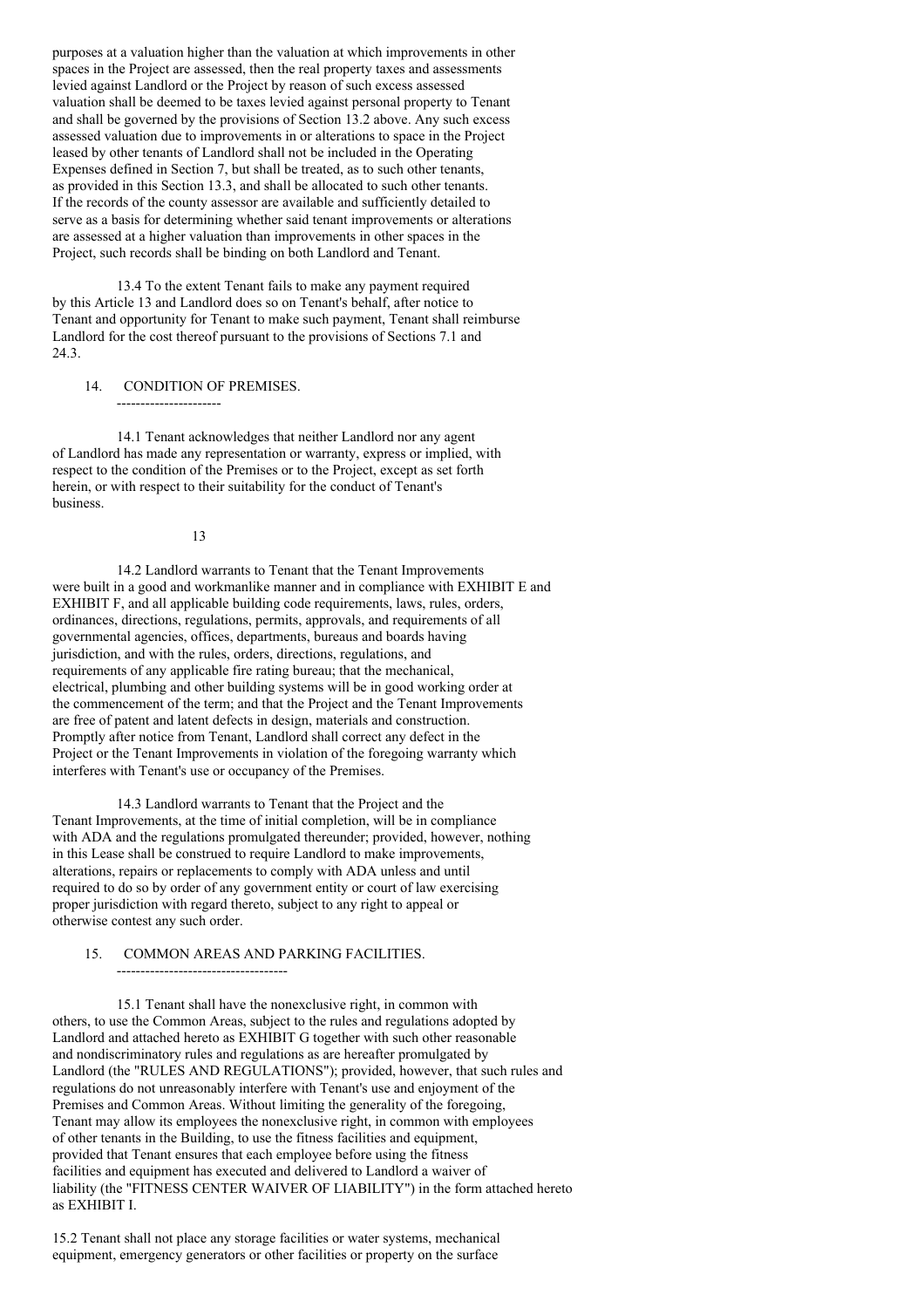purposes at a valuation higher than the valuation at which improvements in other spaces in the Project are assessed, then the real property taxes and assessments levied against Landlord or the Project by reason of such excess assessed valuation shall be deemed to be taxes levied against personal property to Tenant and shall be governed by the provisions of Section 13.2 above. Any such excess assessed valuation due to improvements in or alterations to space in the Project leased by other tenants of Landlord shall not be included in the Operating Expenses defined in Section 7, but shall be treated, as to such other tenants, as provided in this Section 13.3, and shall be allocated to such other tenants. If the records of the county assessor are available and sufficiently detailed to serve as a basis for determining whether said tenant improvements or alterations are assessed at a higher valuation than improvements in other spaces in the Project, such records shall be binding on both Landlord and Tenant.

13.4 To the extent Tenant fails to make any payment required by this Article 13 and Landlord does so on Tenant's behalf, after notice to Tenant and opportunity for Tenant to make such payment, Tenant shall reimburse Landlord for the cost thereof pursuant to the provisions of Sections 7.1 and 24.3.

## 14. CONDITION OF PREMISES.

14.1 Tenant acknowledges that neither Landlord nor any agent of Landlord has made any representation or warranty, express or implied, with respect to the condition of the Premises or to the Project, except as set forth herein, or with respect to their suitability for the conduct of Tenant's business.

14.2 Landlord warrants to Tenant that the Tenant Improvements were built in a good and workmanlike manner and in compliance with EXHIBIT E and EXHIBIT F, and all applicable building code requirements, laws, rules, orders, ordinances, directions, regulations, permits, approvals, and requirements of all governmental agencies, offices, departments, bureaus and boards having jurisdiction, and with the rules, orders, directions, regulations, and requirements of any applicable fire rating bureau; that the mechanical, electrical, plumbing and other building systems will be in good working order at the commencement of the term; and that the Project and the Tenant Improvements are free of patent and latent defects in design, materials and construction. Promptly after notice from Tenant, Landlord shall correct any defect in the Project or the Tenant Improvements in violation of the foregoing warranty which interferes with Tenant's use or occupancy of the Premises.

14.3 Landlord warrants to Tenant that the Project and the Tenant Improvements, at the time of initial completion, will be in compliance with ADA and the regulations promulgated thereunder; provided, however, nothing in this Lease shall be construed to require Landlord to make improvements, alterations, repairs or replacements to comply with ADA unless and until required to do so by order of any government entity or court of law exercising proper jurisdiction with regard thereto, subject to any right to appeal or otherwise contest any such order.

## 15. COMMON AREAS AND PARKING FACILITIES.

15.1 Tenant shall have the nonexclusive right, in common with others, to use the Common Areas, subject to the rules and regulations adopted by Landlord and attached hereto as EXHIBIT G together with such other reasonable and nondiscriminatory rules and regulations as are hereafter promulgated by Landlord (the "RULES AND REGULATIONS"); provided, however, that such rules and regulations do not unreasonably interfere with Tenant's use and enjoyment of the Premises and Common Areas. Without limiting the generality of the foregoing, Tenant may allow its employees the nonexclusive right, in common with employees of other tenants in the Building, to use the fitness facilities and equipment, provided that Tenant ensures that each employee before using the fitness facilities and equipment has executed and delivered to Landlord a waiver of liability (the "FITNESS CENTER WAIVER OF LIABILITY") in the form attached hereto as EXHIBIT I.

15.2 Tenant shall not place any storage facilities or water systems, mechanical equipment, emergency generators or other facilities or property on the surface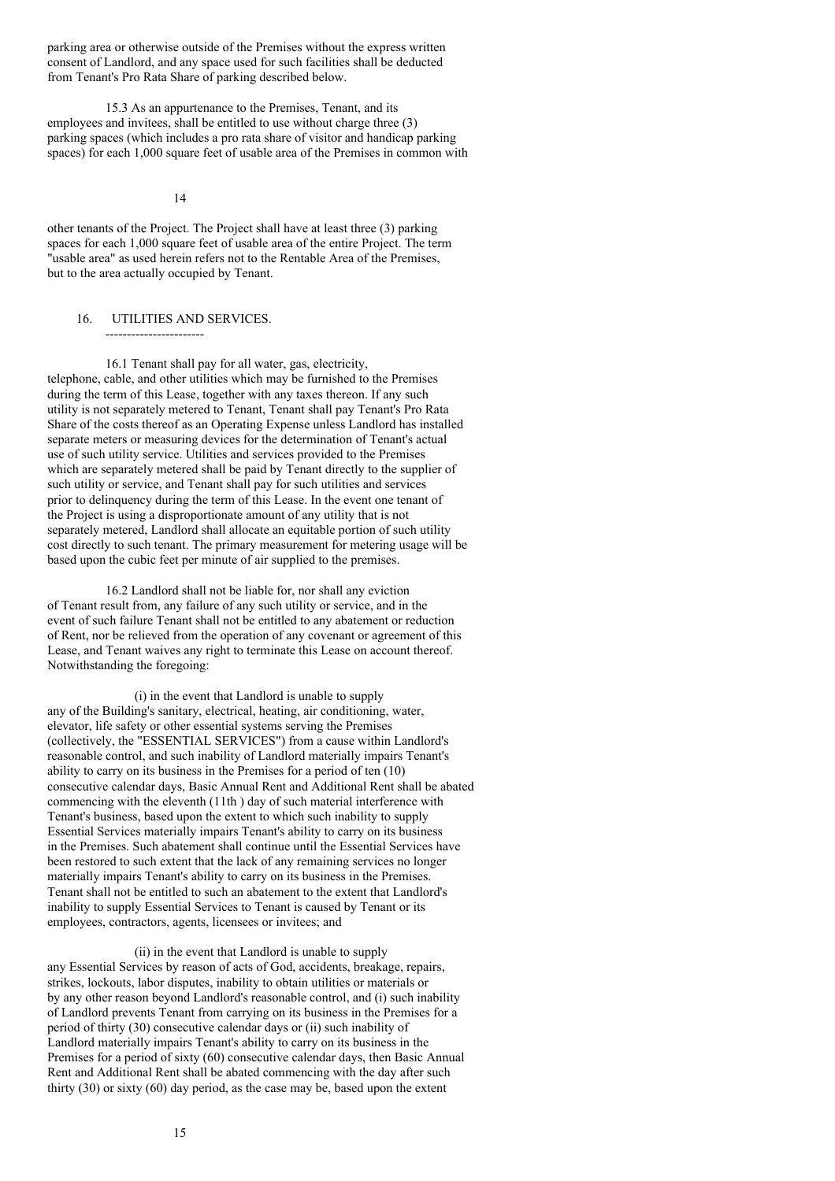parking area or otherwise outside of the Premises without the express written consent of Landlord, and any space used for such facilities shall be deducted from Tenant's Pro Rata Share of parking described below.

15.3 As an appurtenance to the Premises, Tenant, and its employees and invitees, shall be entitled to use without charge three (3) parking spaces (which includes a pro rata share of visitor and handicap parking spaces) for each 1,000 square feet of usable area of the Premises in common with other tenants of the Project. The Project shall have at least three (3) parking spaces for each 1,000 square feet of usable area of the entire Project. The term "usable area" as used herein refers not to the Rentable Area of the Premises, but to the area actually occupied by Tenant.

## 16. UTILITIES AND SERVICES.

16.1 Tenant shall pay for all water, gas, electricity, telephone, cable, and other utilities which may be furnished to the Premises during the term of this Lease, together with any taxes thereon. If any such utility is not separately metered to Tenant, Tenant shall pay Tenant's Pro Rata Share of the costs thereof as an Operating Expense unless Landlord has installed separate meters or measuring devices for the determination of Tenant's actual use of such utility service. Utilities and services provided to the Premises which are separately metered shall be paid by Tenant directly to the supplier of such utility or service, and Tenant shall pay for such utilities and services prior to delinquency during the term of this Lease. In the event one tenant of the Project is using a disproportionate amount of any utility that is not separately metered, Landlord shall allocate an equitable portion of such utility cost directly to such tenant. The primary measurement for metering usage will be based upon the cubic feet per minute of air supplied to the premises.

16.2 Landlord shall not be liable for, nor shall any eviction of Tenant result from, any failure of any such utility or service, and in the event of such failure Tenant shall not be entitled to any abatement or reduction of Rent, nor be relieved from the operation of any covenant or agreement of this Lease, and Tenant waives any right to terminate this Lease on account thereof. Notwithstanding the foregoing:

(i) in the event that Landlord is unable to supply any of the Building's sanitary, electrical, heating, air conditioning, water, elevator, life safety or other essential systems serving the Premises (collectively, the "ESSENTIAL SERVICES") from a cause within Landlord's reasonable control, and such inability of Landlord materially impairs Tenant's ability to carry on its business in the Premises for a period of ten (10) consecutive calendar days, Basic Annual Rent and Additional Rent shall be abated commencing with the eleventh (11th ) day of such material interference with Tenant's business, based upon the extent to which such inability to supply Essential Services materially impairs Tenant's ability to carry on its business in the Premises. Such abatement shall continue until the Essential Services have been restored to such extent that the lack of any remaining services no longer materially impairs Tenant's ability to carry on its business in the Premises. Tenant shall not be entitled to such an abatement to the extent that Landlord's inability to supply Essential Services to Tenant is caused by Tenant or its employees, contractors, agents, licensees or invitees; and

(ii) in the event that Landlord is unable to supply any Essential Services by reason of acts of God, accidents, breakage, repairs, strikes, lockouts, labor disputes, inability to obtain utilities or materials or by any other reason beyond Landlord's reasonable control, and (i) such inability of Landlord prevents Tenant from carrying on its business in the Premises for a period of thirty (30) consecutive calendar days or (ii) such inability of Landlord materially impairs Tenant's ability to carry on its business in the Premises for a period of sixty (60) consecutive calendar days, then Basic Annual Rent and Additional Rent shall be abated commencing with the day after such thirty (30) or sixty (60) day period, as the case may be, based upon the extent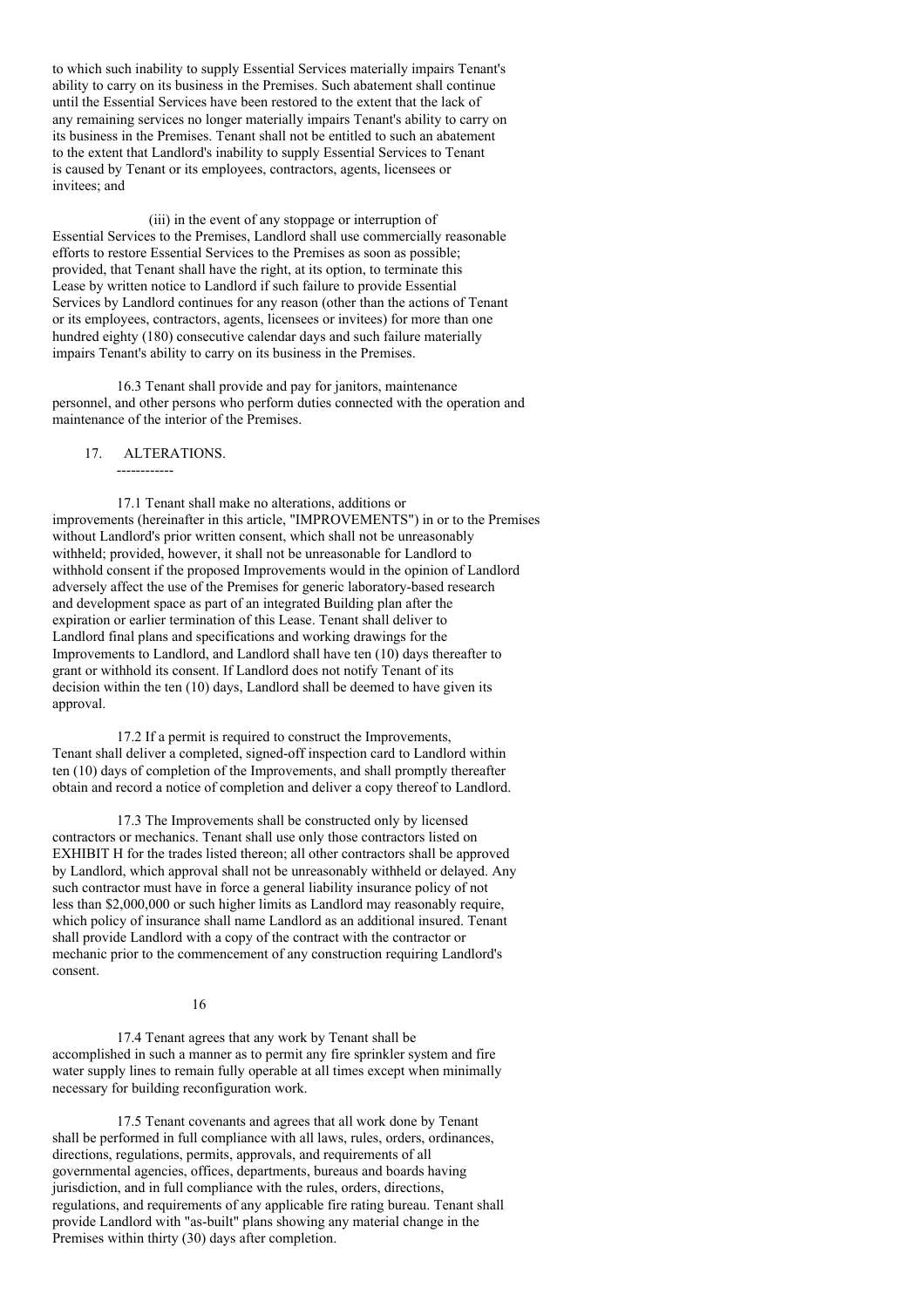to which such inability to supply Essential Services materially impairs Tenant's ability to carry on its business in the Premises. Such abatement shall continue until the Essential Services have been restored to the extent that the lack of any remaining services no longer materially impairs Tenant's ability to carry on its business in the Premises. Tenant shall not be entitled to such an abatement to the extent that Landlord's inability to supply Essential Services to Tenant is caused by Tenant or its employees, contractors, agents, licensees or invitees; and

(iii) in the event of any stoppage or interruption of Essential Services to the Premises, Landlord shall use commercially reasonable efforts to restore Essential Services to the Premises as soon as possible; provided, that Tenant shall have the right, at its option, to terminate this Lease by written notice to Landlord if such failure to provide Essential Services by Landlord continues for any reason (other than the actions of Tenant or its employees, contractors, agents, licensees or invitees) for more than one hundred eighty (180) consecutive calendar days and such failure materially impairs Tenant's ability to carry on its business in the Premises.

16.3 Tenant shall provide and pay for janitors, maintenance personnel, and other persons who perform duties connected with the operation and maintenance of the interior of the Premises.

## 17. ALTERATIONS.

17.1 Tenant shall make no alterations, additions or improvements (hereinafter in this article, "IMPROVEMENTS") in or to the Premises without Landlord's prior written consent, which shall not be unreasonably withheld; provided, however, it shall not be unreasonable for Landlord to withhold consent if the proposed Improvements would in the opinion of Landlord adversely affect the use of the Premises for generic laboratory-based research and development space as part of an integrated Building plan after the expiration or earlier termination of this Lease. Tenant shall deliver to Landlord final plans and specifications and working drawings for the Improvements to Landlord, and Landlord shall have ten (10) days thereafter to grant or withhold its consent. If Landlord does not notify Tenant of its decision within the ten (10) days, Landlord shall be deemed to have given its approval.

17.2 If a permit is required to construct the Improvements, Tenant shall deliver a completed, signed-off inspection card to Landlord within ten (10) days of completion of the Improvements, and shall promptly thereafter obtain and record a notice of completion and deliver a copy thereof to Landlord.

17.3 The Improvements shall be constructed only by licensed contractors or mechanics. Tenant shall use only those contractors listed on EXHIBIT H for the trades listed thereon; all other contractors shall be approved by Landlord, which approval shall not be unreasonably withheld or delayed. Any such contractor must have in force a general liability insurance policy of not less than $2,000,000 or such higher limits as Landlord may reasonably require, which policy of insurance shall name Landlord as an additional insured. Tenant shall provide Landlord with a copy of the contract with the contractor or mechanic prior to the commencement of any construction requiring Landlord's consent.

17.4 Tenant agrees that any work by Tenant shall be accomplished in such a manner as to permit any fire sprinkler system and fire water supply lines to remain fully operable at all times except when minimally necessary for building reconfiguration work.

17.5 Tenant covenants and agrees that all work done by Tenant shall be performed in full compliance with all laws, rules, orders, ordinances, directions, regulations, permits, approvals, and requirements of all governmental agencies, offices, departments, bureaus and boards having jurisdiction, and in full compliance with the rules, orders, directions, regulations, and requirements of any applicable fire rating bureau. Tenant shall provide Landlord with "as-built" plans showing any material change in the Premises within thirty (30) days after completion.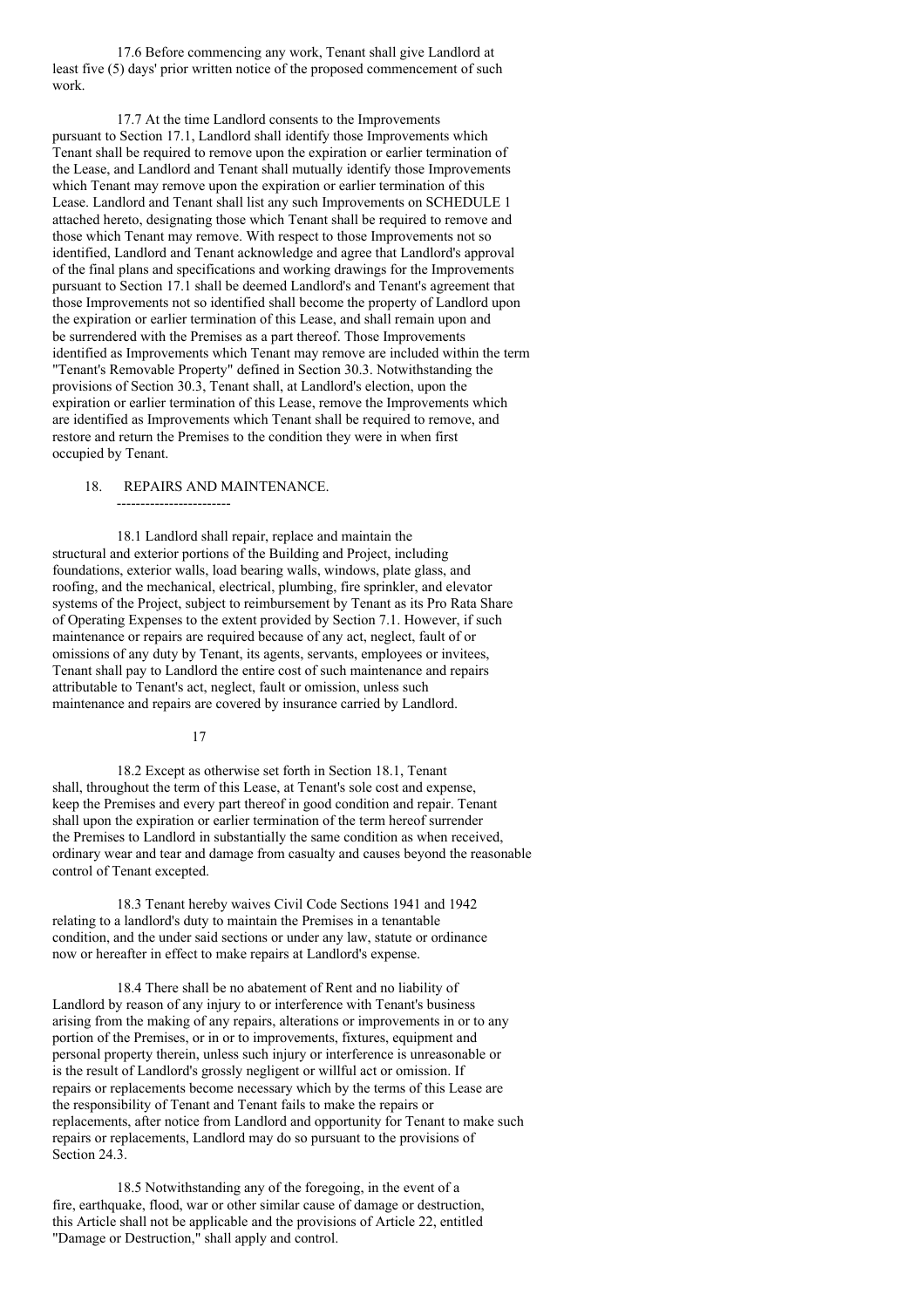17.6 Before commencing any work, Tenant shall give Landlord at least five (5) days' prior written notice of the proposed commencement of such work.

17.7 At the time Landlord consents to the Improvements pursuant to Section 17.1, Landlord shall identify those Improvements which Tenant shall be required to remove upon the expiration or earlier termination of the Lease, and Landlord and Tenant shall mutually identify those Improvements which Tenant may remove upon the expiration or earlier termination of this Lease. Landlord and Tenant shall list any such Improvements on SCHEDULE 1 attached hereto, designating those which Tenant shall be required to remove and those which Tenant may remove. With respect to those Improvements not so identified, Landlord and Tenant acknowledge and agree that Landlord's approval of the final plans and specifications and working drawings for the Improvements pursuant to Section 17.1 shall be deemed Landlord's and Tenant's agreement that those Improvements not so identified shall become the property of Landlord upon the expiration or earlier termination of this Lease, and shall remain upon and be surrendered with the Premises as a part thereof. Those Improvements identified as Improvements which Tenant may remove are included within the term "Tenant's Removable Property" defined in Section 30.3. Notwithstanding the provisions of Section 30.3, Tenant shall, at Landlord's election, upon the expiration or earlier termination of this Lease, remove the Improvements which are identified as Improvements which Tenant shall be required to remove, and restore and return the Premises to the condition they were in when first occupied by Tenant.

## 18. REPAIRS AND MAINTENANCE.

18.1 Landlord shall repair, replace and maintain the structural and exterior portions of the Building and Project, including foundations, exterior walls, load bearing walls, windows, plate glass, and roofing, and the mechanical, electrical, plumbing, fire sprinkler, and elevator systems of the Project, subject to reimbursement by Tenant as its Pro Rata Share of Operating Expenses to the extent provided by Section 7.1. However, if such maintenance or repairs are required because of any act, neglect, fault of or omissions of any duty by Tenant, its agents, servants, employees or invitees, Tenant shall pay to Landlord the entire cost of such maintenance and repairs attributable to Tenant's act, neglect, fault or omission, unless such maintenance and repairs are covered by insurance carried by Landlord.

18.2 Except as otherwise set forth in Section 18.1, Tenant shall, throughout the term of this Lease, at Tenant's sole cost and expense, keep the Premises and every part thereof in good condition and repair. Tenant shall upon the expiration or earlier termination of the term hereof surrender the Premises to Landlord in substantially the same condition as when received, ordinary wear and tear and damage from casualty and causes beyond the reasonable control of Tenant excepted.

18.3 Tenant hereby waives Civil Code Sections 1941 and 1942 relating to a landlord's duty to maintain the Premises in a tenantable condition, and the under said sections or under any law, statute or ordinance now or hereafter in effect to make repairs at Landlord's expense.

18.4 There shall be no abatement of Rent and no liability of Landlord by reason of any injury to or interference with Tenant's business arising from the making of any repairs, alterations or improvements in or to any portion of the Premises, or in or to improvements, fixtures, equipment and personal property therein, unless such injury or interference is unreasonable or is the result of Landlord's grossly negligent or willful act or omission. If repairs or replacements become necessary which by the terms of this Lease are the responsibility of Tenant and Tenant fails to make the repairs or replacements, after notice from Landlord and opportunity for Tenant to make such repairs or replacements, Landlord may do so pursuant to the provisions of Section 24.3.

18.5 Notwithstanding any of the foregoing, in the event of a fire, earthquake, flood, war or other similar cause of damage or destruction, this Article shall not be applicable and the provisions of Article 22, entitled "Damage or Destruction," shall apply and control.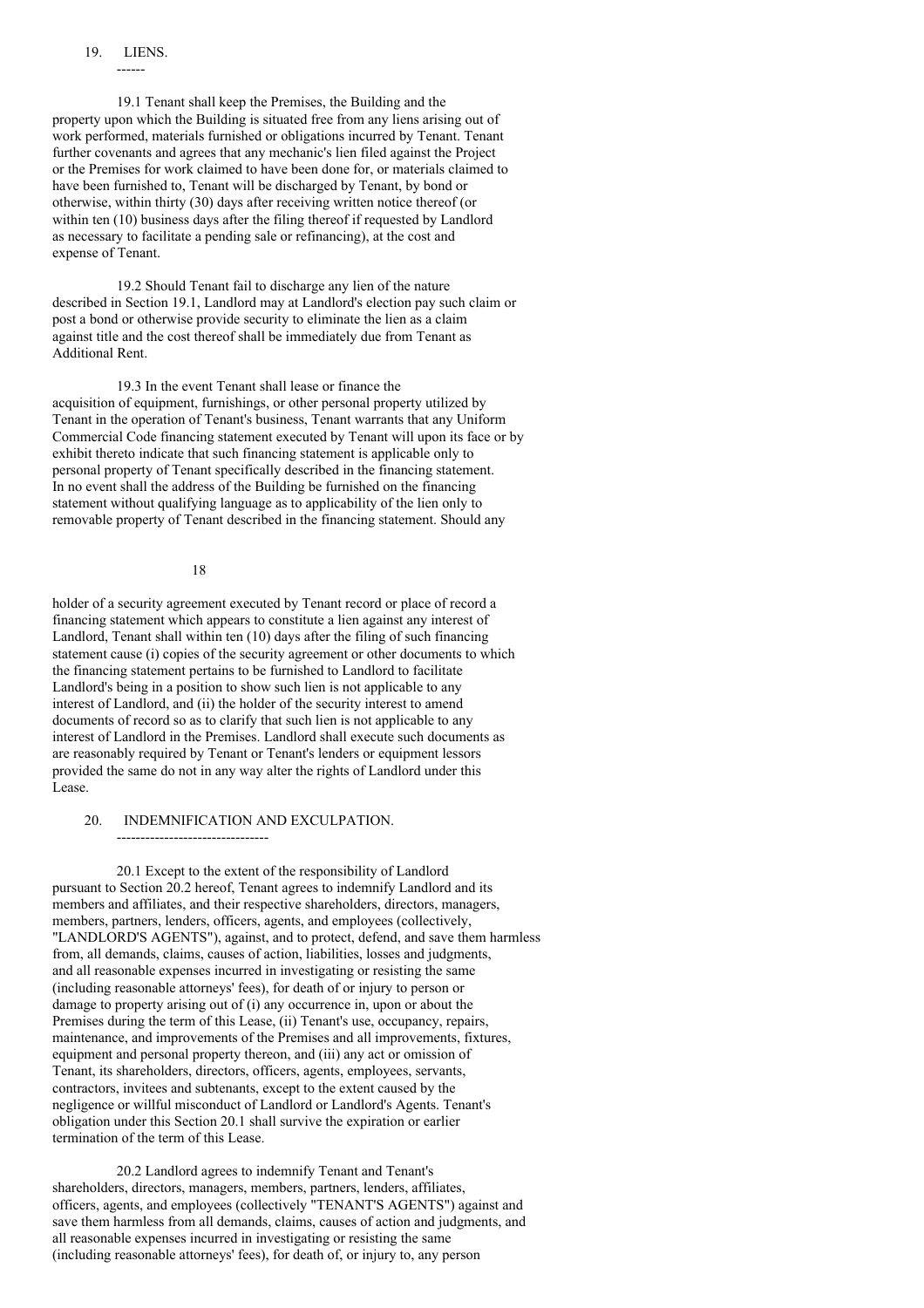## 19. LIENS.

19.1 Tenant shall keep the Premises, the Building and the property upon which the Building is situated free from any liens arising out of work performed, materials furnished or obligations incurred by Tenant. Tenant further covenants and agrees that any mechanic's lien filed against the Project or the Premises for work claimed to have been done for, or materials claimed to have been furnished to, Tenant will be discharged by Tenant, by bond or otherwise, within thirty (30) days after receiving written notice thereof (or within ten (10) business days after the filing thereof if requested by Landlord as necessary to facilitate a pending sale or refinancing), at the cost and expense of Tenant.

19.2 Should Tenant fail to discharge any lien of the nature described in Section 19.1, Landlord may at Landlord's election pay such claim or post a bond or otherwise provide security to eliminate the lien as a claim against title and the cost thereof shall be immediately due from Tenant as Additional Rent.

19.3 In the event Tenant shall lease or finance the acquisition of equipment, furnishings, or other personal property utilized by Tenant in the operation of Tenant's business, Tenant warrants that any Uniform Commercial Code financing statement executed by Tenant will upon its face or by exhibit thereto indicate that such financing statement is applicable only to personal property of Tenant specifically described in the financing statement. In no event shall the address of the Building be furnished on the financing statement without qualifying language as to applicability of the lien only to removable property of Tenant described in the financing statement. Should any holder of a security agreement executed by Tenant record or place of record a financing statement which appears to constitute a lien against any interest of Landlord, Tenant shall within ten (10) days after the filing of such financing statement cause (i) copies of the security agreement or other documents to which the financing statement pertains to be furnished to Landlord to facilitate Landlord's being in a position to show such lien is not applicable to any interest of Landlord, and (ii) the holder of the security interest to amend documents of record so as to clarify that such lien is not applicable to any interest of Landlord in the Premises. Landlord shall execute such documents as are reasonably required by Tenant or Tenant's lenders or equipment lessors provided the same do not in any way alter the rights of Landlord under this Lease.

## 20. INDEMNIFICATION AND EXCULPATION.

20.1 Except to the extent of the responsibility of Landlord pursuant to Section 20.2 hereof, Tenant agrees to indemnify Landlord and its members and affiliates, and their respective shareholders, directors, managers, members, partners, lenders, officers, agents, and employees (collectively, "LANDLORD'S AGENTS"), against, and to protect, defend, and save them harmless from, all demands, claims, causes of action, liabilities, losses and judgments, and all reasonable expenses incurred in investigating or resisting the same (including reasonable attorneys' fees), for death of or injury to person or damage to property arising out of (i) any occurrence in, upon or about the Premises during the term of this Lease, (ii) Tenant's use, occupancy, repairs, maintenance, and improvements of the Premises and all improvements, fixtures, equipment and personal property thereon, and (iii) any act or omission of Tenant, its shareholders, directors, officers, agents, employees, servants, contractors, invitees and subtenants, except to the extent caused by the negligence or willful misconduct of Landlord or Landlord's Agents. Tenant's obligation under this Section 20.1 shall survive the expiration or earlier termination of the term of this Lease.

20.2 Landlord agrees to indemnify Tenant and Tenant's shareholders, directors, managers, members, partners, lenders, affiliates, officers, agents, and employees (collectively "TENANT'S AGENTS") against and save them harmless from all demands, claims, causes of action and judgments, and all reasonable expenses incurred in investigating or resisting the same (including reasonable attorneys' fees), for death of, or injury to, any person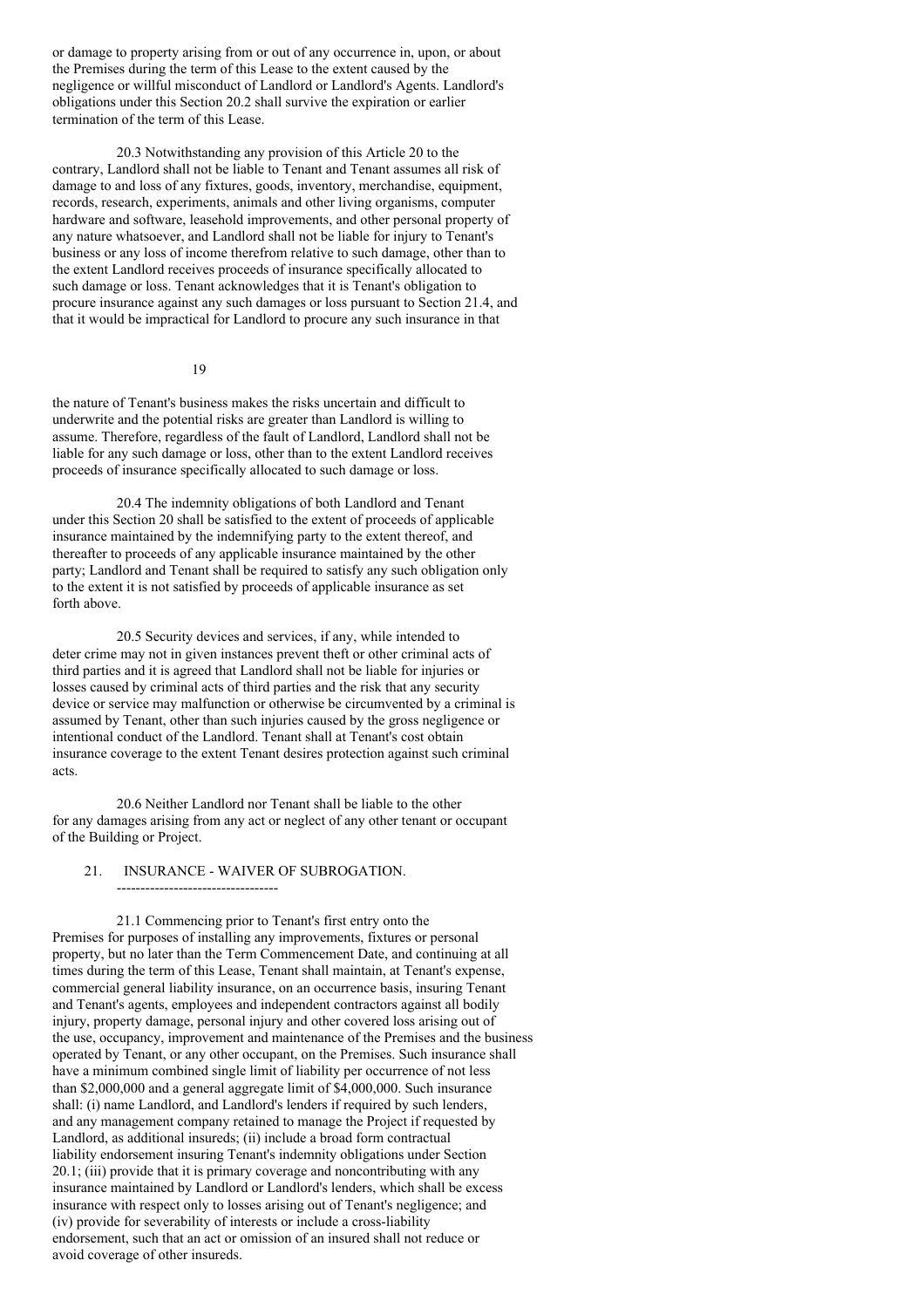or damage to property arising from or out of any occurrence in, upon, or about the Premises during the term of this Lease to the extent caused by the negligence or willful misconduct of Landlord or Landlord's Agents. Landlord's obligations under this Section 20.2 shall survive the expiration or earlier termination of the term of this Lease.

20.3 Notwithstanding any provision of this Article 20 to the contrary, Landlord shall not be liable to Tenant and Tenant assumes all risk of damage to and loss of any fixtures, goods, inventory, merchandise, equipment, records, research, experiments, animals and other living organisms, computer hardware and software, leasehold improvements, and other personal property of any nature whatsoever, and Landlord shall not be liable for injury to Tenant's business or any loss of income therefrom relative to such damage, other than to the extent Landlord receives proceeds of insurance specifically allocated to such damage or loss. Tenant acknowledges that it is Tenant's obligation to procure insurance against any such damages or loss pursuant to Section 21.4, and that it would be impractical for Landlord to procure any such insurance in that the nature of Tenant's business makes the risks uncertain and difficult to underwrite and the potential risks are greater than Landlord is willing to assume. Therefore, regardless of the fault of Landlord, Landlord shall not be liable for any such damage or loss, other than to the extent Landlord receives proceeds of insurance specifically allocated to such damage or loss.

20.4 The indemnity obligations of both Landlord and Tenant under this Section 20 shall be satisfied to the extent of proceeds of applicable insurance maintained by the indemnifying party to the extent thereof, and thereafter to proceeds of any applicable insurance maintained by the other party; Landlord and Tenant shall be required to satisfy any such obligation only to the extent it is not satisfied by proceeds of applicable insurance as set forth above.

20.5 Security devices and services, if any, while intended to deter crime may not in given instances prevent theft or other criminal acts of third parties and it is agreed that Landlord shall not be liable for injuries or losses caused by criminal acts of third parties and the risk that any security device or service may malfunction or otherwise be circumvented by a criminal is assumed by Tenant, other than such injuries caused by the gross negligence or intentional conduct of the Landlord. Tenant shall at Tenant's cost obtain insurance coverage to the extent Tenant desires protection against such criminal acts.

20.6 Neither Landlord nor Tenant shall be liable to the other for any damages arising from any act or neglect of any other tenant or occupant of the Building or Project.

## 21. INSURANCE - WAIVER OF SUBROGATION.

21.1 Commencing prior to Tenant's first entry onto the Premises for purposes of installing any improvements, fixtures or personal property, but no later than the Term Commencement Date, and continuing at all times during the term of this Lease, Tenant shall maintain, at Tenant's expense, commercial general liability insurance, on an occurrence basis, insuring Tenant and Tenant's agents, employees and independent contractors against all bodily injury, property damage, personal injury and other covered loss arising out of the use, occupancy, improvement and maintenance of the Premises and the business operated by Tenant, or any other occupant, on the Premises. Such insurance shall have a minimum combined single limit of liability per occurrence of not less than $2,000,000 and a general aggregate limit of $4,000,000. Such insurance shall: (i) name Landlord, and Landlord's lenders if required by such lenders, and any management company retained to manage the Project if requested by Landlord, as additional insureds; (ii) include a broad form contractual liability endorsement insuring Tenant's indemnity obligations under Section 20.1; (iii) provide that it is primary coverage and noncontributing with any insurance maintained by Landlord or Landlord's lenders, which shall be excess insurance with respect only to losses arising out of Tenant's negligence; and (iv) provide for severability of interests or include a cross-liability endorsement, such that an act or omission of an insured shall not reduce or avoid coverage of other insureds.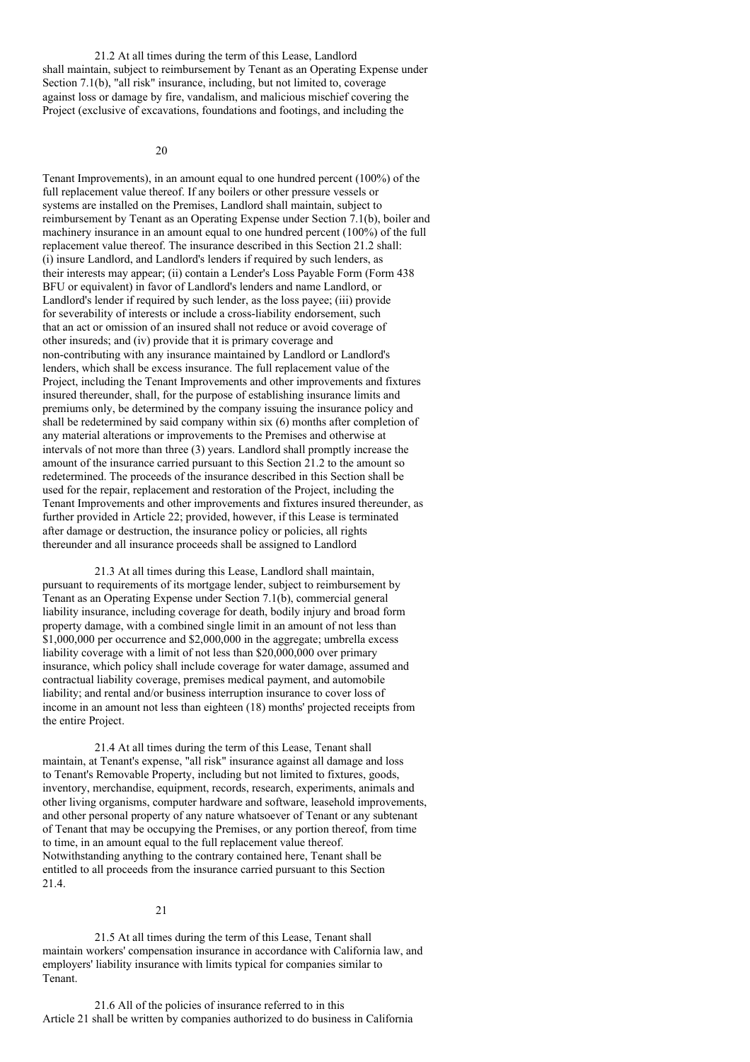21.2 At all times during the term of this Lease, Landlord shall maintain, subject to reimbursement by Tenant as an Operating Expense under Section 7.1(b), "all risk" insurance, including, but not limited to, coverage against loss or damage by fire, vandalism, and malicious mischief covering the Project (exclusive of excavations, foundations and footings, and including the Tenant Improvements), in an amount equal to one hundred percent (100%) of the full replacement value thereof. If any boilers or other pressure vessels or systems are installed on the Premises, Landlord shall maintain, subject to reimbursement by Tenant as an Operating Expense under Section 7.1(b), boiler and machinery insurance in an amount equal to one hundred percent (100%) of the full replacement value thereof. The insurance described in this Section 21.2 shall: (i) insure Landlord, and Landlord's lenders if required by such lenders, as their interests may appear; (ii) contain a Lender's Loss Payable Form (Form 438 BFU or equivalent) in favor of Landlord's lenders and name Landlord, or Landlord's lender if required by such lender, as the loss payee; (iii) provide for severability of interests or include a cross-liability endorsement, such that an act or omission of an insured shall not reduce or avoid coverage of other insureds; and (iv) provide that it is primary coverage and non-contributing with any insurance maintained by Landlord or Landlord's lenders, which shall be excess insurance. The full replacement value of the Project, including the Tenant Improvements and other improvements and fixtures insured thereunder, shall, for the purpose of establishing insurance limits and premiums only, be determined by the company issuing the insurance policy and shall be redetermined by said company within six (6) months after completion of any material alterations or improvements to the Premises and otherwise at intervals of not more than three (3) years. Landlord shall promptly increase the amount of the insurance carried pursuant to this Section 21.2 to the amount so redetermined. The proceeds of the insurance described in this Section shall be used for the repair, replacement and restoration of the Project, including the Tenant Improvements and other improvements and fixtures insured thereunder, as further provided in Article 22; provided, however, if this Lease is terminated after damage or destruction, the insurance policy or policies, all rights thereunder and all insurance proceeds shall be assigned to Landlord

21.3 At all times during this Lease, Landlord shall maintain, pursuant to requirements of its mortgage lender, subject to reimbursement by Tenant as an Operating Expense under Section 7.1(b), commercial general liability insurance, including coverage for death, bodily injury and broad form property damage, with a combined single limit in an amount of not less than $1,000,000 per occurrence and $2,000,000 in the aggregate; umbrella excess liability coverage with a limit of not less than $20,000,000 over primary insurance, which policy shall include coverage for water damage, assumed and contractual liability coverage, premises medical payment, and automobile liability; and rental and/or business interruption insurance to cover loss of income in an amount not less than eighteen (18) months' projected receipts from the entire Project.

21.4 At all times during the term of this Lease, Tenant shall maintain, at Tenant's expense, "all risk" insurance against all damage and loss to Tenant's Removable Property, including but not limited to fixtures, goods, inventory, merchandise, equipment, records, research, experiments, animals and other living organisms, computer hardware and software, leasehold improvements, and other personal property of any nature whatsoever of Tenant or any subtenant of Tenant that may be occupying the Premises, or any portion thereof, from time to time, in an amount equal to the full replacement value thereof. Notwithstanding anything to the contrary contained here, Tenant shall be entitled to all proceeds from the insurance carried pursuant to this Section 21.4.

21.5 At all times during the term of this Lease, Tenant shall maintain workers' compensation insurance in accordance with California law, and employers' liability insurance with limits typical for companies similar to Tenant.

21.6 All of the policies of insurance referred to in this Article 21 shall be written by companies authorized to do business in California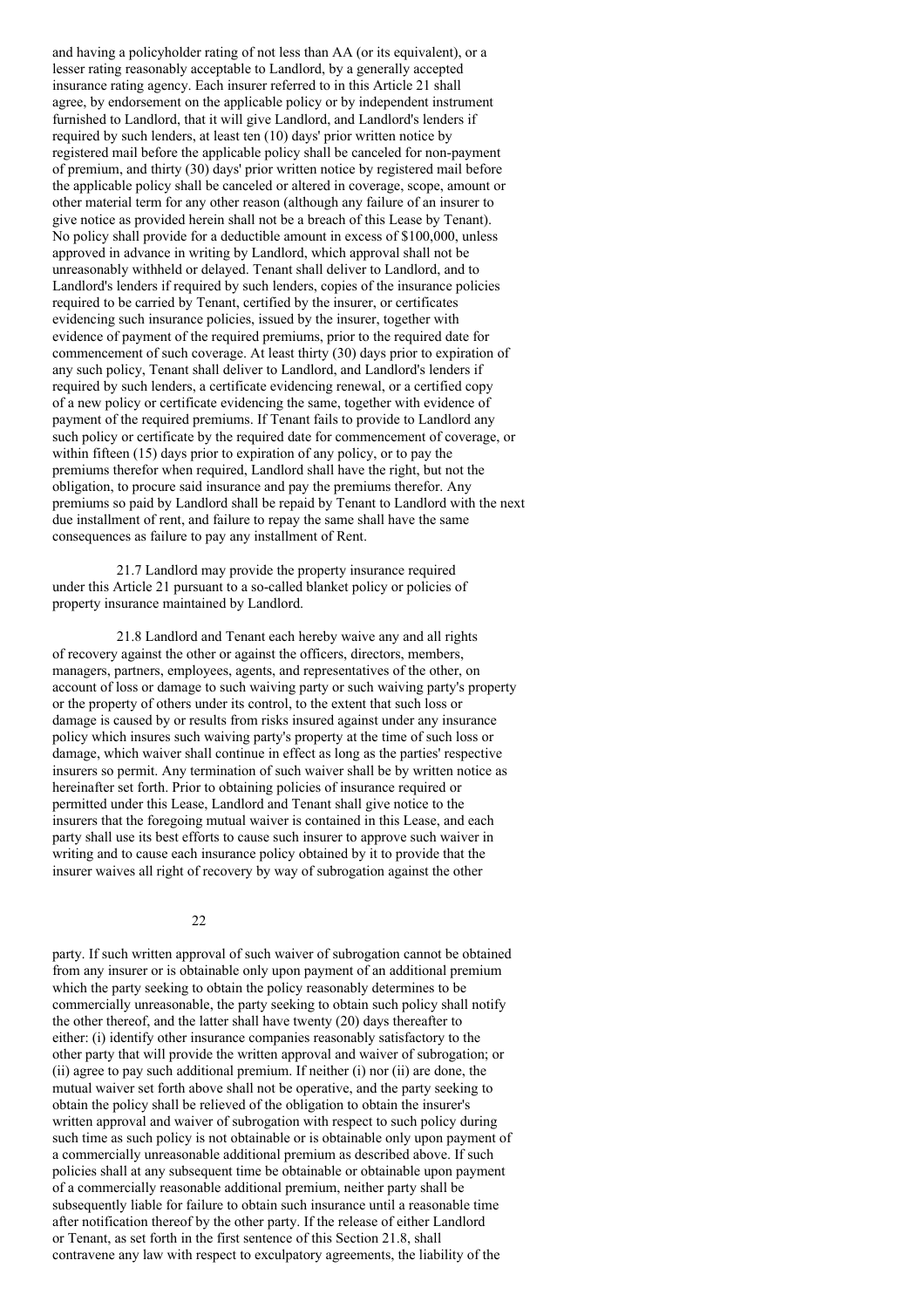and having a policyholder rating of not less than AA (or its equivalent), or a lesser rating reasonably acceptable to Landlord, by a generally accepted insurance rating agency. Each insurer referred to in this Article 21 shall agree, by endorsement on the applicable policy or by independent instrument furnished to Landlord, that it will give Landlord, and Landlord's lenders if required by such lenders, at least ten (10) days' prior written notice by registered mail before the applicable policy shall be canceled for non-payment of premium, and thirty (30) days' prior written notice by registered mail before the applicable policy shall be canceled or altered in coverage, scope, amount or other material term for any other reason (although any failure of an insurer to give notice as provided herein shall not be a breach of this Lease by Tenant). No policy shall provide for a deductible amount in excess of $100,000, unless approved in advance in writing by Landlord, which approval shall not be unreasonably withheld or delayed. Tenant shall deliver to Landlord, and to Landlord's lenders if required by such lenders, copies of the insurance policies required to be carried by Tenant, certified by the insurer, or certificates evidencing such insurance policies, issued by the insurer, together with evidence of payment of the required premiums, prior to the required date for commencement of such coverage. At least thirty (30) days prior to expiration of any such policy, Tenant shall deliver to Landlord, and Landlord's lenders if required by such lenders, a certificate evidencing renewal, or a certified copy of a new policy or certificate evidencing the same, together with evidence of payment of the required premiums. If Tenant fails to provide to Landlord any such policy or certificate by the required date for commencement of coverage, or within fifteen (15) days prior to expiration of any policy, or to pay the premiums therefor when required, Landlord shall have the right, but not the obligation, to procure said insurance and pay the premiums therefor. Any premiums so paid by Landlord shall be repaid by Tenant to Landlord with the next due installment of rent, and failure to repay the same shall have the same consequences as failure to pay any installment of Rent.

21.7 Landlord may provide the property insurance required under this Article 21 pursuant to a so-called blanket policy or policies of property insurance maintained by Landlord.

21.8 Landlord and Tenant each hereby waive any and all rights of recovery against the other or against the officers, directors, members, managers, partners, employees, agents, and representatives of the other, on account of loss or damage to such waiving party or such waiving party's property or the property of others under its control, to the extent that such loss or damage is caused by or results from risks insured against under any insurance policy which insures such waiving party's property at the time of such loss or damage, which waiver shall continue in effect as long as the parties' respective insurers so permit. Any termination of such waiver shall be by written notice as hereinafter set forth. Prior to obtaining policies of insurance required or permitted under this Lease, Landlord and Tenant shall give notice to the insurers that the foregoing mutual waiver is contained in this Lease, and each party shall use its best efforts to cause such insurer to approve such waiver in writing and to cause each insurance policy obtained by it to provide that the insurer waives all right of recovery by way of subrogation against the other party. If such written approval of such waiver of subrogation cannot be obtained from any insurer or is obtainable only upon payment of an additional premium which the party seeking to obtain the policy reasonably determines to be commercially unreasonable, the party seeking to obtain such policy shall notify the other thereof, and the latter shall have twenty (20) days thereafter to either: (i) identify other insurance companies reasonably satisfactory to the other party that will provide the written approval and waiver of subrogation; or (ii) agree to pay such additional premium. If neither (i) nor (ii) are done, the mutual waiver set forth above shall not be operative, and the party seeking to obtain the policy shall be relieved of the obligation to obtain the insurer's written approval and waiver of subrogation with respect to such policy during such time as such policy is not obtainable or is obtainable only upon payment of a commercially unreasonable additional premium as described above. If such policies shall at any subsequent time be obtainable or obtainable upon payment of a commercially reasonable additional premium, neither party shall be subsequently liable for failure to obtain such insurance until a reasonable time after notification thereof by the other party. If the release of either Landlord or Tenant, as set forth in the first sentence of this Section 21.8, shall contravene any law with respect to exculpatory agreements, the liability of the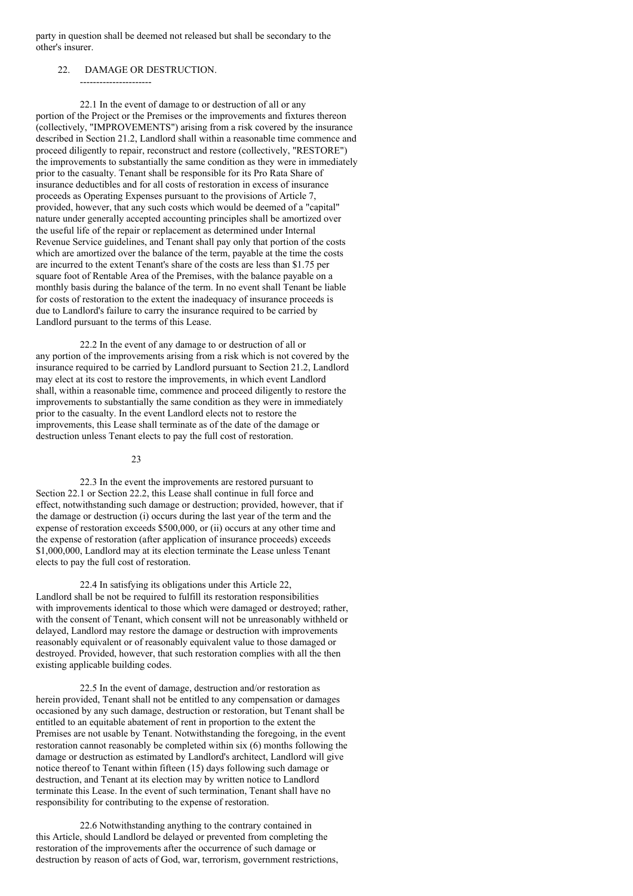party in question shall be deemed not released but shall be secondary to the other's insurer.

## 22. DAMAGE OR DESTRUCTION.

22.1 In the event of damage to or destruction of all or any portion of the Project or the Premises or the improvements and fixtures thereon (collectively, "IMPROVEMENTS") arising from a risk covered by the insurance described in Section 21.2, Landlord shall within a reasonable time commence and proceed diligently to repair, reconstruct and restore (collectively, "RESTORE") the improvements to substantially the same condition as they were in immediately prior to the casualty. Tenant shall be responsible for its Pro Rata Share of insurance deductibles and for all costs of restoration in excess of insurance proceeds as Operating Expenses pursuant to the provisions of Article 7, provided, however, that any such costs which would be deemed of a "capital" nature under generally accepted accounting principles shall be amortized over the useful life of the repair or replacement as determined under Internal Revenue Service guidelines, and Tenant shall pay only that portion of the costs which are amortized over the balance of the term, payable at the time the costs are incurred to the extent Tenant's share of the costs are less than $1.75 per square foot of Rentable Area of the Premises, with the balance payable on a monthly basis during the balance of the term. In no event shall Tenant be liable for costs of restoration to the extent the inadequacy of insurance proceeds is due to Landlord's failure to carry the insurance required to be carried by Landlord pursuant to the terms of this Lease.

22.2 In the event of any damage to or destruction of all or any portion of the improvements arising from a risk which is not covered by the insurance required to be carried by Landlord pursuant to Section 21.2, Landlord may elect at its cost to restore the improvements, in which event Landlord shall, within a reasonable time, commence and proceed diligently to restore the improvements to substantially the same condition as they were in immediately prior to the casualty. In the event Landlord elects not to restore the improvements, this Lease shall terminate as of the date of the damage or destruction unless Tenant elects to pay the full cost of restoration.

22.3 In the event the improvements are restored pursuant to Section 22.1 or Section 22.2, this Lease shall continue in full force and effect, notwithstanding such damage or destruction; provided, however, that if the damage or destruction (i) occurs during the last year of the term and the expense of restoration exceeds $500,000, or (ii) occurs at any other time and the expense of restoration (after application of insurance proceeds) exceeds $1,000,000, Landlord may at its election terminate the Lease unless Tenant elects to pay the full cost of restoration.

22.4 In satisfying its obligations under this Article 22, Landlord shall be not be required to fulfill its restoration responsibilities with improvements identical to those which were damaged or destroyed; rather, with the consent of Tenant, which consent will not be unreasonably withheld or delayed, Landlord may restore the damage or destruction with improvements reasonably equivalent or of reasonably equivalent value to those damaged or destroyed. Provided, however, that such restoration complies with all the then existing applicable building codes.

22.5 In the event of damage, destruction and/or restoration as herein provided, Tenant shall not be entitled to any compensation or damages occasioned by any such damage, destruction or restoration, but Tenant shall be entitled to an equitable abatement of rent in proportion to the extent the Premises are not usable by Tenant. Notwithstanding the foregoing, in the event restoration cannot reasonably be completed within six (6) months following the damage or destruction as estimated by Landlord's architect, Landlord will give notice thereof to Tenant within fifteen (15) days following such damage or destruction, and Tenant at its election may by written notice to Landlord terminate this Lease. In the event of such termination, Tenant shall have no responsibility for contributing to the expense of restoration.

22.6 Notwithstanding anything to the contrary contained in this Article, should Landlord be delayed or prevented from completing the restoration of the improvements after the occurrence of such damage or destruction by reason of acts of God, war, terrorism, government restrictions,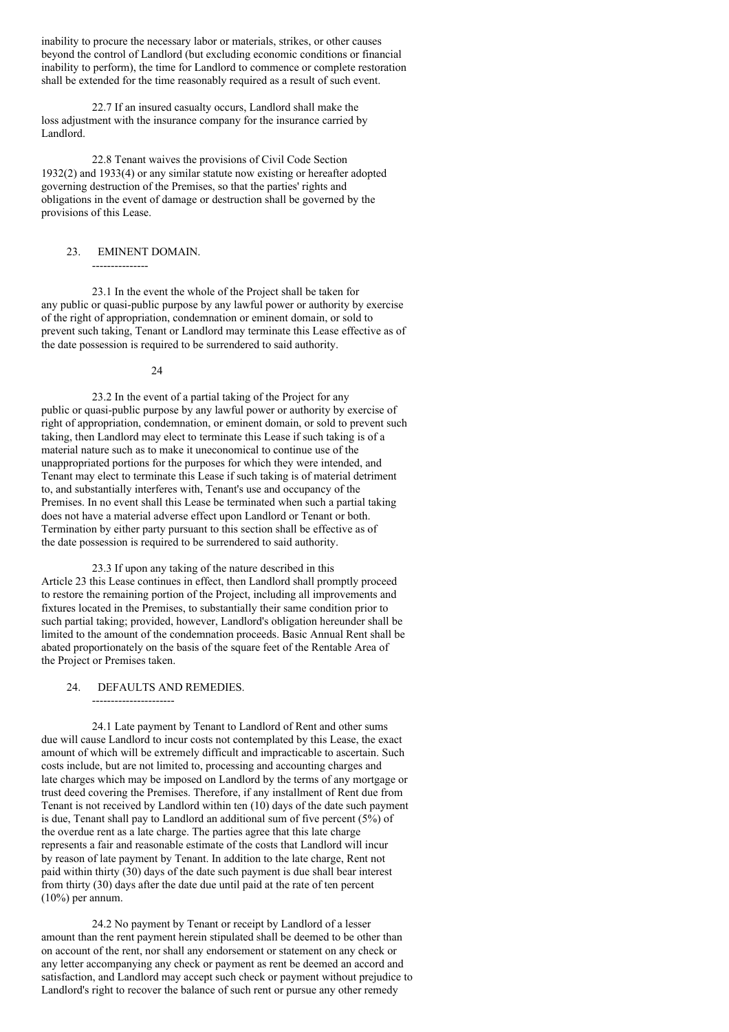inability to procure the necessary labor or materials, strikes, or other causes beyond the control of Landlord (but excluding economic conditions or financial inability to perform), the time for Landlord to commence or complete restoration shall be extended for the time reasonably required as a result of such event.

22.7 If an insured casualty occurs, Landlord shall make the loss adjustment with the insurance company for the insurance carried by Landlord.

22.8 Tenant waives the provisions of Civil Code Section 1932(2) and 1933(4) or any similar statute now existing or hereafter adopted governing destruction of the Premises, so that the parties' rights and obligations in the event of damage or destruction shall be governed by the provisions of this Lease.

## 23. EMINENT DOMAIN.

23.1 In the event the whole of the Project shall be taken for any public or quasi-public purpose by any lawful power or authority by exercise of the right of appropriation, condemnation or eminent domain, or sold to prevent such taking, Tenant or Landlord may terminate this Lease effective as of the date possession is required to be surrendered to said authority.

23.2 In the event of a partial taking of the Project for any public or quasi-public purpose by any lawful power or authority by exercise of right of appropriation, condemnation, or eminent domain, or sold to prevent such taking, then Landlord may elect to terminate this Lease if such taking is of a material nature such as to make it uneconomical to continue use of the unappropriated portions for the purposes for which they were intended, and Tenant may elect to terminate this Lease if such taking is of material detriment to, and substantially interferes with, Tenant's use and occupancy of the Premises. In no event shall this Lease be terminated when such a partial taking does not have a material adverse effect upon Landlord or Tenant or both. Termination by either party pursuant to this section shall be effective as of the date possession is required to be surrendered to said authority.

23.3 If upon any taking of the nature described in this Article 23 this Lease continues in effect, then Landlord shall promptly proceed to restore the remaining portion of the Project, including all improvements and fixtures located in the Premises, to substantially their same condition prior to such partial taking; provided, however, Landlord's obligation hereunder shall be limited to the amount of the condemnation proceeds. Basic Annual Rent shall be abated proportionately on the basis of the square feet of the Rentable Area of the Project or Premises taken.

## 24. DEFAULTS AND REMEDIES.

24.1 Late payment by Tenant to Landlord of Rent and other sums due will cause Landlord to incur costs not contemplated by this Lease, the exact amount of which will be extremely difficult and impracticable to ascertain. Such costs include, but are not limited to, processing and accounting charges and late charges which may be imposed on Landlord by the terms of any mortgage or trust deed covering the Premises. Therefore, if any installment of Rent due from Tenant is not received by Landlord within ten (10) days of the date such payment is due, Tenant shall pay to Landlord an additional sum of five percent (5%) of the overdue rent as a late charge. The parties agree that this late charge represents a fair and reasonable estimate of the costs that Landlord will incur by reason of late payment by Tenant. In addition to the late charge, Rent not paid within thirty (30) days of the date such payment is due shall bear interest from thirty (30) days after the date due until paid at the rate of ten percent (10%) per annum.

24.2 No payment by Tenant or receipt by Landlord of a lesser amount than the rent payment herein stipulated shall be deemed to be other than on account of the rent, nor shall any endorsement or statement on any check or any letter accompanying any check or payment as rent be deemed an accord and satisfaction, and Landlord may accept such check or payment without prejudice to Landlord's right to recover the balance of such rent or pursue any other remedy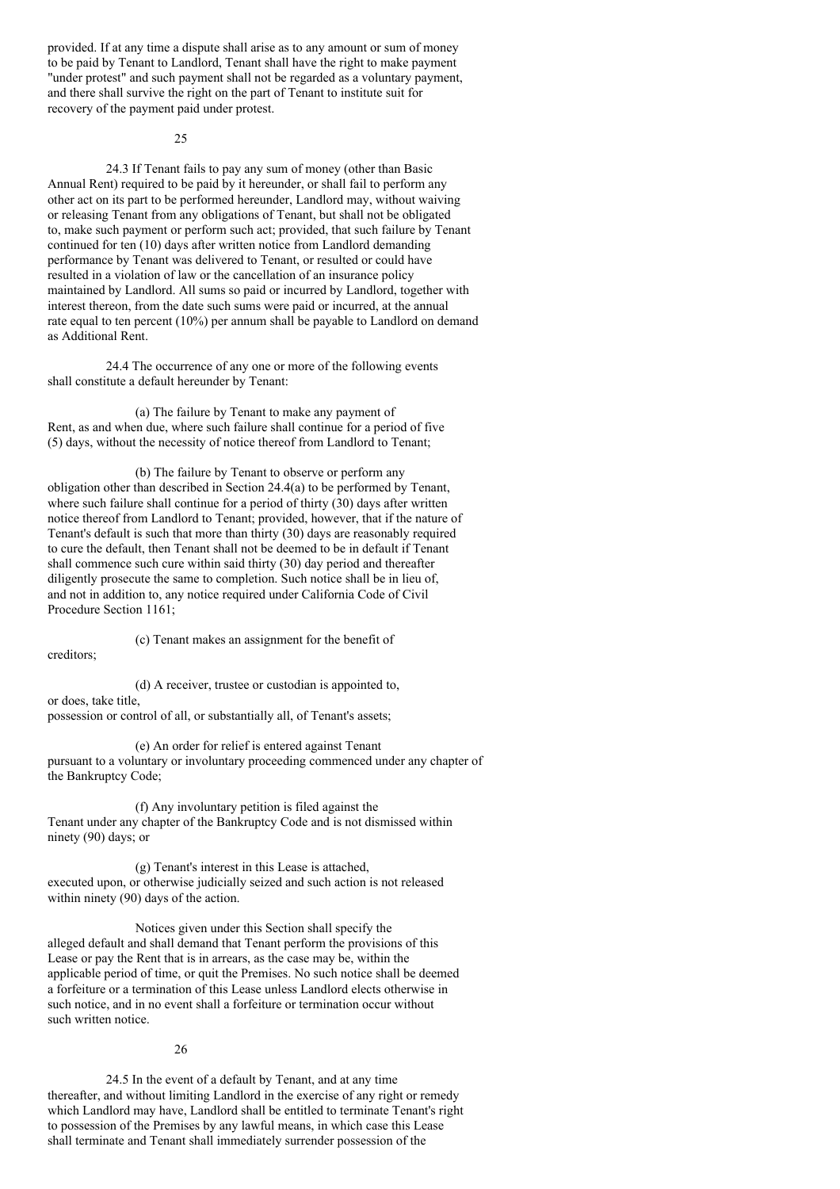provided. If at any time a dispute shall arise as to any amount or sum of money to be paid by Tenant to Landlord, Tenant shall have the right to make payment "under protest" and such payment shall not be regarded as a voluntary payment, and there shall survive the right on the part of Tenant to institute suit for recovery of the payment paid under protest.

24.3 If Tenant fails to pay any sum of money (other than Basic Annual Rent) required to be paid by it hereunder, or shall fail to perform any other act on its part to be performed hereunder, Landlord may, without waiving or releasing Tenant from any obligations of Tenant, but shall not be obligated to, make such payment or perform such act; provided, that such failure by Tenant continued for ten (10) days after written notice from Landlord demanding performance by Tenant was delivered to Tenant, or resulted or could have resulted in a violation of law or the cancellation of an insurance policy maintained by Landlord. All sums so paid or incurred by Landlord, together with interest thereon, from the date such sums were paid or incurred, at the annual rate equal to ten percent (10%) per annum shall be payable to Landlord on demand as Additional Rent.

24.4 The occurrence of any one or more of the following events shall constitute a default hereunder by Tenant:

(a) The failure by Tenant to make any payment of Rent, as and when due, where such failure shall continue for a period of five (5) days, without the necessity of notice thereof from Landlord to Tenant;

(b) The failure by Tenant to observe or perform any obligation other than described in Section 24.4(a) to be performed by Tenant, where such failure shall continue for a period of thirty (30) days after written notice thereof from Landlord to Tenant; provided, however, that if the nature of Tenant's default is such that more than thirty (30) days are reasonably required to cure the default, then Tenant shall not be deemed to be in default if Tenant shall commence such cure within said thirty (30) day period and thereafter diligently prosecute the same to completion. Such notice shall be in lieu of, and not in addition to, any notice required under California Code of Civil Procedure Section 1161;

(c) Tenant makes an assignment for the benefit of creditors;

(d) A receiver, trustee or custodian is appointed to, or does, take title, possession or control of all, or substantially all, of Tenant's assets;

(e) An order for relief is entered against Tenant pursuant to a voluntary or involuntary proceeding commenced under any chapter of the Bankruptcy Code;

(f) Any involuntary petition is filed against the Tenant under any chapter of the Bankruptcy Code and is not dismissed within ninety (90) days; or

(g) Tenant's interest in this Lease is attached, executed upon, or otherwise judicially seized and such action is not released within ninety (90) days of the action.

Notices given under this Section shall specify the alleged default and shall demand that Tenant perform the provisions of this Lease or pay the Rent that is in arrears, as the case may be, within the applicable period of time, or quit the Premises. No such notice shall be deemed a forfeiture or a termination of this Lease unless Landlord elects otherwise in such notice, and in no event shall a forfeiture or termination occur without such written notice.

24.5 In the event of a default by Tenant, and at any time thereafter, and without limiting Landlord in the exercise of any right or remedy which Landlord may have, Landlord shall be entitled to terminate Tenant's right to possession of the Premises by any lawful means, in which case this Lease shall terminate and Tenant shall immediately surrender possession of the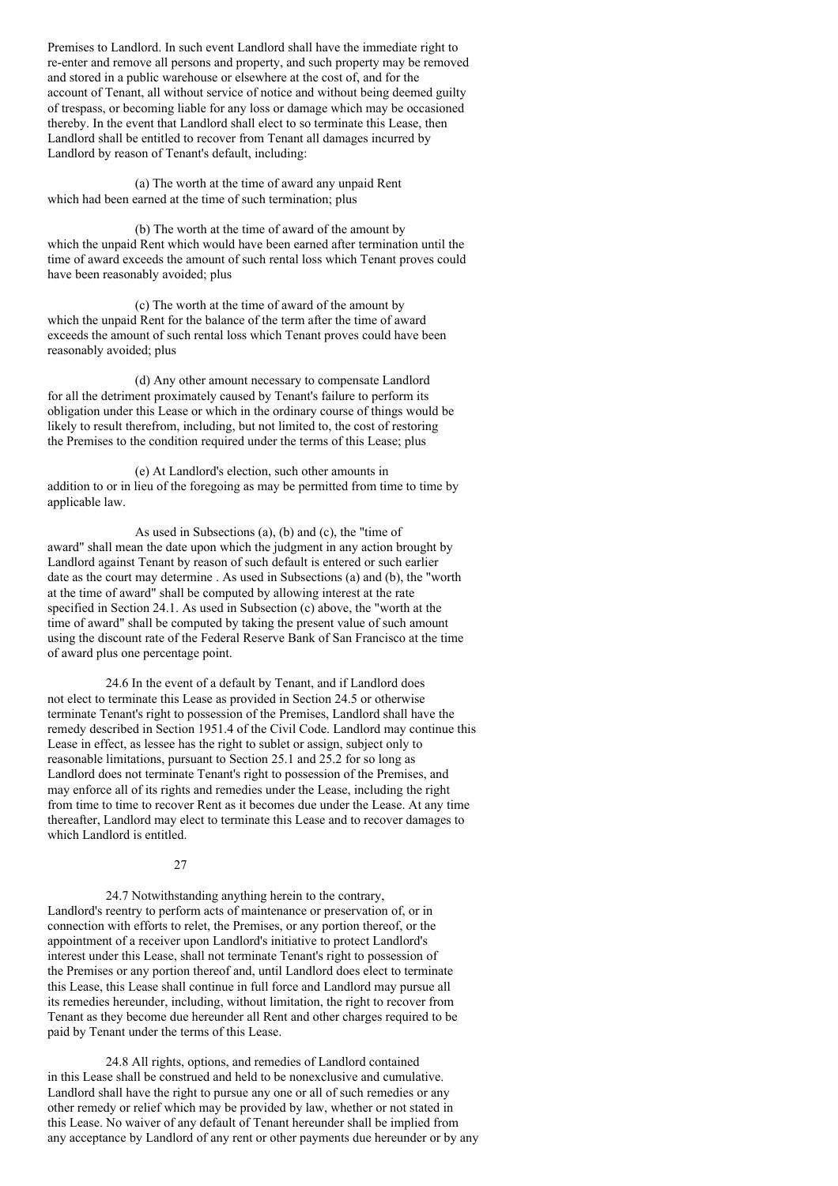Premises to Landlord. In such event Landlord shall have the immediate right to re-enter and remove all persons and property, and such property may be removed and stored in a public warehouse or elsewhere at the cost of, and for the account of Tenant, all without service of notice and without being deemed guilty of trespass, or becoming liable for any loss or damage which may be occasioned thereby. In the event that Landlord shall elect to so terminate this Lease, then Landlord shall be entitled to recover from Tenant all damages incurred by Landlord by reason of Tenant's default, including:

(a) The worth at the time of award any unpaid Rent which had been earned at the time of such termination; plus

(b) The worth at the time of award of the amount by which the unpaid Rent which would have been earned after termination until the time of award exceeds the amount of such rental loss which Tenant proves could have been reasonably avoided; plus

(c) The worth at the time of award of the amount by which the unpaid Rent for the balance of the term after the time of award exceeds the amount of such rental loss which Tenant proves could have been reasonably avoided; plus

(d) Any other amount necessary to compensate Landlord for all the detriment proximately caused by Tenant's failure to perform its obligation under this Lease or which in the ordinary course of things would be likely to result therefrom, including, but not limited to, the cost of restoring the Premises to the condition required under the terms of this Lease; plus

(e) At Landlord's election, such other amounts in addition to or in lieu of the foregoing as may be permitted from time to time by applicable law.

As used in Subsections (a), (b) and (c), the "time of award" shall mean the date upon which the judgment in any action brought by Landlord against Tenant by reason of such default is entered or such earlier date as the court may determine . As used in Subsections (a) and (b), the "worth at the time of award" shall be computed by allowing interest at the rate specified in Section 24.1. As used in Subsection (c) above, the "worth at the time of award" shall be computed by taking the present value of such amount using the discount rate of the Federal Reserve Bank of San Francisco at the time of award plus one percentage point.

24.6 In the event of a default by Tenant, and if Landlord does not elect to terminate this Lease as provided in Section 24.5 or otherwise terminate Tenant's right to possession of the Premises, Landlord shall have the remedy described in Section 1951.4 of the Civil Code. Landlord may continue this Lease in effect, as lessee has the right to sublet or assign, subject only to reasonable limitations, pursuant to Section 25.1 and 25.2 for so long as Landlord does not terminate Tenant's right to possession of the Premises, and may enforce all of its rights and remedies under the Lease, including the right from time to time to recover Rent as it becomes due under the Lease. At any time thereafter, Landlord may elect to terminate this Lease and to recover damages to which Landlord is entitled.

24.7 Notwithstanding anything herein to the contrary, Landlord's reentry to perform acts of maintenance or preservation of, or in connection with efforts to relet, the Premises, or any portion thereof, or the appointment of a receiver upon Landlord's initiative to protect Landlord's interest under this Lease, shall not terminate Tenant's right to possession of the Premises or any portion thereof and, until Landlord does elect to terminate this Lease, this Lease shall continue in full force and Landlord may pursue all its remedies hereunder, including, without limitation, the right to recover from Tenant as they become due hereunder all Rent and other charges required to be paid by Tenant under the terms of this Lease.

24.8 All rights, options, and remedies of Landlord contained in this Lease shall be construed and held to be nonexclusive and cumulative. Landlord shall have the right to pursue any one or all of such remedies or any other remedy or relief which may be provided by law, whether or not stated in this Lease. No waiver of any default of Tenant hereunder shall be implied from any acceptance by Landlord of any rent or other payments due hereunder or by any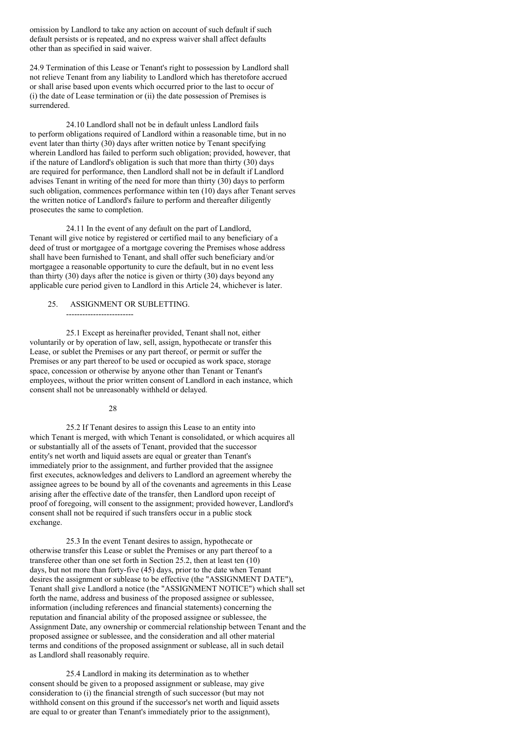omission by Landlord to take any action on account of such default if such default persists or is repeated, and no express waiver shall affect defaults other than as specified in said waiver.

24.9 Termination of this Lease or Tenant's right to possession by Landlord shall not relieve Tenant from any liability to Landlord which has theretofore accrued or shall arise based upon events which occurred prior to the last to occur of (i) the date of Lease termination or (ii) the date possession of Premises is surrendered.

24.10 Landlord shall not be in default unless Landlord fails to perform obligations required of Landlord within a reasonable time, but in no event later than thirty (30) days after written notice by Tenant specifying wherein Landlord has failed to perform such obligation; provided, however, that if the nature of Landlord's obligation is such that more than thirty (30) days are required for performance, then Landlord shall not be in default if Landlord advises Tenant in writing of the need for more than thirty (30) days to perform such obligation, commences performance within ten (10) days after Tenant serves the written notice of Landlord's failure to perform and thereafter diligently prosecutes the same to completion.

24.11 In the event of any default on the part of Landlord, Tenant will give notice by registered or certified mail to any beneficiary of a deed of trust or mortgagee of a mortgage covering the Premises whose address shall have been furnished to Tenant, and shall offer such beneficiary and/or mortgagee a reasonable opportunity to cure the default, but in no event less than thirty (30) days after the notice is given or thirty (30) days beyond any applicable cure period given to Landlord in this Article 24, whichever is later.

## 25. ASSIGNMENT OR SUBLETTING.

25.1 Except as hereinafter provided, Tenant shall not, either voluntarily or by operation of law, sell, assign, hypothecate or transfer this Lease, or sublet the Premises or any part thereof, or permit or suffer the Premises or any part thereof to be used or occupied as work space, storage space, concession or otherwise by anyone other than Tenant or Tenant's employees, without the prior written consent of Landlord in each instance, which consent shall not be unreasonably withheld or delayed.

25.2 If Tenant desires to assign this Lease to an entity into which Tenant is merged, with which Tenant is consolidated, or which acquires all or substantially all of the assets of Tenant, provided that the successor entity's net worth and liquid assets are equal or greater than Tenant's immediately prior to the assignment, and further provided that the assignee first executes, acknowledges and delivers to Landlord an agreement whereby the assignee agrees to be bound by all of the covenants and agreements in this Lease arising after the effective date of the transfer, then Landlord upon receipt of proof of foregoing, will consent to the assignment; provided however, Landlord's consent shall not be required if such transfers occur in a public stock exchange.

25.3 In the event Tenant desires to assign, hypothecate or otherwise transfer this Lease or sublet the Premises or any part thereof to a transferee other than one set forth in Section 25.2, then at least ten (10) days, but not more than forty-five (45) days, prior to the date when Tenant desires the assignment or sublease to be effective (the "ASSIGNMENT DATE"), Tenant shall give Landlord a notice (the "ASSIGNMENT NOTICE") which shall set forth the name, address and business of the proposed assignee or sublessee, information (including references and financial statements) concerning the reputation and financial ability of the proposed assignee or sublessee, the Assignment Date, any ownership or commercial relationship between Tenant and the proposed assignee or sublessee, and the consideration and all other material terms and conditions of the proposed assignment or sublease, all in such detail as Landlord shall reasonably require.

25.4 Landlord in making its determination as to whether consent should be given to a proposed assignment or sublease, may give consideration to (i) the financial strength of such successor (but may not withhold consent on this ground if the successor's net worth and liquid assets are equal to or greater than Tenant's immediately prior to the assignment),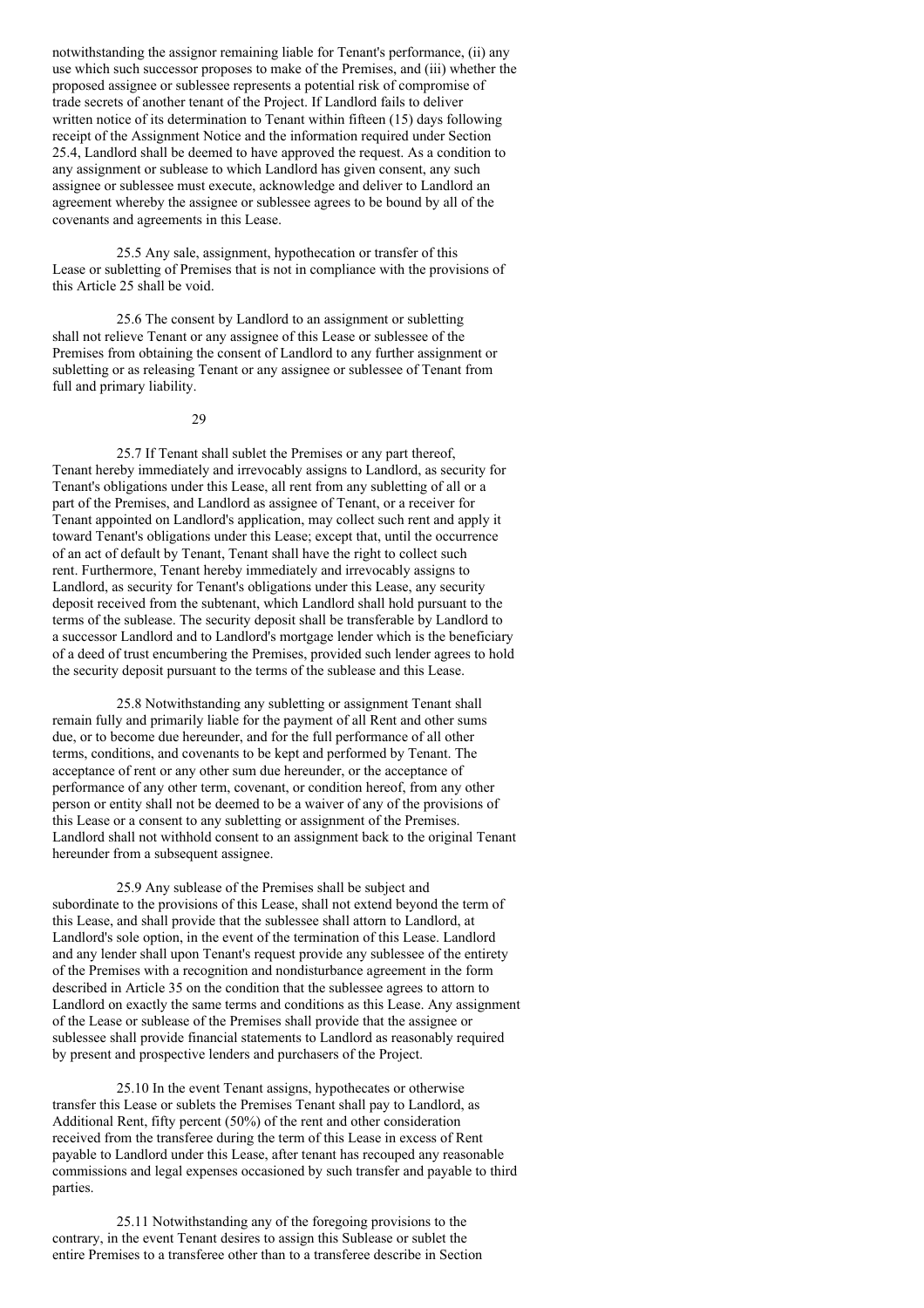notwithstanding the assignor remaining liable for Tenant's performance, (ii) any use which such successor proposes to make of the Premises, and (iii) whether the proposed assignee or sublessee represents a potential risk of compromise of trade secrets of another tenant of the Project. If Landlord fails to deliver written notice of its determination to Tenant within fifteen (15) days following receipt of the Assignment Notice and the information required under Section 25.4, Landlord shall be deemed to have approved the request. As a condition to any assignment or sublease to which Landlord has given consent, any such assignee or sublessee must execute, acknowledge and deliver to Landlord an agreement whereby the assignee or sublessee agrees to be bound by all of the covenants and agreements in this Lease.

25.5 Any sale, assignment, hypothecation or transfer of this Lease or subletting of Premises that is not in compliance with the provisions of this Article 25 shall be void.

25.6 The consent by Landlord to an assignment or subletting shall not relieve Tenant or any assignee of this Lease or sublessee of the Premises from obtaining the consent of Landlord to any further assignment or subletting or as releasing Tenant or any assignee or sublessee of Tenant from full and primary liability.

25.7 If Tenant shall sublet the Premises or any part thereof, Tenant hereby immediately and irrevocably assigns to Landlord, as security for Tenant's obligations under this Lease, all rent from any subletting of all or a part of the Premises, and Landlord as assignee of Tenant, or a receiver for Tenant appointed on Landlord's application, may collect such rent and apply it toward Tenant's obligations under this Lease; except that, until the occurrence of an act of default by Tenant, Tenant shall have the right to collect such rent. Furthermore, Tenant hereby immediately and irrevocably assigns to Landlord, as security for Tenant's obligations under this Lease, any security deposit received from the subtenant, which Landlord shall hold pursuant to the terms of the sublease. The security deposit shall be transferable by Landlord to a successor Landlord and to Landlord's mortgage lender which is the beneficiary of a deed of trust encumbering the Premises, provided such lender agrees to hold the security deposit pursuant to the terms of the sublease and this Lease.

25.8 Notwithstanding any subletting or assignment Tenant shall remain fully and primarily liable for the payment of all Rent and other sums due, or to become due hereunder, and for the full performance of all other terms, conditions, and covenants to be kept and performed by Tenant. The acceptance of rent or any other sum due hereunder, or the acceptance of performance of any other term, covenant, or condition hereof, from any other person or entity shall not be deemed to be a waiver of any of the provisions of this Lease or a consent to any subletting or assignment of the Premises. Landlord shall not withhold consent to an assignment back to the original Tenant hereunder from a subsequent assignee.

25.9 Any sublease of the Premises shall be subject and subordinate to the provisions of this Lease, shall not extend beyond the term of this Lease, and shall provide that the sublessee shall attorn to Landlord, at Landlord's sole option, in the event of the termination of this Lease. Landlord and any lender shall upon Tenant's request provide any sublessee of the entirety of the Premises with a recognition and nondisturbance agreement in the form described in Article 35 on the condition that the sublessee agrees to attorn to Landlord on exactly the same terms and conditions as this Lease. Any assignment of the Lease or sublease of the Premises shall provide that the assignee or sublessee shall provide financial statements to Landlord as reasonably required by present and prospective lenders and purchasers of the Project.

25.10 In the event Tenant assigns, hypothecates or otherwise transfer this Lease or sublets the Premises Tenant shall pay to Landlord, as Additional Rent, fifty percent (50%) of the rent and other consideration received from the transferee during the term of this Lease in excess of Rent payable to Landlord under this Lease, after tenant has recouped any reasonable commissions and legal expenses occasioned by such transfer and payable to third parties.

25.11 Notwithstanding any of the foregoing provisions to the contrary, in the event Tenant desires to assign this Sublease or sublet the entire Premises to a transferee other than to a transferee describe in Section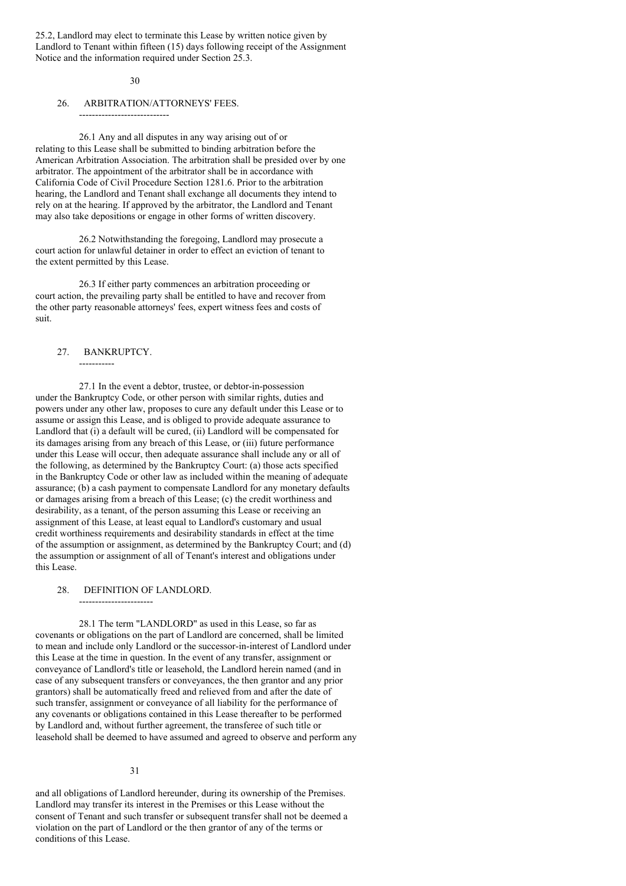25.2, Landlord may elect to terminate this Lease by written notice given by Landlord to Tenant within fifteen (15) days following receipt of the Assignment Notice and the information required under Section 25.3.

## 26. ARBITRATION/ATTORNEYS' FEES.

26.1 Any and all disputes in any way arising out of or relating to this Lease shall be submitted to binding arbitration before the American Arbitration Association. The arbitration shall be presided over by one arbitrator. The appointment of the arbitrator shall be in accordance with California Code of Civil Procedure Section 1281.6. Prior to the arbitration hearing, the Landlord and Tenant shall exchange all documents they intend to rely on at the hearing. If approved by the arbitrator, the Landlord and Tenant may also take depositions or engage in other forms of written discovery.

26.2 Notwithstanding the foregoing, Landlord may prosecute a court action for unlawful detainer in order to effect an eviction of tenant to the extent permitted by this Lease.

26.3 If either party commences an arbitration proceeding or court action, the prevailing party shall be entitled to have and recover from the other party reasonable attorneys' fees, expert witness fees and costs of suit.

## 27. BANKRUPTCY.

27.1 In the event a debtor, trustee, or debtor-in-possession under the Bankruptcy Code, or other person with similar rights, duties and powers under any other law, proposes to cure any default under this Lease or to assume or assign this Lease, and is obliged to provide adequate assurance to Landlord that (i) a default will be cured, (ii) Landlord will be compensated for its damages arising from any breach of this Lease, or (iii) future performance under this Lease will occur, then adequate assurance shall include any or all of the following, as determined by the Bankruptcy Court: (a) those acts specified in the Bankruptcy Code or other law as included within the meaning of adequate assurance; (b) a cash payment to compensate Landlord for any monetary defaults or damages arising from a breach of this Lease; (c) the credit worthiness and desirability, as a tenant, of the person assuming this Lease or receiving an assignment of this Lease, at least equal to Landlord's customary and usual credit worthiness requirements and desirability standards in effect at the time of the assumption or assignment, as determined by the Bankruptcy Court; and (d) the assumption or assignment of all of Tenant's interest and obligations under this Lease.

## 28. DEFINITION OF LANDLORD.

28.1 The term "LANDLORD" as used in this Lease, so far as covenants or obligations on the part of Landlord are concerned, shall be limited to mean and include only Landlord or the successor-in-interest of Landlord under this Lease at the time in question. In the event of any transfer, assignment or conveyance of Landlord's title or leasehold, the Landlord herein named (and in case of any subsequent transfers or conveyances, the then grantor and any prior grantors) shall be automatically freed and relieved from and after the date of such transfer, assignment or conveyance of all liability for the performance of any covenants or obligations contained in this Lease thereafter to be performed by Landlord and, without further agreement, the transferee of such title or leasehold shall be deemed to have assumed and agreed to observe and perform any and all obligations of Landlord hereunder, during its ownership of the Premises. Landlord may transfer its interest in the Premises or this Lease without the consent of Tenant and such transfer or subsequent transfer shall not be deemed a violation on the part of Landlord or the then grantor of any of the terms or conditions of this Lease.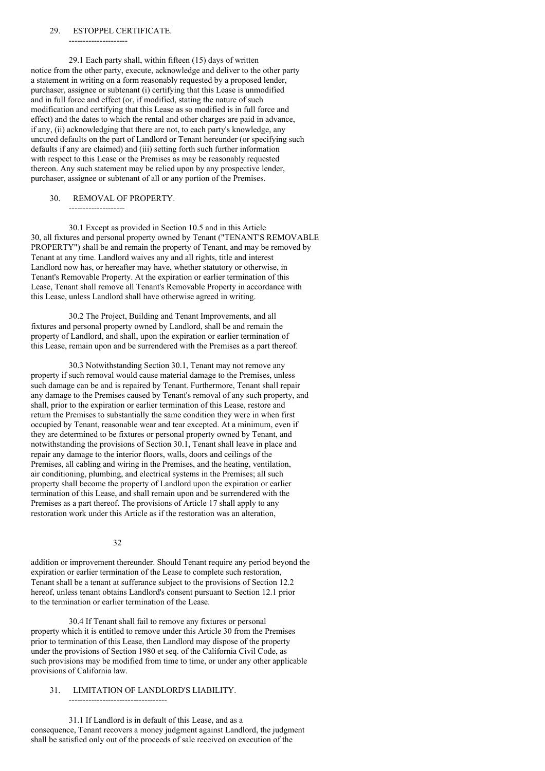## 29. ESTOPPEL CERTIFICATE.

29.1 Each party shall, within fifteen (15) days of written notice from the other party, execute, acknowledge and deliver to the other party a statement in writing on a form reasonably requested by a proposed lender, purchaser, assignee or subtenant (i) certifying that this Lease is unmodified and in full force and effect (or, if modified, stating the nature of such modification and certifying that this Lease as so modified is in full force and effect) and the dates to which the rental and other charges are paid in advance, if any, (ii) acknowledging that there are not, to each party's knowledge, any uncured defaults on the part of Landlord or Tenant hereunder (or specifying such defaults if any are claimed) and (iii) setting forth such further information with respect to this Lease or the Premises as may be reasonably requested thereon. Any such statement may be relied upon by any prospective lender, purchaser, assignee or subtenant of all or any portion of the Premises.

## 30. REMOVAL OF PROPERTY.

30.1 Except as provided in Section 10.5 and in this Article 30, all fixtures and personal property owned by Tenant ("TENANT'S REMOVABLE PROPERTY") shall be and remain the property of Tenant, and may be removed by Tenant at any time. Landlord waives any and all rights, title and interest Landlord now has, or hereafter may have, whether statutory or otherwise, in Tenant's Removable Property. At the expiration or earlier termination of this Lease, Tenant shall remove all Tenant's Removable Property in accordance with this Lease, unless Landlord shall have otherwise agreed in writing.

30.2 The Project, Building and Tenant Improvements, and all fixtures and personal property owned by Landlord, shall be and remain the property of Landlord, and shall, upon the expiration or earlier termination of this Lease, remain upon and be surrendered with the Premises as a part thereof.

30.3 Notwithstanding Section 30.1, Tenant may not remove any property if such removal would cause material damage to the Premises, unless such damage can be and is repaired by Tenant. Furthermore, Tenant shall repair any damage to the Premises caused by Tenant's removal of any such property, and shall, prior to the expiration or earlier termination of this Lease, restore and return the Premises to substantially the same condition they were in when first occupied by Tenant, reasonable wear and tear excepted. At a minimum, even if they are determined to be fixtures or personal property owned by Tenant, and notwithstanding the provisions of Section 30.1, Tenant shall leave in place and repair any damage to the interior floors, walls, doors and ceilings of the Premises, all cabling and wiring in the Premises, and the heating, ventilation, air conditioning, plumbing, and electrical systems in the Premises; all such property shall become the property of Landlord upon the expiration or earlier termination of this Lease, and shall remain upon and be surrendered with the Premises as a part thereof. The provisions of Article 17 shall apply to any restoration work under this Article as if the restoration was an alteration, addition or improvement thereunder. Should Tenant require any period beyond the expiration or earlier termination of the Lease to complete such restoration, Tenant shall be a tenant at sufferance subject to the provisions of Section 12.2 hereof, unless tenant obtains Landlord's consent pursuant to Section 12.1 prior to the termination or earlier termination of the Lease.

30.4 If Tenant shall fail to remove any fixtures or personal property which it is entitled to remove under this Article 30 from the Premises prior to termination of this Lease, then Landlord may dispose of the property under the provisions of Section 1980 et seq. of the California Civil Code, as such provisions may be modified from time to time, or under any other applicable provisions of California law.

## 31. LIMITATION OF LANDLORD'S LIABILITY.

31.1 If Landlord is in default of this Lease, and as a consequence, Tenant recovers a money judgment against Landlord, the judgment shall be satisfied only out of the proceeds of sale received on execution of the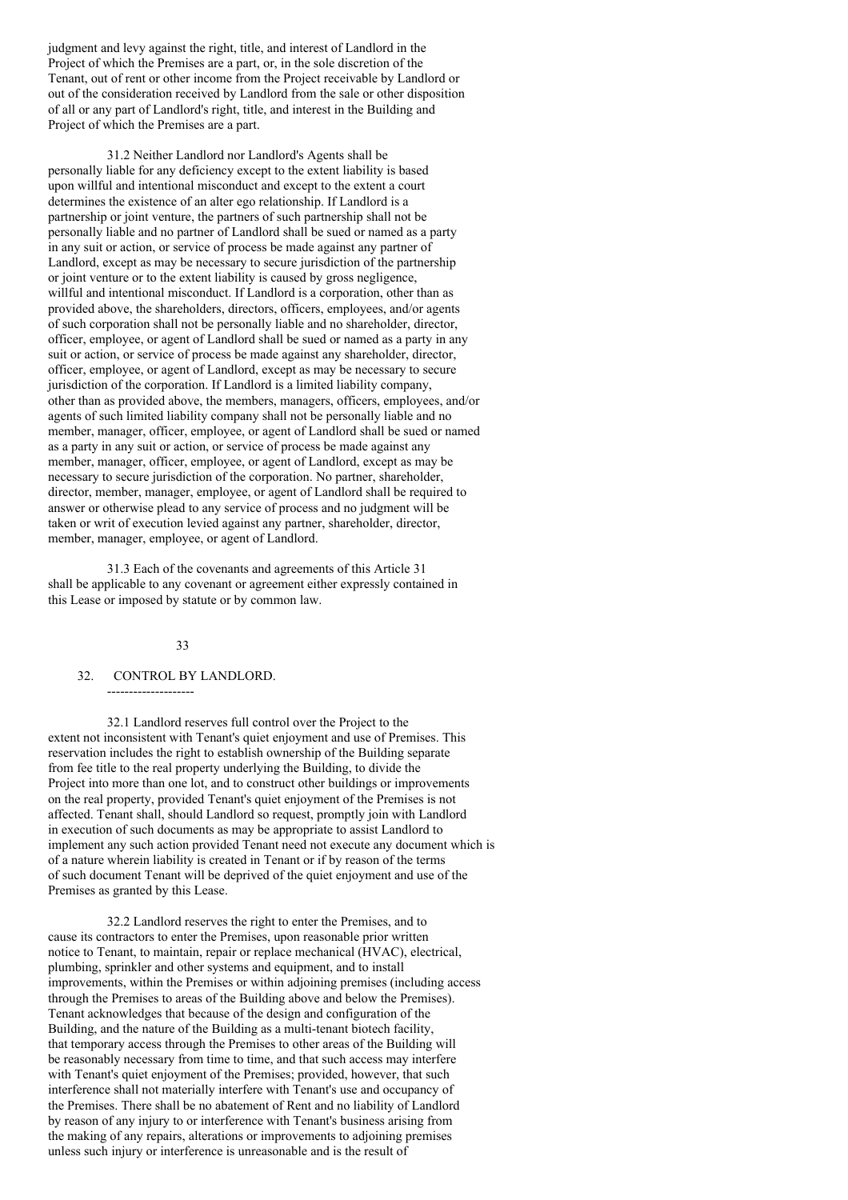judgment and levy against the right, title, and interest of Landlord in the Project of which the Premises are a part, or, in the sole discretion of the Tenant, out of rent or other income from the Project receivable by Landlord or out of the consideration received by Landlord from the sale or other disposition of all or any part of Landlord's right, title, and interest in the Building and Project of which the Premises are a part.

31.2 Neither Landlord nor Landlord's Agents shall be personally liable for any deficiency except to the extent liability is based upon willful and intentional misconduct and except to the extent a court determines the existence of an alter ego relationship. If Landlord is a partnership or joint venture, the partners of such partnership shall not be personally liable and no partner of Landlord shall be sued or named as a party in any suit or action, or service of process be made against any partner of Landlord, except as may be necessary to secure jurisdiction of the partnership or joint venture or to the extent liability is caused by gross negligence, willful and intentional misconduct. If Landlord is a corporation, other than as provided above, the shareholders, directors, officers, employees, and/or agents of such corporation shall not be personally liable and no shareholder, director, officer, employee, or agent of Landlord shall be sued or named as a party in any suit or action, or service of process be made against any shareholder, director, officer, employee, or agent of Landlord, except as may be necessary to secure jurisdiction of the corporation. If Landlord is a limited liability company, other than as provided above, the members, managers, officers, employees, and/or agents of such limited liability company shall not be personally liable and no member, manager, officer, employee, or agent of Landlord shall be sued or named as a party in any suit or action, or service of process be made against any member, manager, officer, employee, or agent of Landlord, except as may be necessary to secure jurisdiction of the corporation. No partner, shareholder, director, member, manager, employee, or agent of Landlord shall be required to answer or otherwise plead to any service of process and no judgment will be taken or writ of execution levied against any partner, shareholder, director, member, manager, employee, or agent of Landlord.

31.3 Each of the covenants and agreements of this Article 31 shall be applicable to any covenant or agreement either expressly contained in this Lease or imposed by statute or by common law.

## 32. CONTROL BY LANDLORD.

32.1 Landlord reserves full control over the Project to the extent not inconsistent with Tenant's quiet enjoyment and use of Premises. This reservation includes the right to establish ownership of the Building separate from fee title to the real property underlying the Building, to divide the Project into more than one lot, and to construct other buildings or improvements on the real property, provided Tenant's quiet enjoyment of the Premises is not affected. Tenant shall, should Landlord so request, promptly join with Landlord in execution of such documents as may be appropriate to assist Landlord to implement any such action provided Tenant need not execute any document which is of a nature wherein liability is created in Tenant or if by reason of the terms of such document Tenant will be deprived of the quiet enjoyment and use of the Premises as granted by this Lease.

32.2 Landlord reserves the right to enter the Premises, and to cause its contractors to enter the Premises, upon reasonable prior written notice to Tenant, to maintain, repair or replace mechanical (HVAC), electrical, plumbing, sprinkler and other systems and equipment, and to install improvements, within the Premises or within adjoining premises (including access through the Premises to areas of the Building above and below the Premises). Tenant acknowledges that because of the design and configuration of the Building, and the nature of the Building as a multi-tenant biotech facility, that temporary access through the Premises to other areas of the Building will be reasonably necessary from time to time, and that such access may interfere with Tenant's quiet enjoyment of the Premises; provided, however, that such interference shall not materially interfere with Tenant's use and occupancy of the Premises. There shall be no abatement of Rent and no liability of Landlord by reason of any injury to or interference with Tenant's business arising from the making of any repairs, alterations or improvements to adjoining premises unless such injury or interference is unreasonable and is the result of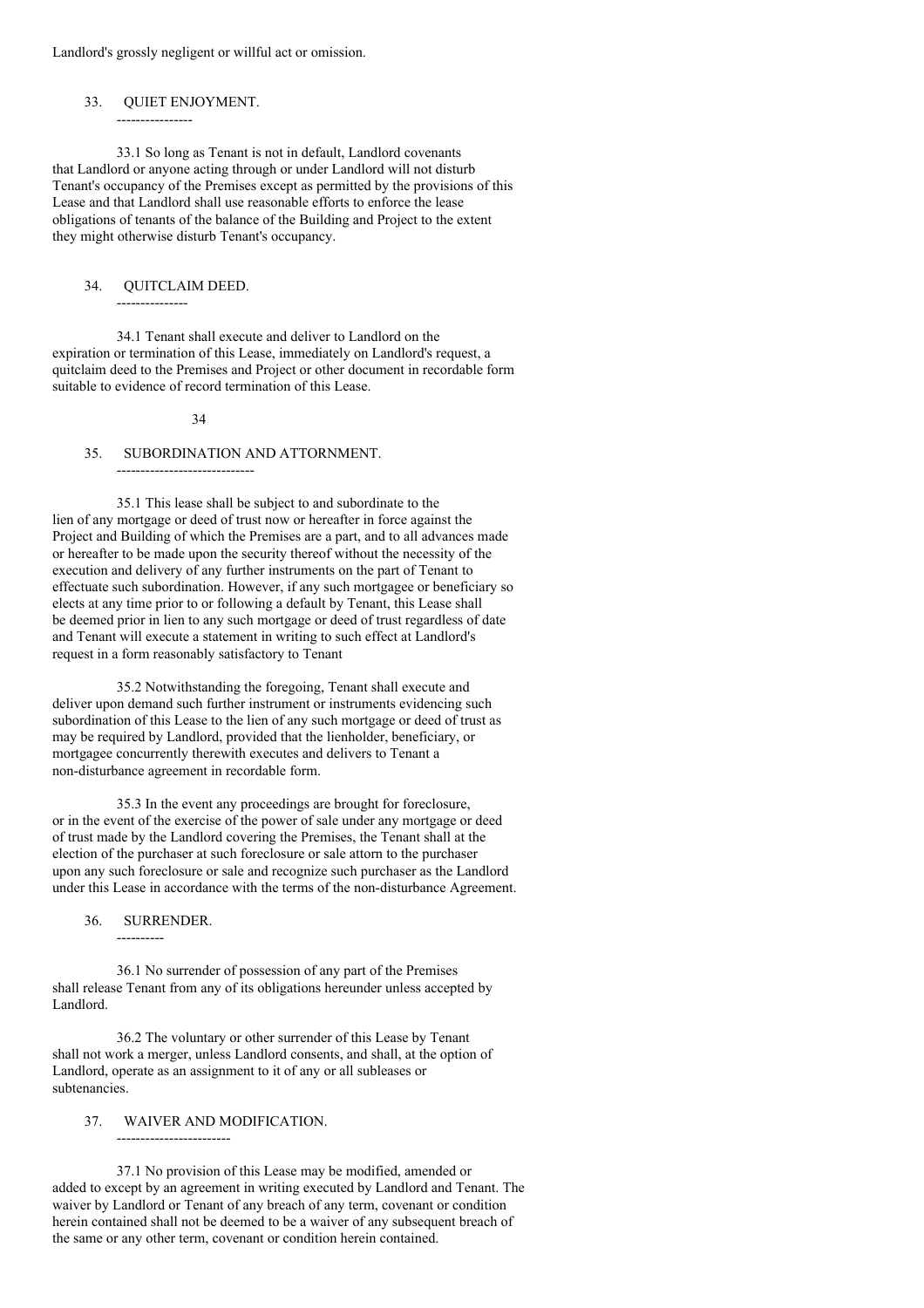Landlord's grossly negligent or willful act or omission.

## 33. QUIET ENJOYMENT.

33.1 So long as Tenant is not in default, Landlord covenants that Landlord or anyone acting through or under Landlord will not disturb Tenant's occupancy of the Premises except as permitted by the provisions of this Lease and that Landlord shall use reasonable efforts to enforce the lease obligations of tenants of the balance of the Building and Project to the extent they might otherwise disturb Tenant's occupancy.

## 34. QUITCLAIM DEED.

34.1 Tenant shall execute and deliver to Landlord on the expiration or termination of this Lease, immediately on Landlord's request, a quitclaim deed to the Premises and Project or other document in recordable form suitable to evidence of record termination of this Lease.

## 35. SUBORDINATION AND ATTORNMENT.

35.1 This lease shall be subject to and subordinate to the lien of any mortgage or deed of trust now or hereafter in force against the Project and Building of which the Premises are a part, and to all advances made or hereafter to be made upon the security thereof without the necessity of the execution and delivery of any further instruments on the part of Tenant to effectuate such subordination. However, if any such mortgagee or beneficiary so elects at any time prior to or following a default by Tenant, this Lease shall be deemed prior in lien to any such mortgage or deed of trust regardless of date and Tenant will execute a statement in writing to such effect at Landlord's request in a form reasonably satisfactory to Tenant

35.2 Notwithstanding the foregoing, Tenant shall execute and deliver upon demand such further instrument or instruments evidencing such subordination of this Lease to the lien of any such mortgage or deed of trust as may be required by Landlord, provided that the lienholder, beneficiary, or mortgagee concurrently therewith executes and delivers to Tenant a non-disturbance agreement in recordable form.

35.3 In the event any proceedings are brought for foreclosure, or in the event of the exercise of the power of sale under any mortgage or deed of trust made by the Landlord covering the Premises, the Tenant shall at the election of the purchaser at such foreclosure or sale attorn to the purchaser upon any such foreclosure or sale and recognize such purchaser as the Landlord under this Lease in accordance with the terms of the non-disturbance Agreement.

## 36. SURRENDER.

36.1 No surrender of possession of any part of the Premises shall release Tenant from any of its obligations hereunder unless accepted by Landlord.

36.2 The voluntary or other surrender of this Lease by Tenant shall not work a merger, unless Landlord consents, and shall, at the option of Landlord, operate as an assignment to it of any or all subleases or subtenancies.

## 37. WAIVER AND MODIFICATION.

37.1 No provision of this Lease may be modified, amended or added to except by an agreement in writing executed by Landlord and Tenant. The waiver by Landlord or Tenant of any breach of any term, covenant or condition herein contained shall not be deemed to be a waiver of any subsequent breach of the same or any other term, covenant or condition herein contained.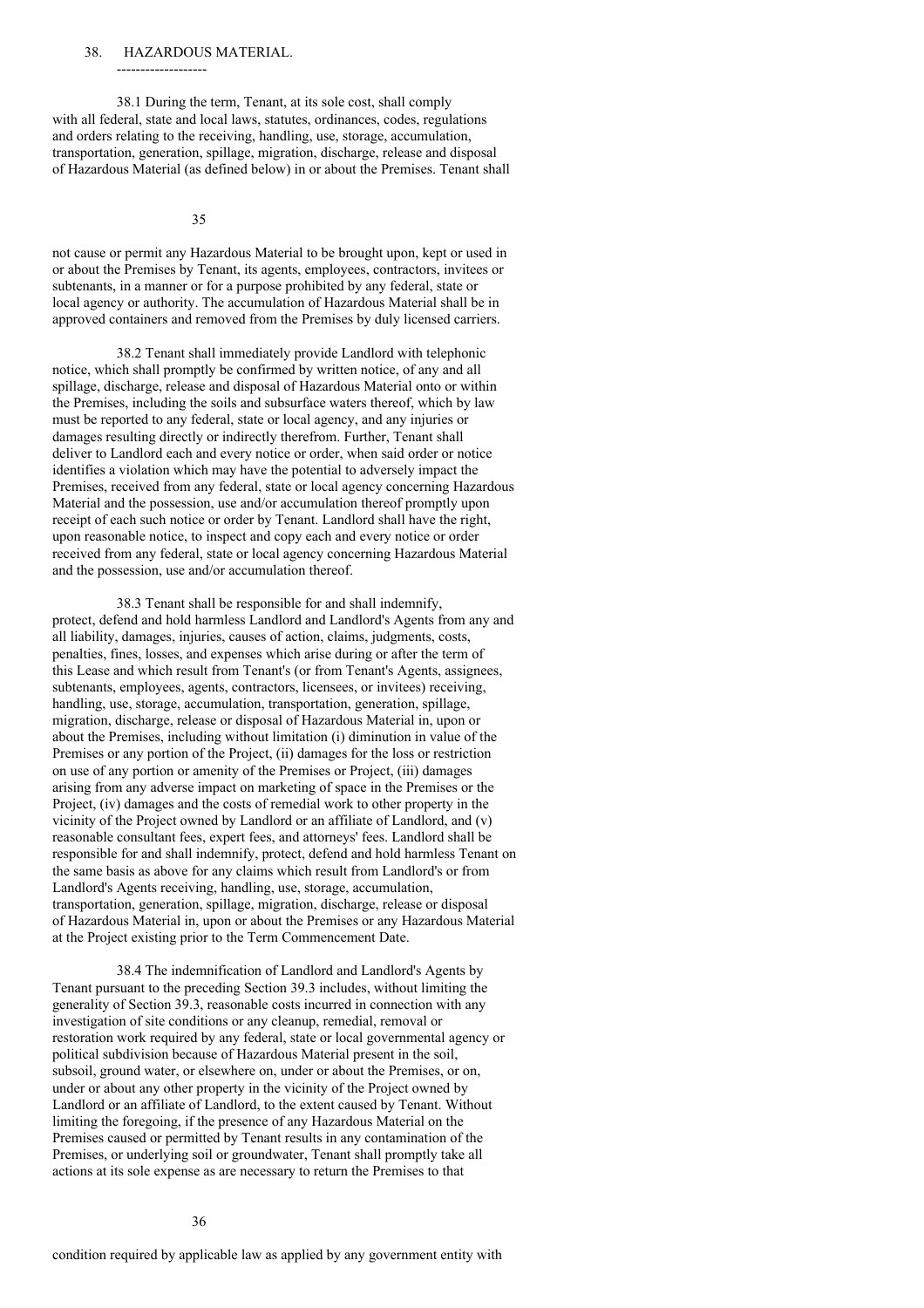## 38. HAZARDOUS MATERIAL.

38.1 During the term, Tenant, at its sole cost, shall comply with all federal, state and local laws, statutes, ordinances, codes, regulations and orders relating to the receiving, handling, use, storage, accumulation, transportation, generation, spillage, migration, discharge, release and disposal of Hazardous Material (as defined below) in or about the Premises. Tenant shall not cause or permit any Hazardous Material to be brought upon, kept or used in or about the Premises by Tenant, its agents, employees, contractors, invitees or subtenants, in a manner or for a purpose prohibited by any federal, state or local agency or authority. The accumulation of Hazardous Material shall be in approved containers and removed from the Premises by duly licensed carriers.

38.2 Tenant shall immediately provide Landlord with telephonic notice, which shall promptly be confirmed by written notice, of any and all spillage, discharge, release and disposal of Hazardous Material onto or within the Premises, including the soils and subsurface waters thereof, which by law must be reported to any federal, state or local agency, and any injuries or damages resulting directly or indirectly therefrom. Further, Tenant shall deliver to Landlord each and every notice or order, when said order or notice identifies a violation which may have the potential to adversely impact the Premises, received from any federal, state or local agency concerning Hazardous Material and the possession, use and/or accumulation thereof promptly upon receipt of each such notice or order by Tenant. Landlord shall have the right, upon reasonable notice, to inspect and copy each and every notice or order received from any federal, state or local agency concerning Hazardous Material and the possession, use and/or accumulation thereof.

38.3 Tenant shall be responsible for and shall indemnify, protect, defend and hold harmless Landlord and Landlord's Agents from any and all liability, damages, injuries, causes of action, claims, judgments, costs, penalties, fines, losses, and expenses which arise during or after the term of this Lease and which result from Tenant's (or from Tenant's Agents, assignees, subtenants, employees, agents, contractors, licensees, or invitees) receiving, handling, use, storage, accumulation, transportation, generation, spillage, migration, discharge, release or disposal of Hazardous Material in, upon or about the Premises, including without limitation (i) diminution in value of the Premises or any portion of the Project, (ii) damages for the loss or restriction on use of any portion or amenity of the Premises or Project, (iii) damages arising from any adverse impact on marketing of space in the Premises or the Project, (iv) damages and the costs of remedial work to other property in the vicinity of the Project owned by Landlord or an affiliate of Landlord, and (v) reasonable consultant fees, expert fees, and attorneys' fees. Landlord shall be responsible for and shall indemnify, protect, defend and hold harmless Tenant on the same basis as above for any claims which result from Landlord's or from Landlord's Agents receiving, handling, use, storage, accumulation, transportation, generation, spillage, migration, discharge, release or disposal of Hazardous Material in, upon or about the Premises or any Hazardous Material at the Project existing prior to the Term Commencement Date.

38.4 The indemnification of Landlord and Landlord's Agents by Tenant pursuant to the preceding Section 39.3 includes, without limiting the generality of Section 39.3, reasonable costs incurred in connection with any investigation of site conditions or any cleanup, remedial, removal or restoration work required by any federal, state or local governmental agency or political subdivision because of Hazardous Material present in the soil, subsoil, ground water, or elsewhere on, under or about the Premises, or on, under or about any other property in the vicinity of the Project owned by Landlord or an affiliate of Landlord, to the extent caused by Tenant. Without limiting the foregoing, if the presence of any Hazardous Material on the Premises caused or permitted by Tenant results in any contamination of the Premises, or underlying soil or groundwater, Tenant shall promptly take all actions at its sole expense as are necessary to return the Premises to that condition required by applicable law as applied by any government entity with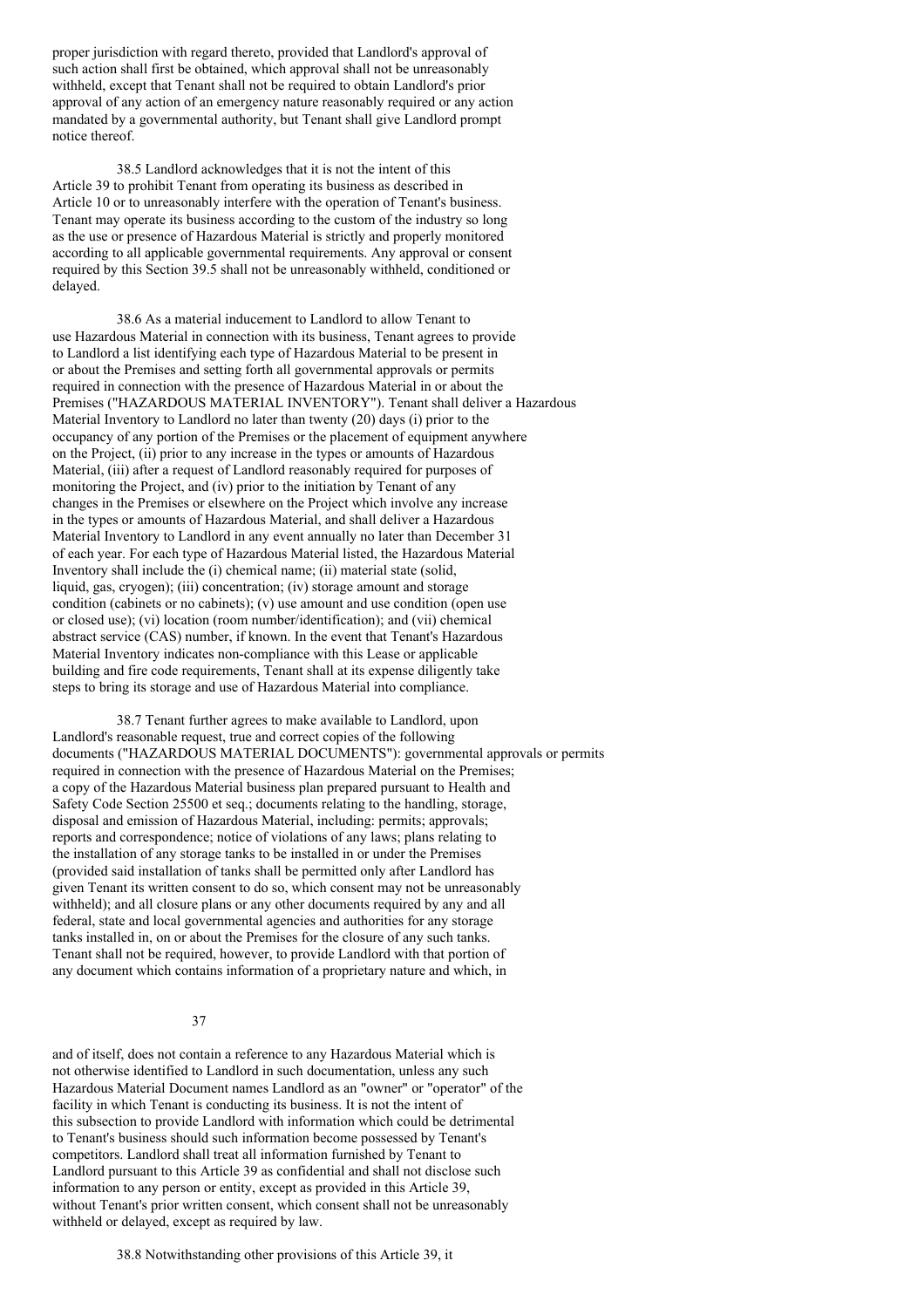proper jurisdiction with regard thereto, provided that Landlord's approval of such action shall first be obtained, which approval shall not be unreasonably withheld, except that Tenant shall not be required to obtain Landlord's prior approval of any action of an emergency nature reasonably required or any action mandated by a governmental authority, but Tenant shall give Landlord prompt notice thereof.

38.5 Landlord acknowledges that it is not the intent of this Article 39 to prohibit Tenant from operating its business as described in Article 10 or to unreasonably interfere with the operation of Tenant's business. Tenant may operate its business according to the custom of the industry so long as the use or presence of Hazardous Material is strictly and properly monitored according to all applicable governmental requirements. Any approval or consent required by this Section 39.5 shall not be unreasonably withheld, conditioned or delayed.

38.6 As a material inducement to Landlord to allow Tenant to use Hazardous Material in connection with its business, Tenant agrees to provide to Landlord a list identifying each type of Hazardous Material to be present in or about the Premises and setting forth all governmental approvals or permits required in connection with the presence of Hazardous Material in or about the Premises ("HAZARDOUS MATERIAL INVENTORY"). Tenant shall deliver a Hazardous Material Inventory to Landlord no later than twenty (20) days (i) prior to the occupancy of any portion of the Premises or the placement of equipment anywhere on the Project, (ii) prior to any increase in the types or amounts of Hazardous Material, (iii) after a request of Landlord reasonably required for purposes of monitoring the Project, and (iv) prior to the initiation by Tenant of any changes in the Premises or elsewhere on the Project which involve any increase in the types or amounts of Hazardous Material, and shall deliver a Hazardous Material Inventory to Landlord in any event annually no later than December 31 of each year. For each type of Hazardous Material listed, the Hazardous Material Inventory shall include the (i) chemical name; (ii) material state (solid, liquid, gas, cryogen); (iii) concentration; (iv) storage amount and storage condition (cabinets or no cabinets); (v) use amount and use condition (open use or closed use); (vi) location (room number/identification); and (vii) chemical abstract service (CAS) number, if known. In the event that Tenant's Hazardous Material Inventory indicates non-compliance with this Lease or applicable building and fire code requirements, Tenant shall at its expense diligently take steps to bring its storage and use of Hazardous Material into compliance.

38.7 Tenant further agrees to make available to Landlord, upon Landlord's reasonable request, true and correct copies of the following documents ("HAZARDOUS MATERIAL DOCUMENTS"): governmental approvals or permits required in connection with the presence of Hazardous Material on the Premises; a copy of the Hazardous Material business plan prepared pursuant to Health and Safety Code Section 25500 et seq.; documents relating to the handling, storage, disposal and emission of Hazardous Material, including: permits; approvals; reports and correspondence; notice of violations of any laws; plans relating to the installation of any storage tanks to be installed in or under the Premises (provided said installation of tanks shall be permitted only after Landlord has given Tenant its written consent to do so, which consent may not be unreasonably withheld); and all closure plans or any other documents required by any and all federal, state and local governmental agencies and authorities for any storage tanks installed in, on or about the Premises for the closure of any such tanks. Tenant shall not be required, however, to provide Landlord with that portion of any document which contains information of a proprietary nature and which, in and of itself, does not contain a reference to any Hazardous Material which is not otherwise identified to Landlord in such documentation, unless any such Hazardous Material Document names Landlord as an "owner" or "operator" of the facility in which Tenant is conducting its business. It is not the intent of this subsection to provide Landlord with information which could be detrimental to Tenant's business should such information become possessed by Tenant's competitors. Landlord shall treat all information furnished by Tenant to Landlord pursuant to this Article 39 as confidential and shall not disclose such information to any person or entity, except as provided in this Article 39, without Tenant's prior written consent, which consent shall not be unreasonably withheld or delayed, except as required by law.

38.8 Notwithstanding other provisions of this Article 39, it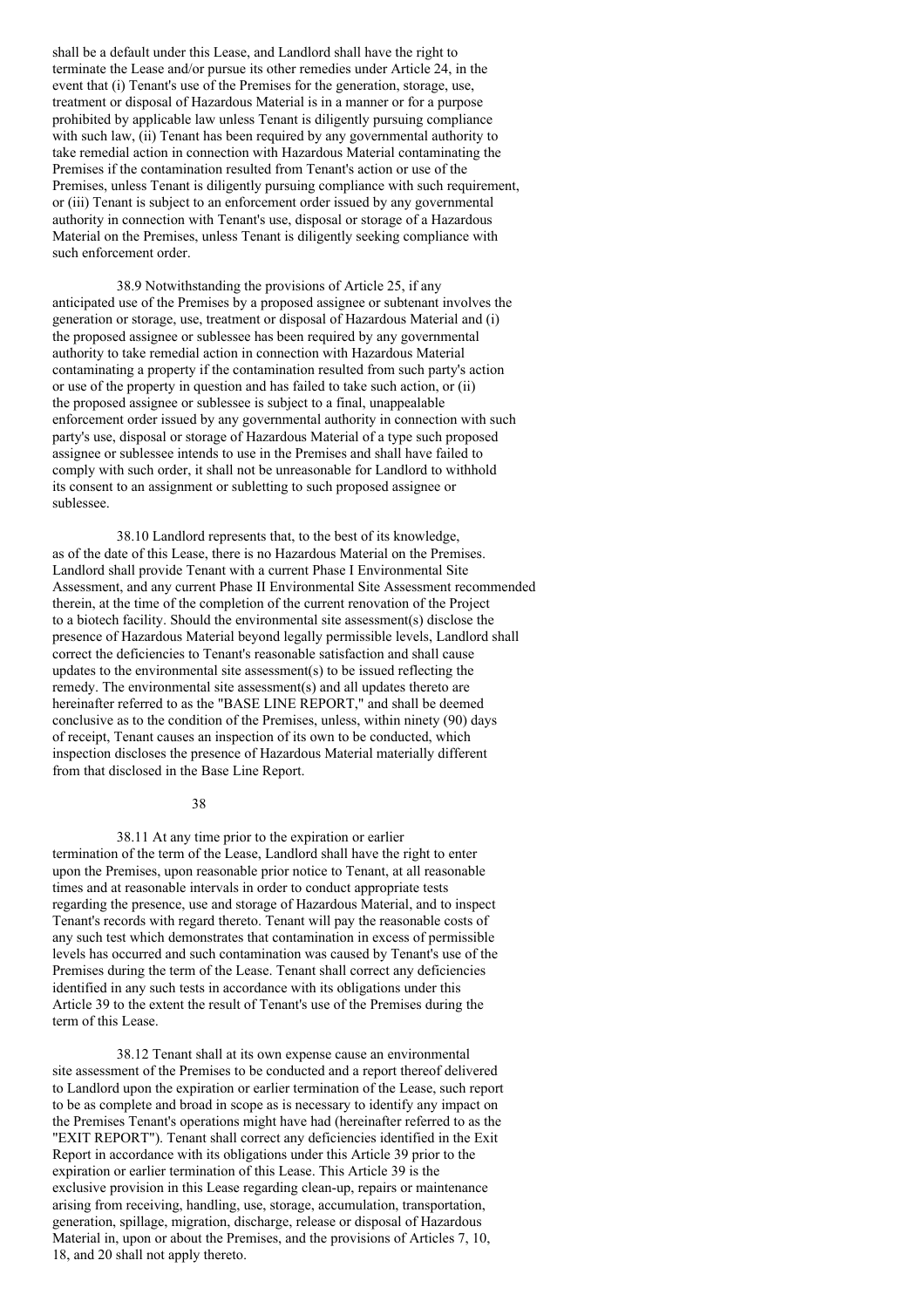shall be a default under this Lease, and Landlord shall have the right to terminate the Lease and/or pursue its other remedies under Article 24, in the event that (i) Tenant's use of the Premises for the generation, storage, use, treatment or disposal of Hazardous Material is in a manner or for a purpose prohibited by applicable law unless Tenant is diligently pursuing compliance with such law, (ii) Tenant has been required by any governmental authority to take remedial action in connection with Hazardous Material contaminating the Premises if the contamination resulted from Tenant's action or use of the Premises, unless Tenant is diligently pursuing compliance with such requirement, or (iii) Tenant is subject to an enforcement order issued by any governmental authority in connection with Tenant's use, disposal or storage of a Hazardous Material on the Premises, unless Tenant is diligently seeking compliance with such enforcement order.

38.9 Notwithstanding the provisions of Article 25, if any anticipated use of the Premises by a proposed assignee or subtenant involves the generation or storage, use, treatment or disposal of Hazardous Material and (i) the proposed assignee or sublessee has been required by any governmental authority to take remedial action in connection with Hazardous Material contaminating a property if the contamination resulted from such party's action or use of the property in question and has failed to take such action, or (ii) the proposed assignee or sublessee is subject to a final, unappealable enforcement order issued by any governmental authority in connection with such party's use, disposal or storage of Hazardous Material of a type such proposed assignee or sublessee intends to use in the Premises and shall have failed to comply with such order, it shall not be unreasonable for Landlord to withhold its consent to an assignment or subletting to such proposed assignee or sublessee.

38.10 Landlord represents that, to the best of its knowledge, as of the date of this Lease, there is no Hazardous Material on the Premises. Landlord shall provide Tenant with a current Phase I Environmental Site Assessment, and any current Phase II Environmental Site Assessment recommended therein, at the time of the completion of the current renovation of the Project to a biotech facility. Should the environmental site assessment(s) disclose the presence of Hazardous Material beyond legally permissible levels, Landlord shall correct the deficiencies to Tenant's reasonable satisfaction and shall cause updates to the environmental site assessment(s) to be issued reflecting the remedy. The environmental site assessment(s) and all updates thereto are hereinafter referred to as the "BASE LINE REPORT," and shall be deemed conclusive as to the condition of the Premises, unless, within ninety (90) days of receipt, Tenant causes an inspection of its own to be conducted, which inspection discloses the presence of Hazardous Material materially different from that disclosed in the Base Line Report.

38.11 At any time prior to the expiration or earlier termination of the term of the Lease, Landlord shall have the right to enter upon the Premises, upon reasonable prior notice to Tenant, at all reasonable times and at reasonable intervals in order to conduct appropriate tests regarding the presence, use and storage of Hazardous Material, and to inspect Tenant's records with regard thereto. Tenant will pay the reasonable costs of any such test which demonstrates that contamination in excess of permissible levels has occurred and such contamination was caused by Tenant's use of the Premises during the term of the Lease. Tenant shall correct any deficiencies identified in any such tests in accordance with its obligations under this Article 39 to the extent the result of Tenant's use of the Premises during the term of this Lease.

38.12 Tenant shall at its own expense cause an environmental site assessment of the Premises to be conducted and a report thereof delivered to Landlord upon the expiration or earlier termination of the Lease, such report to be as complete and broad in scope as is necessary to identify any impact on the Premises Tenant's operations might have had (hereinafter referred to as the "EXIT REPORT"). Tenant shall correct any deficiencies identified in the Exit Report in accordance with its obligations under this Article 39 prior to the expiration or earlier termination of this Lease. This Article 39 is the exclusive provision in this Lease regarding clean-up, repairs or maintenance arising from receiving, handling, use, storage, accumulation, transportation, generation, spillage, migration, discharge, release or disposal of Hazardous Material in, upon or about the Premises, and the provisions of Articles 7, 10, 18, and 20 shall not apply thereto.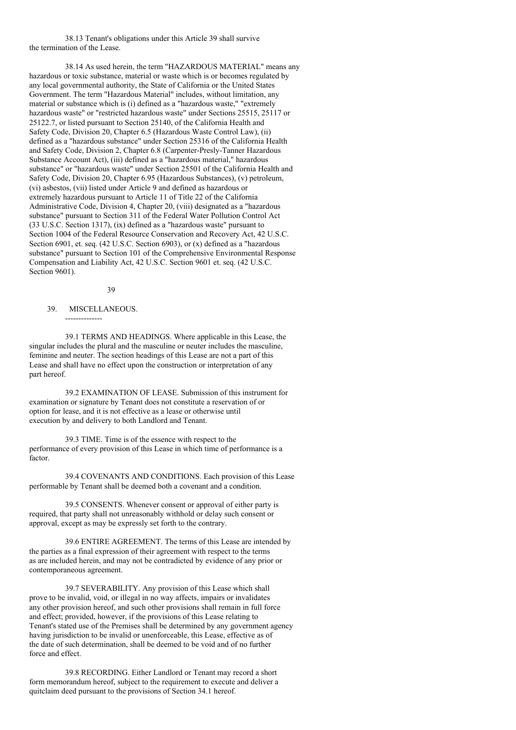38.13 Tenant's obligations under this Article 39 shall survive the termination of the Lease.

38.14 As used herein, the term "HAZARDOUS MATERIAL" means any hazardous or toxic substance, material or waste which is or becomes regulated by any local governmental authority, the State of California or the United States Government. The term "Hazardous Material" includes, without limitation, any material or substance which is (i) defined as a "hazardous waste," "extremely hazardous waste" or "restricted hazardous waste" under Sections 25515, 25117 or 25122.7, or listed pursuant to Section 25140, of the California Health and Safety Code, Division 20, Chapter 6.5 (Hazardous Waste Control Law), (ii) defined as a "hazardous substance" under Section 25316 of the California Health and Safety Code, Division 2, Chapter 6.8 (Carpenter-Presly-Tanner Hazardous Substance Account Act), (iii) defined as a "hazardous material," hazardous substance" or "hazardous waste" under Section 25501 of the California Health and Safety Code, Division 20, Chapter 6.95 (Hazardous Substances), (v) petroleum, (vi) asbestos, (vii) listed under Article 9 and defined as hazardous or extremely hazardous pursuant to Article 11 of Title 22 of the California Administrative Code, Division 4, Chapter 20, (viii) designated as a "hazardous substance" pursuant to Section 311 of the Federal Water Pollution Control Act (33 U.S.C. Section 1317), (ix) defined as a "hazardous waste" pursuant to Section 1004 of the Federal Resource Conservation and Recovery Act, 42 U.S.C. Section 6901, et. seq. (42 U.S.C. Section 6903), or (x) defined as a "hazardous substance" pursuant to Section 101 of the Comprehensive Environmental Response Compensation and Liability Act, 42 U.S.C. Section 9601 et. seq. (42 U.S.C. Section 9601).

## 39. MISCELLANEOUS.

39.1 TERMS AND HEADINGS. Where applicable in this Lease, the singular includes the plural and the masculine or neuter includes the masculine, feminine and neuter. The section headings of this Lease are not a part of this Lease and shall have no effect upon the construction or interpretation of any part hereof.

39.2 EXAMINATION OF LEASE. Submission of this instrument for examination or signature by Tenant does not constitute a reservation of or option for lease, and it is not effective as a lease or otherwise until execution by and delivery to both Landlord and Tenant.

39.3 TIME. Time is of the essence with respect to the performance of every provision of this Lease in which time of performance is a factor.

39.4 COVENANTS AND CONDITIONS. Each provision of this Lease performable by Tenant shall be deemed both a covenant and a condition.

39.5 CONSENTS. Whenever consent or approval of either party is required, that party shall not unreasonably withhold or delay such consent or approval, except as may be expressly set forth to the contrary.

39.6 ENTIRE AGREEMENT. The terms of this Lease are intended by the parties as a final expression of their agreement with respect to the terms as are included herein, and may not be contradicted by evidence of any prior or contemporaneous agreement.

39.7 SEVERABILITY. Any provision of this Lease which shall prove to be invalid, void, or illegal in no way affects, impairs or invalidates any other provision hereof, and such other provisions shall remain in full force and effect; provided, however, if the provisions of this Lease relating to Tenant's stated use of the Premises shall be determined by any government agency having jurisdiction to be invalid or unenforceable, this Lease, effective as of the date of such determination, shall be deemed to be void and of no further force and effect.

39.8 RECORDING. Either Landlord or Tenant may record a short form memorandum hereof, subject to the requirement to execute and deliver a quitclaim deed pursuant to the provisions of Section 34.1 hereof.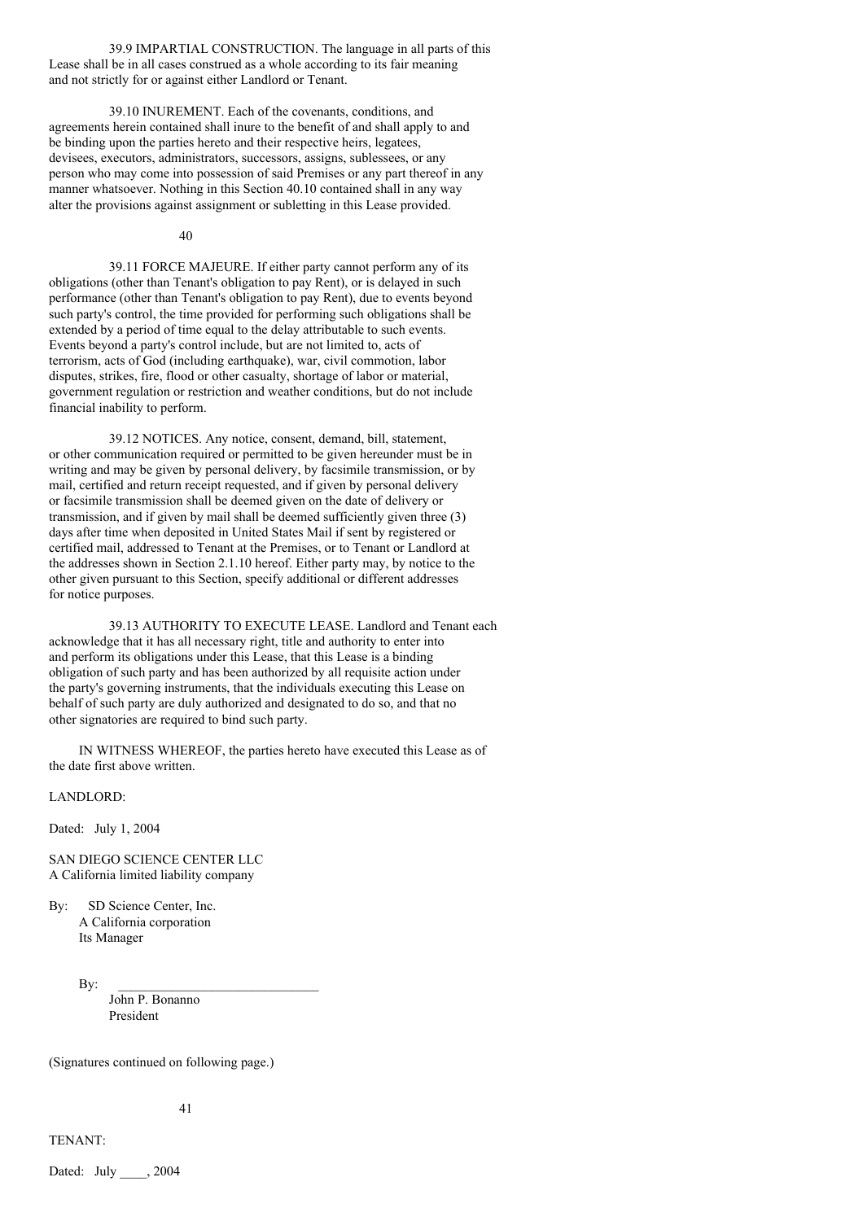39.9 IMPARTIAL CONSTRUCTION. The language in all parts of this Lease shall be in all cases construed as a whole according to its fair meaning and not strictly for or against either Landlord or Tenant.

39.10 INUREMENT. Each of the covenants, conditions, and agreements herein contained shall inure to the benefit of and shall apply to and be binding upon the parties hereto and their respective heirs, legatees, devisees, executors, administrators, successors, assigns, sublessees, or any person who may come into possession of said Premises or any part thereof in any manner whatsoever. Nothing in this Section 40.10 contained shall in any way alter the provisions against assignment or subletting in this Lease provided.

39.11 FORCE MAJEURE. If either party cannot perform any of its obligations (other than Tenant's obligation to pay Rent), or is delayed in such performance (other than Tenant's obligation to pay Rent), due to events beyond such party's control, the time provided for performing such obligations shall be extended by a period of time equal to the delay attributable to such events. Events beyond a party's control include, but are not limited to, acts of terrorism, acts of God (including earthquake), war, civil commotion, labor disputes, strikes, fire, flood or other casualty, shortage of labor or material, government regulation or restriction and weather conditions, but do not include financial inability to perform.

39.12 NOTICES. Any notice, consent, demand, bill, statement, or other communication required or permitted to be given hereunder must be in writing and may be given by personal delivery, by facsimile transmission, or by mail, certified and return receipt requested, and if given by personal delivery or facsimile transmission shall be deemed given on the date of delivery or transmission, and if given by mail shall be deemed sufficiently given three (3) days after time when deposited in United States Mail if sent by registered or certified mail, addressed to Tenant at the Premises, or to Tenant or Landlord at the addresses shown in Section 2.1.10 hereof. Either party may, by notice to the other given pursuant to this Section, specify additional or different addresses for notice purposes.

39.13 AUTHORITY TO EXECUTE LEASE. Landlord and Tenant each acknowledge that it has all necessary right, title and authority to enter into and perform its obligations under this Lease, that this Lease is a binding obligation of such party and has been authorized by all requisite action under the party's governing instruments, that the individuals executing this Lease on behalf of such party are duly authorized and designated to do so, and that no other signatories are required to bind such party.

IN WITNESS WHEREOF, the parties hereto have executed this Lease as of the date first above written.

LANDLORD:

Dated: July 1, 2004

SAN DIEGO SCIENCE CENTER LLC
A California limited liability company

By: SD Science Center, Inc.
A California corporation
Its Manager

By: ______________________________
John P. Bonanno
President

(Signatures continued on following page.)

TENANT:

Dated: July ____, 2004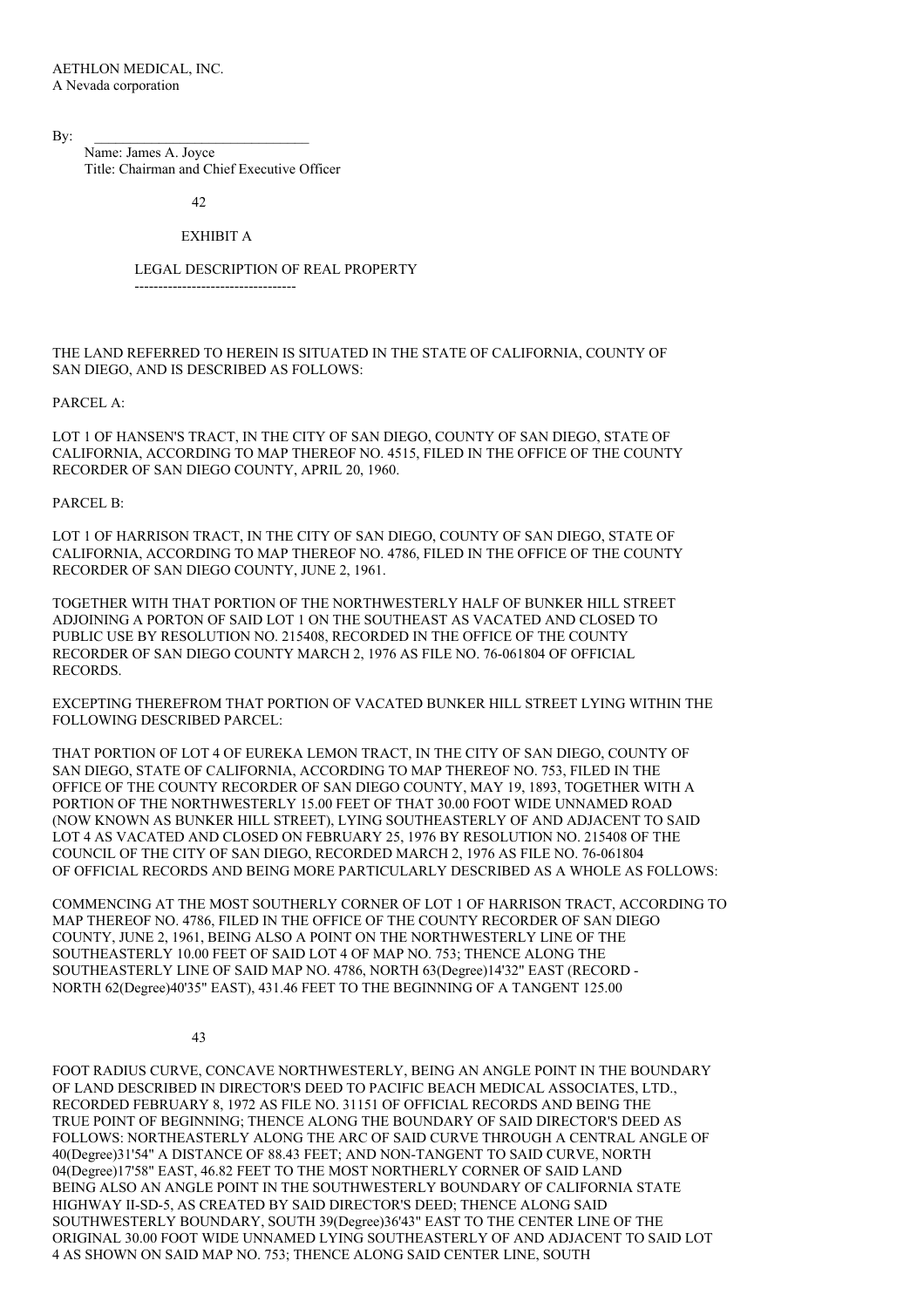AETHLON MEDICAL, INC.
A Nevada corporation

By: \_\_\_\_\_\_\_\_\_\_\_\_\_\_\_\_\_\_\_\_\_\_\_\_\_\_\_\_\_\_
Name: James A. Joyce
Title: Chairman and Chief Executive Officer

EXHIBIT A

LEGAL DESCRIPTION OF REAL PROPERTY

THE LAND REFERRED TO HEREIN IS SITUATED IN THE STATE OF CALIFORNIA, COUNTY OF SAN DIEGO, AND IS DESCRIBED AS FOLLOWS:

PARCEL A:

LOT 1 OF HANSEN'S TRACT, IN THE CITY OF SAN DIEGO, COUNTY OF SAN DIEGO, STATE OF CALIFORNIA, ACCORDING TO MAP THEREOF NO. 4515, FILED IN THE OFFICE OF THE COUNTY RECORDER OF SAN DIEGO COUNTY, APRIL 20, 1960.

PARCEL B:

LOT 1 OF HARRISON TRACT, IN THE CITY OF SAN DIEGO, COUNTY OF SAN DIEGO, STATE OF CALIFORNIA, ACCORDING TO MAP THEREOF NO. 4786, FILED IN THE OFFICE OF THE COUNTY RECORDER OF SAN DIEGO COUNTY, JUNE 2, 1961.

TOGETHER WITH THAT PORTION OF THE NORTHWESTERLY HALF OF BUNKER HILL STREET ADJOINING A PORTON OF SAID LOT 1 ON THE SOUTHEAST AS VACATED AND CLOSED TO PUBLIC USE BY RESOLUTION NO. 215408, RECORDED IN THE OFFICE OF THE COUNTY RECORDER OF SAN DIEGO COUNTY MARCH 2, 1976 AS FILE NO. 76-061804 OF OFFICIAL RECORDS.

EXCEPTING THEREFROM THAT PORTION OF VACATED BUNKER HILL STREET LYING WITHIN THE FOLLOWING DESCRIBED PARCEL:

THAT PORTION OF LOT 4 OF EUREKA LEMON TRACT, IN THE CITY OF SAN DIEGO, COUNTY OF SAN DIEGO, STATE OF CALIFORNIA, ACCORDING TO MAP THEREOF NO. 753, FILED IN THE OFFICE OF THE COUNTY RECORDER OF SAN DIEGO COUNTY, MAY 19, 1893, TOGETHER WITH A PORTION OF THE NORTHWESTERLY 15.00 FEET OF THAT 30.00 FOOT WIDE UNNAMED ROAD (NOW KNOWN AS BUNKER HILL STREET), LYING SOUTHEASTERLY OF AND ADJACENT TO SAID LOT 4 AS VACATED AND CLOSED ON FEBRUARY 25, 1976 BY RESOLUTION NO. 215408 OF THE COUNCIL OF THE CITY OF SAN DIEGO, RECORDED MARCH 2, 1976 AS FILE NO. 76-061804 OF OFFICIAL RECORDS AND BEING MORE PARTICULARLY DESCRIBED AS A WHOLE AS FOLLOWS:

COMMENCING AT THE MOST SOUTHERLY CORNER OF LOT 1 OF HARRISON TRACT, ACCORDING TO MAP THEREOF NO. 4786, FILED IN THE OFFICE OF THE COUNTY RECORDER OF SAN DIEGO COUNTY, JUNE 2, 1961, BEING ALSO A POINT ON THE NORTHWESTERLY LINE OF THE SOUTHEASTERLY 10.00 FEET OF SAID LOT 4 OF MAP NO. 753; THENCE ALONG THE SOUTHEASTERLY LINE OF SAID MAP NO. 4786, NORTH 63(Degree)14'32" EAST (RECORD - NORTH 62(Degree)40'35" EAST), 431.46 FEET TO THE BEGINNING OF A TANGENT 125.00 FOOT RADIUS CURVE, CONCAVE NORTHWESTERLY, BEING AN ANGLE POINT IN THE BOUNDARY OF LAND DESCRIBED IN DIRECTOR'S DEED TO PACIFIC BEACH MEDICAL ASSOCIATES, LTD., RECORDED FEBRUARY 8, 1972 AS FILE NO. 31151 OF OFFICIAL RECORDS AND BEING THE TRUE POINT OF BEGINNING; THENCE ALONG THE BOUNDARY OF SAID DIRECTOR'S DEED AS FOLLOWS: NORTHEASTERLY ALONG THE ARC OF SAID CURVE THROUGH A CENTRAL ANGLE OF 40(Degree)31'54" A DISTANCE OF 88.43 FEET; AND NON-TANGENT TO SAID CURVE, NORTH 04(Degree)17'58" EAST, 46.82 FEET TO THE MOST NORTHERLY CORNER OF SAID LAND BEING ALSO AN ANGLE POINT IN THE SOUTHWESTERLY BOUNDARY OF CALIFORNIA STATE HIGHWAY II-SD-5, AS CREATED BY SAID DIRECTOR'S DEED; THENCE ALONG SAID SOUTHWESTERLY BOUNDARY, SOUTH 39(Degree)36'43" EAST TO THE CENTER LINE OF THE ORIGINAL 30.00 FOOT WIDE UNNAMED LYING SOUTHEASTERLY OF AND ADJACENT TO SAID LOT 4 AS SHOWN ON SAID MAP NO. 753; THENCE ALONG SAID CENTER LINE, SOUTH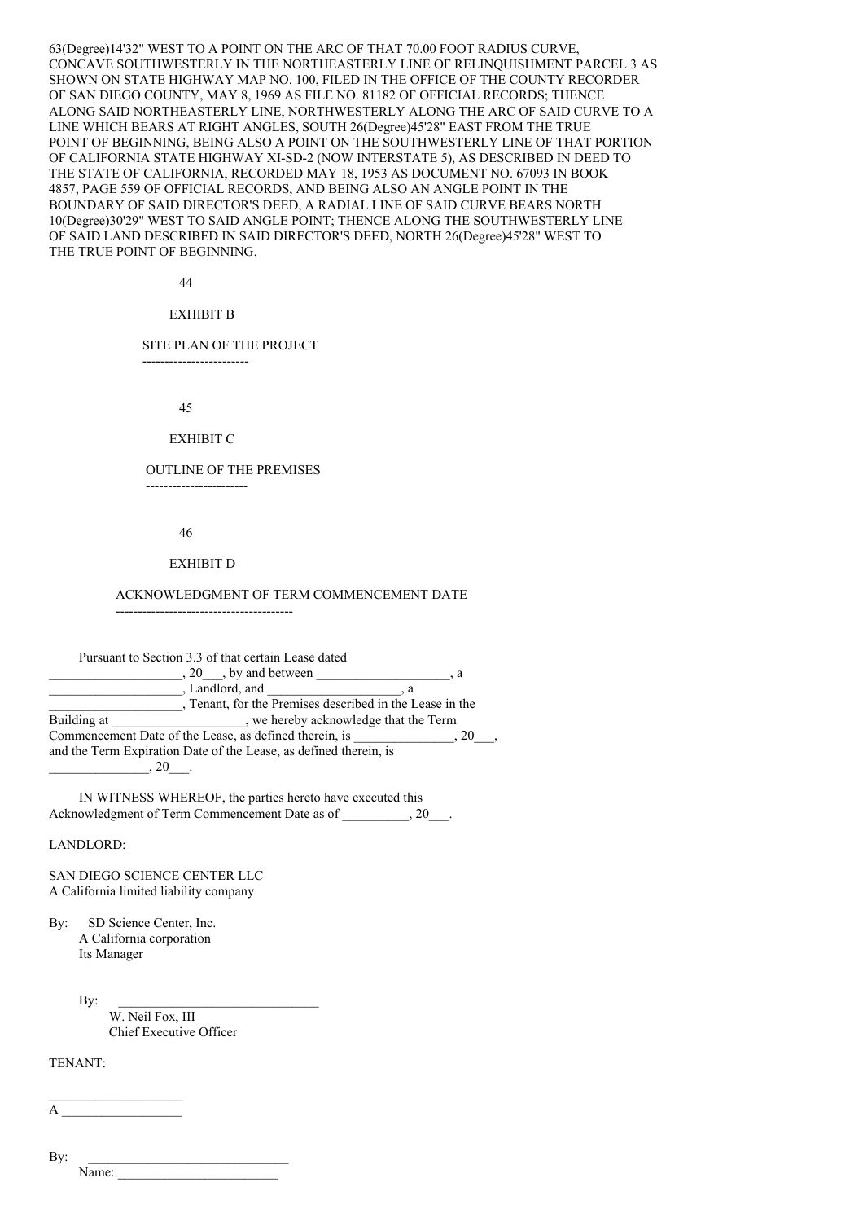63(Degree)14'32" WEST TO A POINT ON THE ARC OF THAT 70.00 FOOT RADIUS CURVE, CONCAVE SOUTHWESTERLY IN THE NORTHEASTERLY LINE OF RELINQUISHMENT PARCEL 3 AS SHOWN ON STATE HIGHWAY MAP NO. 100, FILED IN THE OFFICE OF THE COUNTY RECORDER OF SAN DIEGO COUNTY, MAY 8, 1969 AS FILE NO. 81182 OF OFFICIAL RECORDS; THENCE ALONG SAID NORTHEASTERLY LINE, NORTHWESTERLY ALONG THE ARC OF SAID CURVE TO A LINE WHICH BEARS AT RIGHT ANGLES, SOUTH 26(Degree)45'28" EAST FROM THE TRUE POINT OF BEGINNING, BEING ALSO A POINT ON THE SOUTHWESTERLY LINE OF THAT PORTION OF CALIFORNIA STATE HIGHWAY XI-SD-2 (NOW INTERSTATE 5), AS DESCRIBED IN DEED TO THE STATE OF CALIFORNIA, RECORDED MAY 18, 1953 AS DOCUMENT NO. 67093 IN BOOK 4857, PAGE 559 OF OFFICIAL RECORDS, AND BEING ALSO AN ANGLE POINT IN THE BOUNDARY OF SAID DIRECTOR'S DEED, A RADIAL LINE OF SAID CURVE BEARS NORTH 10(Degree)30'29" WEST TO SAID ANGLE POINT; THENCE ALONG THE SOUTHWESTERLY LINE OF SAID LAND DESCRIBED IN SAID DIRECTOR'S DEED, NORTH 26(Degree)45'28" WEST TO THE TRUE POINT OF BEGINNING.

## EXHIBIT B

### SITE PLAN OF THE PROJECT

## EXHIBIT C

### OUTLINE OF THE PREMISES

## EXHIBIT D

### ACKNOWLEDGMENT OF TERM COMMENCEMENT DATE

Pursuant to Section 3.3 of that certain Lease dated ____________________, 20___, by and between ____________________, a ____________________, Landlord, and ____________________, a ____________________, Tenant, for the Premises described in the Lease in the Building at ____________________, we hereby acknowledge that the Term Commencement Date of the Lease, as defined therein, is _______________, 20___, and the Term Expiration Date of the Lease, as defined therein, is _______________, 20___.

IN WITNESS WHEREOF, the parties hereto have executed this Acknowledgment of Term Commencement Date as of __________, 20___.

LANDLORD:

SAN DIEGO SCIENCE CENTER LLC
A California limited liability company

By: SD Science Center, Inc.
A California corporation
Its Manager

By: ______________________________
W. Neil Fox, III
Chief Executive Officer

TENANT:

____________________
A __________________

By: ______________________________
Name: ________________________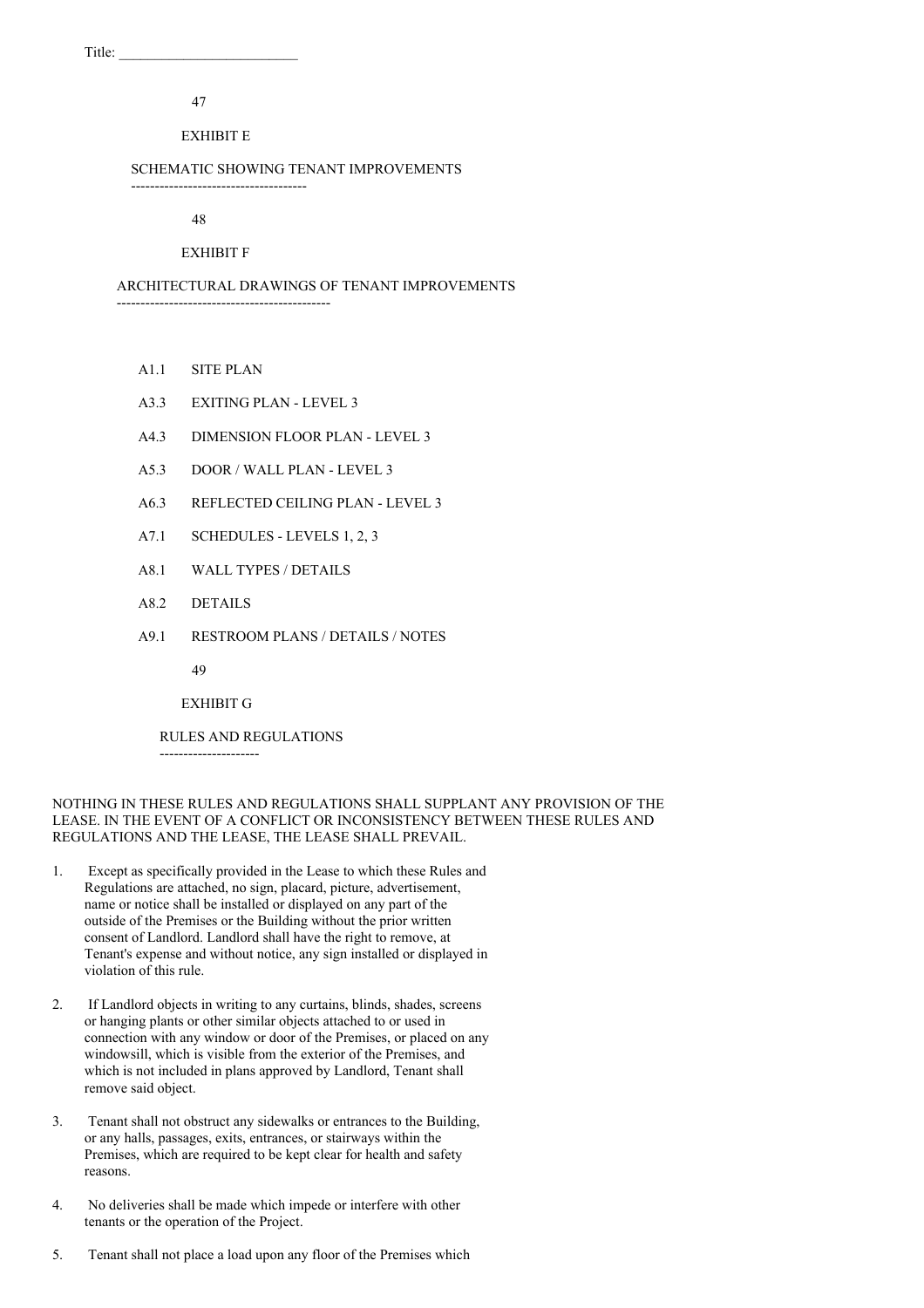Title: ________________________

## EXHIBIT E

### SCHEMATIC SHOWING TENANT IMPROVEMENTS

## EXHIBIT F

### ARCHITECTURAL DRAWINGS OF TENANT IMPROVEMENTS

- A1.1 SITE PLAN
- A3.3 EXITING PLAN - LEVEL 3
- A4.3 DIMENSION FLOOR PLAN - LEVEL 3
- A5.3 DOOR / WALL PLAN - LEVEL 3
- A6.3 REFLECTED CEILING PLAN - LEVEL 3
- A7.1 SCHEDULES - LEVELS 1, 2, 3
- A8.1 WALL TYPES / DETAILS
- A8.2 DETAILS
- A9.1 RESTROOM PLANS / DETAILS / NOTES

## EXHIBIT G

### RULES AND REGULATIONS

NOTHING IN THESE RULES AND REGULATIONS SHALL SUPPLANT ANY PROVISION OF THE LEASE. IN THE EVENT OF A CONFLICT OR INCONSISTENCY BETWEEN THESE RULES AND REGULATIONS AND THE LEASE, THE LEASE SHALL PREVAIL.

1. Except as specifically provided in the Lease to which these Rules and Regulations are attached, no sign, placard, picture, advertisement, name or notice shall be installed or displayed on any part of the outside of the Premises or the Building without the prior written consent of Landlord. Landlord shall have the right to remove, at Tenant's expense and without notice, any sign installed or displayed in violation of this rule.

2. If Landlord objects in writing to any curtains, blinds, shades, screens or hanging plants or other similar objects attached to or used in connection with any window or door of the Premises, or placed on any windowsill, which is visible from the exterior of the Premises, and which is not included in plans approved by Landlord, Tenant shall remove said object.

3. Tenant shall not obstruct any sidewalks or entrances to the Building, or any halls, passages, exits, entrances, or stairways within the Premises, which are required to be kept clear for health and safety reasons.

4. No deliveries shall be made which impede or interfere with other tenants or the operation of the Project.

5. Tenant shall not place a load upon any floor of the Premises which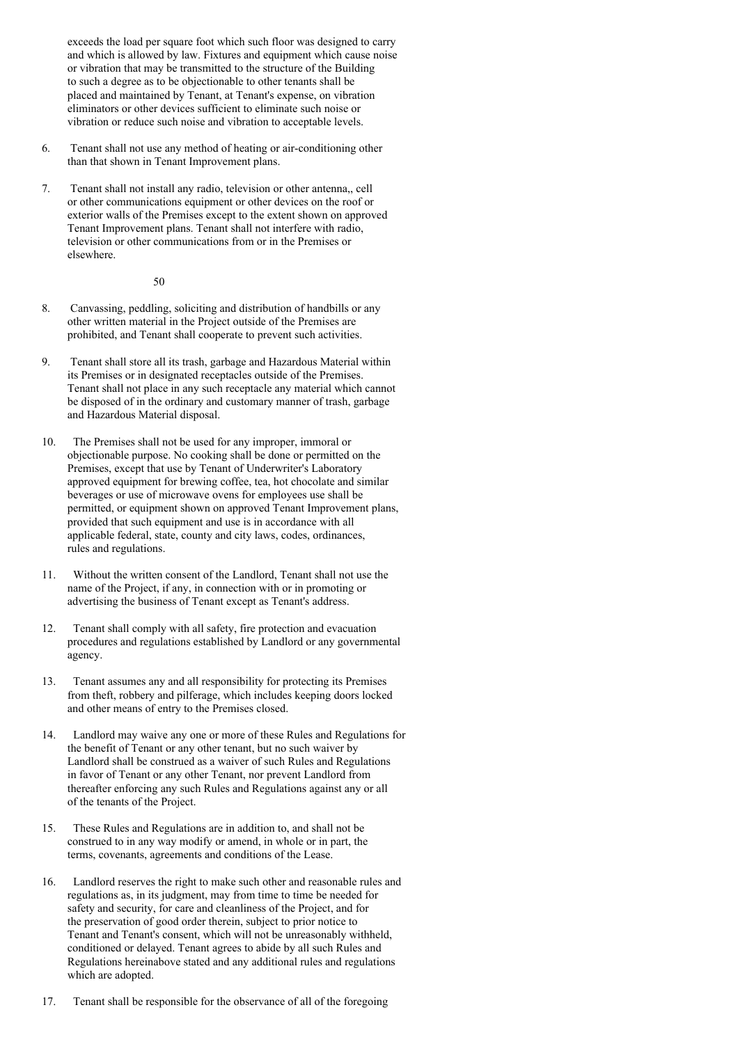exceeds the load per square foot which such floor was designed to carry and which is allowed by law. Fixtures and equipment which cause noise or vibration that may be transmitted to the structure of the Building to such a degree as to be objectionable to other tenants shall be placed and maintained by Tenant, at Tenant's expense, on vibration eliminators or other devices sufficient to eliminate such noise or vibration or reduce such noise and vibration to acceptable levels.

6. Tenant shall not use any method of heating or air-conditioning other than that shown in Tenant Improvement plans.

7. Tenant shall not install any radio, television or other antenna,, cell or other communications equipment or other devices on the roof or exterior walls of the Premises except to the extent shown on approved Tenant Improvement plans. Tenant shall not interfere with radio, television or other communications from or in the Premises or elsewhere.

8. Canvassing, peddling, soliciting and distribution of handbills or any other written material in the Project outside of the Premises are prohibited, and Tenant shall cooperate to prevent such activities.

9. Tenant shall store all its trash, garbage and Hazardous Material within its Premises or in designated receptacles outside of the Premises. Tenant shall not place in any such receptacle any material which cannot be disposed of in the ordinary and customary manner of trash, garbage and Hazardous Material disposal.

10. The Premises shall not be used for any improper, immoral or objectionable purpose. No cooking shall be done or permitted on the Premises, except that use by Tenant of Underwriter's Laboratory approved equipment for brewing coffee, tea, hot chocolate and similar beverages or use of microwave ovens for employees use shall be permitted, or equipment shown on approved Tenant Improvement plans, provided that such equipment and use is in accordance with all applicable federal, state, county and city laws, codes, ordinances, rules and regulations.

11. Without the written consent of the Landlord, Tenant shall not use the name of the Project, if any, in connection with or in promoting or advertising the business of Tenant except as Tenant's address.

12. Tenant shall comply with all safety, fire protection and evacuation procedures and regulations established by Landlord or any governmental agency.

13. Tenant assumes any and all responsibility for protecting its Premises from theft, robbery and pilferage, which includes keeping doors locked and other means of entry to the Premises closed.

14. Landlord may waive any one or more of these Rules and Regulations for the benefit of Tenant or any other tenant, but no such waiver by Landlord shall be construed as a waiver of such Rules and Regulations in favor of Tenant or any other Tenant, nor prevent Landlord from thereafter enforcing any such Rules and Regulations against any or all of the tenants of the Project.

15. These Rules and Regulations are in addition to, and shall not be construed to in any way modify or amend, in whole or in part, the terms, covenants, agreements and conditions of the Lease.

16. Landlord reserves the right to make such other and reasonable rules and regulations as, in its judgment, may from time to time be needed for safety and security, for care and cleanliness of the Project, and for the preservation of good order therein, subject to prior notice to Tenant and Tenant's consent, which will not be unreasonably withheld, conditioned or delayed. Tenant agrees to abide by all such Rules and Regulations hereinabove stated and any additional rules and regulations which are adopted.

17. Tenant shall be responsible for the observance of all of the foregoing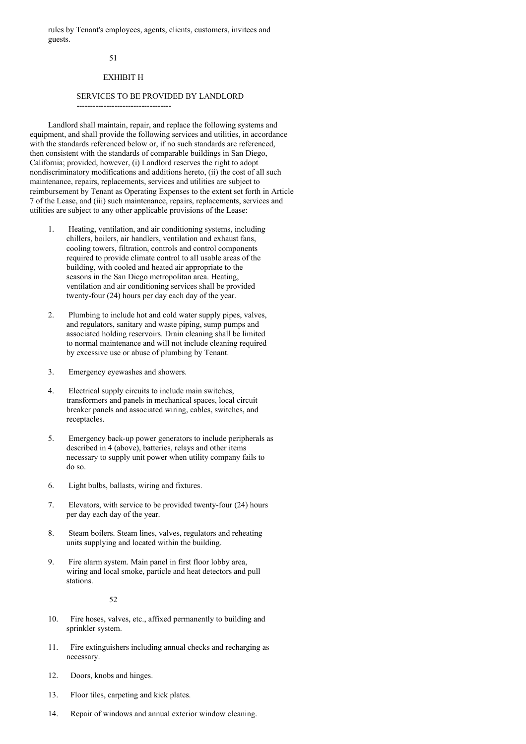rules by Tenant's employees, agents, clients, customers, invitees and guests.

# EXHIBIT H

## SERVICES TO BE PROVIDED BY LANDLORD

Landlord shall maintain, repair, and replace the following systems and equipment, and shall provide the following services and utilities, in accordance with the standards referenced below or, if no such standards are referenced, then consistent with the standards of comparable buildings in San Diego, California; provided, however, (i) Landlord reserves the right to adopt nondiscriminatory modifications and additions hereto, (ii) the cost of all such maintenance, repairs, replacements, services and utilities are subject to reimbursement by Tenant as Operating Expenses to the extent set forth in Article 7 of the Lease, and (iii) such maintenance, repairs, replacements, services and utilities are subject to any other applicable provisions of the Lease:

1. Heating, ventilation, and air conditioning systems, including chillers, boilers, air handlers, ventilation and exhaust fans, cooling towers, filtration, controls and control components required to provide climate control to all usable areas of the building, with cooled and heated air appropriate to the seasons in the San Diego metropolitan area. Heating, ventilation and air conditioning services shall be provided twenty-four (24) hours per day each day of the year.

2. Plumbing to include hot and cold water supply pipes, valves, and regulators, sanitary and waste piping, sump pumps and associated holding reservoirs. Drain cleaning shall be limited to normal maintenance and will not include cleaning required by excessive use or abuse of plumbing by Tenant.

3. Emergency eyewashes and showers.

4. Electrical supply circuits to include main switches, transformers and panels in mechanical spaces, local circuit breaker panels and associated wiring, cables, switches, and receptacles.

5. Emergency back-up power generators to include peripherals as described in 4 (above), batteries, relays and other items necessary to supply unit power when utility company fails to do so.

6. Light bulbs, ballasts, wiring and fixtures.

7. Elevators, with service to be provided twenty-four (24) hours per day each day of the year.

8. Steam boilers. Steam lines, valves, regulators and reheating units supplying and located within the building.

9. Fire alarm system. Main panel in first floor lobby area, wiring and local smoke, particle and heat detectors and pull stations.

10. Fire hoses, valves, etc., affixed permanently to building and sprinkler system.

11. Fire extinguishers including annual checks and recharging as necessary.

12. Doors, knobs and hinges.

13. Floor tiles, carpeting and kick plates.

14. Repair of windows and annual exterior window cleaning.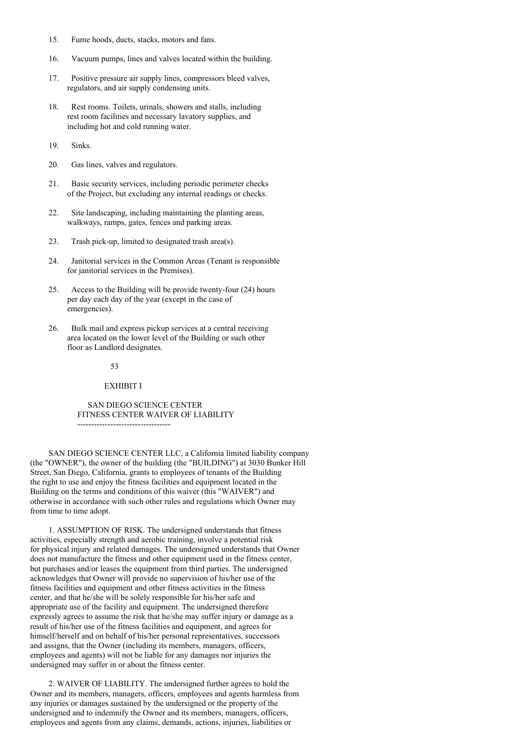15. Fume hoods, ducts, stacks, motors and fans.

16. Vacuum pumps, lines and valves located within the building.

17. Positive pressure air supply lines, compressors bleed valves, regulators, and air supply condensing units.

18. Rest rooms. Toilets, urinals, showers and stalls, including rest room facilities and necessary lavatory supplies, and including hot and cold running water.

19. Sinks.

20. Gas lines, valves and regulators.

21. Basic security services, including periodic perimeter checks of the Project, but excluding any internal readings or checks.

22. Site landscaping, including maintaining the planting areas, walkways, ramps, gates, fences and parking areas.

23. Trash pick-up, limited to designated trash area(s).

24. Janitorial services in the Common Areas (Tenant is responsible for janitorial services in the Premises).

25. Access to the Building will be provide twenty-four (24) hours per day each day of the year (except in the case of emergencies).

26. Bulk mail and express pickup services at a central receiving area located on the lower level of the Building or such other floor as Landlord designates.

# EXHIBIT I

## SAN DIEGO SCIENCE CENTER FITNESS CENTER WAIVER OF LIABILITY

SAN DIEGO SCIENCE CENTER LLC, a California limited liability company (the "OWNER"), the owner of the building (the "BUILDING") at 3030 Bunker Hill Street, San Diego, California, grants to employees of tenants of the Building the right to use and enjoy the fitness facilities and equipment located in the Building on the terms and conditions of this waiver (this "WAIVER") and otherwise in accordance with such other rules and regulations which Owner may from time to time adopt.

1. ASSUMPTION OF RISK. The undersigned understands that fitness activities, especially strength and aerobic training, involve a potential risk for physical injury and related damages. The undersigned understands that Owner does not manufacture the fitness and other equipment used in the fitness center, but purchases and/or leases the equipment from third parties. The undersigned acknowledges that Owner will provide no supervision of his/her use of the fitness facilities and equipment and other fitness activities in the fitness center, and that he/she will be solely responsible for his/her safe and appropriate use of the facility and equipment. The undersigned therefore expressly agrees to assume the risk that he/she may suffer injury or damage as a result of his/her use of the fitness facilities and equipment, and agrees for himself/herself and on behalf of his/her personal representatives, successors and assigns, that the Owner (including its members, managers, officers, employees and agents) will not be liable for any damages nor injuries the undersigned may suffer in or about the fitness center.

2. WAIVER OF LIABILITY. The undersigned further agrees to hold the Owner and its members, managers, officers, employees and agents harmless from any injuries or damages sustained by the undersigned or the property of the undersigned and to indemnify the Owner and its members, managers, officers, employees and agents from any claims, demands, actions, injuries, liabilities or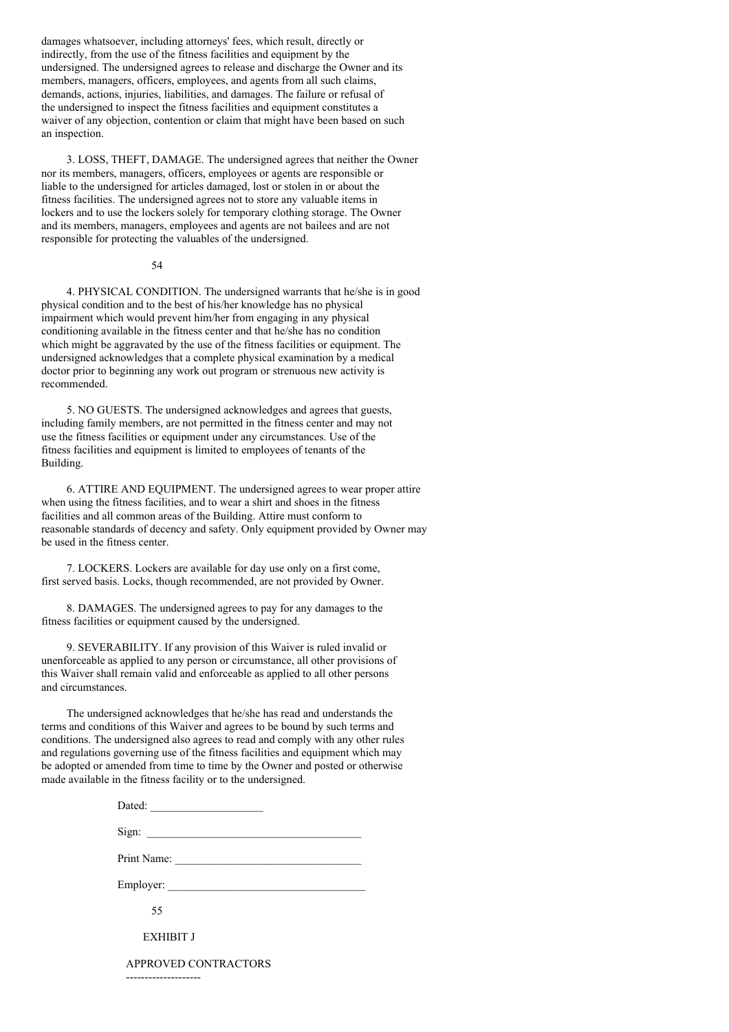damages whatsoever, including attorneys' fees, which result, directly or indirectly, from the use of the fitness facilities and equipment by the undersigned. The undersigned agrees to release and discharge the Owner and its members, managers, officers, employees, and agents from all such claims, demands, actions, injuries, liabilities, and damages. The failure or refusal of the undersigned to inspect the fitness facilities and equipment constitutes a waiver of any objection, contention or claim that might have been based on such an inspection.

3. LOSS, THEFT, DAMAGE. The undersigned agrees that neither the Owner nor its members, managers, officers, employees or agents are responsible or liable to the undersigned for articles damaged, lost or stolen in or about the fitness facilities. The undersigned agrees not to store any valuable items in lockers and to use the lockers solely for temporary clothing storage. The Owner and its members, managers, employees and agents are not bailees and are not responsible for protecting the valuables of the undersigned.

4. PHYSICAL CONDITION. The undersigned warrants that he/she is in good physical condition and to the best of his/her knowledge has no physical impairment which would prevent him/her from engaging in any physical conditioning available in the fitness center and that he/she has no condition which might be aggravated by the use of the fitness facilities or equipment. The undersigned acknowledges that a complete physical examination by a medical doctor prior to beginning any work out program or strenuous new activity is recommended.

5. NO GUESTS. The undersigned acknowledges and agrees that guests, including family members, are not permitted in the fitness center and may not use the fitness facilities or equipment under any circumstances. Use of the fitness facilities and equipment is limited to employees of tenants of the Building.

6. ATTIRE AND EQUIPMENT. The undersigned agrees to wear proper attire when using the fitness facilities, and to wear a shirt and shoes in the fitness facilities and all common areas of the Building. Attire must conform to reasonable standards of decency and safety. Only equipment provided by Owner may be used in the fitness center.

7. LOCKERS. Lockers are available for day use only on a first come, first served basis. Locks, though recommended, are not provided by Owner.

8. DAMAGES. The undersigned agrees to pay for any damages to the fitness facilities or equipment caused by the undersigned.

9. SEVERABILITY. If any provision of this Waiver is ruled invalid or unenforceable as applied to any person or circumstance, all other provisions of this Waiver shall remain valid and enforceable as applied to all other persons and circumstances.

The undersigned acknowledges that he/she has read and understands the terms and conditions of this Waiver and agrees to be bound by such terms and conditions. The undersigned also agrees to read and comply with any other rules and regulations governing use of the fitness facilities and equipment which may be adopted or amended from time to time by the Owner and posted or otherwise made available in the fitness facility or to the undersigned.

Dated: ____________________

Sign: ______________________________________

Print Name: ________________________________

Employer: __________________________________

EXHIBIT J

APPROVED CONTRACTORS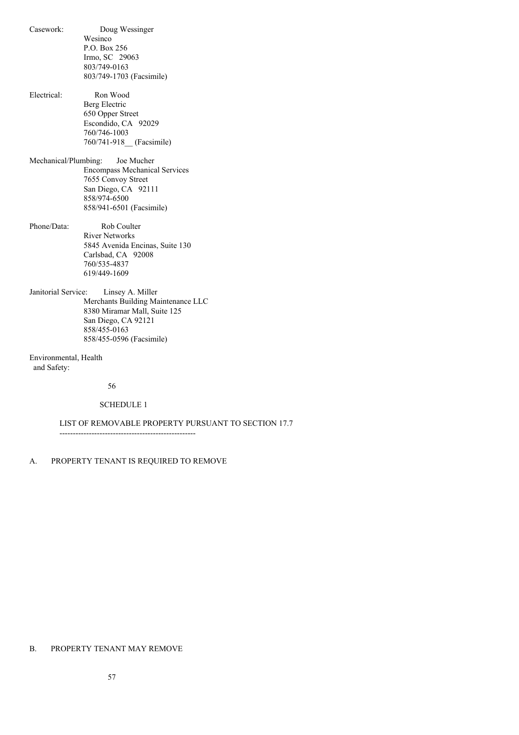Casework: Doug Wessinger
Wesinco
P.O. Box 256
Irmo, SC 29063
803/749-0163
803/749-1703 (Facsimile)

Electrical: Ron Wood
Berg Electric
650 Opper Street
Escondido, CA 92029
760/746-1003
760/741-918__ (Facsimile)

Mechanical/Plumbing: Joe Mucher
Encompass Mechanical Services
7655 Convoy Street
San Diego, CA 92111
858/974-6500
858/941-6501 (Facsimile)

Phone/Data: Rob Coulter
River Networks
5845 Avenida Encinas, Suite 130
Carlsbad, CA 92008
760/535-4837
619/449-1609

Janitorial Service: Linsey A. Miller
Merchants Building Maintenance LLC
8380 Miramar Mall, Suite 125
San Diego, CA 92121
858/455-0163
858/455-0596 (Facsimile)

Environmental, Health
and Safety:

## SCHEDULE 1

### LIST OF REMOVABLE PROPERTY PURSUANT TO SECTION 17.7

A. PROPERTY TENANT IS REQUIRED TO REMOVE

B. PROPERTY TENANT MAY REMOVE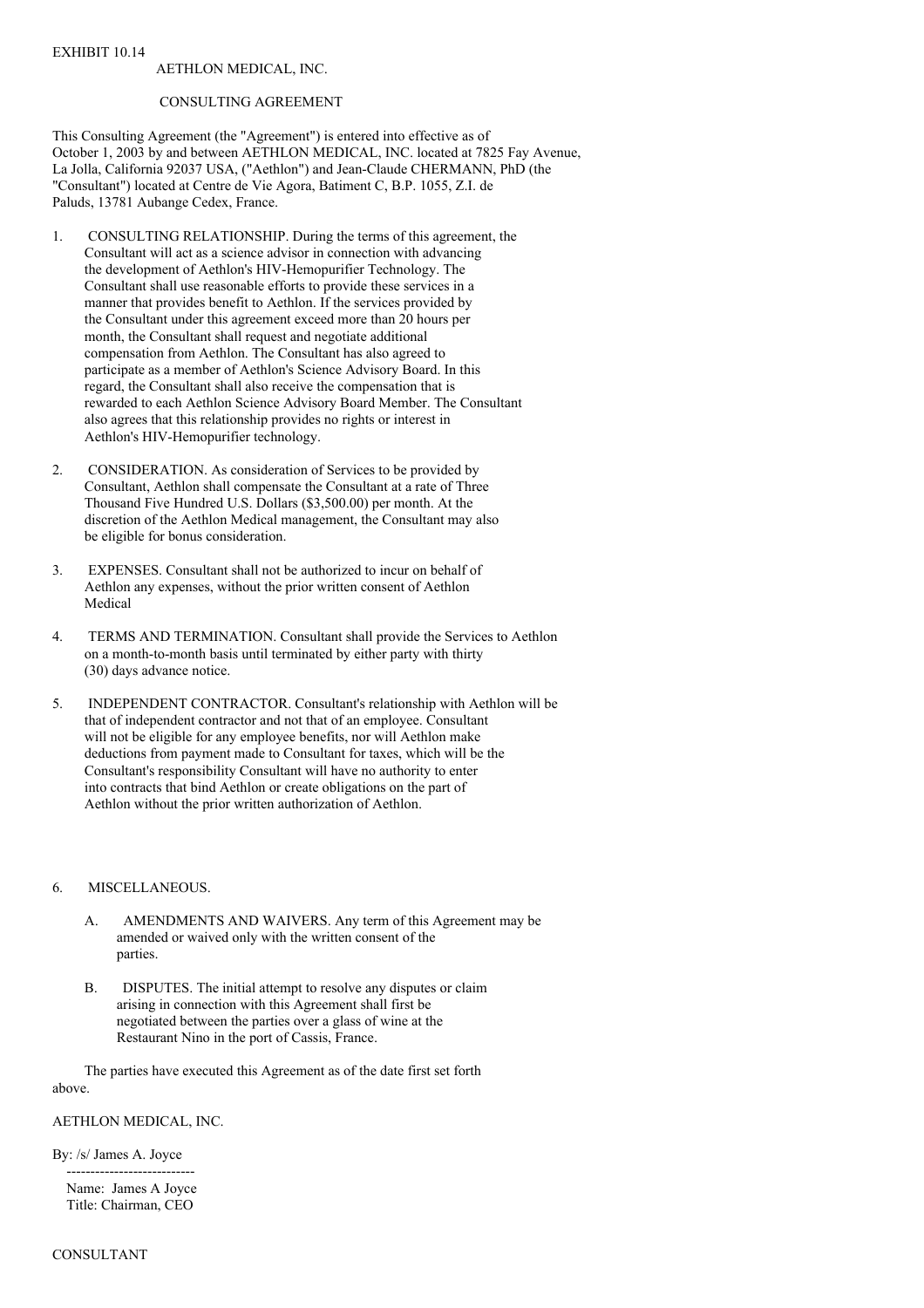EXHIBIT 10.14

AETHLON MEDICAL, INC.

CONSULTING AGREEMENT

This Consulting Agreement (the "Agreement") is entered into effective as of October 1, 2003 by and between AETHLON MEDICAL, INC. located at 7825 Fay Avenue, La Jolla, California 92037 USA, ("Aethlon") and Jean-Claude CHERMANN, PhD (the "Consultant") located at Centre de Vie Agora, Batiment C, B.P. 1055, Z.I. de Paluds, 13781 Aubange Cedex, France.

1. CONSULTING RELATIONSHIP. During the terms of this agreement, the Consultant will act as a science advisor in connection with advancing the development of Aethlon's HIV-Hemopurifier Technology. The Consultant shall use reasonable efforts to provide these services in a manner that provides benefit to Aethlon. If the services provided by the Consultant under this agreement exceed more than 20 hours per month, the Consultant shall request and negotiate additional compensation from Aethlon. The Consultant has also agreed to participate as a member of Aethlon's Science Advisory Board. In this regard, the Consultant shall also receive the compensation that is rewarded to each Aethlon Science Advisory Board Member. The Consultant also agrees that this relationship provides no rights or interest in Aethlon's HIV-Hemopurifier technology.

2. CONSIDERATION. As consideration of Services to be provided by Consultant, Aethlon shall compensate the Consultant at a rate of Three Thousand Five Hundred U.S. Dollars ($3,500.00) per month. At the discretion of the Aethlon Medical management, the Consultant may also be eligible for bonus consideration.

3. EXPENSES. Consultant shall not be authorized to incur on behalf of Aethlon any expenses, without the prior written consent of Aethlon Medical

4. TERMS AND TERMINATION. Consultant shall provide the Services to Aethlon on a month-to-month basis until terminated by either party with thirty (30) days advance notice.

5. INDEPENDENT CONTRACTOR. Consultant's relationship with Aethlon will be that of independent contractor and not that of an employee. Consultant will not be eligible for any employee benefits, nor will Aethlon make deductions from payment made to Consultant for taxes, which will be the Consultant's responsibility Consultant will have no authority to enter into contracts that bind Aethlon or create obligations on the part of Aethlon without the prior written authorization of Aethlon.

6. MISCELLANEOUS.

   A. AMENDMENTS AND WAIVERS. Any term of this Agreement may be amended or waived only with the written consent of the parties.

   B. DISPUTES. The initial attempt to resolve any disputes or claim arising in connection with this Agreement shall first be negotiated between the parties over a glass of wine at the Restaurant Nino in the port of Cassis, France.

The parties have executed this Agreement as of the date first set forth above.

AETHLON MEDICAL, INC.

By: /s/ James A. Joyce

---------------------------

Name: James A Joyce
Title: Chairman, CEO

CONSULTANT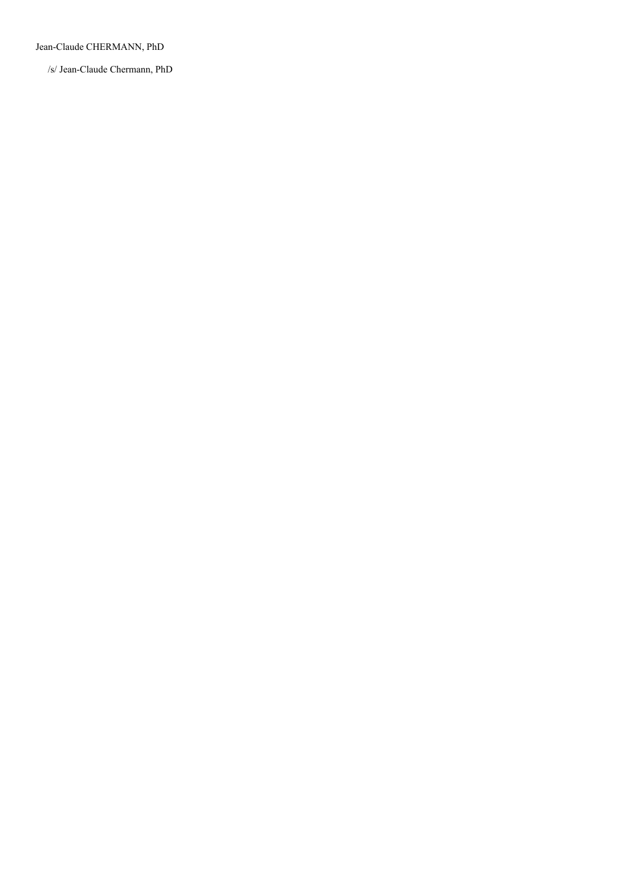Jean-Claude CHERMANN, PhD

/s/ Jean-Claude Chermann, PhD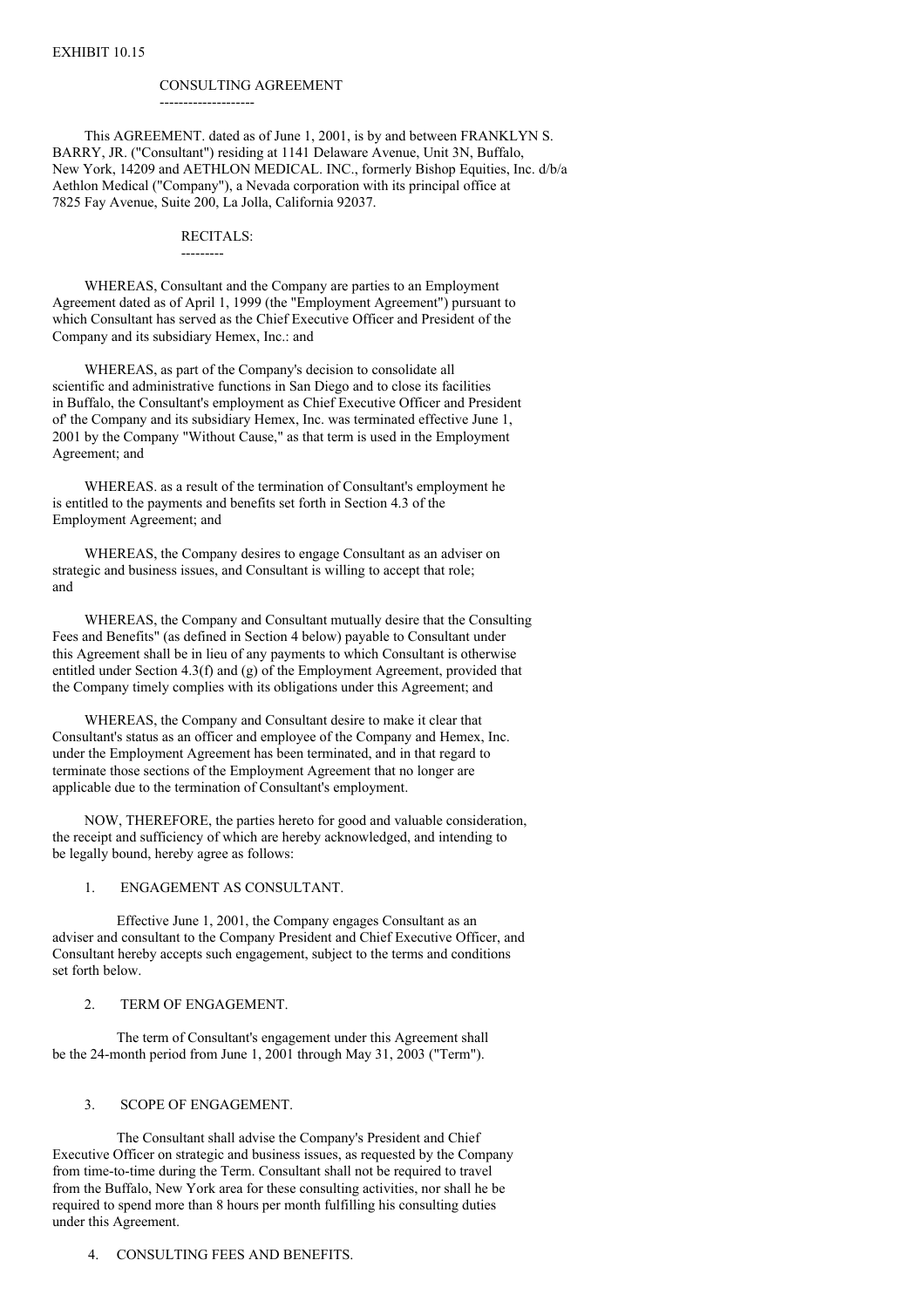EXHIBIT 10.15

# CONSULTING AGREEMENT

This AGREEMENT. dated as of June 1, 2001, is by and between FRANKLYN S. BARRY, JR. ("Consultant") residing at 1141 Delaware Avenue, Unit 3N, Buffalo, New York, 14209 and AETHLON MEDICAL. INC., formerly Bishop Equities, Inc. d/b/a Aethlon Medical ("Company"), a Nevada corporation with its principal office at 7825 Fay Avenue, Suite 200, La Jolla, California 92037.

## RECITALS:

WHEREAS, Consultant and the Company are parties to an Employment Agreement dated as of April 1, 1999 (the "Employment Agreement") pursuant to which Consultant has served as the Chief Executive Officer and President of the Company and its subsidiary Hemex, Inc.: and

WHEREAS, as part of the Company's decision to consolidate all scientific and administrative functions in San Diego and to close its facilities in Buffalo, the Consultant's employment as Chief Executive Officer and President of' the Company and its subsidiary Hemex, Inc. was terminated effective June 1, 2001 by the Company "Without Cause," as that term is used in the Employment Agreement; and

WHEREAS. as a result of the termination of Consultant's employment he is entitled to the payments and benefits set forth in Section 4.3 of the Employment Agreement; and

WHEREAS, the Company desires to engage Consultant as an adviser on strategic and business issues, and Consultant is willing to accept that role; and

WHEREAS, the Company and Consultant mutually desire that the Consulting Fees and Benefits" (as defined in Section 4 below) payable to Consultant under this Agreement shall be in lieu of any payments to which Consultant is otherwise entitled under Section 4.3(f) and (g) of the Employment Agreement, provided that the Company timely complies with its obligations under this Agreement; and

WHEREAS, the Company and Consultant desire to make it clear that Consultant's status as an officer and employee of the Company and Hemex, Inc. under the Employment Agreement has been terminated, and in that regard to terminate those sections of the Employment Agreement that no longer are applicable due to the termination of Consultant's employment.

NOW, THEREFORE, the parties hereto for good and valuable consideration, the receipt and sufficiency of which are hereby acknowledged, and intending to be legally bound, hereby agree as follows:

1. ENGAGEMENT AS CONSULTANT.

Effective June 1, 2001, the Company engages Consultant as an adviser and consultant to the Company President and Chief Executive Officer, and Consultant hereby accepts such engagement, subject to the terms and conditions set forth below.

2. TERM OF ENGAGEMENT.

The term of Consultant's engagement under this Agreement shall be the 24-month period from June 1, 2001 through May 31, 2003 ("Term").

3. SCOPE OF ENGAGEMENT.

The Consultant shall advise the Company's President and Chief Executive Officer on strategic and business issues, as requested by the Company from time-to-time during the Term. Consultant shall not be required to travel from the Buffalo, New York area for these consulting activities, nor shall he be required to spend more than 8 hours per month fulfilling his consulting duties under this Agreement.

4. CONSULTING FEES AND BENEFITS.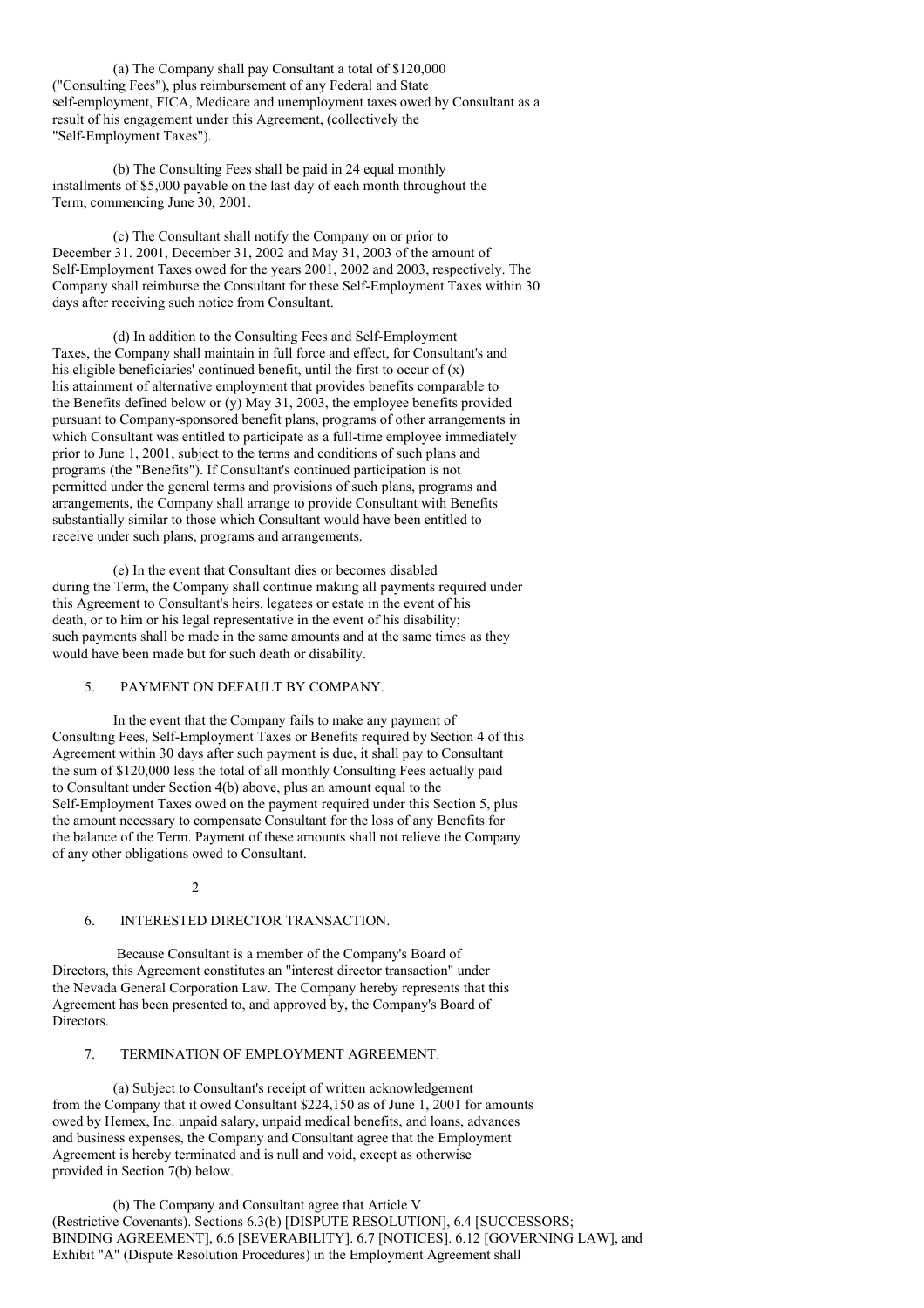(a) The Company shall pay Consultant a total of $120,000 ("Consulting Fees"), plus reimbursement of any Federal and State self-employment, FICA, Medicare and unemployment taxes owed by Consultant as a result of his engagement under this Agreement, (collectively the "Self-Employment Taxes").

(b) The Consulting Fees shall be paid in 24 equal monthly installments of $5,000 payable on the last day of each month throughout the Term, commencing June 30, 2001.

(c) The Consultant shall notify the Company on or prior to December 31. 2001, December 31, 2002 and May 31, 2003 of the amount of Self-Employment Taxes owed for the years 2001, 2002 and 2003, respectively. The Company shall reimburse the Consultant for these Self-Employment Taxes within 30 days after receiving such notice from Consultant.

(d) In addition to the Consulting Fees and Self-Employment Taxes, the Company shall maintain in full force and effect, for Consultant's and his eligible beneficiaries' continued benefit, until the first to occur of (x) his attainment of alternative employment that provides benefits comparable to the Benefits defined below or (y) May 31, 2003, the employee benefits provided pursuant to Company-sponsored benefit plans, programs of other arrangements in which Consultant was entitled to participate as a full-time employee immediately prior to June 1, 2001, subject to the terms and conditions of such plans and programs (the "Benefits"). If Consultant's continued participation is not permitted under the general terms and provisions of such plans, programs and arrangements, the Company shall arrange to provide Consultant with Benefits substantially similar to those which Consultant would have been entitled to receive under such plans, programs and arrangements.

(e) In the event that Consultant dies or becomes disabled during the Term, the Company shall continue making all payments required under this Agreement to Consultant's heirs. legatees or estate in the event of his death, or to him or his legal representative in the event of his disability; such payments shall be made in the same amounts and at the same times as they would have been made but for such death or disability.

5. PAYMENT ON DEFAULT BY COMPANY.

In the event that the Company fails to make any payment of Consulting Fees, Self-Employment Taxes or Benefits required by Section 4 of this Agreement within 30 days after such payment is due, it shall pay to Consultant the sum of $120,000 less the total of all monthly Consulting Fees actually paid to Consultant under Section 4(b) above, plus an amount equal to the Self-Employment Taxes owed on the payment required under this Section 5, plus the amount necessary to compensate Consultant for the loss of any Benefits for the balance of the Term. Payment of these amounts shall not relieve the Company of any other obligations owed to Consultant.

6. INTERESTED DIRECTOR TRANSACTION.

Because Consultant is a member of the Company's Board of Directors, this Agreement constitutes an "interest director transaction" under the Nevada General Corporation Law. The Company hereby represents that this Agreement has been presented to, and approved by, the Company's Board of Directors.

7. TERMINATION OF EMPLOYMENT AGREEMENT.

(a) Subject to Consultant's receipt of written acknowledgement from the Company that it owed Consultant $224,150 as of June 1, 2001 for amounts owed by Hemex, Inc. unpaid salary, unpaid medical benefits, and loans, advances and business expenses, the Company and Consultant agree that the Employment Agreement is hereby terminated and is null and void, except as otherwise provided in Section 7(b) below.

(b) The Company and Consultant agree that Article V (Restrictive Covenants). Sections 6.3(b) [DISPUTE RESOLUTION], 6.4 [SUCCESSORS; BINDING AGREEMENT], 6.6 [SEVERABILITY]. 6.7 [NOTICES]. 6.12 [GOVERNING LAW], and Exhibit "A" (Dispute Resolution Procedures) in the Employment Agreement shall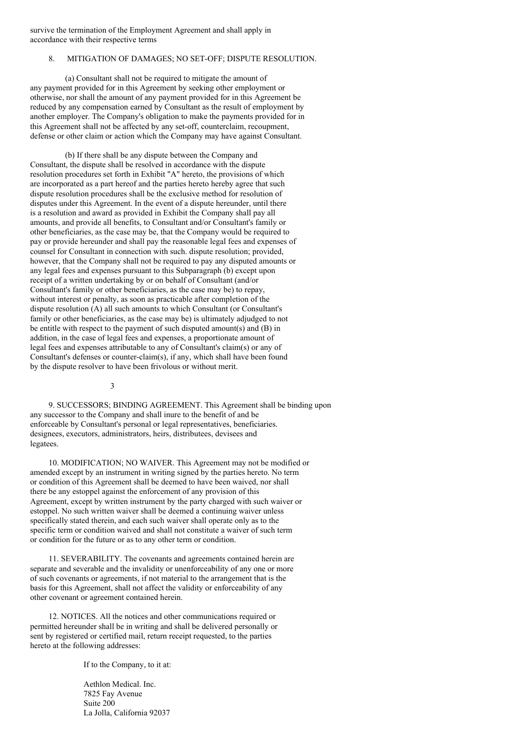survive the termination of the Employment Agreement and shall apply in accordance with their respective terms

8. MITIGATION OF DAMAGES; NO SET-OFF; DISPUTE RESOLUTION.

(a) Consultant shall not be required to mitigate the amount of any payment provided for in this Agreement by seeking other employment or otherwise, nor shall the amount of any payment provided for in this Agreement be reduced by any compensation earned by Consultant as the result of employment by another employer. The Company's obligation to make the payments provided for in this Agreement shall not be affected by any set-off, counterclaim, recoupment, defense or other claim or action which the Company may have against Consultant.

(b) If there shall be any dispute between the Company and Consultant, the dispute shall be resolved in accordance with the dispute resolution procedures set forth in Exhibit "A" hereto, the provisions of which are incorporated as a part hereof and the parties hereto hereby agree that such dispute resolution procedures shall be the exclusive method for resolution of disputes under this Agreement. In the event of a dispute hereunder, until there is a resolution and award as provided in Exhibit the Company shall pay all amounts, and provide all benefits, to Consultant and/or Consultant's family or other beneficiaries, as the case may be, that the Company would be required to pay or provide hereunder and shall pay the reasonable legal fees and expenses of counsel for Consultant in connection with such. dispute resolution; provided, however, that the Company shall not be required to pay any disputed amounts or any legal fees and expenses pursuant to this Subparagraph (b) except upon receipt of a written undertaking by or on behalf of Consultant (and/or Consultant's family or other beneficiaries, as the case may be) to repay, without interest or penalty, as soon as practicable after completion of the dispute resolution (A) all such amounts to which Consultant (or Consultant's family or other beneficiaries, as the case may be) is ultimately adjudged to not be entitle with respect to the payment of such disputed amount(s) and (B) in addition, in the case of legal fees and expenses, a proportionate amount of legal fees and expenses attributable to any of Consultant's claim(s) or any of Consultant's defenses or counter-claim(s), if any, which shall have been found by the dispute resolver to have been frivolous or without merit.

9. SUCCESSORS; BINDING AGREEMENT. This Agreement shall be binding upon any successor to the Company and shall inure to the benefit of and be enforceable by Consultant's personal or legal representatives, beneficiaries. designees, executors, administrators, heirs, distributees, devisees and legatees.

10. MODIFICATION; NO WAIVER. This Agreement may not be modified or amended except by an instrument in writing signed by the parties hereto. No term or condition of this Agreement shall be deemed to have been waived, nor shall there be any estoppel against the enforcement of any provision of this Agreement, except by written instrument by the party charged with such waiver or estoppel. No such written waiver shall be deemed a continuing waiver unless specifically stated therein, and each such waiver shall operate only as to the specific term or condition waived and shall not constitute a waiver of such term or condition for the future or as to any other term or condition.

11. SEVERABILITY. The covenants and agreements contained herein are separate and severable and the invalidity or unenforceability of any one or more of such covenants or agreements, if not material to the arrangement that is the basis for this Agreement, shall not affect the validity or enforceability of any other covenant or agreement contained herein.

12. NOTICES. All the notices and other communications required or permitted hereunder shall be in writing and shall be delivered personally or sent by registered or certified mail, return receipt requested, to the parties hereto at the following addresses:

If to the Company, to it at:

Aethlon Medical. Inc.
7825 Fay Avenue
Suite 200
La Jolla, California 92037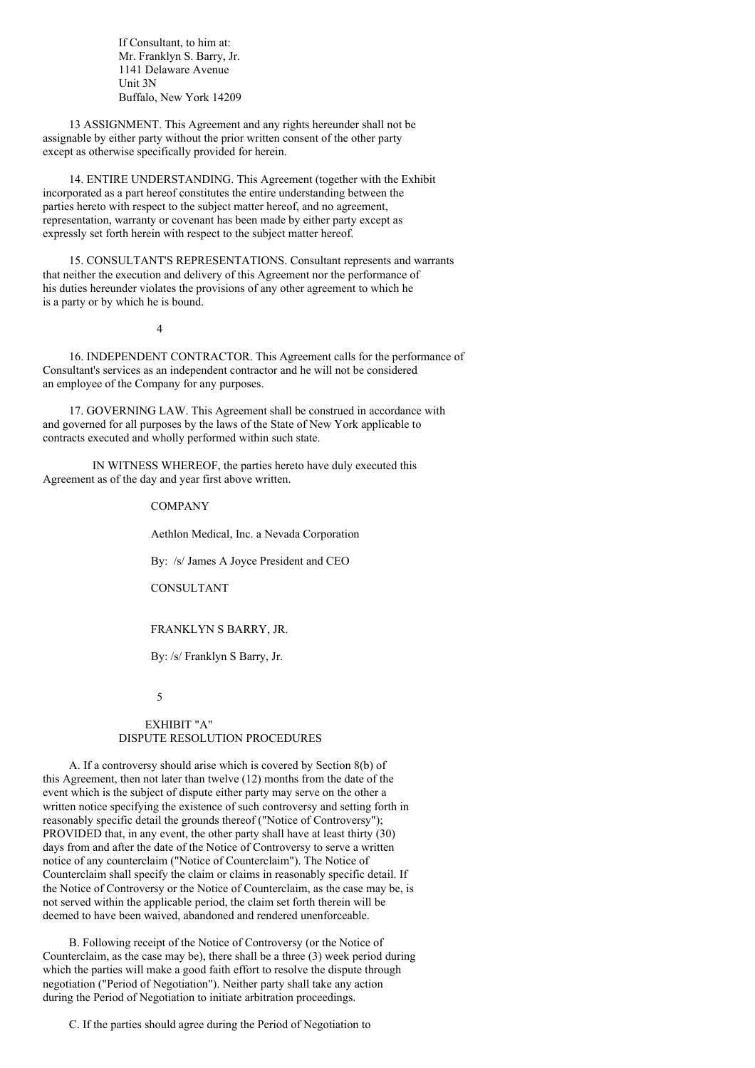If Consultant, to him at:
Mr. Franklyn S. Barry, Jr.
1141 Delaware Avenue
Unit 3N
Buffalo, New York 14209

13 ASSIGNMENT. This Agreement and any rights hereunder shall not be assignable by either party without the prior written consent of the other party except as otherwise specifically provided for herein.

14. ENTIRE UNDERSTANDING. This Agreement (together with the Exhibit incorporated as a part hereof constitutes the entire understanding between the parties hereto with respect to the subject matter hereof, and no agreement, representation, warranty or covenant has been made by either party except as expressly set forth herein with respect to the subject matter hereof.

15. CONSULTANT'S REPRESENTATIONS. Consultant represents and warrants that neither the execution and delivery of this Agreement nor the performance of his duties hereunder violates the provisions of any other agreement to which he is a party or by which he is bound.

16. INDEPENDENT CONTRACTOR. This Agreement calls for the performance of Consultant's services as an independent contractor and he will not be considered an employee of the Company for any purposes.

17. GOVERNING LAW. This Agreement shall be construed in accordance with and governed for all purposes by the laws of the State of New York applicable to contracts executed and wholly performed within such state.

IN WITNESS WHEREOF, the parties hereto have duly executed this Agreement as of the day and year first above written.

COMPANY

Aethlon Medical, Inc. a Nevada Corporation

By: /s/ James A Joyce President and CEO

CONSULTANT

FRANKLYN S BARRY, JR.

By: /s/ Franklyn S Barry, Jr.

## EXHIBIT "A"
## DISPUTE RESOLUTION PROCEDURES

A. If a controversy should arise which is covered by Section 8(b) of this Agreement, then not later than twelve (12) months from the date of the event which is the subject of dispute either party may serve on the other a written notice specifying the existence of such controversy and setting forth in reasonably specific detail the grounds thereof ("Notice of Controversy"); PROVIDED that, in any event, the other party shall have at least thirty (30) days from and after the date of the Notice of Controversy to serve a written notice of any counterclaim ("Notice of Counterclaim"). The Notice of Counterclaim shall specify the claim or claims in reasonably specific detail. If the Notice of Controversy or the Notice of Counterclaim, as the case may be, is not served within the applicable period, the claim set forth therein will be deemed to have been waived, abandoned and rendered unenforceable.

B. Following receipt of the Notice of Controversy (or the Notice of Counterclaim, as the case may be), there shall be a three (3) week period during which the parties will make a good faith effort to resolve the dispute through negotiation ("Period of Negotiation"). Neither party shall take any action during the Period of Negotiation to initiate arbitration proceedings.

C. If the parties should agree during the Period of Negotiation to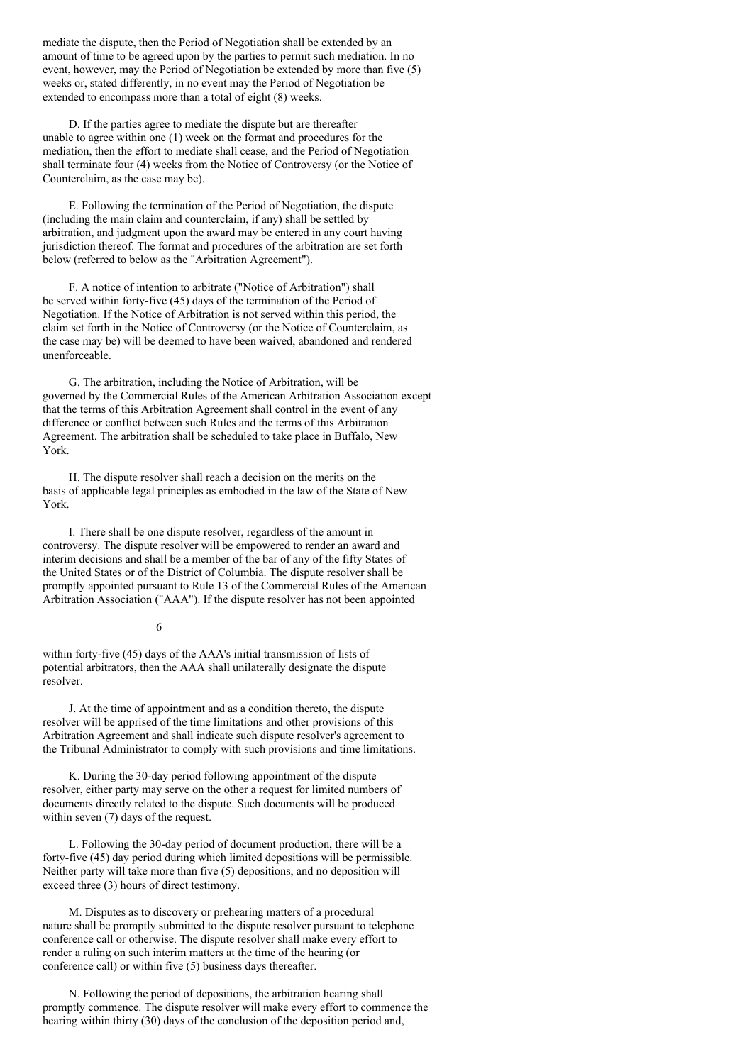mediate the dispute, then the Period of Negotiation shall be extended by an amount of time to be agreed upon by the parties to permit such mediation. In no event, however, may the Period of Negotiation be extended by more than five (5) weeks or, stated differently, in no event may the Period of Negotiation be extended to encompass more than a total of eight (8) weeks.

D. If the parties agree to mediate the dispute but are thereafter unable to agree within one (1) week on the format and procedures for the mediation, then the effort to mediate shall cease, and the Period of Negotiation shall terminate four (4) weeks from the Notice of Controversy (or the Notice of Counterclaim, as the case may be).

E. Following the termination of the Period of Negotiation, the dispute (including the main claim and counterclaim, if any) shall be settled by arbitration, and judgment upon the award may be entered in any court having jurisdiction thereof. The format and procedures of the arbitration are set forth below (referred to below as the "Arbitration Agreement").

F. A notice of intention to arbitrate ("Notice of Arbitration") shall be served within forty-five (45) days of the termination of the Period of Negotiation. If the Notice of Arbitration is not served within this period, the claim set forth in the Notice of Controversy (or the Notice of Counterclaim, as the case may be) will be deemed to have been waived, abandoned and rendered unenforceable.

G. The arbitration, including the Notice of Arbitration, will be governed by the Commercial Rules of the American Arbitration Association except that the terms of this Arbitration Agreement shall control in the event of any difference or conflict between such Rules and the terms of this Arbitration Agreement. The arbitration shall be scheduled to take place in Buffalo, New York.

H. The dispute resolver shall reach a decision on the merits on the basis of applicable legal principles as embodied in the law of the State of New York.

I. There shall be one dispute resolver, regardless of the amount in controversy. The dispute resolver will be empowered to render an award and interim decisions and shall be a member of the bar of any of the fifty States of the United States or of the District of Columbia. The dispute resolver shall be promptly appointed pursuant to Rule 13 of the Commercial Rules of the American Arbitration Association ("AAA"). If the dispute resolver has not been appointed within forty-five (45) days of the AAA's initial transmission of lists of potential arbitrators, then the AAA shall unilaterally designate the dispute resolver.

J. At the time of appointment and as a condition thereto, the dispute resolver will be apprised of the time limitations and other provisions of this Arbitration Agreement and shall indicate such dispute resolver's agreement to the Tribunal Administrator to comply with such provisions and time limitations.

K. During the 30-day period following appointment of the dispute resolver, either party may serve on the other a request for limited numbers of documents directly related to the dispute. Such documents will be produced within seven (7) days of the request.

L. Following the 30-day period of document production, there will be a forty-five (45) day period during which limited depositions will be permissible. Neither party will take more than five (5) depositions, and no deposition will exceed three (3) hours of direct testimony.

M. Disputes as to discovery or prehearing matters of a procedural nature shall be promptly submitted to the dispute resolver pursuant to telephone conference call or otherwise. The dispute resolver shall make every effort to render a ruling on such interim matters at the time of the hearing (or conference call) or within five (5) business days thereafter.

N. Following the period of depositions, the arbitration hearing shall promptly commence. The dispute resolver will make every effort to commence the hearing within thirty (30) days of the conclusion of the deposition period and,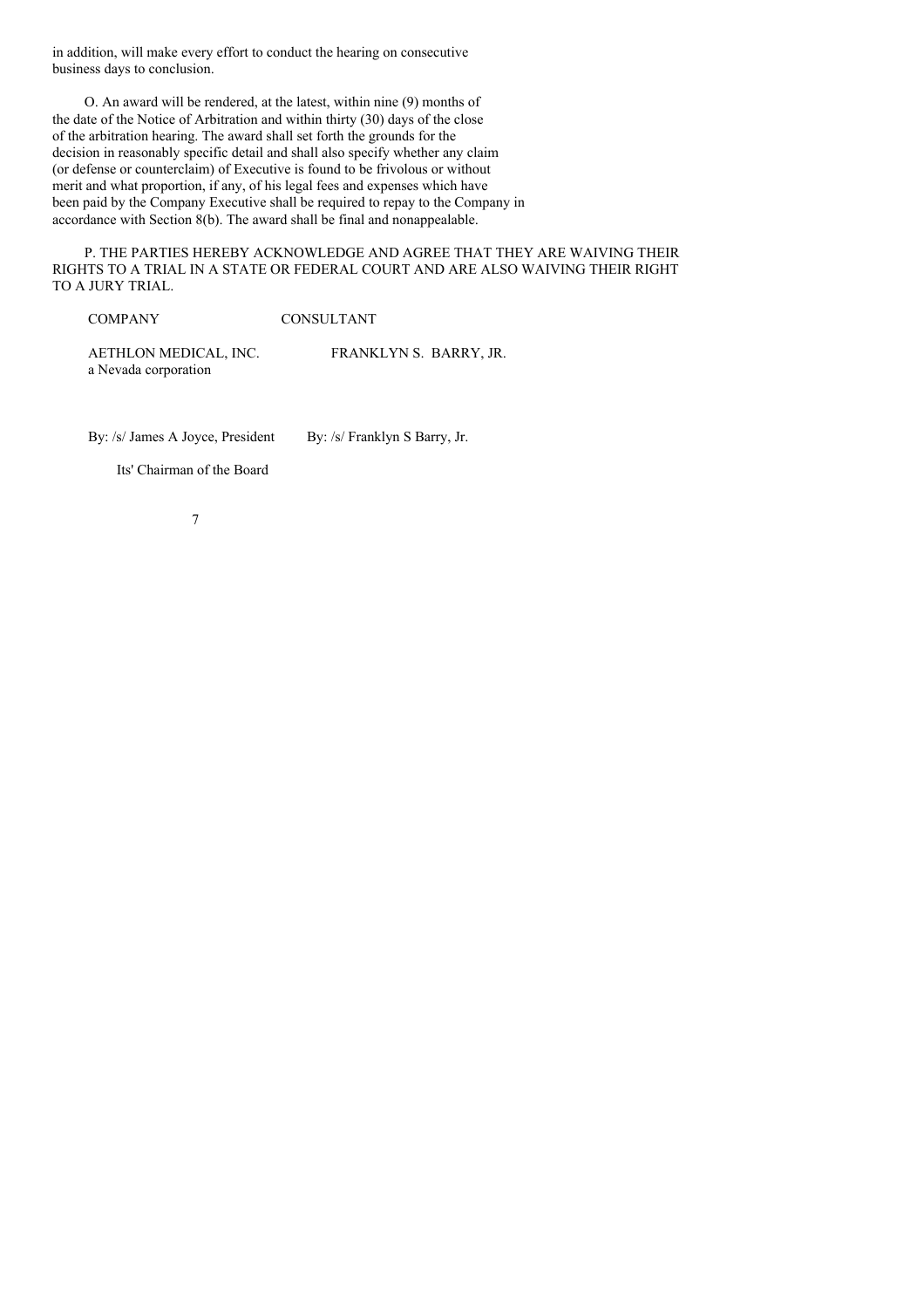in addition, will make every effort to conduct the hearing on consecutive business days to conclusion.

O. An award will be rendered, at the latest, within nine (9) months of the date of the Notice of Arbitration and within thirty (30) days of the close of the arbitration hearing. The award shall set forth the grounds for the decision in reasonably specific detail and shall also specify whether any claim (or defense or counterclaim) of Executive is found to be frivolous or without merit and what proportion, if any, of his legal fees and expenses which have been paid by the Company Executive shall be required to repay to the Company in accordance with Section 8(b). The award shall be final and nonappealable.

P. THE PARTIES HEREBY ACKNOWLEDGE AND AGREE THAT THEY ARE WAIVING THEIR RIGHTS TO A TRIAL IN A STATE OR FEDERAL COURT AND ARE ALSO WAIVING THEIR RIGHT TO A JURY TRIAL.

| COMPANY | CONSULTANT |
|---|---|
| AETHLON MEDICAL, INC. a Nevada corporation | FRANKLYN S. BARRY, JR. |
| By: /s/ James A Joyce, President | By: /s/ Franklyn S Barry, Jr. |
| Its' Chairman of the Board | |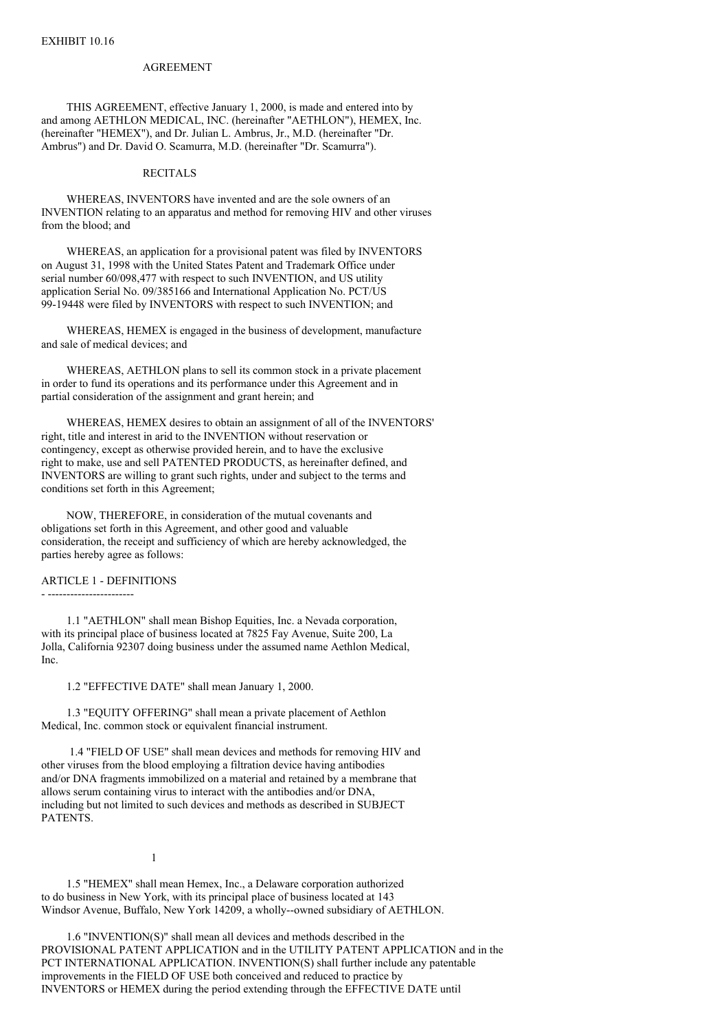EXHIBIT 10.16

# AGREEMENT

THIS AGREEMENT, effective January 1, 2000, is made and entered into by and among AETHLON MEDICAL, INC. (hereinafter "AETHLON"), HEMEX, Inc. (hereinafter "HEMEX"), and Dr. Julian L. Ambrus, Jr., M.D. (hereinafter "Dr. Ambrus") and Dr. David O. Scamurra, M.D. (hereinafter "Dr. Scamurra").

## RECITALS

WHEREAS, INVENTORS have invented and are the sole owners of an INVENTION relating to an apparatus and method for removing HIV and other viruses from the blood; and

WHEREAS, an application for a provisional patent was filed by INVENTORS on August 31, 1998 with the United States Patent and Trademark Office under serial number 60/098,477 with respect to such INVENTION, and US utility application Serial No. 09/385166 and International Application No. PCT/US 99-19448 were filed by INVENTORS with respect to such INVENTION; and

WHEREAS, HEMEX is engaged in the business of development, manufacture and sale of medical devices; and

WHEREAS, AETHLON plans to sell its common stock in a private placement in order to fund its operations and its performance under this Agreement and in partial consideration of the assignment and grant herein; and

WHEREAS, HEMEX desires to obtain an assignment of all of the INVENTORS' right, title and interest in arid to the INVENTION without reservation or contingency, except as otherwise provided herein, and to have the exclusive right to make, use and sell PATENTED PRODUCTS, as hereinafter defined, and INVENTORS are willing to grant such rights, under and subject to the terms and conditions set forth in this Agreement;

NOW, THEREFORE, in consideration of the mutual covenants and obligations set forth in this Agreement, and other good and valuable consideration, the receipt and sufficiency of which are hereby acknowledged, the parties hereby agree as follows:

## ARTICLE 1 - DEFINITIONS

1.1 "AETHLON" shall mean Bishop Equities, Inc. a Nevada corporation, with its principal place of business located at 7825 Fay Avenue, Suite 200, La Jolla, California 92307 doing business under the assumed name Aethlon Medical, Inc.

1.2 "EFFECTIVE DATE" shall mean January 1, 2000.

1.3 "EQUITY OFFERING" shall mean a private placement of Aethlon Medical, Inc. common stock or equivalent financial instrument.

1.4 "FIELD OF USE" shall mean devices and methods for removing HIV and other viruses from the blood employing a filtration device having antibodies and/or DNA fragments immobilized on a material and retained by a membrane that allows serum containing virus to interact with the antibodies and/or DNA, including but not limited to such devices and methods as described in SUBJECT PATENTS.

1.5 "HEMEX" shall mean Hemex, Inc., a Delaware corporation authorized to do business in New York, with its principal place of business located at 143 Windsor Avenue, Buffalo, New York 14209, a wholly--owned subsidiary of AETHLON.

1.6 "INVENTION(S)" shall mean all devices and methods described in the PROVISIONAL PATENT APPLICATION and in the UTILITY PATENT APPLICATION and in the PCT INTERNATIONAL APPLICATION. INVENTION(S) shall further include any patentable improvements in the FIELD OF USE both conceived and reduced to practice by INVENTORS or HEMEX during the period extending through the EFFECTIVE DATE until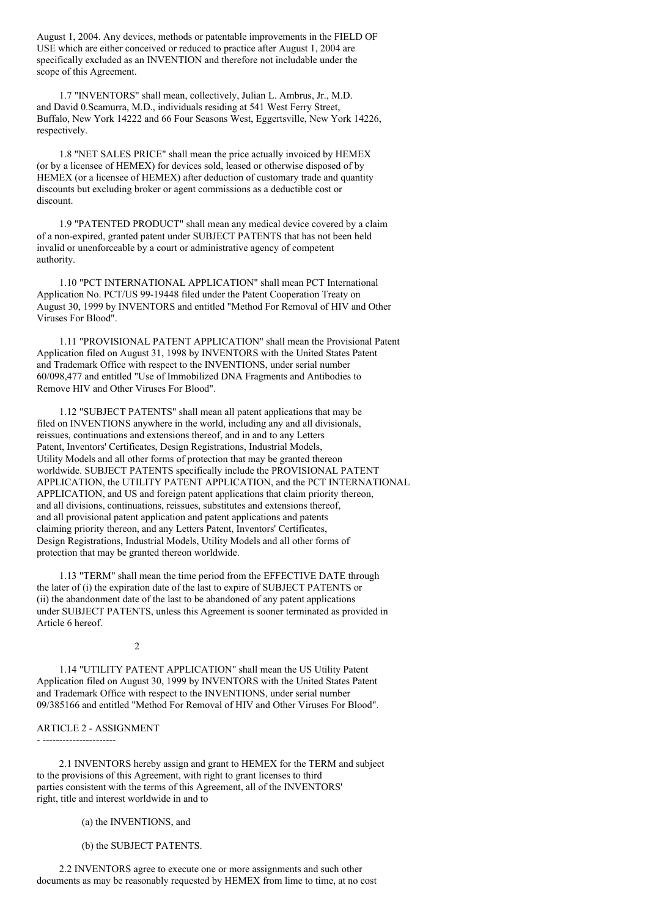August 1, 2004. Any devices, methods or patentable improvements in the FIELD OF USE which are either conceived or reduced to practice after August 1, 2004 are specifically excluded as an INVENTION and therefore not includable under the scope of this Agreement.

1.7 "INVENTORS" shall mean, collectively, Julian L. Ambrus, Jr., M.D. and David 0.Scamurra, M.D., individuals residing at 541 West Ferry Street, Buffalo, New York 14222 and 66 Four Seasons West, Eggertsville, New York 14226, respectively.

1.8 "NET SALES PRICE" shall mean the price actually invoiced by HEMEX (or by a licensee of HEMEX) for devices sold, leased or otherwise disposed of by HEMEX (or a licensee of HEMEX) after deduction of customary trade and quantity discounts but excluding broker or agent commissions as a deductible cost or discount.

1.9 "PATENTED PRODUCT" shall mean any medical device covered by a claim of a non-expired, granted patent under SUBJECT PATENTS that has not been held invalid or unenforceable by a court or administrative agency of competent authority.

1.10 "PCT INTERNATIONAL APPLICATION" shall mean PCT International Application No. PCT/US 99-19448 filed under the Patent Cooperation Treaty on August 30, 1999 by INVENTORS and entitled "Method For Removal of HIV and Other Viruses For Blood".

1.11 "PROVISIONAL PATENT APPLICATION" shall mean the Provisional Patent Application filed on August 31, 1998 by INVENTORS with the United States Patent and Trademark Office with respect to the INVENTIONS, under serial number 60/098,477 and entitled "Use of Immobilized DNA Fragments and Antibodies to Remove HIV and Other Viruses For Blood".

1.12 "SUBJECT PATENTS" shall mean all patent applications that may be filed on INVENTIONS anywhere in the world, including any and all divisionals, reissues, continuations and extensions thereof, and in and to any Letters Patent, Inventors' Certificates, Design Registrations, Industrial Models, Utility Models and all other forms of protection that may be granted thereon worldwide. SUBJECT PATENTS specifically include the PROVISIONAL PATENT APPLICATION, the UTILITY PATENT APPLICATION, and the PCT INTERNATIONAL APPLICATION, and US and foreign patent applications that claim priority thereon, and all divisions, continuations, reissues, substitutes and extensions thereof, and all provisional patent application and patent applications and patents claiming priority thereon, and any Letters Patent, Inventors' Certificates, Design Registrations, Industrial Models, Utility Models and all other forms of protection that may be granted thereon worldwide.

1.13 "TERM" shall mean the time period from the EFFECTIVE DATE through the later of (i) the expiration date of the last to expire of SUBJECT PATENTS or (ii) the abandonment date of the last to be abandoned of any patent applications under SUBJECT PATENTS, unless this Agreement is sooner terminated as provided in Article 6 hereof.

1.14 "UTILITY PATENT APPLICATION" shall mean the US Utility Patent Application filed on August 30, 1999 by INVENTORS with the United States Patent and Trademark Office with respect to the INVENTIONS, under serial number 09/385166 and entitled "Method For Removal of HIV and Other Viruses For Blood".

## ARTICLE 2 - ASSIGNMENT

2.1 INVENTORS hereby assign and grant to HEMEX for the TERM and subject to the provisions of this Agreement, with right to grant licenses to third parties consistent with the terms of this Agreement, all of the INVENTORS' right, title and interest worldwide in and to

(a) the INVENTIONS, and

(b) the SUBJECT PATENTS.

2.2 INVENTORS agree to execute one or more assignments and such other documents as may be reasonably requested by HEMEX from lime to time, at no cost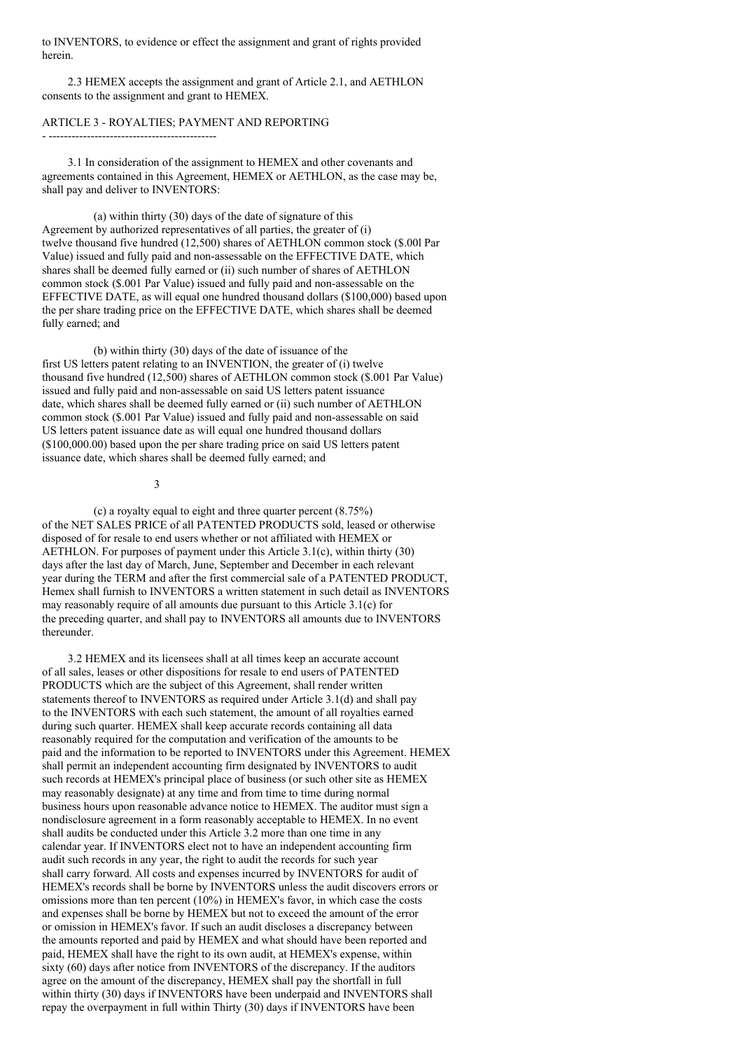to INVENTORS, to evidence or effect the assignment and grant of rights provided herein.

2.3 HEMEX accepts the assignment and grant of Article 2.1, and AETHLON consents to the assignment and grant to HEMEX.

## ARTICLE 3 - ROYALTIES; PAYMENT AND REPORTING

3.1 In consideration of the assignment to HEMEX and other covenants and agreements contained in this Agreement, HEMEX or AETHLON, as the case may be, shall pay and deliver to INVENTORS:

(a) within thirty (30) days of the date of signature of this Agreement by authorized representatives of all parties, the greater of (i) twelve thousand five hundred (12,500) shares of AETHLON common stock ($.00l Par Value) issued and fully paid and non-assessable on the EFFECTIVE DATE, which shares shall be deemed fully earned or (ii) such number of shares of AETHLON common stock ($.001 Par Value) issued and fully paid and non-assessable on the EFFECTIVE DATE, as will equal one hundred thousand dollars ($100,000) based upon the per share trading price on the EFFECTIVE DATE, which shares shall be deemed fully earned; and

(b) within thirty (30) days of the date of issuance of the first US letters patent relating to an INVENTION, the greater of (i) twelve thousand five hundred (12,500) shares of AETHLON common stock ($.001 Par Value) issued and fully paid and non-assessable on said US letters patent issuance date, which shares shall be deemed fully earned or (ii) such number of AETHLON common stock ($.001 Par Value) issued and fully paid and non-assessable on said US letters patent issuance date as will equal one hundred thousand dollars ($100,000.00) based upon the per share trading price on said US letters patent issuance date, which shares shall be deemed fully earned; and

(c) a royalty equal to eight and three quarter percent (8.75%) of the NET SALES PRICE of all PATENTED PRODUCTS sold, leased or otherwise disposed of for resale to end users whether or not affiliated with HEMEX or AETHLON. For purposes of payment under this Article 3.1(c), within thirty (30) days after the last day of March, June, September and December in each relevant year during the TERM and after the first commercial sale of a PATENTED PRODUCT, Hemex shall furnish to INVENTORS a written statement in such detail as INVENTORS may reasonably require of all amounts due pursuant to this Article 3.1(c) for the preceding quarter, and shall pay to INVENTORS all amounts due to INVENTORS thereunder.

3.2 HEMEX and its licensees shall at all times keep an accurate account of all sales, leases or other dispositions for resale to end users of PATENTED PRODUCTS which are the subject of this Agreement, shall render written statements thereof to INVENTORS as required under Article 3.1(d) and shall pay to the INVENTORS with each such statement, the amount of all royalties earned during such quarter. HEMEX shall keep accurate records containing all data reasonably required for the computation and verification of the amounts to be paid and the information to be reported to INVENTORS under this Agreement. HEMEX shall permit an independent accounting firm designated by INVENTORS to audit such records at HEMEX's principal place of business (or such other site as HEMEX may reasonably designate) at any time and from time to time during normal business hours upon reasonable advance notice to HEMEX. The auditor must sign a nondisclosure agreement in a form reasonably acceptable to HEMEX. In no event shall audits be conducted under this Article 3.2 more than one time in any calendar year. If INVENTORS elect not to have an independent accounting firm audit such records in any year, the right to audit the records for such year shall carry forward. All costs and expenses incurred by INVENTORS for audit of HEMEX's records shall be borne by INVENTORS unless the audit discovers errors or omissions more than ten percent (10%) in HEMEX's favor, in which case the costs and expenses shall be borne by HEMEX but not to exceed the amount of the error or omission in HEMEX's favor. If such an audit discloses a discrepancy between the amounts reported and paid by HEMEX and what should have been reported and paid, HEMEX shall have the right to its own audit, at HEMEX's expense, within sixty (60) days after notice from INVENTORS of the discrepancy. If the auditors agree on the amount of the discrepancy, HEMEX shall pay the shortfall in full within thirty (30) days if INVENTORS have been underpaid and INVENTORS shall repay the overpayment in full within Thirty (30) days if INVENTORS have been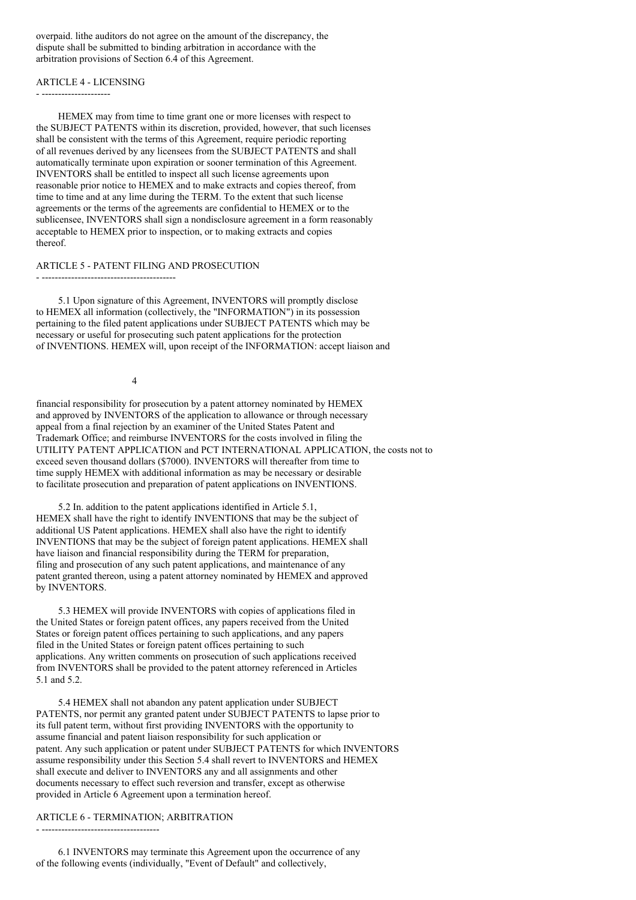overpaid. lithe auditors do not agree on the amount of the discrepancy, the dispute shall be submitted to binding arbitration in accordance with the arbitration provisions of Section 6.4 of this Agreement.

## ARTICLE 4 - LICENSING

HEMEX may from time to time grant one or more licenses with respect to the SUBJECT PATENTS within its discretion, provided, however, that such licenses shall be consistent with the terms of this Agreement, require periodic reporting of all revenues derived by any licensees from the SUBJECT PATENTS and shall automatically terminate upon expiration or sooner termination of this Agreement. INVENTORS shall be entitled to inspect all such license agreements upon reasonable prior notice to HEMEX and to make extracts and copies thereof, from time to time and at any lime during the TERM. To the extent that such license agreements or the terms of the agreements are confidential to HEMEX or to the sublicensee, INVENTORS shall sign a nondisclosure agreement in a form reasonably acceptable to HEMEX prior to inspection, or to making extracts and copies thereof.

## ARTICLE 5 - PATENT FILING AND PROSECUTION

5.1 Upon signature of this Agreement, INVENTORS will promptly disclose to HEMEX all information (collectively, the "INFORMATION") in its possession pertaining to the filed patent applications under SUBJECT PATENTS which may be necessary or useful for prosecuting such patent applications for the protection of INVENTIONS. HEMEX will, upon receipt of the INFORMATION: accept liaison and financial responsibility for prosecution by a patent attorney nominated by HEMEX and approved by INVENTORS of the application to allowance or through necessary appeal from a final rejection by an examiner of the United States Patent and Trademark Office; and reimburse INVENTORS for the costs involved in filing the UTILITY PATENT APPLICATION and PCT INTERNATIONAL APPLICATION, the costs not to exceed seven thousand dollars ($7000). INVENTORS will thereafter from time to time supply HEMEX with additional information as may be necessary or desirable to facilitate prosecution and preparation of patent applications on INVENTIONS.

5.2 In. addition to the patent applications identified in Article 5.1, HEMEX shall have the right to identify INVENTIONS that may be the subject of additional US Patent applications. HEMEX shall also have the right to identify INVENTIONS that may be the subject of foreign patent applications. HEMEX shall have liaison and financial responsibility during the TERM for preparation, filing and prosecution of any such patent applications, and maintenance of any patent granted thereon, using a patent attorney nominated by HEMEX and approved by INVENTORS.

5.3 HEMEX will provide INVENTORS with copies of applications filed in the United States or foreign patent offices, any papers received from the United States or foreign patent offices pertaining to such applications, and any papers filed in the United States or foreign patent offices pertaining to such applications. Any written comments on prosecution of such applications received from INVENTORS shall be provided to the patent attorney referenced in Articles 5.1 and 5.2.

5.4 HEMEX shall not abandon any patent application under SUBJECT PATENTS, nor permit any granted patent under SUBJECT PATENTS to lapse prior to its full patent term, without first providing INVENTORS with the opportunity to assume financial and patent liaison responsibility for such application or patent. Any such application or patent under SUBJECT PATENTS for which INVENTORS assume responsibility under this Section 5.4 shall revert to INVENTORS and HEMEX shall execute and deliver to INVENTORS any and all assignments and other documents necessary to effect such reversion and transfer, except as otherwise provided in Article 6 Agreement upon a termination hereof.

## ARTICLE 6 - TERMINATION; ARBITRATION

6.1 INVENTORS may terminate this Agreement upon the occurrence of any of the following events (individually, "Event of Default" and collectively,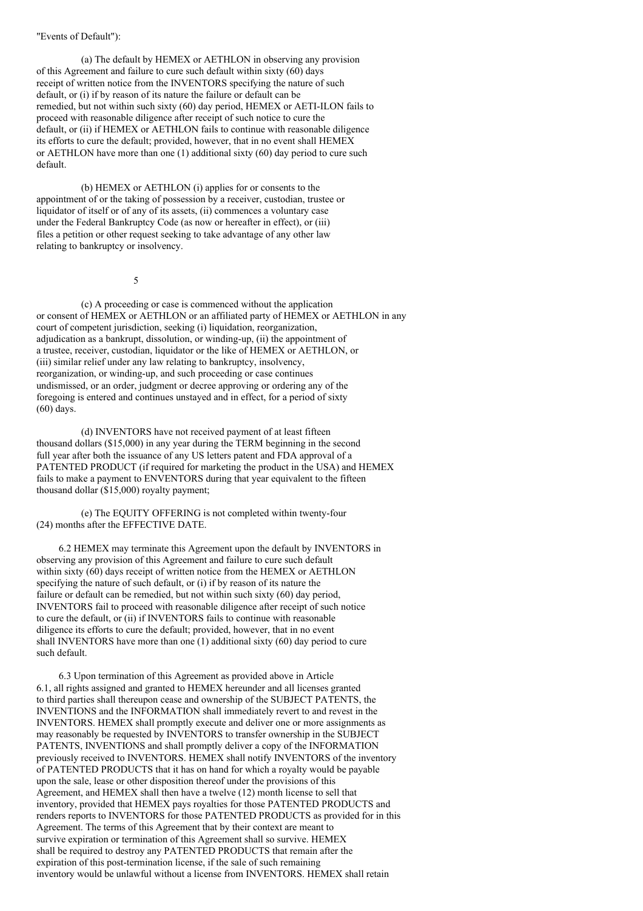"Events of Default"):

(a) The default by HEMEX or AETHLON in observing any provision of this Agreement and failure to cure such default within sixty (60) days receipt of written notice from the INVENTORS specifying the nature of such default, or (i) if by reason of its nature the failure or default can be remedied, but not within such sixty (60) day period, HEMEX or AETI-ILON fails to proceed with reasonable diligence after receipt of such notice to cure the default, or (ii) if HEMEX or AETHLON fails to continue with reasonable diligence its efforts to cure the default; provided, however, that in no event shall HEMEX or AETHLON have more than one (1) additional sixty (60) day period to cure such default.

(b) HEMEX or AETHLON (i) applies for or consents to the appointment of or the taking of possession by a receiver, custodian, trustee or liquidator of itself or of any of its assets, (ii) commences a voluntary case under the Federal Bankruptcy Code (as now or hereafter in effect), or (iii) files a petition or other request seeking to take advantage of any other law relating to bankruptcy or insolvency.

(c) A proceeding or case is commenced without the application or consent of HEMEX or AETHLON or an affiliated party of HEMEX or AETHLON in any court of competent jurisdiction, seeking (i) liquidation, reorganization, adjudication as a bankrupt, dissolution, or winding-up, (ii) the appointment of a trustee, receiver, custodian, liquidator or the like of HEMEX or AETHLON, or (iii) similar relief under any law relating to bankruptcy, insolvency, reorganization, or winding-up, and such proceeding or case continues undismissed, or an order, judgment or decree approving or ordering any of the foregoing is entered and continues unstayed and in effect, for a period of sixty (60) days.

(d) INVENTORS have not received payment of at least fifteen thousand dollars ($15,000) in any year during the TERM beginning in the second full year after both the issuance of any US letters patent and FDA approval of a PATENTED PRODUCT (if required for marketing the product in the USA) and HEMEX fails to make a payment to ENVENTORS during that year equivalent to the fifteen thousand dollar ($15,000) royalty payment;

(e) The EQUITY OFFERING is not completed within twenty-four (24) months after the EFFECTIVE DATE.

6.2 HEMEX may terminate this Agreement upon the default by INVENTORS in observing any provision of this Agreement and failure to cure such default within sixty (60) days receipt of written notice from the HEMEX or AETHLON specifying the nature of such default, or (i) if by reason of its nature the failure or default can be remedied, but not within such sixty (60) day period, INVENTORS fail to proceed with reasonable diligence after receipt of such notice to cure the default, or (ii) if INVENTORS fails to continue with reasonable diligence its efforts to cure the default; provided, however, that in no event shall INVENTORS have more than one (1) additional sixty (60) day period to cure such default.

6.3 Upon termination of this Agreement as provided above in Article 6.1, all rights assigned and granted to HEMEX hereunder and all licenses granted to third parties shall thereupon cease and ownership of the SUBJECT PATENTS, the INVENTIONS and the INFORMATION shall immediately revert to and revest in the INVENTORS. HEMEX shall promptly execute and deliver one or more assignments as may reasonably be requested by INVENTORS to transfer ownership in the SUBJECT PATENTS, INVENTIONS and shall promptly deliver a copy of the INFORMATION previously received to INVENTORS. HEMEX shall notify INVENTORS of the inventory of PATENTED PRODUCTS that it has on hand for which a royalty would be payable upon the sale, lease or other disposition thereof under the provisions of this Agreement, and HEMEX shall then have a twelve (12) month license to sell that inventory, provided that HEMEX pays royalties for those PATENTED PRODUCTS and renders reports to INVENTORS for those PATENTED PRODUCTS as provided for in this Agreement. The terms of this Agreement that by their context are meant to survive expiration or termination of this Agreement shall so survive. HEMEX shall be required to destroy any PATENTED PRODUCTS that remain after the expiration of this post-termination license, if the sale of such remaining inventory would be unlawful without a license from INVENTORS. HEMEX shall retain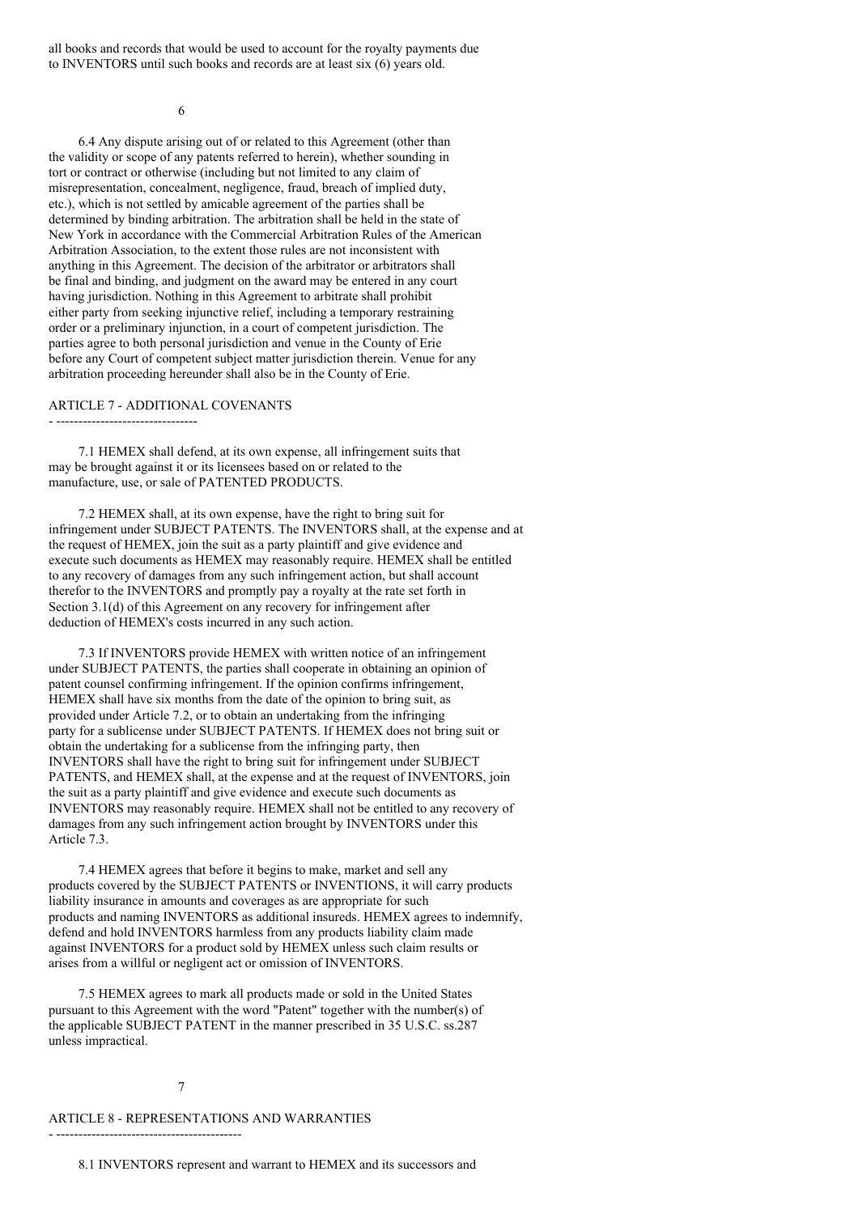all books and records that would be used to account for the royalty payments due to INVENTORS until such books and records are at least six (6) years old.

6.4 Any dispute arising out of or related to this Agreement (other than the validity or scope of any patents referred to herein), whether sounding in tort or contract or otherwise (including but not limited to any claim of misrepresentation, concealment, negligence, fraud, breach of implied duty, etc.), which is not settled by amicable agreement of the parties shall be determined by binding arbitration. The arbitration shall be held in the state of New York in accordance with the Commercial Arbitration Rules of the American Arbitration Association, to the extent those rules are not inconsistent with anything in this Agreement. The decision of the arbitrator or arbitrators shall be final and binding, and judgment on the award may be entered in any court having jurisdiction. Nothing in this Agreement to arbitrate shall prohibit either party from seeking injunctive relief, including a temporary restraining order or a preliminary injunction, in a court of competent jurisdiction. The parties agree to both personal jurisdiction and venue in the County of Erie before any Court of competent subject matter jurisdiction therein. Venue for any arbitration proceeding hereunder shall also be in the County of Erie.

## ARTICLE 7 - ADDITIONAL COVENANTS

7.1 HEMEX shall defend, at its own expense, all infringement suits that may be brought against it or its licensees based on or related to the manufacture, use, or sale of PATENTED PRODUCTS.

7.2 HEMEX shall, at its own expense, have the right to bring suit for infringement under SUBJECT PATENTS. The INVENTORS shall, at the expense and at the request of HEMEX, join the suit as a party plaintiff and give evidence and execute such documents as HEMEX may reasonably require. HEMEX shall be entitled to any recovery of damages from any such infringement action, but shall account therefor to the INVENTORS and promptly pay a royalty at the rate set forth in Section 3.1(d) of this Agreement on any recovery for infringement after deduction of HEMEX's costs incurred in any such action.

7.3 If INVENTORS provide HEMEX with written notice of an infringement under SUBJECT PATENTS, the parties shall cooperate in obtaining an opinion of patent counsel confirming infringement. If the opinion confirms infringement, HEMEX shall have six months from the date of the opinion to bring suit, as provided under Article 7.2, or to obtain an undertaking from the infringing party for a sublicense under SUBJECT PATENTS. If HEMEX does not bring suit or obtain the undertaking for a sublicense from the infringing party, then INVENTORS shall have the right to bring suit for infringement under SUBJECT PATENTS, and HEMEX shall, at the expense and at the request of INVENTORS, join the suit as a party plaintiff and give evidence and execute such documents as INVENTORS may reasonably require. HEMEX shall not be entitled to any recovery of damages from any such infringement action brought by INVENTORS under this Article 7.3.

7.4 HEMEX agrees that before it begins to make, market and sell any products covered by the SUBJECT PATENTS or INVENTIONS, it will carry products liability insurance in amounts and coverages as are appropriate for such products and naming INVENTORS as additional insureds. HEMEX agrees to indemnify, defend and hold INVENTORS harmless from any products liability claim made against INVENTORS for a product sold by HEMEX unless such claim results or arises from a willful or negligent act or omission of INVENTORS.

7.5 HEMEX agrees to mark all products made or sold in the United States pursuant to this Agreement with the word "Patent" together with the number(s) of the applicable SUBJECT PATENT in the manner prescribed in 35 U.S.C. ss.287 unless impractical.

## ARTICLE 8 - REPRESENTATIONS AND WARRANTIES

8.1 INVENTORS represent and warrant to HEMEX and its successors and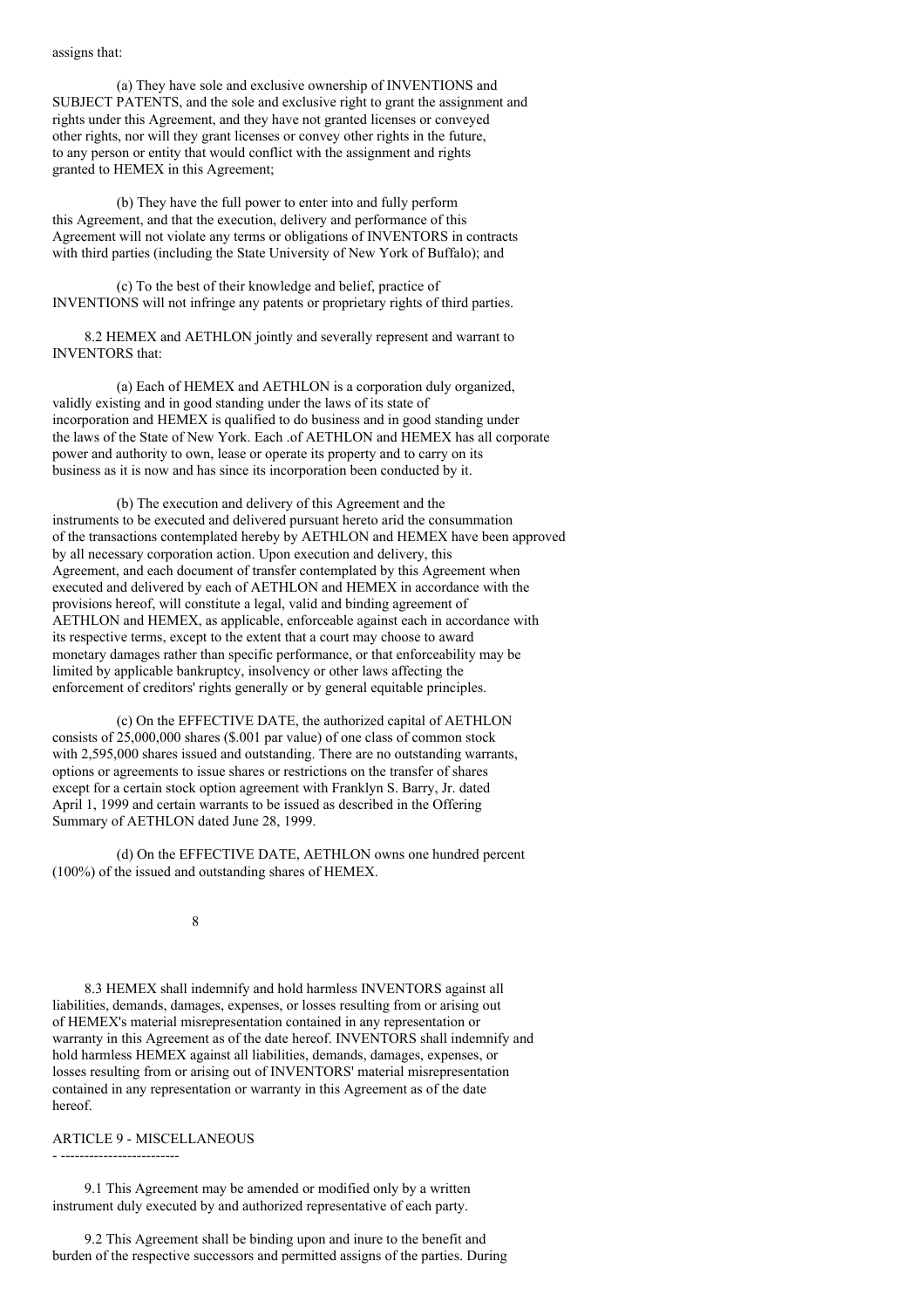assigns that:

(a) They have sole and exclusive ownership of INVENTIONS and SUBJECT PATENTS, and the sole and exclusive right to grant the assignment and rights under this Agreement, and they have not granted licenses or conveyed other rights, nor will they grant licenses or convey other rights in the future, to any person or entity that would conflict with the assignment and rights granted to HEMEX in this Agreement;

(b) They have the full power to enter into and fully perform this Agreement, and that the execution, delivery and performance of this Agreement will not violate any terms or obligations of INVENTORS in contracts with third parties (including the State University of New York of Buffalo); and

(c) To the best of their knowledge and belief, practice of INVENTIONS will not infringe any patents or proprietary rights of third parties.

8.2 HEMEX and AETHLON jointly and severally represent and warrant to INVENTORS that:

(a) Each of HEMEX and AETHLON is a corporation duly organized, validly existing and in good standing under the laws of its state of incorporation and HEMEX is qualified to do business and in good standing under the laws of the State of New York. Each .of AETHLON and HEMEX has all corporate power and authority to own, lease or operate its property and to carry on its business as it is now and has since its incorporation been conducted by it.

(b) The execution and delivery of this Agreement and the instruments to be executed and delivered pursuant hereto arid the consummation of the transactions contemplated hereby by AETHLON and HEMEX have been approved by all necessary corporation action. Upon execution and delivery, this Agreement, and each document of transfer contemplated by this Agreement when executed and delivered by each of AETHLON and HEMEX in accordance with the provisions hereof, will constitute a legal, valid and binding agreement of AETHLON and HEMEX, as applicable, enforceable against each in accordance with its respective terms, except to the extent that a court may choose to award monetary damages rather than specific performance, or that enforceability may be limited by applicable bankruptcy, insolvency or other laws affecting the enforcement of creditors' rights generally or by general equitable principles.

(c) On the EFFECTIVE DATE, the authorized capital of AETHLON consists of 25,000,000 shares ($.001 par value) of one class of common stock with 2,595,000 shares issued and outstanding. There are no outstanding warrants, options or agreements to issue shares or restrictions on the transfer of shares except for a certain stock option agreement with Franklyn S. Barry, Jr. dated April 1, 1999 and certain warrants to be issued as described in the Offering Summary of AETHLON dated June 28, 1999.

(d) On the EFFECTIVE DATE, AETHLON owns one hundred percent (100%) of the issued and outstanding shares of HEMEX.

8.3 HEMEX shall indemnify and hold harmless INVENTORS against all liabilities, demands, damages, expenses, or losses resulting from or arising out of HEMEX's material misrepresentation contained in any representation or warranty in this Agreement as of the date hereof. INVENTORS shall indemnify and hold harmless HEMEX against all liabilities, demands, damages, expenses, or losses resulting from or arising out of INVENTORS' material misrepresentation contained in any representation or warranty in this Agreement as of the date hereof.

## ARTICLE 9 - MISCELLANEOUS

9.1 This Agreement may be amended or modified only by a written instrument duly executed by and authorized representative of each party.

9.2 This Agreement shall be binding upon and inure to the benefit and burden of the respective successors and permitted assigns of the parties. During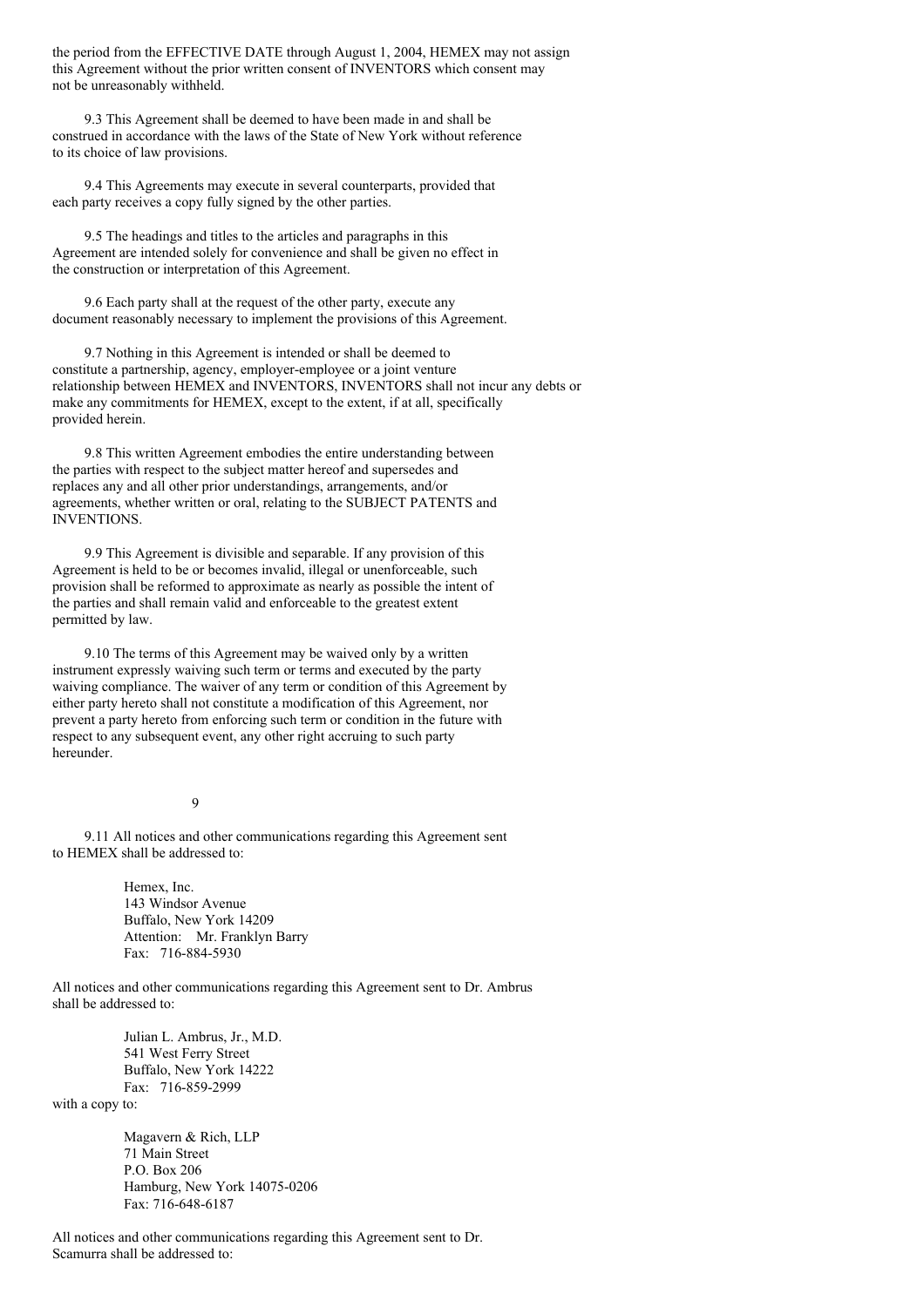the period from the EFFECTIVE DATE through August 1, 2004, HEMEX may not assign this Agreement without the prior written consent of INVENTORS which consent may not be unreasonably withheld.

9.3 This Agreement shall be deemed to have been made in and shall be construed in accordance with the laws of the State of New York without reference to its choice of law provisions.

9.4 This Agreements may execute in several counterparts, provided that each party receives a copy fully signed by the other parties.

9.5 The headings and titles to the articles and paragraphs in this Agreement are intended solely for convenience and shall be given no effect in the construction or interpretation of this Agreement.

9.6 Each party shall at the request of the other party, execute any document reasonably necessary to implement the provisions of this Agreement.

9.7 Nothing in this Agreement is intended or shall be deemed to constitute a partnership, agency, employer-employee or a joint venture relationship between HEMEX and INVENTORS, INVENTORS shall not incur any debts or make any commitments for HEMEX, except to the extent, if at all, specifically provided herein.

9.8 This written Agreement embodies the entire understanding between the parties with respect to the subject matter hereof and supersedes and replaces any and all other prior understandings, arrangements, and/or agreements, whether written or oral, relating to the SUBJECT PATENTS and INVENTIONS.

9.9 This Agreement is divisible and separable. If any provision of this Agreement is held to be or becomes invalid, illegal or unenforceable, such provision shall be reformed to approximate as nearly as possible the intent of the parties and shall remain valid and enforceable to the greatest extent permitted by law.

9.10 The terms of this Agreement may be waived only by a written instrument expressly waiving such term or terms and executed by the party waiving compliance. The waiver of any term or condition of this Agreement by either party hereto shall not constitute a modification of this Agreement, nor prevent a party hereto from enforcing such term or condition in the future with respect to any subsequent event, any other right accruing to such party hereunder.

9.11 All notices and other communications regarding this Agreement sent to HEMEX shall be addressed to:

Hemex, Inc.
143 Windsor Avenue
Buffalo, New York 14209
Attention: Mr. Franklyn Barry
Fax: 716-884-5930

All notices and other communications regarding this Agreement sent to Dr. Ambrus shall be addressed to:

Julian L. Ambrus, Jr., M.D.
541 West Ferry Street
Buffalo, New York 14222
Fax: 716-859-2999

with a copy to:

Magavern & Rich, LLP
71 Main Street
P.O. Box 206
Hamburg, New York 14075-0206
Fax: 716-648-6187

All notices and other communications regarding this Agreement sent to Dr. Scamurra shall be addressed to: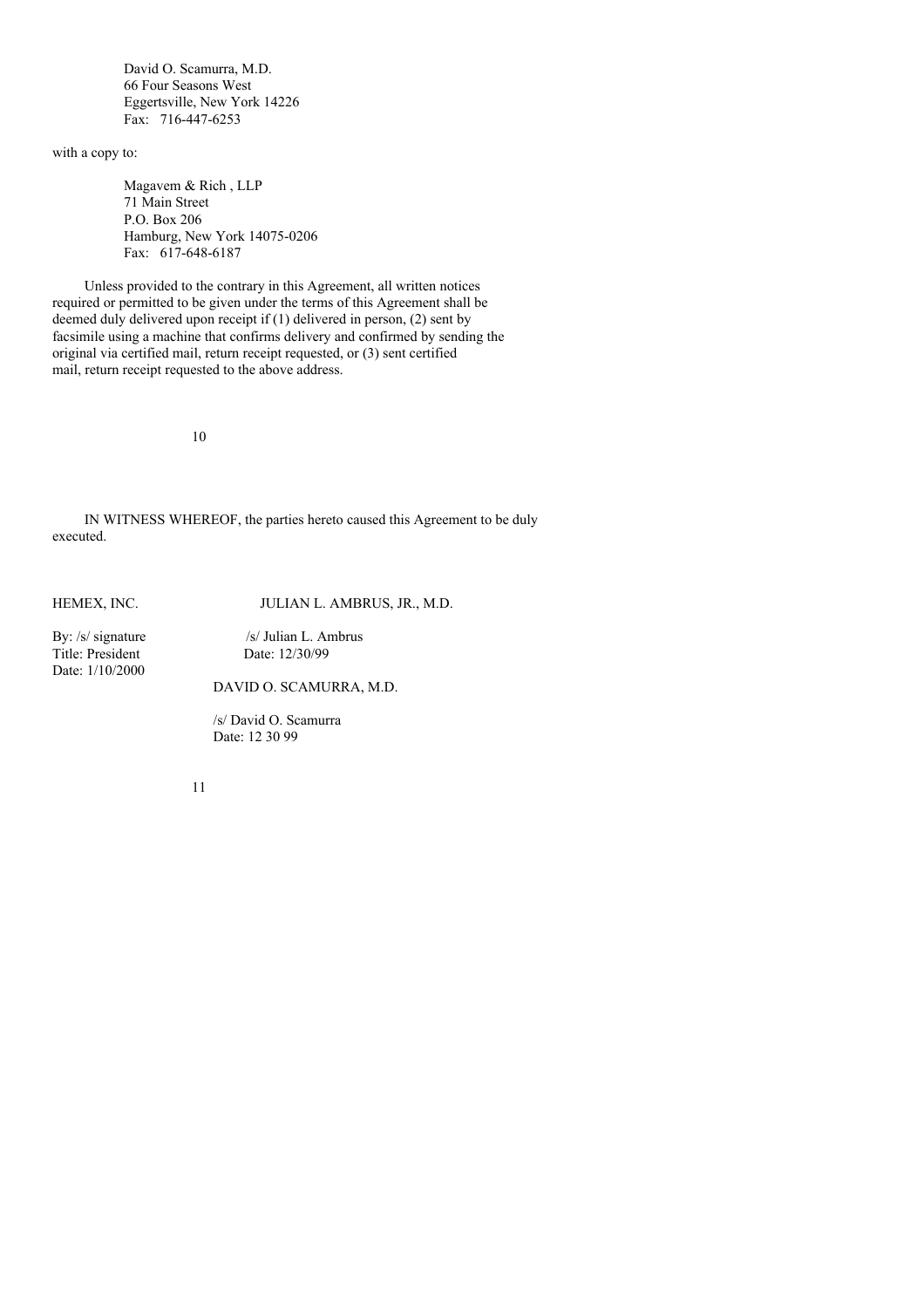David O. Scamurra, M.D.
66 Four Seasons West
Eggertsville, New York 14226
Fax: 716-447-6253

with a copy to:

Magavem & Rich , LLP
71 Main Street
P.O. Box 206
Hamburg, New York 14075-0206
Fax: 617-648-6187

Unless provided to the contrary in this Agreement, all written notices required or permitted to be given under the terms of this Agreement shall be deemed duly delivered upon receipt if (1) delivered in person, (2) sent by facsimile using a machine that confirms delivery and confirmed by sending the original via certified mail, return receipt requested, or (3) sent certified mail, return receipt requested to the above address.

IN WITNESS WHEREOF, the parties hereto caused this Agreement to be duly executed.

HEMEX, INC.

By: /s/ signature
Title: President
Date: 1/10/2000

JULIAN L. AMBRUS, JR., M.D.

/s/ Julian L. Ambrus
Date: 12/30/99

DAVID O. SCAMURRA, M.D.

/s/ David O. Scamurra
Date: 12 30 99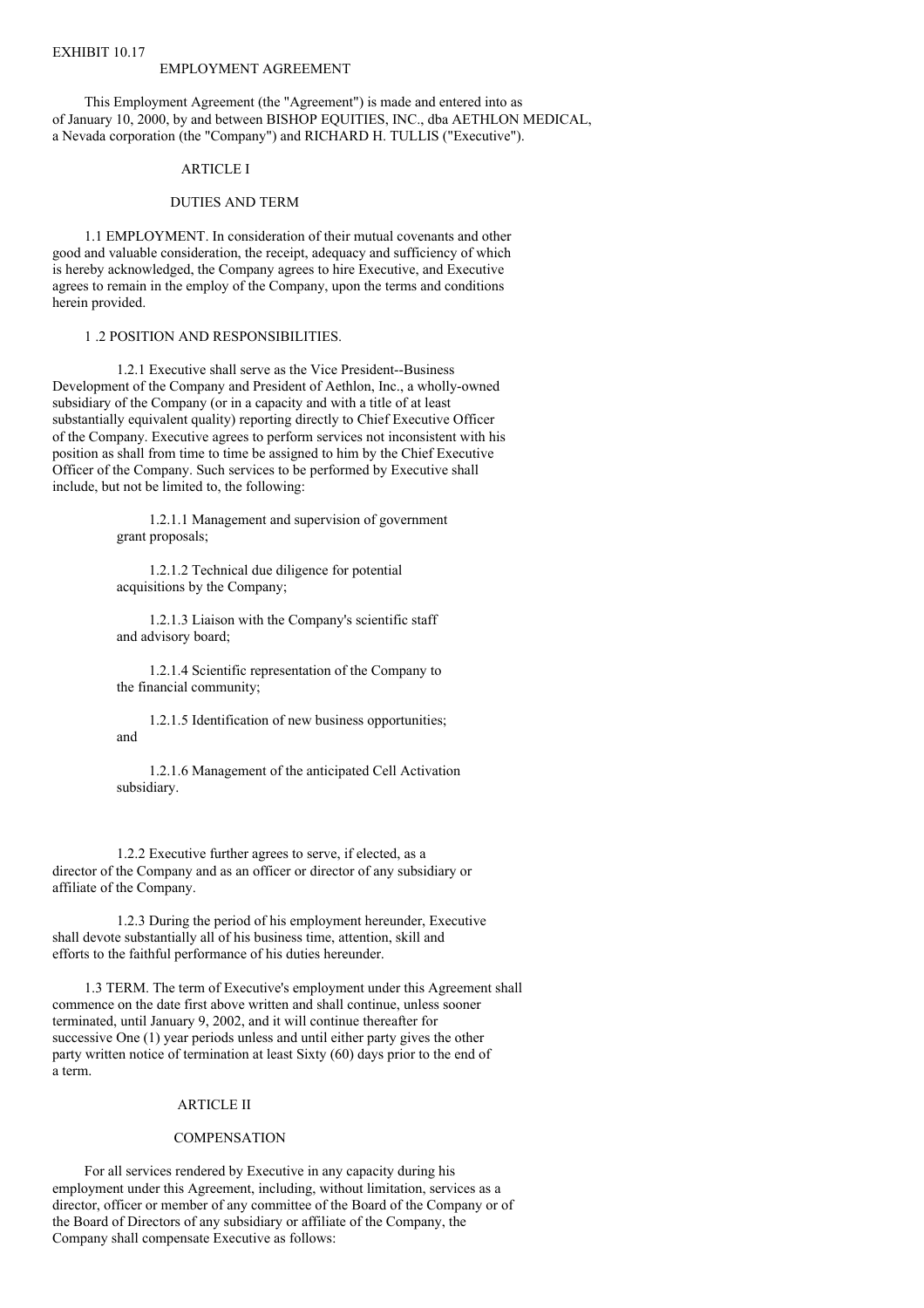EXHIBIT 10.17

# EMPLOYMENT AGREEMENT

This Employment Agreement (the "Agreement") is made and entered into as of January 10, 2000, by and between BISHOP EQUITIES, INC., dba AETHLON MEDICAL, a Nevada corporation (the "Company") and RICHARD H. TULLIS ("Executive").

## ARTICLE I

## DUTIES AND TERM

1.1 EMPLOYMENT. In consideration of their mutual covenants and other good and valuable consideration, the receipt, adequacy and sufficiency of which is hereby acknowledged, the Company agrees to hire Executive, and Executive agrees to remain in the employ of the Company, upon the terms and conditions herein provided.

1 .2 POSITION AND RESPONSIBILITIES.

1.2.1 Executive shall serve as the Vice President--Business Development of the Company and President of Aethlon, Inc., a wholly-owned subsidiary of the Company (or in a capacity and with a title of at least substantially equivalent quality) reporting directly to Chief Executive Officer of the Company. Executive agrees to perform services not inconsistent with his position as shall from time to time be assigned to him by the Chief Executive Officer of the Company. Such services to be performed by Executive shall include, but not be limited to, the following:

1.2.1.1 Management and supervision of government grant proposals;

1.2.1.2 Technical due diligence for potential acquisitions by the Company;

1.2.1.3 Liaison with the Company's scientific staff and advisory board;

1.2.1.4 Scientific representation of the Company to the financial community;

1.2.1.5 Identification of new business opportunities; and

1.2.1.6 Management of the anticipated Cell Activation subsidiary.

1.2.2 Executive further agrees to serve, if elected, as a director of the Company and as an officer or director of any subsidiary or affiliate of the Company.

1.2.3 During the period of his employment hereunder, Executive shall devote substantially all of his business time, attention, skill and efforts to the faithful performance of his duties hereunder.

1.3 TERM. The term of Executive's employment under this Agreement shall commence on the date first above written and shall continue, unless sooner terminated, until January 9, 2002, and it will continue thereafter for successive One (1) year periods unless and until either party gives the other party written notice of termination at least Sixty (60) days prior to the end of a term.

## ARTICLE II

## COMPENSATION

For all services rendered by Executive in any capacity during his employment under this Agreement, including, without limitation, services as a director, officer or member of any committee of the Board of the Company or of the Board of Directors of any subsidiary or affiliate of the Company, the Company shall compensate Executive as follows: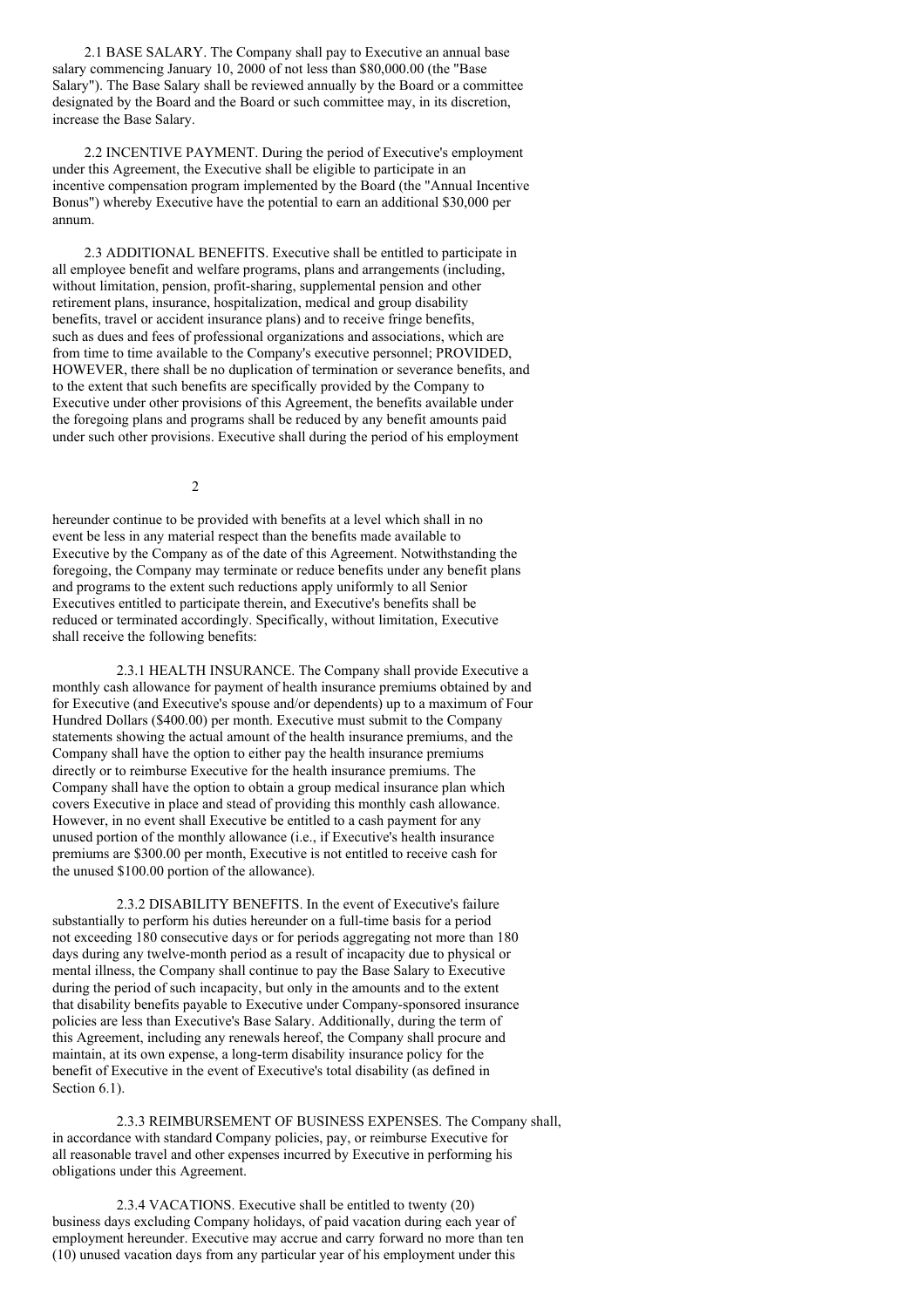2.1 BASE SALARY. The Company shall pay to Executive an annual base salary commencing January 10, 2000 of not less than $80,000.00 (the "Base Salary"). The Base Salary shall be reviewed annually by the Board or a committee designated by the Board and the Board or such committee may, in its discretion, increase the Base Salary.

2.2 INCENTIVE PAYMENT. During the period of Executive's employment under this Agreement, the Executive shall be eligible to participate in an incentive compensation program implemented by the Board (the "Annual Incentive Bonus") whereby Executive have the potential to earn an additional $30,000 per annum.

2.3 ADDITIONAL BENEFITS. Executive shall be entitled to participate in all employee benefit and welfare programs, plans and arrangements (including, without limitation, pension, profit-sharing, supplemental pension and other retirement plans, insurance, hospitalization, medical and group disability benefits, travel or accident insurance plans) and to receive fringe benefits, such as dues and fees of professional organizations and associations, which are from time to time available to the Company's executive personnel; PROVIDED, HOWEVER, there shall be no duplication of termination or severance benefits, and to the extent that such benefits are specifically provided by the Company to Executive under other provisions of this Agreement, the benefits available under the foregoing plans and programs shall be reduced by any benefit amounts paid under such other provisions. Executive shall during the period of his employment hereunder continue to be provided with benefits at a level which shall in no event be less in any material respect than the benefits made available to Executive by the Company as of the date of this Agreement. Notwithstanding the foregoing, the Company may terminate or reduce benefits under any benefit plans and programs to the extent such reductions apply uniformly to all Senior Executives entitled to participate therein, and Executive's benefits shall be reduced or terminated accordingly. Specifically, without limitation, Executive shall receive the following benefits:

2.3.1 HEALTH INSURANCE. The Company shall provide Executive a monthly cash allowance for payment of health insurance premiums obtained by and for Executive (and Executive's spouse and/or dependents) up to a maximum of Four Hundred Dollars ($400.00) per month. Executive must submit to the Company statements showing the actual amount of the health insurance premiums, and the Company shall have the option to either pay the health insurance premiums directly or to reimburse Executive for the health insurance premiums. The Company shall have the option to obtain a group medical insurance plan which covers Executive in place and stead of providing this monthly cash allowance. However, in no event shall Executive be entitled to a cash payment for any unused portion of the monthly allowance (i.e., if Executive's health insurance premiums are $300.00 per month, Executive is not entitled to receive cash for the unused $100.00 portion of the allowance).

2.3.2 DISABILITY BENEFITS. In the event of Executive's failure substantially to perform his duties hereunder on a full-time basis for a period not exceeding 180 consecutive days or for periods aggregating not more than 180 days during any twelve-month period as a result of incapacity due to physical or mental illness, the Company shall continue to pay the Base Salary to Executive during the period of such incapacity, but only in the amounts and to the extent that disability benefits payable to Executive under Company-sponsored insurance policies are less than Executive's Base Salary. Additionally, during the term of this Agreement, including any renewals hereof, the Company shall procure and maintain, at its own expense, a long-term disability insurance policy for the benefit of Executive in the event of Executive's total disability (as defined in Section 6.1).

2.3.3 REIMBURSEMENT OF BUSINESS EXPENSES. The Company shall, in accordance with standard Company policies, pay, or reimburse Executive for all reasonable travel and other expenses incurred by Executive in performing his obligations under this Agreement.

2.3.4 VACATIONS. Executive shall be entitled to twenty (20) business days excluding Company holidays, of paid vacation during each year of employment hereunder. Executive may accrue and carry forward no more than ten (10) unused vacation days from any particular year of his employment under this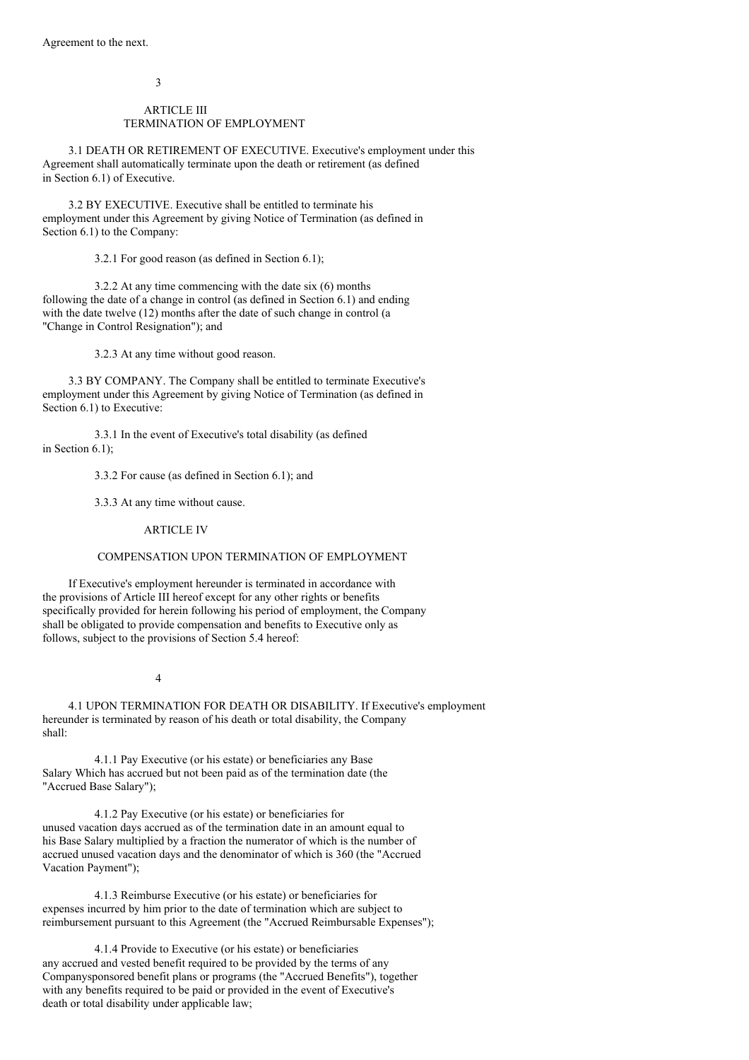Agreement to the next.

## ARTICLE III
## TERMINATION OF EMPLOYMENT

3.1 DEATH OR RETIREMENT OF EXECUTIVE. Executive's employment under this Agreement shall automatically terminate upon the death or retirement (as defined in Section 6.1) of Executive.

3.2 BY EXECUTIVE. Executive shall be entitled to terminate his employment under this Agreement by giving Notice of Termination (as defined in Section 6.1) to the Company:

3.2.1 For good reason (as defined in Section 6.1);

3.2.2 At any time commencing with the date six (6) months following the date of a change in control (as defined in Section 6.1) and ending with the date twelve (12) months after the date of such change in control (a "Change in Control Resignation"); and

3.2.3 At any time without good reason.

3.3 BY COMPANY. The Company shall be entitled to terminate Executive's employment under this Agreement by giving Notice of Termination (as defined in Section 6.1) to Executive:

3.3.1 In the event of Executive's total disability (as defined in Section 6.1);

3.3.2 For cause (as defined in Section 6.1); and

3.3.3 At any time without cause.

## ARTICLE IV

## COMPENSATION UPON TERMINATION OF EMPLOYMENT

If Executive's employment hereunder is terminated in accordance with the provisions of Article III hereof except for any other rights or benefits specifically provided for herein following his period of employment, the Company shall be obligated to provide compensation and benefits to Executive only as follows, subject to the provisions of Section 5.4 hereof:

4.1 UPON TERMINATION FOR DEATH OR DISABILITY. If Executive's employment hereunder is terminated by reason of his death or total disability, the Company shall:

4.1.1 Pay Executive (or his estate) or beneficiaries any Base Salary Which has accrued but not been paid as of the termination date (the "Accrued Base Salary");

4.1.2 Pay Executive (or his estate) or beneficiaries for unused vacation days accrued as of the termination date in an amount equal to his Base Salary multiplied by a fraction the numerator of which is the number of accrued unused vacation days and the denominator of which is 360 (the "Accrued Vacation Payment");

4.1.3 Reimburse Executive (or his estate) or beneficiaries for expenses incurred by him prior to the date of termination which are subject to reimbursement pursuant to this Agreement (the "Accrued Reimbursable Expenses");

4.1.4 Provide to Executive (or his estate) or beneficiaries any accrued and vested benefit required to be provided by the terms of any Companysponsored benefit plans or programs (the "Accrued Benefits"), together with any benefits required to be paid or provided in the event of Executive's death or total disability under applicable law;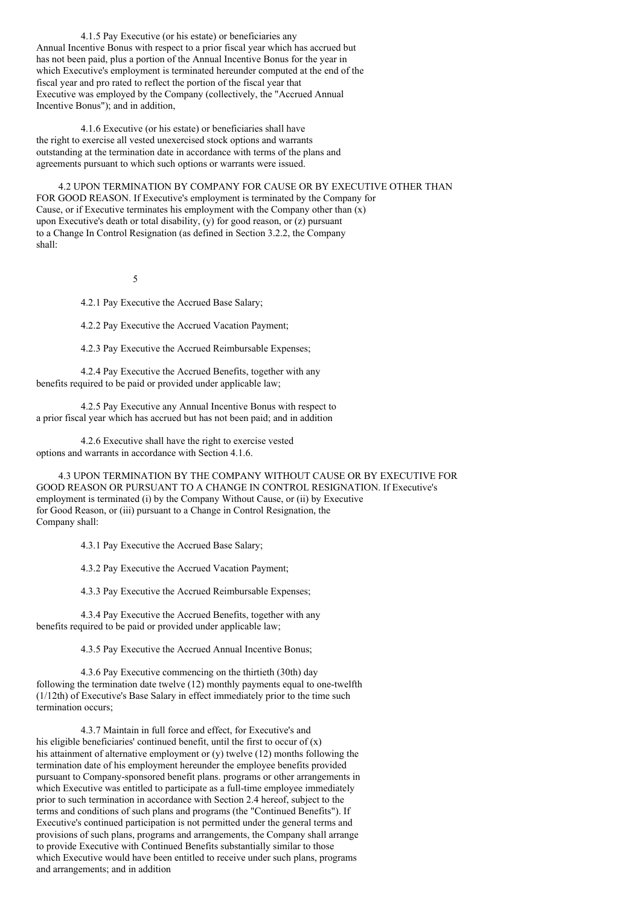4.1.5 Pay Executive (or his estate) or beneficiaries any Annual Incentive Bonus with respect to a prior fiscal year which has accrued but has not been paid, plus a portion of the Annual Incentive Bonus for the year in which Executive's employment is terminated hereunder computed at the end of the fiscal year and pro rated to reflect the portion of the fiscal year that Executive was employed by the Company (collectively, the "Accrued Annual Incentive Bonus"); and in addition,

4.1.6 Executive (or his estate) or beneficiaries shall have the right to exercise all vested unexercised stock options and warrants outstanding at the termination date in accordance with terms of the plans and agreements pursuant to which such options or warrants were issued.

4.2 UPON TERMINATION BY COMPANY FOR CAUSE OR BY EXECUTIVE OTHER THAN FOR GOOD REASON. If Executive's employment is terminated by the Company for Cause, or if Executive terminates his employment with the Company other than (x) upon Executive's death or total disability, (y) for good reason, or (z) pursuant to a Change In Control Resignation (as defined in Section 3.2.2, the Company shall:

4.2.1 Pay Executive the Accrued Base Salary;

4.2.2 Pay Executive the Accrued Vacation Payment;

4.2.3 Pay Executive the Accrued Reimbursable Expenses;

4.2.4 Pay Executive the Accrued Benefits, together with any benefits required to be paid or provided under applicable law;

4.2.5 Pay Executive any Annual Incentive Bonus with respect to a prior fiscal year which has accrued but has not been paid; and in addition

4.2.6 Executive shall have the right to exercise vested options and warrants in accordance with Section 4.1.6.

4.3 UPON TERMINATION BY THE COMPANY WITHOUT CAUSE OR BY EXECUTIVE FOR GOOD REASON OR PURSUANT TO A CHANGE IN CONTROL RESIGNATION. If Executive's employment is terminated (i) by the Company Without Cause, or (ii) by Executive for Good Reason, or (iii) pursuant to a Change in Control Resignation, the Company shall:

4.3.1 Pay Executive the Accrued Base Salary;

4.3.2 Pay Executive the Accrued Vacation Payment;

4.3.3 Pay Executive the Accrued Reimbursable Expenses;

4.3.4 Pay Executive the Accrued Benefits, together with any benefits required to be paid or provided under applicable law;

4.3.5 Pay Executive the Accrued Annual Incentive Bonus;

4.3.6 Pay Executive commencing on the thirtieth (30th) day following the termination date twelve (12) monthly payments equal to one-twelfth (1/12th) of Executive's Base Salary in effect immediately prior to the time such termination occurs;

4.3.7 Maintain in full force and effect, for Executive's and his eligible beneficiaries' continued benefit, until the first to occur of (x) his attainment of alternative employment or (y) twelve (12) months following the termination date of his employment hereunder the employee benefits provided pursuant to Company-sponsored benefit plans. programs or other arrangements in which Executive was entitled to participate as a full-time employee immediately prior to such termination in accordance with Section 2.4 hereof, subject to the terms and conditions of such plans and programs (the "Continued Benefits"). If Executive's continued participation is not permitted under the general terms and provisions of such plans, programs and arrangements, the Company shall arrange to provide Executive with Continued Benefits substantially similar to those which Executive would have been entitled to receive under such plans, programs and arrangements; and in addition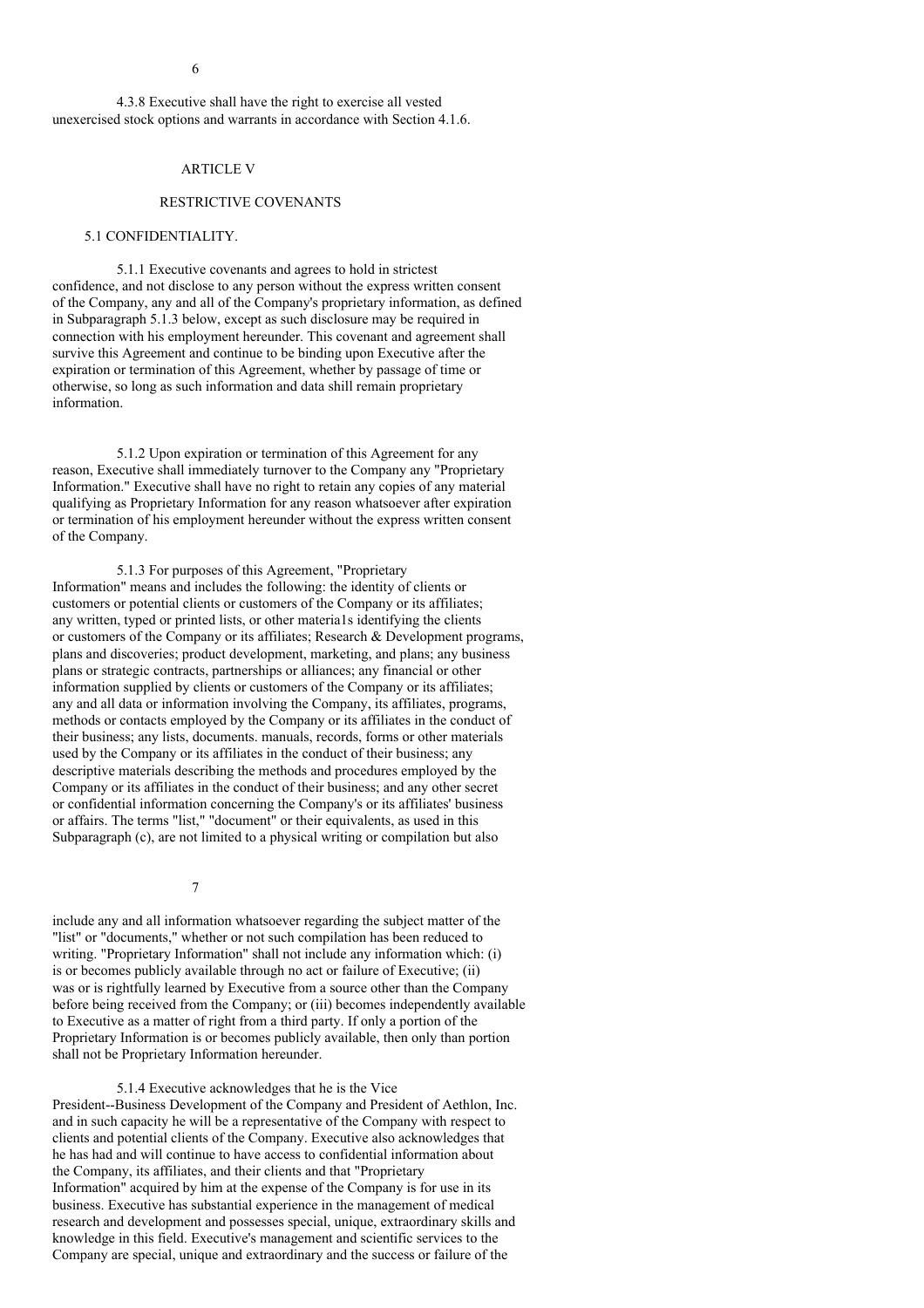4.3.8 Executive shall have the right to exercise all vested unexercised stock options and warrants in accordance with Section 4.1.6.

## ARTICLE V

## RESTRICTIVE COVENANTS

### 5.1 CONFIDENTIALITY.

5.1.1 Executive covenants and agrees to hold in strictest confidence, and not disclose to any person without the express written consent of the Company, any and all of the Company's proprietary information, as defined in Subparagraph 5.1.3 below, except as such disclosure may be required in connection with his employment hereunder. This covenant and agreement shall survive this Agreement and continue to be binding upon Executive after the expiration or termination of this Agreement, whether by passage of time or otherwise, so long as such information and data shill remain proprietary information.

5.1.2 Upon expiration or termination of this Agreement for any reason, Executive shall immediately turnover to the Company any "Proprietary Information." Executive shall have no right to retain any copies of any material qualifying as Proprietary Information for any reason whatsoever after expiration or termination of his employment hereunder without the express written consent of the Company.

5.1.3 For purposes of this Agreement, "Proprietary Information" means and includes the following: the identity of clients or customers or potential clients or customers of the Company or its affiliates; any written, typed or printed lists, or other materia1s identifying the clients or customers of the Company or its affiliates; Research & Development programs, plans and discoveries; product development, marketing, and plans; any business plans or strategic contracts, partnerships or alliances; any financial or other information supplied by clients or customers of the Company or its affiliates; any and all data or information involving the Company, its affiliates, programs, methods or contacts employed by the Company or its affiliates in the conduct of their business; any lists, documents. manuals, records, forms or other materials used by the Company or its affiliates in the conduct of their business; any descriptive materials describing the methods and procedures employed by the Company or its affiliates in the conduct of their business; and any other secret or confidential information concerning the Company's or its affiliates' business or affairs. The terms "list," "document" or their equivalents, as used in this Subparagraph (c), are not limited to a physical writing or compilation but also include any and all information whatsoever regarding the subject matter of the "list" or "documents," whether or not such compilation has been reduced to writing. "Proprietary Information" shall not include any information which: (i) is or becomes publicly available through no act or failure of Executive; (ii) was or is rightfully learned by Executive from a source other than the Company before being received from the Company; or (iii) becomes independently available to Executive as a matter of right from a third party. If only a portion of the Proprietary Information is or becomes publicly available, then only than portion shall not be Proprietary Information hereunder.

5.1.4 Executive acknowledges that he is the Vice President--Business Development of the Company and President of Aethlon, Inc. and in such capacity he will be a representative of the Company with respect to clients and potential clients of the Company. Executive also acknowledges that he has had and will continue to have access to confidential information about the Company, its affiliates, and their clients and that "Proprietary Information" acquired by him at the expense of the Company is for use in its business. Executive has substantial experience in the management of medical research and development and possesses special, unique, extraordinary skills and knowledge in this field. Executive's management and scientific services to the Company are special, unique and extraordinary and the success or failure of the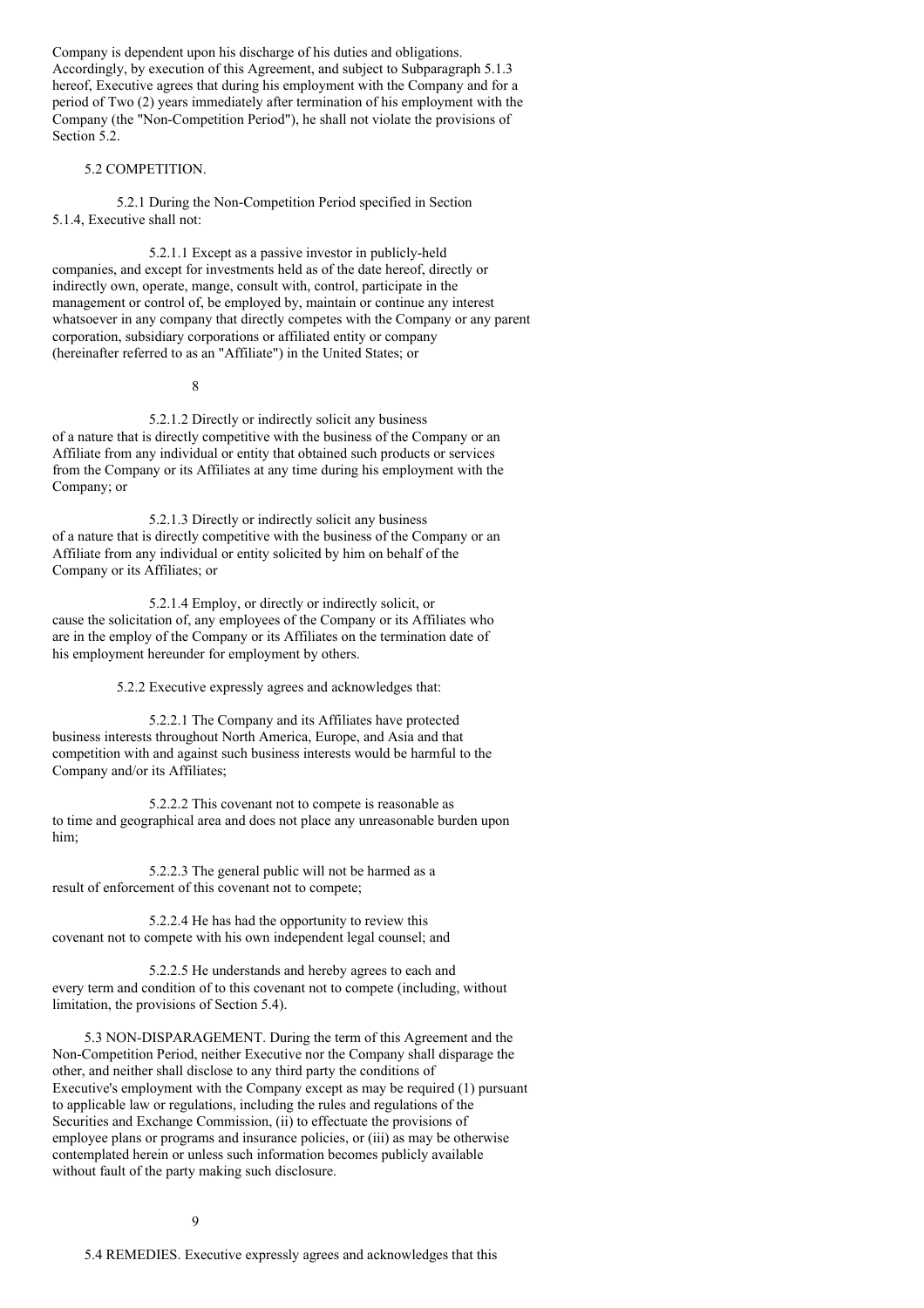Company is dependent upon his discharge of his duties and obligations. Accordingly, by execution of this Agreement, and subject to Subparagraph 5.1.3 hereof, Executive agrees that during his employment with the Company and for a period of Two (2) years immediately after termination of his employment with the Company (the "Non-Competition Period"), he shall not violate the provisions of Section 5.2.

5.2 COMPETITION.

5.2.1 During the Non-Competition Period specified in Section 5.1.4, Executive shall not:

5.2.1.1 Except as a passive investor in publicly-held companies, and except for investments held as of the date hereof, directly or indirectly own, operate, mange, consult with, control, participate in the management or control of, be employed by, maintain or continue any interest whatsoever in any company that directly competes with the Company or any parent corporation, subsidiary corporations or affiliated entity or company (hereinafter referred to as an "Affiliate") in the United States; or

5.2.1.2 Directly or indirectly solicit any business of a nature that is directly competitive with the business of the Company or an Affiliate from any individual or entity that obtained such products or services from the Company or its Affiliates at any time during his employment with the Company; or

5.2.1.3 Directly or indirectly solicit any business of a nature that is directly competitive with the business of the Company or an Affiliate from any individual or entity solicited by him on behalf of the Company or its Affiliates; or

5.2.1.4 Employ, or directly or indirectly solicit, or cause the solicitation of, any employees of the Company or its Affiliates who are in the employ of the Company or its Affiliates on the termination date of his employment hereunder for employment by others.

5.2.2 Executive expressly agrees and acknowledges that:

5.2.2.1 The Company and its Affiliates have protected business interests throughout North America, Europe, and Asia and that competition with and against such business interests would be harmful to the Company and/or its Affiliates;

5.2.2.2 This covenant not to compete is reasonable as to time and geographical area and does not place any unreasonable burden upon him;

5.2.2.3 The general public will not be harmed as a result of enforcement of this covenant not to compete;

5.2.2.4 He has had the opportunity to review this covenant not to compete with his own independent legal counsel; and

5.2.2.5 He understands and hereby agrees to each and every term and condition of to this covenant not to compete (including, without limitation, the provisions of Section 5.4).

5.3 NON-DISPARAGEMENT. During the term of this Agreement and the Non-Competition Period, neither Executive nor the Company shall disparage the other, and neither shall disclose to any third party the conditions of Executive's employment with the Company except as may be required (1) pursuant to applicable law or regulations, including the rules and regulations of the Securities and Exchange Commission, (ii) to effectuate the provisions of employee plans or programs and insurance policies, or (iii) as may be otherwise contemplated herein or unless such information becomes publicly available without fault of the party making such disclosure.

5.4 REMEDIES. Executive expressly agrees and acknowledges that this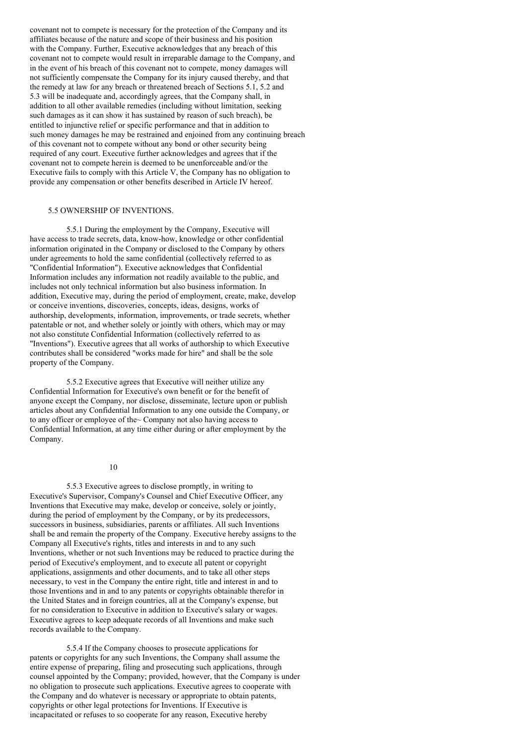covenant not to compete is necessary for the protection of the Company and its affiliates because of the nature and scope of their business and his position with the Company. Further, Executive acknowledges that any breach of this covenant not to compete would result in irreparable damage to the Company, and in the event of his breach of this covenant not to compete, money damages will not sufficiently compensate the Company for its injury caused thereby, and that the remedy at law for any breach or threatened breach of Sections 5.1, 5.2 and 5.3 will be inadequate and, accordingly agrees, that the Company shall, in addition to all other available remedies (including without limitation, seeking such damages as it can show it has sustained by reason of such breach), be entitled to injunctive relief or specific performance and that in addition to such money damages he may be restrained and enjoined from any continuing breach of this covenant not to compete without any bond or other security being required of any court. Executive further acknowledges and agrees that if the covenant not to compete herein is deemed to be unenforceable and/or the Executive fails to comply with this Article V, the Company has no obligation to provide any compensation or other benefits described in Article IV hereof.

5.5 OWNERSHIP OF INVENTIONS.

5.5.1 During the employment by the Company, Executive will have access to trade secrets, data, know-how, knowledge or other confidential information originated in the Company or disclosed to the Company by others under agreements to hold the same confidential (collectively referred to as "Confidential Information"). Executive acknowledges that Confidential Information includes any information not readily available to the public, and includes not only technical information but also business information. In addition, Executive may, during the period of employment, create, make, develop or conceive inventions, discoveries, concepts, ideas, designs, works of authorship, developments, information, improvements, or trade secrets, whether patentable or not, and whether solely or jointly with others, which may or may not also constitute Confidential Information (collectively referred to as "Inventions"). Executive agrees that all works of authorship to which Executive contributes shall be considered "works made for hire" and shall be the sole property of the Company.

5.5.2 Executive agrees that Executive will neither utilize any Confidential Information for Executive's own benefit or for the benefit of anyone except the Company, nor disclose, disseminate, lecture upon or publish articles about any Confidential Information to any one outside the Company, or to any officer or employee of the~ Company not also having access to Confidential Information, at any time either during or after employment by the Company.

5.5.3 Executive agrees to disclose promptly, in writing to Executive's Supervisor, Company's Counsel and Chief Executive Officer, any Inventions that Executive may make, develop or conceive, solely or jointly, during the period of employment by the Company, or by its predecessors, successors in business, subsidiaries, parents or affiliates. All such Inventions shall be and remain the property of the Company. Executive hereby assigns to the Company all Executive's rights, titles and interests in and to any such Inventions, whether or not such Inventions may be reduced to practice during the period of Executive's employment, and to execute all patent or copyright applications, assignments and other documents, and to take all other steps necessary, to vest in the Company the entire right, title and interest in and to those Inventions and in and to any patents or copyrights obtainable therefor in the United States and in foreign countries, all at the Company's expense, but for no consideration to Executive in addition to Executive's salary or wages. Executive agrees to keep adequate records of all Inventions and make such records available to the Company.

5.5.4 If the Company chooses to prosecute applications for patents or copyrights for any such Inventions, the Company shall assume the entire expense of preparing, filing and prosecuting such applications, through counsel appointed by the Company; provided, however, that the Company is under no obligation to prosecute such applications. Executive agrees to cooperate with the Company and do whatever is necessary or appropriate to obtain patents, copyrights or other legal protections for Inventions. If Executive is incapacitated or refuses to so cooperate for any reason, Executive hereby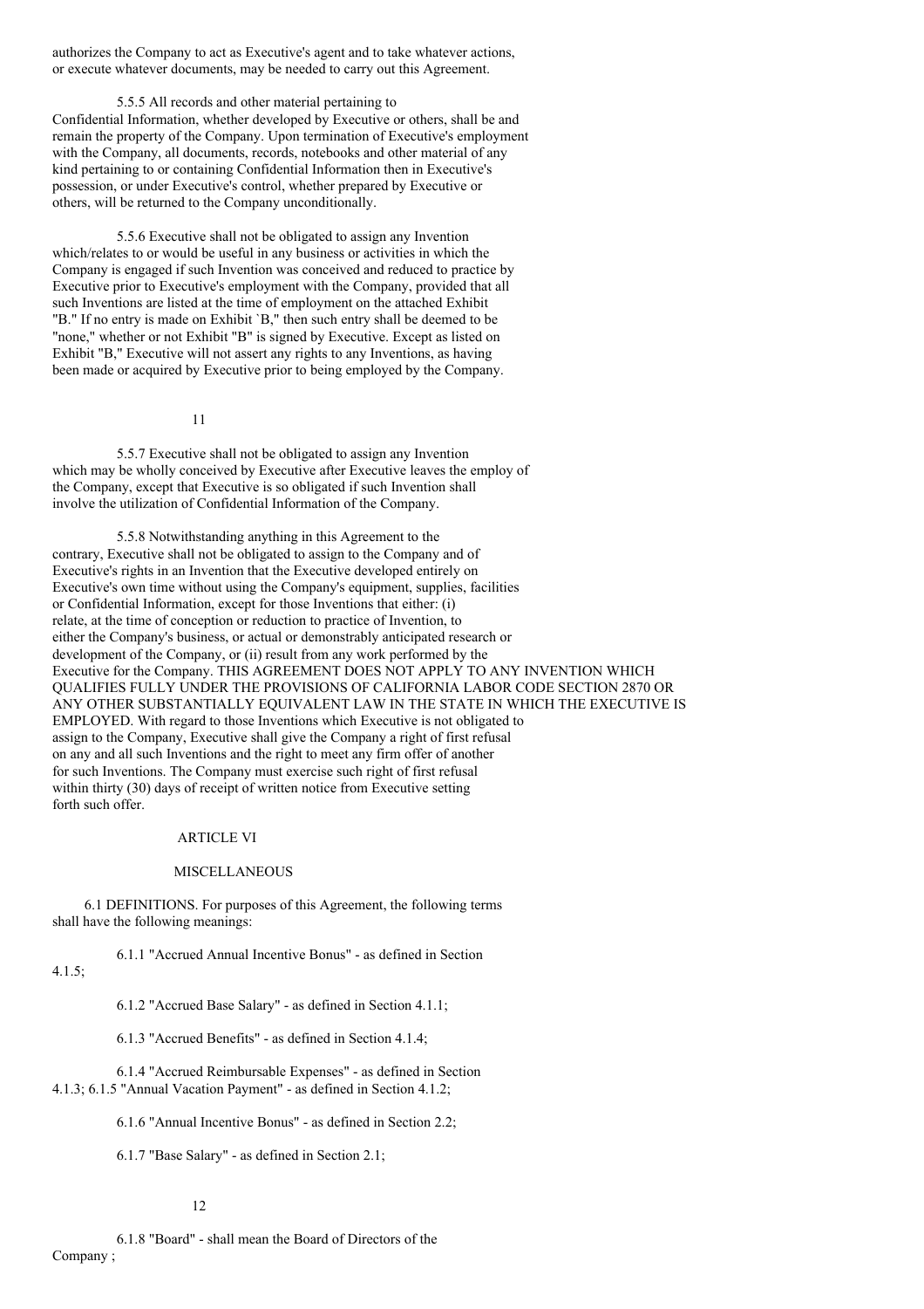authorizes the Company to act as Executive's agent and to take whatever actions, or execute whatever documents, may be needed to carry out this Agreement.

5.5.5 All records and other material pertaining to Confidential Information, whether developed by Executive or others, shall be and remain the property of the Company. Upon termination of Executive's employment with the Company, all documents, records, notebooks and other material of any kind pertaining to or containing Confidential Information then in Executive's possession, or under Executive's control, whether prepared by Executive or others, will be returned to the Company unconditionally.

5.5.6 Executive shall not be obligated to assign any Invention which/relates to or would be useful in any business or activities in which the Company is engaged if such Invention was conceived and reduced to practice by Executive prior to Executive's employment with the Company, provided that all such Inventions are listed at the time of employment on the attached Exhibit "B." If no entry is made on Exhibit `B," then such entry shall be deemed to be "none," whether or not Exhibit "B" is signed by Executive. Except as listed on Exhibit "B," Executive will not assert any rights to any Inventions, as having been made or acquired by Executive prior to being employed by the Company.

5.5.7 Executive shall not be obligated to assign any Invention which may be wholly conceived by Executive after Executive leaves the employ of the Company, except that Executive is so obligated if such Invention shall involve the utilization of Confidential Information of the Company.

5.5.8 Notwithstanding anything in this Agreement to the contrary, Executive shall not be obligated to assign to the Company and of Executive's rights in an Invention that the Executive developed entirely on Executive's own time without using the Company's equipment, supplies, facilities or Confidential Information, except for those Inventions that either: (i) relate, at the time of conception or reduction to practice of Invention, to either the Company's business, or actual or demonstrably anticipated research or development of the Company, or (ii) result from any work performed by the Executive for the Company. THIS AGREEMENT DOES NOT APPLY TO ANY INVENTION WHICH QUALIFIES FULLY UNDER THE PROVISIONS OF CALIFORNIA LABOR CODE SECTION 2870 OR ANY OTHER SUBSTANTIALLY EQUIVALENT LAW IN THE STATE IN WHICH THE EXECUTIVE IS EMPLOYED. With regard to those Inventions which Executive is not obligated to assign to the Company, Executive shall give the Company a right of first refusal on any and all such Inventions and the right to meet any firm offer of another for such Inventions. The Company must exercise such right of first refusal within thirty (30) days of receipt of written notice from Executive setting forth such offer.

## ARTICLE VI

## MISCELLANEOUS

6.1 DEFINITIONS. For purposes of this Agreement, the following terms shall have the following meanings:

6.1.1 "Accrued Annual Incentive Bonus" - as defined in Section 4.1.5;

6.1.2 "Accrued Base Salary" - as defined in Section 4.1.1;

6.1.3 "Accrued Benefits" - as defined in Section 4.1.4;

6.1.4 "Accrued Reimbursable Expenses" - as defined in Section 4.1.3; 6.1.5 "Annual Vacation Payment" - as defined in Section 4.1.2;

6.1.6 "Annual Incentive Bonus" - as defined in Section 2.2;

6.1.7 "Base Salary" - as defined in Section 2.1;

6.1.8 "Board" - shall mean the Board of Directors of the Company ;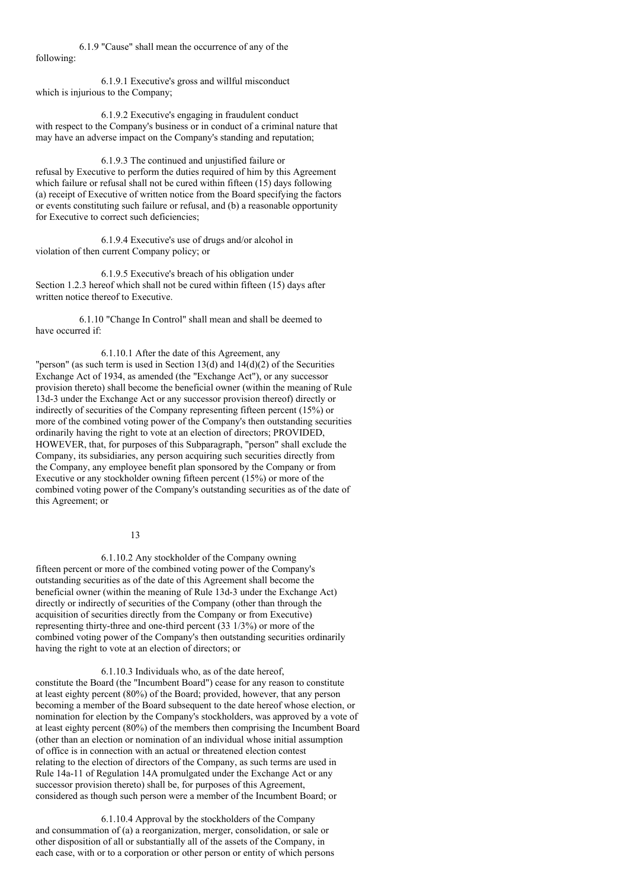6.1.9 "Cause" shall mean the occurrence of any of the following:

6.1.9.1 Executive's gross and willful misconduct which is injurious to the Company;

6.1.9.2 Executive's engaging in fraudulent conduct with respect to the Company's business or in conduct of a criminal nature that may have an adverse impact on the Company's standing and reputation;

6.1.9.3 The continued and unjustified failure or refusal by Executive to perform the duties required of him by this Agreement which failure or refusal shall not be cured within fifteen (15) days following (a) receipt of Executive of written notice from the Board specifying the factors or events constituting such failure or refusal, and (b) a reasonable opportunity for Executive to correct such deficiencies;

6.1.9.4 Executive's use of drugs and/or alcohol in violation of then current Company policy; or

6.1.9.5 Executive's breach of his obligation under Section 1.2.3 hereof which shall not be cured within fifteen (15) days after written notice thereof to Executive.

6.1.10 "Change In Control" shall mean and shall be deemed to have occurred if:

6.1.10.1 After the date of this Agreement, any "person" (as such term is used in Section 13(d) and 14(d)(2) of the Securities Exchange Act of 1934, as amended (the "Exchange Act"), or any successor provision thereto) shall become the beneficial owner (within the meaning of Rule 13d-3 under the Exchange Act or any successor provision thereof) directly or indirectly of securities of the Company representing fifteen percent (15%) or more of the combined voting power of the Company's then outstanding securities ordinarily having the right to vote at an election of directors; PROVIDED, HOWEVER, that, for purposes of this Subparagraph, "person" shall exclude the Company, its subsidiaries, any person acquiring such securities directly from the Company, any employee benefit plan sponsored by the Company or from Executive or any stockholder owning fifteen percent (15%) or more of the combined voting power of the Company's outstanding securities as of the date of this Agreement; or

6.1.10.2 Any stockholder of the Company owning fifteen percent or more of the combined voting power of the Company's outstanding securities as of the date of this Agreement shall become the beneficial owner (within the meaning of Rule 13d-3 under the Exchange Act) directly or indirectly of securities of the Company (other than through the acquisition of securities directly from the Company or from Executive) representing thirty-three and one-third percent (33 1/3%) or more of the combined voting power of the Company's then outstanding securities ordinarily having the right to vote at an election of directors; or

6.1.10.3 Individuals who, as of the date hereof, constitute the Board (the "Incumbent Board") cease for any reason to constitute at least eighty percent (80%) of the Board; provided, however, that any person becoming a member of the Board subsequent to the date hereof whose election, or nomination for election by the Company's stockholders, was approved by a vote of at least eighty percent (80%) of the members then comprising the Incumbent Board (other than an election or nomination of an individual whose initial assumption of office is in connection with an actual or threatened election contest relating to the election of directors of the Company, as such terms are used in Rule 14a-11 of Regulation 14A promulgated under the Exchange Act or any successor provision thereto) shall be, for purposes of this Agreement, considered as though such person were a member of the Incumbent Board; or

6.1.10.4 Approval by the stockholders of the Company and consummation of (a) a reorganization, merger, consolidation, or sale or other disposition of all or substantially all of the assets of the Company, in each case, with or to a corporation or other person or entity of which persons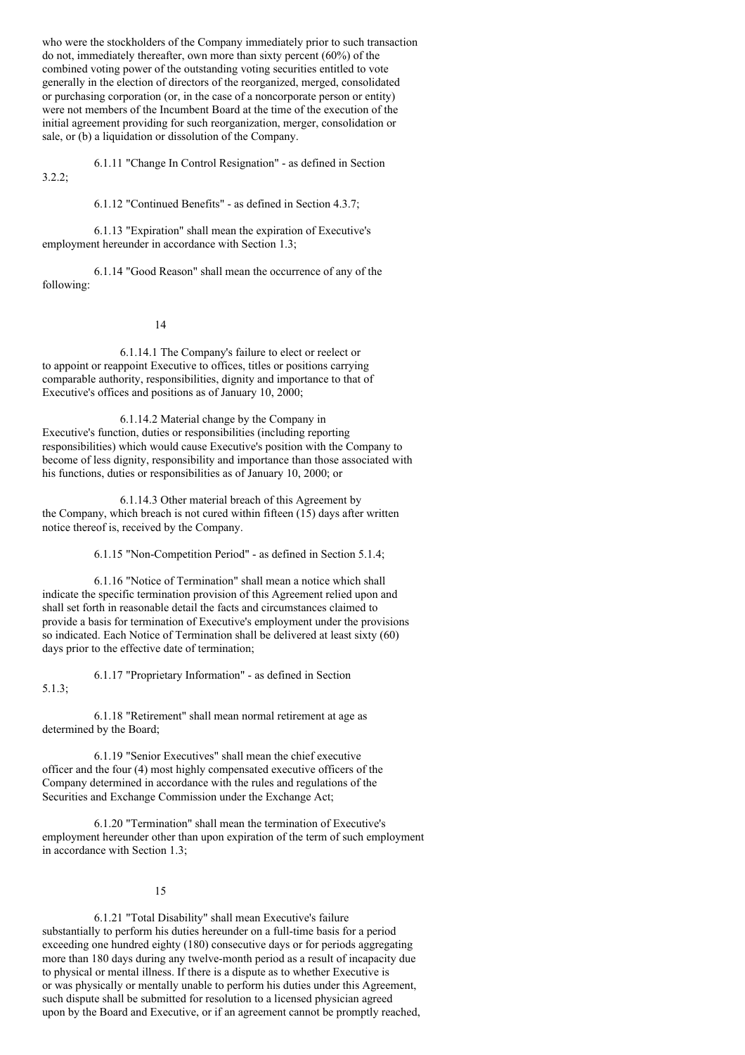who were the stockholders of the Company immediately prior to such transaction do not, immediately thereafter, own more than sixty percent (60%) of the combined voting power of the outstanding voting securities entitled to vote generally in the election of directors of the reorganized, merged, consolidated or purchasing corporation (or, in the case of a noncorporate person or entity) were not members of the Incumbent Board at the time of the execution of the initial agreement providing for such reorganization, merger, consolidation or sale, or (b) a liquidation or dissolution of the Company.

6.1.11 "Change In Control Resignation" - as defined in Section 3.2.2;

6.1.12 "Continued Benefits" - as defined in Section 4.3.7;

6.1.13 "Expiration" shall mean the expiration of Executive's employment hereunder in accordance with Section 1.3;

6.1.14 "Good Reason" shall mean the occurrence of any of the following:

6.1.14.1 The Company's failure to elect or reelect or to appoint or reappoint Executive to offices, titles or positions carrying comparable authority, responsibilities, dignity and importance to that of Executive's offices and positions as of January 10, 2000;

6.1.14.2 Material change by the Company in Executive's function, duties or responsibilities (including reporting responsibilities) which would cause Executive's position with the Company to become of less dignity, responsibility and importance than those associated with his functions, duties or responsibilities as of January 10, 2000; or

6.1.14.3 Other material breach of this Agreement by the Company, which breach is not cured within fifteen (15) days after written notice thereof is, received by the Company.

6.1.15 "Non-Competition Period" - as defined in Section 5.1.4;

6.1.16 "Notice of Termination" shall mean a notice which shall indicate the specific termination provision of this Agreement relied upon and shall set forth in reasonable detail the facts and circumstances claimed to provide a basis for termination of Executive's employment under the provisions so indicated. Each Notice of Termination shall be delivered at least sixty (60) days prior to the effective date of termination;

6.1.17 "Proprietary Information" - as defined in Section 5.1.3;

6.1.18 "Retirement" shall mean normal retirement at age as determined by the Board;

6.1.19 "Senior Executives" shall mean the chief executive officer and the four (4) most highly compensated executive officers of the Company determined in accordance with the rules and regulations of the Securities and Exchange Commission under the Exchange Act;

6.1.20 "Termination" shall mean the termination of Executive's employment hereunder other than upon expiration of the term of such employment in accordance with Section 1.3;

6.1.21 "Total Disability" shall mean Executive's failure substantially to perform his duties hereunder on a full-time basis for a period exceeding one hundred eighty (180) consecutive days or for periods aggregating more than 180 days during any twelve-month period as a result of incapacity due to physical or mental illness. If there is a dispute as to whether Executive is or was physically or mentally unable to perform his duties under this Agreement, such dispute shall be submitted for resolution to a licensed physician agreed upon by the Board and Executive, or if an agreement cannot be promptly reached,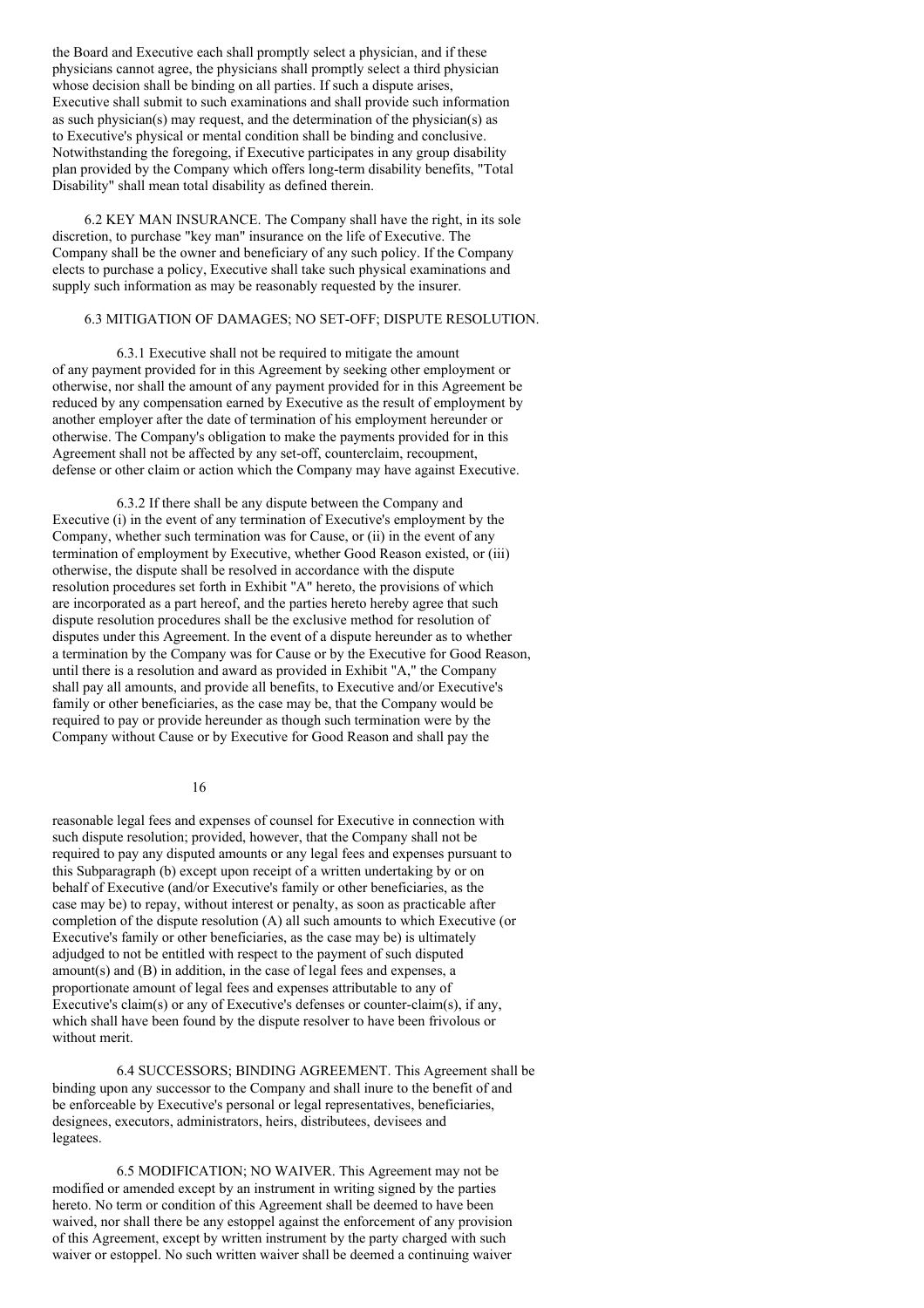the Board and Executive each shall promptly select a physician, and if these physicians cannot agree, the physicians shall promptly select a third physician whose decision shall be binding on all parties. If such a dispute arises, Executive shall submit to such examinations and shall provide such information as such physician(s) may request, and the determination of the physician(s) as to Executive's physical or mental condition shall be binding and conclusive. Notwithstanding the foregoing, if Executive participates in any group disability plan provided by the Company which offers long-term disability benefits, "Total Disability" shall mean total disability as defined therein.

6.2 KEY MAN INSURANCE. The Company shall have the right, in its sole discretion, to purchase "key man" insurance on the life of Executive. The Company shall be the owner and beneficiary of any such policy. If the Company elects to purchase a policy, Executive shall take such physical examinations and supply such information as may be reasonably requested by the insurer.

6.3 MITIGATION OF DAMAGES; NO SET-OFF; DISPUTE RESOLUTION.

6.3.1 Executive shall not be required to mitigate the amount of any payment provided for in this Agreement by seeking other employment or otherwise, nor shall the amount of any payment provided for in this Agreement be reduced by any compensation earned by Executive as the result of employment by another employer after the date of termination of his employment hereunder or otherwise. The Company's obligation to make the payments provided for in this Agreement shall not be affected by any set-off, counterclaim, recoupment, defense or other claim or action which the Company may have against Executive.

6.3.2 If there shall be any dispute between the Company and Executive (i) in the event of any termination of Executive's employment by the Company, whether such termination was for Cause, or (ii) in the event of any termination of employment by Executive, whether Good Reason existed, or (iii) otherwise, the dispute shall be resolved in accordance with the dispute resolution procedures set forth in Exhibit "A" hereto, the provisions of which are incorporated as a part hereof, and the parties hereto hereby agree that such dispute resolution procedures shall be the exclusive method for resolution of disputes under this Agreement. In the event of a dispute hereunder as to whether a termination by the Company was for Cause or by the Executive for Good Reason, until there is a resolution and award as provided in Exhibit "A," the Company shall pay all amounts, and provide all benefits, to Executive and/or Executive's family or other beneficiaries, as the case may be, that the Company would be required to pay or provide hereunder as though such termination were by the Company without Cause or by Executive for Good Reason and shall pay the reasonable legal fees and expenses of counsel for Executive in connection with such dispute resolution; provided, however, that the Company shall not be required to pay any disputed amounts or any legal fees and expenses pursuant to this Subparagraph (b) except upon receipt of a written undertaking by or on behalf of Executive (and/or Executive's family or other beneficiaries, as the case may be) to repay, without interest or penalty, as soon as practicable after completion of the dispute resolution (A) all such amounts to which Executive (or Executive's family or other beneficiaries, as the case may be) is ultimately adjudged to not be entitled with respect to the payment of such disputed amount(s) and (B) in addition, in the case of legal fees and expenses, a proportionate amount of legal fees and expenses attributable to any of Executive's claim(s) or any of Executive's defenses or counter-claim(s), if any, which shall have been found by the dispute resolver to have been frivolous or without merit.

6.4 SUCCESSORS; BINDING AGREEMENT. This Agreement shall be binding upon any successor to the Company and shall inure to the benefit of and be enforceable by Executive's personal or legal representatives, beneficiaries, designees, executors, administrators, heirs, distributees, devisees and legatees.

6.5 MODIFICATION; NO WAIVER. This Agreement may not be modified or amended except by an instrument in writing signed by the parties hereto. No term or condition of this Agreement shall be deemed to have been waived, nor shall there be any estoppel against the enforcement of any provision of this Agreement, except by written instrument by the party charged with such waiver or estoppel. No such written waiver shall be deemed a continuing waiver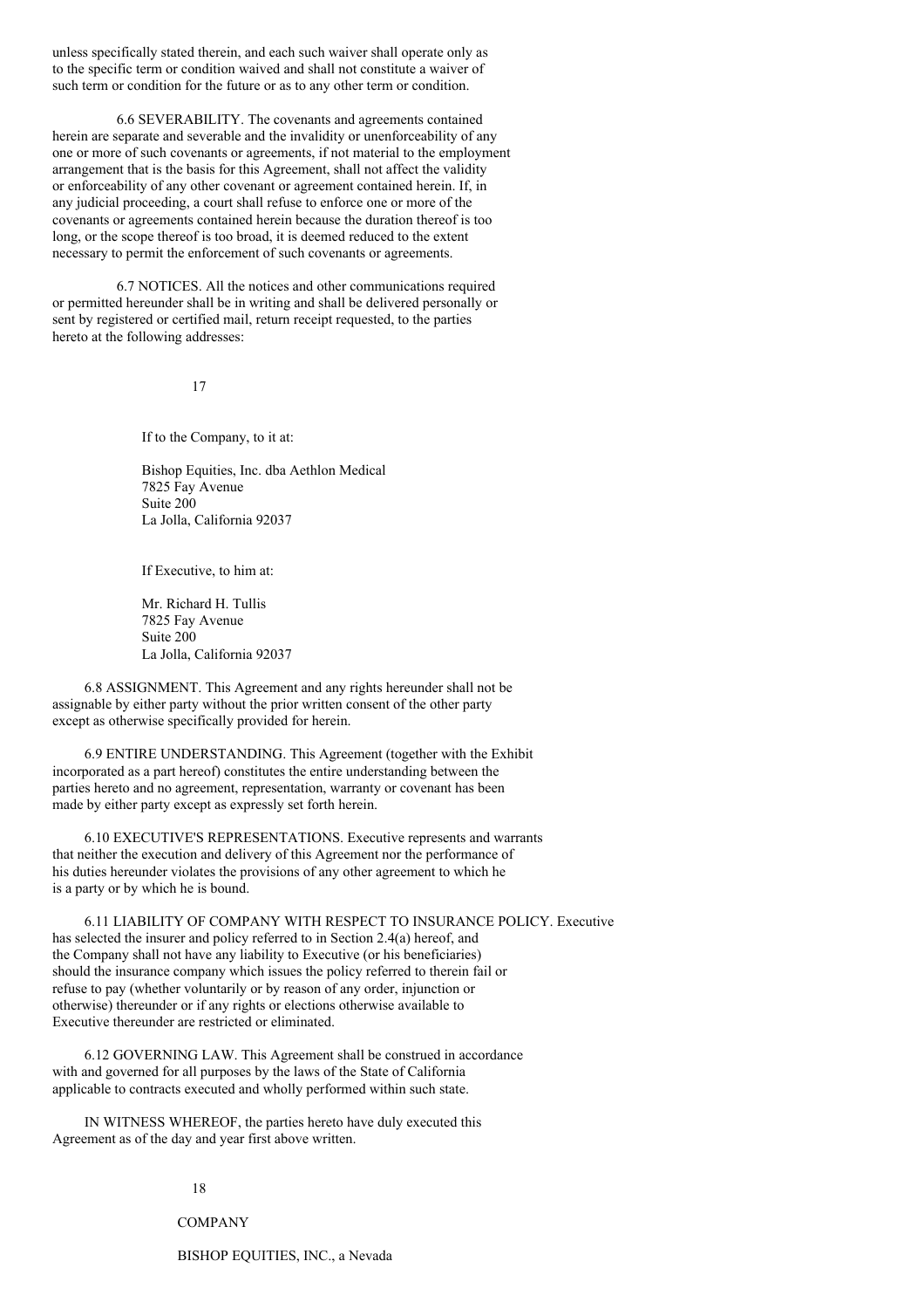unless specifically stated therein, and each such waiver shall operate only as to the specific term or condition waived and shall not constitute a waiver of such term or condition for the future or as to any other term or condition.

6.6 SEVERABILITY. The covenants and agreements contained herein are separate and severable and the invalidity or unenforceability of any one or more of such covenants or agreements, if not material to the employment arrangement that is the basis for this Agreement, shall not affect the validity or enforceability of any other covenant or agreement contained herein. If, in any judicial proceeding, a court shall refuse to enforce one or more of the covenants or agreements contained herein because the duration thereof is too long, or the scope thereof is too broad, it is deemed reduced to the extent necessary to permit the enforcement of such covenants or agreements.

6.7 NOTICES. All the notices and other communications required or permitted hereunder shall be in writing and shall be delivered personally or sent by registered or certified mail, return receipt requested, to the parties hereto at the following addresses:

If to the Company, to it at:

Bishop Equities, Inc. dba Aethlon Medical
7825 Fay Avenue
Suite 200
La Jolla, California 92037

If Executive, to him at:

Mr. Richard H. Tullis
7825 Fay Avenue
Suite 200
La Jolla, California 92037

6.8 ASSIGNMENT. This Agreement and any rights hereunder shall not be assignable by either party without the prior written consent of the other party except as otherwise specifically provided for herein.

6.9 ENTIRE UNDERSTANDING. This Agreement (together with the Exhibit incorporated as a part hereof) constitutes the entire understanding between the parties hereto and no agreement, representation, warranty or covenant has been made by either party except as expressly set forth herein.

6.10 EXECUTIVE'S REPRESENTATIONS. Executive represents and warrants that neither the execution and delivery of this Agreement nor the performance of his duties hereunder violates the provisions of any other agreement to which he is a party or by which he is bound.

6.11 LIABILITY OF COMPANY WITH RESPECT TO INSURANCE POLICY. Executive has selected the insurer and policy referred to in Section 2.4(a) hereof, and the Company shall not have any liability to Executive (or his beneficiaries) should the insurance company which issues the policy referred to therein fail or refuse to pay (whether voluntarily or by reason of any order, injunction or otherwise) thereunder or if any rights or elections otherwise available to Executive thereunder are restricted or eliminated.

6.12 GOVERNING LAW. This Agreement shall be construed in accordance with and governed for all purposes by the laws of the State of California applicable to contracts executed and wholly performed within such state.

IN WITNESS WHEREOF, the parties hereto have duly executed this Agreement as of the day and year first above written.

COMPANY

BISHOP EQUITIES, INC., a Nevada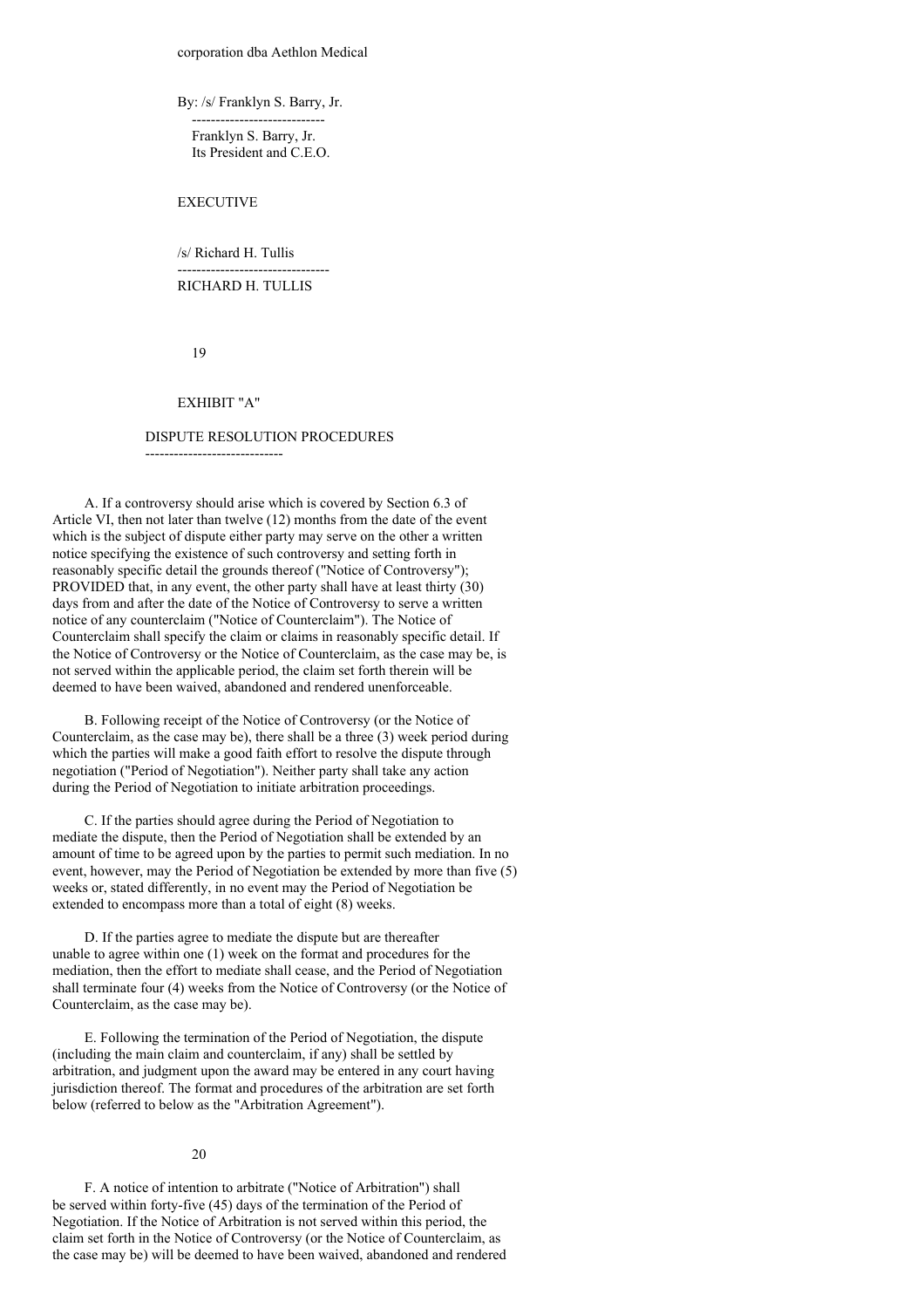corporation dba Aethlon Medical

By: /s/ Franklyn S. Barry, Jr.

Franklyn S. Barry, Jr.
Its President and C.E.O.

EXECUTIVE

/s/ Richard H. Tullis

RICHARD H. TULLIS

## EXHIBIT "A"

### DISPUTE RESOLUTION PROCEDURES

A. If a controversy should arise which is covered by Section 6.3 of Article VI, then not later than twelve (12) months from the date of the event which is the subject of dispute either party may serve on the other a written notice specifying the existence of such controversy and setting forth in reasonably specific detail the grounds thereof ("Notice of Controversy"); PROVIDED that, in any event, the other party shall have at least thirty (30) days from and after the date of the Notice of Controversy to serve a written notice of any counterclaim ("Notice of Counterclaim"). The Notice of Counterclaim shall specify the claim or claims in reasonably specific detail. If the Notice of Controversy or the Notice of Counterclaim, as the case may be, is not served within the applicable period, the claim set forth therein will be deemed to have been waived, abandoned and rendered unenforceable.

B. Following receipt of the Notice of Controversy (or the Notice of Counterclaim, as the case may be), there shall be a three (3) week period during which the parties will make a good faith effort to resolve the dispute through negotiation ("Period of Negotiation"). Neither party shall take any action during the Period of Negotiation to initiate arbitration proceedings.

C. If the parties should agree during the Period of Negotiation to mediate the dispute, then the Period of Negotiation shall be extended by an amount of time to be agreed upon by the parties to permit such mediation. In no event, however, may the Period of Negotiation be extended by more than five (5) weeks or, stated differently, in no event may the Period of Negotiation be extended to encompass more than a total of eight (8) weeks.

D. If the parties agree to mediate the dispute but are thereafter unable to agree within one (1) week on the format and procedures for the mediation, then the effort to mediate shall cease, and the Period of Negotiation shall terminate four (4) weeks from the Notice of Controversy (or the Notice of Counterclaim, as the case may be).

E. Following the termination of the Period of Negotiation, the dispute (including the main claim and counterclaim, if any) shall be settled by arbitration, and judgment upon the award may be entered in any court having jurisdiction thereof. The format and procedures of the arbitration are set forth below (referred to below as the "Arbitration Agreement").

F. A notice of intention to arbitrate ("Notice of Arbitration") shall be served within forty-five (45) days of the termination of the Period of Negotiation. If the Notice of Arbitration is not served within this period, the claim set forth in the Notice of Controversy (or the Notice of Counterclaim, as the case may be) will be deemed to have been waived, abandoned and rendered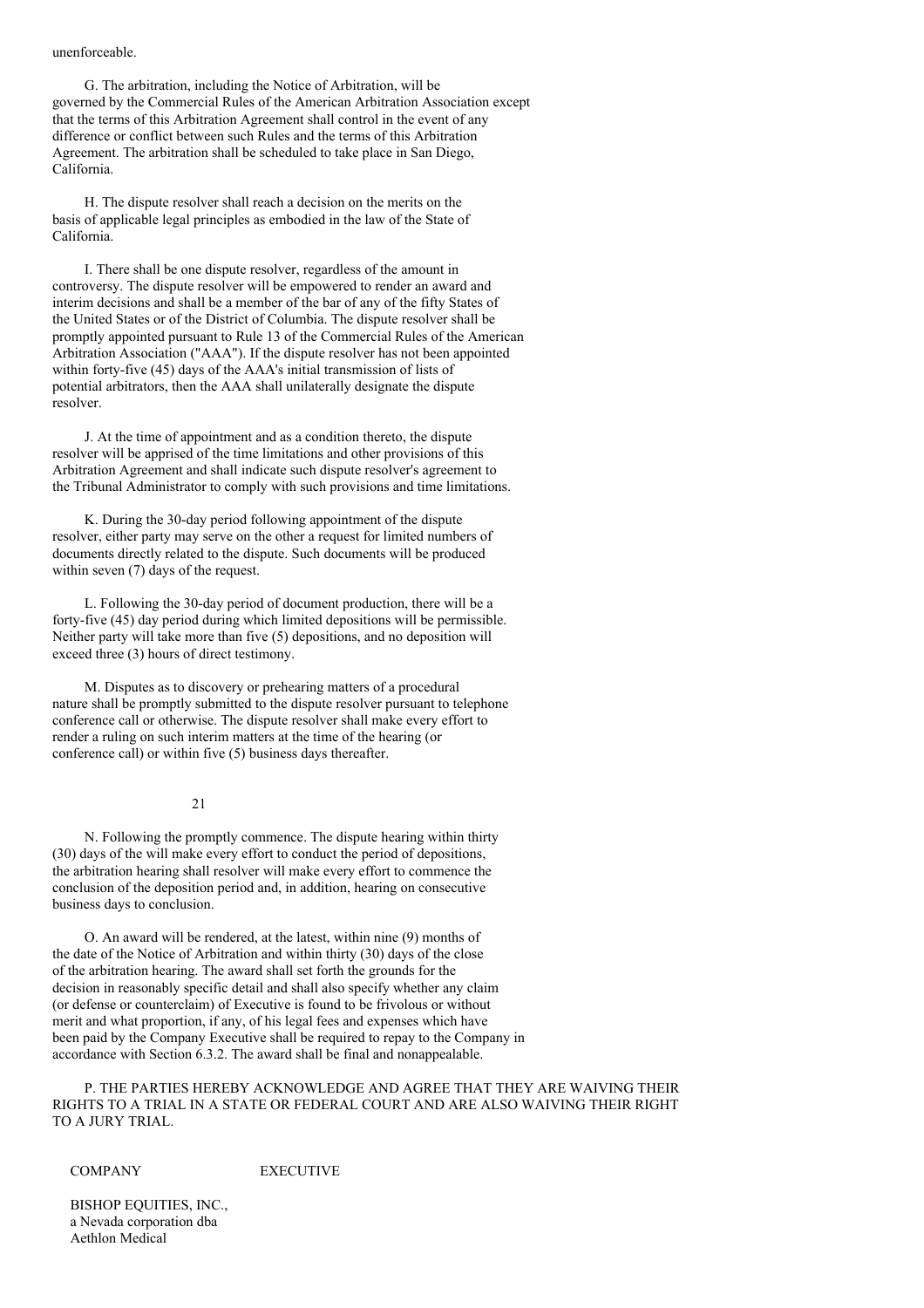unenforceable.

G. The arbitration, including the Notice of Arbitration, will be governed by the Commercial Rules of the American Arbitration Association except that the terms of this Arbitration Agreement shall control in the event of any difference or conflict between such Rules and the terms of this Arbitration Agreement. The arbitration shall be scheduled to take place in San Diego, California.

H. The dispute resolver shall reach a decision on the merits on the basis of applicable legal principles as embodied in the law of the State of California.

I. There shall be one dispute resolver, regardless of the amount in controversy. The dispute resolver will be empowered to render an award and interim decisions and shall be a member of the bar of any of the fifty States of the United States or of the District of Columbia. The dispute resolver shall be promptly appointed pursuant to Rule 13 of the Commercial Rules of the American Arbitration Association ("AAA"). If the dispute resolver has not been appointed within forty-five (45) days of the AAA's initial transmission of lists of potential arbitrators, then the AAA shall unilaterally designate the dispute resolver.

J. At the time of appointment and as a condition thereto, the dispute resolver will be apprised of the time limitations and other provisions of this Arbitration Agreement and shall indicate such dispute resolver's agreement to the Tribunal Administrator to comply with such provisions and time limitations.

K. During the 30-day period following appointment of the dispute resolver, either party may serve on the other a request for limited numbers of documents directly related to the dispute. Such documents will be produced within seven (7) days of the request.

L. Following the 30-day period of document production, there will be a forty-five (45) day period during which limited depositions will be permissible. Neither party will take more than five (5) depositions, and no deposition will exceed three (3) hours of direct testimony.

M. Disputes as to discovery or prehearing matters of a procedural nature shall be promptly submitted to the dispute resolver pursuant to telephone conference call or otherwise. The dispute resolver shall make every effort to render a ruling on such interim matters at the time of the hearing (or conference call) or within five (5) business days thereafter.

N. Following the promptly commence. The dispute hearing within thirty (30) days of the will make every effort to conduct the period of depositions, the arbitration hearing shall resolver will make every effort to commence the conclusion of the deposition period and, in addition, hearing on consecutive business days to conclusion.

O. An award will be rendered, at the latest, within nine (9) months of the date of the Notice of Arbitration and within thirty (30) days of the close of the arbitration hearing. The award shall set forth the grounds for the decision in reasonably specific detail and shall also specify whether any claim (or defense or counterclaim) of Executive is found to be frivolous or without merit and what proportion, if any, of his legal fees and expenses which have been paid by the Company Executive shall be required to repay to the Company in accordance with Section 6.3.2. The award shall be final and nonappealable.

P. THE PARTIES HEREBY ACKNOWLEDGE AND AGREE THAT THEY ARE WAIVING THEIR RIGHTS TO A TRIAL IN A STATE OR FEDERAL COURT AND ARE ALSO WAIVING THEIR RIGHT TO A JURY TRIAL.

COMPANY EXECUTIVE

BISHOP EQUITIES, INC.,
a Nevada corporation dba
Aethlon Medical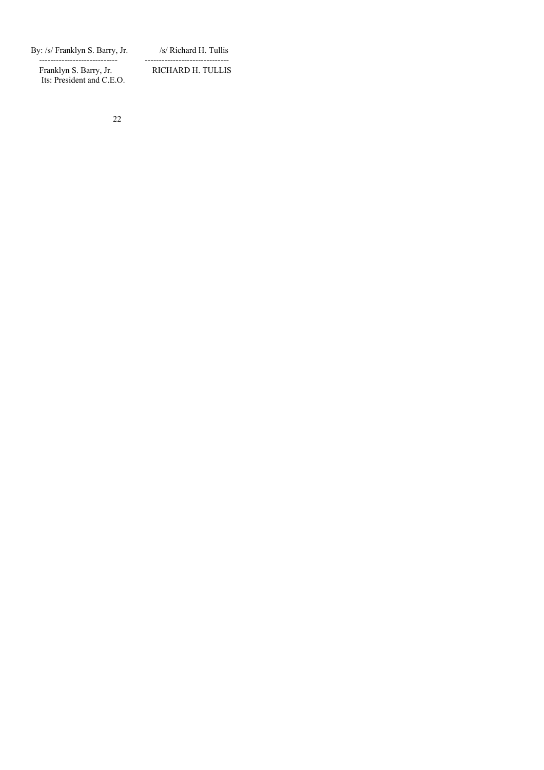| By: /s/ Franklyn S. Barry, Jr. | /s/ Richard H. Tullis |
| --- | --- |
| Franklyn S. Barry, Jr. | RICHARD H. TULLIS |
| Its: President and C.E.O. | |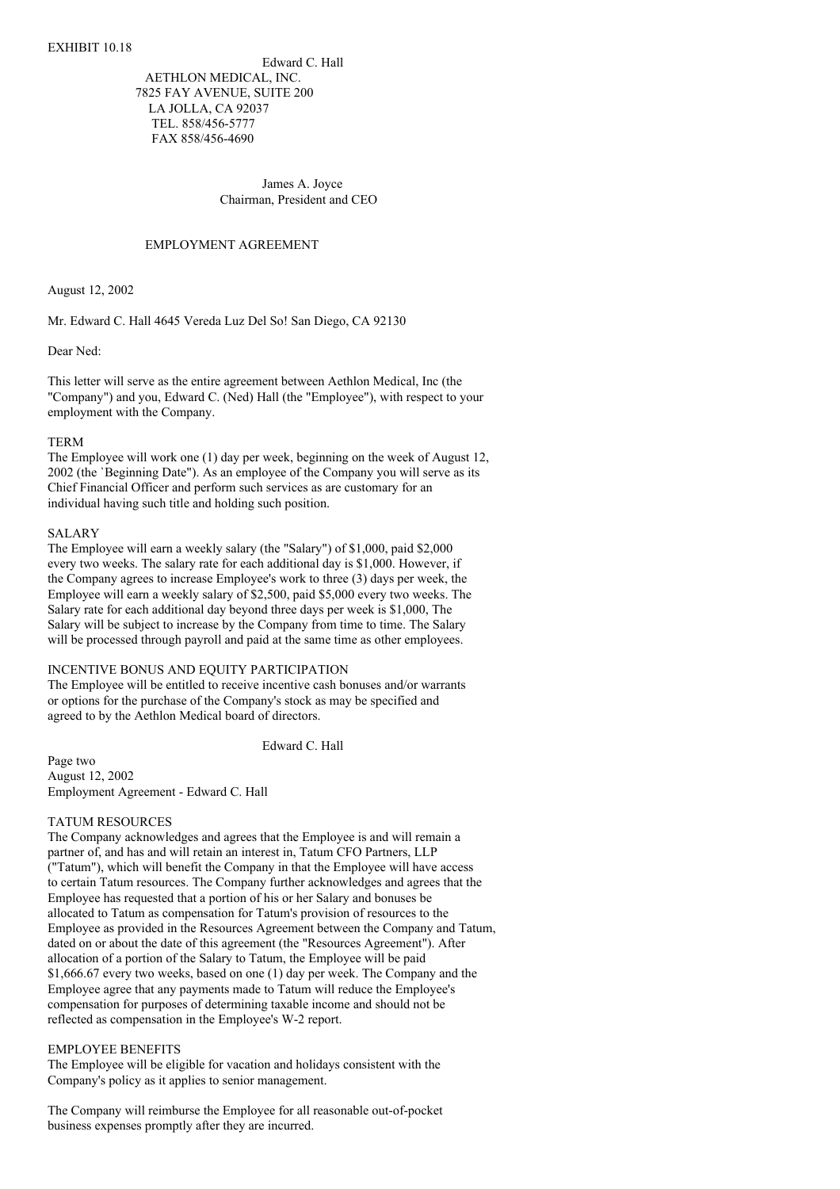EXHIBIT 10.18

Edward C. Hall

AETHLON MEDICAL, INC.
7825 FAY AVENUE, SUITE 200
LA JOLLA, CA 92037
TEL. 858/456-5777
FAX 858/456-4690

James A. Joyce
Chairman, President and CEO

EMPLOYMENT AGREEMENT

August 12, 2002

Mr. Edward C. Hall 4645 Vereda Luz Del So! San Diego, CA 92130

Dear Ned:

This letter will serve as the entire agreement between Aethlon Medical, Inc (the "Company") and you, Edward C. (Ned) Hall (the "Employee"), with respect to your employment with the Company.

TERM
The Employee will work one (1) day per week, beginning on the week of August 12, 2002 (the `Beginning Date"). As an employee of the Company you will serve as its Chief Financial Officer and perform such services as are customary for an individual having such title and holding such position.

SALARY
The Employee will earn a weekly salary (the "Salary") of $1,000, paid $2,000 every two weeks. The salary rate for each additional day is $1,000. However, if the Company agrees to increase Employee's work to three (3) days per week, the Employee will earn a weekly salary of $2,500, paid $5,000 every two weeks. The Salary rate for each additional day beyond three days per week is $1,000, The Salary will be subject to increase by the Company from time to time. The Salary will be processed through payroll and paid at the same time as other employees.

INCENTIVE BONUS AND EQUITY PARTICIPATION
The Employee will be entitled to receive incentive cash bonuses and/or warrants or options for the purchase of the Company's stock as may be specified and agreed to by the Aethlon Medical board of directors.

Edward C. Hall

Page two
August 12, 2002
Employment Agreement - Edward C. Hall

TATUM RESOURCES
The Company acknowledges and agrees that the Employee is and will remain a partner of, and has and will retain an interest in, Tatum CFO Partners, LLP ("Tatum"), which will benefit the Company in that the Employee will have access to certain Tatum resources. The Company further acknowledges and agrees that the Employee has requested that a portion of his or her Salary and bonuses be allocated to Tatum as compensation for Tatum's provision of resources to the Employee as provided in the Resources Agreement between the Company and Tatum, dated on or about the date of this agreement (the "Resources Agreement"). After allocation of a portion of the Salary to Tatum, the Employee will be paid $1,666.67 every two weeks, based on one (1) day per week. The Company and the Employee agree that any payments made to Tatum will reduce the Employee's compensation for purposes of determining taxable income and should not be reflected as compensation in the Employee's W-2 report.

EMPLOYEE BENEFITS
The Employee will be eligible for vacation and holidays consistent with the Company's policy as it applies to senior management.

The Company will reimburse the Employee for all reasonable out-of-pocket business expenses promptly after they are incurred.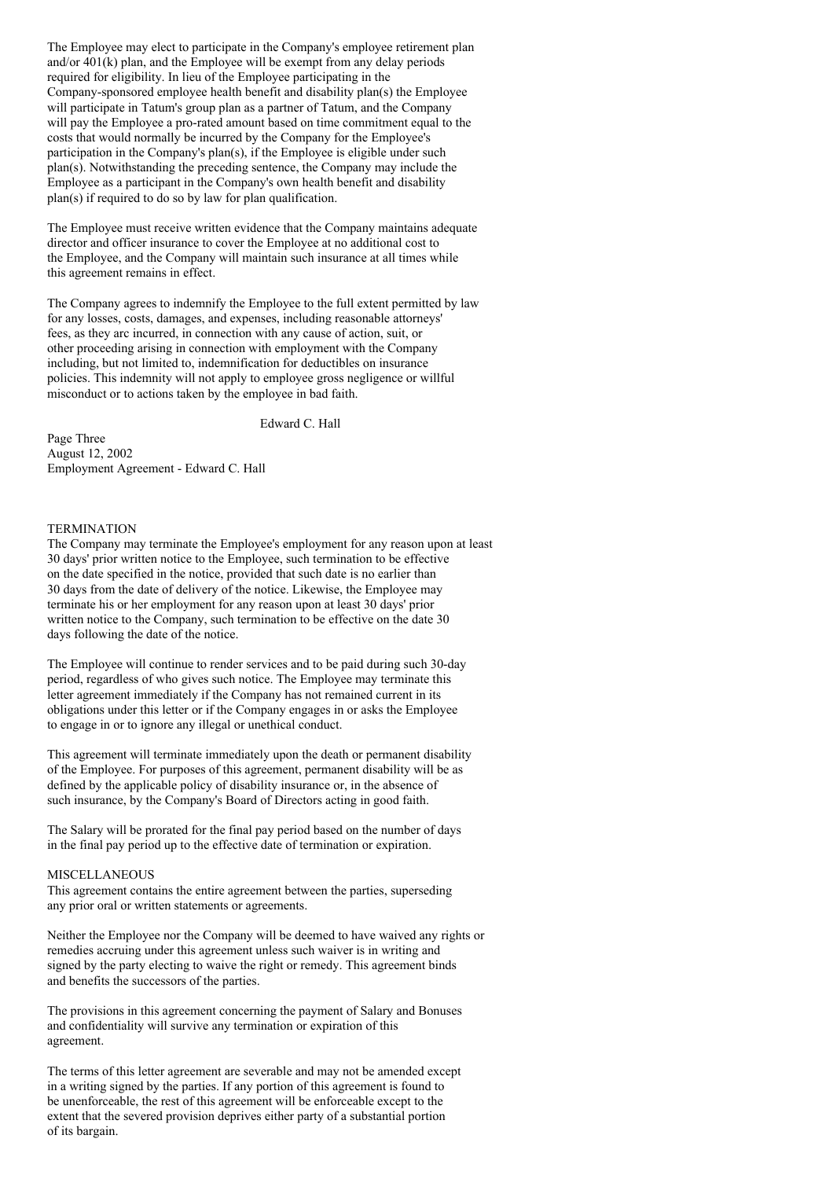The Employee may elect to participate in the Company's employee retirement plan and/or 401(k) plan, and the Employee will be exempt from any delay periods required for eligibility. In lieu of the Employee participating in the Company-sponsored employee health benefit and disability plan(s) the Employee will participate in Tatum's group plan as a partner of Tatum, and the Company will pay the Employee a pro-rated amount based on time commitment equal to the costs that would normally be incurred by the Company for the Employee's participation in the Company's plan(s), if the Employee is eligible under such plan(s). Notwithstanding the preceding sentence, the Company may include the Employee as a participant in the Company's own health benefit and disability plan(s) if required to do so by law for plan qualification.

The Employee must receive written evidence that the Company maintains adequate director and officer insurance to cover the Employee at no additional cost to the Employee, and the Company will maintain such insurance at all times while this agreement remains in effect.

The Company agrees to indemnify the Employee to the full extent permitted by law for any losses, costs, damages, and expenses, including reasonable attorneys' fees, as they arc incurred, in connection with any cause of action, suit, or other proceeding arising in connection with employment with the Company including, but not limited to, indemnification for deductibles on insurance policies. This indemnity will not apply to employee gross negligence or willful misconduct or to actions taken by the employee in bad faith.

Edward C. Hall

Page Three
August 12, 2002
Employment Agreement - Edward C. Hall

## TERMINATION

The Company may terminate the Employee's employment for any reason upon at least 30 days' prior written notice to the Employee, such termination to be effective on the date specified in the notice, provided that such date is no earlier than 30 days from the date of delivery of the notice. Likewise, the Employee may terminate his or her employment for any reason upon at least 30 days' prior written notice to the Company, such termination to be effective on the date 30 days following the date of the notice.

The Employee will continue to render services and to be paid during such 30-day period, regardless of who gives such notice. The Employee may terminate this letter agreement immediately if the Company has not remained current in its obligations under this letter or if the Company engages in or asks the Employee to engage in or to ignore any illegal or unethical conduct.

This agreement will terminate immediately upon the death or permanent disability of the Employee. For purposes of this agreement, permanent disability will be as defined by the applicable policy of disability insurance or, in the absence of such insurance, by the Company's Board of Directors acting in good faith.

The Salary will be prorated for the final pay period based on the number of days in the final pay period up to the effective date of termination or expiration.

## MISCELLANEOUS

This agreement contains the entire agreement between the parties, superseding any prior oral or written statements or agreements.

Neither the Employee nor the Company will be deemed to have waived any rights or remedies accruing under this agreement unless such waiver is in writing and signed by the party electing to waive the right or remedy. This agreement binds and benefits the successors of the parties.

The provisions in this agreement concerning the payment of Salary and Bonuses and confidentiality will survive any termination or expiration of this agreement.

The terms of this letter agreement are severable and may not be amended except in a writing signed by the parties. If any portion of this agreement is found to be unenforceable, the rest of this agreement will be enforceable except to the extent that the severed provision deprives either party of a substantial portion of its bargain.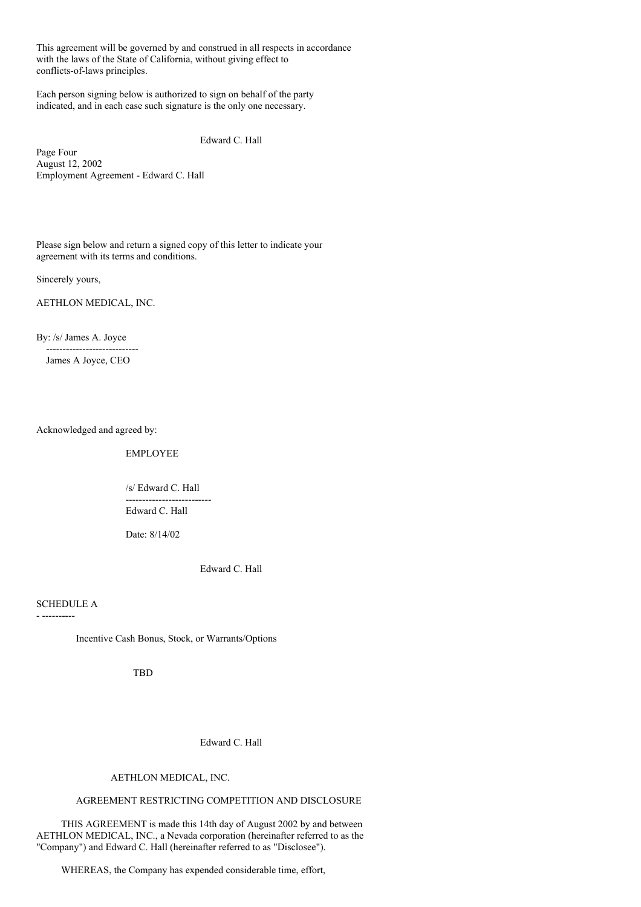This agreement will be governed by and construed in all respects in accordance with the laws of the State of California, without giving effect to conflicts-of-laws principles.

Each person signing below is authorized to sign on behalf of the party indicated, and in each case such signature is the only one necessary.

Please sign below and return a signed copy of this letter to indicate your agreement with its terms and conditions.

Sincerely yours,

AETHLON MEDICAL, INC.

By: /s/ James A. Joyce
----------------------------
James A Joyce, CEO

Acknowledged and agreed by:

EMPLOYEE

/s/ Edward C. Hall
--------------------------
Edward C. Hall

Date: 8/14/02

SCHEDULE A

Incentive Cash Bonus, Stock, or Warrants/Options

TBD

AETHLON MEDICAL, INC.

AGREEMENT RESTRICTING COMPETITION AND DISCLOSURE

THIS AGREEMENT is made this 14th day of August 2002 by and between AETHLON MEDICAL, INC., a Nevada corporation (hereinafter referred to as the "Company") and Edward C. Hall (hereinafter referred to as "Disclosee").

WHEREAS, the Company has expended considerable time, effort,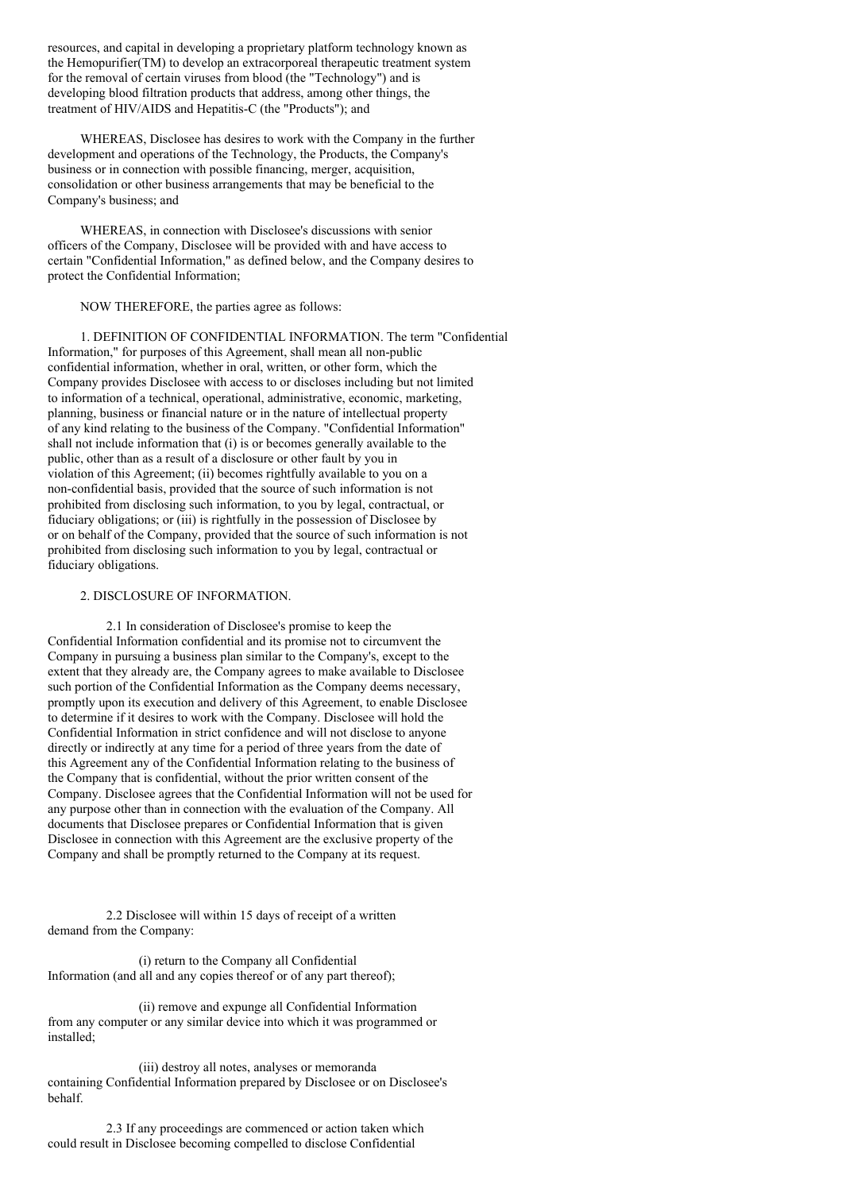resources, and capital in developing a proprietary platform technology known as the Hemopurifier(TM) to develop an extracorporeal therapeutic treatment system for the removal of certain viruses from blood (the "Technology") and is developing blood filtration products that address, among other things, the treatment of HIV/AIDS and Hepatitis-C (the "Products"); and

WHEREAS, Disclosee has desires to work with the Company in the further development and operations of the Technology, the Products, the Company's business or in connection with possible financing, merger, acquisition, consolidation or other business arrangements that may be beneficial to the Company's business; and

WHEREAS, in connection with Disclosee's discussions with senior officers of the Company, Disclosee will be provided with and have access to certain "Confidential Information," as defined below, and the Company desires to protect the Confidential Information;

NOW THEREFORE, the parties agree as follows:

1. DEFINITION OF CONFIDENTIAL INFORMATION. The term "Confidential Information," for purposes of this Agreement, shall mean all non-public confidential information, whether in oral, written, or other form, which the Company provides Disclosee with access to or discloses including but not limited to information of a technical, operational, administrative, economic, marketing, planning, business or financial nature or in the nature of intellectual property of any kind relating to the business of the Company. "Confidential Information" shall not include information that (i) is or becomes generally available to the public, other than as a result of a disclosure or other fault by you in violation of this Agreement; (ii) becomes rightfully available to you on a non-confidential basis, provided that the source of such information is not prohibited from disclosing such information, to you by legal, contractual, or fiduciary obligations; or (iii) is rightfully in the possession of Disclosee by or on behalf of the Company, provided that the source of such information is not prohibited from disclosing such information to you by legal, contractual or fiduciary obligations.

2. DISCLOSURE OF INFORMATION.

2.1 In consideration of Disclosee's promise to keep the Confidential Information confidential and its promise not to circumvent the Company in pursuing a business plan similar to the Company's, except to the extent that they already are, the Company agrees to make available to Disclosee such portion of the Confidential Information as the Company deems necessary, promptly upon its execution and delivery of this Agreement, to enable Disclosee to determine if it desires to work with the Company. Disclosee will hold the Confidential Information in strict confidence and will not disclose to anyone directly or indirectly at any time for a period of three years from the date of this Agreement any of the Confidential Information relating to the business of the Company that is confidential, without the prior written consent of the Company. Disclosee agrees that the Confidential Information will not be used for any purpose other than in connection with the evaluation of the Company. All documents that Disclosee prepares or Confidential Information that is given Disclosee in connection with this Agreement are the exclusive property of the Company and shall be promptly returned to the Company at its request.

2.2 Disclosee will within 15 days of receipt of a written demand from the Company:

(i) return to the Company all Confidential Information (and all and any copies thereof or of any part thereof);

(ii) remove and expunge all Confidential Information from any computer or any similar device into which it was programmed or installed;

(iii) destroy all notes, analyses or memoranda containing Confidential Information prepared by Disclosee or on Disclosee's behalf.

2.3 If any proceedings are commenced or action taken which could result in Disclosee becoming compelled to disclose Confidential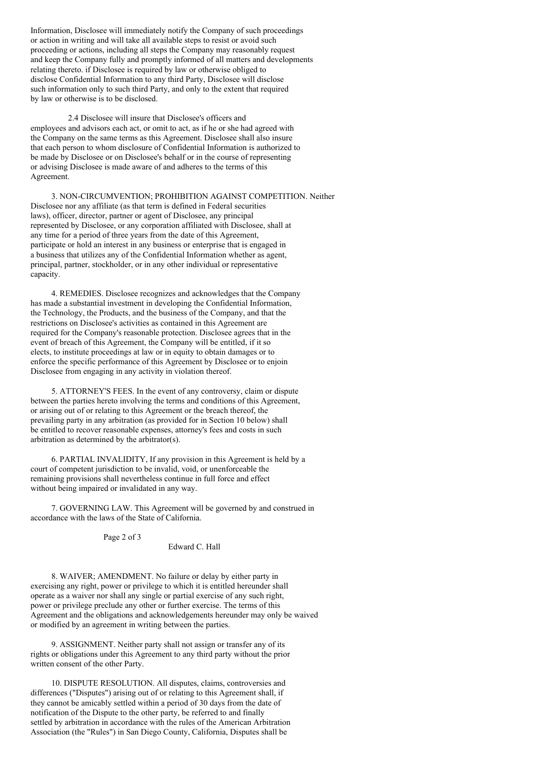Information, Disclosee will immediately notify the Company of such proceedings or action in writing and will take all available steps to resist or avoid such proceeding or actions, including all steps the Company may reasonably request and keep the Company fully and promptly informed of all matters and developments relating thereto. if Disclosee is required by law or otherwise obliged to disclose Confidential Information to any third Party, Disclosee will disclose such information only to such third Party, and only to the extent that required by law or otherwise is to be disclosed.

2.4 Disclosee will insure that Disclosee's officers and employees and advisors each act, or omit to act, as if he or she had agreed with the Company on the same terms as this Agreement. Disclosee shall also insure that each person to whom disclosure of Confidential Information is authorized to be made by Disclosee or on Disclosee's behalf or in the course of representing or advising Disclosee is made aware of and adheres to the terms of this Agreement.

3. NON-CIRCUMVENTION; PROHIBITION AGAINST COMPETITION. Neither Disclosee nor any affiliate (as that term is defined in Federal securities laws), officer, director, partner or agent of Disclosee, any principal represented by Disclosee, or any corporation affiliated with Disclosee, shall at any time for a period of three years from the date of this Agreement, participate or hold an interest in any business or enterprise that is engaged in a business that utilizes any of the Confidential Information whether as agent, principal, partner, stockholder, or in any other individual or representative capacity.

4. REMEDIES. Disclosee recognizes and acknowledges that the Company has made a substantial investment in developing the Confidential Information, the Technology, the Products, and the business of the Company, and that the restrictions on Disclosee's activities as contained in this Agreement are required for the Company's reasonable protection. Disclosee agrees that in the event of breach of this Agreement, the Company will be entitled, if it so elects, to institute proceedings at law or in equity to obtain damages or to enforce the specific performance of this Agreement by Disclosee or to enjoin Disclosee from engaging in any activity in violation thereof.

5. ATTORNEY'S FEES. In the event of any controversy, claim or dispute between the parties hereto involving the terms and conditions of this Agreement, or arising out of or relating to this Agreement or the breach thereof, the prevailing party in any arbitration (as provided for in Section 10 below) shall be entitled to recover reasonable expenses, attorney's fees and costs in such arbitration as determined by the arbitrator(s).

6. PARTIAL INVALIDITY, If any provision in this Agreement is held by a court of competent jurisdiction to be invalid, void, or unenforceable the remaining provisions shall nevertheless continue in full force and effect without being impaired or invalidated in any way.

7. GOVERNING LAW. This Agreement will be governed by and construed in accordance with the laws of the State of California.

Edward C. Hall

8. WAIVER; AMENDMENT. No failure or delay by either party in exercising any right, power or privilege to which it is entitled hereunder shall operate as a waiver nor shall any single or partial exercise of any such right, power or privilege preclude any other or further exercise. The terms of this Agreement and the obligations and acknowledgements hereunder may only be waived or modified by an agreement in writing between the parties.

9. ASSIGNMENT. Neither party shall not assign or transfer any of its rights or obligations under this Agreement to any third party without the prior written consent of the other Party.

10. DISPUTE RESOLUTION. All disputes, claims, controversies and differences ("Disputes") arising out of or relating to this Agreement shall, if they cannot be amicably settled within a period of 30 days from the date of notification of the Dispute to the other party, be referred to and finally settled by arbitration in accordance with the rules of the American Arbitration Association (the "Rules") in San Diego County, California, Disputes shall be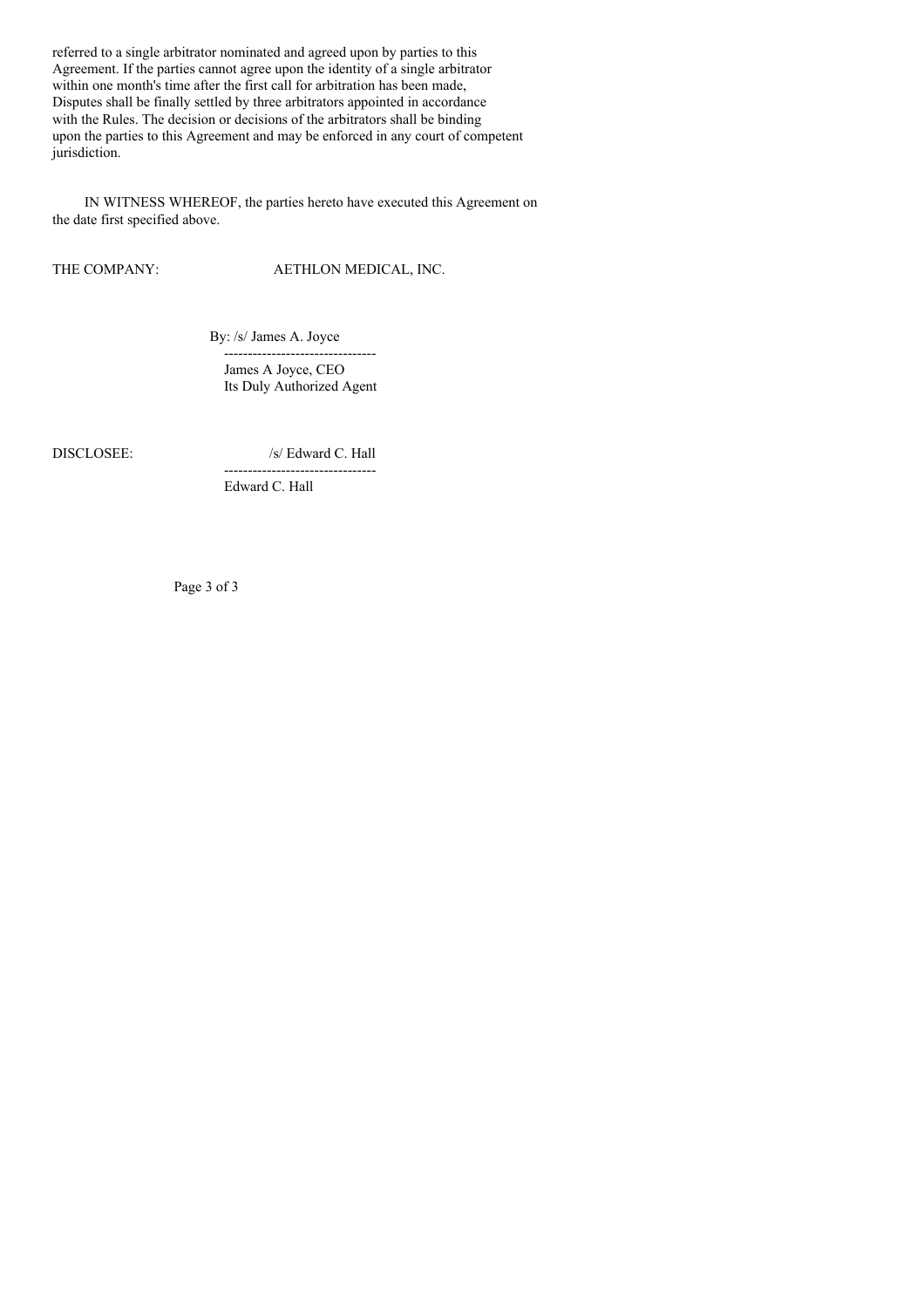referred to a single arbitrator nominated and agreed upon by parties to this Agreement. If the parties cannot agree upon the identity of a single arbitrator within one month's time after the first call for arbitration has been made, Disputes shall be finally settled by three arbitrators appointed in accordance with the Rules. The decision or decisions of the arbitrators shall be binding upon the parties to this Agreement and may be enforced in any court of competent jurisdiction.

IN WITNESS WHEREOF, the parties hereto have executed this Agreement on the date first specified above.

THE COMPANY: AETHLON MEDICAL, INC.

By: /s/ James A. Joyce
--------------------------------
James A Joyce, CEO
Its Duly Authorized Agent

DISCLOSEE: /s/ Edward C. Hall
--------------------------------
Edward C. Hall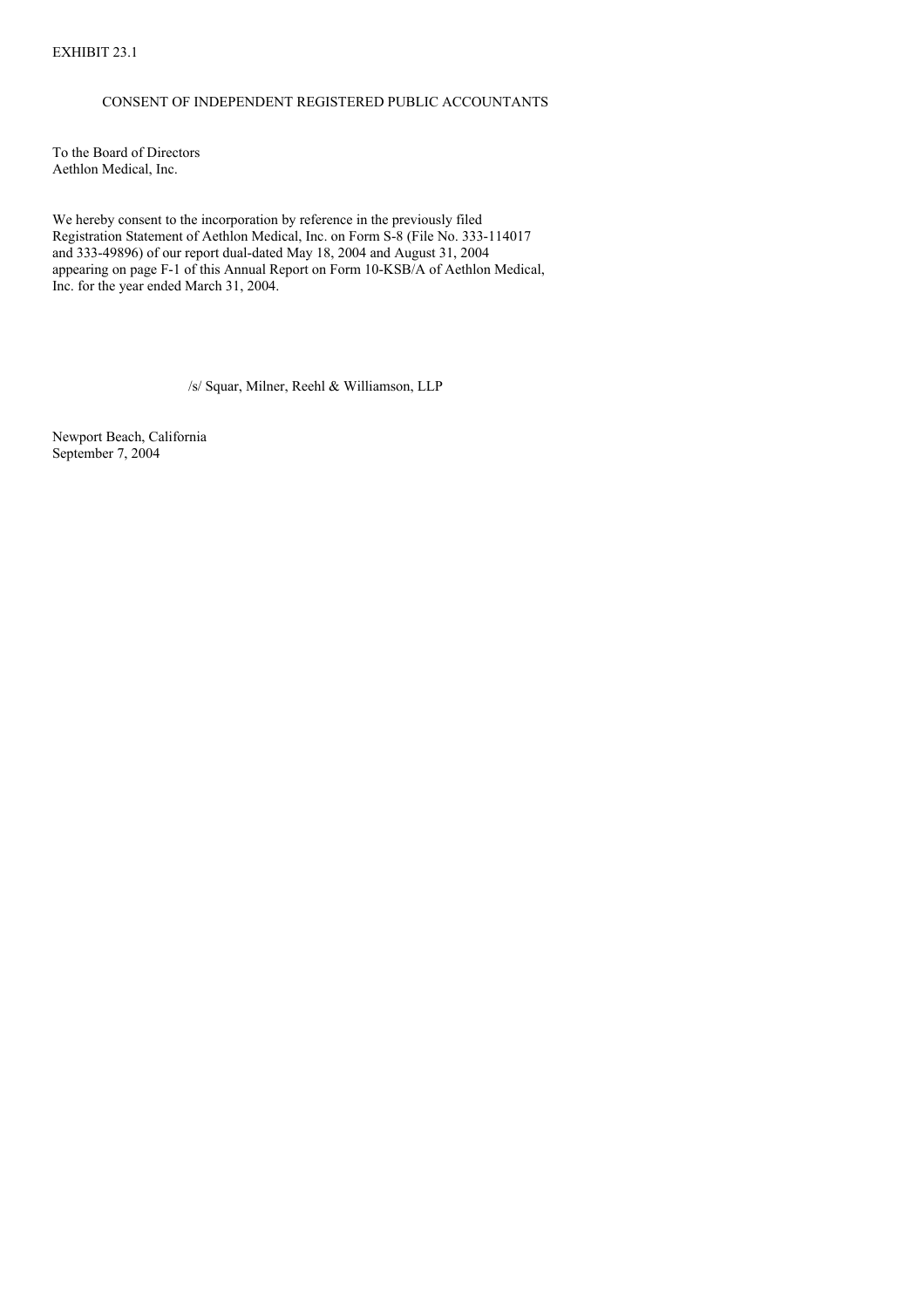EXHIBIT 23.1

CONSENT OF INDEPENDENT REGISTERED PUBLIC ACCOUNTANTS

To the Board of Directors
Aethlon Medical, Inc.

We hereby consent to the incorporation by reference in the previously filed Registration Statement of Aethlon Medical, Inc. on Form S-8 (File No. 333-114017 and 333-49896) of our report dual-dated May 18, 2004 and August 31, 2004 appearing on page F-1 of this Annual Report on Form 10-KSB/A of Aethlon Medical, Inc. for the year ended March 31, 2004.

/s/ Squar, Milner, Reehl & Williamson, LLP

Newport Beach, California
September 7, 2004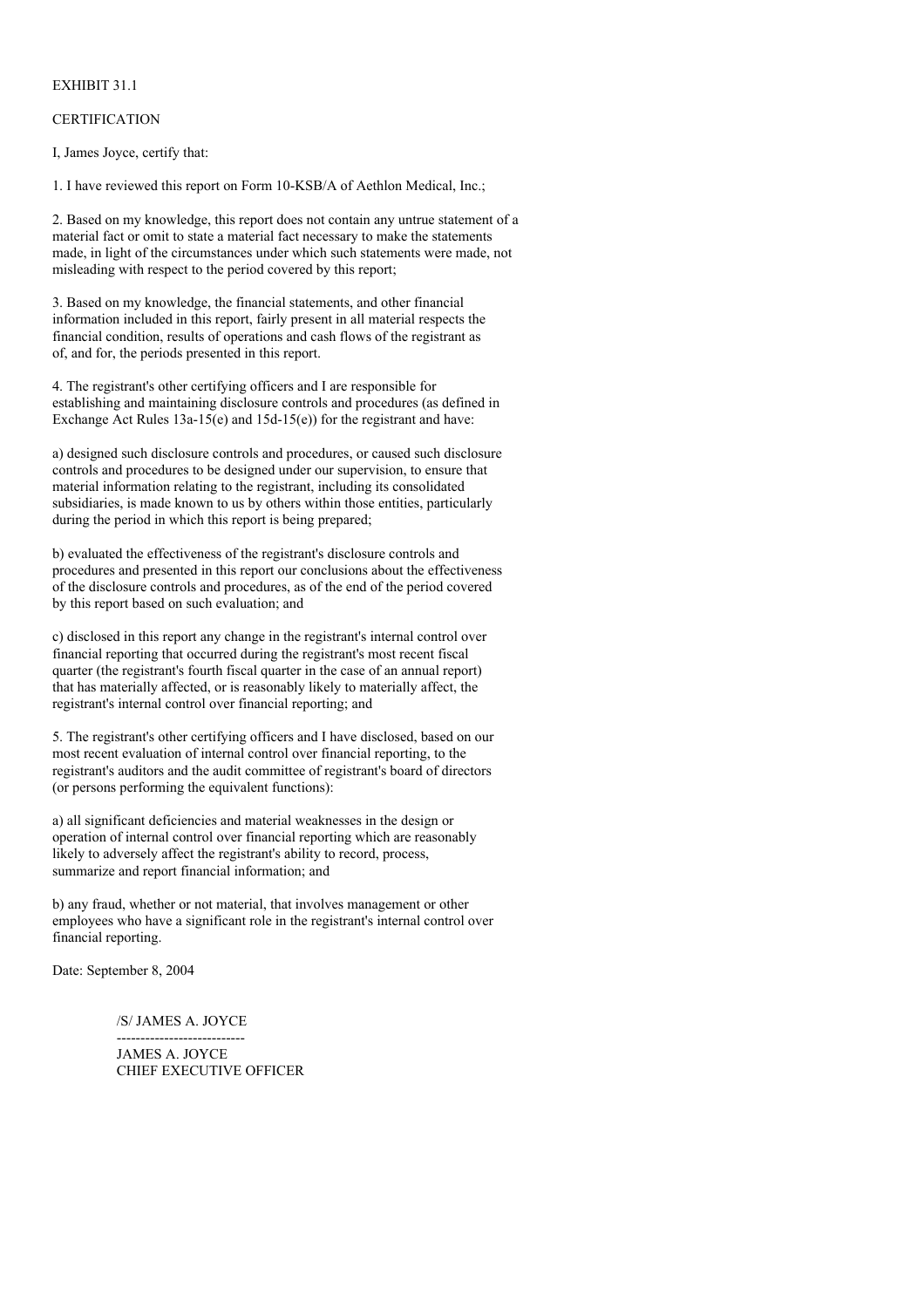EXHIBIT 31.1

CERTIFICATION

I, James Joyce, certify that:

1. I have reviewed this report on Form 10-KSB/A of Aethlon Medical, Inc.;

2. Based on my knowledge, this report does not contain any untrue statement of a material fact or omit to state a material fact necessary to make the statements made, in light of the circumstances under which such statements were made, not misleading with respect to the period covered by this report;

3. Based on my knowledge, the financial statements, and other financial information included in this report, fairly present in all material respects the financial condition, results of operations and cash flows of the registrant as of, and for, the periods presented in this report.

4. The registrant's other certifying officers and I are responsible for establishing and maintaining disclosure controls and procedures (as defined in Exchange Act Rules 13a-15(e) and 15d-15(e)) for the registrant and have:

a) designed such disclosure controls and procedures, or caused such disclosure controls and procedures to be designed under our supervision, to ensure that material information relating to the registrant, including its consolidated subsidiaries, is made known to us by others within those entities, particularly during the period in which this report is being prepared;

b) evaluated the effectiveness of the registrant's disclosure controls and procedures and presented in this report our conclusions about the effectiveness of the disclosure controls and procedures, as of the end of the period covered by this report based on such evaluation; and

c) disclosed in this report any change in the registrant's internal control over financial reporting that occurred during the registrant's most recent fiscal quarter (the registrant's fourth fiscal quarter in the case of an annual report) that has materially affected, or is reasonably likely to materially affect, the registrant's internal control over financial reporting; and

5. The registrant's other certifying officers and I have disclosed, based on our most recent evaluation of internal control over financial reporting, to the registrant's auditors and the audit committee of registrant's board of directors (or persons performing the equivalent functions):

a) all significant deficiencies and material weaknesses in the design or operation of internal control over financial reporting which are reasonably likely to adversely affect the registrant's ability to record, process, summarize and report financial information; and

b) any fraud, whether or not material, that involves management or other employees who have a significant role in the registrant's internal control over financial reporting.

Date: September 8, 2004

/S/ JAMES A. JOYCE
---------------------------
JAMES A. JOYCE
CHIEF EXECUTIVE OFFICER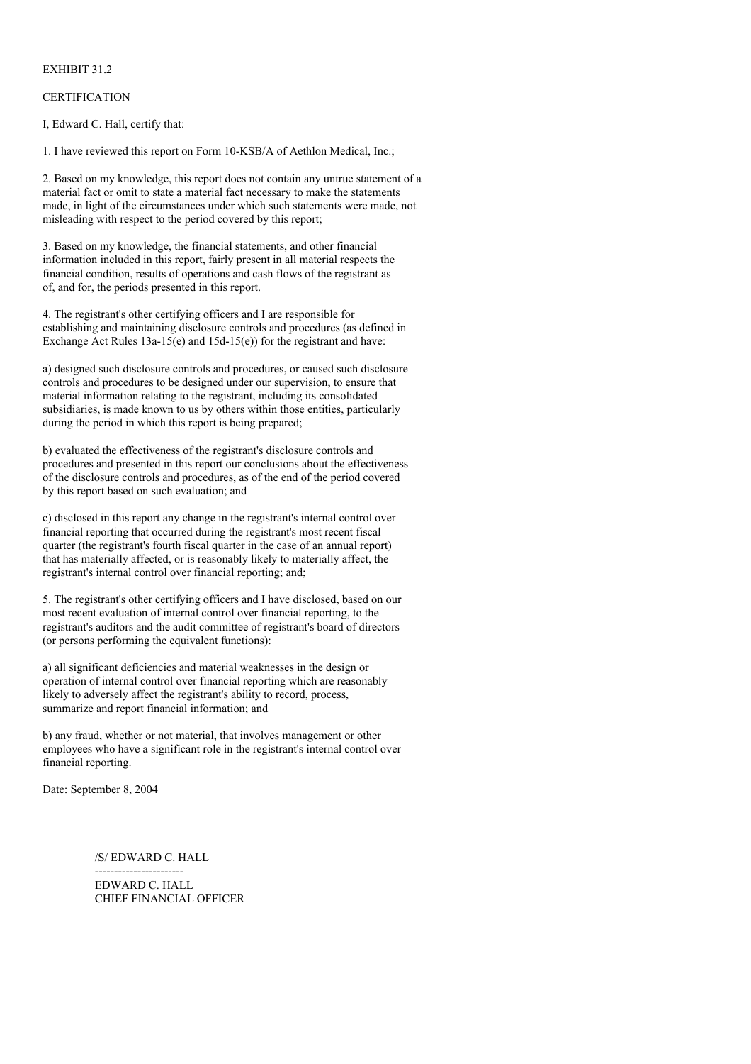EXHIBIT 31.2

CERTIFICATION

I, Edward C. Hall, certify that:

1. I have reviewed this report on Form 10-KSB/A of Aethlon Medical, Inc.;

2. Based on my knowledge, this report does not contain any untrue statement of a material fact or omit to state a material fact necessary to make the statements made, in light of the circumstances under which such statements were made, not misleading with respect to the period covered by this report;

3. Based on my knowledge, the financial statements, and other financial information included in this report, fairly present in all material respects the financial condition, results of operations and cash flows of the registrant as of, and for, the periods presented in this report.

4. The registrant's other certifying officers and I are responsible for establishing and maintaining disclosure controls and procedures (as defined in Exchange Act Rules 13a-15(e) and 15d-15(e)) for the registrant and have:

a) designed such disclosure controls and procedures, or caused such disclosure controls and procedures to be designed under our supervision, to ensure that material information relating to the registrant, including its consolidated subsidiaries, is made known to us by others within those entities, particularly during the period in which this report is being prepared;

b) evaluated the effectiveness of the registrant's disclosure controls and procedures and presented in this report our conclusions about the effectiveness of the disclosure controls and procedures, as of the end of the period covered by this report based on such evaluation; and

c) disclosed in this report any change in the registrant's internal control over financial reporting that occurred during the registrant's most recent fiscal quarter (the registrant's fourth fiscal quarter in the case of an annual report) that has materially affected, or is reasonably likely to materially affect, the registrant's internal control over financial reporting; and;

5. The registrant's other certifying officers and I have disclosed, based on our most recent evaluation of internal control over financial reporting, to the registrant's auditors and the audit committee of registrant's board of directors (or persons performing the equivalent functions):

a) all significant deficiencies and material weaknesses in the design or operation of internal control over financial reporting which are reasonably likely to adversely affect the registrant's ability to record, process, summarize and report financial information; and

b) any fraud, whether or not material, that involves management or other employees who have a significant role in the registrant's internal control over financial reporting.

Date: September 8, 2004

/S/ EDWARD C. HALL

EDWARD C. HALL
CHIEF FINANCIAL OFFICER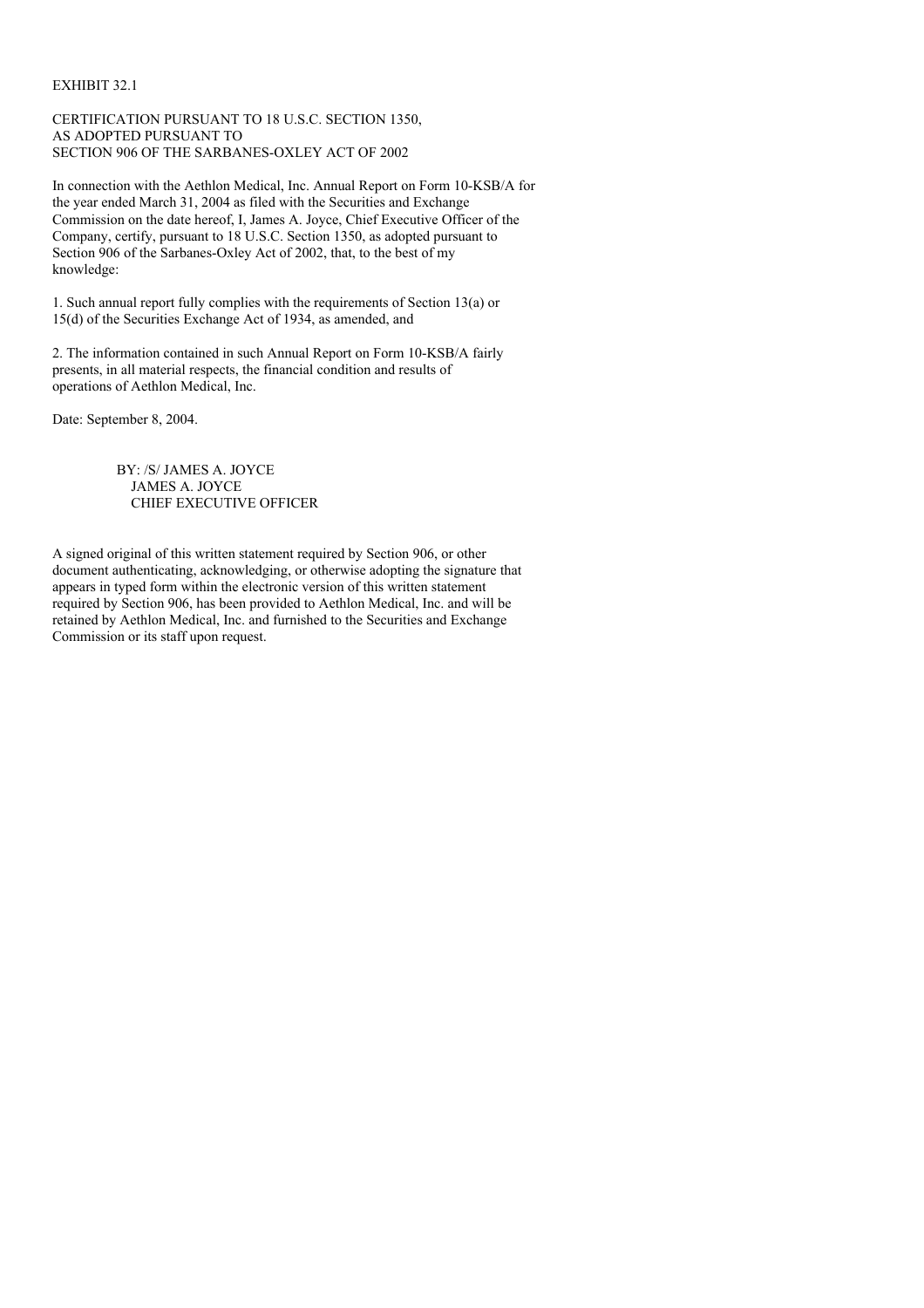EXHIBIT 32.1

CERTIFICATION PURSUANT TO 18 U.S.C. SECTION 1350,
AS ADOPTED PURSUANT TO
SECTION 906 OF THE SARBANES-OXLEY ACT OF 2002

In connection with the Aethlon Medical, Inc. Annual Report on Form 10-KSB/A for the year ended March 31, 2004 as filed with the Securities and Exchange Commission on the date hereof, I, James A. Joyce, Chief Executive Officer of the Company, certify, pursuant to 18 U.S.C. Section 1350, as adopted pursuant to Section 906 of the Sarbanes-Oxley Act of 2002, that, to the best of my knowledge:

1. Such annual report fully complies with the requirements of Section 13(a) or 15(d) of the Securities Exchange Act of 1934, as amended, and

2. The information contained in such Annual Report on Form 10-KSB/A fairly presents, in all material respects, the financial condition and results of operations of Aethlon Medical, Inc.

Date: September 8, 2004.

BY: /S/ JAMES A. JOYCE
JAMES A. JOYCE
CHIEF EXECUTIVE OFFICER

A signed original of this written statement required by Section 906, or other document authenticating, acknowledging, or otherwise adopting the signature that appears in typed form within the electronic version of this written statement required by Section 906, has been provided to Aethlon Medical, Inc. and will be retained by Aethlon Medical, Inc. and furnished to the Securities and Exchange Commission or its staff upon request.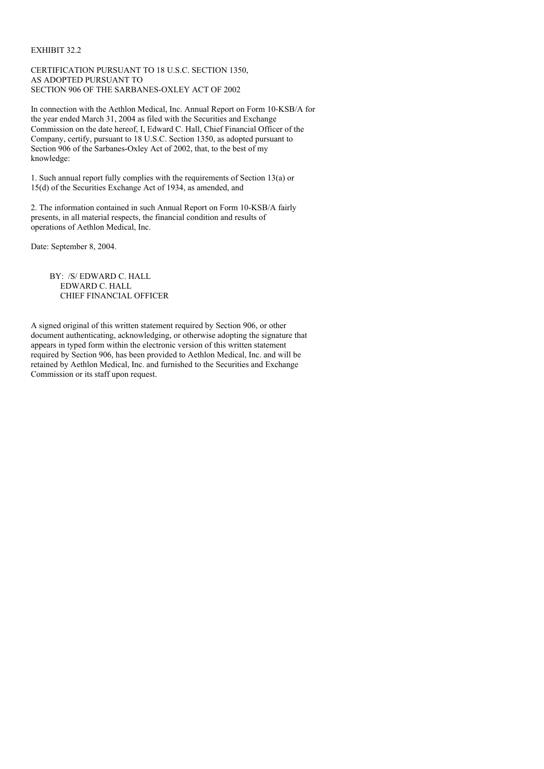EXHIBIT 32.2

CERTIFICATION PURSUANT TO 18 U.S.C. SECTION 1350,
AS ADOPTED PURSUANT TO
SECTION 906 OF THE SARBANES-OXLEY ACT OF 2002

In connection with the Aethlon Medical, Inc. Annual Report on Form 10-KSB/A for the year ended March 31, 2004 as filed with the Securities and Exchange Commission on the date hereof, I, Edward C. Hall, Chief Financial Officer of the Company, certify, pursuant to 18 U.S.C. Section 1350, as adopted pursuant to Section 906 of the Sarbanes-Oxley Act of 2002, that, to the best of my knowledge:

1. Such annual report fully complies with the requirements of Section 13(a) or 15(d) of the Securities Exchange Act of 1934, as amended, and

2. The information contained in such Annual Report on Form 10-KSB/A fairly presents, in all material respects, the financial condition and results of operations of Aethlon Medical, Inc.

Date: September 8, 2004.

BY: /S/ EDWARD C. HALL
EDWARD C. HALL
CHIEF FINANCIAL OFFICER

A signed original of this written statement required by Section 906, or other document authenticating, acknowledging, or otherwise adopting the signature that appears in typed form within the electronic version of this written statement required by Section 906, has been provided to Aethlon Medical, Inc. and will be retained by Aethlon Medical, Inc. and furnished to the Securities and Exchange Commission or its staff upon request.